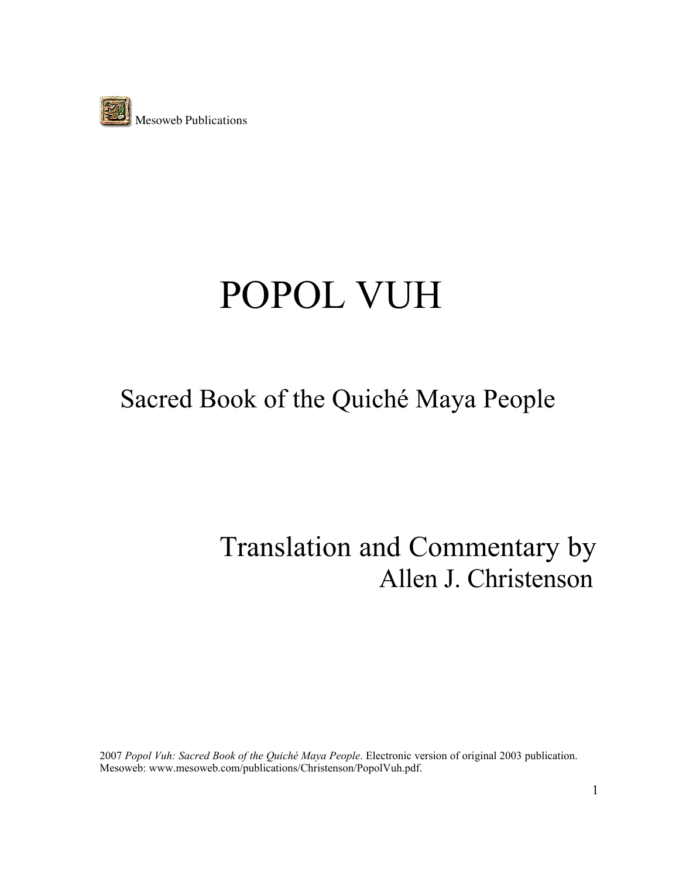Mesoweb Publications

# POPOL VUH

## Sacred Book of the Quiché Maya People

Translation and Commentary by
Allen J. Christenson

2007 *Popol Vuh: Sacred Book of the Quiché Maya People*. Electronic version of original 2003 publication. Mesoweb: www.mesoweb.com/publications/Christenson/PopolVuh.pdf.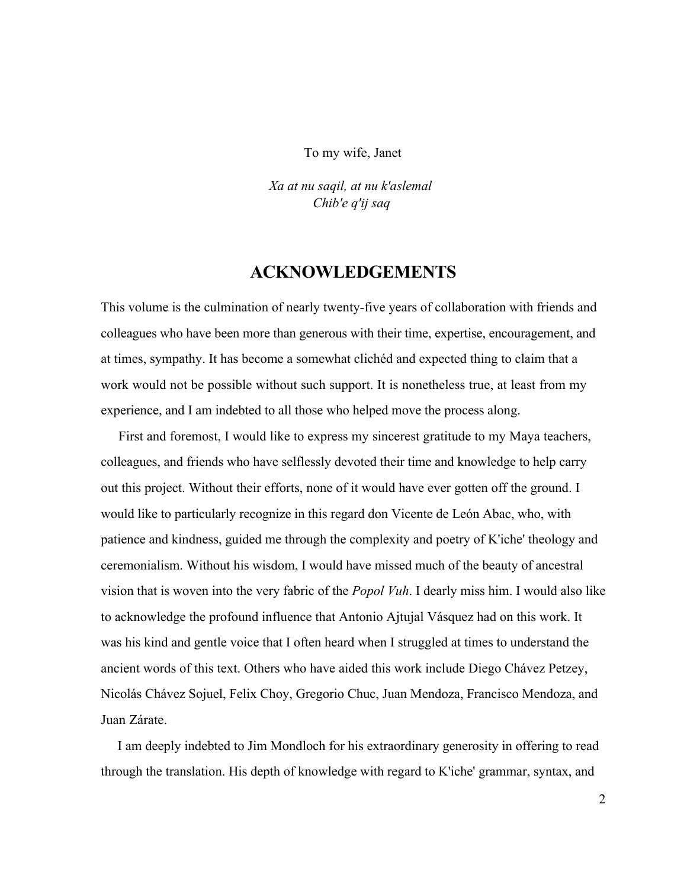To my wife, Janet

*Xa at nu saqil, at nu k'aslemal*
*Chib'e q'ij saq*

## ACKNOWLEDGEMENTS

This volume is the culmination of nearly twenty-five years of collaboration with friends and colleagues who have been more than generous with their time, expertise, encouragement, and at times, sympathy. It has become a somewhat clichéd and expected thing to claim that a work would not be possible without such support. It is nonetheless true, at least from my experience, and I am indebted to all those who helped move the process along.

First and foremost, I would like to express my sincerest gratitude to my Maya teachers, colleagues, and friends who have selflessly devoted their time and knowledge to help carry out this project. Without their efforts, none of it would have ever gotten off the ground. I would like to particularly recognize in this regard don Vicente de León Abac, who, with patience and kindness, guided me through the complexity and poetry of K'iche' theology and ceremonialism. Without his wisdom, I would have missed much of the beauty of ancestral vision that is woven into the very fabric of the *Popol Vuh*. I dearly miss him. I would also like to acknowledge the profound influence that Antonio Ajtujal Vásquez had on this work. It was his kind and gentle voice that I often heard when I struggled at times to understand the ancient words of this text. Others who have aided this work include Diego Chávez Petzey, Nicolás Chávez Sojuel, Felix Choy, Gregorio Chuc, Juan Mendoza, Francisco Mendoza, and Juan Zárate.

I am deeply indebted to Jim Mondloch for his extraordinary generosity in offering to read through the translation. His depth of knowledge with regard to K'iche' grammar, syntax, and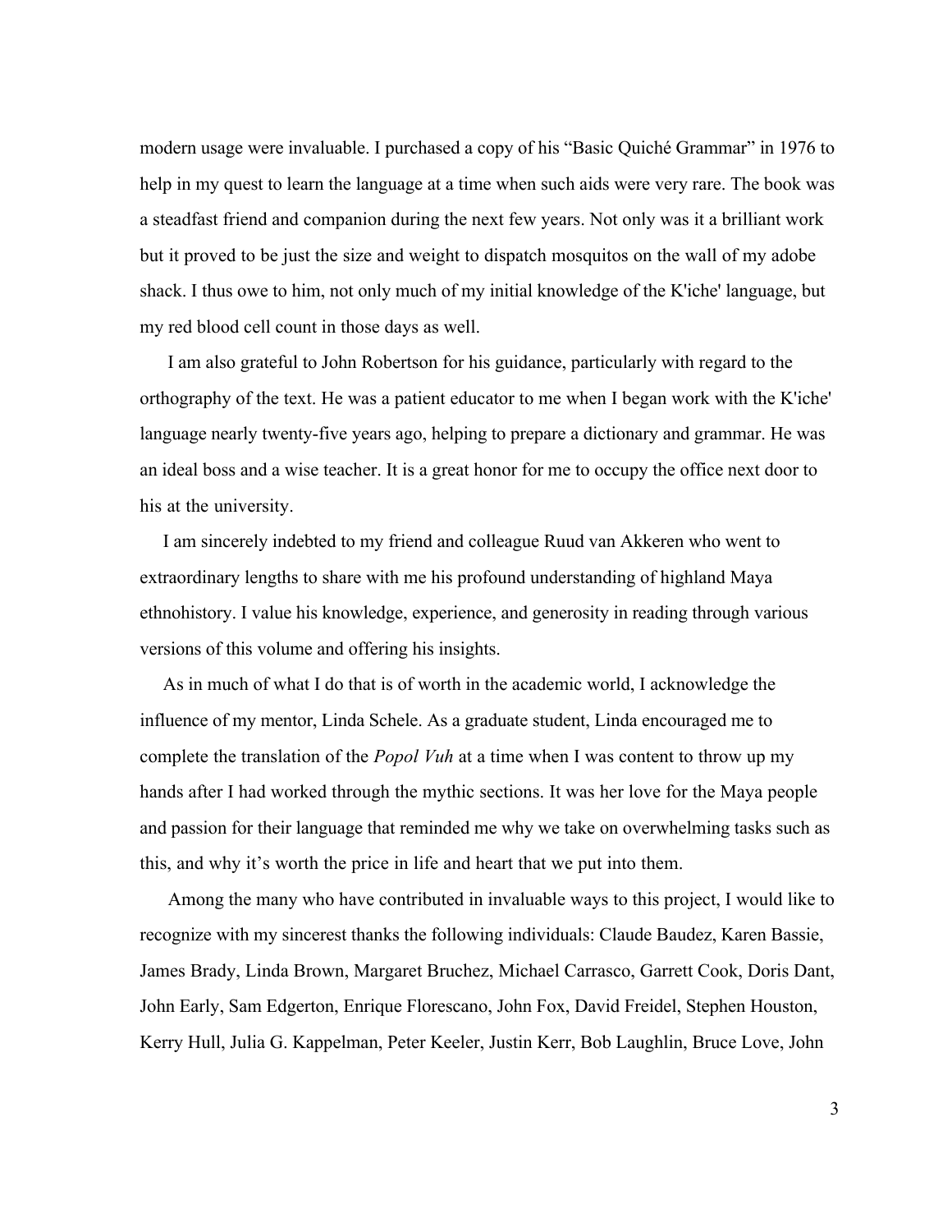modern usage were invaluable. I purchased a copy of his "Basic Quiché Grammar" in 1976 to help in my quest to learn the language at a time when such aids were very rare. The book was a steadfast friend and companion during the next few years. Not only was it a brilliant work but it proved to be just the size and weight to dispatch mosquitos on the wall of my adobe shack. I thus owe to him, not only much of my initial knowledge of the K'iche' language, but my red blood cell count in those days as well.

I am also grateful to John Robertson for his guidance, particularly with regard to the orthography of the text. He was a patient educator to me when I began work with the K'iche' language nearly twenty-five years ago, helping to prepare a dictionary and grammar. He was an ideal boss and a wise teacher. It is a great honor for me to occupy the office next door to his at the university.

I am sincerely indebted to my friend and colleague Ruud van Akkeren who went to extraordinary lengths to share with me his profound understanding of highland Maya ethnohistory. I value his knowledge, experience, and generosity in reading through various versions of this volume and offering his insights.

As in much of what I do that is of worth in the academic world, I acknowledge the influence of my mentor, Linda Schele. As a graduate student, Linda encouraged me to complete the translation of the *Popol Vuh* at a time when I was content to throw up my hands after I had worked through the mythic sections. It was her love for the Maya people and passion for their language that reminded me why we take on overwhelming tasks such as this, and why it's worth the price in life and heart that we put into them.

Among the many who have contributed in invaluable ways to this project, I would like to recognize with my sincerest thanks the following individuals: Claude Baudez, Karen Bassie, James Brady, Linda Brown, Margaret Bruchez, Michael Carrasco, Garrett Cook, Doris Dant, John Early, Sam Edgerton, Enrique Florescano, John Fox, David Freidel, Stephen Houston, Kerry Hull, Julia G. Kappelman, Peter Keeler, Justin Kerr, Bob Laughlin, Bruce Love, John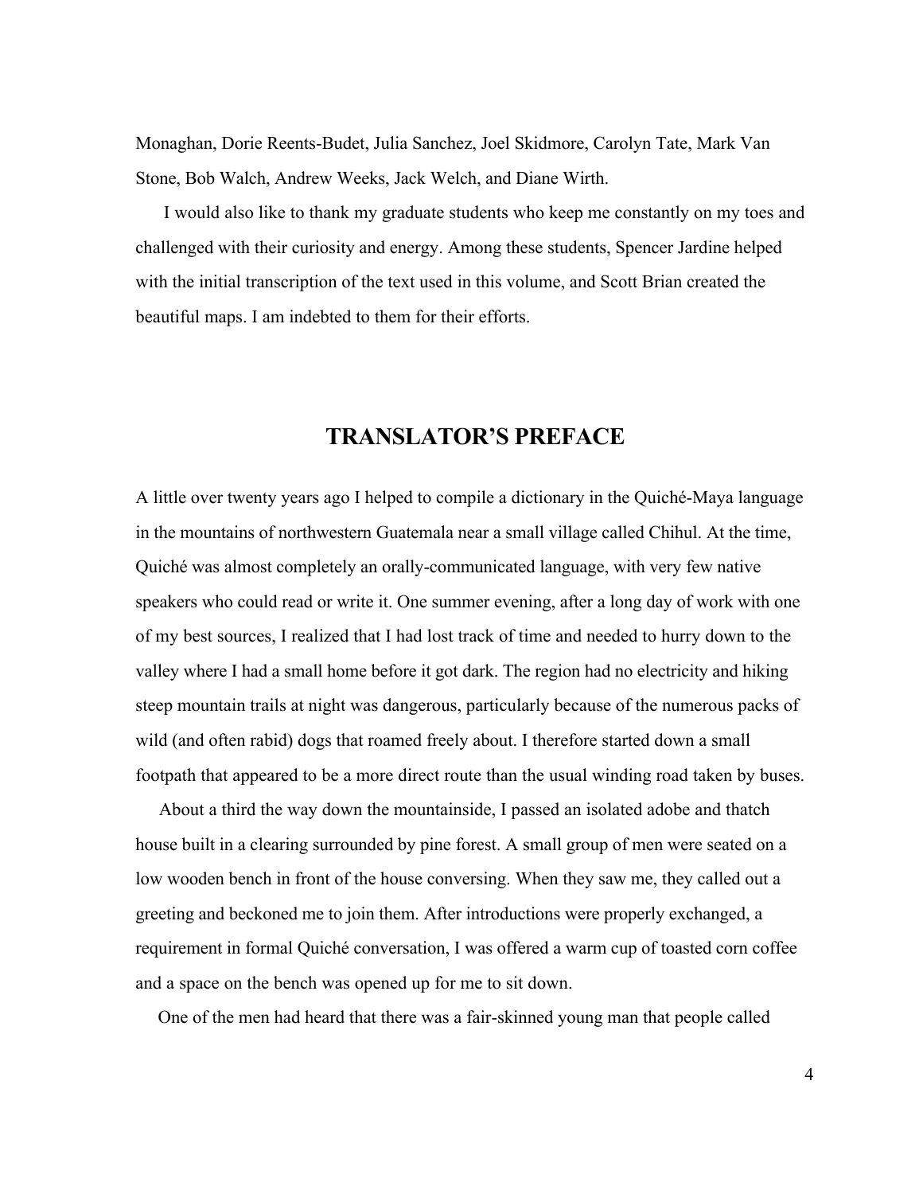Monaghan, Dorie Reents-Budet, Julia Sanchez, Joel Skidmore, Carolyn Tate, Mark Van Stone, Bob Walch, Andrew Weeks, Jack Welch, and Diane Wirth.

I would also like to thank my graduate students who keep me constantly on my toes and challenged with their curiosity and energy. Among these students, Spencer Jardine helped with the initial transcription of the text used in this volume, and Scott Brian created the beautiful maps. I am indebted to them for their efforts.

## TRANSLATOR'S PREFACE

A little over twenty years ago I helped to compile a dictionary in the Quiché-Maya language in the mountains of northwestern Guatemala near a small village called Chihul. At the time, Quiché was almost completely an orally-communicated language, with very few native speakers who could read or write it. One summer evening, after a long day of work with one of my best sources, I realized that I had lost track of time and needed to hurry down to the valley where I had a small home before it got dark. The region had no electricity and hiking steep mountain trails at night was dangerous, particularly because of the numerous packs of wild (and often rabid) dogs that roamed freely about. I therefore started down a small footpath that appeared to be a more direct route than the usual winding road taken by buses.

About a third the way down the mountainside, I passed an isolated adobe and thatch house built in a clearing surrounded by pine forest. A small group of men were seated on a low wooden bench in front of the house conversing. When they saw me, they called out a greeting and beckoned me to join them. After introductions were properly exchanged, a requirement in formal Quiché conversation, I was offered a warm cup of toasted corn coffee and a space on the bench was opened up for me to sit down.

One of the men had heard that there was a fair-skinned young man that people called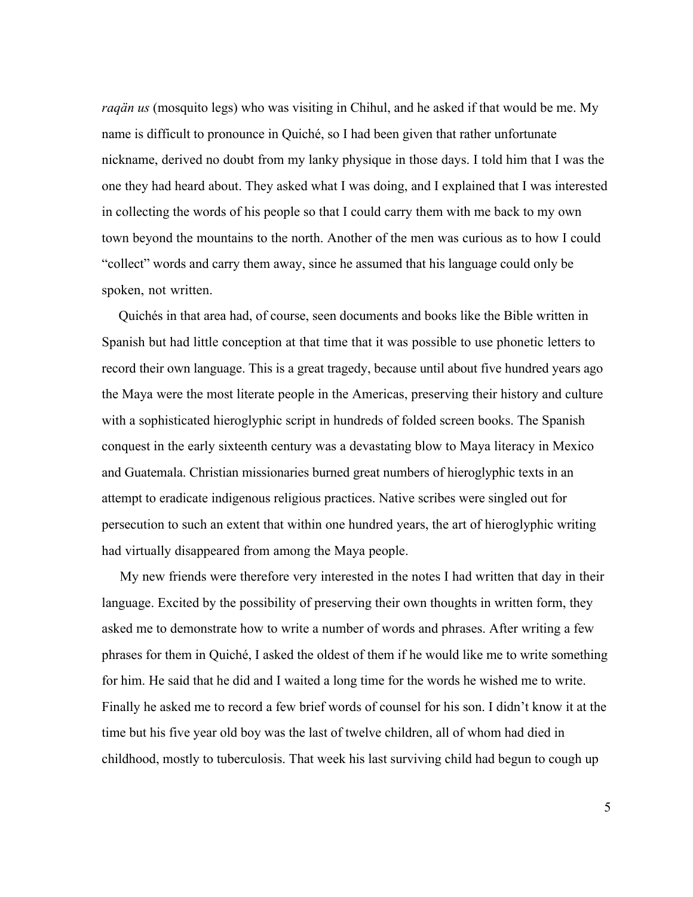*raqän us* (mosquito legs) who was visiting in Chihul, and he asked if that would be me. My name is difficult to pronounce in Quiché, so I had been given that rather unfortunate nickname, derived no doubt from my lanky physique in those days. I told him that I was the one they had heard about. They asked what I was doing, and I explained that I was interested in collecting the words of his people so that I could carry them with me back to my own town beyond the mountains to the north. Another of the men was curious as to how I could "collect" words and carry them away, since he assumed that his language could only be spoken, not written.

Quichés in that area had, of course, seen documents and books like the Bible written in Spanish but had little conception at that time that it was possible to use phonetic letters to record their own language. This is a great tragedy, because until about five hundred years ago the Maya were the most literate people in the Americas, preserving their history and culture with a sophisticated hieroglyphic script in hundreds of folded screen books. The Spanish conquest in the early sixteenth century was a devastating blow to Maya literacy in Mexico and Guatemala. Christian missionaries burned great numbers of hieroglyphic texts in an attempt to eradicate indigenous religious practices. Native scribes were singled out for persecution to such an extent that within one hundred years, the art of hieroglyphic writing had virtually disappeared from among the Maya people.

My new friends were therefore very interested in the notes I had written that day in their language. Excited by the possibility of preserving their own thoughts in written form, they asked me to demonstrate how to write a number of words and phrases. After writing a few phrases for them in Quiché, I asked the oldest of them if he would like me to write something for him. He said that he did and I waited a long time for the words he wished me to write. Finally he asked me to record a few brief words of counsel for his son. I didn't know it at the time but his five year old boy was the last of twelve children, all of whom had died in childhood, mostly to tuberculosis. That week his last surviving child had begun to cough up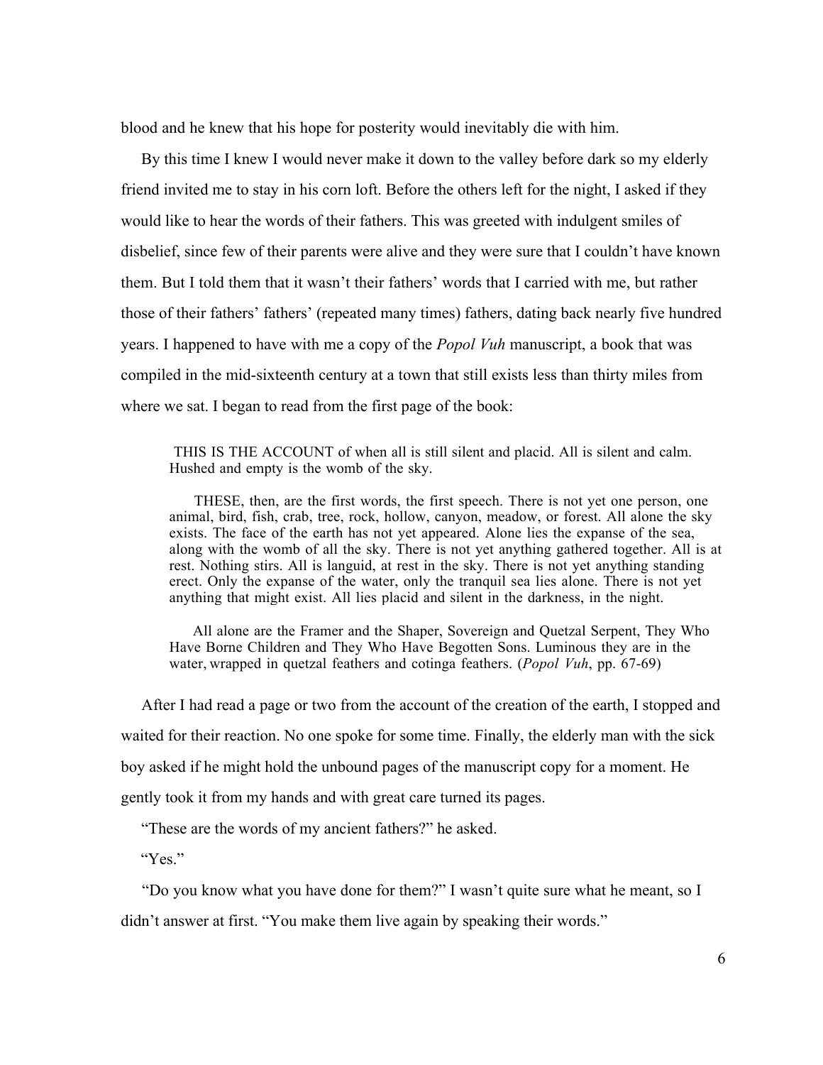blood and he knew that his hope for posterity would inevitably die with him.

By this time I knew I would never make it down to the valley before dark so my elderly friend invited me to stay in his corn loft. Before the others left for the night, I asked if they would like to hear the words of their fathers. This was greeted with indulgent smiles of disbelief, since few of their parents were alive and they were sure that I couldn't have known them. But I told them that it wasn't their fathers' words that I carried with me, but rather those of their fathers' fathers' (repeated many times) fathers, dating back nearly five hundred years. I happened to have with me a copy of the *Popol Vuh* manuscript, a book that was compiled in the mid-sixteenth century at a town that still exists less than thirty miles from where we sat. I began to read from the first page of the book:

> THIS IS THE ACCOUNT of when all is still silent and placid. All is silent and calm. Hushed and empty is the womb of the sky.
>
> THESE, then, are the first words, the first speech. There is not yet one person, one animal, bird, fish, crab, tree, rock, hollow, canyon, meadow, or forest. All alone the sky exists. The face of the earth has not yet appeared. Alone lies the expanse of the sea, along with the womb of all the sky. There is not yet anything gathered together. All is at rest. Nothing stirs. All is languid, at rest in the sky. There is not yet anything standing erect. Only the expanse of the water, only the tranquil sea lies alone. There is not yet anything that might exist. All lies placid and silent in the darkness, in the night.
>
> All alone are the Framer and the Shaper, Sovereign and Quetzal Serpent, They Who Have Borne Children and They Who Have Begotten Sons. Luminous they are in the water, wrapped in quetzal feathers and cotinga feathers. (*Popol Vuh*, pp. 67-69)

After I had read a page or two from the account of the creation of the earth, I stopped and waited for their reaction. No one spoke for some time. Finally, the elderly man with the sick boy asked if he might hold the unbound pages of the manuscript copy for a moment. He gently took it from my hands and with great care turned its pages.

"These are the words of my ancient fathers?" he asked.

"Yes."

"Do you know what you have done for them?" I wasn't quite sure what he meant, so I didn't answer at first. "You make them live again by speaking their words."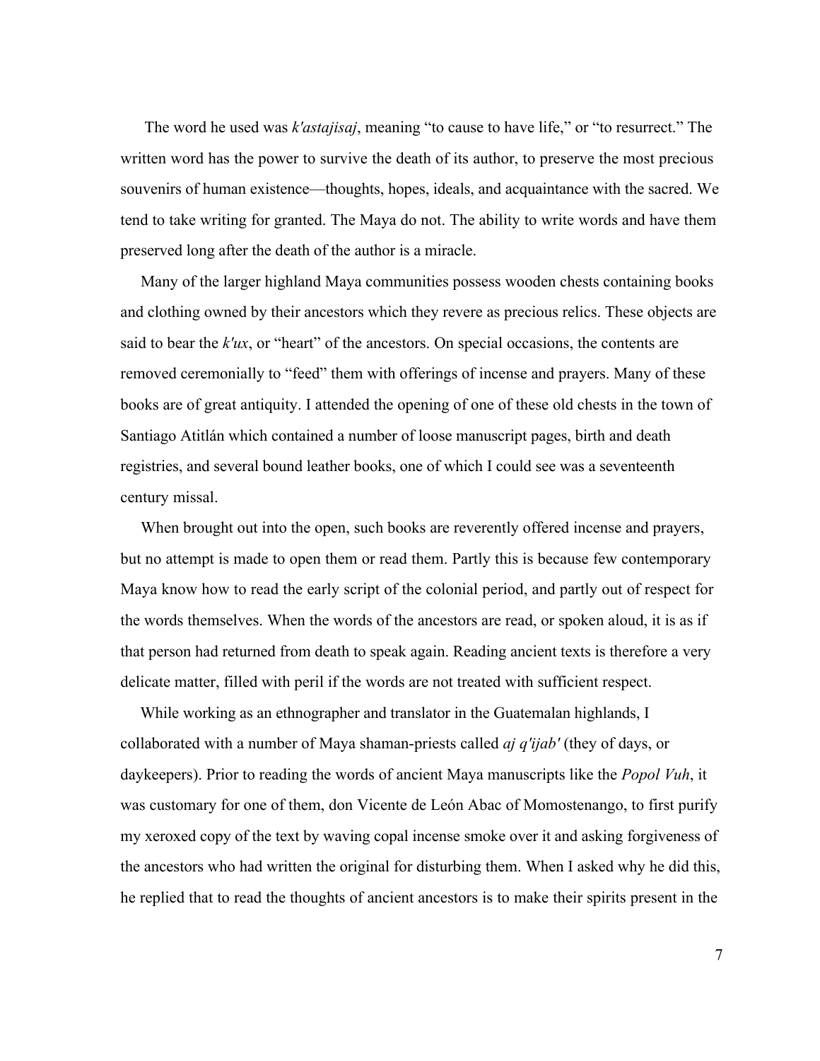The word he used was *k'astajisaj*, meaning "to cause to have life," or "to resurrect." The written word has the power to survive the death of its author, to preserve the most precious souvenirs of human existence—thoughts, hopes, ideals, and acquaintance with the sacred. We tend to take writing for granted. The Maya do not. The ability to write words and have them preserved long after the death of the author is a miracle.

Many of the larger highland Maya communities possess wooden chests containing books and clothing owned by their ancestors which they revere as precious relics. These objects are said to bear the *k'ux*, or "heart" of the ancestors. On special occasions, the contents are removed ceremonially to "feed" them with offerings of incense and prayers. Many of these books are of great antiquity. I attended the opening of one of these old chests in the town of Santiago Atitlán which contained a number of loose manuscript pages, birth and death registries, and several bound leather books, one of which I could see was a seventeenth century missal.

When brought out into the open, such books are reverently offered incense and prayers, but no attempt is made to open them or read them. Partly this is because few contemporary Maya know how to read the early script of the colonial period, and partly out of respect for the words themselves. When the words of the ancestors are read, or spoken aloud, it is as if that person had returned from death to speak again. Reading ancient texts is therefore a very delicate matter, filled with peril if the words are not treated with sufficient respect.

While working as an ethnographer and translator in the Guatemalan highlands, I collaborated with a number of Maya shaman-priests called *aj q'ijab'* (they of days, or daykeepers). Prior to reading the words of ancient Maya manuscripts like the *Popol Vuh*, it was customary for one of them, don Vicente de León Abac of Momostenango, to first purify my xeroxed copy of the text by waving copal incense smoke over it and asking forgiveness of the ancestors who had written the original for disturbing them. When I asked why he did this, he replied that to read the thoughts of ancient ancestors is to make their spirits present in the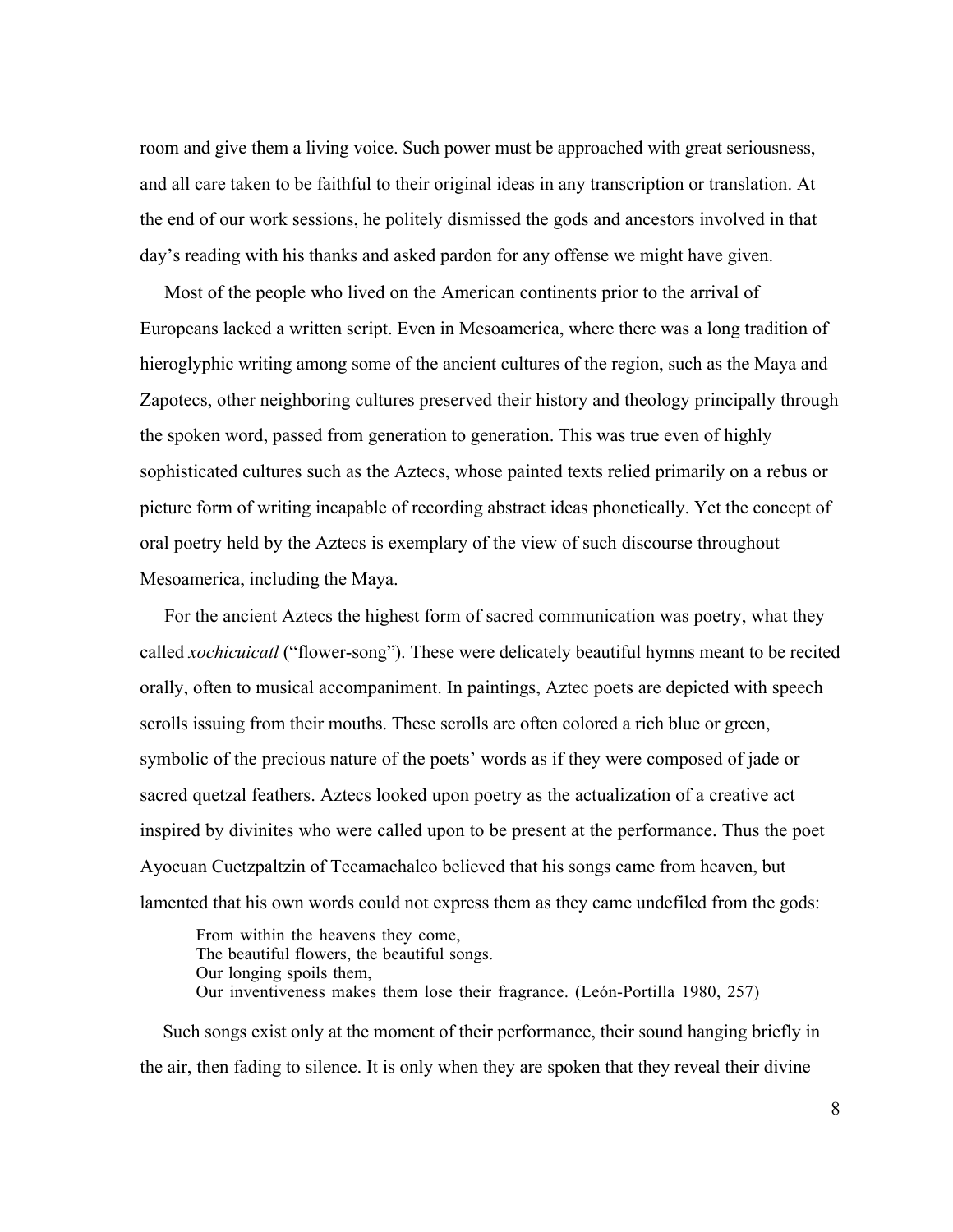room and give them a living voice. Such power must be approached with great seriousness, and all care taken to be faithful to their original ideas in any transcription or translation. At the end of our work sessions, he politely dismissed the gods and ancestors involved in that day's reading with his thanks and asked pardon for any offense we might have given.

Most of the people who lived on the American continents prior to the arrival of Europeans lacked a written script. Even in Mesoamerica, where there was a long tradition of hieroglyphic writing among some of the ancient cultures of the region, such as the Maya and Zapotecs, other neighboring cultures preserved their history and theology principally through the spoken word, passed from generation to generation. This was true even of highly sophisticated cultures such as the Aztecs, whose painted texts relied primarily on a rebus or picture form of writing incapable of recording abstract ideas phonetically. Yet the concept of oral poetry held by the Aztecs is exemplary of the view of such discourse throughout Mesoamerica, including the Maya.

For the ancient Aztecs the highest form of sacred communication was poetry, what they called *xochicuicatl* ("flower-song"). These were delicately beautiful hymns meant to be recited orally, often to musical accompaniment. In paintings, Aztec poets are depicted with speech scrolls issuing from their mouths. These scrolls are often colored a rich blue or green, symbolic of the precious nature of the poets' words as if they were composed of jade or sacred quetzal feathers. Aztecs looked upon poetry as the actualization of a creative act inspired by divinites who were called upon to be present at the performance. Thus the poet Ayocuan Cuetzpaltzin of Tecamachalco believed that his songs came from heaven, but lamented that his own words could not express them as they came undefiled from the gods:

> From within the heavens they come,
> The beautiful flowers, the beautiful songs.
> Our longing spoils them,
> Our inventiveness makes them lose their fragrance. (León-Portilla 1980, 257)

Such songs exist only at the moment of their performance, their sound hanging briefly in the air, then fading to silence. It is only when they are spoken that they reveal their divine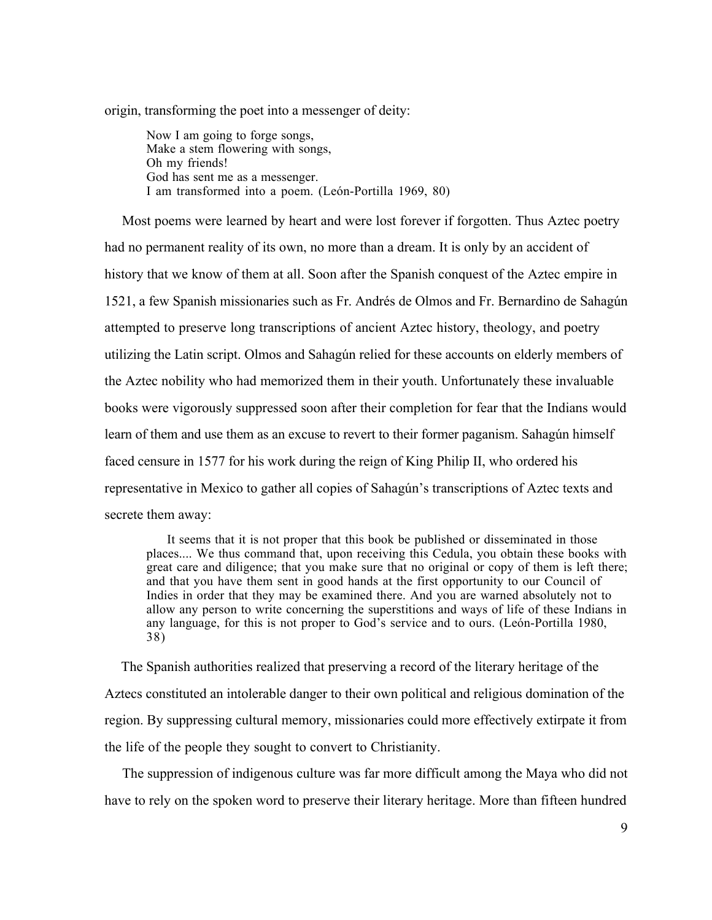origin, transforming the poet into a messenger of deity:

> Now I am going to forge songs,  
> Make a stem flowering with songs,  
> Oh my friends!  
> God has sent me as a messenger.  
> I am transformed into a poem. (León-Portilla 1969, 80)

Most poems were learned by heart and were lost forever if forgotten. Thus Aztec poetry had no permanent reality of its own, no more than a dream. It is only by an accident of history that we know of them at all. Soon after the Spanish conquest of the Aztec empire in 1521, a few Spanish missionaries such as Fr. Andrés de Olmos and Fr. Bernardino de Sahagún attempted to preserve long transcriptions of ancient Aztec history, theology, and poetry utilizing the Latin script. Olmos and Sahagún relied for these accounts on elderly members of the Aztec nobility who had memorized them in their youth. Unfortunately these invaluable books were vigorously suppressed soon after their completion for fear that the Indians would learn of them and use them as an excuse to revert to their former paganism. Sahagún himself faced censure in 1577 for his work during the reign of King Philip II, who ordered his representative in Mexico to gather all copies of Sahagún's transcriptions of Aztec texts and secrete them away:

> It seems that it is not proper that this book be published or disseminated in those places.... We thus command that, upon receiving this Cedula, you obtain these books with great care and diligence; that you make sure that no original or copy of them is left there; and that you have them sent in good hands at the first opportunity to our Council of Indies in order that they may be examined there. And you are warned absolutely not to allow any person to write concerning the superstitions and ways of life of these Indians in any language, for this is not proper to God's service and to ours. (León-Portilla 1980, 38)

The Spanish authorities realized that preserving a record of the literary heritage of the Aztecs constituted an intolerable danger to their own political and religious domination of the region. By suppressing cultural memory, missionaries could more effectively extirpate it from the life of the people they sought to convert to Christianity.

The suppression of indigenous culture was far more difficult among the Maya who did not have to rely on the spoken word to preserve their literary heritage. More than fifteen hundred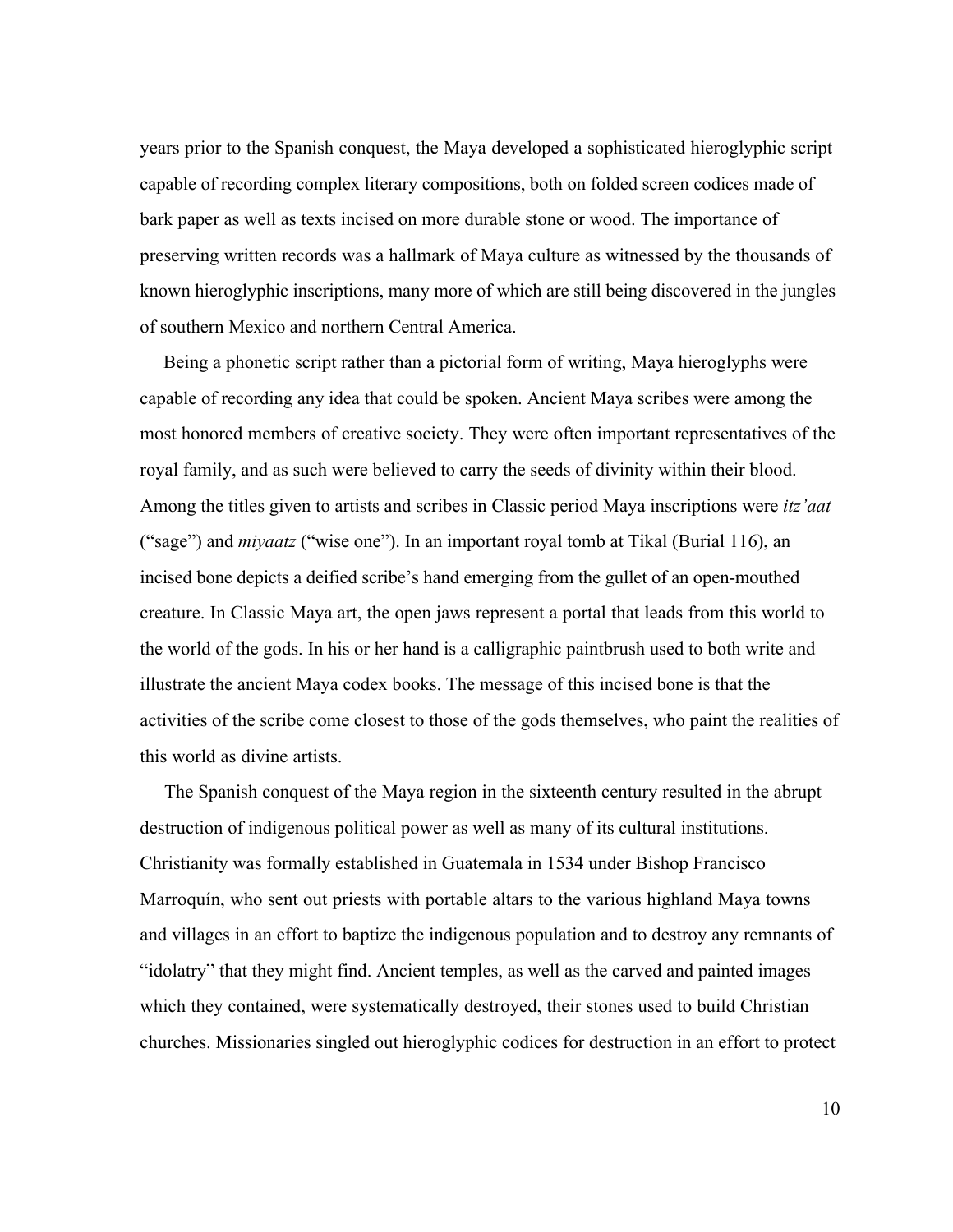years prior to the Spanish conquest, the Maya developed a sophisticated hieroglyphic script capable of recording complex literary compositions, both on folded screen codices made of bark paper as well as texts incised on more durable stone or wood. The importance of preserving written records was a hallmark of Maya culture as witnessed by the thousands of known hieroglyphic inscriptions, many more of which are still being discovered in the jungles of southern Mexico and northern Central America.

Being a phonetic script rather than a pictorial form of writing, Maya hieroglyphs were capable of recording any idea that could be spoken. Ancient Maya scribes were among the most honored members of creative society. They were often important representatives of the royal family, and as such were believed to carry the seeds of divinity within their blood. Among the titles given to artists and scribes in Classic period Maya inscriptions were *itz'aat* ("sage") and *miyaatz* ("wise one"). In an important royal tomb at Tikal (Burial 116), an incised bone depicts a deified scribe's hand emerging from the gullet of an open-mouthed creature. In Classic Maya art, the open jaws represent a portal that leads from this world to the world of the gods. In his or her hand is a calligraphic paintbrush used to both write and illustrate the ancient Maya codex books. The message of this incised bone is that the activities of the scribe come closest to those of the gods themselves, who paint the realities of this world as divine artists.

The Spanish conquest of the Maya region in the sixteenth century resulted in the abrupt destruction of indigenous political power as well as many of its cultural institutions. Christianity was formally established in Guatemala in 1534 under Bishop Francisco Marroquín, who sent out priests with portable altars to the various highland Maya towns and villages in an effort to baptize the indigenous population and to destroy any remnants of "idolatry" that they might find. Ancient temples, as well as the carved and painted images which they contained, were systematically destroyed, their stones used to build Christian churches. Missionaries singled out hieroglyphic codices for destruction in an effort to protect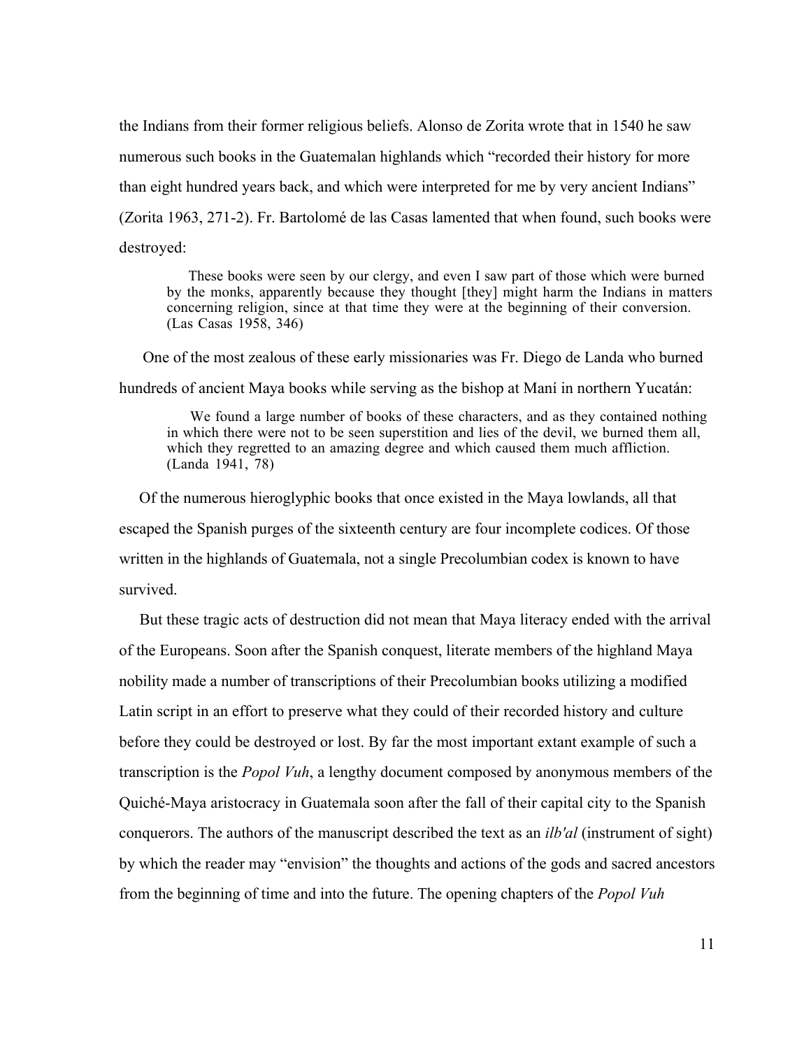the Indians from their former religious beliefs. Alonso de Zorita wrote that in 1540 he saw numerous such books in the Guatemalan highlands which "recorded their history for more than eight hundred years back, and which were interpreted for me by very ancient Indians" (Zorita 1963, 271-2). Fr. Bartolomé de las Casas lamented that when found, such books were destroyed:

> These books were seen by our clergy, and even I saw part of those which were burned by the monks, apparently because they thought [they] might harm the Indians in matters concerning religion, since at that time they were at the beginning of their conversion. (Las Casas 1958, 346)

One of the most zealous of these early missionaries was Fr. Diego de Landa who burned hundreds of ancient Maya books while serving as the bishop at Maní in northern Yucatán:

> We found a large number of books of these characters, and as they contained nothing in which there were not to be seen superstition and lies of the devil, we burned them all, which they regretted to an amazing degree and which caused them much affliction. (Landa 1941, 78)

Of the numerous hieroglyphic books that once existed in the Maya lowlands, all that escaped the Spanish purges of the sixteenth century are four incomplete codices. Of those written in the highlands of Guatemala, not a single Precolumbian codex is known to have survived.

But these tragic acts of destruction did not mean that Maya literacy ended with the arrival of the Europeans. Soon after the Spanish conquest, literate members of the highland Maya nobility made a number of transcriptions of their Precolumbian books utilizing a modified Latin script in an effort to preserve what they could of their recorded history and culture before they could be destroyed or lost. By far the most important extant example of such a transcription is the *Popol Vuh*, a lengthy document composed by anonymous members of the Quiché-Maya aristocracy in Guatemala soon after the fall of their capital city to the Spanish conquerors. The authors of the manuscript described the text as an *ilb'al* (instrument of sight) by which the reader may "envision" the thoughts and actions of the gods and sacred ancestors from the beginning of time and into the future. The opening chapters of the *Popol Vuh*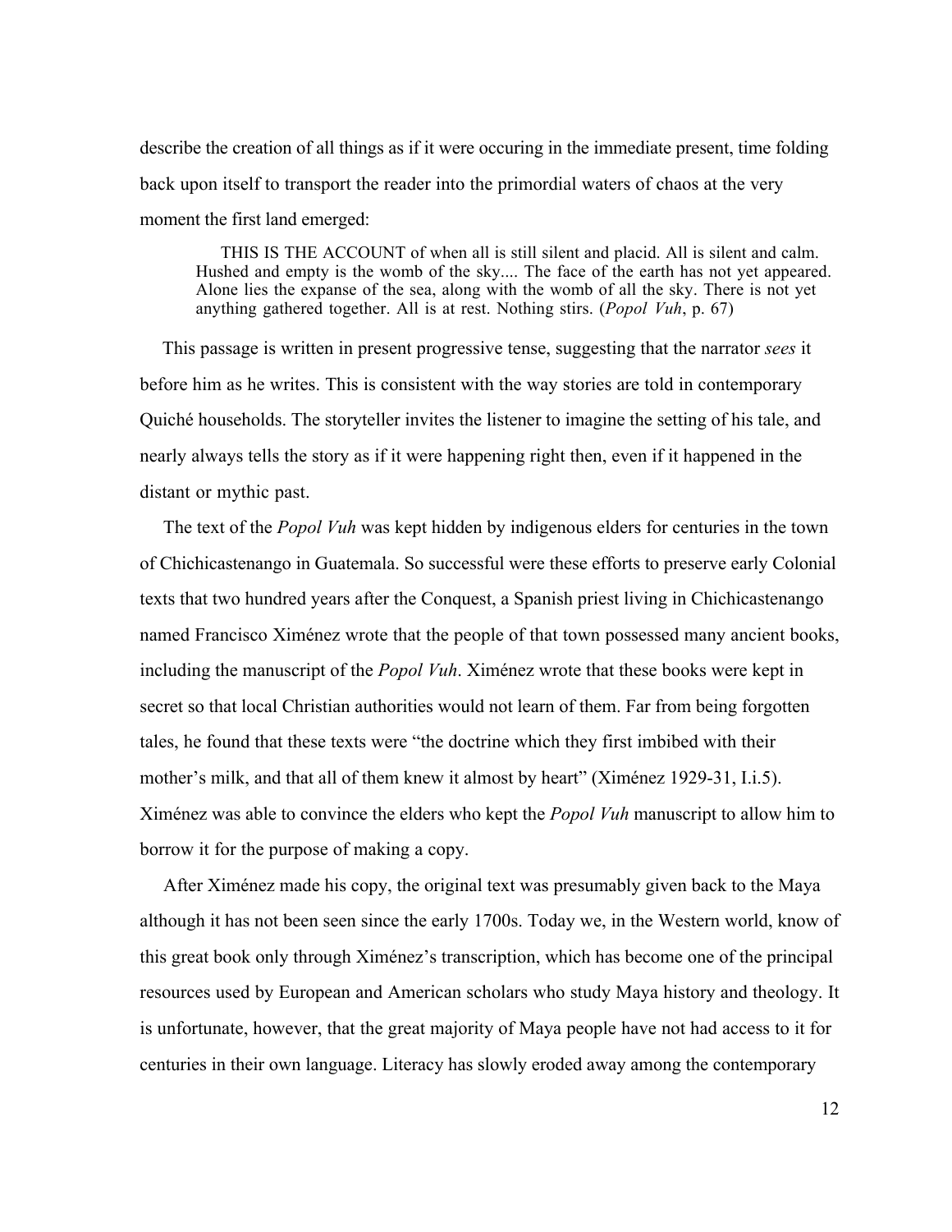describe the creation of all things as if it were occuring in the immediate present, time folding back upon itself to transport the reader into the primordial waters of chaos at the very moment the first land emerged:

> THIS IS THE ACCOUNT of when all is still silent and placid. All is silent and calm. Hushed and empty is the womb of the sky.... The face of the earth has not yet appeared. Alone lies the expanse of the sea, along with the womb of all the sky. There is not yet anything gathered together. All is at rest. Nothing stirs. (*Popol Vuh*, p. 67)

This passage is written in present progressive tense, suggesting that the narrator *sees* it before him as he writes. This is consistent with the way stories are told in contemporary Quiché households. The storyteller invites the listener to imagine the setting of his tale, and nearly always tells the story as if it were happening right then, even if it happened in the distant or mythic past.

The text of the *Popol Vuh* was kept hidden by indigenous elders for centuries in the town of Chichicastenango in Guatemala. So successful were these efforts to preserve early Colonial texts that two hundred years after the Conquest, a Spanish priest living in Chichicastenango named Francisco Ximénez wrote that the people of that town possessed many ancient books, including the manuscript of the *Popol Vuh*. Ximénez wrote that these books were kept in secret so that local Christian authorities would not learn of them. Far from being forgotten tales, he found that these texts were "the doctrine which they first imbibed with their mother's milk, and that all of them knew it almost by heart" (Ximénez 1929-31, I.i.5). Ximénez was able to convince the elders who kept the *Popol Vuh* manuscript to allow him to borrow it for the purpose of making a copy.

After Ximénez made his copy, the original text was presumably given back to the Maya although it has not been seen since the early 1700s. Today we, in the Western world, know of this great book only through Ximénez's transcription, which has become one of the principal resources used by European and American scholars who study Maya history and theology. It is unfortunate, however, that the great majority of Maya people have not had access to it for centuries in their own language. Literacy has slowly eroded away among the contemporary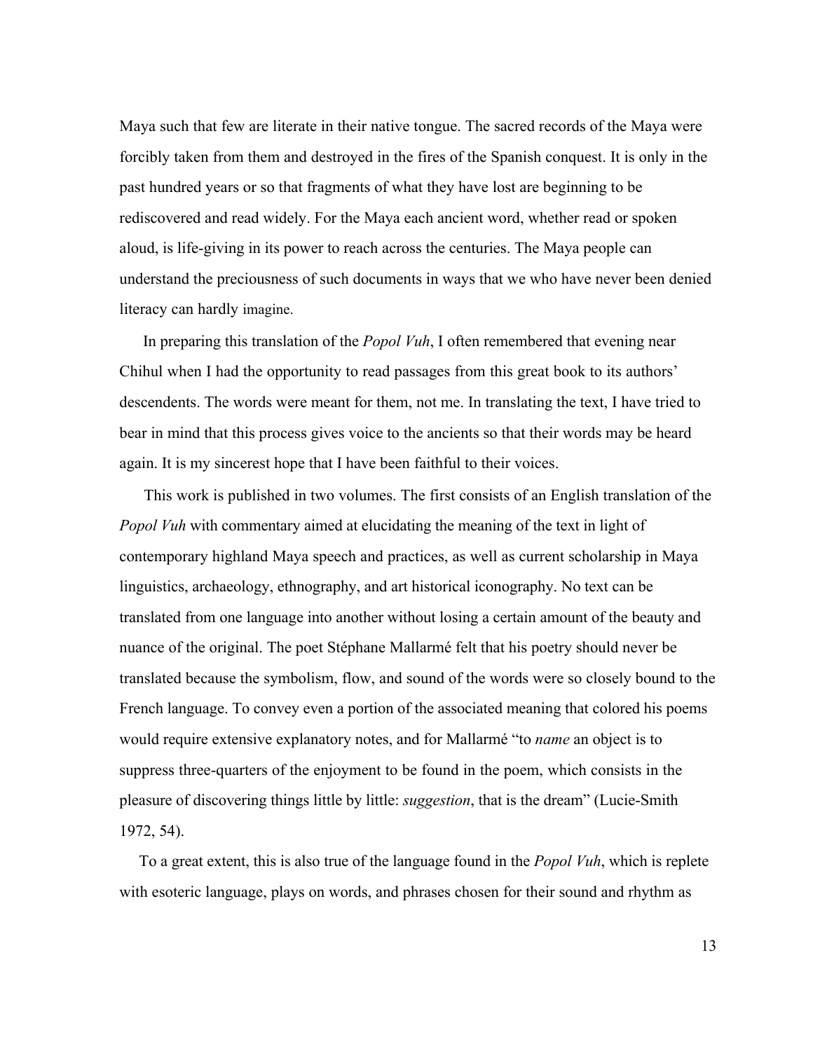Maya such that few are literate in their native tongue. The sacred records of the Maya were forcibly taken from them and destroyed in the fires of the Spanish conquest. It is only in the past hundred years or so that fragments of what they have lost are beginning to be rediscovered and read widely. For the Maya each ancient word, whether read or spoken aloud, is life-giving in its power to reach across the centuries. The Maya people can understand the preciousness of such documents in ways that we who have never been denied literacy can hardly imagine.

In preparing this translation of the *Popol Vuh*, I often remembered that evening near Chihul when I had the opportunity to read passages from this great book to its authors' descendents. The words were meant for them, not me. In translating the text, I have tried to bear in mind that this process gives voice to the ancients so that their words may be heard again. It is my sincerest hope that I have been faithful to their voices.

This work is published in two volumes. The first consists of an English translation of the *Popol Vuh* with commentary aimed at elucidating the meaning of the text in light of contemporary highland Maya speech and practices, as well as current scholarship in Maya linguistics, archaeology, ethnography, and art historical iconography. No text can be translated from one language into another without losing a certain amount of the beauty and nuance of the original. The poet Stéphane Mallarmé felt that his poetry should never be translated because the symbolism, flow, and sound of the words were so closely bound to the French language. To convey even a portion of the associated meaning that colored his poems would require extensive explanatory notes, and for Mallarmé "to *name* an object is to suppress three-quarters of the enjoyment to be found in the poem, which consists in the pleasure of discovering things little by little: *suggestion*, that is the dream" (Lucie-Smith 1972, 54).

To a great extent, this is also true of the language found in the *Popol Vuh*, which is replete with esoteric language, plays on words, and phrases chosen for their sound and rhythm as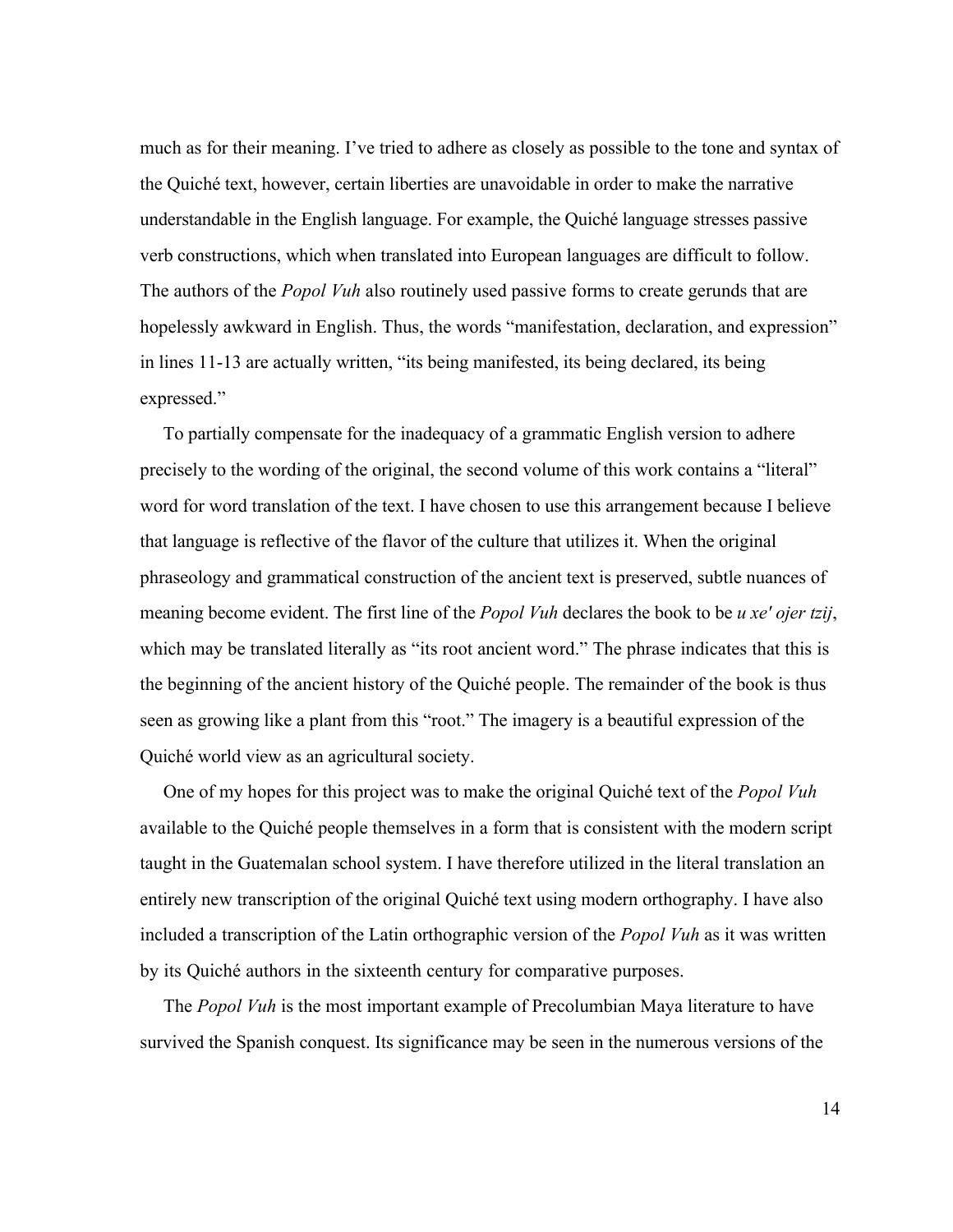much as for their meaning. I've tried to adhere as closely as possible to the tone and syntax of the Quiché text, however, certain liberties are unavoidable in order to make the narrative understandable in the English language. For example, the Quiché language stresses passive verb constructions, which when translated into European languages are difficult to follow. The authors of the *Popol Vuh* also routinely used passive forms to create gerunds that are hopelessly awkward in English. Thus, the words "manifestation, declaration, and expression" in lines 11-13 are actually written, "its being manifested, its being declared, its being expressed."

To partially compensate for the inadequacy of a grammatic English version to adhere precisely to the wording of the original, the second volume of this work contains a "literal" word for word translation of the text. I have chosen to use this arrangement because I believe that language is reflective of the flavor of the culture that utilizes it. When the original phraseology and grammatical construction of the ancient text is preserved, subtle nuances of meaning become evident. The first line of the *Popol Vuh* declares the book to be *u xe' ojer tzij*, which may be translated literally as "its root ancient word." The phrase indicates that this is the beginning of the ancient history of the Quiché people. The remainder of the book is thus seen as growing like a plant from this "root." The imagery is a beautiful expression of the Quiché world view as an agricultural society.

One of my hopes for this project was to make the original Quiché text of the *Popol Vuh* available to the Quiché people themselves in a form that is consistent with the modern script taught in the Guatemalan school system. I have therefore utilized in the literal translation an entirely new transcription of the original Quiché text using modern orthography. I have also included a transcription of the Latin orthographic version of the *Popol Vuh* as it was written by its Quiché authors in the sixteenth century for comparative purposes.

The *Popol Vuh* is the most important example of Precolumbian Maya literature to have survived the Spanish conquest. Its significance may be seen in the numerous versions of the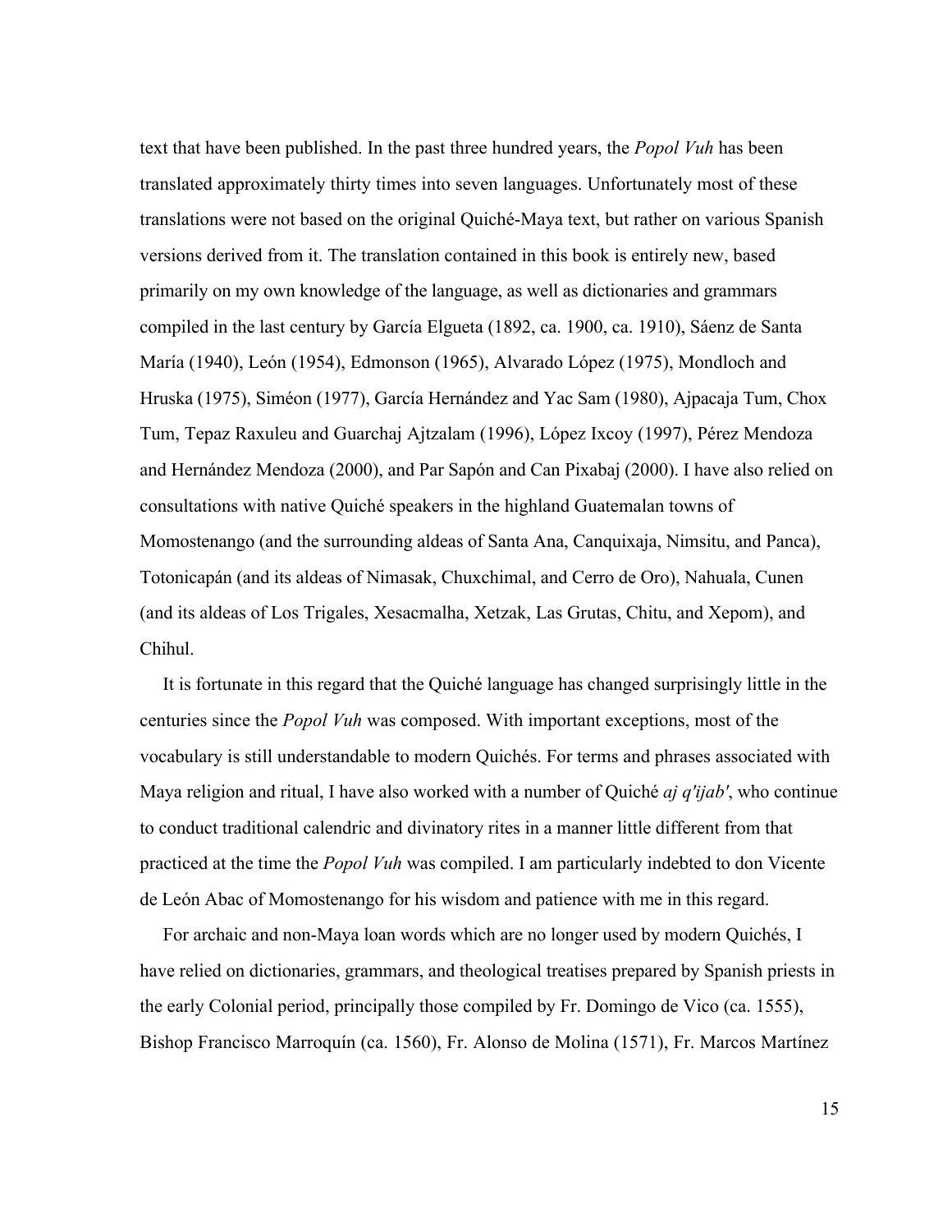text that have been published. In the past three hundred years, the *Popol Vuh* has been translated approximately thirty times into seven languages. Unfortunately most of these translations were not based on the original Quiché-Maya text, but rather on various Spanish versions derived from it. The translation contained in this book is entirely new, based primarily on my own knowledge of the language, as well as dictionaries and grammars compiled in the last century by García Elgueta (1892, ca. 1900, ca. 1910), Sáenz de Santa María (1940), León (1954), Edmonson (1965), Alvarado López (1975), Mondloch and Hruska (1975), Siméon (1977), García Hernández and Yac Sam (1980), Ajpacaja Tum, Chox Tum, Tepaz Raxuleu and Guarchaj Ajtzalam (1996), López Ixcoy (1997), Pérez Mendoza and Hernández Mendoza (2000), and Par Sapón and Can Pixabaj (2000). I have also relied on consultations with native Quiché speakers in the highland Guatemalan towns of Momostenango (and the surrounding aldeas of Santa Ana, Canquixaja, Nimsitu, and Panca), Totonicapán (and its aldeas of Nimasak, Chuxchimal, and Cerro de Oro), Nahuala, Cunen (and its aldeas of Los Trigales, Xesacmalha, Xetzak, Las Grutas, Chitu, and Xepom), and Chihul.

It is fortunate in this regard that the Quiché language has changed surprisingly little in the centuries since the *Popol Vuh* was composed. With important exceptions, most of the vocabulary is still understandable to modern Quichés. For terms and phrases associated with Maya religion and ritual, I have also worked with a number of Quiché *aj q'ijab'*, who continue to conduct traditional calendric and divinatory rites in a manner little different from that practiced at the time the *Popol Vuh* was compiled. I am particularly indebted to don Vicente de León Abac of Momostenango for his wisdom and patience with me in this regard.

For archaic and non-Maya loan words which are no longer used by modern Quichés, I have relied on dictionaries, grammars, and theological treatises prepared by Spanish priests in the early Colonial period, principally those compiled by Fr. Domingo de Vico (ca. 1555), Bishop Francisco Marroquín (ca. 1560), Fr. Alonso de Molina (1571), Fr. Marcos Martínez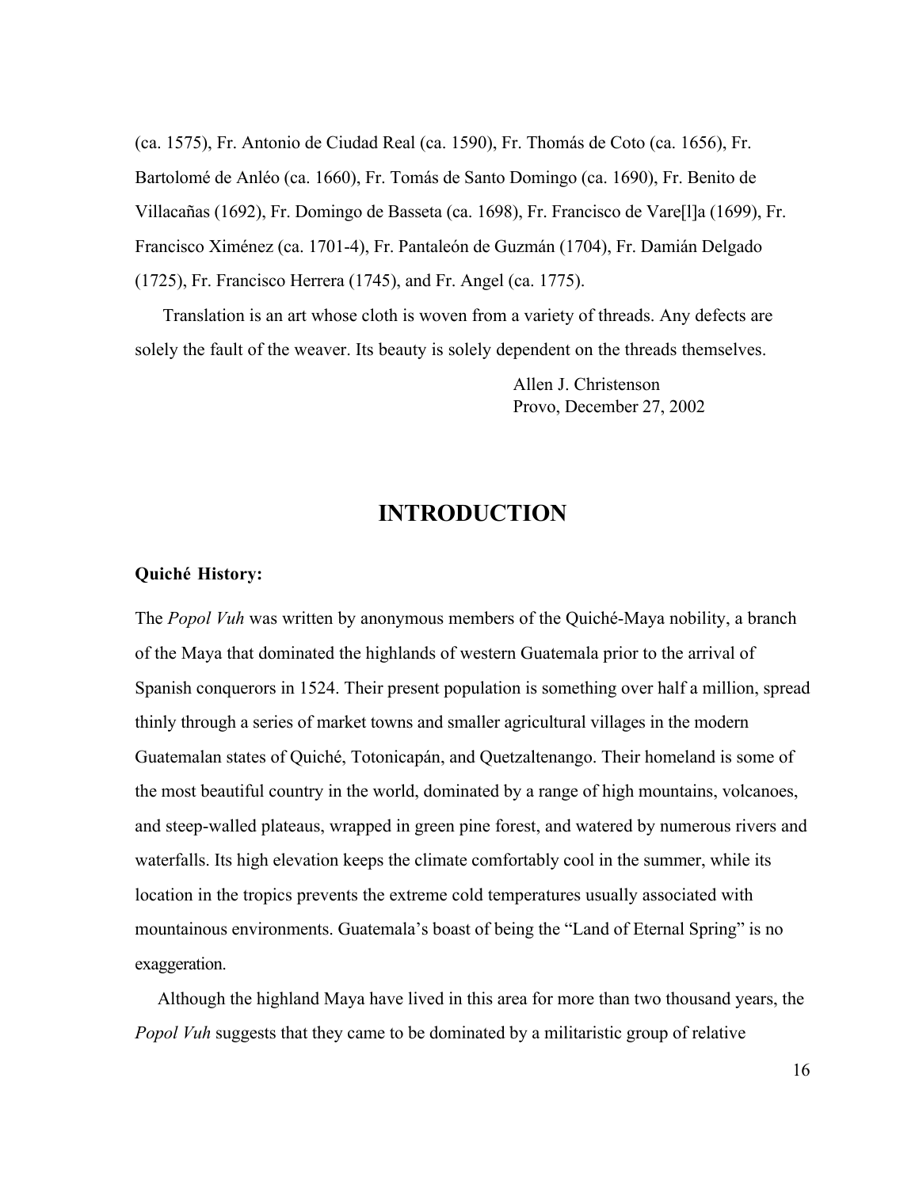(ca. 1575), Fr. Antonio de Ciudad Real (ca. 1590), Fr. Thomás de Coto (ca. 1656), Fr. Bartolomé de Anléo (ca. 1660), Fr. Tomás de Santo Domingo (ca. 1690), Fr. Benito de Villacañas (1692), Fr. Domingo de Basseta (ca. 1698), Fr. Francisco de Vare[l]a (1699), Fr. Francisco Ximénez (ca. 1701-4), Fr. Pantaleón de Guzmán (1704), Fr. Damián Delgado (1725), Fr. Francisco Herrera (1745), and Fr. Angel (ca. 1775).

Translation is an art whose cloth is woven from a variety of threads. Any defects are solely the fault of the weaver. Its beauty is solely dependent on the threads themselves.

Allen J. Christenson  
Provo, December 27, 2002

# INTRODUCTION

**Quiché History:**

The *Popol Vuh* was written by anonymous members of the Quiché-Maya nobility, a branch of the Maya that dominated the highlands of western Guatemala prior to the arrival of Spanish conquerors in 1524. Their present population is something over half a million, spread thinly through a series of market towns and smaller agricultural villages in the modern Guatemalan states of Quiché, Totonicapán, and Quetzaltenango. Their homeland is some of the most beautiful country in the world, dominated by a range of high mountains, volcanoes, and steep-walled plateaus, wrapped in green pine forest, and watered by numerous rivers and waterfalls. Its high elevation keeps the climate comfortably cool in the summer, while its location in the tropics prevents the extreme cold temperatures usually associated with mountainous environments. Guatemala's boast of being the "Land of Eternal Spring" is no exaggeration.

Although the highland Maya have lived in this area for more than two thousand years, the *Popol Vuh* suggests that they came to be dominated by a militaristic group of relative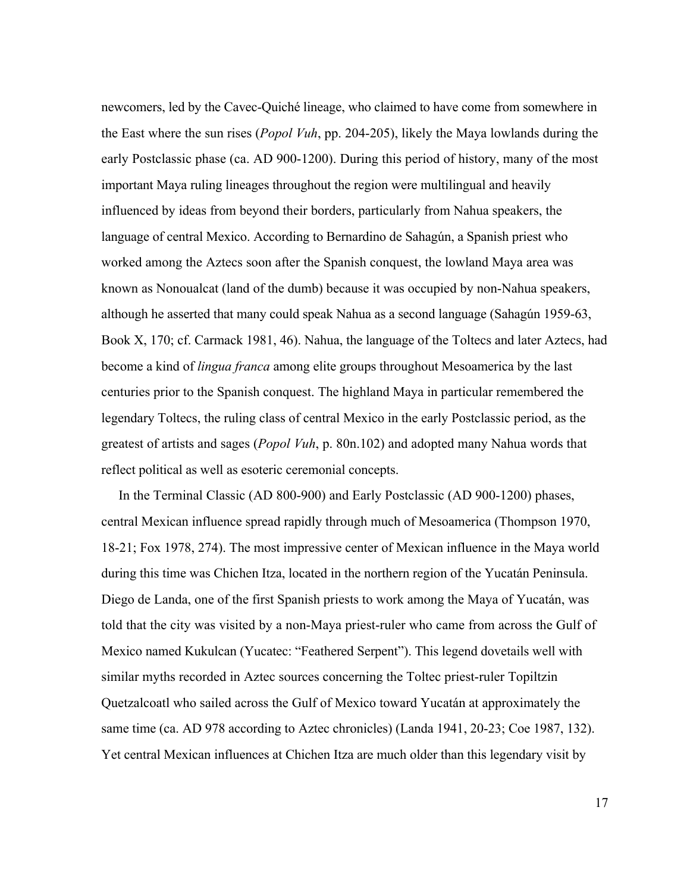newcomers, led by the Cavec-Quiché lineage, who claimed to have come from somewhere in the East where the sun rises (*Popol Vuh*, pp. 204-205), likely the Maya lowlands during the early Postclassic phase (ca. AD 900-1200). During this period of history, many of the most important Maya ruling lineages throughout the region were multilingual and heavily influenced by ideas from beyond their borders, particularly from Nahua speakers, the language of central Mexico. According to Bernardino de Sahagún, a Spanish priest who worked among the Aztecs soon after the Spanish conquest, the lowland Maya area was known as Nonoualcat (land of the dumb) because it was occupied by non-Nahua speakers, although he asserted that many could speak Nahua as a second language (Sahagún 1959-63, Book X, 170; cf. Carmack 1981, 46). Nahua, the language of the Toltecs and later Aztecs, had become a kind of *lingua franca* among elite groups throughout Mesoamerica by the last centuries prior to the Spanish conquest. The highland Maya in particular remembered the legendary Toltecs, the ruling class of central Mexico in the early Postclassic period, as the greatest of artists and sages (*Popol Vuh*, p. 80n.102) and adopted many Nahua words that reflect political as well as esoteric ceremonial concepts.

In the Terminal Classic (AD 800-900) and Early Postclassic (AD 900-1200) phases, central Mexican influence spread rapidly through much of Mesoamerica (Thompson 1970, 18-21; Fox 1978, 274). The most impressive center of Mexican influence in the Maya world during this time was Chichen Itza, located in the northern region of the Yucatán Peninsula. Diego de Landa, one of the first Spanish priests to work among the Maya of Yucatán, was told that the city was visited by a non-Maya priest-ruler who came from across the Gulf of Mexico named Kukulcan (Yucatec: "Feathered Serpent"). This legend dovetails well with similar myths recorded in Aztec sources concerning the Toltec priest-ruler Topiltzin Quetzalcoatl who sailed across the Gulf of Mexico toward Yucatán at approximately the same time (ca. AD 978 according to Aztec chronicles) (Landa 1941, 20-23; Coe 1987, 132). Yet central Mexican influences at Chichen Itza are much older than this legendary visit by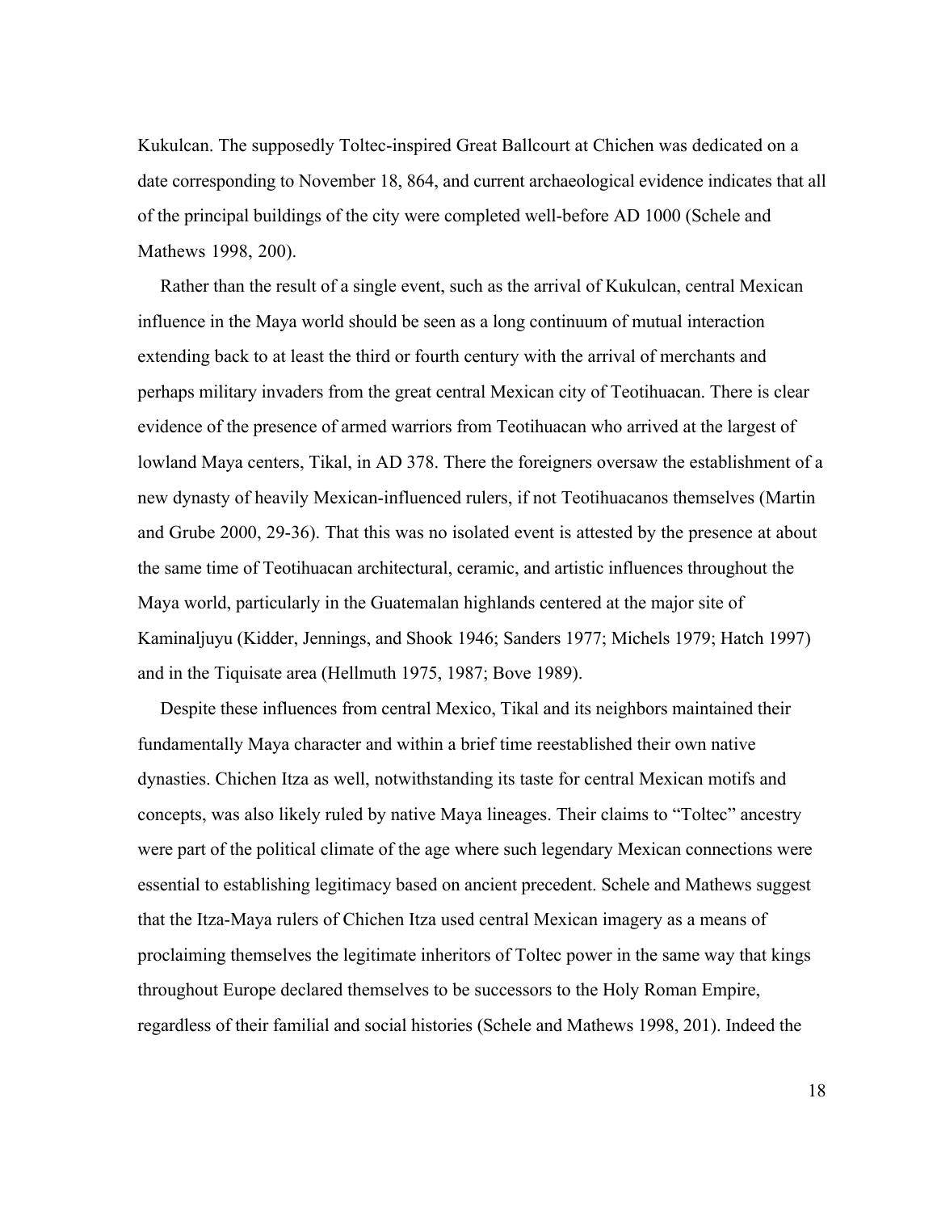Kukulcan. The supposedly Toltec-inspired Great Ballcourt at Chichen was dedicated on a date corresponding to November 18, 864, and current archaeological evidence indicates that all of the principal buildings of the city were completed well-before AD 1000 (Schele and Mathews 1998, 200).

Rather than the result of a single event, such as the arrival of Kukulcan, central Mexican influence in the Maya world should be seen as a long continuum of mutual interaction extending back to at least the third or fourth century with the arrival of merchants and perhaps military invaders from the great central Mexican city of Teotihuacan. There is clear evidence of the presence of armed warriors from Teotihuacan who arrived at the largest of lowland Maya centers, Tikal, in AD 378. There the foreigners oversaw the establishment of a new dynasty of heavily Mexican-influenced rulers, if not Teotihuacanos themselves (Martin and Grube 2000, 29-36). That this was no isolated event is attested by the presence at about the same time of Teotihuacan architectural, ceramic, and artistic influences throughout the Maya world, particularly in the Guatemalan highlands centered at the major site of Kaminaljuyu (Kidder, Jennings, and Shook 1946; Sanders 1977; Michels 1979; Hatch 1997) and in the Tiquisate area (Hellmuth 1975, 1987; Bove 1989).

Despite these influences from central Mexico, Tikal and its neighbors maintained their fundamentally Maya character and within a brief time reestablished their own native dynasties. Chichen Itza as well, notwithstanding its taste for central Mexican motifs and concepts, was also likely ruled by native Maya lineages. Their claims to "Toltec" ancestry were part of the political climate of the age where such legendary Mexican connections were essential to establishing legitimacy based on ancient precedent. Schele and Mathews suggest that the Itza-Maya rulers of Chichen Itza used central Mexican imagery as a means of proclaiming themselves the legitimate inheritors of Toltec power in the same way that kings throughout Europe declared themselves to be successors to the Holy Roman Empire, regardless of their familial and social histories (Schele and Mathews 1998, 201). Indeed the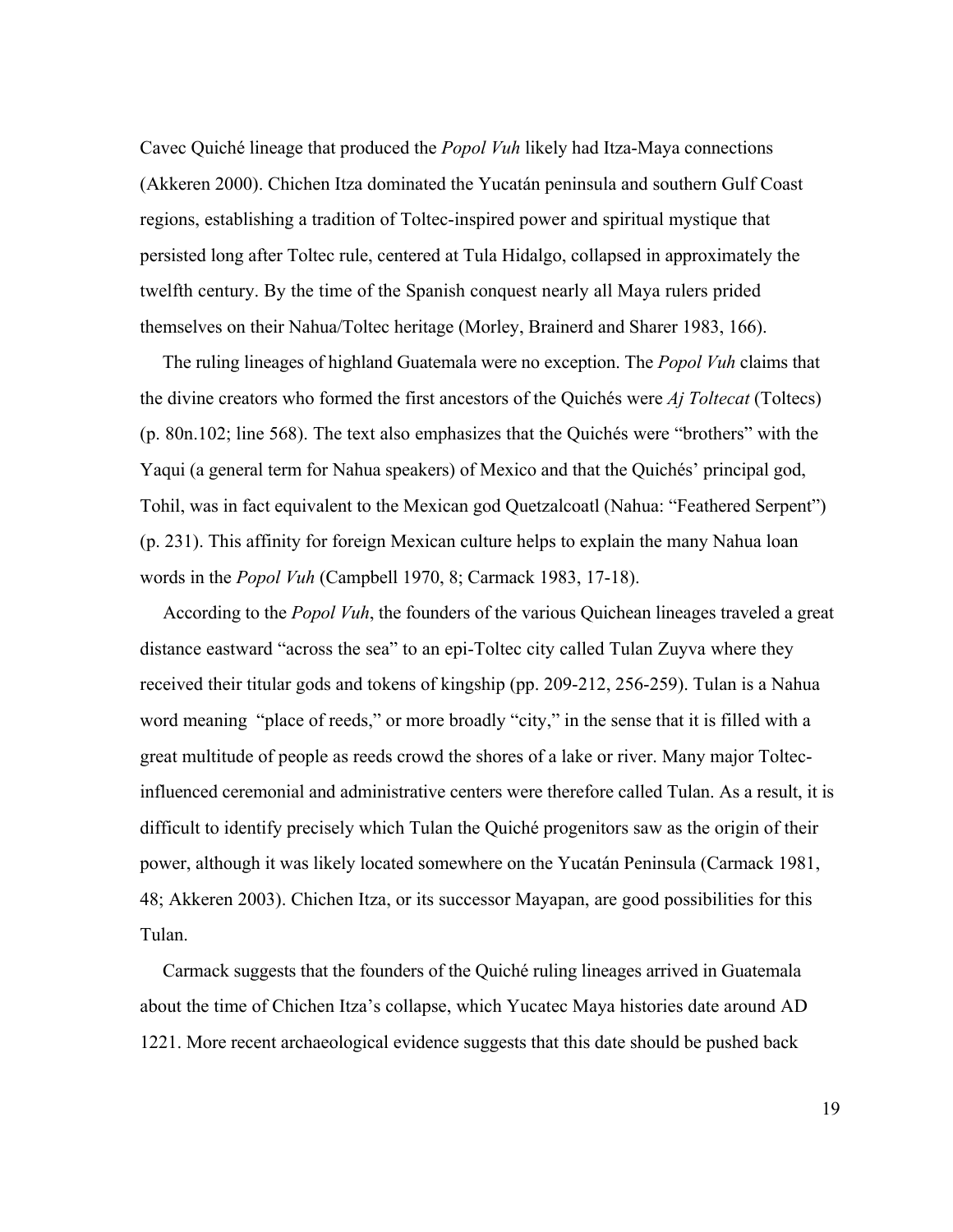Cavec Quiché lineage that produced the *Popol Vuh* likely had Itza-Maya connections (Akkeren 2000). Chichen Itza dominated the Yucatán peninsula and southern Gulf Coast regions, establishing a tradition of Toltec-inspired power and spiritual mystique that persisted long after Toltec rule, centered at Tula Hidalgo, collapsed in approximately the twelfth century. By the time of the Spanish conquest nearly all Maya rulers prided themselves on their Nahua/Toltec heritage (Morley, Brainerd and Sharer 1983, 166).

The ruling lineages of highland Guatemala were no exception. The *Popol Vuh* claims that the divine creators who formed the first ancestors of the Quichés were *Aj Toltecat* (Toltecs) (p. 80n.102; line 568). The text also emphasizes that the Quichés were "brothers" with the Yaqui (a general term for Nahua speakers) of Mexico and that the Quichés' principal god, Tohil, was in fact equivalent to the Mexican god Quetzalcoatl (Nahua: "Feathered Serpent") (p. 231). This affinity for foreign Mexican culture helps to explain the many Nahua loan words in the *Popol Vuh* (Campbell 1970, 8; Carmack 1983, 17-18).

According to the *Popol Vuh*, the founders of the various Quichean lineages traveled a great distance eastward "across the sea" to an epi-Toltec city called Tulan Zuyva where they received their titular gods and tokens of kingship (pp. 209-212, 256-259). Tulan is a Nahua word meaning "place of reeds," or more broadly "city," in the sense that it is filled with a great multitude of people as reeds crowd the shores of a lake or river. Many major Toltec-influenced ceremonial and administrative centers were therefore called Tulan. As a result, it is difficult to identify precisely which Tulan the Quiché progenitors saw as the origin of their power, although it was likely located somewhere on the Yucatán Peninsula (Carmack 1981, 48; Akkeren 2003). Chichen Itza, or its successor Mayapan, are good possibilities for this Tulan.

Carmack suggests that the founders of the Quiché ruling lineages arrived in Guatemala about the time of Chichen Itza's collapse, which Yucatec Maya histories date around AD 1221. More recent archaeological evidence suggests that this date should be pushed back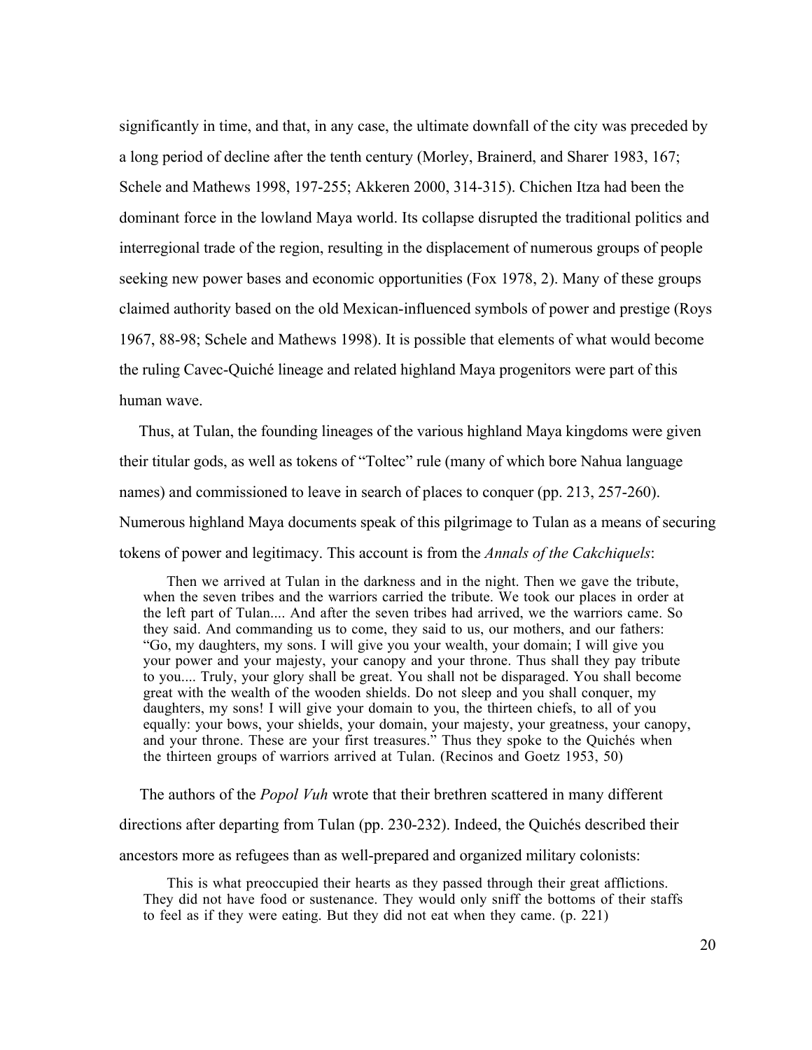significantly in time, and that, in any case, the ultimate downfall of the city was preceded by a long period of decline after the tenth century (Morley, Brainerd, and Sharer 1983, 167; Schele and Mathews 1998, 197-255; Akkeren 2000, 314-315). Chichen Itza had been the dominant force in the lowland Maya world. Its collapse disrupted the traditional politics and interregional trade of the region, resulting in the displacement of numerous groups of people seeking new power bases and economic opportunities (Fox 1978, 2). Many of these groups claimed authority based on the old Mexican-influenced symbols of power and prestige (Roys 1967, 88-98; Schele and Mathews 1998). It is possible that elements of what would become the ruling Cavec-Quiché lineage and related highland Maya progenitors were part of this human wave.

Thus, at Tulan, the founding lineages of the various highland Maya kingdoms were given their titular gods, as well as tokens of "Toltec" rule (many of which bore Nahua language names) and commissioned to leave in search of places to conquer (pp. 213, 257-260). Numerous highland Maya documents speak of this pilgrimage to Tulan as a means of securing tokens of power and legitimacy. This account is from the *Annals of the Cakchiquels*:

> Then we arrived at Tulan in the darkness and in the night. Then we gave the tribute, when the seven tribes and the warriors carried the tribute. We took our places in order at the left part of Tulan.... And after the seven tribes had arrived, we the warriors came. So they said. And commanding us to come, they said to us, our mothers, and our fathers: "Go, my daughters, my sons. I will give you your wealth, your domain; I will give you your power and your majesty, your canopy and your throne. Thus shall they pay tribute to you.... Truly, your glory shall be great. You shall not be disparaged. You shall become great with the wealth of the wooden shields. Do not sleep and you shall conquer, my daughters, my sons! I will give your domain to you, the thirteen chiefs, to all of you equally: your bows, your shields, your domain, your majesty, your greatness, your canopy, and your throne. These are your first treasures." Thus they spoke to the Quichés when the thirteen groups of warriors arrived at Tulan. (Recinos and Goetz 1953, 50)

The authors of the *Popol Vuh* wrote that their brethren scattered in many different directions after departing from Tulan (pp. 230-232). Indeed, the Quichés described their ancestors more as refugees than as well-prepared and organized military colonists:

> This is what preoccupied their hearts as they passed through their great afflictions. They did not have food or sustenance. They would only sniff the bottoms of their staffs to feel as if they were eating. But they did not eat when they came. (p. 221)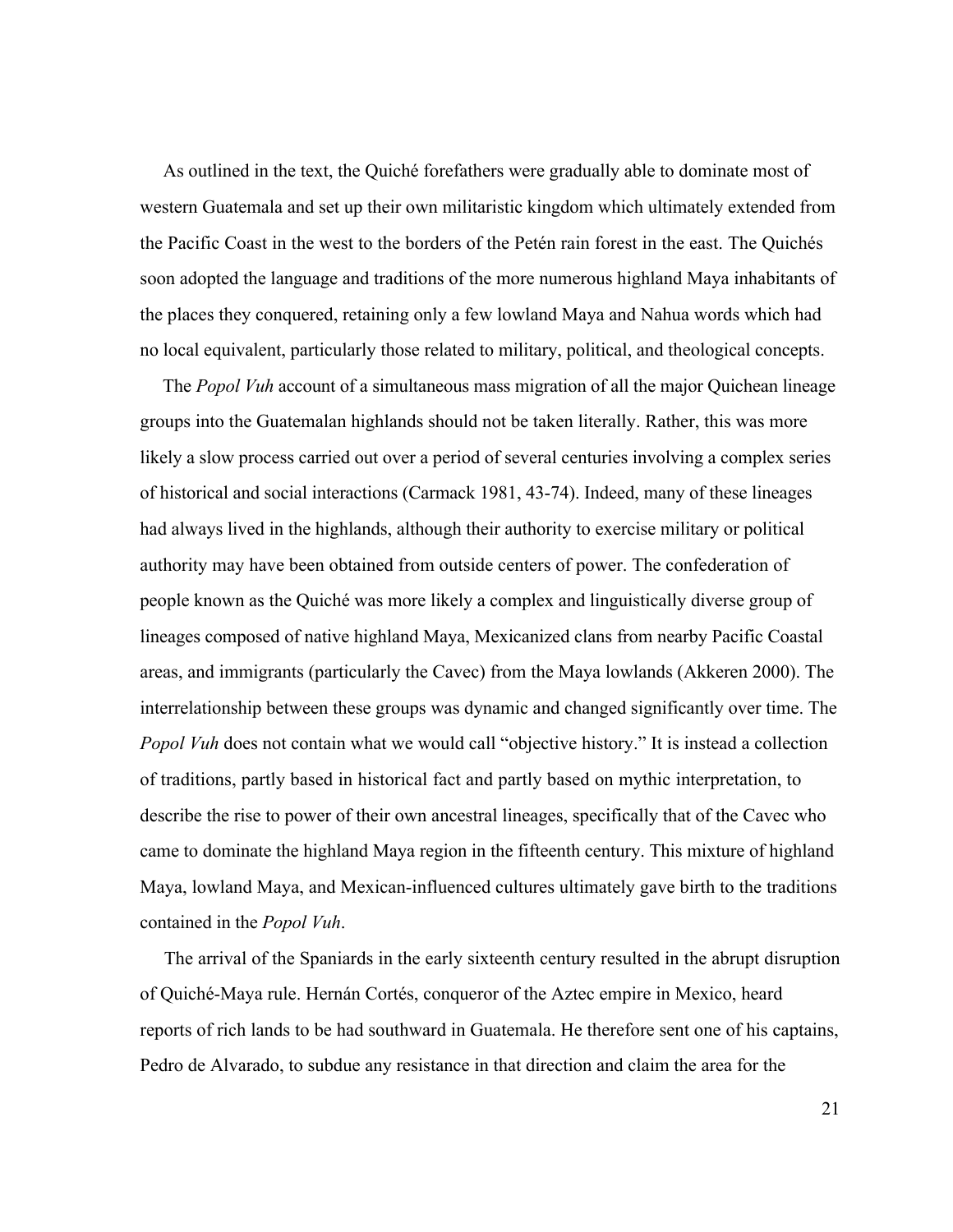As outlined in the text, the Quiché forefathers were gradually able to dominate most of western Guatemala and set up their own militaristic kingdom which ultimately extended from the Pacific Coast in the west to the borders of the Petén rain forest in the east. The Quichés soon adopted the language and traditions of the more numerous highland Maya inhabitants of the places they conquered, retaining only a few lowland Maya and Nahua words which had no local equivalent, particularly those related to military, political, and theological concepts.

The *Popol Vuh* account of a simultaneous mass migration of all the major Quichean lineage groups into the Guatemalan highlands should not be taken literally. Rather, this was more likely a slow process carried out over a period of several centuries involving a complex series of historical and social interactions (Carmack 1981, 43-74). Indeed, many of these lineages had always lived in the highlands, although their authority to exercise military or political authority may have been obtained from outside centers of power. The confederation of people known as the Quiché was more likely a complex and linguistically diverse group of lineages composed of native highland Maya, Mexicanized clans from nearby Pacific Coastal areas, and immigrants (particularly the Cavec) from the Maya lowlands (Akkeren 2000). The interrelationship between these groups was dynamic and changed significantly over time. The *Popol Vuh* does not contain what we would call "objective history." It is instead a collection of traditions, partly based in historical fact and partly based on mythic interpretation, to describe the rise to power of their own ancestral lineages, specifically that of the Cavec who came to dominate the highland Maya region in the fifteenth century. This mixture of highland Maya, lowland Maya, and Mexican-influenced cultures ultimately gave birth to the traditions contained in the *Popol Vuh*.

The arrival of the Spaniards in the early sixteenth century resulted in the abrupt disruption of Quiché-Maya rule. Hernán Cortés, conqueror of the Aztec empire in Mexico, heard reports of rich lands to be had southward in Guatemala. He therefore sent one of his captains, Pedro de Alvarado, to subdue any resistance in that direction and claim the area for the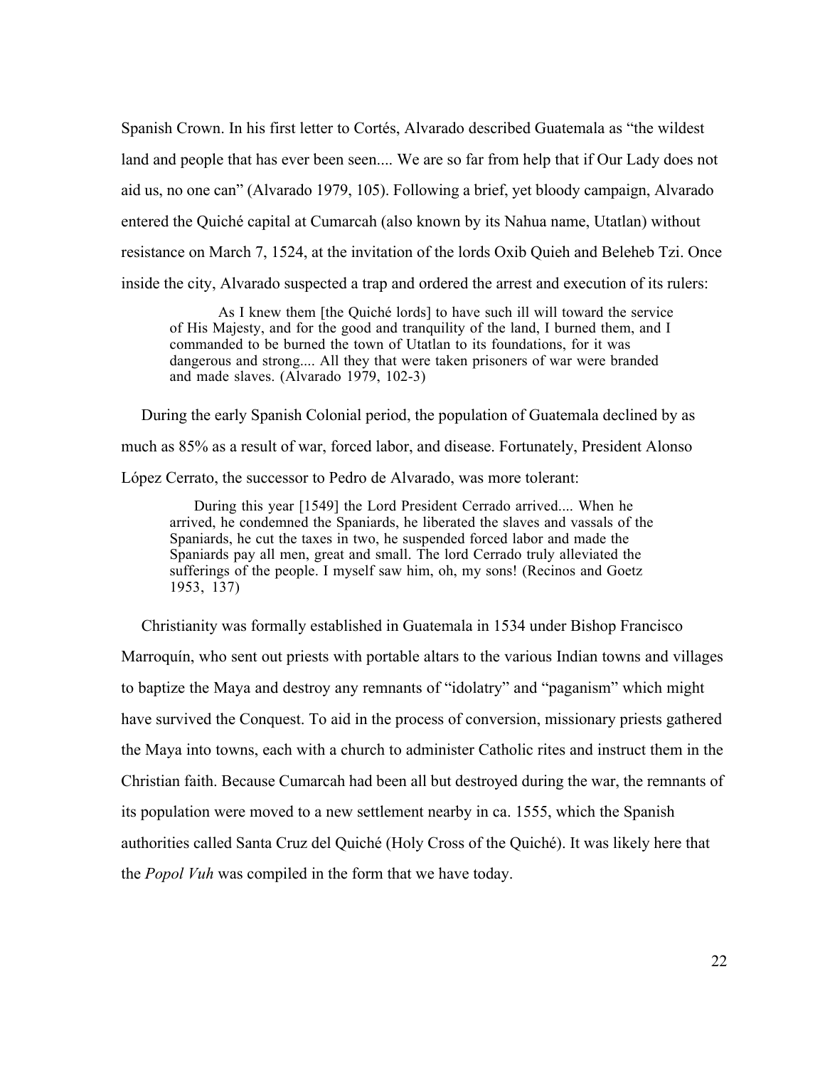Spanish Crown. In his first letter to Cortés, Alvarado described Guatemala as "the wildest land and people that has ever been seen.... We are so far from help that if Our Lady does not aid us, no one can" (Alvarado 1979, 105). Following a brief, yet bloody campaign, Alvarado entered the Quiché capital at Cumarcah (also known by its Nahua name, Utatlan) without resistance on March 7, 1524, at the invitation of the lords Oxib Quieh and Beleheb Tzi. Once inside the city, Alvarado suspected a trap and ordered the arrest and execution of its rulers:

> As I knew them [the Quiché lords] to have such ill will toward the service of His Majesty, and for the good and tranquility of the land, I burned them, and I commanded to be burned the town of Utatlan to its foundations, for it was dangerous and strong.... All they that were taken prisoners of war were branded and made slaves. (Alvarado 1979, 102-3)

During the early Spanish Colonial period, the population of Guatemala declined by as much as 85% as a result of war, forced labor, and disease. Fortunately, President Alonso López Cerrato, the successor to Pedro de Alvarado, was more tolerant:

> During this year [1549] the Lord President Cerrado arrived.... When he arrived, he condemned the Spaniards, he liberated the slaves and vassals of the Spaniards, he cut the taxes in two, he suspended forced labor and made the Spaniards pay all men, great and small. The lord Cerrado truly alleviated the sufferings of the people. I myself saw him, oh, my sons! (Recinos and Goetz 1953, 137)

Christianity was formally established in Guatemala in 1534 under Bishop Francisco Marroquín, who sent out priests with portable altars to the various Indian towns and villages to baptize the Maya and destroy any remnants of "idolatry" and "paganism" which might have survived the Conquest. To aid in the process of conversion, missionary priests gathered the Maya into towns, each with a church to administer Catholic rites and instruct them in the Christian faith. Because Cumarcah had been all but destroyed during the war, the remnants of its population were moved to a new settlement nearby in ca. 1555, which the Spanish authorities called Santa Cruz del Quiché (Holy Cross of the Quiché). It was likely here that the *Popol Vuh* was compiled in the form that we have today.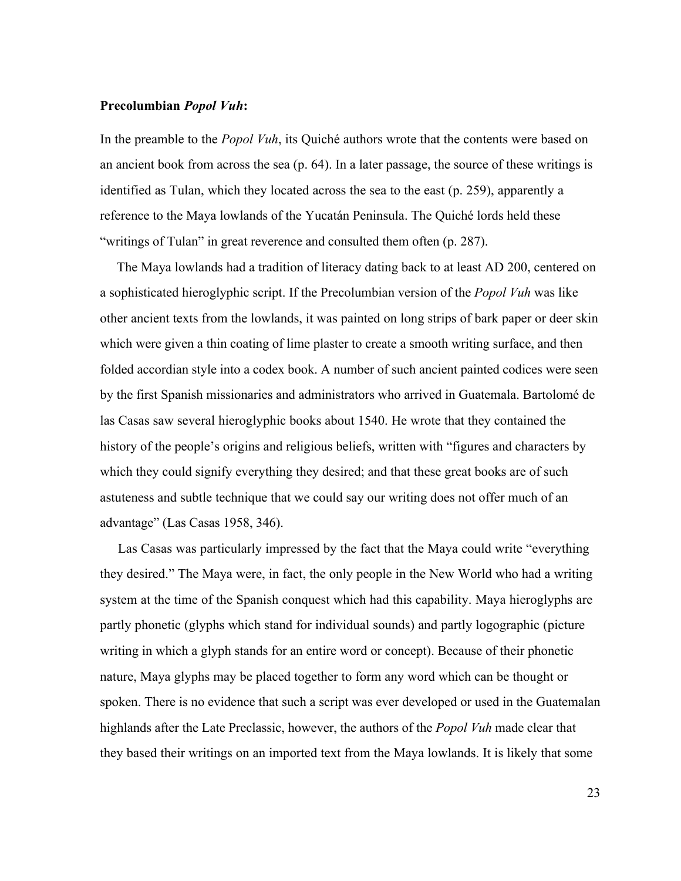**Precolumbian *Popol Vuh*:**

In the preamble to the *Popol Vuh*, its Quiché authors wrote that the contents were based on an ancient book from across the sea (p. 64). In a later passage, the source of these writings is identified as Tulan, which they located across the sea to the east (p. 259), apparently a reference to the Maya lowlands of the Yucatán Peninsula. The Quiché lords held these "writings of Tulan" in great reverence and consulted them often (p. 287).

The Maya lowlands had a tradition of literacy dating back to at least AD 200, centered on a sophisticated hieroglyphic script. If the Precolumbian version of the *Popol Vuh* was like other ancient texts from the lowlands, it was painted on long strips of bark paper or deer skin which were given a thin coating of lime plaster to create a smooth writing surface, and then folded accordian style into a codex book. A number of such ancient painted codices were seen by the first Spanish missionaries and administrators who arrived in Guatemala. Bartolomé de las Casas saw several hieroglyphic books about 1540. He wrote that they contained the history of the people's origins and religious beliefs, written with "figures and characters by which they could signify everything they desired; and that these great books are of such astuteness and subtle technique that we could say our writing does not offer much of an advantage" (Las Casas 1958, 346).

Las Casas was particularly impressed by the fact that the Maya could write "everything they desired." The Maya were, in fact, the only people in the New World who had a writing system at the time of the Spanish conquest which had this capability. Maya hieroglyphs are partly phonetic (glyphs which stand for individual sounds) and partly logographic (picture writing in which a glyph stands for an entire word or concept). Because of their phonetic nature, Maya glyphs may be placed together to form any word which can be thought or spoken. There is no evidence that such a script was ever developed or used in the Guatemalan highlands after the Late Preclassic, however, the authors of the *Popol Vuh* made clear that they based their writings on an imported text from the Maya lowlands. It is likely that some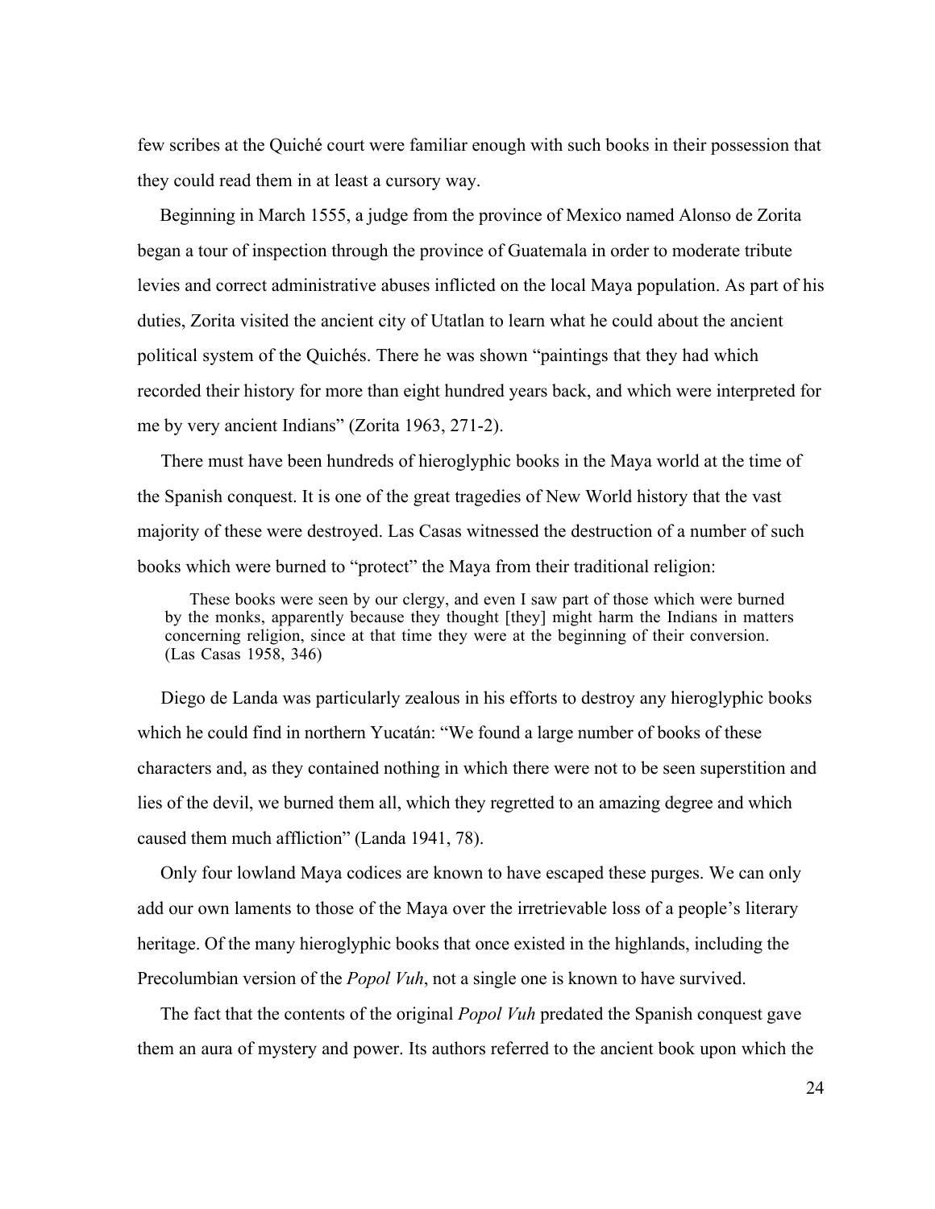few scribes at the Quiché court were familiar enough with such books in their possession that they could read them in at least a cursory way.

Beginning in March 1555, a judge from the province of Mexico named Alonso de Zorita began a tour of inspection through the province of Guatemala in order to moderate tribute levies and correct administrative abuses inflicted on the local Maya population. As part of his duties, Zorita visited the ancient city of Utatlan to learn what he could about the ancient political system of the Quichés. There he was shown "paintings that they had which recorded their history for more than eight hundred years back, and which were interpreted for me by very ancient Indians" (Zorita 1963, 271-2).

There must have been hundreds of hieroglyphic books in the Maya world at the time of the Spanish conquest. It is one of the great tragedies of New World history that the vast majority of these were destroyed. Las Casas witnessed the destruction of a number of such books which were burned to "protect" the Maya from their traditional religion:

> These books were seen by our clergy, and even I saw part of those which were burned by the monks, apparently because they thought [they] might harm the Indians in matters concerning religion, since at that time they were at the beginning of their conversion. (Las Casas 1958, 346)

Diego de Landa was particularly zealous in his efforts to destroy any hieroglyphic books which he could find in northern Yucatán: "We found a large number of books of these characters and, as they contained nothing in which there were not to be seen superstition and lies of the devil, we burned them all, which they regretted to an amazing degree and which caused them much affliction" (Landa 1941, 78).

Only four lowland Maya codices are known to have escaped these purges. We can only add our own laments to those of the Maya over the irretrievable loss of a people's literary heritage. Of the many hieroglyphic books that once existed in the highlands, including the Precolumbian version of the *Popol Vuh*, not a single one is known to have survived.

The fact that the contents of the original *Popol Vuh* predated the Spanish conquest gave them an aura of mystery and power. Its authors referred to the ancient book upon which the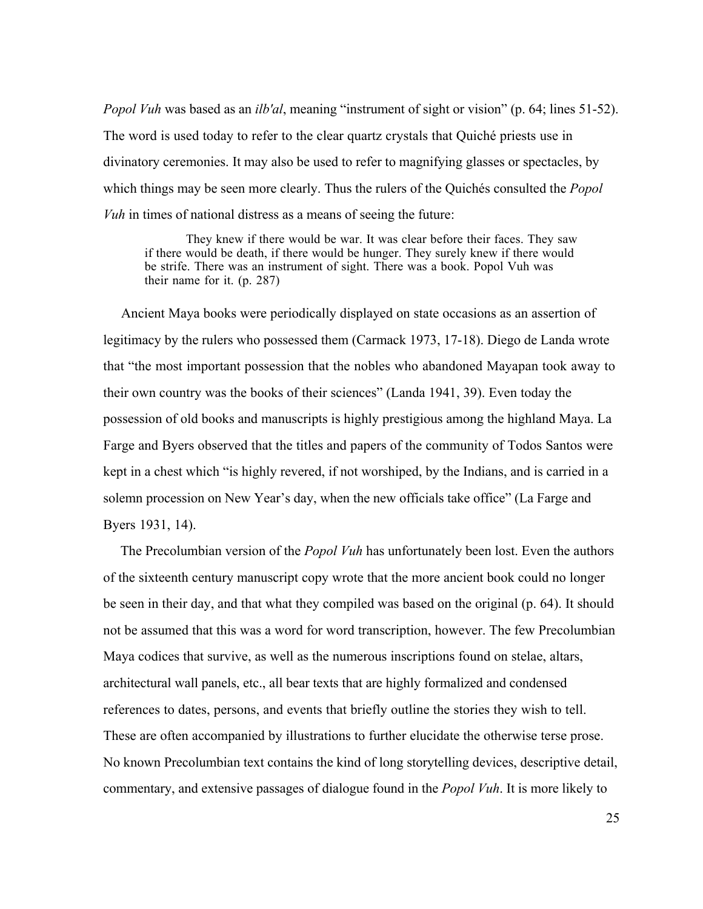*Popol Vuh* was based as an *ilb'al*, meaning "instrument of sight or vision" (p. 64; lines 51-52). The word is used today to refer to the clear quartz crystals that Quiché priests use in divinatory ceremonies. It may also be used to refer to magnifying glasses or spectacles, by which things may be seen more clearly. Thus the rulers of the Quichés consulted the *Popol Vuh* in times of national distress as a means of seeing the future:

> They knew if there would be war. It was clear before their faces. They saw if there would be death, if there would be hunger. They surely knew if there would be strife. There was an instrument of sight. There was a book. Popol Vuh was their name for it. (p. 287)

Ancient Maya books were periodically displayed on state occasions as an assertion of legitimacy by the rulers who possessed them (Carmack 1973, 17-18). Diego de Landa wrote that "the most important possession that the nobles who abandoned Mayapan took away to their own country was the books of their sciences" (Landa 1941, 39). Even today the possession of old books and manuscripts is highly prestigious among the highland Maya. La Farge and Byers observed that the titles and papers of the community of Todos Santos were kept in a chest which "is highly revered, if not worshiped, by the Indians, and is carried in a solemn procession on New Year's day, when the new officials take office" (La Farge and Byers 1931, 14).

The Precolumbian version of the *Popol Vuh* has unfortunately been lost. Even the authors of the sixteenth century manuscript copy wrote that the more ancient book could no longer be seen in their day, and that what they compiled was based on the original (p. 64). It should not be assumed that this was a word for word transcription, however. The few Precolumbian Maya codices that survive, as well as the numerous inscriptions found on stelae, altars, architectural wall panels, etc., all bear texts that are highly formalized and condensed references to dates, persons, and events that briefly outline the stories they wish to tell. These are often accompanied by illustrations to further elucidate the otherwise terse prose. No known Precolumbian text contains the kind of long storytelling devices, descriptive detail, commentary, and extensive passages of dialogue found in the *Popol Vuh*. It is more likely to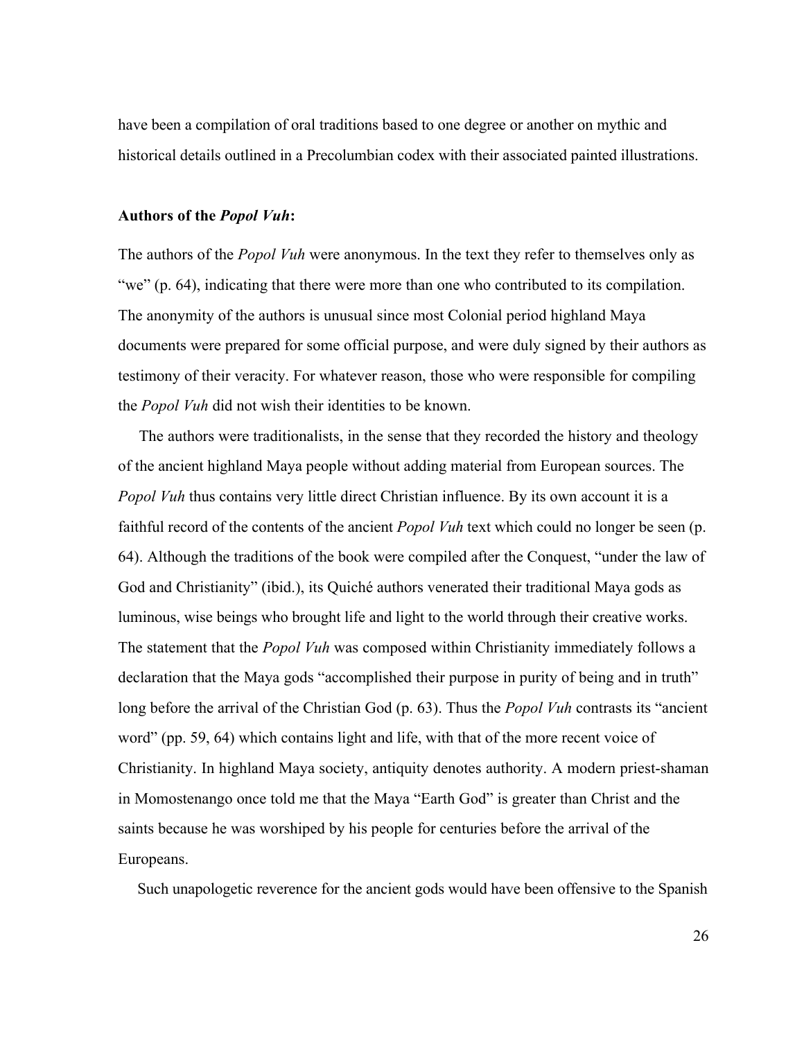have been a compilation of oral traditions based to one degree or another on mythic and historical details outlined in a Precolumbian codex with their associated painted illustrations.

**Authors of the *Popol Vuh*:**

The authors of the *Popol Vuh* were anonymous. In the text they refer to themselves only as "we" (p. 64), indicating that there were more than one who contributed to its compilation. The anonymity of the authors is unusual since most Colonial period highland Maya documents were prepared for some official purpose, and were duly signed by their authors as testimony of their veracity. For whatever reason, those who were responsible for compiling the *Popol Vuh* did not wish their identities to be known.

The authors were traditionalists, in the sense that they recorded the history and theology of the ancient highland Maya people without adding material from European sources. The *Popol Vuh* thus contains very little direct Christian influence. By its own account it is a faithful record of the contents of the ancient *Popol Vuh* text which could no longer be seen (p. 64). Although the traditions of the book were compiled after the Conquest, "under the law of God and Christianity" (ibid.), its Quiché authors venerated their traditional Maya gods as luminous, wise beings who brought life and light to the world through their creative works. The statement that the *Popol Vuh* was composed within Christianity immediately follows a declaration that the Maya gods "accomplished their purpose in purity of being and in truth" long before the arrival of the Christian God (p. 63). Thus the *Popol Vuh* contrasts its "ancient word" (pp. 59, 64) which contains light and life, with that of the more recent voice of Christianity. In highland Maya society, antiquity denotes authority. A modern priest-shaman in Momostenango once told me that the Maya "Earth God" is greater than Christ and the saints because he was worshiped by his people for centuries before the arrival of the Europeans.

Such unapologetic reverence for the ancient gods would have been offensive to the Spanish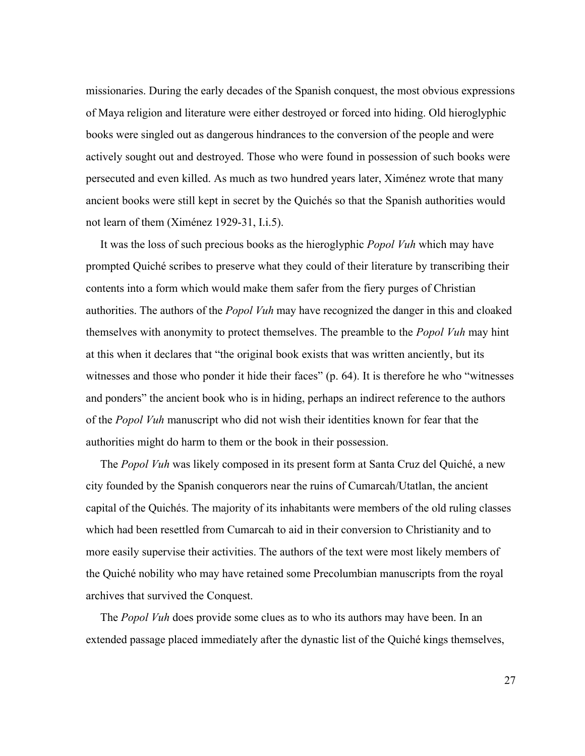missionaries. During the early decades of the Spanish conquest, the most obvious expressions of Maya religion and literature were either destroyed or forced into hiding. Old hieroglyphic books were singled out as dangerous hindrances to the conversion of the people and were actively sought out and destroyed. Those who were found in possession of such books were persecuted and even killed. As much as two hundred years later, Ximénez wrote that many ancient books were still kept in secret by the Quichés so that the Spanish authorities would not learn of them (Ximénez 1929-31, I.i.5).

It was the loss of such precious books as the hieroglyphic *Popol Vuh* which may have prompted Quiché scribes to preserve what they could of their literature by transcribing their contents into a form which would make them safer from the fiery purges of Christian authorities. The authors of the *Popol Vuh* may have recognized the danger in this and cloaked themselves with anonymity to protect themselves. The preamble to the *Popol Vuh* may hint at this when it declares that "the original book exists that was written anciently, but its witnesses and those who ponder it hide their faces" (p. 64). It is therefore he who "witnesses and ponders" the ancient book who is in hiding, perhaps an indirect reference to the authors of the *Popol Vuh* manuscript who did not wish their identities known for fear that the authorities might do harm to them or the book in their possession.

The *Popol Vuh* was likely composed in its present form at Santa Cruz del Quiché, a new city founded by the Spanish conquerors near the ruins of Cumarcah/Utatlan, the ancient capital of the Quichés. The majority of its inhabitants were members of the old ruling classes which had been resettled from Cumarcah to aid in their conversion to Christianity and to more easily supervise their activities. The authors of the text were most likely members of the Quiché nobility who may have retained some Precolumbian manuscripts from the royal archives that survived the Conquest.

The *Popol Vuh* does provide some clues as to who its authors may have been. In an extended passage placed immediately after the dynastic list of the Quiché kings themselves,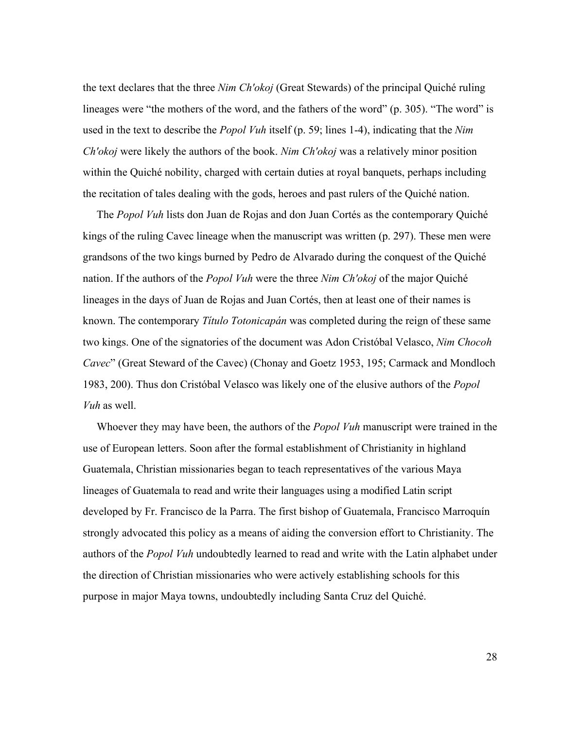the text declares that the three *Nim Ch'okoj* (Great Stewards) of the principal Quiché ruling lineages were "the mothers of the word, and the fathers of the word" (p. 305). "The word" is used in the text to describe the *Popol Vuh* itself (p. 59; lines 1-4), indicating that the *Nim Ch'okoj* were likely the authors of the book. *Nim Ch'okoj* was a relatively minor position within the Quiché nobility, charged with certain duties at royal banquets, perhaps including the recitation of tales dealing with the gods, heroes and past rulers of the Quiché nation.

The *Popol Vuh* lists don Juan de Rojas and don Juan Cortés as the contemporary Quiché kings of the ruling Cavec lineage when the manuscript was written (p. 297). These men were grandsons of the two kings burned by Pedro de Alvarado during the conquest of the Quiché nation. If the authors of the *Popol Vuh* were the three *Nim Ch'okoj* of the major Quiché lineages in the days of Juan de Rojas and Juan Cortés, then at least one of their names is known. The contemporary *Título Totonicapán* was completed during the reign of these same two kings. One of the signatories of the document was Adon Cristóbal Velasco, *Nim Chocoh Cavec*" (Great Steward of the Cavec) (Chonay and Goetz 1953, 195; Carmack and Mondloch 1983, 200). Thus don Cristóbal Velasco was likely one of the elusive authors of the *Popol Vuh* as well.

Whoever they may have been, the authors of the *Popol Vuh* manuscript were trained in the use of European letters. Soon after the formal establishment of Christianity in highland Guatemala, Christian missionaries began to teach representatives of the various Maya lineages of Guatemala to read and write their languages using a modified Latin script developed by Fr. Francisco de la Parra. The first bishop of Guatemala, Francisco Marroquín strongly advocated this policy as a means of aiding the conversion effort to Christianity. The authors of the *Popol Vuh* undoubtedly learned to read and write with the Latin alphabet under the direction of Christian missionaries who were actively establishing schools for this purpose in major Maya towns, undoubtedly including Santa Cruz del Quiché.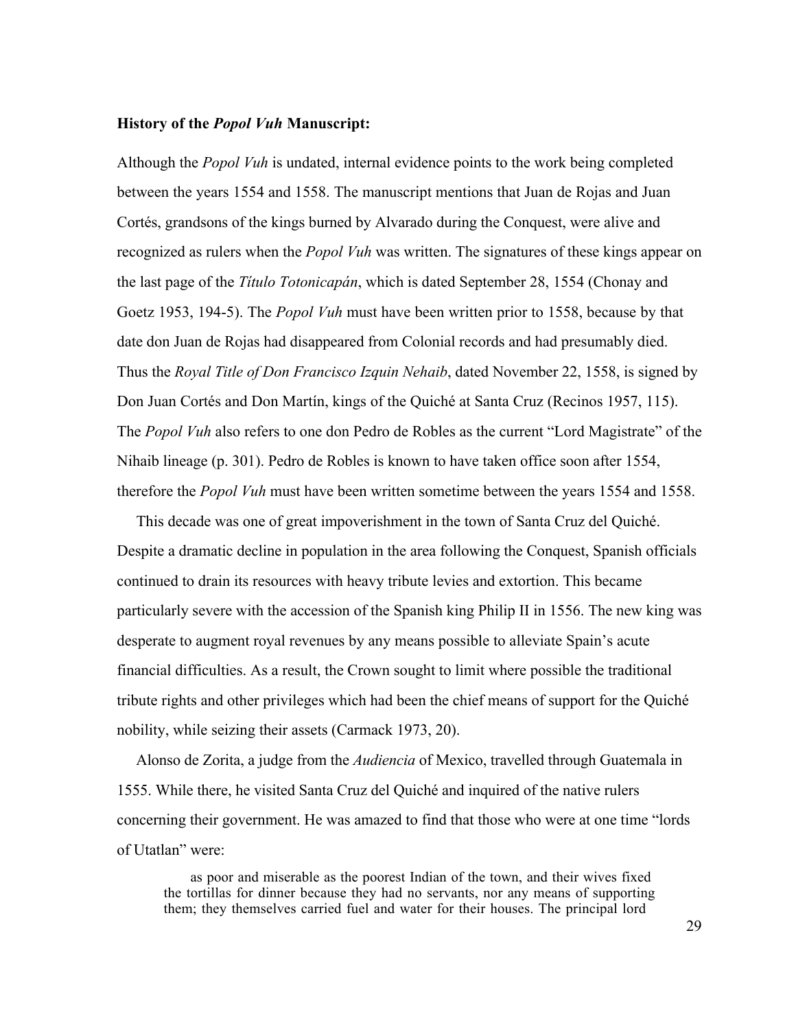**History of the *Popol Vuh* Manuscript:**

Although the *Popol Vuh* is undated, internal evidence points to the work being completed between the years 1554 and 1558. The manuscript mentions that Juan de Rojas and Juan Cortés, grandsons of the kings burned by Alvarado during the Conquest, were alive and recognized as rulers when the *Popol Vuh* was written. The signatures of these kings appear on the last page of the *Título Totonicapán*, which is dated September 28, 1554 (Chonay and Goetz 1953, 194-5). The *Popol Vuh* must have been written prior to 1558, because by that date don Juan de Rojas had disappeared from Colonial records and had presumably died. Thus the *Royal Title of Don Francisco Izquin Nehaib*, dated November 22, 1558, is signed by Don Juan Cortés and Don Martín, kings of the Quiché at Santa Cruz (Recinos 1957, 115). The *Popol Vuh* also refers to one don Pedro de Robles as the current "Lord Magistrate" of the Nihaib lineage (p. 301). Pedro de Robles is known to have taken office soon after 1554, therefore the *Popol Vuh* must have been written sometime between the years 1554 and 1558.

This decade was one of great impoverishment in the town of Santa Cruz del Quiché. Despite a dramatic decline in population in the area following the Conquest, Spanish officials continued to drain its resources with heavy tribute levies and extortion. This became particularly severe with the accession of the Spanish king Philip II in 1556. The new king was desperate to augment royal revenues by any means possible to alleviate Spain's acute financial difficulties. As a result, the Crown sought to limit where possible the traditional tribute rights and other privileges which had been the chief means of support for the Quiché nobility, while seizing their assets (Carmack 1973, 20).

Alonso de Zorita, a judge from the *Audiencia* of Mexico, travelled through Guatemala in 1555. While there, he visited Santa Cruz del Quiché and inquired of the native rulers concerning their government. He was amazed to find that those who were at one time "lords of Utatlan" were:

> as poor and miserable as the poorest Indian of the town, and their wives fixed the tortillas for dinner because they had no servants, nor any means of supporting them; they themselves carried fuel and water for their houses. The principal lord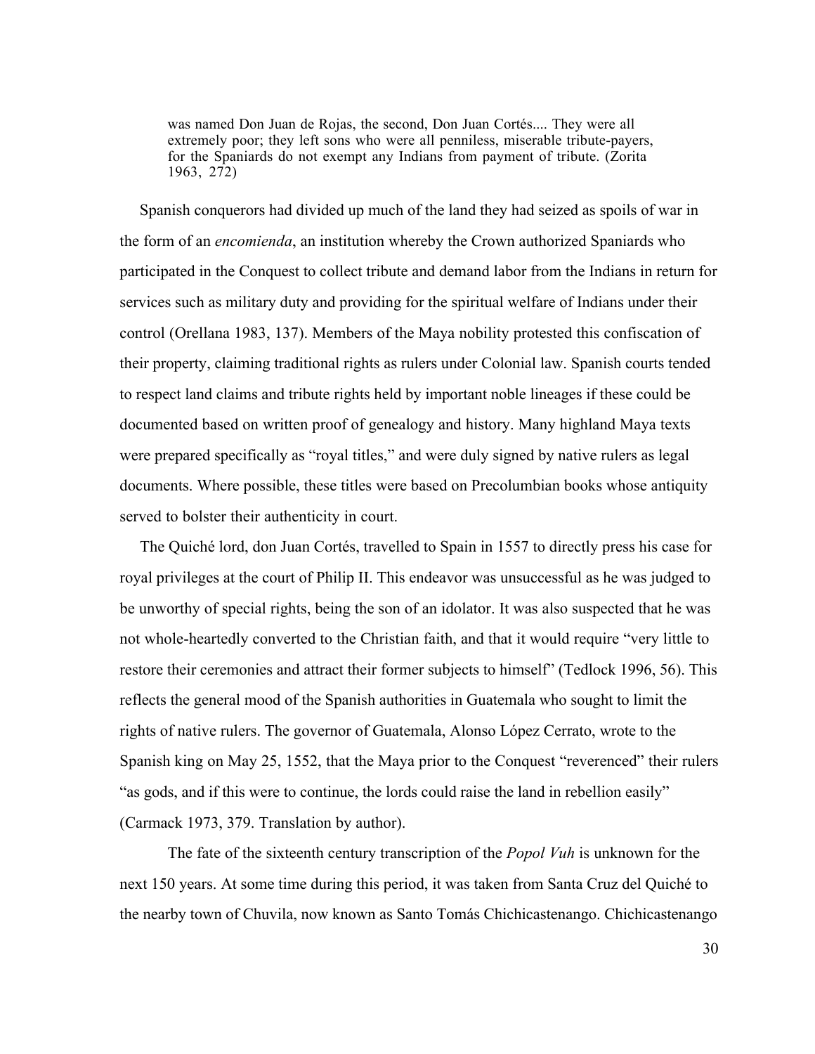> was named Don Juan de Rojas, the second, Don Juan Cortés.... They were all extremely poor; they left sons who were all penniless, miserable tribute-payers, for the Spaniards do not exempt any Indians from payment of tribute. (Zorita 1963, 272)

Spanish conquerors had divided up much of the land they had seized as spoils of war in the form of an *encomienda*, an institution whereby the Crown authorized Spaniards who participated in the Conquest to collect tribute and demand labor from the Indians in return for services such as military duty and providing for the spiritual welfare of Indians under their control (Orellana 1983, 137). Members of the Maya nobility protested this confiscation of their property, claiming traditional rights as rulers under Colonial law. Spanish courts tended to respect land claims and tribute rights held by important noble lineages if these could be documented based on written proof of genealogy and history. Many highland Maya texts were prepared specifically as "royal titles," and were duly signed by native rulers as legal documents. Where possible, these titles were based on Precolumbian books whose antiquity served to bolster their authenticity in court.

The Quiché lord, don Juan Cortés, travelled to Spain in 1557 to directly press his case for royal privileges at the court of Philip II. This endeavor was unsuccessful as he was judged to be unworthy of special rights, being the son of an idolator. It was also suspected that he was not whole-heartedly converted to the Christian faith, and that it would require "very little to restore their ceremonies and attract their former subjects to himself" (Tedlock 1996, 56). This reflects the general mood of the Spanish authorities in Guatemala who sought to limit the rights of native rulers. The governor of Guatemala, Alonso López Cerrato, wrote to the Spanish king on May 25, 1552, that the Maya prior to the Conquest "reverenced" their rulers "as gods, and if this were to continue, the lords could raise the land in rebellion easily" (Carmack 1973, 379. Translation by author).

The fate of the sixteenth century transcription of the *Popol Vuh* is unknown for the next 150 years. At some time during this period, it was taken from Santa Cruz del Quiché to the nearby town of Chuvila, now known as Santo Tomás Chichicastenango. Chichicastenango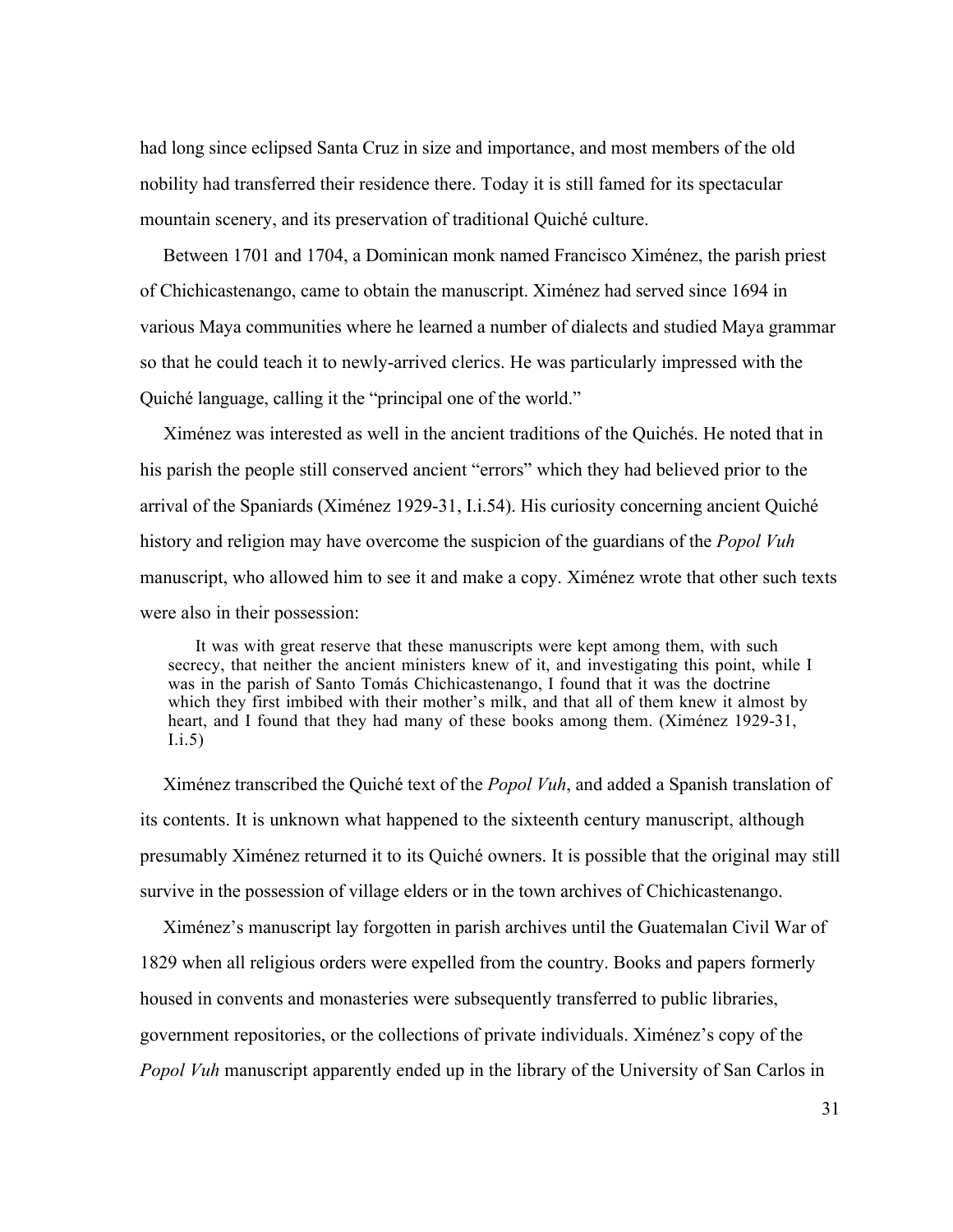had long since eclipsed Santa Cruz in size and importance, and most members of the old nobility had transferred their residence there. Today it is still famed for its spectacular mountain scenery, and its preservation of traditional Quiché culture.

Between 1701 and 1704, a Dominican monk named Francisco Ximénez, the parish priest of Chichicastenango, came to obtain the manuscript. Ximénez had served since 1694 in various Maya communities where he learned a number of dialects and studied Maya grammar so that he could teach it to newly-arrived clerics. He was particularly impressed with the Quiché language, calling it the "principal one of the world."

Ximénez was interested as well in the ancient traditions of the Quichés. He noted that in his parish the people still conserved ancient "errors" which they had believed prior to the arrival of the Spaniards (Ximénez 1929-31, I.i.54). His curiosity concerning ancient Quiché history and religion may have overcome the suspicion of the guardians of the *Popol Vuh* manuscript, who allowed him to see it and make a copy. Ximénez wrote that other such texts were also in their possession:

> It was with great reserve that these manuscripts were kept among them, with such secrecy, that neither the ancient ministers knew of it, and investigating this point, while I was in the parish of Santo Tomás Chichicastenango, I found that it was the doctrine which they first imbibed with their mother's milk, and that all of them knew it almost by heart, and I found that they had many of these books among them. (Ximénez 1929-31, I.i.5)

Ximénez transcribed the Quiché text of the *Popol Vuh*, and added a Spanish translation of its contents. It is unknown what happened to the sixteenth century manuscript, although presumably Ximénez returned it to its Quiché owners. It is possible that the original may still survive in the possession of village elders or in the town archives of Chichicastenango.

Ximénez's manuscript lay forgotten in parish archives until the Guatemalan Civil War of 1829 when all religious orders were expelled from the country. Books and papers formerly housed in convents and monasteries were subsequently transferred to public libraries, government repositories, or the collections of private individuals. Ximénez's copy of the *Popol Vuh* manuscript apparently ended up in the library of the University of San Carlos in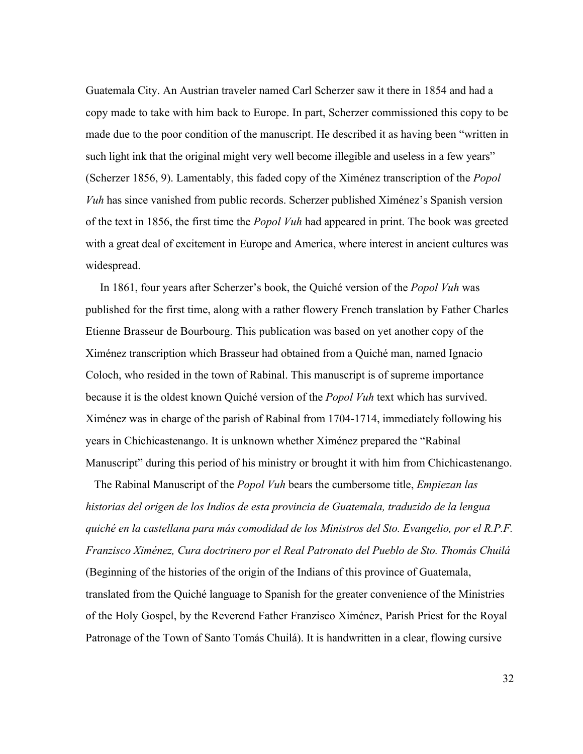Guatemala City. An Austrian traveler named Carl Scherzer saw it there in 1854 and had a copy made to take with him back to Europe. In part, Scherzer commissioned this copy to be made due to the poor condition of the manuscript. He described it as having been "written in such light ink that the original might very well become illegible and useless in a few years" (Scherzer 1856, 9). Lamentably, this faded copy of the Ximénez transcription of the *Popol Vuh* has since vanished from public records. Scherzer published Ximénez's Spanish version of the text in 1856, the first time the *Popol Vuh* had appeared in print. The book was greeted with a great deal of excitement in Europe and America, where interest in ancient cultures was widespread.

In 1861, four years after Scherzer's book, the Quiché version of the *Popol Vuh* was published for the first time, along with a rather flowery French translation by Father Charles Etienne Brasseur de Bourbourg. This publication was based on yet another copy of the Ximénez transcription which Brasseur had obtained from a Quiché man, named Ignacio Coloch, who resided in the town of Rabinal. This manuscript is of supreme importance because it is the oldest known Quiché version of the *Popol Vuh* text which has survived. Ximénez was in charge of the parish of Rabinal from 1704-1714, immediately following his years in Chichicastenango. It is unknown whether Ximénez prepared the "Rabinal Manuscript" during this period of his ministry or brought it with him from Chichicastenango.

The Rabinal Manuscript of the *Popol Vuh* bears the cumbersome title, *Empiezan las historias del origen de los Indios de esta provincia de Guatemala, traduzido de la lengua quiché en la castellana para más comodidad de los Ministros del Sto. Evangelio, por el R.P.F. Franzisco Ximénez, Cura doctrinero por el Real Patronato del Pueblo de Sto. Thomás Chuilá* (Beginning of the histories of the origin of the Indians of this province of Guatemala, translated from the Quiché language to Spanish for the greater convenience of the Ministries of the Holy Gospel, by the Reverend Father Franzisco Ximénez, Parish Priest for the Royal Patronage of the Town of Santo Tomás Chuilá). It is handwritten in a clear, flowing cursive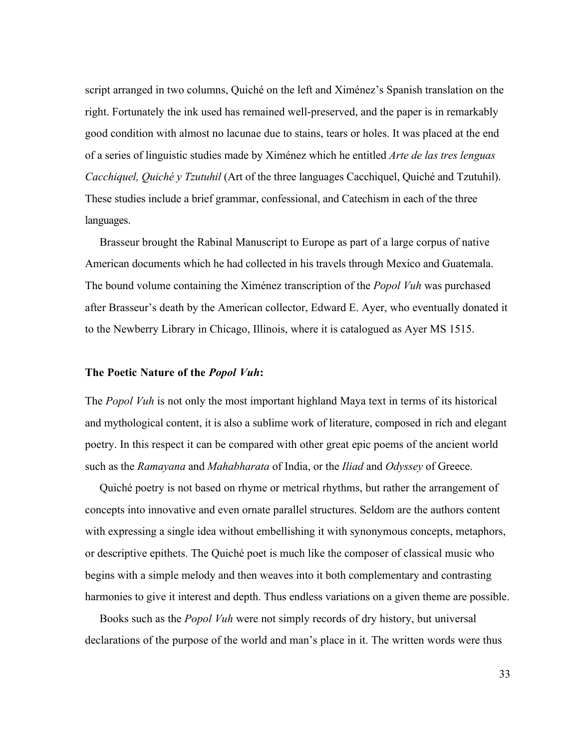script arranged in two columns, Quiché on the left and Ximénez's Spanish translation on the right. Fortunately the ink used has remained well-preserved, and the paper is in remarkably good condition with almost no lacunae due to stains, tears or holes. It was placed at the end of a series of linguistic studies made by Ximénez which he entitled *Arte de las tres lenguas Cacchiquel, Quiché y Tzutuhil* (Art of the three languages Cacchiquel, Quiché and Tzutuhil). These studies include a brief grammar, confessional, and Catechism in each of the three languages.

Brasseur brought the Rabinal Manuscript to Europe as part of a large corpus of native American documents which he had collected in his travels through Mexico and Guatemala. The bound volume containing the Ximénez transcription of the *Popol Vuh* was purchased after Brasseur's death by the American collector, Edward E. Ayer, who eventually donated it to the Newberry Library in Chicago, Illinois, where it is catalogued as Ayer MS 1515.

### The Poetic Nature of the *Popol Vuh*:

The *Popol Vuh* is not only the most important highland Maya text in terms of its historical and mythological content, it is also a sublime work of literature, composed in rich and elegant poetry. In this respect it can be compared with other great epic poems of the ancient world such as the *Ramayana* and *Mahabharata* of India, or the *Iliad* and *Odyssey* of Greece.

Quiché poetry is not based on rhyme or metrical rhythms, but rather the arrangement of concepts into innovative and even ornate parallel structures. Seldom are the authors content with expressing a single idea without embellishing it with synonymous concepts, metaphors, or descriptive epithets. The Quiché poet is much like the composer of classical music who begins with a simple melody and then weaves into it both complementary and contrasting harmonies to give it interest and depth. Thus endless variations on a given theme are possible.

Books such as the *Popol Vuh* were not simply records of dry history, but universal declarations of the purpose of the world and man's place in it. The written words were thus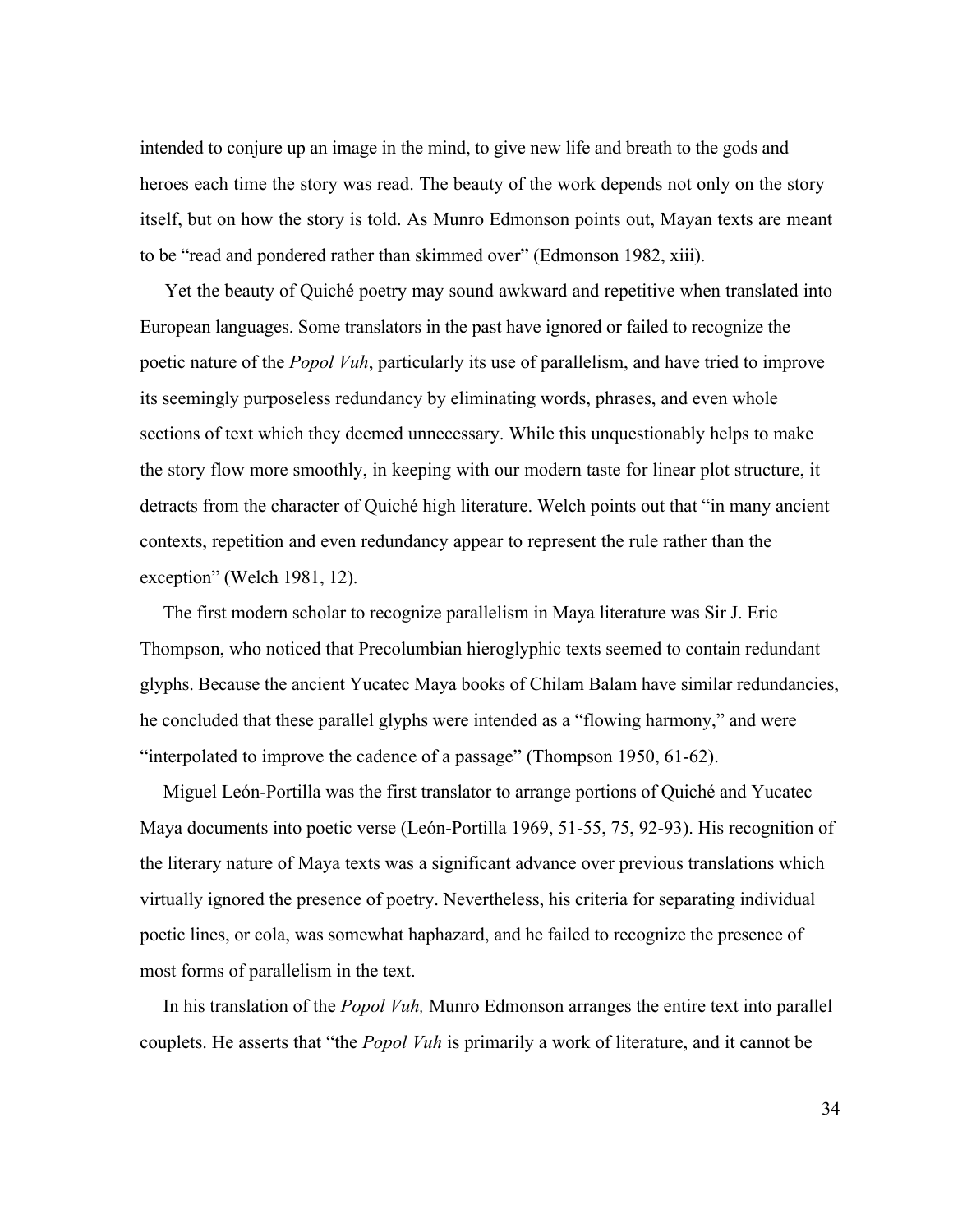intended to conjure up an image in the mind, to give new life and breath to the gods and heroes each time the story was read. The beauty of the work depends not only on the story itself, but on how the story is told. As Munro Edmonson points out, Mayan texts are meant to be "read and pondered rather than skimmed over" (Edmonson 1982, xiii).

Yet the beauty of Quiché poetry may sound awkward and repetitive when translated into European languages. Some translators in the past have ignored or failed to recognize the poetic nature of the *Popol Vuh*, particularly its use of parallelism, and have tried to improve its seemingly purposeless redundancy by eliminating words, phrases, and even whole sections of text which they deemed unnecessary. While this unquestionably helps to make the story flow more smoothly, in keeping with our modern taste for linear plot structure, it detracts from the character of Quiché high literature. Welch points out that "in many ancient contexts, repetition and even redundancy appear to represent the rule rather than the exception" (Welch 1981, 12).

The first modern scholar to recognize parallelism in Maya literature was Sir J. Eric Thompson, who noticed that Precolumbian hieroglyphic texts seemed to contain redundant glyphs. Because the ancient Yucatec Maya books of Chilam Balam have similar redundancies, he concluded that these parallel glyphs were intended as a "flowing harmony," and were "interpolated to improve the cadence of a passage" (Thompson 1950, 61-62).

Miguel León-Portilla was the first translator to arrange portions of Quiché and Yucatec Maya documents into poetic verse (León-Portilla 1969, 51-55, 75, 92-93). His recognition of the literary nature of Maya texts was a significant advance over previous translations which virtually ignored the presence of poetry. Nevertheless, his criteria for separating individual poetic lines, or cola, was somewhat haphazard, and he failed to recognize the presence of most forms of parallelism in the text.

In his translation of the *Popol Vuh,* Munro Edmonson arranges the entire text into parallel couplets. He asserts that "the *Popol Vuh* is primarily a work of literature, and it cannot be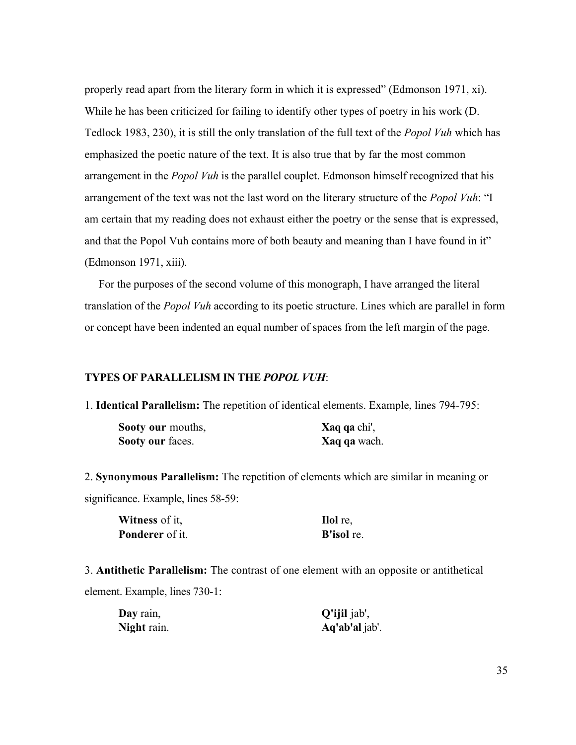properly read apart from the literary form in which it is expressed" (Edmonson 1971, xi). While he has been criticized for failing to identify other types of poetry in his work (D. Tedlock 1983, 230), it is still the only translation of the full text of the *Popol Vuh* which has emphasized the poetic nature of the text. It is also true that by far the most common arrangement in the *Popol Vuh* is the parallel couplet. Edmonson himself recognized that his arrangement of the text was not the last word on the literary structure of the *Popol Vuh*: "I am certain that my reading does not exhaust either the poetry or the sense that is expressed, and that the Popol Vuh contains more of both beauty and meaning than I have found in it" (Edmonson 1971, xiii).

For the purposes of the second volume of this monograph, I have arranged the literal translation of the *Popol Vuh* according to its poetic structure. Lines which are parallel in form or concept have been indented an equal number of spaces from the left margin of the page.

**TYPES OF PARALLELISM IN THE *POPOL VUH*:**

1. **Identical Parallelism:** The repetition of identical elements. Example, lines 794-795:

| | |
|---|---|
| **Sooty our** mouths, | **Xaq qa** chi', |
| **Sooty our** faces. | **Xaq qa** wach. |

2. **Synonymous Parallelism:** The repetition of elements which are similar in meaning or significance. Example, lines 58-59:

| | |
|---|---|
| **Witness** of it, | **Ilol** re, |
| **Ponderer** of it. | **B'isol** re. |

3. **Antithetic Parallelism:** The contrast of one element with an opposite or antithetical element. Example, lines 730-1:

| | |
|---|---|
| **Day** rain, | **Q'ijil** jab', |
| **Night** rain. | **Aq'ab'al** jab'. |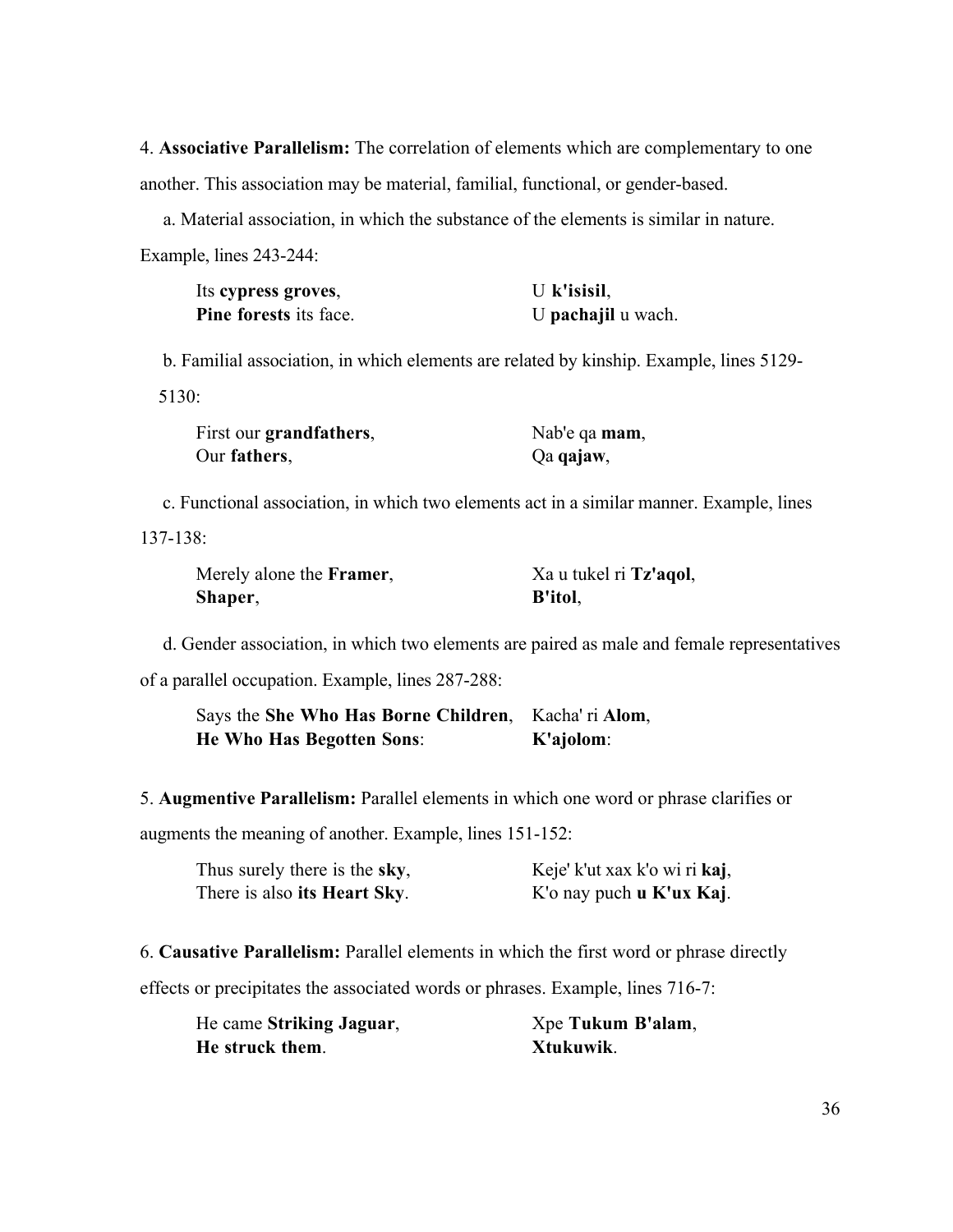4. **Associative Parallelism:** The correlation of elements which are complementary to one another. This association may be material, familial, functional, or gender-based.

a. Material association, in which the substance of the elements is similar in nature. Example, lines 243-244:

| | |
|---|---|
| Its **cypress groves**, | U **k'isisil**, |
| **Pine forests** its face. | U **pachajil** u wach. |

b. Familial association, in which elements are related by kinship. Example, lines 5129-5130:

| | |
|---|---|
| First our **grandfathers**, | Nab'e qa **mam**, |
| Our **fathers**, | Qa **qajaw**, |

c. Functional association, in which two elements act in a similar manner. Example, lines 137-138:

| | |
|---|---|
| Merely alone the **Framer**, | Xa u tukel ri **Tz'aqol**, |
| **Shaper**, | **B'itol**, |

d. Gender association, in which two elements are paired as male and female representatives of a parallel occupation. Example, lines 287-288:

| | |
|---|---|
| Says the **She Who Has Borne Children**, | Kacha' ri **Alom**, |
| **He Who Has Begotten Sons**: | **K'ajolom**: |

5. **Augmentive Parallelism:** Parallel elements in which one word or phrase clarifies or augments the meaning of another. Example, lines 151-152:

| | |
|---|---|
| Thus surely there is the **sky**, | Keje' k'ut xax k'o wi ri **kaj**, |
| There is also **its Heart Sky**. | K'o nay puch **u K'ux Kaj**. |

6. **Causative Parallelism:** Parallel elements in which the first word or phrase directly effects or precipitates the associated words or phrases. Example, lines 716-7:

| | |
|---|---|
| He came **Striking Jaguar**, | Xpe **Tukum B'alam**, |
| **He struck them**. | **Xtukuwik**. |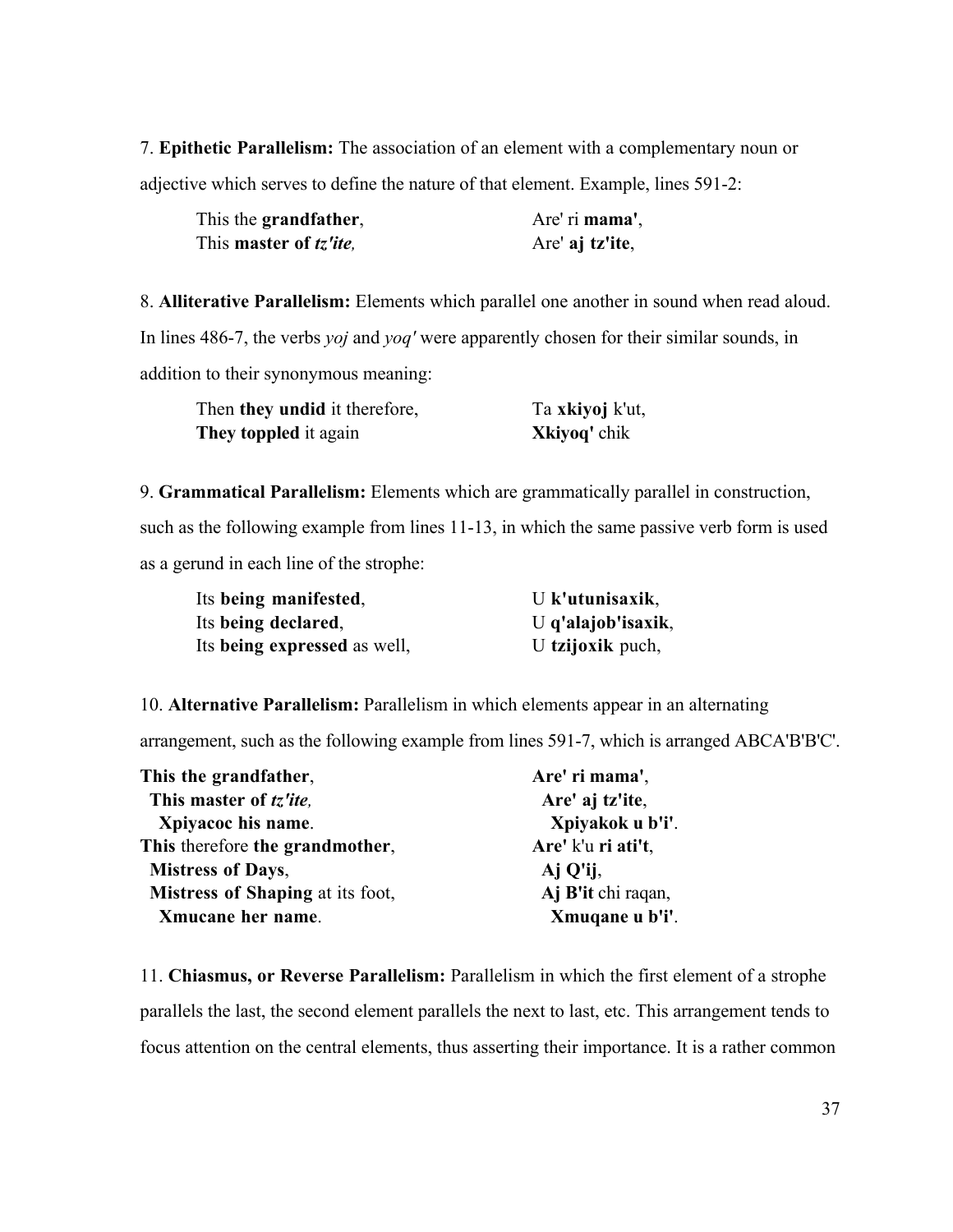7. **Epithetic Parallelism:** The association of an element with a complementary noun or adjective which serves to define the nature of that element. Example, lines 591-2:

| | |
|---|---|
| This the **grandfather**, | Are' ri **mama'**, |
| This **master of *tz'ite,*** | Are' **aj tz'ite**, |

8. **Alliterative Parallelism:** Elements which parallel one another in sound when read aloud. In lines 486-7, the verbs *yoj* and *yoq'* were apparently chosen for their similar sounds, in addition to their synonymous meaning:

| | |
|---|---|
| Then **they undid** it therefore, | Ta **xkiyoj** k'ut, |
| **They toppled** it again | **Xkiyoq'** chik |

9. **Grammatical Parallelism:** Elements which are grammatically parallel in construction, such as the following example from lines 11-13, in which the same passive verb form is used as a gerund in each line of the strophe:

| | |
|---|---|
| Its **being manifested**, | U **k'utunisaxik**, |
| Its **being declared**, | U **q'alajob'isaxik**, |
| Its **being expressed** as well, | U **tzijoxik** puch, |

10. **Alternative Parallelism:** Parallelism in which elements appear in an alternating arrangement, such as the following example from lines 591-7, which is arranged ABCA'B'B'C'.

| | |
|---|---|
| **This the grandfather**, | **Are' ri mama'**, |
| **This master of *tz'ite,*** | **Are' aj tz'ite**, |
| **Xpiyacoc his name**. | **Xpiyakok u b'i'**. |
| **This** therefore **the grandmother**, | **Are'** k'u **ri ati't**, |
| **Mistress of Days**, | **Aj Q'ij**, |
| **Mistress of Shaping** at its foot, | **Aj B'it** chi raqan, |
| **Xmucane her name**. | **Xmuqane u b'i'**. |

11. **Chiasmus, or Reverse Parallelism:** Parallelism in which the first element of a strophe parallels the last, the second element parallels the next to last, etc. This arrangement tends to focus attention on the central elements, thus asserting their importance. It is a rather common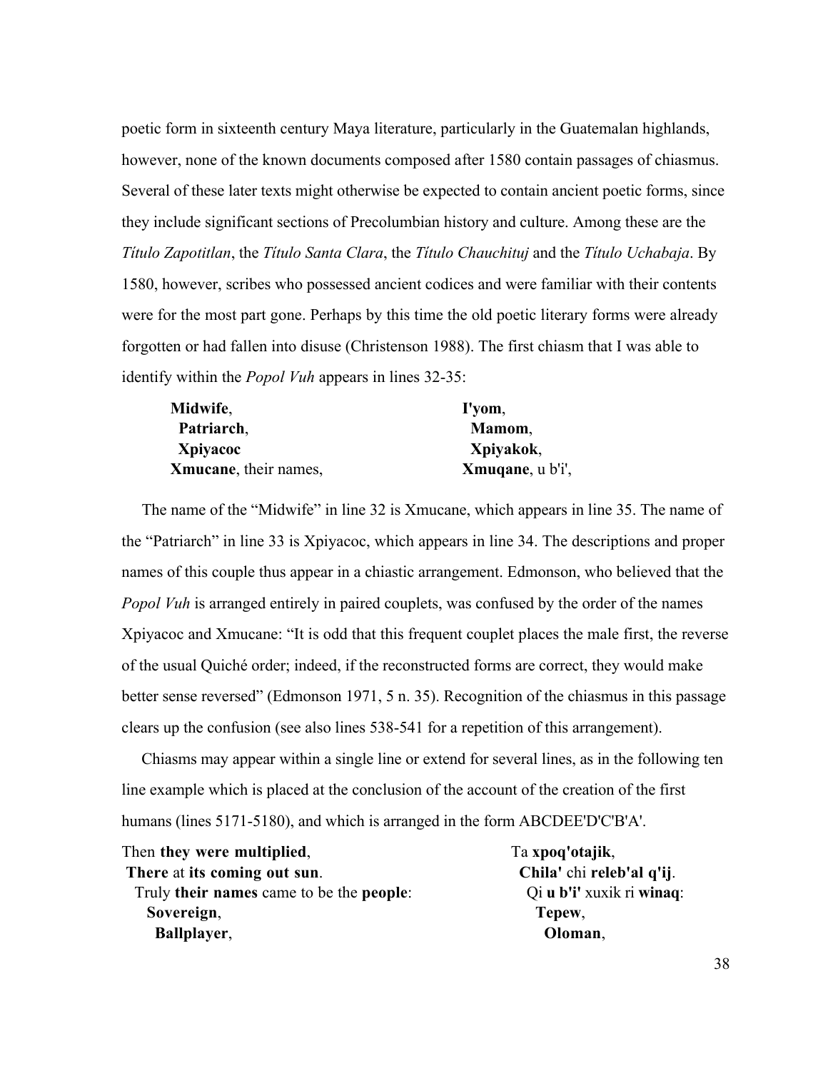poetic form in sixteenth century Maya literature, particularly in the Guatemalan highlands, however, none of the known documents composed after 1580 contain passages of chiasmus. Several of these later texts might otherwise be expected to contain ancient poetic forms, since they include significant sections of Precolumbian history and culture. Among these are the *Título Zapotitlan*, the *Título Santa Clara*, the *Título Chauchituj* and the *Título Uchabaja*. By 1580, however, scribes who possessed ancient codices and were familiar with their contents were for the most part gone. Perhaps by this time the old poetic literary forms were already forgotten or had fallen into disuse (Christenson 1988). The first chiasm that I was able to identify within the *Popol Vuh* appears in lines 32-35:

| | |
|---|---|
| **Midwife**, | **I'yom**, |
| **Patriarch**, | **Mamom**, |
| **Xpiyacoc** | **Xpiyakok**, |
| **Xmucane**, their names, | **Xmuqane**, u b'i', |

The name of the "Midwife" in line 32 is Xmucane, which appears in line 35. The name of the "Patriarch" in line 33 is Xpiyacoc, which appears in line 34. The descriptions and proper names of this couple thus appear in a chiastic arrangement. Edmonson, who believed that the *Popol Vuh* is arranged entirely in paired couplets, was confused by the order of the names Xpiyacoc and Xmucane: "It is odd that this frequent couplet places the male first, the reverse of the usual Quiché order; indeed, if the reconstructed forms are correct, they would make better sense reversed" (Edmonson 1971, 5 n. 35). Recognition of the chiasmus in this passage clears up the confusion (see also lines 538-541 for a repetition of this arrangement).

Chiasms may appear within a single line or extend for several lines, as in the following ten line example which is placed at the conclusion of the account of the creation of the first humans (lines 5171-5180), and which is arranged in the form ABCDEE'D'C'B'A'.

| | |
|---|---|
| Then **they were multiplied**, | Ta **xpoq'otajik**, |
| **There** at **its coming out sun**. | **Chila'** chi **releb'al q'ij**. |
| Truly **their names** came to be the **people**: | Qi **u b'i'** xuxik ri **winaq**: |
| **Sovereign**, | **Tepew**, |
| **Ballplayer**, | **Oloman**, |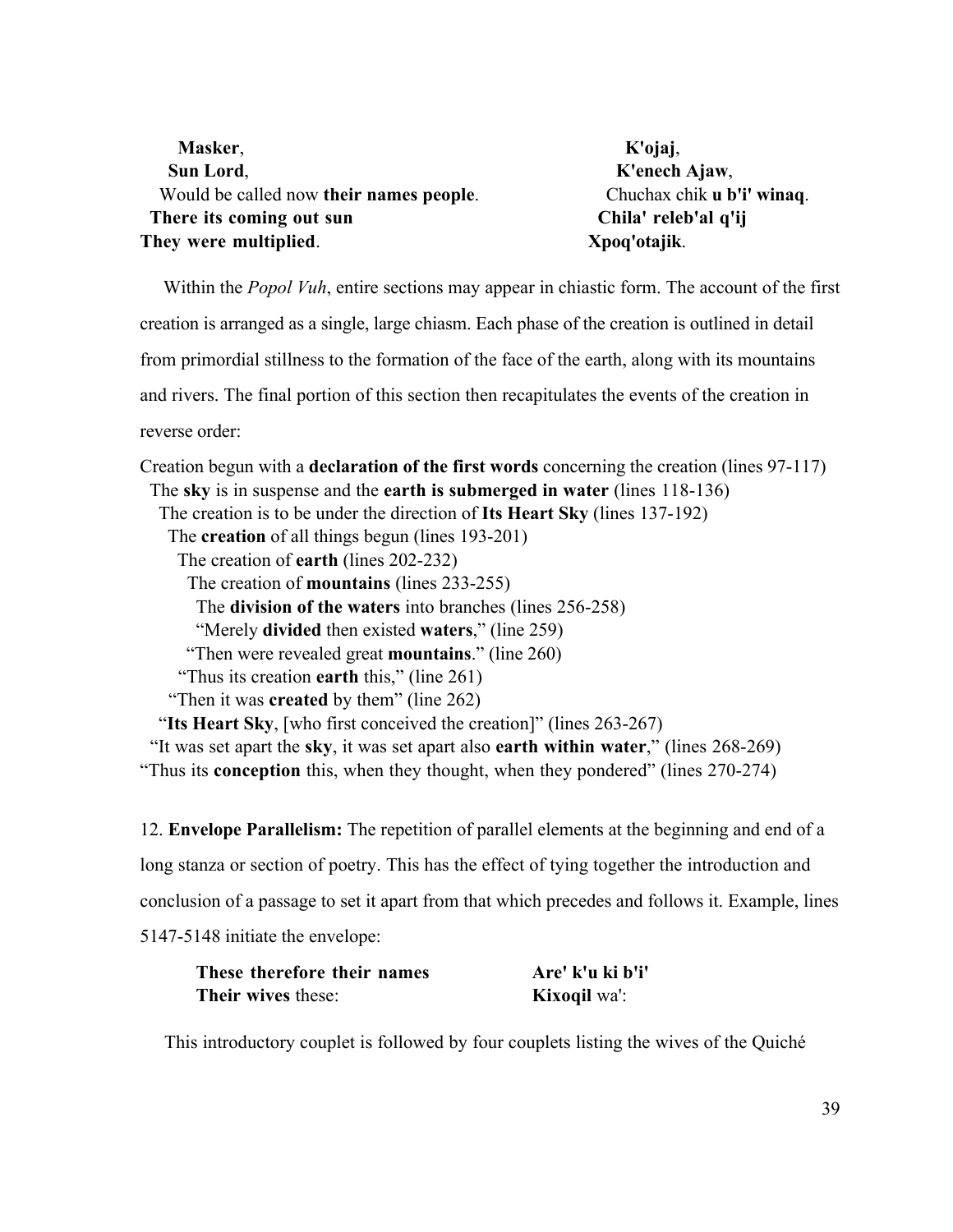| | |
|---|---|
| **Masker**, | **K'ojaj**, |
| **Sun Lord**, | **K'enech Ajaw**, |
| Would be called now **their names people**. | Chuchax chik **u b'i' winaq**. |
| **There its coming out sun** | **Chila' releb'al q'ij** |
| **They were multiplied**. | **Xpoq'otajik**. |

Within the *Popol Vuh*, entire sections may appear in chiastic form. The account of the first creation is arranged as a single, large chiasm. Each phase of the creation is outlined in detail from primordial stillness to the formation of the face of the earth, along with its mountains and rivers. The final portion of this section then recapitulates the events of the creation in reverse order:

Creation begun with a **declaration of the first words** concerning the creation (lines 97-117)
  The **sky** is in suspense and the **earth is submerged in water** (lines 118-136)
    The creation is to be under the direction of **Its Heart Sky** (lines 137-192)
      The **creation** of all things begun (lines 193-201)
        The creation of **earth** (lines 202-232)
          The creation of **mountains** (lines 233-255)
            The **division of the waters** into branches (lines 256-258)
            "Merely **divided** then existed **waters**," (line 259)
          "Then were revealed great **mountains**." (line 260)
        "Thus its creation **earth** this," (line 261)
      "Then it was **created** by them" (line 262)
    "**Its Heart Sky**, [who first conceived the creation]" (lines 263-267)
  "It was set apart the **sky**, it was set apart also **earth within water**," (lines 268-269)
"Thus its **conception** this, when they thought, when they pondered" (lines 270-274)

12. **Envelope Parallelism:** The repetition of parallel elements at the beginning and end of a long stanza or section of poetry. This has the effect of tying together the introduction and conclusion of a passage to set it apart from that which precedes and follows it. Example, lines 5147-5148 initiate the envelope:

| | |
|---|---|
| **These therefore their names** | **Are' k'u ki b'i'** |
| **Their wives** these: | **Kixoqil** wa': |

This introductory couplet is followed by four couplets listing the wives of the Quiché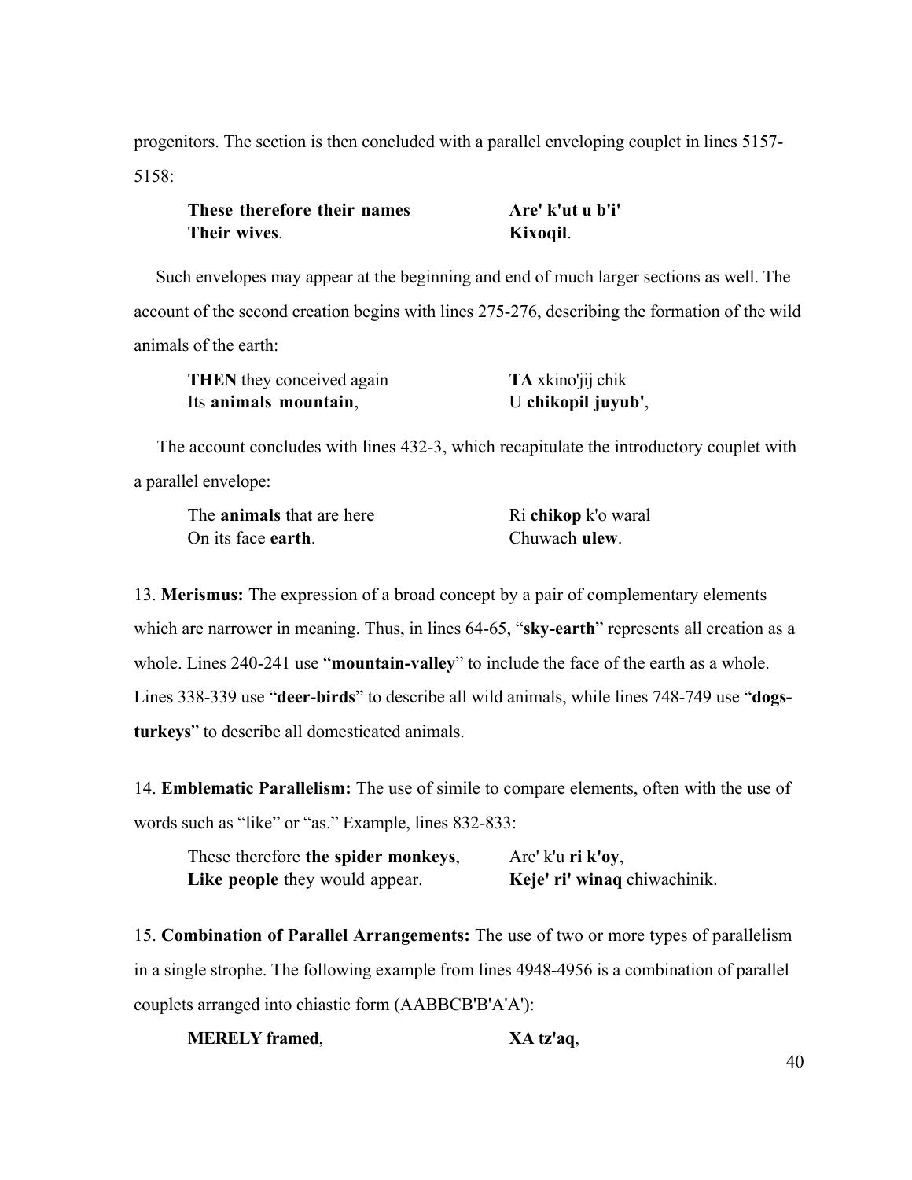progenitors. The section is then concluded with a parallel enveloping couplet in lines 5157-5158:

| | |
|---|---|
| **These therefore their names** | **Are' k'ut u b'i'** |
| **Their wives**. | **Kixoqil**. |

Such envelopes may appear at the beginning and end of much larger sections as well. The account of the second creation begins with lines 275-276, describing the formation of the wild animals of the earth:

| | |
|---|---|
| **THEN** they conceived again | **TA** xkino'jij chik |
| Its **animals mountain**, | U **chikopil juyub'**, |

The account concludes with lines 432-3, which recapitulate the introductory couplet with a parallel envelope:

| | |
|---|---|
| The **animals** that are here | Ri **chikop** k'o waral |
| On its face **earth**. | Chuwach **ulew**. |

13. **Merismus:** The expression of a broad concept by a pair of complementary elements which are narrower in meaning. Thus, in lines 64-65, "**sky-earth**" represents all creation as a whole. Lines 240-241 use "**mountain-valley**" to include the face of the earth as a whole. Lines 338-339 use "**deer-birds**" to describe all wild animals, while lines 748-749 use "**dogs-turkeys**" to describe all domesticated animals.

14. **Emblematic Parallelism:** The use of simile to compare elements, often with the use of words such as "like" or "as." Example, lines 832-833:

| | |
|---|---|
| These therefore **the spider monkeys**, | Are' k'u **ri k'oy**, |
| **Like people** they would appear. | **Keje' ri' winaq** chiwachinik. |

15. **Combination of Parallel Arrangements:** The use of two or more types of parallelism in a single strophe. The following example from lines 4948-4956 is a combination of parallel couplets arranged into chiastic form (AABBCB'B'A'A'):

| | |
|---|---|
| **MERELY framed**, | **XA tz'aq**, |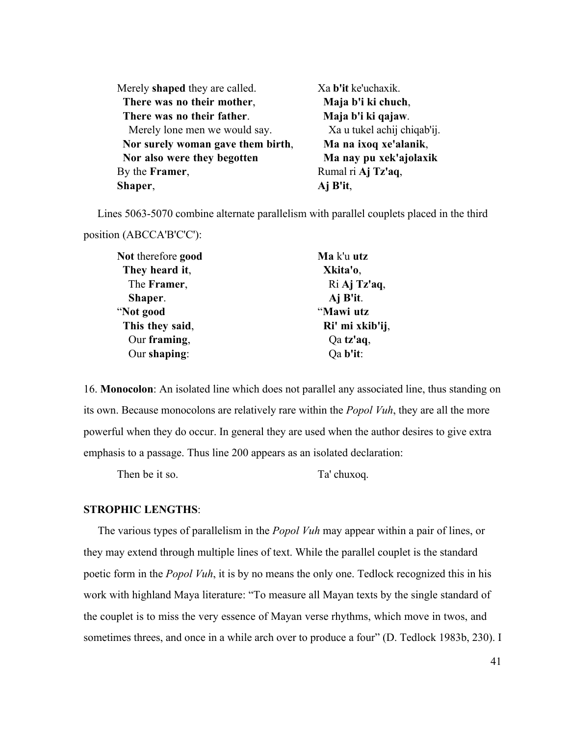| | |
|---|---|
| Merely **shaped** they are called. | Xa **b'it** ke'uchaxik. |
| **There was no their mother**, | **Maja b'i ki chuch**, |
| **There was no their father**. | **Maja b'i ki qajaw**. |
| Merely lone men we would say. | Xa u tukel achij chiqab'ij. |
| **Nor surely woman gave them birth**, | **Ma na ixoq xe'alanik**, |
| **Nor also were they begotten** | **Ma nay pu xek'ajolaxik** |
| By the **Framer**, | Rumal ri **Aj Tz'aq**, |
| **Shaper**, | **Aj B'it**, |

Lines 5063-5070 combine alternate parallelism with parallel couplets placed in the third position (ABCCA'B'C'C'):

| | |
|---|---|
| **Not** therefore **good** | **Ma** k'u **utz** |
| **They heard it**, | **Xkita'o**, |
| The **Framer**, | Ri **Aj Tz'aq**, |
| **Shaper**. | **Aj B'it**. |
| "**Not good** | "**Mawi utz** |
| **This they said**, | **Ri' mi xkib'ij**, |
| Our **framing**, | Qa **tz'aq**, |
| Our **shaping**: | Qa **b'it**: |

16. **Monocolon**: An isolated line which does not parallel any associated line, thus standing on its own. Because monocolons are relatively rare within the *Popol Vuh*, they are all the more powerful when they do occur. In general they are used when the author desires to give extra emphasis to a passage. Thus line 200 appears as an isolated declaration:

| | |
|---|---|
| Then be it so. | Ta' chuxoq. |

**STROPHIC LENGTHS**:

The various types of parallelism in the *Popol Vuh* may appear within a pair of lines, or they may extend through multiple lines of text. While the parallel couplet is the standard poetic form in the *Popol Vuh*, it is by no means the only one. Tedlock recognized this in his work with highland Maya literature: "To measure all Mayan texts by the single standard of the couplet is to miss the very essence of Mayan verse rhythms, which move in twos, and sometimes threes, and once in a while arch over to produce a four" (D. Tedlock 1983b, 230). I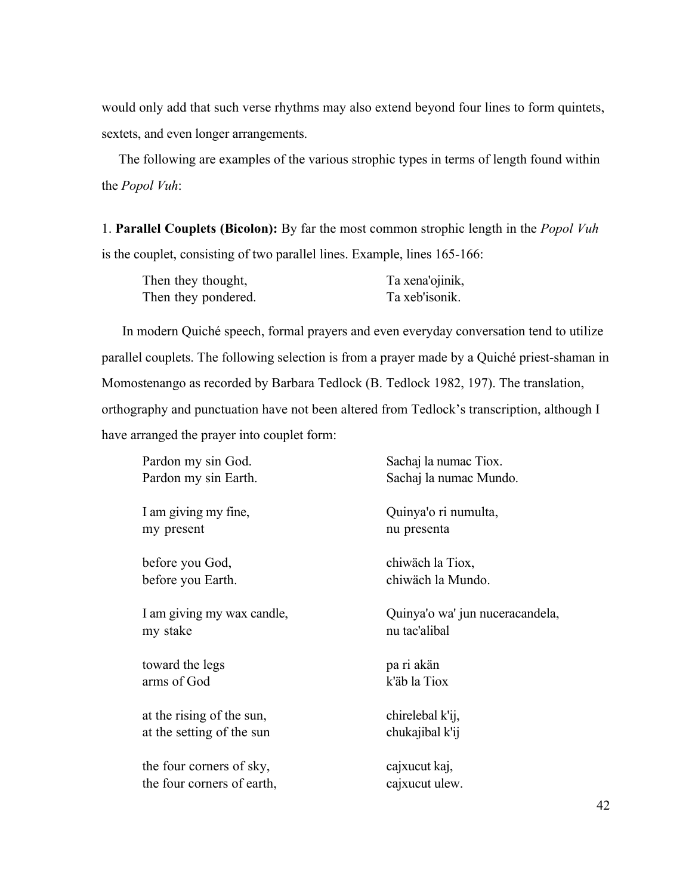would only add that such verse rhythms may also extend beyond four lines to form quintets, sextets, and even longer arrangements.

The following are examples of the various strophic types in terms of length found within the *Popol Vuh*:

1. **Parallel Couplets (Bicolon):** By far the most common strophic length in the *Popol Vuh* is the couplet, consisting of two parallel lines. Example, lines 165-166:

| | |
|---|---|
| Then they thought, | Ta xena'ojinik, |
| Then they pondered. | Ta xeb'isonik. |

In modern Quiché speech, formal prayers and even everyday conversation tend to utilize parallel couplets. The following selection is from a prayer made by a Quiché priest-shaman in Momostenango as recorded by Barbara Tedlock (B. Tedlock 1982, 197). The translation, orthography and punctuation have not been altered from Tedlock's transcription, although I have arranged the prayer into couplet form:

| | |
|---|---|
| Pardon my sin God. | Sachaj la numac Tiox. |
| Pardon my sin Earth. | Sachaj la numac Mundo. |
| | |
| I am giving my fine, | Quinya'o ri numulta, |
| my present | nu presenta |
| | |
| before you God, | chiwäch la Tiox, |
| before you Earth. | chiwäch la Mundo. |
| | |
| I am giving my wax candle, | Quinya'o wa' jun nuceracandela, |
| my stake | nu tac'alibal |
| | |
| toward the legs | pa ri akän |
| arms of God | k'äb la Tiox |
| | |
| at the rising of the sun, | chirelebal k'ij, |
| at the setting of the sun | chukajibal k'ij |
| | |
| the four corners of sky, | cajxucut kaj, |
| the four corners of earth, | cajxucut ulew. |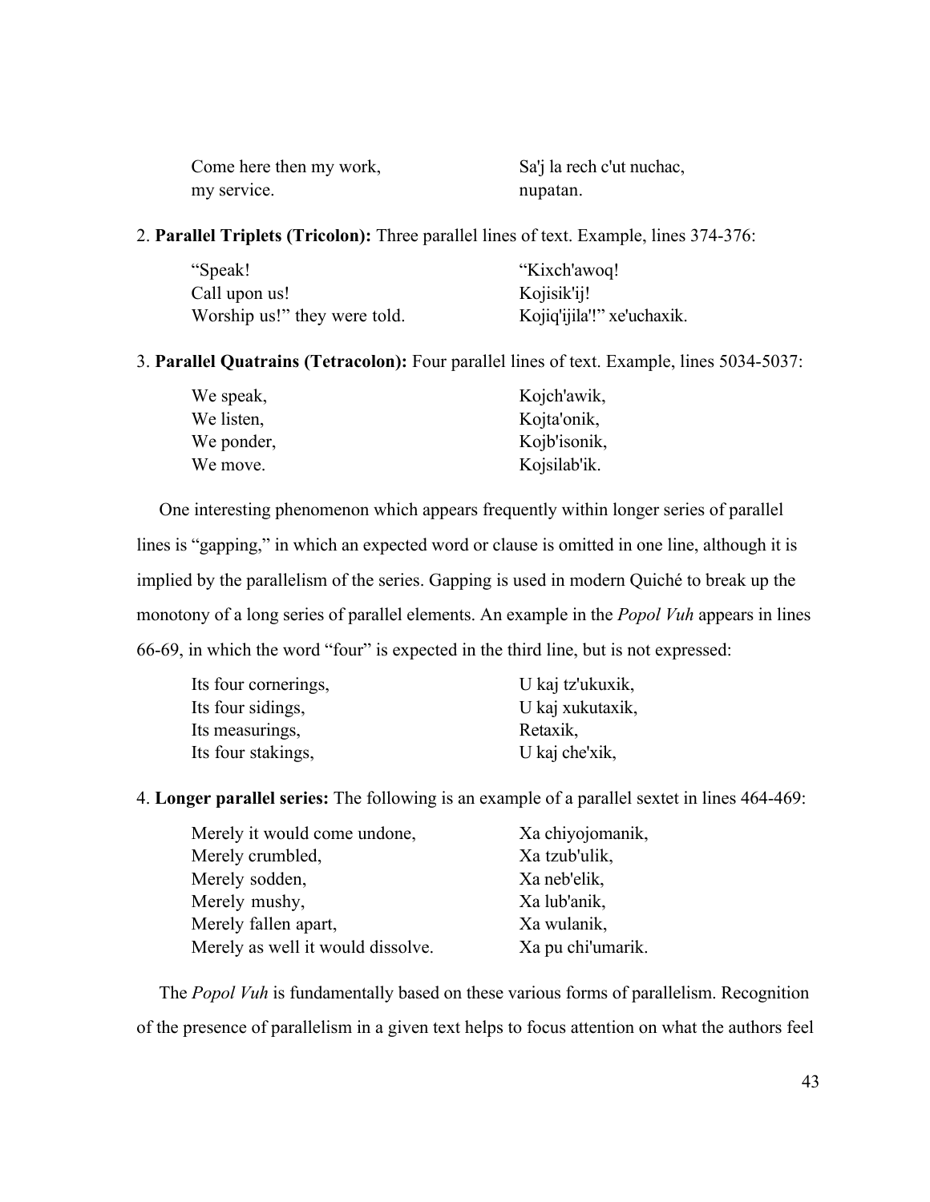| | |
|---|---|
| Come here then my work, | Sa'j la rech c'ut nuchac, |
| my service. | nupatan. |

2. **Parallel Triplets (Tricolon):** Three parallel lines of text. Example, lines 374-376:

| | |
|---|---|
| "Speak! | "Kixch'awoq! |
| Call upon us! | Kojisik'ij! |
| Worship us!" they were told. | Kojiq'ijila'!" xe'uchaxik. |

3. **Parallel Quatrains (Tetracolon):** Four parallel lines of text. Example, lines 5034-5037:

| | |
|---|---|
| We speak, | Kojch'awik, |
| We listen, | Kojta'onik, |
| We ponder, | Kojb'isonik, |
| We move. | Kojsilab'ik. |

One interesting phenomenon which appears frequently within longer series of parallel lines is "gapping," in which an expected word or clause is omitted in one line, although it is implied by the parallelism of the series. Gapping is used in modern Quiché to break up the monotony of a long series of parallel elements. An example in the *Popol Vuh* appears in lines 66-69, in which the word "four" is expected in the third line, but is not expressed:

| | |
|---|---|
| Its four cornerings, | U kaj tz'ukuxik, |
| Its four sidings, | U kaj xukutaxik, |
| Its measurings, | Retaxik, |
| Its four stakings, | U kaj che'xik, |

4. **Longer parallel series:** The following is an example of a parallel sextet in lines 464-469:

| | |
|---|---|
| Merely it would come undone, | Xa chiyojomanik, |
| Merely crumbled, | Xa tzub'ulik, |
| Merely sodden, | Xa neb'elik, |
| Merely mushy, | Xa lub'anik, |
| Merely fallen apart, | Xa wulanik, |
| Merely as well it would dissolve. | Xa pu chi'umarik. |

The *Popol Vuh* is fundamentally based on these various forms of parallelism. Recognition of the presence of parallelism in a given text helps to focus attention on what the authors feel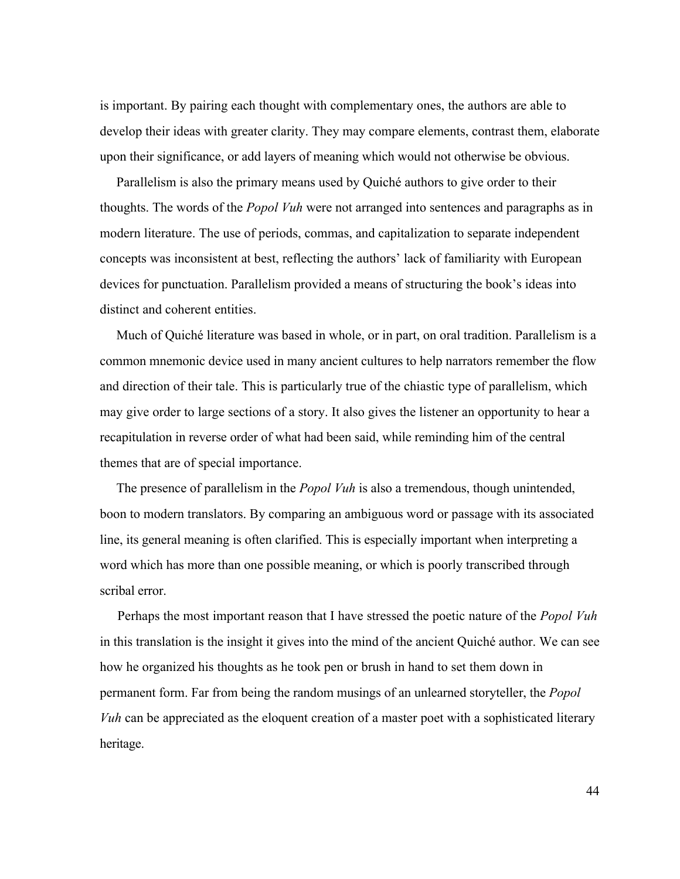is important. By pairing each thought with complementary ones, the authors are able to develop their ideas with greater clarity. They may compare elements, contrast them, elaborate upon their significance, or add layers of meaning which would not otherwise be obvious.

Parallelism is also the primary means used by Quiché authors to give order to their thoughts. The words of the *Popol Vuh* were not arranged into sentences and paragraphs as in modern literature. The use of periods, commas, and capitalization to separate independent concepts was inconsistent at best, reflecting the authors' lack of familiarity with European devices for punctuation. Parallelism provided a means of structuring the book's ideas into distinct and coherent entities.

Much of Quiché literature was based in whole, or in part, on oral tradition. Parallelism is a common mnemonic device used in many ancient cultures to help narrators remember the flow and direction of their tale. This is particularly true of the chiastic type of parallelism, which may give order to large sections of a story. It also gives the listener an opportunity to hear a recapitulation in reverse order of what had been said, while reminding him of the central themes that are of special importance.

The presence of parallelism in the *Popol Vuh* is also a tremendous, though unintended, boon to modern translators. By comparing an ambiguous word or passage with its associated line, its general meaning is often clarified. This is especially important when interpreting a word which has more than one possible meaning, or which is poorly transcribed through scribal error.

Perhaps the most important reason that I have stressed the poetic nature of the *Popol Vuh* in this translation is the insight it gives into the mind of the ancient Quiché author. We can see how he organized his thoughts as he took pen or brush in hand to set them down in permanent form. Far from being the random musings of an unlearned storyteller, the *Popol Vuh* can be appreciated as the eloquent creation of a master poet with a sophisticated literary heritage.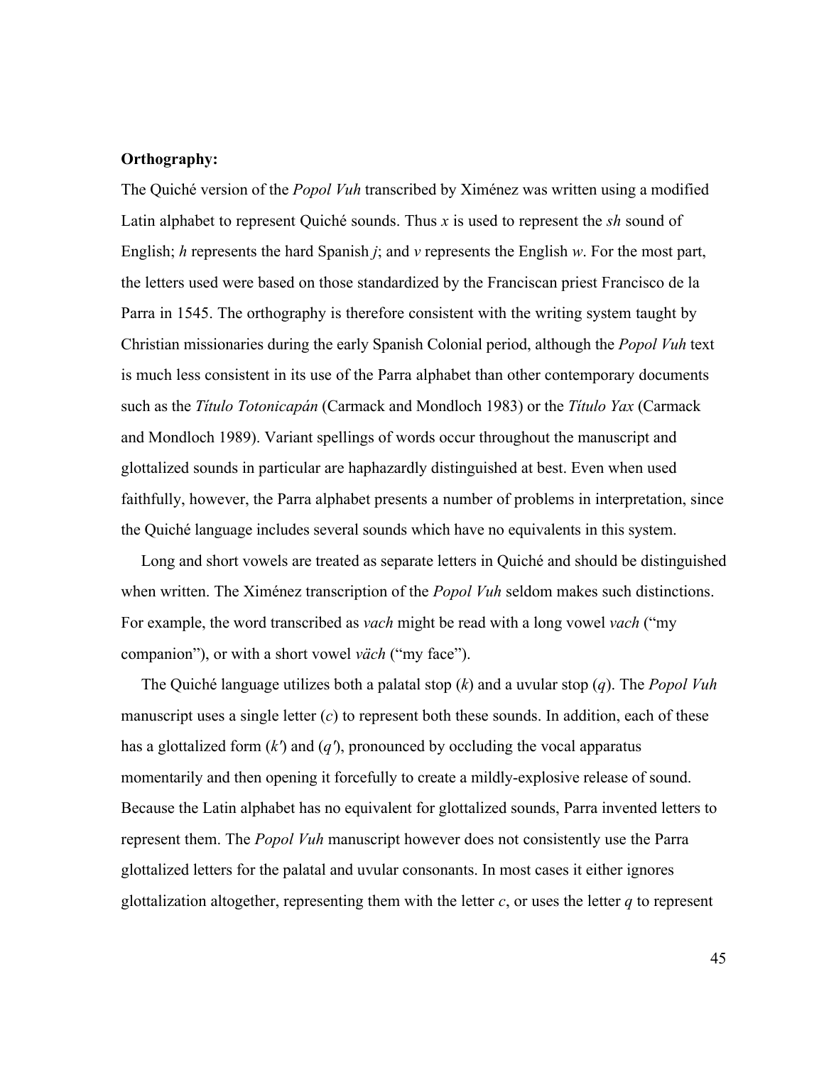**Orthography:**

The Quiché version of the *Popol Vuh* transcribed by Ximénez was written using a modified Latin alphabet to represent Quiché sounds. Thus *x* is used to represent the *sh* sound of English; *h* represents the hard Spanish *j*; and *v* represents the English *w*. For the most part, the letters used were based on those standardized by the Franciscan priest Francisco de la Parra in 1545. The orthography is therefore consistent with the writing system taught by Christian missionaries during the early Spanish Colonial period, although the *Popol Vuh* text is much less consistent in its use of the Parra alphabet than other contemporary documents such as the *Título Totonicapán* (Carmack and Mondloch 1983) or the *Título Yax* (Carmack and Mondloch 1989). Variant spellings of words occur throughout the manuscript and glottalized sounds in particular are haphazardly distinguished at best. Even when used faithfully, however, the Parra alphabet presents a number of problems in interpretation, since the Quiché language includes several sounds which have no equivalents in this system.

Long and short vowels are treated as separate letters in Quiché and should be distinguished when written. The Ximénez transcription of the *Popol Vuh* seldom makes such distinctions. For example, the word transcribed as *vach* might be read with a long vowel *vach* ("my companion"), or with a short vowel *väch* ("my face").

The Quiché language utilizes both a palatal stop (*k*) and a uvular stop (*q*). The *Popol Vuh* manuscript uses a single letter (*c*) to represent both these sounds. In addition, each of these has a glottalized form (*k'*) and (*q'*), pronounced by occluding the vocal apparatus momentarily and then opening it forcefully to create a mildly-explosive release of sound. Because the Latin alphabet has no equivalent for glottalized sounds, Parra invented letters to represent them. The *Popol Vuh* manuscript however does not consistently use the Parra glottalized letters for the palatal and uvular consonants. In most cases it either ignores glottalization altogether, representing them with the letter *c*, or uses the letter *q* to represent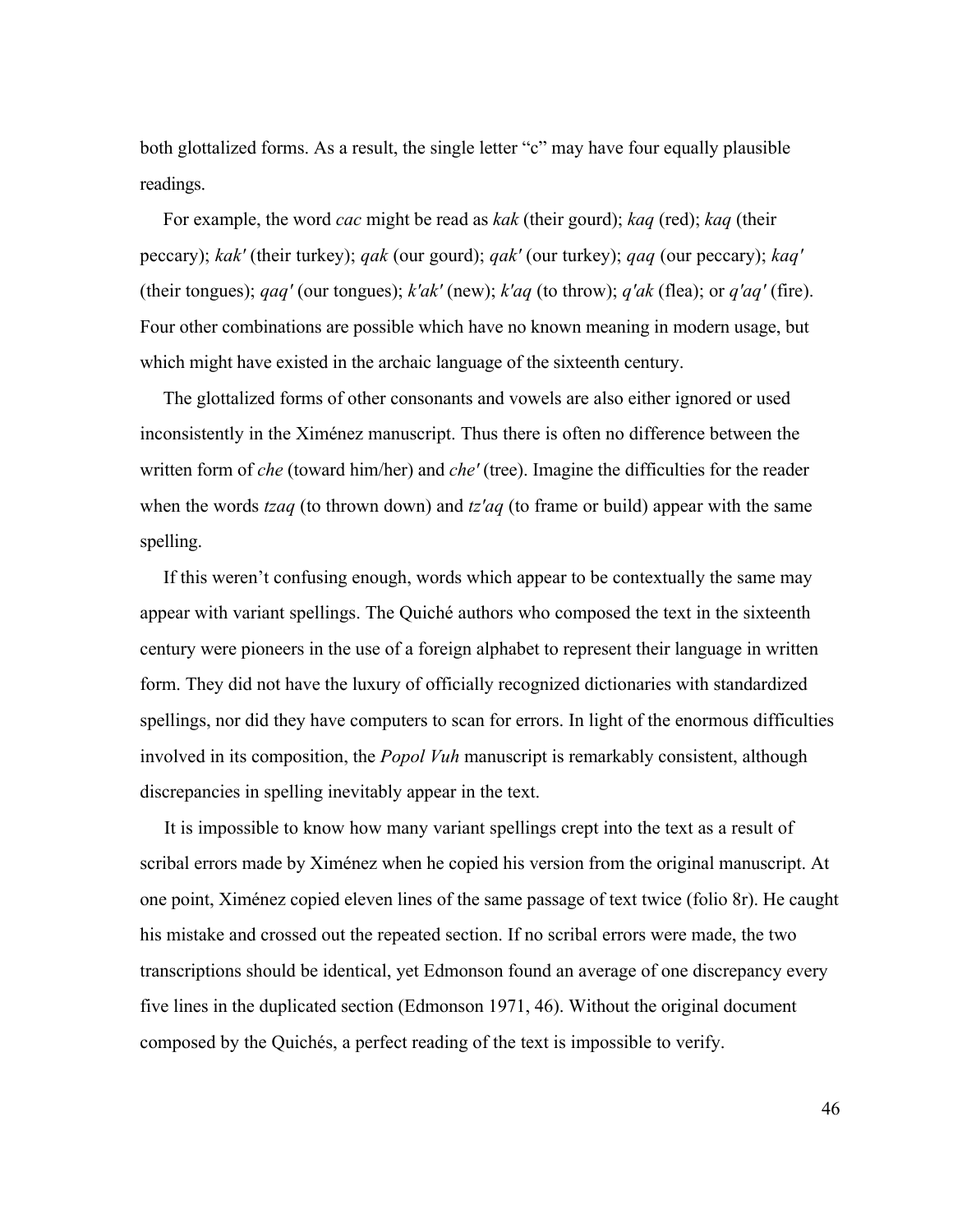both glottalized forms. As a result, the single letter "c" may have four equally plausible readings.

For example, the word *cac* might be read as *kak* (their gourd); *kaq* (red); *kaq* (their peccary); *kak'* (their turkey); *qak* (our gourd); *qak'* (our turkey); *qaq* (our peccary); *kaq'* (their tongues); *qaq'* (our tongues); *k'ak'* (new); *k'aq* (to throw); *q'ak* (flea); or *q'aq'* (fire). Four other combinations are possible which have no known meaning in modern usage, but which might have existed in the archaic language of the sixteenth century.

The glottalized forms of other consonants and vowels are also either ignored or used inconsistently in the Ximénez manuscript. Thus there is often no difference between the written form of *che* (toward him/her) and *che'* (tree). Imagine the difficulties for the reader when the words *tzaq* (to thrown down) and *tz'aq* (to frame or build) appear with the same spelling.

If this weren't confusing enough, words which appear to be contextually the same may appear with variant spellings. The Quiché authors who composed the text in the sixteenth century were pioneers in the use of a foreign alphabet to represent their language in written form. They did not have the luxury of officially recognized dictionaries with standardized spellings, nor did they have computers to scan for errors. In light of the enormous difficulties involved in its composition, the *Popol Vuh* manuscript is remarkably consistent, although discrepancies in spelling inevitably appear in the text.

It is impossible to know how many variant spellings crept into the text as a result of scribal errors made by Ximénez when he copied his version from the original manuscript. At one point, Ximénez copied eleven lines of the same passage of text twice (folio 8r). He caught his mistake and crossed out the repeated section. If no scribal errors were made, the two transcriptions should be identical, yet Edmonson found an average of one discrepancy every five lines in the duplicated section (Edmonson 1971, 46). Without the original document composed by the Quichés, a perfect reading of the text is impossible to verify.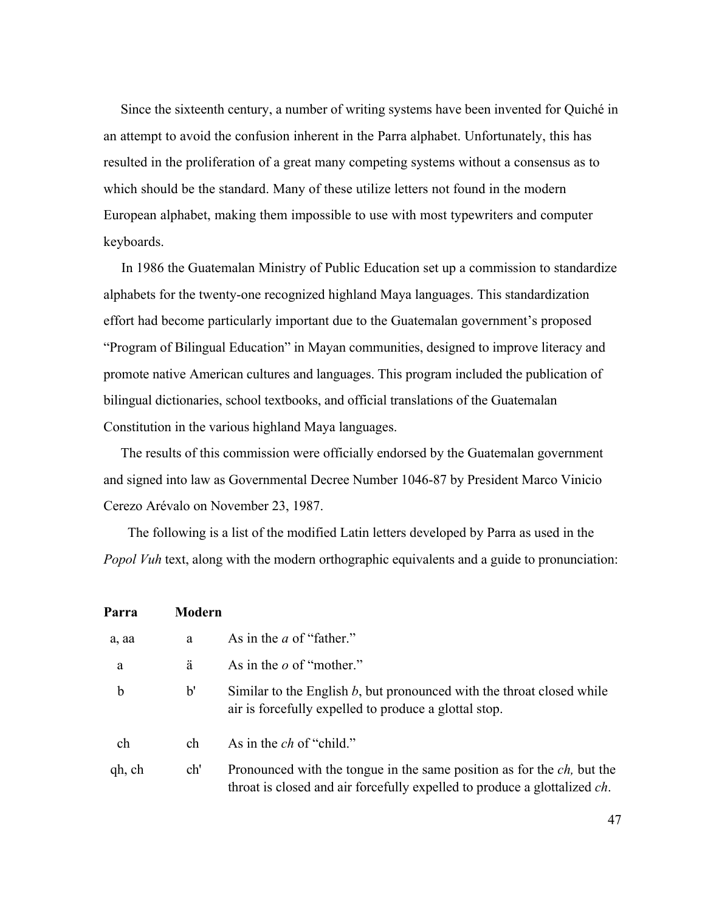Since the sixteenth century, a number of writing systems have been invented for Quiché in an attempt to avoid the confusion inherent in the Parra alphabet. Unfortunately, this has resulted in the proliferation of a great many competing systems without a consensus as to which should be the standard. Many of these utilize letters not found in the modern European alphabet, making them impossible to use with most typewriters and computer keyboards.

In 1986 the Guatemalan Ministry of Public Education set up a commission to standardize alphabets for the twenty-one recognized highland Maya languages. This standardization effort had become particularly important due to the Guatemalan government's proposed "Program of Bilingual Education" in Mayan communities, designed to improve literacy and promote native American cultures and languages. This program included the publication of bilingual dictionaries, school textbooks, and official translations of the Guatemalan Constitution in the various highland Maya languages.

The results of this commission were officially endorsed by the Guatemalan government and signed into law as Governmental Decree Number 1046-87 by President Marco Vinicio Cerezo Arévalo on November 23, 1987.

The following is a list of the modified Latin letters developed by Parra as used in the *Popol Vuh* text, along with the modern orthographic equivalents and a guide to pronunciation:

| Parra | Modern | |
|---|---|---|
| a, aa | a | As in the *a* of "father." |
| a | ä | As in the *o* of "mother." |
| b | b' | Similar to the English *b*, but pronounced with the throat closed while air is forcefully expelled to produce a glottal stop. |
| ch | ch | As in the *ch* of "child." |
| qh, ch | ch' | Pronounced with the tongue in the same position as for the *ch,* but the throat is closed and air forcefully expelled to produce a glottalized *ch*. |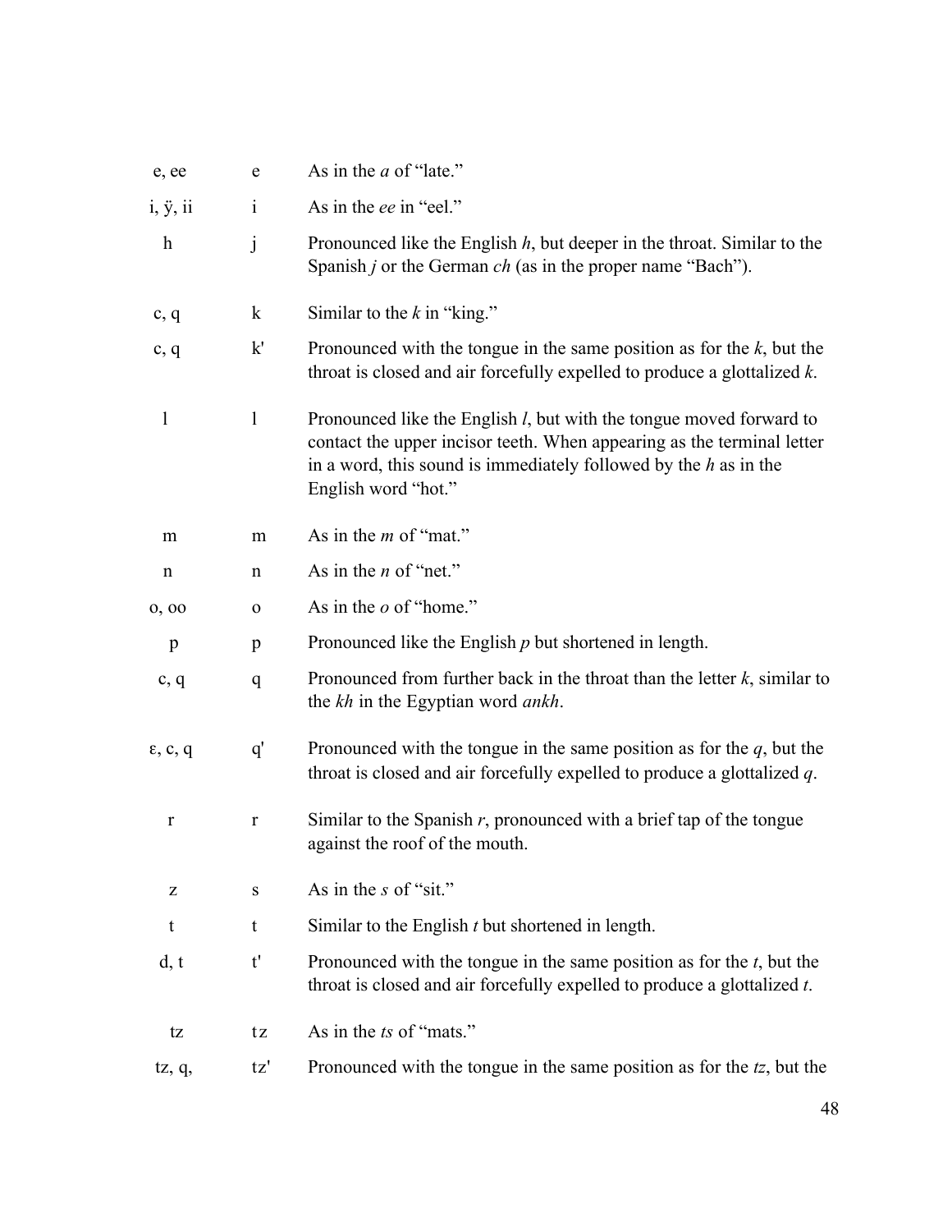| | | |
|---|---|---|
| e, ee | e | As in the *a* of "late." |
| i, ÿ, ii | i | As in the *ee* in "eel." |
| h | j | Pronounced like the English *h*, but deeper in the throat. Similar to the Spanish *j* or the German *ch* (as in the proper name "Bach"). |
| c, q | k | Similar to the *k* in "king." |
| c, q | k' | Pronounced with the tongue in the same position as for the *k*, but the throat is closed and air forcefully expelled to produce a glottalized *k*. |
| l | l | Pronounced like the English *l*, but with the tongue moved forward to contact the upper incisor teeth. When appearing as the terminal letter in a word, this sound is immediately followed by the *h* as in the English word "hot." |
| m | m | As in the *m* of "mat." |
| n | n | As in the *n* of "net." |
| o, oo | o | As in the *o* of "home." |
| p | p | Pronounced like the English *p* but shortened in length. |
| c, q | q | Pronounced from further back in the throat than the letter *k*, similar to the *kh* in the Egyptian word *ankh*. |
| ε, c, q | q' | Pronounced with the tongue in the same position as for the *q*, but the throat is closed and air forcefully expelled to produce a glottalized *q*. |
| r | r | Similar to the Spanish *r*, pronounced with a brief tap of the tongue against the roof of the mouth. |
| z | s | As in the *s* of "sit." |
| t | t | Similar to the English *t* but shortened in length. |
| d, t | t' | Pronounced with the tongue in the same position as for the *t*, but the throat is closed and air forcefully expelled to produce a glottalized *t*. |
| tz | tz | As in the *ts* of "mats." |
| tz, q, | tz' | Pronounced with the tongue in the same position as for the *tz*, but the |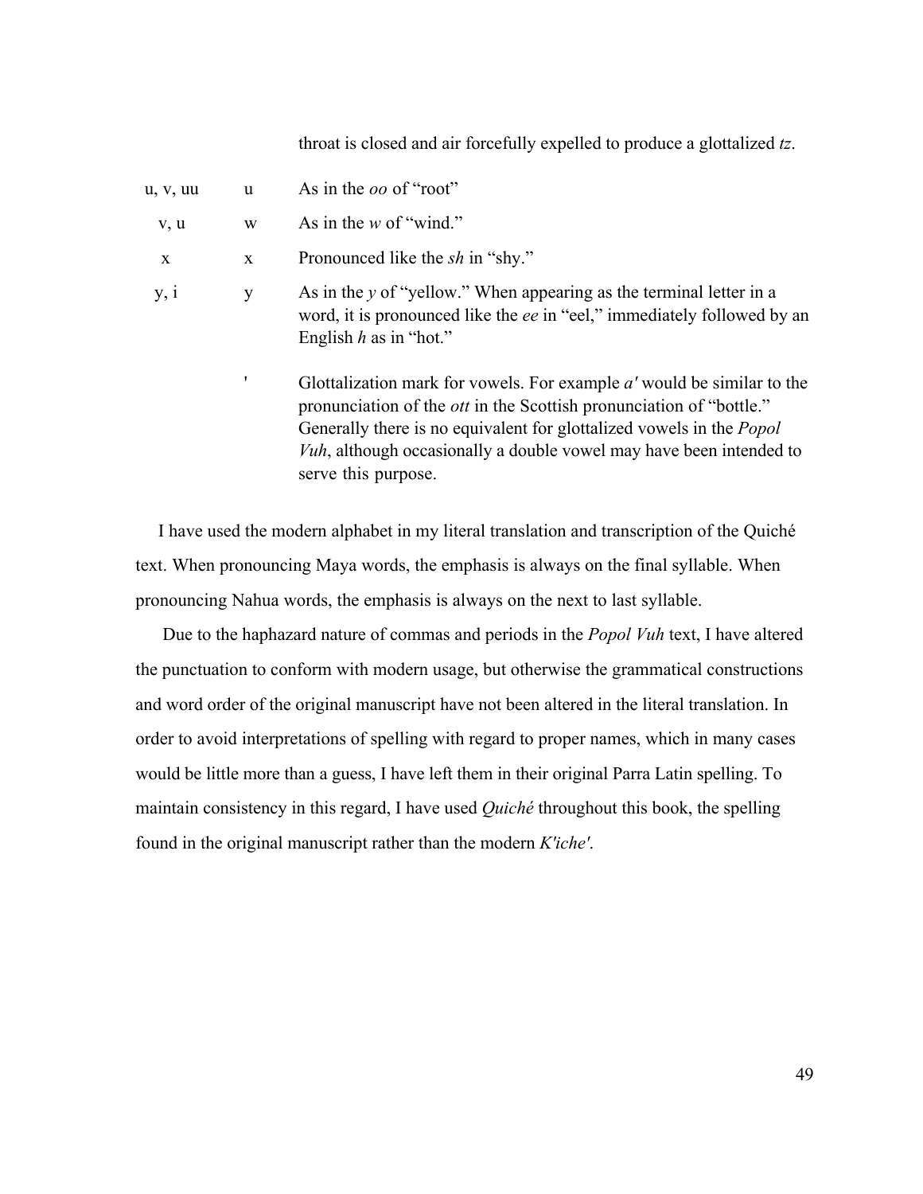throat is closed and air forcefully expelled to produce a glottalized *tz*.

| | | |
|---|---|---|
| u, v, uu | u | As in the *oo* of "root" |
| v, u | w | As in the *w* of "wind." |
| x | x | Pronounced like the *sh* in "shy." |
| y, i | y | As in the *y* of "yellow." When appearing as the terminal letter in a word, it is pronounced like the *ee* in "eel," immediately followed by an English *h* as in "hot." |
| | ' | Glottalization mark for vowels. For example *a'* would be similar to the pronunciation of the *ott* in the Scottish pronunciation of "bottle." Generally there is no equivalent for glottalized vowels in the *Popol Vuh*, although occasionally a double vowel may have been intended to serve this purpose. |

I have used the modern alphabet in my literal translation and transcription of the Quiché text. When pronouncing Maya words, the emphasis is always on the final syllable. When pronouncing Nahua words, the emphasis is always on the next to last syllable.

Due to the haphazard nature of commas and periods in the *Popol Vuh* text, I have altered the punctuation to conform with modern usage, but otherwise the grammatical constructions and word order of the original manuscript have not been altered in the literal translation. In order to avoid interpretations of spelling with regard to proper names, which in many cases would be little more than a guess, I have left them in their original Parra Latin spelling. To maintain consistency in this regard, I have used *Quiché* throughout this book, the spelling found in the original manuscript rather than the modern *K'iche'*.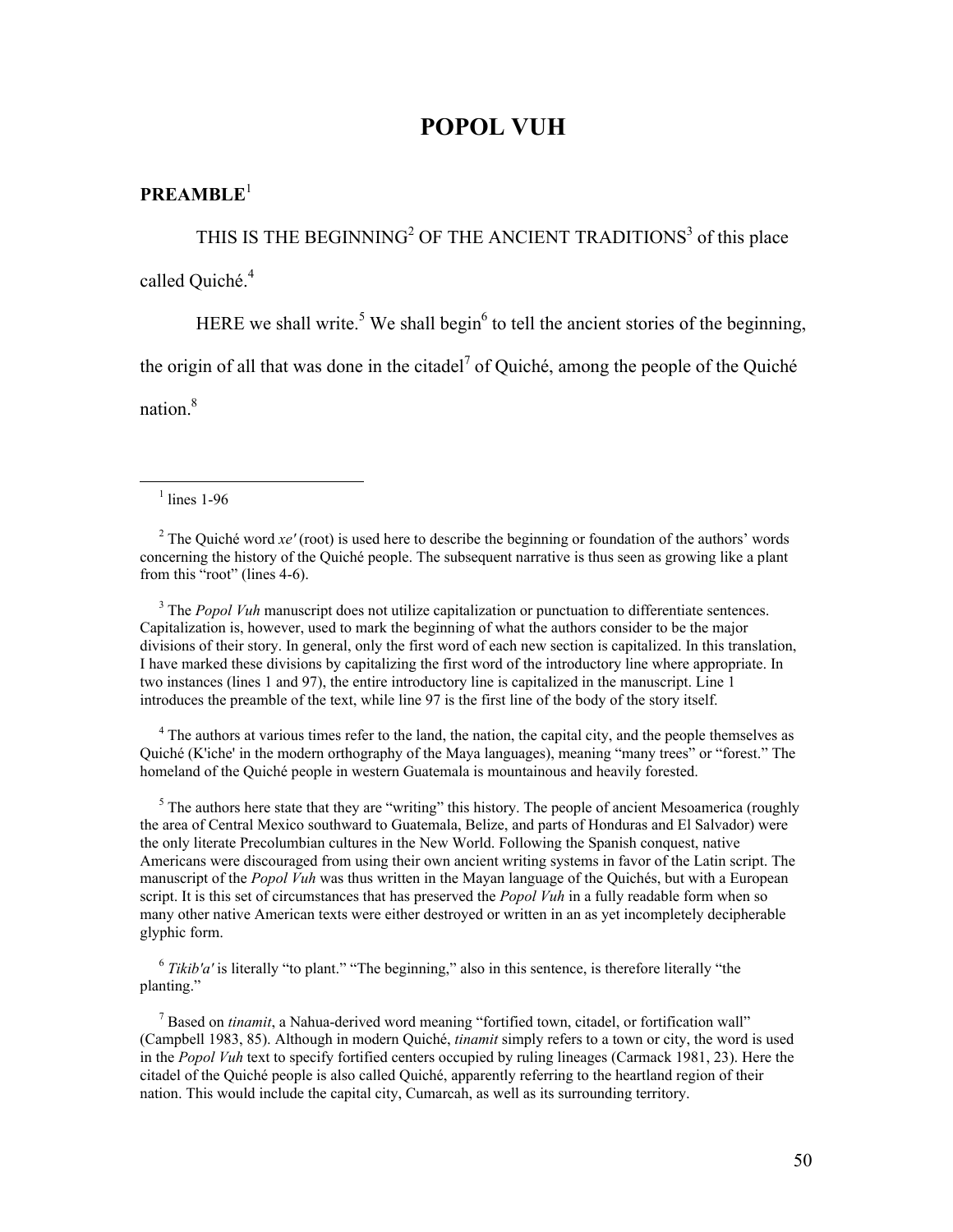# POPOL VUH

## PREAMBLE[1]

THIS IS THE BEGINNING[2] OF THE ANCIENT TRADITIONS[3] of this place called Quiché.[4]

HERE we shall write.[5] We shall begin[6] to tell the ancient stories of the beginning, the origin of all that was done in the citadel[7] of Quiché, among the people of the Quiché nation.[8]

---

[1] lines 1-96

[2] The Quiché word *xe'* (root) is used here to describe the beginning or foundation of the authors' words concerning the history of the Quiché people. The subsequent narrative is thus seen as growing like a plant from this "root" (lines 4-6).

[3] The *Popol Vuh* manuscript does not utilize capitalization or punctuation to differentiate sentences. Capitalization is, however, used to mark the beginning of what the authors consider to be the major divisions of their story. In general, only the first word of each new section is capitalized. In this translation, I have marked these divisions by capitalizing the first word of the introductory line where appropriate. In two instances (lines 1 and 97), the entire introductory line is capitalized in the manuscript. Line 1 introduces the preamble of the text, while line 97 is the first line of the body of the story itself.

[4] The authors at various times refer to the land, the nation, the capital city, and the people themselves as Quiché (K'iche' in the modern orthography of the Maya languages), meaning "many trees" or "forest." The homeland of the Quiché people in western Guatemala is mountainous and heavily forested.

[5] The authors here state that they are "writing" this history. The people of ancient Mesoamerica (roughly the area of Central Mexico southward to Guatemala, Belize, and parts of Honduras and El Salvador) were the only literate Precolumbian cultures in the New World. Following the Spanish conquest, native Americans were discouraged from using their own ancient writing systems in favor of the Latin script. The manuscript of the *Popol Vuh* was thus written in the Mayan language of the Quichés, but with a European script. It is this set of circumstances that has preserved the *Popol Vuh* in a fully readable form when so many other native American texts were either destroyed or written in an as yet incompletely decipherable glyphic form.

[6] *Tikib'a'* is literally "to plant." "The beginning," also in this sentence, is therefore literally "the planting."

[7] Based on *tinamit*, a Nahua-derived word meaning "fortified town, citadel, or fortification wall" (Campbell 1983, 85). Although in modern Quiché, *tinamit* simply refers to a town or city, the word is used in the *Popol Vuh* text to specify fortified centers occupied by ruling lineages (Carmack 1981, 23). Here the citadel of the Quiché people is also called Quiché, apparently referring to the heartland region of their nation. This would include the capital city, Cumarcah, as well as its surrounding territory.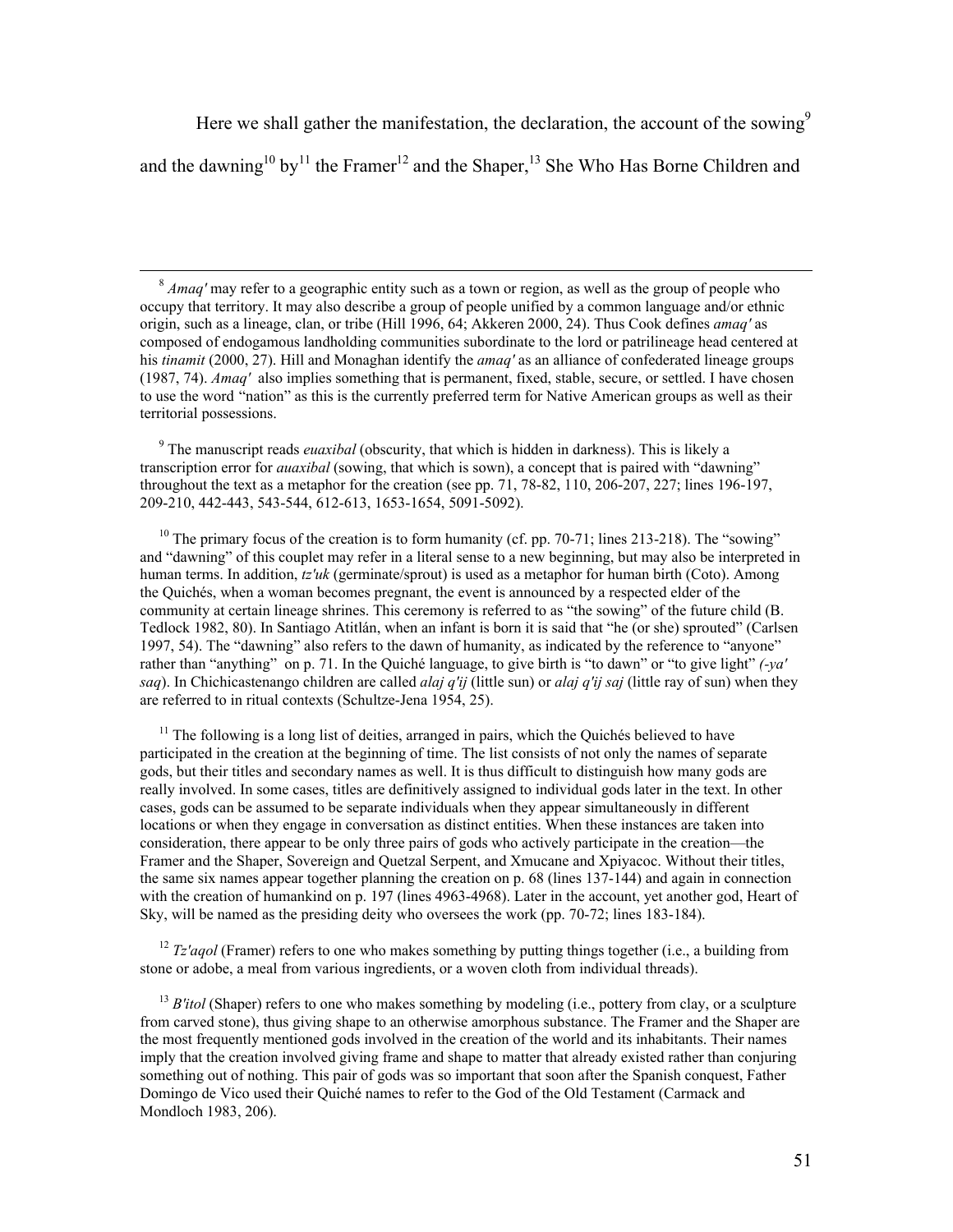Here we shall gather the manifestation, the declaration, the account of the sowing[9] and the dawning[10] by[11] the Framer[12] and the Shaper,[13] She Who Has Borne Children and

---

[8] *Amaq'* may refer to a geographic entity such as a town or region, as well as the group of people who occupy that territory. It may also describe a group of people unified by a common language and/or ethnic origin, such as a lineage, clan, or tribe (Hill 1996, 64; Akkeren 2000, 24). Thus Cook defines *amaq'* as composed of endogamous landholding communities subordinate to the lord or patrilineage head centered at his *tinamit* (2000, 27). Hill and Monaghan identify the *amaq'* as an alliance of confederated lineage groups (1987, 74). *Amaq'* also implies something that is permanent, fixed, stable, secure, or settled. I have chosen to use the word "nation" as this is the currently preferred term for Native American groups as well as their territorial possessions.

[9] The manuscript reads *euaxibal* (obscurity, that which is hidden in darkness). This is likely a transcription error for *auaxibal* (sowing, that which is sown), a concept that is paired with "dawning" throughout the text as a metaphor for the creation (see pp. 71, 78-82, 110, 206-207, 227; lines 196-197, 209-210, 442-443, 543-544, 612-613, 1653-1654, 5091-5092).

[10] The primary focus of the creation is to form humanity (cf. pp. 70-71; lines 213-218). The "sowing" and "dawning" of this couplet may refer in a literal sense to a new beginning, but may also be interpreted in human terms. In addition, *tz'uk* (germinate/sprout) is used as a metaphor for human birth (Coto). Among the Quichés, when a woman becomes pregnant, the event is announced by a respected elder of the community at certain lineage shrines. This ceremony is referred to as "the sowing" of the future child (B. Tedlock 1982, 80). In Santiago Atitlán, when an infant is born it is said that "he (or she) sprouted" (Carlsen 1997, 54). The "dawning" also refers to the dawn of humanity, as indicated by the reference to "anyone" rather than "anything" on p. 71. In the Quiché language, to give birth is "to dawn" or "to give light" *(-ya' saq)*. In Chichicastenango children are called *alaj q'ij* (little sun) or *alaj q'ij saj* (little ray of sun) when they are referred to in ritual contexts (Schultze-Jena 1954, 25).

[11] The following is a long list of deities, arranged in pairs, which the Quichés believed to have participated in the creation at the beginning of time. The list consists of not only the names of separate gods, but their titles and secondary names as well. It is thus difficult to distinguish how many gods are really involved. In some cases, titles are definitively assigned to individual gods later in the text. In other cases, gods can be assumed to be separate individuals when they appear simultaneously in different locations or when they engage in conversation as distinct entities. When these instances are taken into consideration, there appear to be only three pairs of gods who actively participate in the creation—the Framer and the Shaper, Sovereign and Quetzal Serpent, and Xmucane and Xpiyacoc. Without their titles, the same six names appear together planning the creation on p. 68 (lines 137-144) and again in connection with the creation of humankind on p. 197 (lines 4963-4968). Later in the account, yet another god, Heart of Sky, will be named as the presiding deity who oversees the work (pp. 70-72; lines 183-184).

[12] *Tz'aqol* (Framer) refers to one who makes something by putting things together (i.e., a building from stone or adobe, a meal from various ingredients, or a woven cloth from individual threads).

[13] *B'itol* (Shaper) refers to one who makes something by modeling (i.e., pottery from clay, or a sculpture from carved stone), thus giving shape to an otherwise amorphous substance. The Framer and the Shaper are the most frequently mentioned gods involved in the creation of the world and its inhabitants. Their names imply that the creation involved giving frame and shape to matter that already existed rather than conjuring something out of nothing. This pair of gods was so important that soon after the Spanish conquest, Father Domingo de Vico used their Quiché names to refer to the God of the Old Testament (Carmack and Mondloch 1983, 206).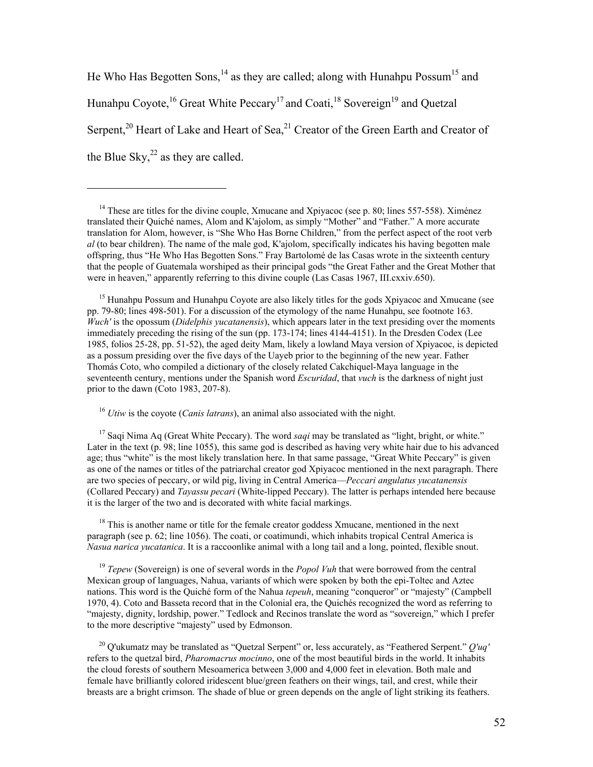He Who Has Begotten Sons,[14] as they are called; along with Hunahpu Possum[15] and Hunahpu Coyote,[16] Great White Peccary[17] and Coati,[18] Sovereign[19] and Quetzal Serpent,[20] Heart of Lake and Heart of Sea,[21] Creator of the Green Earth and Creator of the Blue Sky,[22] as they are called.

---

[14] These are titles for the divine couple, Xmucane and Xpiyacoc (see p. 80; lines 557-558). Ximénez translated their Quiché names, Alom and K'ajolom, as simply "Mother" and "Father." A more accurate translation for Alom, however, is "She Who Has Borne Children," from the perfect aspect of the root verb *al* (to bear children). The name of the male god, K'ajolom, specifically indicates his having begotten male offspring, thus "He Who Has Begotten Sons." Fray Bartolomé de las Casas wrote in the sixteenth century that the people of Guatemala worshiped as their principal gods "the Great Father and the Great Mother that were in heaven," apparently referring to this divine couple (Las Casas 1967, III.cxxiv.650).

[15] Hunahpu Possum and Hunahpu Coyote are also likely titles for the gods Xpiyacoc and Xmucane (see pp. 79-80; lines 498-501). For a discussion of the etymology of the name Hunahpu, see footnote 163. *Wuch'* is the opossum (*Didelphis yucatanensis*), which appears later in the text presiding over the moments immediately preceding the rising of the sun (pp. 173-174; lines 4144-4151). In the Dresden Codex (Lee 1985, folios 25-28, pp. 51-52), the aged deity Mam, likely a lowland Maya version of Xpiyacoc, is depicted as a possum presiding over the five days of the Uayeb prior to the beginning of the new year. Father Thomás Coto, who compiled a dictionary of the closely related Cakchiquel-Maya language in the seventeenth century, mentions under the Spanish word *Escuridad*, that *vuch* is the darkness of night just prior to the dawn (Coto 1983, 207-8).

[16] *Utiw* is the coyote (*Canis latrans*), an animal also associated with the night.

[17] Saqi Nima Aq (Great White Peccary). The word *saqi* may be translated as "light, bright, or white." Later in the text (p. 98; line 1055), this same god is described as having very white hair due to his advanced age; thus "white" is the most likely translation here. In that same passage, "Great White Peccary" is given as one of the names or titles of the patriarchal creator god Xpiyacoc mentioned in the next paragraph. There are two species of peccary, or wild pig, living in Central America—*Peccari angulatus yucatanensis* (Collared Peccary) and *Tayassu pecari* (White-lipped Peccary). The latter is perhaps intended here because it is the larger of the two and is decorated with white facial markings.

[18] This is another name or title for the female creator goddess Xmucane, mentioned in the next paragraph (see p. 62; line 1056). The coati, or coatimundi, which inhabits tropical Central America is *Nasua narica yucatanica*. It is a raccoonlike animal with a long tail and a long, pointed, flexible snout.

[19] *Tepew* (Sovereign) is one of several words in the *Popol Vuh* that were borrowed from the central Mexican group of languages, Nahua, variants of which were spoken by both the epi-Toltec and Aztec nations. This word is the Quiché form of the Nahua *tepeuh*, meaning "conqueror" or "majesty" (Campbell 1970, 4). Coto and Basseta record that in the Colonial era, the Quichés recognized the word as referring to "majesty, dignity, lordship, power." Tedlock and Recinos translate the word as "sovereign," which I prefer to the more descriptive "majesty" used by Edmonson.

[20] Q'ukumatz may be translated as "Quetzal Serpent" or, less accurately, as "Feathered Serpent." *Q'uq'* refers to the quetzal bird, *Pharomacrus mocinno*, one of the most beautiful birds in the world. It inhabits the cloud forests of southern Mesoamerica between 3,000 and 4,000 feet in elevation. Both male and female have brilliantly colored iridescent blue/green feathers on their wings, tail, and crest, while their breasts are a bright crimson. The shade of blue or green depends on the angle of light striking its feathers.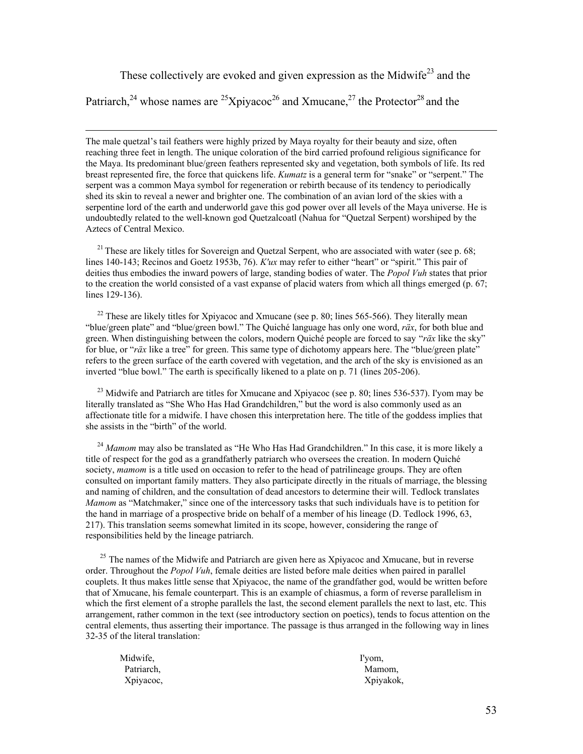These collectively are evoked and given expression as the Midwife[23] and the Patriarch,[24] whose names are [25]Xpiyacoc[26] and Xmucane,[27] the Protector[28] and the

---

The male quetzal's tail feathers were highly prized by Maya royalty for their beauty and size, often reaching three feet in length. The unique coloration of the bird carried profound religious significance for the Maya. Its predominant blue/green feathers represented sky and vegetation, both symbols of life. Its red breast represented fire, the force that quickens life. *Kumatz* is a general term for "snake" or "serpent." The serpent was a common Maya symbol for regeneration or rebirth because of its tendency to periodically shed its skin to reveal a newer and brighter one. The combination of an avian lord of the skies with a serpentine lord of the earth and underworld gave this god power over all levels of the Maya universe. He is undoubtedly related to the well-known god Quetzalcoatl (Nahua for "Quetzal Serpent) worshiped by the Aztecs of Central Mexico.

[21] These are likely titles for Sovereign and Quetzal Serpent, who are associated with water (see p. 68; lines 140-143; Recinos and Goetz 1953b, 76). *K'ux* may refer to either "heart" or "spirit." This pair of deities thus embodies the inward powers of large, standing bodies of water. The *Popol Vuh* states that prior to the creation the world consisted of a vast expanse of placid waters from which all things emerged (p. 67; lines 129-136).

[22] These are likely titles for Xpiyacoc and Xmucane (see p. 80; lines 565-566). They literally mean "blue/green plate" and "blue/green bowl." The Quiché language has only one word, *räx*, for both blue and green. When distinguishing between the colors, modern Quiché people are forced to say "*räx* like the sky" for blue, or "*räx* like a tree" for green. This same type of dichotomy appears here. The "blue/green plate" refers to the green surface of the earth covered with vegetation, and the arch of the sky is envisioned as an inverted "blue bowl." The earth is specifically likened to a plate on p. 71 (lines 205-206).

[23] Midwife and Patriarch are titles for Xmucane and Xpiyacoc (see p. 80; lines 536-537). I'yom may be literally translated as "She Who Has Had Grandchildren," but the word is also commonly used as an affectionate title for a midwife. I have chosen this interpretation here. The title of the goddess implies that she assists in the "birth" of the world.

[24] *Mamom* may also be translated as "He Who Has Had Grandchildren." In this case, it is more likely a title of respect for the god as a grandfatherly patriarch who oversees the creation. In modern Quiché society, *mamom* is a title used on occasion to refer to the head of patrilineage groups. They are often consulted on important family matters. They also participate directly in the rituals of marriage, the blessing and naming of children, and the consultation of dead ancestors to determine their will. Tedlock translates *Mamom* as "Matchmaker," since one of the intercessory tasks that such individuals have is to petition for the hand in marriage of a prospective bride on behalf of a member of his lineage (D. Tedlock 1996, 63, 217). This translation seems somewhat limited in its scope, however, considering the range of responsibilities held by the lineage patriarch.

[25] The names of the Midwife and Patriarch are given here as Xpiyacoc and Xmucane, but in reverse order. Throughout the *Popol Vuh*, female deities are listed before male deities when paired in parallel couplets. It thus makes little sense that Xpiyacoc, the name of the grandfather god, would be written before that of Xmucane, his female counterpart. This is an example of chiasmus, a form of reverse parallelism in which the first element of a strophe parallels the last, the second element parallels the next to last, etc. This arrangement, rather common in the text (see introductory section on poetics), tends to focus attention on the central elements, thus asserting their importance. The passage is thus arranged in the following way in lines 32-35 of the literal translation:

| | |
|---|---|
| Midwife, | I'yom, |
| Patriarch, | Mamom, |
| Xpiyacoc, | Xpiyakok, |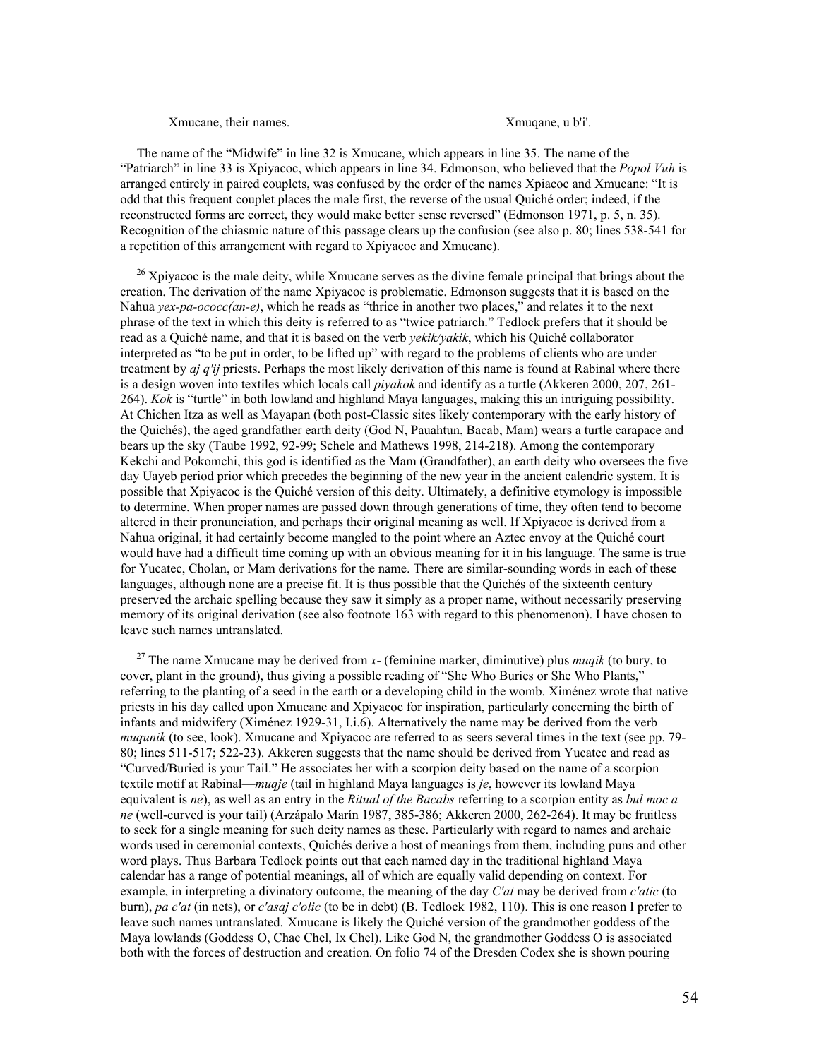| | |
|---|---|
| Xmucane, their names. | Xmuqane, u b'i'. |

The name of the "Midwife" in line 32 is Xmucane, which appears in line 35. The name of the "Patriarch" in line 33 is Xpiyacoc, which appears in line 34. Edmonson, who believed that the *Popol Vuh* is arranged entirely in paired couplets, was confused by the order of the names Xpiacoc and Xmucane: "It is odd that this frequent couplet places the male first, the reverse of the usual Quiché order; indeed, if the reconstructed forms are correct, they would make better sense reversed" (Edmonson 1971, p. 5, n. 35). Recognition of the chiasmic nature of this passage clears up the confusion (see also p. 80; lines 538-541 for a repetition of this arrangement with regard to Xpiyacoc and Xmucane).

[26] Xpiyacoc is the male deity, while Xmucane serves as the divine female principal that brings about the creation. The derivation of the name Xpiyacoc is problematic. Edmonson suggests that it is based on the Nahua *yex-pa-ococc(an-e)*, which he reads as "thrice in another two places," and relates it to the next phrase of the text in which this deity is referred to as "twice patriarch." Tedlock prefers that it should be read as a Quiché name, and that it is based on the verb *yekik/yakik*, which his Quiché collaborator interpreted as "to be put in order, to be lifted up" with regard to the problems of clients who are under treatment by *aj q'ij* priests. Perhaps the most likely derivation of this name is found at Rabinal where there is a design woven into textiles which locals call *piyakok* and identify as a turtle (Akkeren 2000, 207, 261-264). *Kok* is "turtle" in both lowland and highland Maya languages, making this an intriguing possibility. At Chichen Itza as well as Mayapan (both post-Classic sites likely contemporary with the early history of the Quichés), the aged grandfather earth deity (God N, Pauahtun, Bacab, Mam) wears a turtle carapace and bears up the sky (Taube 1992, 92-99; Schele and Mathews 1998, 214-218). Among the contemporary Kekchi and Pokomchi, this god is identified as the Mam (Grandfather), an earth deity who oversees the five day Uayeb period prior which precedes the beginning of the new year in the ancient calendric system. It is possible that Xpiyacoc is the Quiché version of this deity. Ultimately, a definitive etymology is impossible to determine. When proper names are passed down through generations of time, they often tend to become altered in their pronunciation, and perhaps their original meaning as well. If Xpiyacoc is derived from a Nahua original, it had certainly become mangled to the point where an Aztec envoy at the Quiché court would have had a difficult time coming up with an obvious meaning for it in his language. The same is true for Yucatec, Cholan, or Mam derivations for the name. There are similar-sounding words in each of these languages, although none are a precise fit. It is thus possible that the Quichés of the sixteenth century preserved the archaic spelling because they saw it simply as a proper name, without necessarily preserving memory of its original derivation (see also footnote 163 with regard to this phenomenon). I have chosen to leave such names untranslated.

[27] The name Xmucane may be derived from *x-* (feminine marker, diminutive) plus *muqik* (to bury, to cover, plant in the ground), thus giving a possible reading of "She Who Buries or She Who Plants," referring to the planting of a seed in the earth or a developing child in the womb. Ximénez wrote that native priests in his day called upon Xmucane and Xpiyacoc for inspiration, particularly concerning the birth of infants and midwifery (Ximénez 1929-31, I.i.6). Alternatively the name may be derived from the verb *muqunik* (to see, look). Xmucane and Xpiyacoc are referred to as seers several times in the text (see pp. 79-80; lines 511-517; 522-23). Akkeren suggests that the name should be derived from Yucatec and read as "Curved/Buried is your Tail." He associates her with a scorpion deity based on the name of a scorpion textile motif at Rabinal—*muqje* (tail in highland Maya languages is *je*, however its lowland Maya equivalent is *ne*), as well as an entry in the *Ritual of the Bacabs* referring to a scorpion entity as *bul moc a ne* (well-curved is your tail) (Arzápalo Marín 1987, 385-386; Akkeren 2000, 262-264). It may be fruitless to seek for a single meaning for such deity names as these. Particularly with regard to names and archaic words used in ceremonial contexts, Quichés derive a host of meanings from them, including puns and other word plays. Thus Barbara Tedlock points out that each named day in the traditional highland Maya calendar has a range of potential meanings, all of which are equally valid depending on context. For example, in interpreting a divinatory outcome, the meaning of the day *C'at* may be derived from *c'atic* (to burn), *pa c'at* (in nets), or *c'asaj c'olic* (to be in debt) (B. Tedlock 1982, 110). This is one reason I prefer to leave such names untranslated. Xmucane is likely the Quiché version of the grandmother goddess of the Maya lowlands (Goddess O, Chac Chel, Ix Chel). Like God N, the grandmother Goddess O is associated both with the forces of destruction and creation. On folio 74 of the Dresden Codex she is shown pouring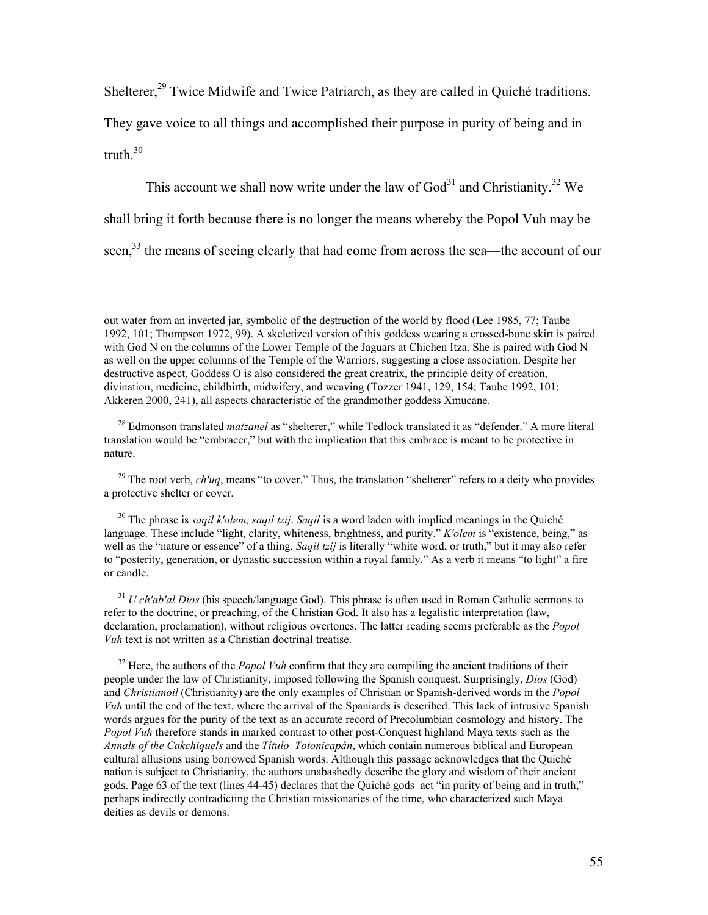Shelterer,[29] Twice Midwife and Twice Patriarch, as they are called in Quiché traditions. They gave voice to all things and accomplished their purpose in purity of being and in truth.[30]

This account we shall now write under the law of God[31] and Christianity.[32] We shall bring it forth because there is no longer the means whereby the Popol Vuh may be seen,[33] the means of seeing clearly that had come from across the sea—the account of our

---

out water from an inverted jar, symbolic of the destruction of the world by flood (Lee 1985, 77; Taube 1992, 101; Thompson 1972, 99). A skeletized version of this goddess wearing a crossed-bone skirt is paired with God N on the columns of the Lower Temple of the Jaguars at Chichen Itza. She is paired with God N as well on the upper columns of the Temple of the Warriors, suggesting a close association. Despite her destructive aspect, Goddess O is also considered the great creatrix, the principle deity of creation, divination, medicine, childbirth, midwifery, and weaving (Tozzer 1941, 129, 154; Taube 1992, 101; Akkeren 2000, 241), all aspects characteristic of the grandmother goddess Xmucane.

[28] Edmonson translated *matzanel* as "shelterer," while Tedlock translated it as "defender." A more literal translation would be "embracer," but with the implication that this embrace is meant to be protective in nature.

[29] The root verb, *ch'uq*, means "to cover." Thus, the translation "shelterer" refers to a deity who provides a protective shelter or cover.

[30] The phrase is *saqil k'olem, saqil tzij*. *Saqil* is a word laden with implied meanings in the Quiché language. These include "light, clarity, whiteness, brightness, and purity." *K'olem* is "existence, being," as well as the "nature or essence" of a thing. *Saqil tzij* is literally "white word, or truth," but it may also refer to "posterity, generation, or dynastic succession within a royal family." As a verb it means "to light" a fire or candle.

[31] *U ch'ab'al Dios* (his speech/language God). This phrase is often used in Roman Catholic sermons to refer to the doctrine, or preaching, of the Christian God. It also has a legalistic interpretation (law, declaration, proclamation), without religious overtones. The latter reading seems preferable as the *Popol Vuh* text is not written as a Christian doctrinal treatise.

[32] Here, the authors of the *Popol Vuh* confirm that they are compiling the ancient traditions of their people under the law of Christianity, imposed following the Spanish conquest. Surprisingly, *Dios* (God) and *Christianoil* (Christianity) are the only examples of Christian or Spanish-derived words in the *Popol Vuh* until the end of the text, where the arrival of the Spaniards is described. This lack of intrusive Spanish words argues for the purity of the text as an accurate record of Precolumbian cosmology and history. The *Popol Vuh* therefore stands in marked contrast to other post-Conquest highland Maya texts such as the *Annals of the Cakchiquels* and the *Título Totonicapán*, which contain numerous biblical and European cultural allusions using borrowed Spanish words. Although this passage acknowledges that the Quiché nation is subject to Christianity, the authors unabashedly describe the glory and wisdom of their ancient gods. Page 63 of the text (lines 44-45) declares that the Quiché gods act "in purity of being and in truth," perhaps indirectly contradicting the Christian missionaries of the time, who characterized such Maya deities as devils or demons.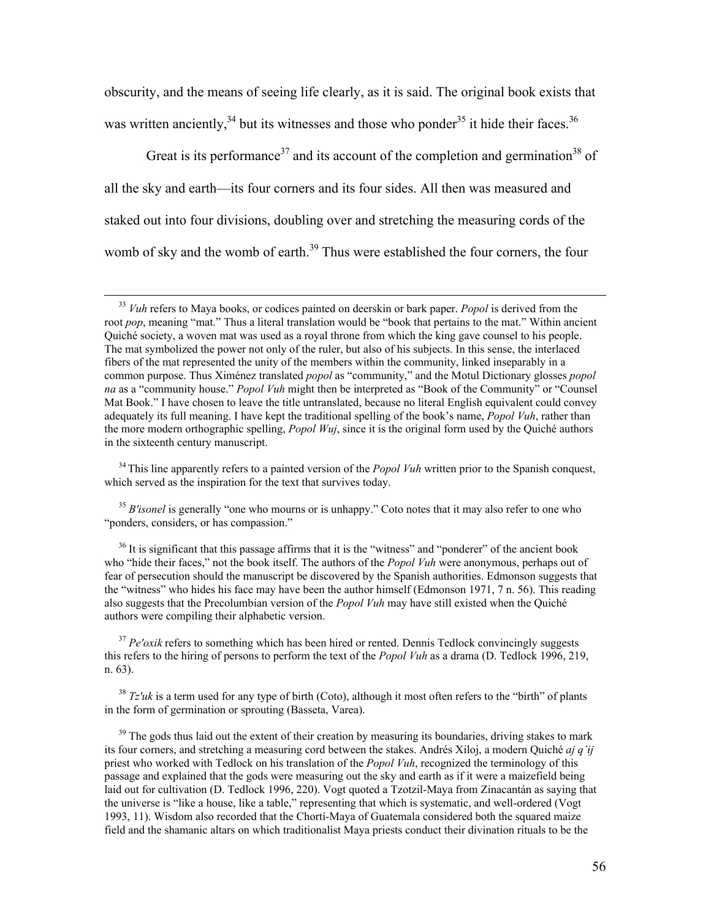obscurity, and the means of seeing life clearly, as it is said. The original book exists that was written anciently,[34] but its witnesses and those who ponder[35] it hide their faces.[36]

Great is its performance[37] and its account of the completion and germination[38] of all the sky and earth—its four corners and its four sides. All then was measured and staked out into four divisions, doubling over and stretching the measuring cords of the womb of sky and the womb of earth.[39] Thus were established the four corners, the four

---

[33] *Vuh* refers to Maya books, or codices painted on deerskin or bark paper. *Popol* is derived from the root *pop*, meaning "mat." Thus a literal translation would be "book that pertains to the mat." Within ancient Quiché society, a woven mat was used as a royal throne from which the king gave counsel to his people. The mat symbolized the power not only of the ruler, but also of his subjects. In this sense, the interlaced fibers of the mat represented the unity of the members within the community, linked inseparably in a common purpose. Thus Ximénez translated *popol* as "community," and the Motul Dictionary glosses *popol na* as a "community house." *Popol Vuh* might then be interpreted as "Book of the Community" or "Counsel Mat Book." I have chosen to leave the title untranslated, because no literal English equivalent could convey adequately its full meaning. I have kept the traditional spelling of the book's name, *Popol Vuh*, rather than the more modern orthographic spelling, *Popol Wuj*, since it is the original form used by the Quiché authors in the sixteenth century manuscript.

[34] This line apparently refers to a painted version of the *Popol Vuh* written prior to the Spanish conquest, which served as the inspiration for the text that survives today.

[35] *B'isonel* is generally "one who mourns or is unhappy." Coto notes that it may also refer to one who "ponders, considers, or has compassion."

[36] It is significant that this passage affirms that it is the "witness" and "ponderer" of the ancient book who "hide their faces," not the book itself. The authors of the *Popol Vuh* were anonymous, perhaps out of fear of persecution should the manuscript be discovered by the Spanish authorities. Edmonson suggests that the "witness" who hides his face may have been the author himself (Edmonson 1971, 7 n. 56). This reading also suggests that the Precolumbian version of the *Popol Vuh* may have still existed when the Quiché authors were compiling their alphabetic version.

[37] *Pe'oxik* refers to something which has been hired or rented. Dennis Tedlock convincingly suggests this refers to the hiring of persons to perform the text of the *Popol Vuh* as a drama (D. Tedlock 1996, 219, n. 63).

[38] *Tz'uk* is a term used for any type of birth (Coto), although it most often refers to the "birth" of plants in the form of germination or sprouting (Basseta, Varea).

[39] The gods thus laid out the extent of their creation by measuring its boundaries, driving stakes to mark its four corners, and stretching a measuring cord between the stakes. Andrés Xiloj, a modern Quiché *aj q'ij* priest who worked with Tedlock on his translation of the *Popol Vuh*, recognized the terminology of this passage and explained that the gods were measuring out the sky and earth as if it were a maizefield being laid out for cultivation (D. Tedlock 1996, 220). Vogt quoted a Tzotzil-Maya from Zinacantán as saying that the universe is "like a house, like a table," representing that which is systematic, and well-ordered (Vogt 1993, 11). Wisdom also recorded that the Chortí-Maya of Guatemala considered both the squared maize field and the shamanic altars on which traditionalist Maya priests conduct their divination rituals to be the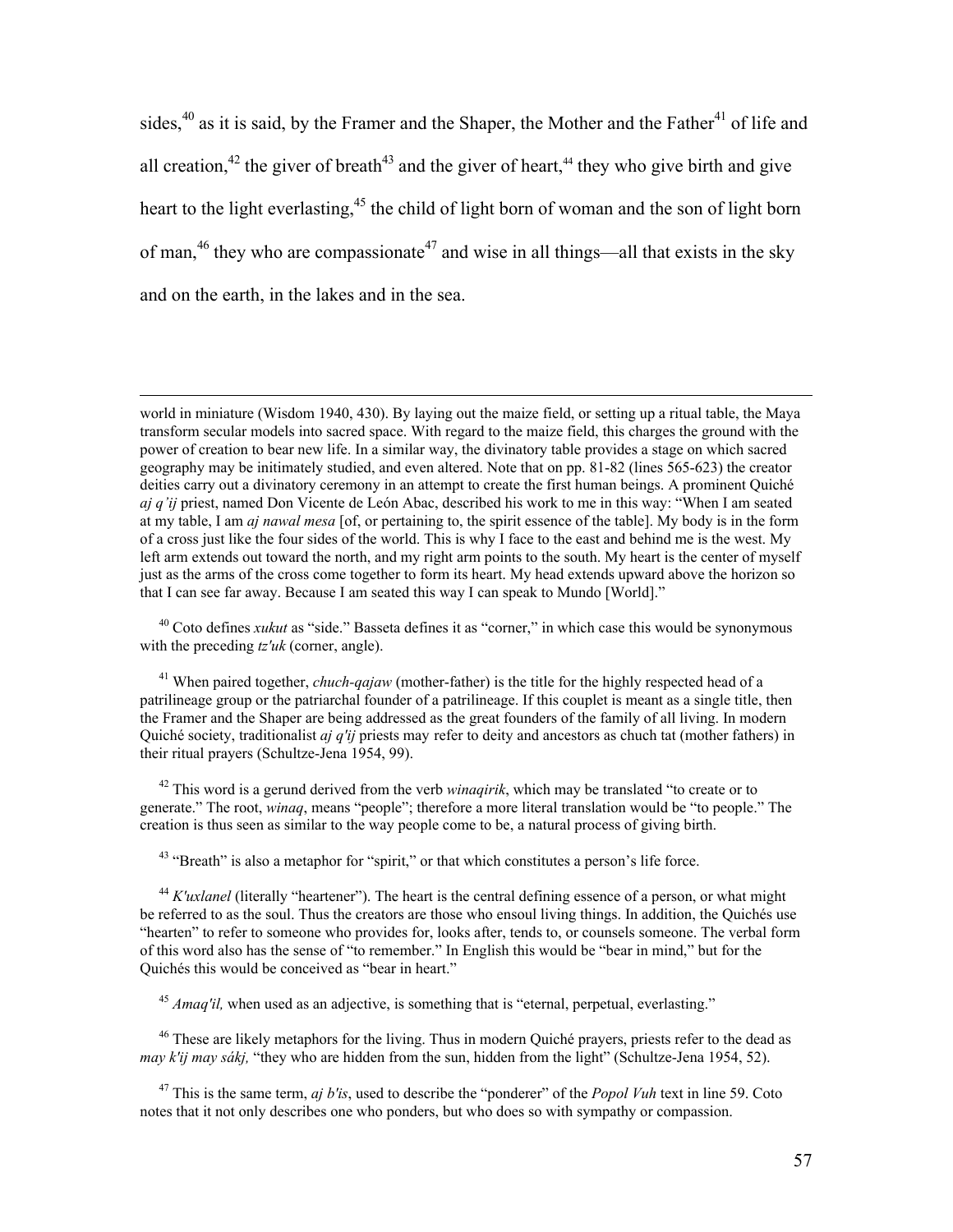sides,[40] as it is said, by the Framer and the Shaper, the Mother and the Father[41] of life and all creation,[42] the giver of breath[43] and the giver of heart,[44] they who give birth and give heart to the light everlasting,[45] the child of light born of woman and the son of light born of man,[46] they who are compassionate[47] and wise in all things—all that exists in the sky and on the earth, in the lakes and in the sea.

---

world in miniature (Wisdom 1940, 430). By laying out the maize field, or setting up a ritual table, the Maya transform secular models into sacred space. With regard to the maize field, this charges the ground with the power of creation to bear new life. In a similar way, the divinatory table provides a stage on which sacred geography may be initimately studied, and even altered. Note that on pp. 81-82 (lines 565-623) the creator deities carry out a divinatory ceremony in an attempt to create the first human beings. A prominent Quiché *aj q'ij* priest, named Don Vicente de León Abac, described his work to me in this way: "When I am seated at my table, I am *aj nawal mesa* [of, or pertaining to, the spirit essence of the table]. My body is in the form of a cross just like the four sides of the world. This is why I face to the east and behind me is the west. My left arm extends out toward the north, and my right arm points to the south. My heart is the center of myself just as the arms of the cross come together to form its heart. My head extends upward above the horizon so that I can see far away. Because I am seated this way I can speak to Mundo [World]."

[40] Coto defines *xukut* as "side." Basseta defines it as "corner," in which case this would be synonymous with the preceding *tz'uk* (corner, angle).

[41] When paired together, *chuch-qajaw* (mother-father) is the title for the highly respected head of a patrilineage group or the patriarchal founder of a patrilineage. If this couplet is meant as a single title, then the Framer and the Shaper are being addressed as the great founders of the family of all living. In modern Quiché society, traditionalist *aj q'ij* priests may refer to deity and ancestors as chuch tat (mother fathers) in their ritual prayers (Schultze-Jena 1954, 99).

[42] This word is a gerund derived from the verb *winaqirik*, which may be translated "to create or to generate." The root, *winaq*, means "people"; therefore a more literal translation would be "to people." The creation is thus seen as similar to the way people come to be, a natural process of giving birth.

[43] "Breath" is also a metaphor for "spirit," or that which constitutes a person's life force.

[44] *K'uxlanel* (literally "heartener"). The heart is the central defining essence of a person, or what might be referred to as the soul. Thus the creators are those who ensoul living things. In addition, the Quichés use "hearten" to refer to someone who provides for, looks after, tends to, or counsels someone. The verbal form of this word also has the sense of "to remember." In English this would be "bear in mind," but for the Quichés this would be conceived as "bear in heart."

[45] *Amaq'il,* when used as an adjective, is something that is "eternal, perpetual, everlasting."

[46] These are likely metaphors for the living. Thus in modern Quiché prayers, priests refer to the dead as *may k'ij may sákj,* "they who are hidden from the sun, hidden from the light" (Schultze-Jena 1954, 52).

[47] This is the same term, *aj b'is*, used to describe the "ponderer" of the *Popol Vuh* text in line 59. Coto notes that it not only describes one who ponders, but who does so with sympathy or compassion.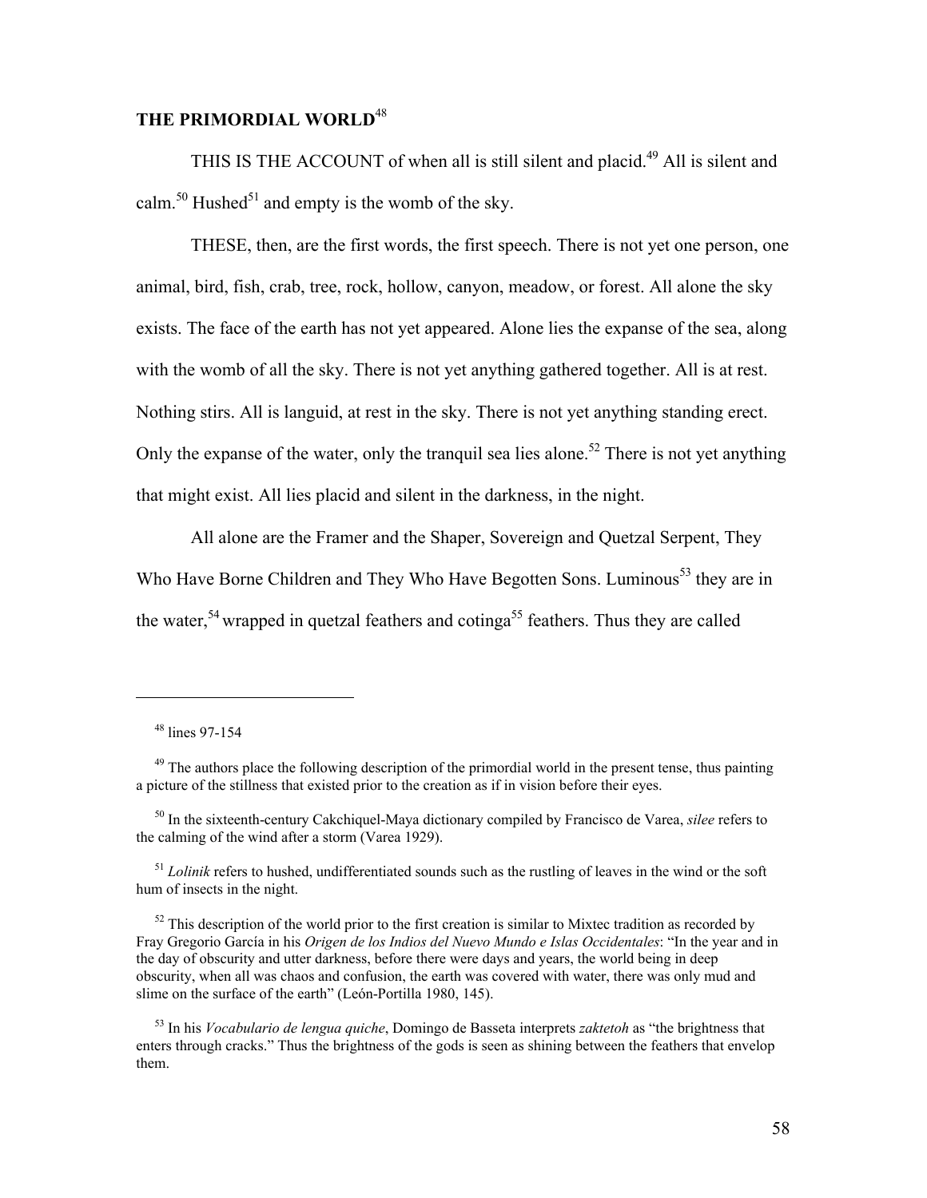## THE PRIMORDIAL WORLD[48]

THIS IS THE ACCOUNT of when all is still silent and placid.[49] All is silent and calm.[50] Hushed[51] and empty is the womb of the sky.

THESE, then, are the first words, the first speech. There is not yet one person, one animal, bird, fish, crab, tree, rock, hollow, canyon, meadow, or forest. All alone the sky exists. The face of the earth has not yet appeared. Alone lies the expanse of the sea, along with the womb of all the sky. There is not yet anything gathered together. All is at rest. Nothing stirs. All is languid, at rest in the sky. There is not yet anything standing erect. Only the expanse of the water, only the tranquil sea lies alone.[52] There is not yet anything that might exist. All lies placid and silent in the darkness, in the night.

All alone are the Framer and the Shaper, Sovereign and Quetzal Serpent, They Who Have Borne Children and They Who Have Begotten Sons. Luminous[53] they are in the water,[54] wrapped in quetzal feathers and cotinga[55] feathers. Thus they are called

---

[48] lines 97-154

[49] The authors place the following description of the primordial world in the present tense, thus painting a picture of the stillness that existed prior to the creation as if in vision before their eyes.

[50] In the sixteenth-century Cakchiquel-Maya dictionary compiled by Francisco de Varea, *silee* refers to the calming of the wind after a storm (Varea 1929).

[51] *Lolinik* refers to hushed, undifferentiated sounds such as the rustling of leaves in the wind or the soft hum of insects in the night.

[52] This description of the world prior to the first creation is similar to Mixtec tradition as recorded by Fray Gregorio García in his *Origen de los Indios del Nuevo Mundo e Islas Occidentales*: "In the year and in the day of obscurity and utter darkness, before there were days and years, the world being in deep obscurity, when all was chaos and confusion, the earth was covered with water, there was only mud and slime on the surface of the earth" (León-Portilla 1980, 145).

[53] In his *Vocabulario de lengua quiche*, Domingo de Basseta interprets *zaktetoh* as "the brightness that enters through cracks." Thus the brightness of the gods is seen as shining between the feathers that envelop them.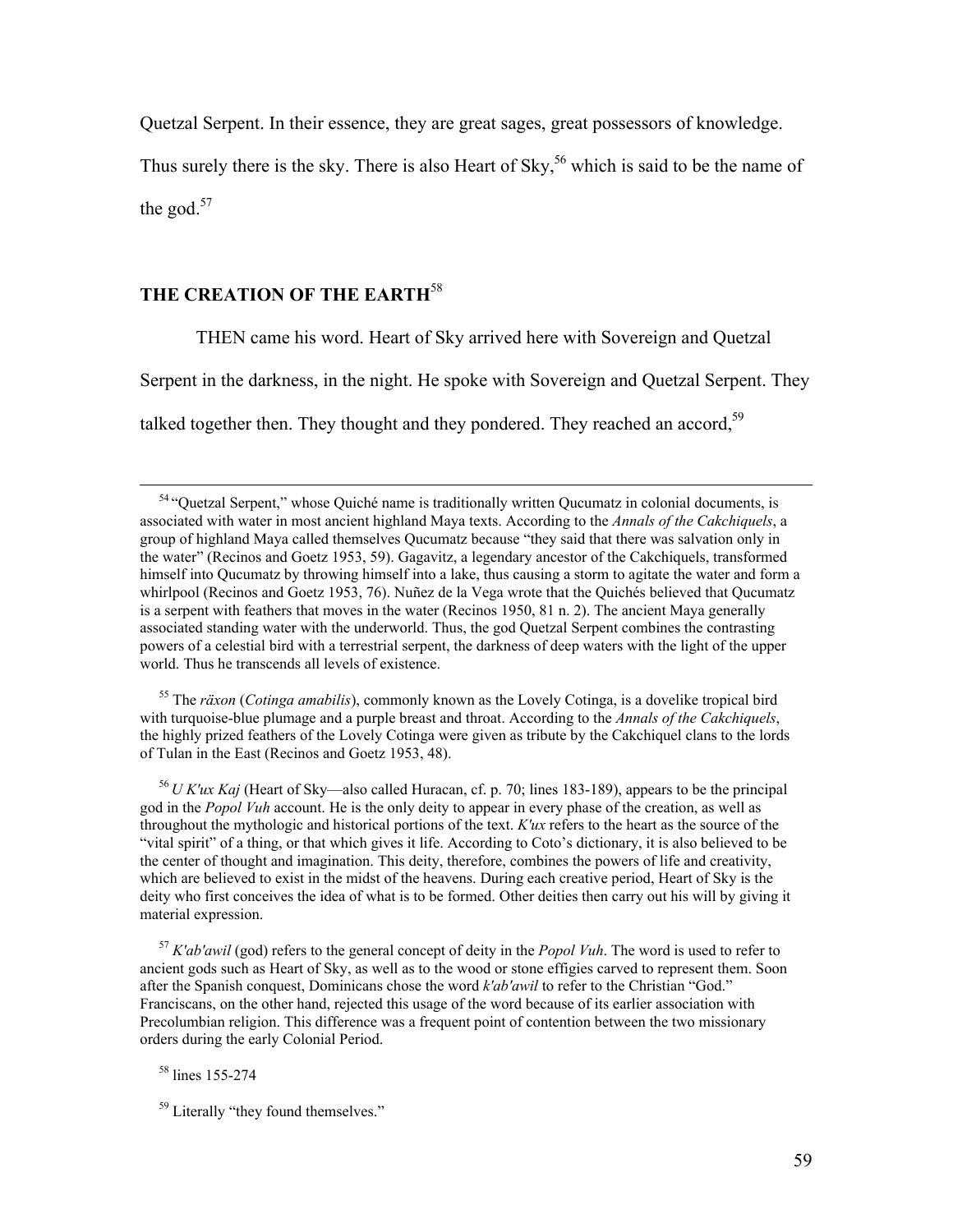Quetzal Serpent. In their essence, they are great sages, great possessors of knowledge. Thus surely there is the sky. There is also Heart of Sky,[56] which is said to be the name of the god.[57]

## THE CREATION OF THE EARTH[58]

THEN came his word. Heart of Sky arrived here with Sovereign and Quetzal Serpent in the darkness, in the night. He spoke with Sovereign and Quetzal Serpent. They talked together then. They thought and they pondered. They reached an accord,[59]

---

[54] "Quetzal Serpent," whose Quiché name is traditionally written Qucumatz in colonial documents, is associated with water in most ancient highland Maya texts. According to the *Annals of the Cakchiquels*, a group of highland Maya called themselves Qucumatz because "they said that there was salvation only in the water" (Recinos and Goetz 1953, 59). Gagavitz, a legendary ancestor of the Cakchiquels, transformed himself into Qucumatz by throwing himself into a lake, thus causing a storm to agitate the water and form a whirlpool (Recinos and Goetz 1953, 76). Nuñez de la Vega wrote that the Quichés believed that Qucumatz is a serpent with feathers that moves in the water (Recinos 1950, 81 n. 2). The ancient Maya generally associated standing water with the underworld. Thus, the god Quetzal Serpent combines the contrasting powers of a celestial bird with a terrestrial serpent, the darkness of deep waters with the light of the upper world. Thus he transcends all levels of existence.

[55] The *räxon* (*Cotinga amabilis*), commonly known as the Lovely Cotinga, is a dovelike tropical bird with turquoise-blue plumage and a purple breast and throat. According to the *Annals of the Cakchiquels*, the highly prized feathers of the Lovely Cotinga were given as tribute by the Cakchiquel clans to the lords of Tulan in the East (Recinos and Goetz 1953, 48).

[56] *U K'ux Kaj* (Heart of Sky—also called Huracan, cf. p. 70; lines 183-189), appears to be the principal god in the *Popol Vuh* account. He is the only deity to appear in every phase of the creation, as well as throughout the mythologic and historical portions of the text. *K'ux* refers to the heart as the source of the "vital spirit" of a thing, or that which gives it life. According to Coto's dictionary, it is also believed to be the center of thought and imagination. This deity, therefore, combines the powers of life and creativity, which are believed to exist in the midst of the heavens. During each creative period, Heart of Sky is the deity who first conceives the idea of what is to be formed. Other deities then carry out his will by giving it material expression.

[57] *K'ab'awil* (god) refers to the general concept of deity in the *Popol Vuh*. The word is used to refer to ancient gods such as Heart of Sky, as well as to the wood or stone effigies carved to represent them. Soon after the Spanish conquest, Dominicans chose the word *k'ab'awil* to refer to the Christian "God." Franciscans, on the other hand, rejected this usage of the word because of its earlier association with Precolumbian religion. This difference was a frequent point of contention between the two missionary orders during the early Colonial Period.

[58] lines 155-274

[59] Literally "they found themselves."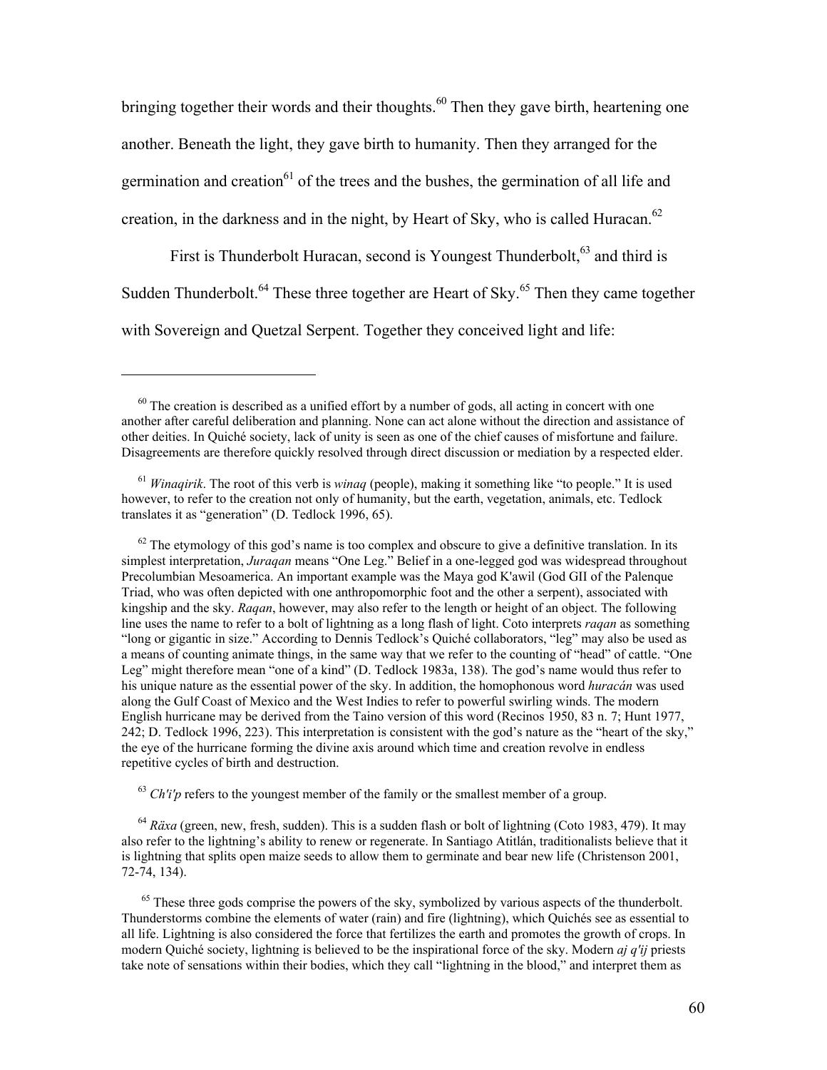bringing together their words and their thoughts.[60] Then they gave birth, heartening one another. Beneath the light, they gave birth to humanity. Then they arranged for the germination and creation[61] of the trees and the bushes, the germination of all life and creation, in the darkness and in the night, by Heart of Sky, who is called Huracan.[62]

First is Thunderbolt Huracan, second is Youngest Thunderbolt,[63] and third is Sudden Thunderbolt.[64] These three together are Heart of Sky.[65] Then they came together with Sovereign and Quetzal Serpent. Together they conceived light and life:

---

[60] The creation is described as a unified effort by a number of gods, all acting in concert with one another after careful deliberation and planning. None can act alone without the direction and assistance of other deities. In Quiché society, lack of unity is seen as one of the chief causes of misfortune and failure. Disagreements are therefore quickly resolved through direct discussion or mediation by a respected elder.

[61] *Winaqirik*. The root of this verb is *winaq* (people), making it something like "to people." It is used however, to refer to the creation not only of humanity, but the earth, vegetation, animals, etc. Tedlock translates it as "generation" (D. Tedlock 1996, 65).

[62] The etymology of this god's name is too complex and obscure to give a definitive translation. In its simplest interpretation, *Juraqan* means "One Leg." Belief in a one-legged god was widespread throughout Precolumbian Mesoamerica. An important example was the Maya god K'awil (God GII of the Palenque Triad, who was often depicted with one anthropomorphic foot and the other a serpent), associated with kingship and the sky. *Raqan*, however, may also refer to the length or height of an object. The following line uses the name to refer to a bolt of lightning as a long flash of light. Coto interprets *raqan* as something "long or gigantic in size." According to Dennis Tedlock's Quiché collaborators, "leg" may also be used as a means of counting animate things, in the same way that we refer to the counting of "head" of cattle. "One Leg" might therefore mean "one of a kind" (D. Tedlock 1983a, 138). The god's name would thus refer to his unique nature as the essential power of the sky. In addition, the homophonous word *huracán* was used along the Gulf Coast of Mexico and the West Indies to refer to powerful swirling winds. The modern English hurricane may be derived from the Taino version of this word (Recinos 1950, 83 n. 7; Hunt 1977, 242; D. Tedlock 1996, 223). This interpretation is consistent with the god's nature as the "heart of the sky," the eye of the hurricane forming the divine axis around which time and creation revolve in endless repetitive cycles of birth and destruction.

[63] *Ch'i'p* refers to the youngest member of the family or the smallest member of a group.

[64] *Räxa* (green, new, fresh, sudden). This is a sudden flash or bolt of lightning (Coto 1983, 479). It may also refer to the lightning's ability to renew or regenerate. In Santiago Atitlán, traditionalists believe that it is lightning that splits open maize seeds to allow them to germinate and bear new life (Christenson 2001, 72-74, 134).

[65] These three gods comprise the powers of the sky, symbolized by various aspects of the thunderbolt. Thunderstorms combine the elements of water (rain) and fire (lightning), which Quichés see as essential to all life. Lightning is also considered the force that fertilizes the earth and promotes the growth of crops. In modern Quiché society, lightning is believed to be the inspirational force of the sky. Modern *aj q'ij* priests take note of sensations within their bodies, which they call "lightning in the blood," and interpret them as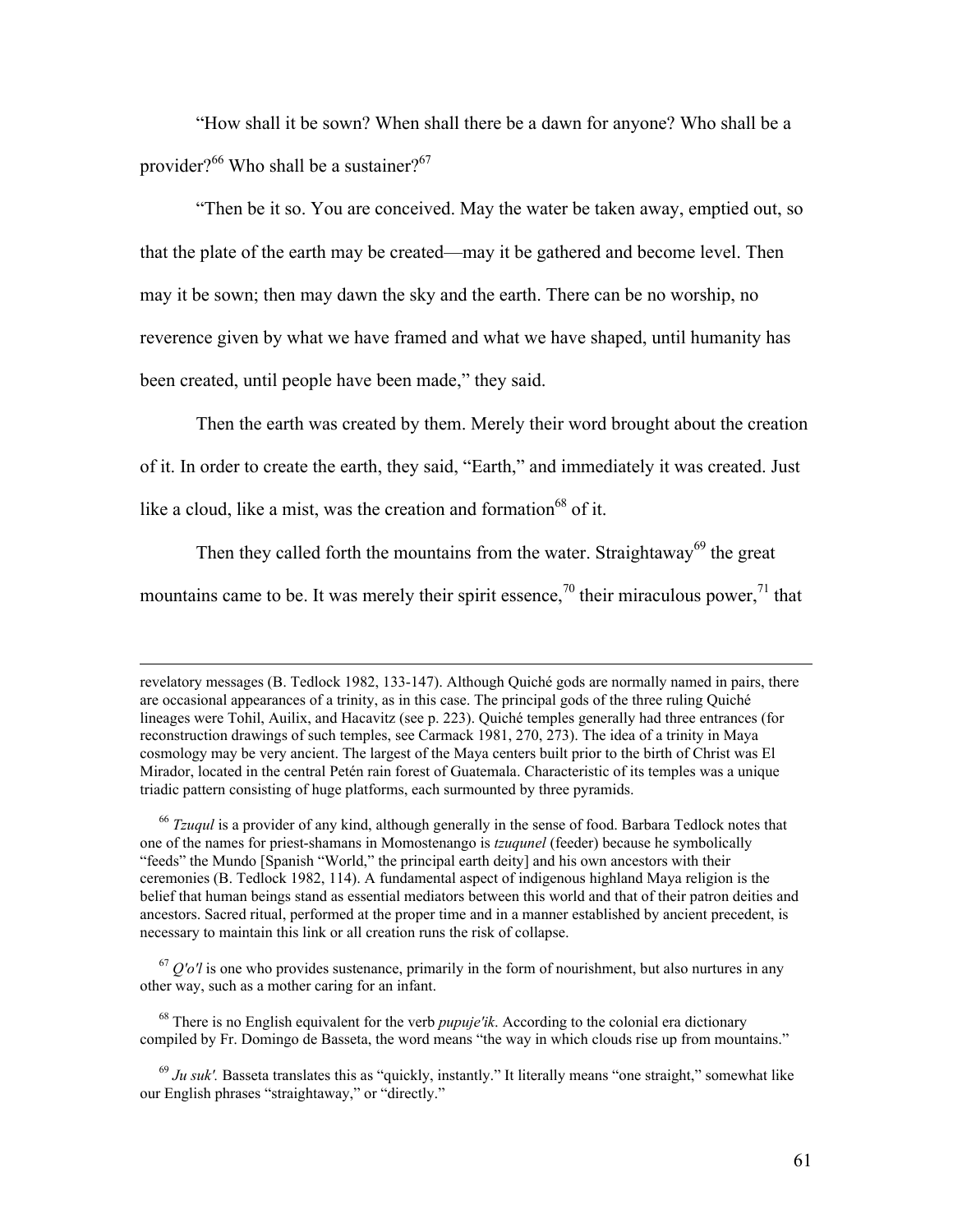"How shall it be sown? When shall there be a dawn for anyone? Who shall be a provider?[66] Who shall be a sustainer?[67]

"Then be it so. You are conceived. May the water be taken away, emptied out, so that the plate of the earth may be created—may it be gathered and become level. Then may it be sown; then may dawn the sky and the earth. There can be no worship, no reverence given by what we have framed and what we have shaped, until humanity has been created, until people have been made," they said.

Then the earth was created by them. Merely their word brought about the creation of it. In order to create the earth, they said, "Earth," and immediately it was created. Just like a cloud, like a mist, was the creation and formation[68] of it.

Then they called forth the mountains from the water. Straightaway[69] the great mountains came to be. It was merely their spirit essence,[70] their miraculous power,[71] that

---

revelatory messages (B. Tedlock 1982, 133-147). Although Quiché gods are normally named in pairs, there are occasional appearances of a trinity, as in this case. The principal gods of the three ruling Quiché lineages were Tohil, Auilix, and Hacavitz (see p. 223). Quiché temples generally had three entrances (for reconstruction drawings of such temples, see Carmack 1981, 270, 273). The idea of a trinity in Maya cosmology may be very ancient. The largest of the Maya centers built prior to the birth of Christ was El Mirador, located in the central Petén rain forest of Guatemala. Characteristic of its temples was a unique triadic pattern consisting of huge platforms, each surmounted by three pyramids.

[66] *Tzuqul* is a provider of any kind, although generally in the sense of food. Barbara Tedlock notes that one of the names for priest-shamans in Momostenango is *tzuqunel* (feeder) because he symbolically "feeds" the Mundo [Spanish "World," the principal earth deity] and his own ancestors with their ceremonies (B. Tedlock 1982, 114). A fundamental aspect of indigenous highland Maya religion is the belief that human beings stand as essential mediators between this world and that of their patron deities and ancestors. Sacred ritual, performed at the proper time and in a manner established by ancient precedent, is necessary to maintain this link or all creation runs the risk of collapse.

[67] *Q'o'l* is one who provides sustenance, primarily in the form of nourishment, but also nurtures in any other way, such as a mother caring for an infant.

[68] There is no English equivalent for the verb *pupuje'ik*. According to the colonial era dictionary compiled by Fr. Domingo de Basseta, the word means "the way in which clouds rise up from mountains."

[69] *Ju suk'.* Basseta translates this as "quickly, instantly." It literally means "one straight," somewhat like our English phrases "straightaway," or "directly."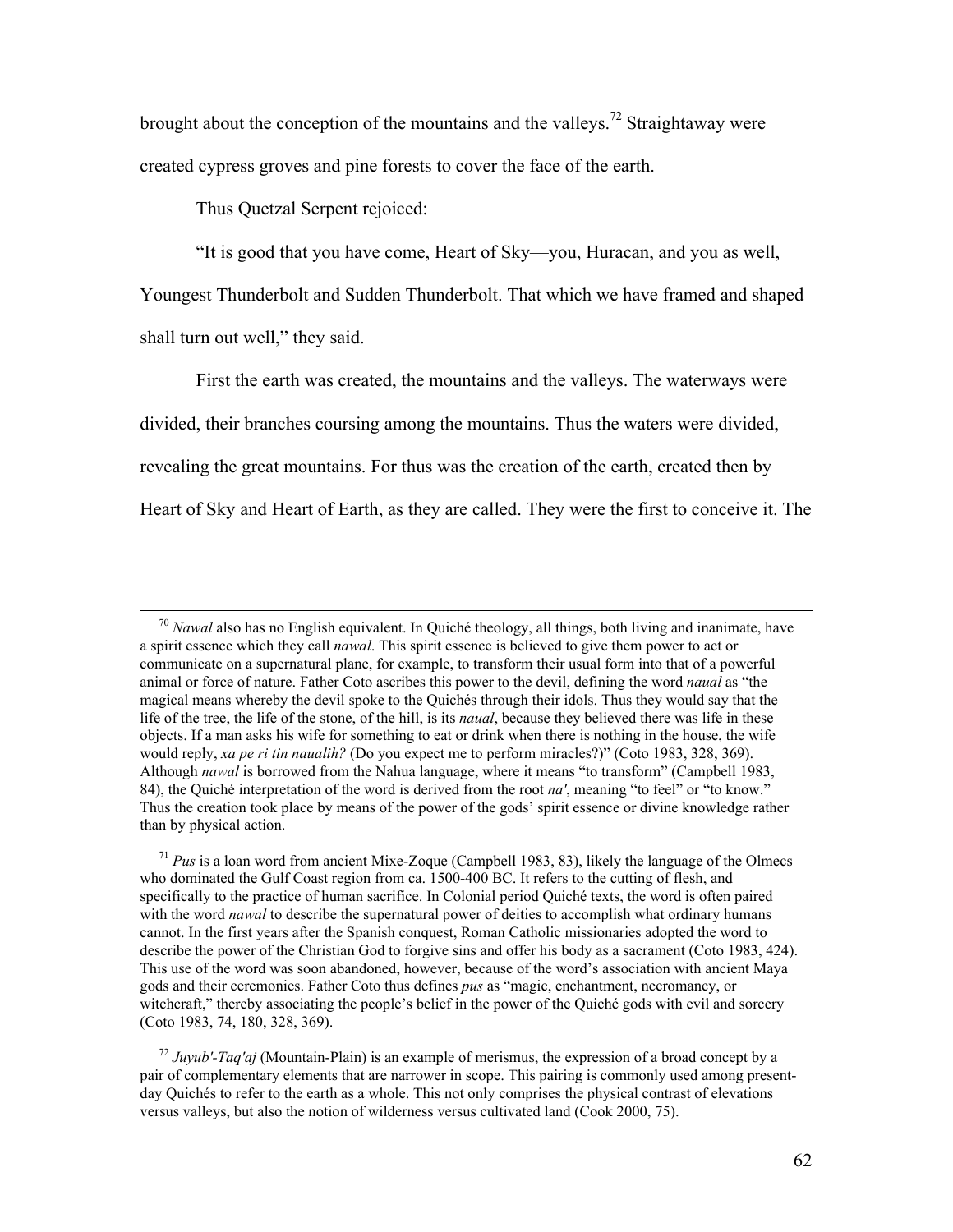brought about the conception of the mountains and the valleys.[72] Straightaway were created cypress groves and pine forests to cover the face of the earth.

Thus Quetzal Serpent rejoiced:

"It is good that you have come, Heart of Sky—you, Huracan, and you as well, Youngest Thunderbolt and Sudden Thunderbolt. That which we have framed and shaped shall turn out well," they said.

First the earth was created, the mountains and the valleys. The waterways were divided, their branches coursing among the mountains. Thus the waters were divided, revealing the great mountains. For thus was the creation of the earth, created then by Heart of Sky and Heart of Earth, as they are called. They were the first to conceive it. The

---

[70] *Nawal* also has no English equivalent. In Quiché theology, all things, both living and inanimate, have a spirit essence which they call *nawal*. This spirit essence is believed to give them power to act or communicate on a supernatural plane, for example, to transform their usual form into that of a powerful animal or force of nature. Father Coto ascribes this power to the devil, defining the word *naual* as "the magical means whereby the devil spoke to the Quichés through their idols. Thus they would say that the life of the tree, the life of the stone, of the hill, is its *naual*, because they believed there was life in these objects. If a man asks his wife for something to eat or drink when there is nothing in the house, the wife would reply, *xa pe ri tin naualih?* (Do you expect me to perform miracles?)" (Coto 1983, 328, 369). Although *nawal* is borrowed from the Nahua language, where it means "to transform" (Campbell 1983, 84), the Quiché interpretation of the word is derived from the root *na'*, meaning "to feel" or "to know." Thus the creation took place by means of the power of the gods' spirit essence or divine knowledge rather than by physical action.

[71] *Pus* is a loan word from ancient Mixe-Zoque (Campbell 1983, 83), likely the language of the Olmecs who dominated the Gulf Coast region from ca. 1500-400 BC. It refers to the cutting of flesh, and specifically to the practice of human sacrifice. In Colonial period Quiché texts, the word is often paired with the word *nawal* to describe the supernatural power of deities to accomplish what ordinary humans cannot. In the first years after the Spanish conquest, Roman Catholic missionaries adopted the word to describe the power of the Christian God to forgive sins and offer his body as a sacrament (Coto 1983, 424). This use of the word was soon abandoned, however, because of the word's association with ancient Maya gods and their ceremonies. Father Coto thus defines *pus* as "magic, enchantment, necromancy, or witchcraft," thereby associating the people's belief in the power of the Quiché gods with evil and sorcery (Coto 1983, 74, 180, 328, 369).

[72] *Juyub'-Taq'aj* (Mountain-Plain) is an example of merismus, the expression of a broad concept by a pair of complementary elements that are narrower in scope. This pairing is commonly used among present-day Quichés to refer to the earth as a whole. This not only comprises the physical contrast of elevations versus valleys, but also the notion of wilderness versus cultivated land (Cook 2000, 75).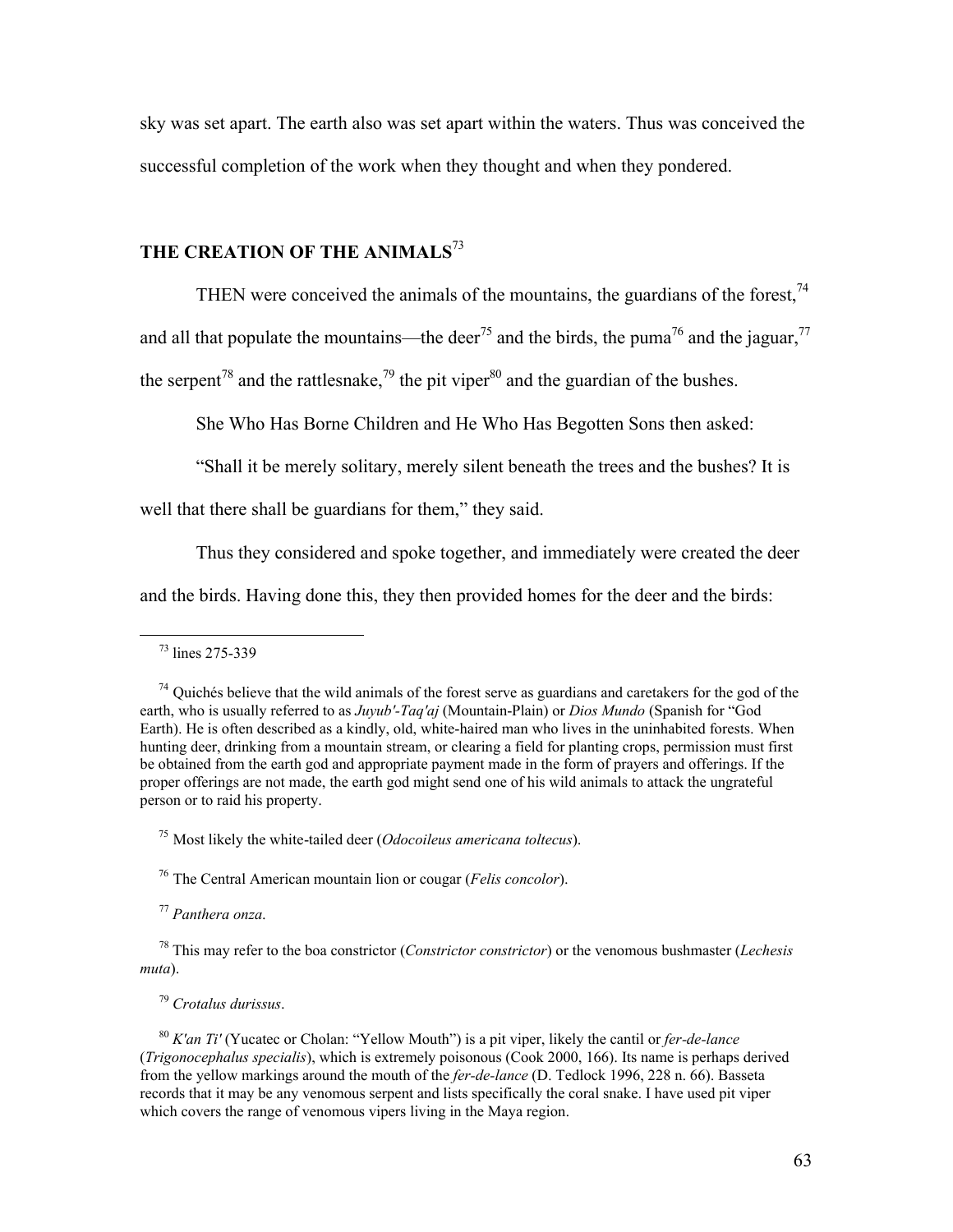sky was set apart. The earth also was set apart within the waters. Thus was conceived the successful completion of the work when they thought and when they pondered.

## THE CREATION OF THE ANIMALS[73]

THEN were conceived the animals of the mountains, the guardians of the forest,[74] and all that populate the mountains—the deer[75] and the birds, the puma[76] and the jaguar,[77] the serpent[78] and the rattlesnake,[79] the pit viper[80] and the guardian of the bushes.

She Who Has Borne Children and He Who Has Begotten Sons then asked:

"Shall it be merely solitary, merely silent beneath the trees and the bushes? It is well that there shall be guardians for them," they said.

Thus they considered and spoke together, and immediately were created the deer and the birds. Having done this, they then provided homes for the deer and the birds:

---

[73] lines 275-339

[74] Quichés believe that the wild animals of the forest serve as guardians and caretakers for the god of the earth, who is usually referred to as *Juyub'-Taq'aj* (Mountain-Plain) or *Dios Mundo* (Spanish for "God Earth). He is often described as a kindly, old, white-haired man who lives in the uninhabited forests. When hunting deer, drinking from a mountain stream, or clearing a field for planting crops, permission must first be obtained from the earth god and appropriate payment made in the form of prayers and offerings. If the proper offerings are not made, the earth god might send one of his wild animals to attack the ungrateful person or to raid his property.

[75] Most likely the white-tailed deer (*Odocoileus americana toltecus*).

[76] The Central American mountain lion or cougar (*Felis concolor*).

[77] *Panthera onza*.

[78] This may refer to the boa constrictor (*Constrictor constrictor*) or the venomous bushmaster (*Lechesis muta*).

[79] *Crotalus durissus*.

[80] *K'an Ti'* (Yucatec or Cholan: "Yellow Mouth") is a pit viper, likely the cantil or *fer-de-lance* (*Trigonocephalus specialis*), which is extremely poisonous (Cook 2000, 166). Its name is perhaps derived from the yellow markings around the mouth of the *fer-de-lance* (D. Tedlock 1996, 228 n. 66). Basseta records that it may be any venomous serpent and lists specifically the coral snake. I have used pit viper which covers the range of venomous vipers living in the Maya region.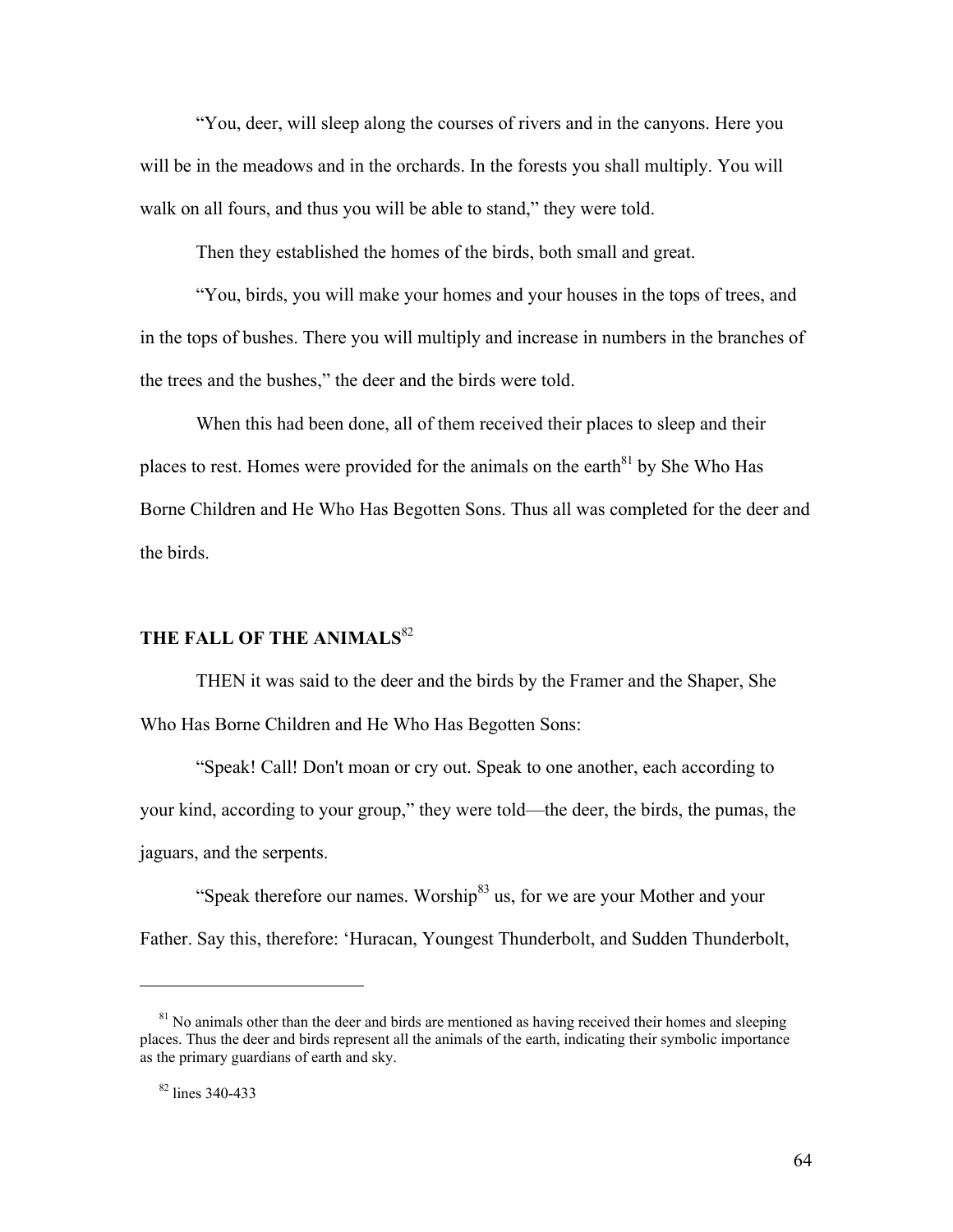"You, deer, will sleep along the courses of rivers and in the canyons. Here you will be in the meadows and in the orchards. In the forests you shall multiply. You will walk on all fours, and thus you will be able to stand," they were told.

Then they established the homes of the birds, both small and great.

"You, birds, you will make your homes and your houses in the tops of trees, and in the tops of bushes. There you will multiply and increase in numbers in the branches of the trees and the bushes," the deer and the birds were told.

When this had been done, all of them received their places to sleep and their places to rest. Homes were provided for the animals on the earth[81] by She Who Has Borne Children and He Who Has Begotten Sons. Thus all was completed for the deer and the birds.

## THE FALL OF THE ANIMALS[82]

THEN it was said to the deer and the birds by the Framer and the Shaper, She Who Has Borne Children and He Who Has Begotten Sons:

"Speak! Call! Don't moan or cry out. Speak to one another, each according to your kind, according to your group," they were told—the deer, the birds, the pumas, the jaguars, and the serpents.

"Speak therefore our names. Worship[83] us, for we are your Mother and your Father. Say this, therefore: 'Huracan, Youngest Thunderbolt, and Sudden Thunderbolt,

---

[81] No animals other than the deer and birds are mentioned as having received their homes and sleeping places. Thus the deer and birds represent all the animals of the earth, indicating their symbolic importance as the primary guardians of earth and sky.

[82] lines 340-433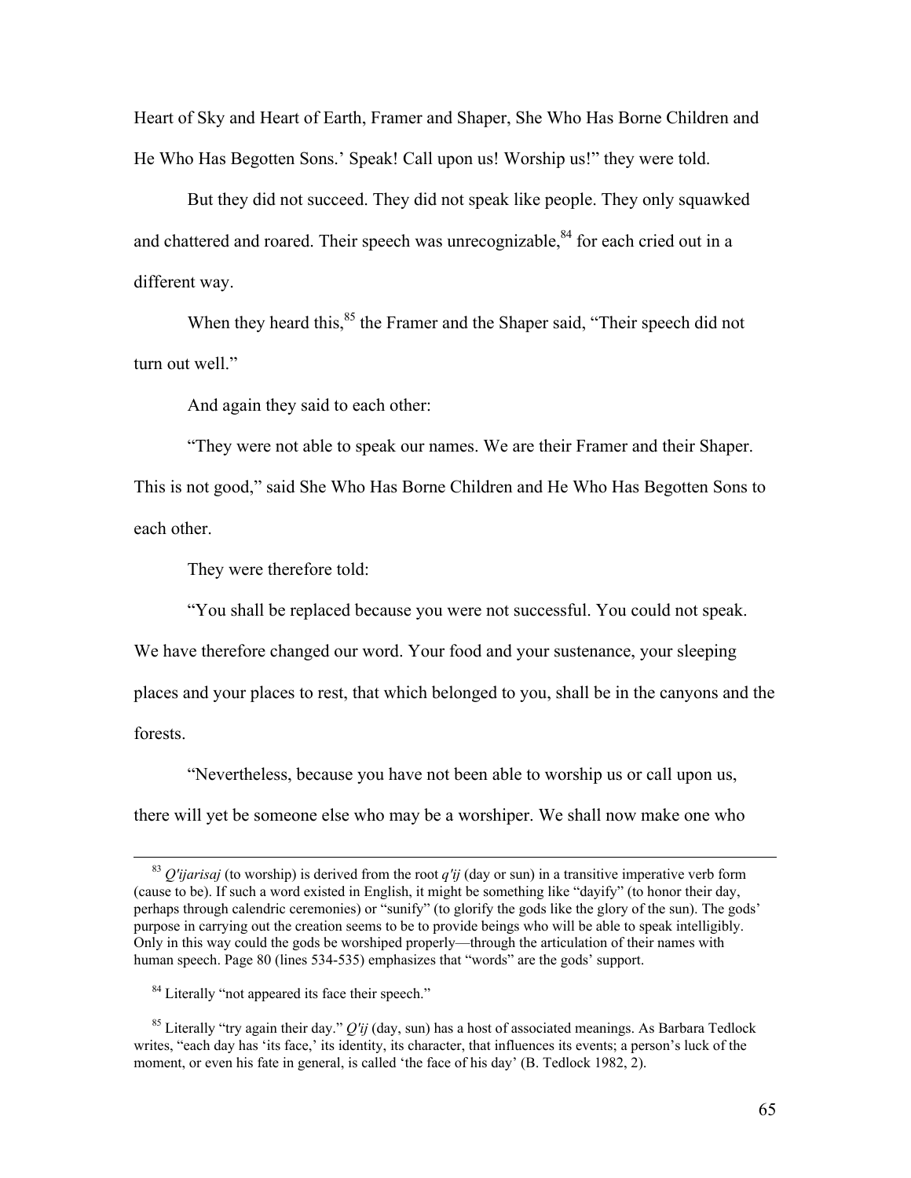Heart of Sky and Heart of Earth, Framer and Shaper, She Who Has Borne Children and He Who Has Begotten Sons.' Speak! Call upon us! Worship us!" they were told.

But they did not succeed. They did not speak like people. They only squawked and chattered and roared. Their speech was unrecognizable,[84] for each cried out in a different way.

When they heard this,[85] the Framer and the Shaper said, "Their speech did not turn out well."

And again they said to each other:

"They were not able to speak our names. We are their Framer and their Shaper. This is not good," said She Who Has Borne Children and He Who Has Begotten Sons to each other.

They were therefore told:

"You shall be replaced because you were not successful. You could not speak. We have therefore changed our word. Your food and your sustenance, your sleeping places and your places to rest, that which belonged to you, shall be in the canyons and the forests.

"Nevertheless, because you have not been able to worship us or call upon us, there will yet be someone else who may be a worshiper. We shall now make one who

---

[83] *Q'ijarisaj* (to worship) is derived from the root *q'ij* (day or sun) in a transitive imperative verb form (cause to be). If such a word existed in English, it might be something like "dayify" (to honor their day, perhaps through calendric ceremonies) or "sunify" (to glorify the gods like the glory of the sun). The gods' purpose in carrying out the creation seems to be to provide beings who will be able to speak intelligibly. Only in this way could the gods be worshiped properly—through the articulation of their names with human speech. Page 80 (lines 534-535) emphasizes that "words" are the gods' support.

[84] Literally "not appeared its face their speech."

[85] Literally "try again their day." *Q'ij* (day, sun) has a host of associated meanings. As Barbara Tedlock writes, "each day has 'its face,' its identity, its character, that influences its events; a person's luck of the moment, or even his fate in general, is called 'the face of his day' (B. Tedlock 1982, 2).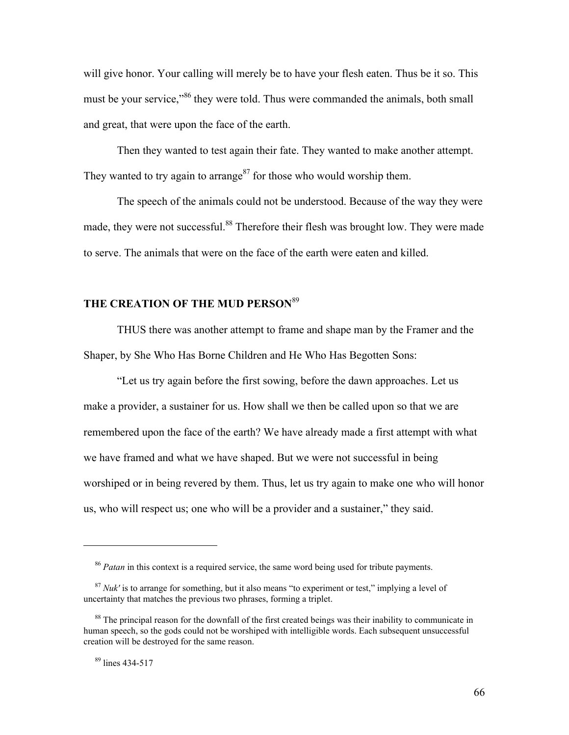will give honor. Your calling will merely be to have your flesh eaten. Thus be it so. This must be your service,"[86] they were told. Thus were commanded the animals, both small and great, that were upon the face of the earth.

Then they wanted to test again their fate. They wanted to make another attempt. They wanted to try again to arrange[87] for those who would worship them.

The speech of the animals could not be understood. Because of the way they were made, they were not successful.[88] Therefore their flesh was brought low. They were made to serve. The animals that were on the face of the earth were eaten and killed.

## THE CREATION OF THE MUD PERSON[89]

THUS there was another attempt to frame and shape man by the Framer and the Shaper, by She Who Has Borne Children and He Who Has Begotten Sons:

"Let us try again before the first sowing, before the dawn approaches. Let us make a provider, a sustainer for us. How shall we then be called upon so that we are remembered upon the face of the earth? We have already made a first attempt with what we have framed and what we have shaped. But we were not successful in being worshiped or in being revered by them. Thus, let us try again to make one who will honor us, who will respect us; one who will be a provider and a sustainer," they said.

---

[86] *Patan* in this context is a required service, the same word being used for tribute payments.

[87] *Nuk'* is to arrange for something, but it also means "to experiment or test," implying a level of uncertainty that matches the previous two phrases, forming a triplet.

[88] The principal reason for the downfall of the first created beings was their inability to communicate in human speech, so the gods could not be worshiped with intelligible words. Each subsequent unsuccessful creation will be destroyed for the same reason.

[89] lines 434-517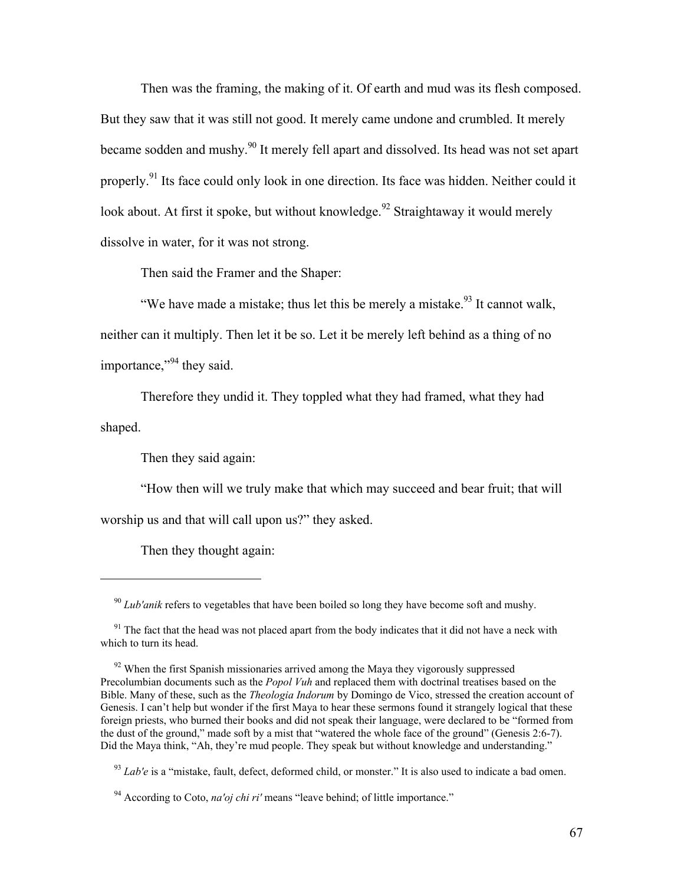Then was the framing, the making of it. Of earth and mud was its flesh composed. But they saw that it was still not good. It merely came undone and crumbled. It merely became sodden and mushy.[90] It merely fell apart and dissolved. Its head was not set apart properly.[91] Its face could only look in one direction. Its face was hidden. Neither could it look about. At first it spoke, but without knowledge.[92] Straightaway it would merely dissolve in water, for it was not strong.

Then said the Framer and the Shaper:

"We have made a mistake; thus let this be merely a mistake.[93] It cannot walk, neither can it multiply. Then let it be so. Let it be merely left behind as a thing of no importance,"[94] they said.

Therefore they undid it. They toppled what they had framed, what they had shaped.

Then they said again:

"How then will we truly make that which may succeed and bear fruit; that will worship us and that will call upon us?" they asked.

Then they thought again:

---

[90] *Lub'anik* refers to vegetables that have been boiled so long they have become soft and mushy.

[91] The fact that the head was not placed apart from the body indicates that it did not have a neck with which to turn its head.

[92] When the first Spanish missionaries arrived among the Maya they vigorously suppressed Precolumbian documents such as the *Popol Vuh* and replaced them with doctrinal treatises based on the Bible. Many of these, such as the *Theologia Indorum* by Domingo de Vico, stressed the creation account of Genesis. I can't help but wonder if the first Maya to hear these sermons found it strangely logical that these foreign priests, who burned their books and did not speak their language, were declared to be "formed from the dust of the ground," made soft by a mist that "watered the whole face of the ground" (Genesis 2:6-7). Did the Maya think, "Ah, they're mud people. They speak but without knowledge and understanding."

[93] *Lab'e* is a "mistake, fault, defect, deformed child, or monster." It is also used to indicate a bad omen.

[94] According to Coto, *na'oj chi ri'* means "leave behind; of little importance."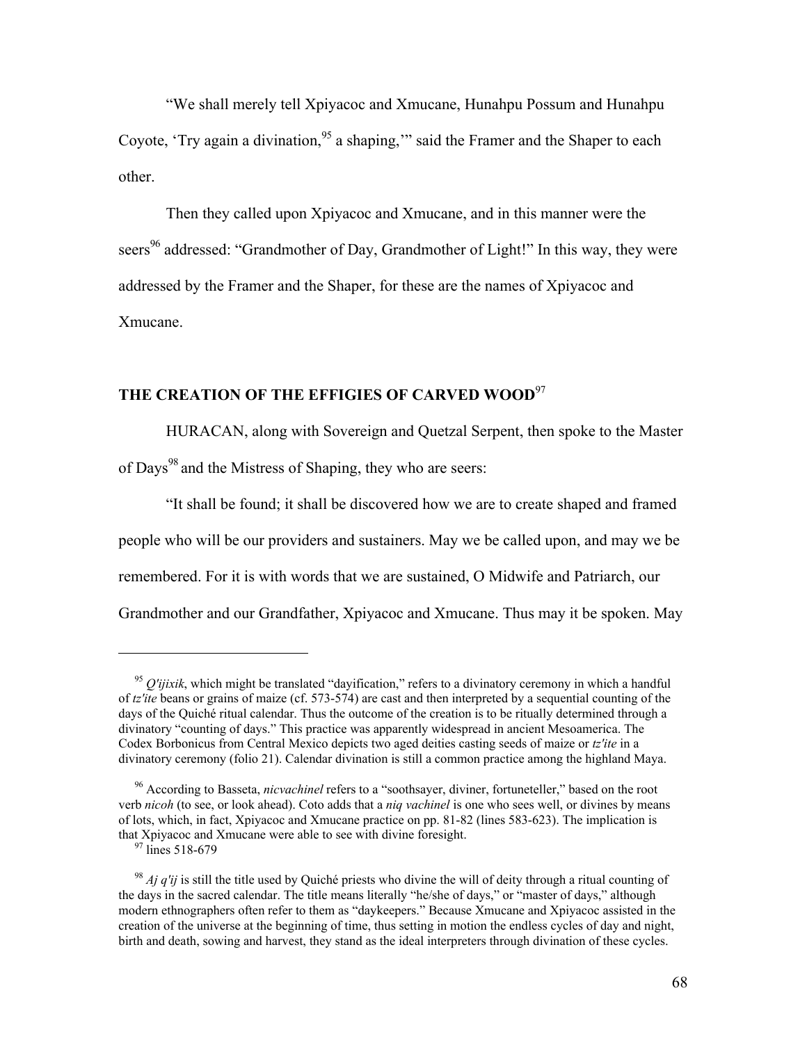"We shall merely tell Xpiyacoc and Xmucane, Hunahpu Possum and Hunahpu Coyote, 'Try again a divination,[95] a shaping,'" said the Framer and the Shaper to each other.

Then they called upon Xpiyacoc and Xmucane, and in this manner were the seers[96] addressed: "Grandmother of Day, Grandmother of Light!" In this way, they were addressed by the Framer and the Shaper, for these are the names of Xpiyacoc and Xmucane.

## THE CREATION OF THE EFFIGIES OF CARVED WOOD[97]

HURACAN, along with Sovereign and Quetzal Serpent, then spoke to the Master of Days[98] and the Mistress of Shaping, they who are seers:

"It shall be found; it shall be discovered how we are to create shaped and framed people who will be our providers and sustainers. May we be called upon, and may we be remembered. For it is with words that we are sustained, O Midwife and Patriarch, our Grandmother and our Grandfather, Xpiyacoc and Xmucane. Thus may it be spoken. May

---

[95] *Q'ijixik*, which might be translated "dayification," refers to a divinatory ceremony in which a handful of *tz'ite* beans or grains of maize (cf. 573-574) are cast and then interpreted by a sequential counting of the days of the Quiché ritual calendar. Thus the outcome of the creation is to be ritually determined through a divinatory "counting of days." This practice was apparently widespread in ancient Mesoamerica. The Codex Borbonicus from Central Mexico depicts two aged deities casting seeds of maize or *tz'ite* in a divinatory ceremony (folio 21). Calendar divination is still a common practice among the highland Maya.

[96] According to Basseta, *nicvachinel* refers to a "soothsayer, diviner, fortuneteller," based on the root verb *nicoh* (to see, or look ahead). Coto adds that a *niq vachinel* is one who sees well, or divines by means of lots, which, in fact, Xpiyacoc and Xmucane practice on pp. 81-82 (lines 583-623). The implication is that Xpiyacoc and Xmucane were able to see with divine foresight.

[97] lines 518-679

[98] *Aj q'ij* is still the title used by Quiché priests who divine the will of deity through a ritual counting of the days in the sacred calendar. The title means literally "he/she of days," or "master of days," although modern ethnographers often refer to them as "daykeepers." Because Xmucane and Xpiyacoc assisted in the creation of the universe at the beginning of time, thus setting in motion the endless cycles of day and night, birth and death, sowing and harvest, they stand as the ideal interpreters through divination of these cycles.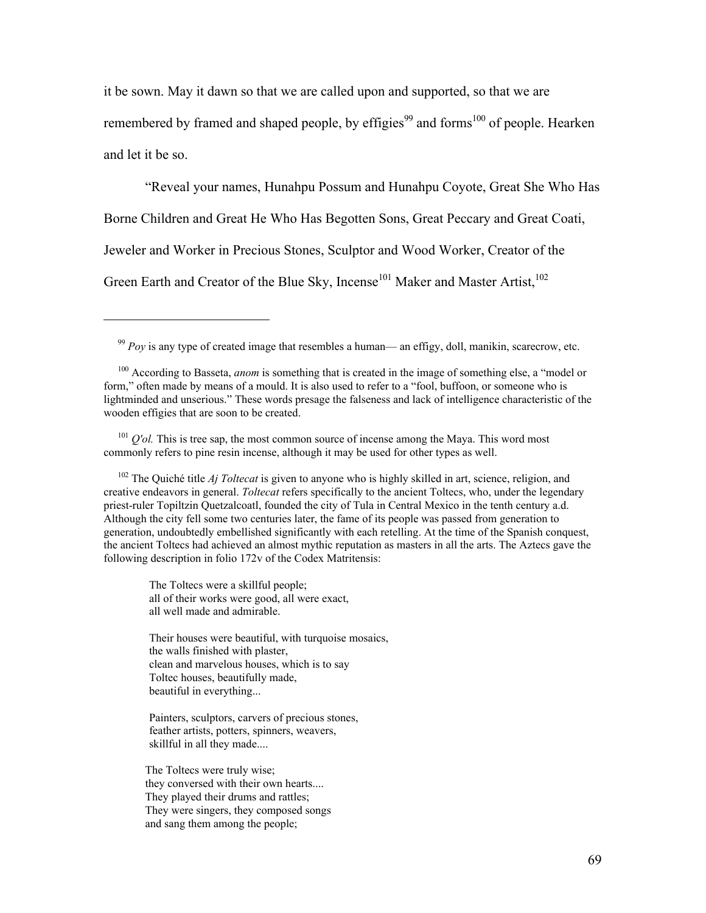it be sown. May it dawn so that we are called upon and supported, so that we are remembered by framed and shaped people, by effigies[99] and forms[100] of people. Hearken and let it be so.

"Reveal your names, Hunahpu Possum and Hunahpu Coyote, Great She Who Has Borne Children and Great He Who Has Begotten Sons, Great Peccary and Great Coati, Jeweler and Worker in Precious Stones, Sculptor and Wood Worker, Creator of the Green Earth and Creator of the Blue Sky, Incense[101] Maker and Master Artist,[102]

---

[99] *Poy* is any type of created image that resembles a human— an effigy, doll, manikin, scarecrow, etc.

[100] According to Basseta, *anom* is something that is created in the image of something else, a "model or form," often made by means of a mould. It is also used to refer to a "fool, buffoon, or someone who is lightminded and unserious." These words presage the falseness and lack of intelligence characteristic of the wooden effigies that are soon to be created.

[101] *Q'ol.* This is tree sap, the most common source of incense among the Maya. This word most commonly refers to pine resin incense, although it may be used for other types as well.

[102] The Quiché title *Aj Toltecat* is given to anyone who is highly skilled in art, science, religion, and creative endeavors in general. *Toltecat* refers specifically to the ancient Toltecs, who, under the legendary priest-ruler Topiltzin Quetzalcoatl, founded the city of Tula in Central Mexico in the tenth century a.d. Although the city fell some two centuries later, the fame of its people was passed from generation to generation, undoubtedly embellished significantly with each retelling. At the time of the Spanish conquest, the ancient Toltecs had achieved an almost mythic reputation as masters in all the arts. The Aztecs gave the following description in folio 172v of the Codex Matritensis:

> The Toltecs were a skillful people;
> all of their works were good, all were exact,
> all well made and admirable.
>
> Their houses were beautiful, with turquoise mosaics,
> the walls finished with plaster,
> clean and marvelous houses, which is to say
> Toltec houses, beautifully made,
> beautiful in everything...
>
> Painters, sculptors, carvers of precious stones,
> feather artists, potters, spinners, weavers,
> skillful in all they made....
>
> The Toltecs were truly wise;
> they conversed with their own hearts....
> They played their drums and rattles;
> They were singers, they composed songs
> and sang them among the people;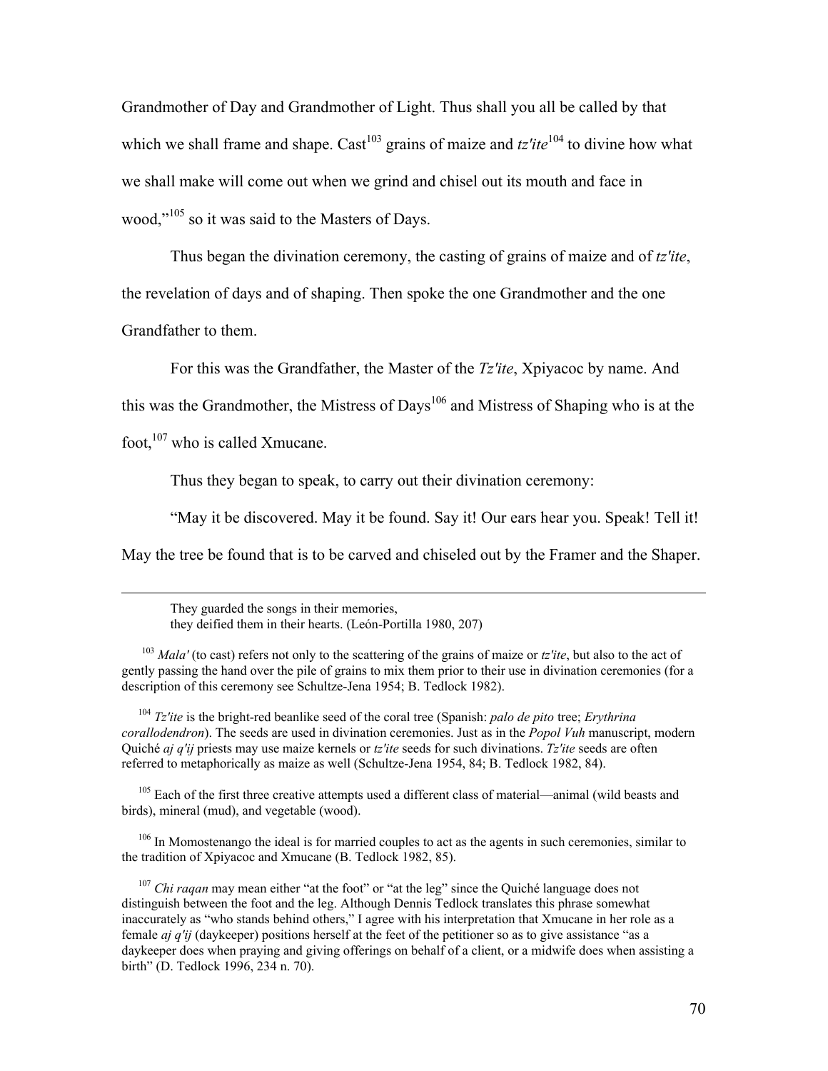Grandmother of Day and Grandmother of Light. Thus shall you all be called by that which we shall frame and shape. Cast[103] grains of maize and *tz'ite*[104] to divine how what we shall make will come out when we grind and chisel out its mouth and face in wood,"[105] so it was said to the Masters of Days.

Thus began the divination ceremony, the casting of grains of maize and of *tz'ite*, the revelation of days and of shaping. Then spoke the one Grandmother and the one Grandfather to them.

For this was the Grandfather, the Master of the *Tz'ite*, Xpiyacoc by name. And this was the Grandmother, the Mistress of Days[106] and Mistress of Shaping who is at the foot,[107] who is called Xmucane.

Thus they began to speak, to carry out their divination ceremony:

"May it be discovered. May it be found. Say it! Our ears hear you. Speak! Tell it! May the tree be found that is to be carved and chiseled out by the Framer and the Shaper.

---

> They guarded the songs in their memories,
> they deified them in their hearts. (León-Portilla 1980, 207)

[103] *Mala'* (to cast) refers not only to the scattering of the grains of maize or *tz'ite*, but also to the act of gently passing the hand over the pile of grains to mix them prior to their use in divination ceremonies (for a description of this ceremony see Schultze-Jena 1954; B. Tedlock 1982).

[104] *Tz'ite* is the bright-red beanlike seed of the coral tree (Spanish: *palo de pito* tree; *Erythrina corallodendron*). The seeds are used in divination ceremonies. Just as in the *Popol Vuh* manuscript, modern Quiché *aj q'ij* priests may use maize kernels or *tz'ite* seeds for such divinations. *Tz'ite* seeds are often referred to metaphorically as maize as well (Schultze-Jena 1954, 84; B. Tedlock 1982, 84).

[105] Each of the first three creative attempts used a different class of material—animal (wild beasts and birds), mineral (mud), and vegetable (wood).

[106] In Momostenango the ideal is for married couples to act as the agents in such ceremonies, similar to the tradition of Xpiyacoc and Xmucane (B. Tedlock 1982, 85).

[107] *Chi raqan* may mean either "at the foot" or "at the leg" since the Quiché language does not distinguish between the foot and the leg. Although Dennis Tedlock translates this phrase somewhat inaccurately as "who stands behind others," I agree with his interpretation that Xmucane in her role as a female *aj q'ij* (daykeeper) positions herself at the feet of the petitioner so as to give assistance "as a daykeeper does when praying and giving offerings on behalf of a client, or a midwife does when assisting a birth" (D. Tedlock 1996, 234 n. 70).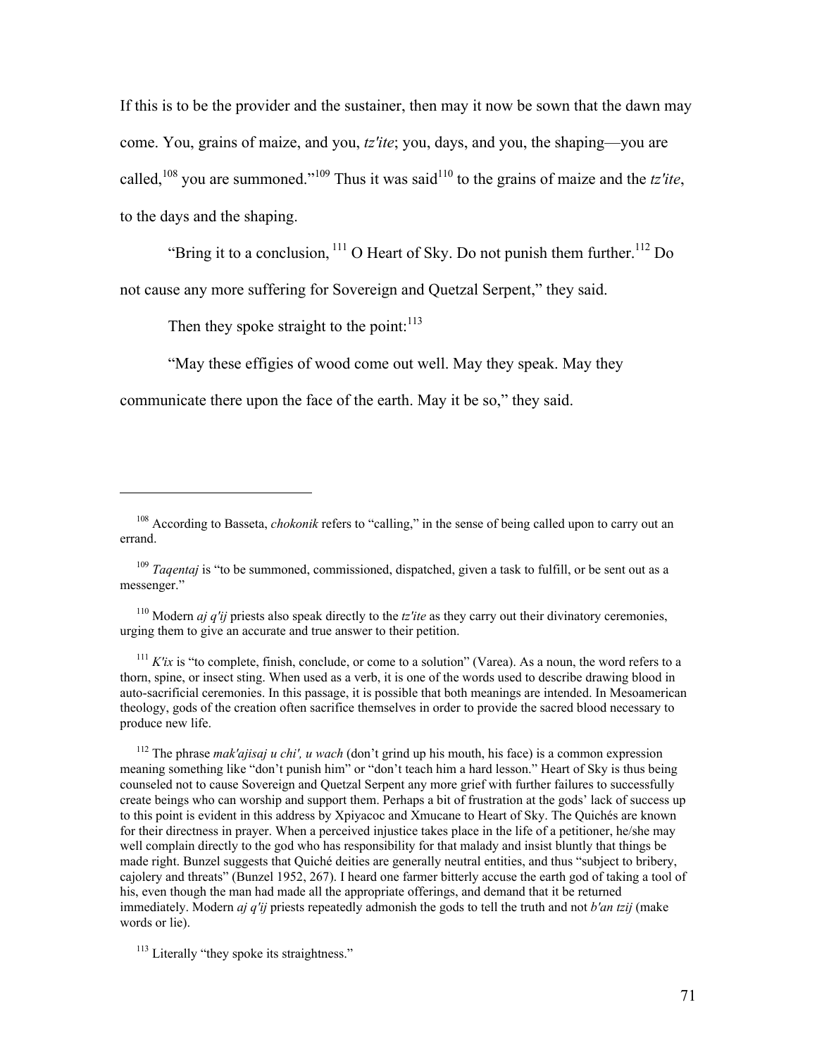If this is to be the provider and the sustainer, then may it now be sown that the dawn may come. You, grains of maize, and you, *tz'ite*; you, days, and you, the shaping—you are called,[108] you are summoned."[109] Thus it was said[110] to the grains of maize and the *tz'ite*, to the days and the shaping.

"Bring it to a conclusion, [111] O Heart of Sky. Do not punish them further.[112] Do not cause any more suffering for Sovereign and Quetzal Serpent," they said.

Then they spoke straight to the point:[113]

"May these effigies of wood come out well. May they speak. May they communicate there upon the face of the earth. May it be so," they said.

---

[108] According to Basseta, *chokonik* refers to "calling," in the sense of being called upon to carry out an errand.

[109] *Taqentaj* is "to be summoned, commissioned, dispatched, given a task to fulfill, or be sent out as a messenger."

[110] Modern *aj q'ij* priests also speak directly to the *tz'ite* as they carry out their divinatory ceremonies, urging them to give an accurate and true answer to their petition.

[111] *K'ix* is "to complete, finish, conclude, or come to a solution" (Varea). As a noun, the word refers to a thorn, spine, or insect sting. When used as a verb, it is one of the words used to describe drawing blood in auto-sacrificial ceremonies. In this passage, it is possible that both meanings are intended. In Mesoamerican theology, gods of the creation often sacrifice themselves in order to provide the sacred blood necessary to produce new life.

[112] The phrase *mak'ajisaj u chi', u wach* (don't grind up his mouth, his face) is a common expression meaning something like "don't punish him" or "don't teach him a hard lesson." Heart of Sky is thus being counseled not to cause Sovereign and Quetzal Serpent any more grief with further failures to successfully create beings who can worship and support them. Perhaps a bit of frustration at the gods' lack of success up to this point is evident in this address by Xpiyacoc and Xmucane to Heart of Sky. The Quichés are known for their directness in prayer. When a perceived injustice takes place in the life of a petitioner, he/she may well complain directly to the god who has responsibility for that malady and insist bluntly that things be made right. Bunzel suggests that Quiché deities are generally neutral entities, and thus "subject to bribery, cajolery and threats" (Bunzel 1952, 267). I heard one farmer bitterly accuse the earth god of taking a tool of his, even though the man had made all the appropriate offerings, and demand that it be returned immediately. Modern *aj q'ij* priests repeatedly admonish the gods to tell the truth and not *b'an tzij* (make words or lie).

[113] Literally "they spoke its straightness."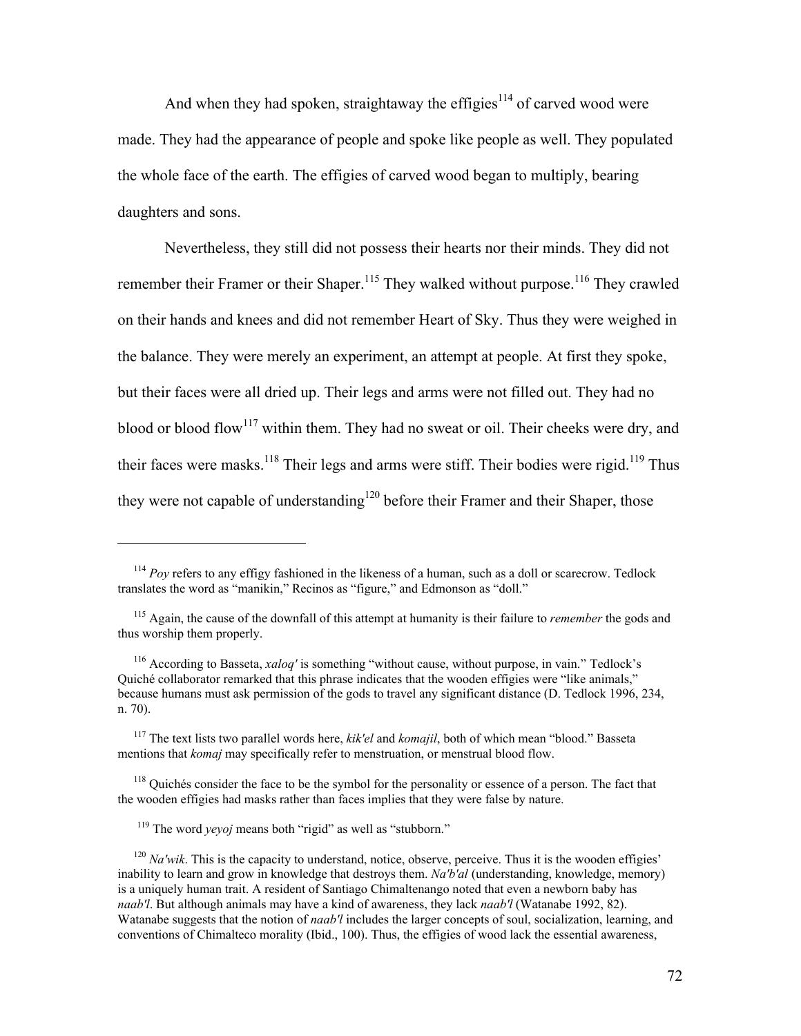And when they had spoken, straightaway the effigies[114] of carved wood were made. They had the appearance of people and spoke like people as well. They populated the whole face of the earth. The effigies of carved wood began to multiply, bearing daughters and sons.

Nevertheless, they still did not possess their hearts nor their minds. They did not remember their Framer or their Shaper.[115] They walked without purpose.[116] They crawled on their hands and knees and did not remember Heart of Sky. Thus they were weighed in the balance. They were merely an experiment, an attempt at people. At first they spoke, but their faces were all dried up. Their legs and arms were not filled out. They had no blood or blood flow[117] within them. They had no sweat or oil. Their cheeks were dry, and their faces were masks.[118] Their legs and arms were stiff. Their bodies were rigid.[119] Thus they were not capable of understanding[120] before their Framer and their Shaper, those

---

[114] *Poy* refers to any effigy fashioned in the likeness of a human, such as a doll or scarecrow. Tedlock translates the word as "manikin," Recinos as "figure," and Edmonson as "doll."

[115] Again, the cause of the downfall of this attempt at humanity is their failure to *remember* the gods and thus worship them properly.

[116] According to Basseta, *xaloq'* is something "without cause, without purpose, in vain." Tedlock's Quiché collaborator remarked that this phrase indicates that the wooden effigies were "like animals," because humans must ask permission of the gods to travel any significant distance (D. Tedlock 1996, 234, n. 70).

[117] The text lists two parallel words here, *kik'el* and *komajil*, both of which mean "blood." Basseta mentions that *komaj* may specifically refer to menstruation, or menstrual blood flow.

[118] Quichés consider the face to be the symbol for the personality or essence of a person. The fact that the wooden effigies had masks rather than faces implies that they were false by nature.

[119] The word *yeyoj* means both "rigid" as well as "stubborn."

[120] *Na'wik*. This is the capacity to understand, notice, observe, perceive. Thus it is the wooden effigies' inability to learn and grow in knowledge that destroys them. *Na'b'al* (understanding, knowledge, memory) is a uniquely human trait. A resident of Santiago Chimaltenango noted that even a newborn baby has *naab'l*. But although animals may have a kind of awareness, they lack *naab'l* (Watanabe 1992, 82). Watanabe suggests that the notion of *naab'l* includes the larger concepts of soul, socialization, learning, and conventions of Chimalteco morality (Ibid., 100). Thus, the effigies of wood lack the essential awareness,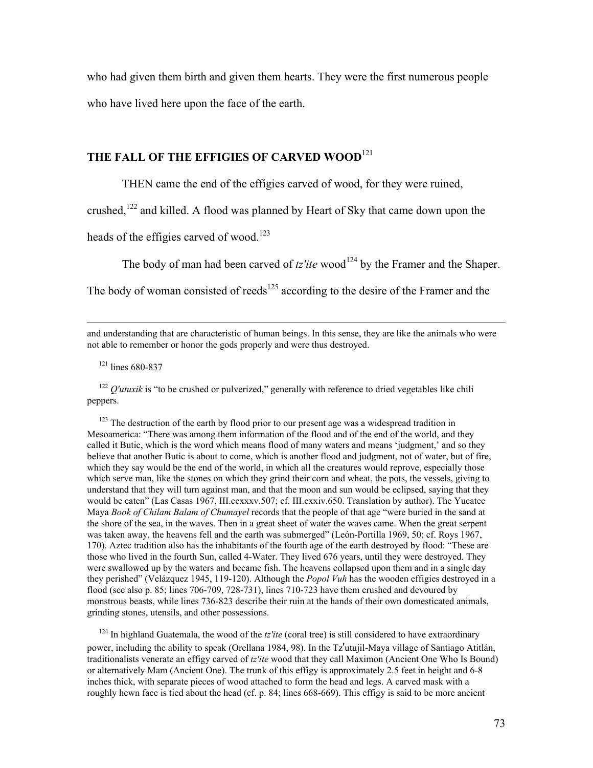who had given them birth and given them hearts. They were the first numerous people who have lived here upon the face of the earth.

## THE FALL OF THE EFFIGIES OF CARVED WOOD[121]

THEN came the end of the effigies carved of wood, for they were ruined, crushed,[122] and killed. A flood was planned by Heart of Sky that came down upon the heads of the effigies carved of wood.[123]

The body of man had been carved of *tz'ite* wood[124] by the Framer and the Shaper. The body of woman consisted of reeds[125] according to the desire of the Framer and the

---

and understanding that are characteristic of human beings. In this sense, they are like the animals who were not able to remember or honor the gods properly and were thus destroyed.

[121] lines 680-837

[122] *Q'utuxik* is "to be crushed or pulverized," generally with reference to dried vegetables like chili peppers.

[123] The destruction of the earth by flood prior to our present age was a widespread tradition in Mesoamerica: "There was among them information of the flood and of the end of the world, and they called it Butic, which is the word which means flood of many waters and means 'judgment,' and so they believe that another Butic is about to come, which is another flood and judgment, not of water, but of fire, which they say would be the end of the world, in which all the creatures would reprove, especially those which serve man, like the stones on which they grind their corn and wheat, the pots, the vessels, giving to understand that they will turn against man, and that the moon and sun would be eclipsed, saying that they would be eaten" (Las Casas 1967, III.ccxxxv.507; cf. III.cxxiv.650. Translation by author). The Yucatec Maya *Book of Chilam Balam of Chumayel* records that the people of that age "were buried in the sand at the shore of the sea, in the waves. Then in a great sheet of water the waves came. When the great serpent was taken away, the heavens fell and the earth was submerged" (León-Portilla 1969, 50; cf. Roys 1967, 170). Aztec tradition also has the inhabitants of the fourth age of the earth destroyed by flood: "These are those who lived in the fourth Sun, called 4-Water. They lived 676 years, until they were destroyed. They were swallowed up by the waters and became fish. The heavens collapsed upon them and in a single day they perished" (Velázquez 1945, 119-120). Although the *Popol Vuh* has the wooden effigies destroyed in a flood (see also p. 85; lines 706-709, 728-731), lines 710-723 have them crushed and devoured by monstrous beasts, while lines 736-823 describe their ruin at the hands of their own domesticated animals, grinding stones, utensils, and other possessions.

[124] In highland Guatemala, the wood of the *tz'ite* (coral tree) is still considered to have extraordinary power, including the ability to speak (Orellana 1984, 98). In the Tz'utujil-Maya village of Santiago Atitlán, traditionalists venerate an effigy carved of *tz'ite* wood that they call Maximon (Ancient One Who Is Bound) or alternatively Mam (Ancient One). The trunk of this effigy is approximately 2.5 feet in height and 6-8 inches thick, with separate pieces of wood attached to form the head and legs. A carved mask with a roughly hewn face is tied about the head (cf. p. 84; lines 668-669). This effigy is said to be more ancient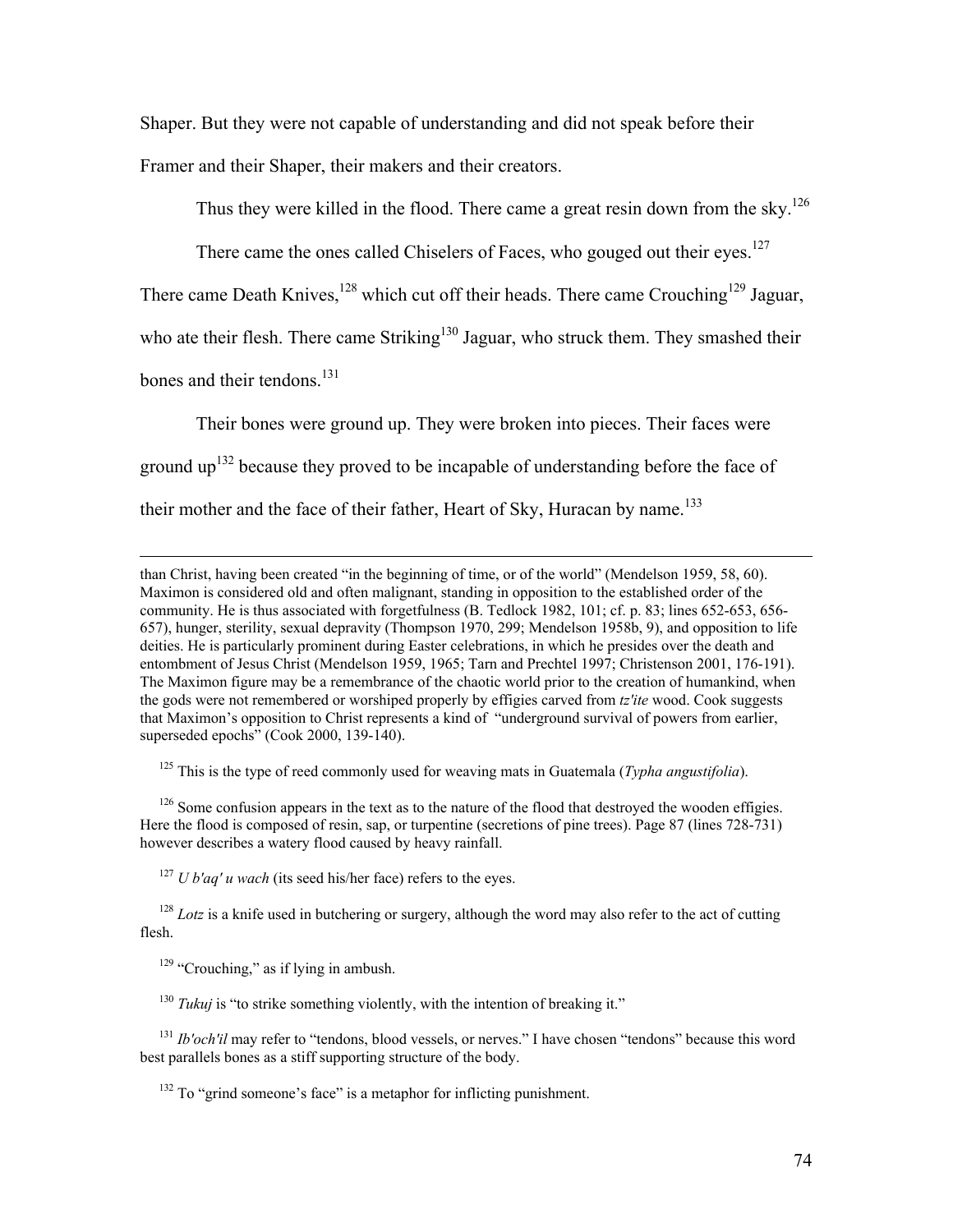Shaper. But they were not capable of understanding and did not speak before their Framer and their Shaper, their makers and their creators.

Thus they were killed in the flood. There came a great resin down from the sky.[126]

There came the ones called Chiselers of Faces, who gouged out their eyes.[127] There came Death Knives,[128] which cut off their heads. There came Crouching[129] Jaguar, who ate their flesh. There came Striking[130] Jaguar, who struck them. They smashed their bones and their tendons.[131]

Their bones were ground up. They were broken into pieces. Their faces were ground up[132] because they proved to be incapable of understanding before the face of their mother and the face of their father, Heart of Sky, Huracan by name.[133]

---

than Christ, having been created "in the beginning of time, or of the world" (Mendelson 1959, 58, 60). Maximon is considered old and often malignant, standing in opposition to the established order of the community. He is thus associated with forgetfulness (B. Tedlock 1982, 101; cf. p. 83; lines 652-653, 656-657), hunger, sterility, sexual depravity (Thompson 1970, 299; Mendelson 1958b, 9), and opposition to life deities. He is particularly prominent during Easter celebrations, in which he presides over the death and entombment of Jesus Christ (Mendelson 1959, 1965; Tarn and Prechtel 1997; Christenson 2001, 176-191). The Maximon figure may be a remembrance of the chaotic world prior to the creation of humankind, when the gods were not remembered or worshiped properly by effigies carved from *tz'ite* wood. Cook suggests that Maximon's opposition to Christ represents a kind of "underground survival of powers from earlier, superseded epochs" (Cook 2000, 139-140).

[125] This is the type of reed commonly used for weaving mats in Guatemala (*Typha angustifolia*).

[126] Some confusion appears in the text as to the nature of the flood that destroyed the wooden effigies. Here the flood is composed of resin, sap, or turpentine (secretions of pine trees). Page 87 (lines 728-731) however describes a watery flood caused by heavy rainfall.

[127] *U b'aq' u wach* (its seed his/her face) refers to the eyes.

[128] *Lotz* is a knife used in butchering or surgery, although the word may also refer to the act of cutting flesh.

[129] "Crouching," as if lying in ambush.

[130] *Tukuj* is "to strike something violently, with the intention of breaking it."

[131] *Ib'och'il* may refer to "tendons, blood vessels, or nerves." I have chosen "tendons" because this word best parallels bones as a stiff supporting structure of the body.

[132] To "grind someone's face" is a metaphor for inflicting punishment.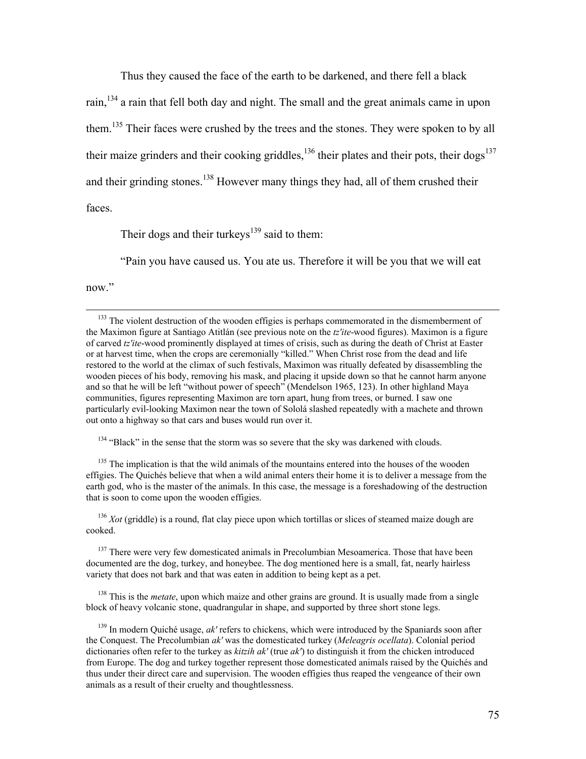Thus they caused the face of the earth to be darkened, and there fell a black rain,[134] a rain that fell both day and night. The small and the great animals came in upon them.[135] Their faces were crushed by the trees and the stones. They were spoken to by all their maize grinders and their cooking griddles,[136] their plates and their pots, their dogs[137] and their grinding stones.[138] However many things they had, all of them crushed their faces.

Their dogs and their turkeys[139] said to them:

"Pain you have caused us. You ate us. Therefore it will be you that we will eat now."

---

[133] The violent destruction of the wooden effigies is perhaps commemorated in the dismemberment of the Maximon figure at Santiago Atitlán (see previous note on the *tz'ite*-wood figures). Maximon is a figure of carved *tz'ite*-wood prominently displayed at times of crisis, such as during the death of Christ at Easter or at harvest time, when the crops are ceremonially "killed." When Christ rose from the dead and life restored to the world at the climax of such festivals, Maximon was ritually defeated by disassembling the wooden pieces of his body, removing his mask, and placing it upside down so that he cannot harm anyone and so that he will be left "without power of speech" (Mendelson 1965, 123). In other highland Maya communities, figures representing Maximon are torn apart, hung from trees, or burned. I saw one particularly evil-looking Maximon near the town of Sololá slashed repeatedly with a machete and thrown out onto a highway so that cars and buses would run over it.

[134] "Black" in the sense that the storm was so severe that the sky was darkened with clouds.

[135] The implication is that the wild animals of the mountains entered into the houses of the wooden effigies. The Quichés believe that when a wild animal enters their home it is to deliver a message from the earth god, who is the master of the animals. In this case, the message is a foreshadowing of the destruction that is soon to come upon the wooden effigies.

[136] *Xot* (griddle) is a round, flat clay piece upon which tortillas or slices of steamed maize dough are cooked.

[137] There were very few domesticated animals in Precolumbian Mesoamerica. Those that have been documented are the dog, turkey, and honeybee. The dog mentioned here is a small, fat, nearly hairless variety that does not bark and that was eaten in addition to being kept as a pet.

[138] This is the *metate*, upon which maize and other grains are ground. It is usually made from a single block of heavy volcanic stone, quadrangular in shape, and supported by three short stone legs.

[139] In modern Quiché usage, *ak'* refers to chickens, which were introduced by the Spaniards soon after the Conquest. The Precolumbian *ak'* was the domesticated turkey (*Meleagris ocellata*). Colonial period dictionaries often refer to the turkey as *kitzih ak'* (true *ak'*) to distinguish it from the chicken introduced from Europe. The dog and turkey together represent those domesticated animals raised by the Quichés and thus under their direct care and supervision. The wooden effigies thus reaped the vengeance of their own animals as a result of their cruelty and thoughtlessness.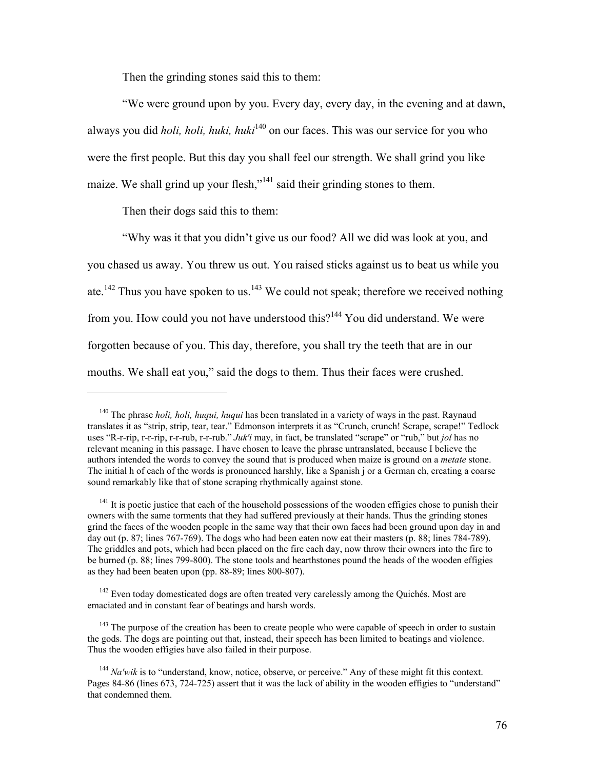Then the grinding stones said this to them:

"We were ground upon by you. Every day, every day, in the evening and at dawn, always you did *holi, holi, huki, huki*[140] on our faces. This was our service for you who were the first people. But this day you shall feel our strength. We shall grind you like maize. We shall grind up your flesh,"[141] said their grinding stones to them.

Then their dogs said this to them:

"Why was it that you didn't give us our food? All we did was look at you, and you chased us away. You threw us out. You raised sticks against us to beat us while you ate.[142] Thus you have spoken to us.[143] We could not speak; therefore we received nothing from you. How could you not have understood this?[144] You did understand. We were forgotten because of you. This day, therefore, you shall try the teeth that are in our mouths. We shall eat you," said the dogs to them. Thus their faces were crushed.

---

[140] The phrase *holi, holi, huqui, huqui* has been translated in a variety of ways in the past. Raynaud translates it as "strip, strip, tear, tear." Edmonson interprets it as "Crunch, crunch! Scrape, scrape!" Tedlock uses "R-r-rip, r-r-rip, r-r-rub, r-r-rub." *Juk'i* may, in fact, be translated "scrape" or "rub," but *jol* has no relevant meaning in this passage. I have chosen to leave the phrase untranslated, because I believe the authors intended the words to convey the sound that is produced when maize is ground on a *metate* stone. The initial h of each of the words is pronounced harshly, like a Spanish j or a German ch, creating a coarse sound remarkably like that of stone scraping rhythmically against stone.

[141] It is poetic justice that each of the household possessions of the wooden effigies chose to punish their owners with the same torments that they had suffered previously at their hands. Thus the grinding stones grind the faces of the wooden people in the same way that their own faces had been ground upon day in and day out (p. 87; lines 767-769). The dogs who had been eaten now eat their masters (p. 88; lines 784-789). The griddles and pots, which had been placed on the fire each day, now throw their owners into the fire to be burned (p. 88; lines 799-800). The stone tools and hearthstones pound the heads of the wooden effigies as they had been beaten upon (pp. 88-89; lines 800-807).

[142] Even today domesticated dogs are often treated very carelessly among the Quichés. Most are emaciated and in constant fear of beatings and harsh words.

[143] The purpose of the creation has been to create people who were capable of speech in order to sustain the gods. The dogs are pointing out that, instead, their speech has been limited to beatings and violence. Thus the wooden effigies have also failed in their purpose.

[144] *Na'wik* is to "understand, know, notice, observe, or perceive." Any of these might fit this context. Pages 84-86 (lines 673, 724-725) assert that it was the lack of ability in the wooden effigies to "understand" that condemned them.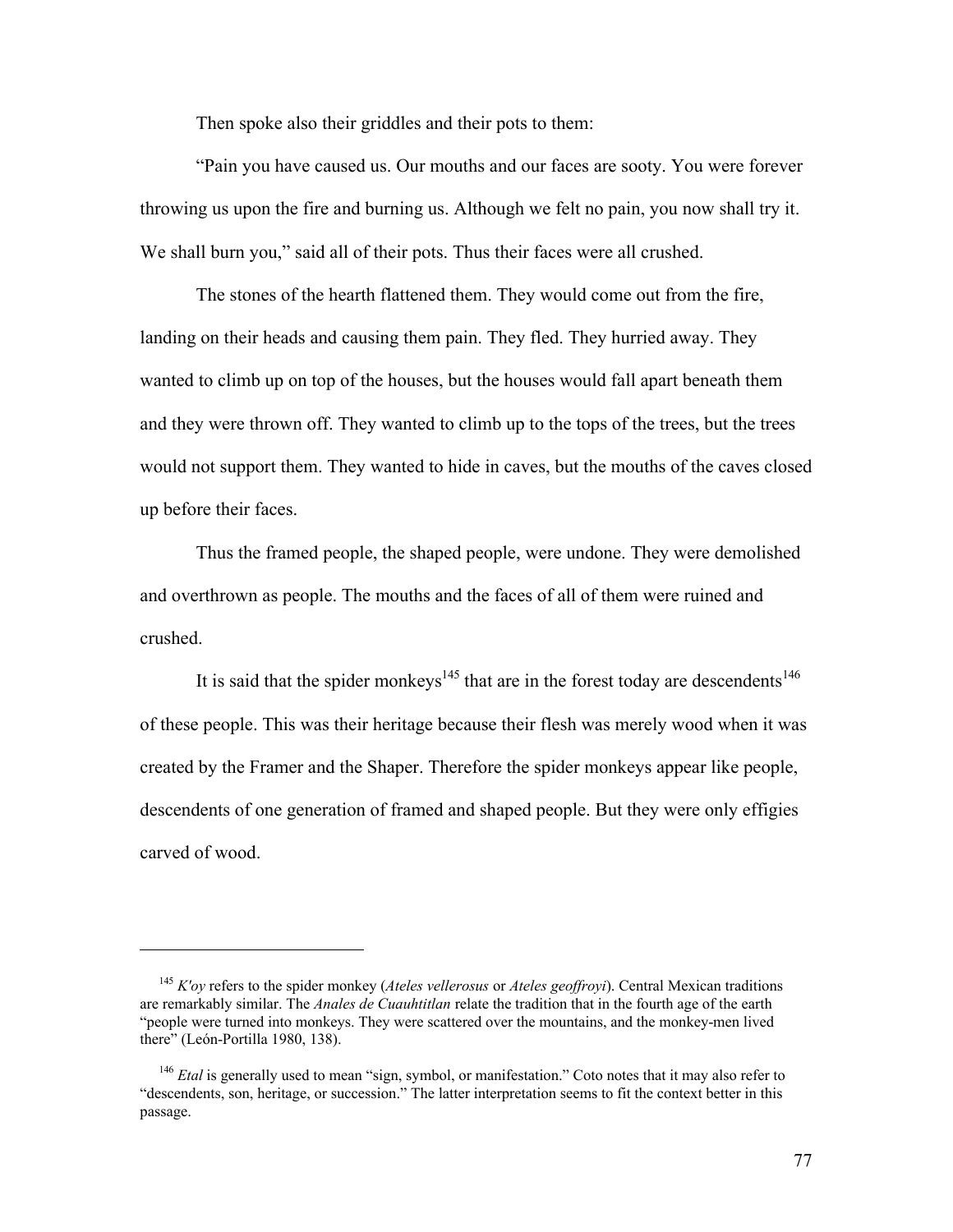Then spoke also their griddles and their pots to them:

"Pain you have caused us. Our mouths and our faces are sooty. You were forever throwing us upon the fire and burning us. Although we felt no pain, you now shall try it. We shall burn you," said all of their pots. Thus their faces were all crushed.

The stones of the hearth flattened them. They would come out from the fire, landing on their heads and causing them pain. They fled. They hurried away. They wanted to climb up on top of the houses, but the houses would fall apart beneath them and they were thrown off. They wanted to climb up to the tops of the trees, but the trees would not support them. They wanted to hide in caves, but the mouths of the caves closed up before their faces.

Thus the framed people, the shaped people, were undone. They were demolished and overthrown as people. The mouths and the faces of all of them were ruined and crushed.

It is said that the spider monkeys[145] that are in the forest today are descendents[146] of these people. This was their heritage because their flesh was merely wood when it was created by the Framer and the Shaper. Therefore the spider monkeys appear like people, descendents of one generation of framed and shaped people. But they were only effigies carved of wood.

---

[145] *K'oy* refers to the spider monkey (*Ateles vellerosus* or *Ateles geoffroyi*). Central Mexican traditions are remarkably similar. The *Anales de Cuauhtitlan* relate the tradition that in the fourth age of the earth "people were turned into monkeys. They were scattered over the mountains, and the monkey-men lived there" (León-Portilla 1980, 138).

[146] *Etal* is generally used to mean "sign, symbol, or manifestation." Coto notes that it may also refer to "descendents, son, heritage, or succession." The latter interpretation seems to fit the context better in this passage.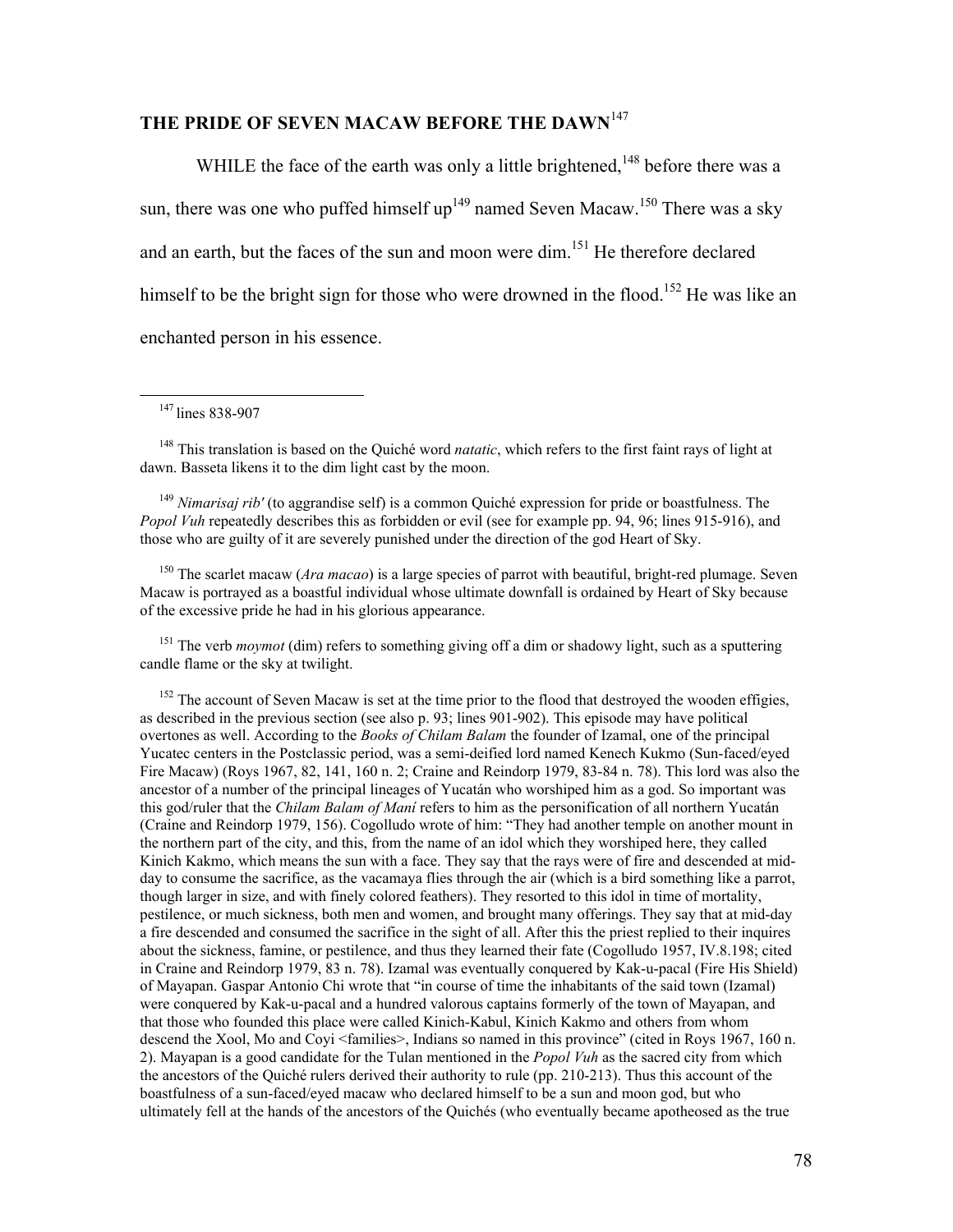## THE PRIDE OF SEVEN MACAW BEFORE THE DAWN[147]

WHILE the face of the earth was only a little brightened,[148] before there was a sun, there was one who puffed himself up[149] named Seven Macaw.[150] There was a sky and an earth, but the faces of the sun and moon were dim.[151] He therefore declared himself to be the bright sign for those who were drowned in the flood.[152] He was like an enchanted person in his essence.

---

[147] lines 838-907

[148] This translation is based on the Quiché word *natatic*, which refers to the first faint rays of light at dawn. Basseta likens it to the dim light cast by the moon.

[149] *Nimarisaj rib'* (to aggrandise self) is a common Quiché expression for pride or boastfulness. The *Popol Vuh* repeatedly describes this as forbidden or evil (see for example pp. 94, 96; lines 915-916), and those who are guilty of it are severely punished under the direction of the god Heart of Sky.

[150] The scarlet macaw (*Ara macao*) is a large species of parrot with beautiful, bright-red plumage. Seven Macaw is portrayed as a boastful individual whose ultimate downfall is ordained by Heart of Sky because of the excessive pride he had in his glorious appearance.

[151] The verb *moymot* (dim) refers to something giving off a dim or shadowy light, such as a sputtering candle flame or the sky at twilight.

[152] The account of Seven Macaw is set at the time prior to the flood that destroyed the wooden effigies, as described in the previous section (see also p. 93; lines 901-902). This episode may have political overtones as well. According to the *Books of Chilam Balam* the founder of Izamal, one of the principal Yucatec centers in the Postclassic period, was a semi-deified lord named Kenech Kukmo (Sun-faced/eyed Fire Macaw) (Roys 1967, 82, 141, 160 n. 2; Craine and Reindorp 1979, 83-84 n. 78). This lord was also the ancestor of a number of the principal lineages of Yucatán who worshiped him as a god. So important was this god/ruler that the *Chilam Balam of Maní* refers to him as the personification of all northern Yucatán (Craine and Reindorp 1979, 156). Cogolludo wrote of him: "They had another temple on another mount in the northern part of the city, and this, from the name of an idol which they worshiped here, they called Kinich Kakmo, which means the sun with a face. They say that the rays were of fire and descended at mid-day to consume the sacrifice, as the vacamaya flies through the air (which is a bird something like a parrot, though larger in size, and with finely colored feathers). They resorted to this idol in time of mortality, pestilence, or much sickness, both men and women, and brought many offerings. They say that at mid-day a fire descended and consumed the sacrifice in the sight of all. After this the priest replied to their inquires about the sickness, famine, or pestilence, and thus they learned their fate (Cogolludo 1957, IV.8.198; cited in Craine and Reindorp 1979, 83 n. 78). Izamal was eventually conquered by Kak-u-pacal (Fire His Shield) of Mayapan. Gaspar Antonio Chi wrote that "in course of time the inhabitants of the said town (Izamal) were conquered by Kak-u-pacal and a hundred valorous captains formerly of the town of Mayapan, and that those who founded this place were called Kinich-Kabul, Kinich Kakmo and others from whom descend the Xool, Mo and Coyi <families>, Indians so named in this province" (cited in Roys 1967, 160 n. 2). Mayapan is a good candidate for the Tulan mentioned in the *Popol Vuh* as the sacred city from which the ancestors of the Quiché rulers derived their authority to rule (pp. 210-213). Thus this account of the boastfulness of a sun-faced/eyed macaw who declared himself to be a sun and moon god, but who ultimately fell at the hands of the ancestors of the Quichés (who eventually became apotheosed as the true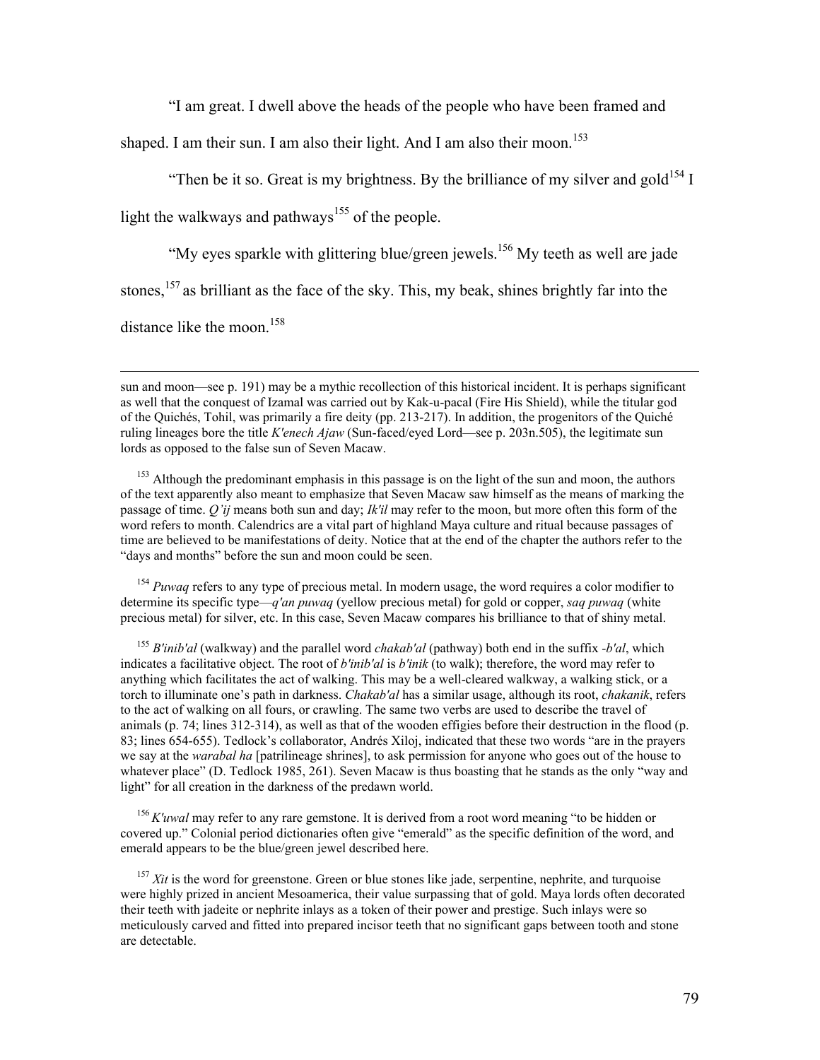"I am great. I dwell above the heads of the people who have been framed and shaped. I am their sun. I am also their light. And I am also their moon.[153]

"Then be it so. Great is my brightness. By the brilliance of my silver and gold[154] I light the walkways and pathways[155] of the people.

"My eyes sparkle with glittering blue/green jewels.[156] My teeth as well are jade stones,[157] as brilliant as the face of the sky. This, my beak, shines brightly far into the distance like the moon.[158]

---

sun and moon—see p. 191) may be a mythic recollection of this historical incident. It is perhaps significant as well that the conquest of Izamal was carried out by Kak-u-pacal (Fire His Shield), while the titular god of the Quichés, Tohil, was primarily a fire deity (pp. 213-217). In addition, the progenitors of the Quiché ruling lineages bore the title *K'enech Ajaw* (Sun-faced/eyed Lord—see p. 203n.505), the legitimate sun lords as opposed to the false sun of Seven Macaw.

[153] Although the predominant emphasis in this passage is on the light of the sun and moon, the authors of the text apparently also meant to emphasize that Seven Macaw saw himself as the means of marking the passage of time. *Q'ij* means both sun and day; *Ik'il* may refer to the moon, but more often this form of the word refers to month. Calendrics are a vital part of highland Maya culture and ritual because passages of time are believed to be manifestations of deity. Notice that at the end of the chapter the authors refer to the "days and months" before the sun and moon could be seen.

[154] *Puwaq* refers to any type of precious metal. In modern usage, the word requires a color modifier to determine its specific type—*q'an puwaq* (yellow precious metal) for gold or copper, *saq puwaq* (white precious metal) for silver, etc. In this case, Seven Macaw compares his brilliance to that of shiny metal.

[155] *B'inib'al* (walkway) and the parallel word *chakab'al* (pathway) both end in the suffix *-b'al*, which indicates a facilitative object. The root of *b'inib'al* is *b'inik* (to walk); therefore, the word may refer to anything which facilitates the act of walking. This may be a well-cleared walkway, a walking stick, or a torch to illuminate one's path in darkness. *Chakab'al* has a similar usage, although its root, *chakanik*, refers to the act of walking on all fours, or crawling. The same two verbs are used to describe the travel of animals (p. 74; lines 312-314), as well as that of the wooden effigies before their destruction in the flood (p. 83; lines 654-655). Tedlock's collaborator, Andrés Xiloj, indicated that these two words "are in the prayers we say at the *warabal ha* [patrilineage shrines], to ask permission for anyone who goes out of the house to whatever place" (D. Tedlock 1985, 261). Seven Macaw is thus boasting that he stands as the only "way and light" for all creation in the darkness of the predawn world.

[156] *K'uwal* may refer to any rare gemstone. It is derived from a root word meaning "to be hidden or covered up." Colonial period dictionaries often give "emerald" as the specific definition of the word, and emerald appears to be the blue/green jewel described here.

[157] *Xit* is the word for greenstone. Green or blue stones like jade, serpentine, nephrite, and turquoise were highly prized in ancient Mesoamerica, their value surpassing that of gold. Maya lords often decorated their teeth with jadeite or nephrite inlays as a token of their power and prestige. Such inlays were so meticulously carved and fitted into prepared incisor teeth that no significant gaps between tooth and stone are detectable.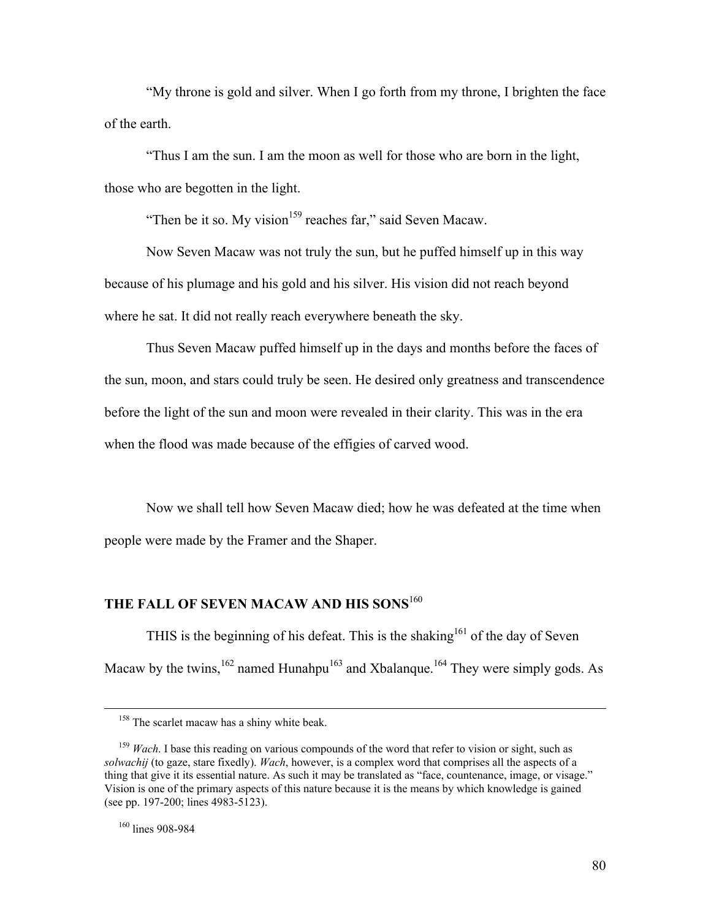"My throne is gold and silver. When I go forth from my throne, I brighten the face of the earth.

"Thus I am the sun. I am the moon as well for those who are born in the light, those who are begotten in the light.

"Then be it so. My vision[159] reaches far," said Seven Macaw.

Now Seven Macaw was not truly the sun, but he puffed himself up in this way because of his plumage and his gold and his silver. His vision did not reach beyond where he sat. It did not really reach everywhere beneath the sky.

Thus Seven Macaw puffed himself up in the days and months before the faces of the sun, moon, and stars could truly be seen. He desired only greatness and transcendence before the light of the sun and moon were revealed in their clarity. This was in the era when the flood was made because of the effigies of carved wood.

Now we shall tell how Seven Macaw died; how he was defeated at the time when people were made by the Framer and the Shaper.

## THE FALL OF SEVEN MACAW AND HIS SONS[160]

THIS is the beginning of his defeat. This is the shaking[161] of the day of Seven Macaw by the twins,[162] named Hunahpu[163] and Xbalanque.[164] They were simply gods. As

---

[158] The scarlet macaw has a shiny white beak.

[159] *Wach*. I base this reading on various compounds of the word that refer to vision or sight, such as *solwachij* (to gaze, stare fixedly). *Wach*, however, is a complex word that comprises all the aspects of a thing that give it its essential nature. As such it may be translated as "face, countenance, image, or visage." Vision is one of the primary aspects of this nature because it is the means by which knowledge is gained (see pp. 197-200; lines 4983-5123).

[160] lines 908-984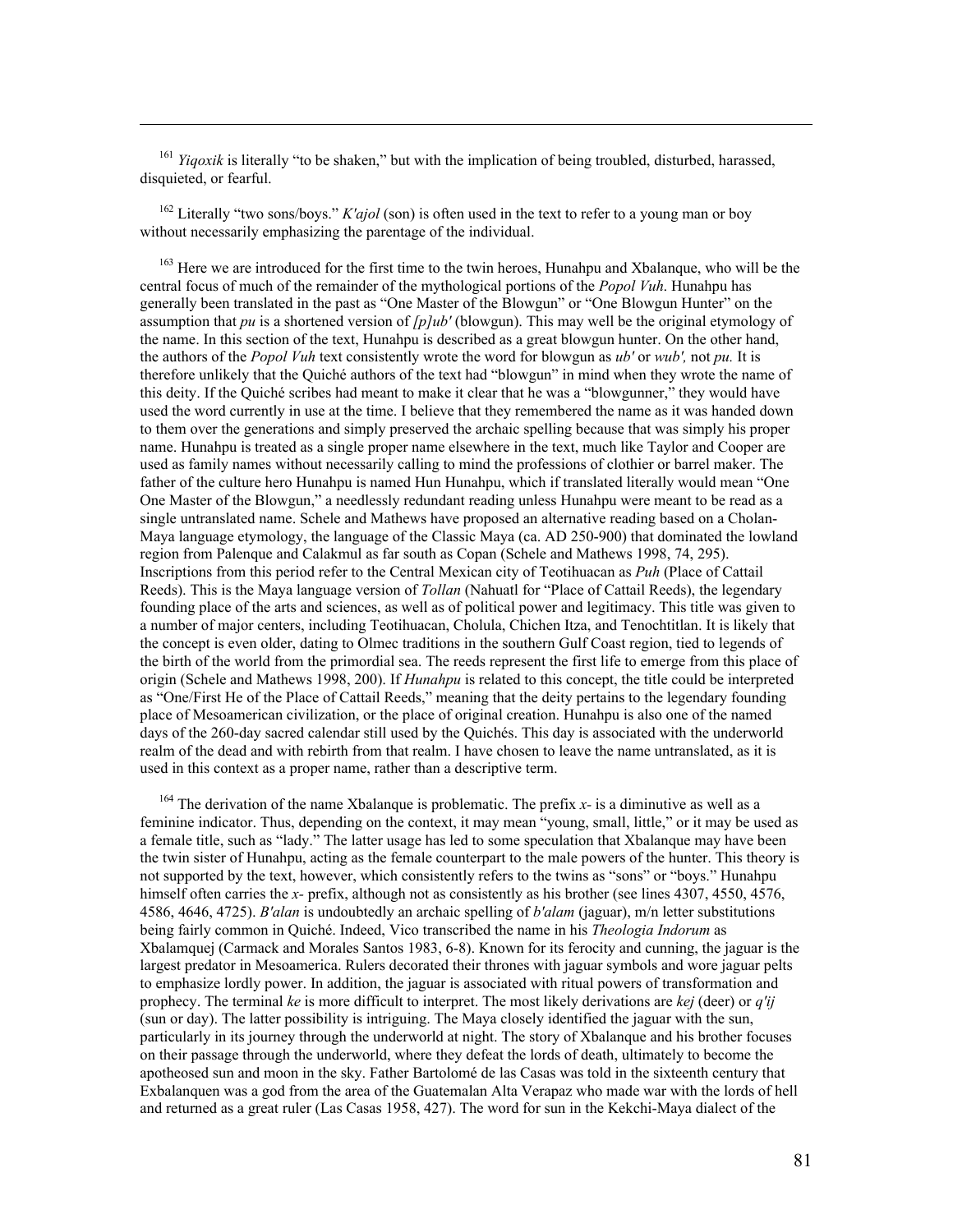[161] *Yiqoxik* is literally "to be shaken," but with the implication of being troubled, disturbed, harassed, disquieted, or fearful.

[162] Literally "two sons/boys." *K'ajol* (son) is often used in the text to refer to a young man or boy without necessarily emphasizing the parentage of the individual.

[163] Here we are introduced for the first time to the twin heroes, Hunahpu and Xbalanque, who will be the central focus of much of the remainder of the mythological portions of the *Popol Vuh*. Hunahpu has generally been translated in the past as "One Master of the Blowgun" or "One Blowgun Hunter" on the assumption that *pu* is a shortened version of *[p]ub'* (blowgun). This may well be the original etymology of the name. In this section of the text, Hunahpu is described as a great blowgun hunter. On the other hand, the authors of the *Popol Vuh* text consistently wrote the word for blowgun as *ub'* or *wub',* not *pu.* It is therefore unlikely that the Quiché authors of the text had "blowgun" in mind when they wrote the name of this deity. If the Quiché scribes had meant to make it clear that he was a "blowgunner," they would have used the word currently in use at the time. I believe that they remembered the name as it was handed down to them over the generations and simply preserved the archaic spelling because that was simply his proper name. Hunahpu is treated as a single proper name elsewhere in the text, much like Taylor and Cooper are used as family names without necessarily calling to mind the professions of clothier or barrel maker. The father of the culture hero Hunahpu is named Hun Hunahpu, which if translated literally would mean "One One Master of the Blowgun," a needlessly redundant reading unless Hunahpu were meant to be read as a single untranslated name. Schele and Mathews have proposed an alternative reading based on a Cholan-Maya language etymology, the language of the Classic Maya (ca. AD 250-900) that dominated the lowland region from Palenque and Calakmul as far south as Copan (Schele and Mathews 1998, 74, 295). Inscriptions from this period refer to the Central Mexican city of Teotihuacan as *Puh* (Place of Cattail Reeds). This is the Maya language version of *Tollan* (Nahuatl for "Place of Cattail Reeds), the legendary founding place of the arts and sciences, as well as of political power and legitimacy. This title was given to a number of major centers, including Teotihuacan, Cholula, Chichen Itza, and Tenochtitlan. It is likely that the concept is even older, dating to Olmec traditions in the southern Gulf Coast region, tied to legends of the birth of the world from the primordial sea. The reeds represent the first life to emerge from this place of origin (Schele and Mathews 1998, 200). If *Hunahpu* is related to this concept, the title could be interpreted as "One/First He of the Place of Cattail Reeds," meaning that the deity pertains to the legendary founding place of Mesoamerican civilization, or the place of original creation. Hunahpu is also one of the named days of the 260-day sacred calendar still used by the Quichés. This day is associated with the underworld realm of the dead and with rebirth from that realm. I have chosen to leave the name untranslated, as it is used in this context as a proper name, rather than a descriptive term.

[164] The derivation of the name Xbalanque is problematic. The prefix *x-* is a diminutive as well as a feminine indicator. Thus, depending on the context, it may mean "young, small, little," or it may be used as a female title, such as "lady." The latter usage has led to some speculation that Xbalanque may have been the twin sister of Hunahpu, acting as the female counterpart to the male powers of the hunter. This theory is not supported by the text, however, which consistently refers to the twins as "sons" or "boys." Hunahpu himself often carries the *x-* prefix, although not as consistently as his brother (see lines 4307, 4550, 4576, 4586, 4646, 4725). *B'alan* is undoubtedly an archaic spelling of *b'alam* (jaguar), m/n letter substitutions being fairly common in Quiché. Indeed, Vico transcribed the name in his *Theologia Indorum* as Xbalamquej (Carmack and Morales Santos 1983, 6-8). Known for its ferocity and cunning, the jaguar is the largest predator in Mesoamerica. Rulers decorated their thrones with jaguar symbols and wore jaguar pelts to emphasize lordly power. In addition, the jaguar is associated with ritual powers of transformation and prophecy. The terminal *ke* is more difficult to interpret. The most likely derivations are *kej* (deer) or *q'ij* (sun or day). The latter possibility is intriguing. The Maya closely identified the jaguar with the sun, particularly in its journey through the underworld at night. The story of Xbalanque and his brother focuses on their passage through the underworld, where they defeat the lords of death, ultimately to become the apotheosed sun and moon in the sky. Father Bartolomé de las Casas was told in the sixteenth century that Exbalanquen was a god from the area of the Guatemalan Alta Verapaz who made war with the lords of hell and returned as a great ruler (Las Casas 1958, 427). The word for sun in the Kekchi-Maya dialect of the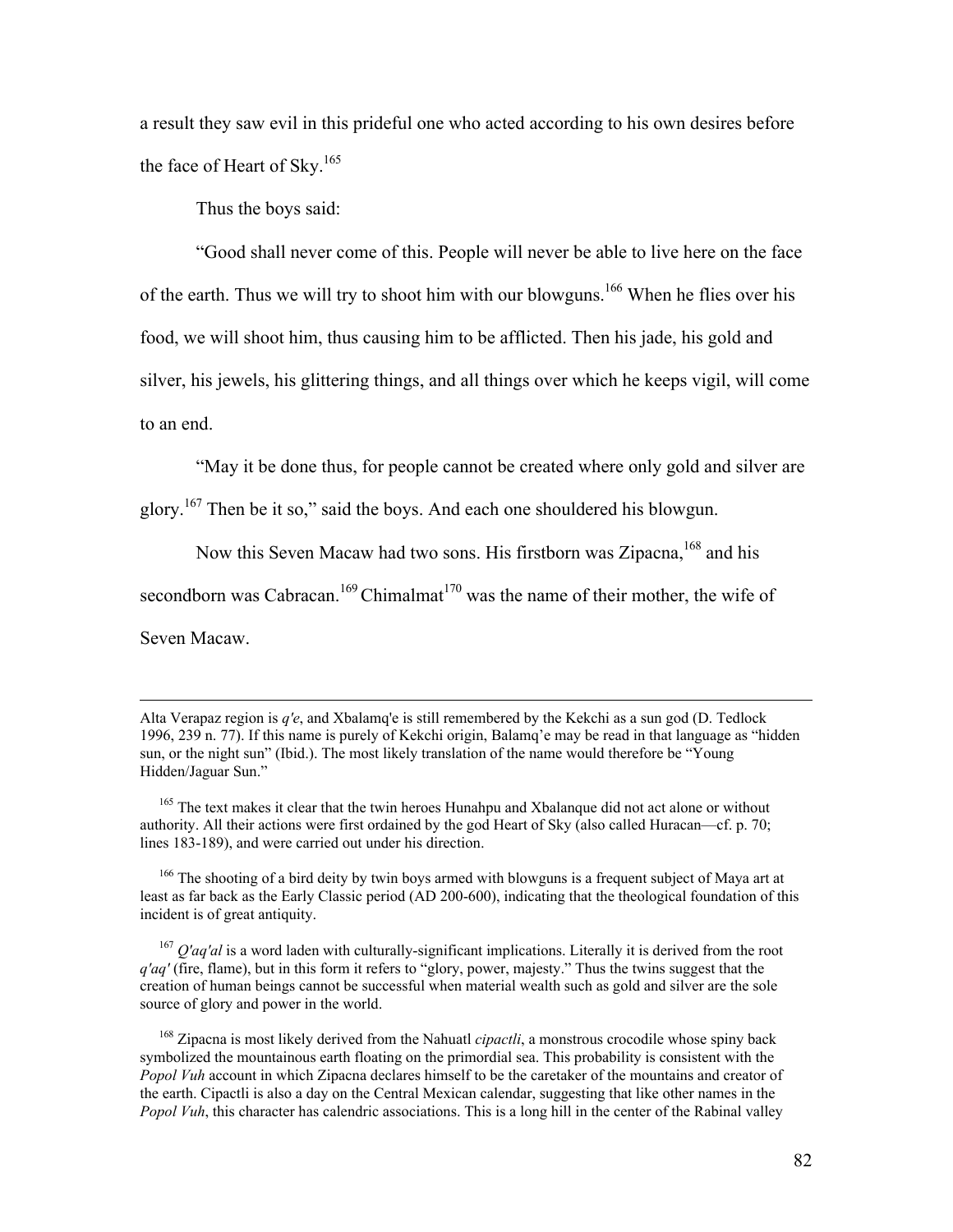a result they saw evil in this prideful one who acted according to his own desires before the face of Heart of Sky.[165]

Thus the boys said:

"Good shall never come of this. People will never be able to live here on the face of the earth. Thus we will try to shoot him with our blowguns.[166] When he flies over his food, we will shoot him, thus causing him to be afflicted. Then his jade, his gold and silver, his jewels, his glittering things, and all things over which he keeps vigil, will come to an end.

"May it be done thus, for people cannot be created where only gold and silver are glory.[167] Then be it so," said the boys. And each one shouldered his blowgun.

Now this Seven Macaw had two sons. His firstborn was Zipacna,[168] and his secondborn was Cabracan.[169] Chimalmat[170] was the name of their mother, the wife of Seven Macaw.

---

Alta Verapaz region is *q'e*, and Xbalamq'e is still remembered by the Kekchi as a sun god (D. Tedlock 1996, 239 n. 77). If this name is purely of Kekchi origin, Balamq'e may be read in that language as "hidden sun, or the night sun" (Ibid.). The most likely translation of the name would therefore be "Young Hidden/Jaguar Sun."

[165] The text makes it clear that the twin heroes Hunahpu and Xbalanque did not act alone or without authority. All their actions were first ordained by the god Heart of Sky (also called Huracan—cf. p. 70; lines 183-189), and were carried out under his direction.

[166] The shooting of a bird deity by twin boys armed with blowguns is a frequent subject of Maya art at least as far back as the Early Classic period (AD 200-600), indicating that the theological foundation of this incident is of great antiquity.

[167] *Q'aq'al* is a word laden with culturally-significant implications. Literally it is derived from the root *q'aq'* (fire, flame), but in this form it refers to "glory, power, majesty." Thus the twins suggest that the creation of human beings cannot be successful when material wealth such as gold and silver are the sole source of glory and power in the world.

[168] Zipacna is most likely derived from the Nahuatl *cipactli*, a monstrous crocodile whose spiny back symbolized the mountainous earth floating on the primordial sea. This probability is consistent with the *Popol Vuh* account in which Zipacna declares himself to be the caretaker of the mountains and creator of the earth. Cipactli is also a day on the Central Mexican calendar, suggesting that like other names in the *Popol Vuh*, this character has calendric associations. This is a long hill in the center of the Rabinal valley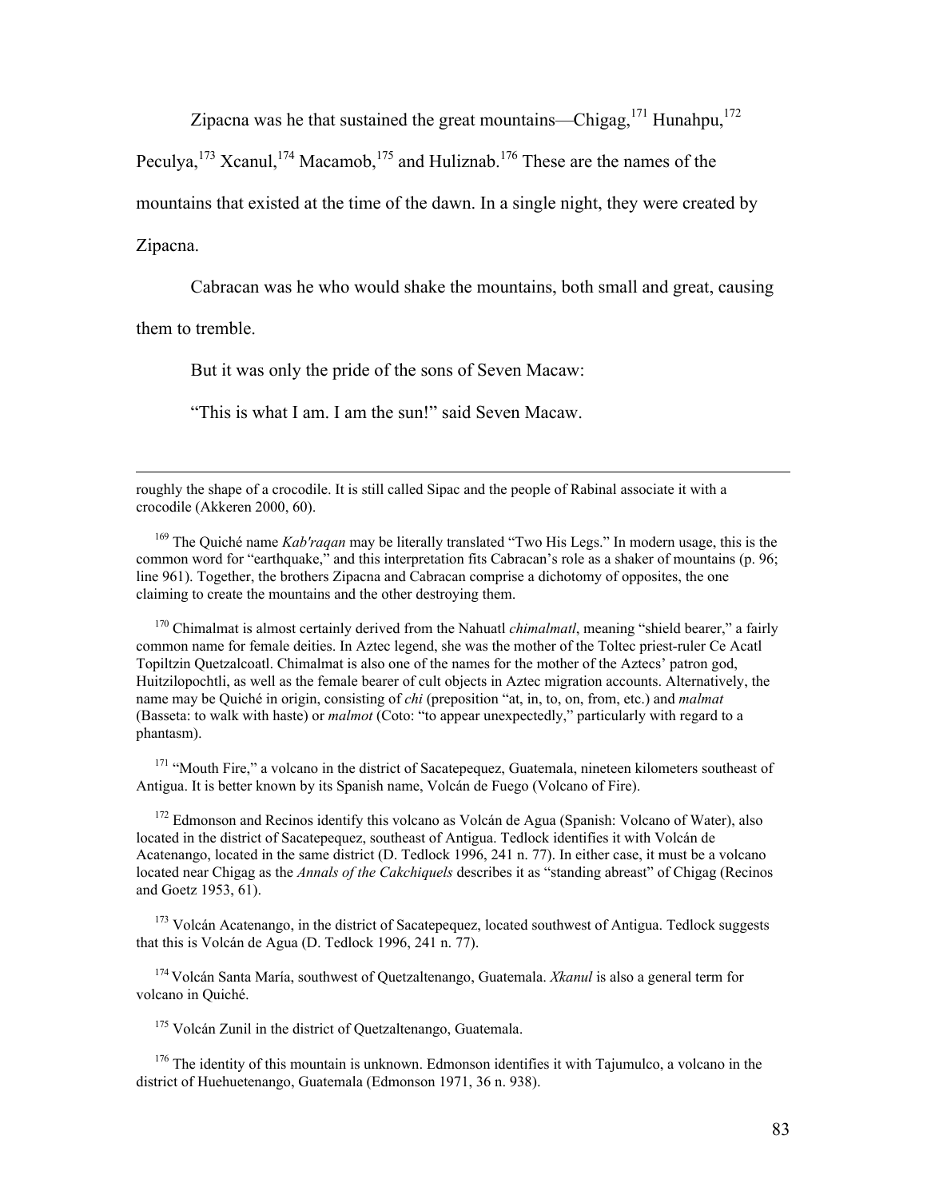Zipacna was he that sustained the great mountains—Chigag,[171] Hunahpu,[172] Peculya,[173] Xcanul,[174] Macamob,[175] and Huliznab.[176] These are the names of the mountains that existed at the time of the dawn. In a single night, they were created by Zipacna.

Cabracan was he who would shake the mountains, both small and great, causing them to tremble.

But it was only the pride of the sons of Seven Macaw:

"This is what I am. I am the sun!" said Seven Macaw.

---

roughly the shape of a crocodile. It is still called Sipac and the people of Rabinal associate it with a crocodile (Akkeren 2000, 60).

[169] The Quiché name *Kab'raqan* may be literally translated "Two His Legs." In modern usage, this is the common word for "earthquake," and this interpretation fits Cabracan's role as a shaker of mountains (p. 96; line 961). Together, the brothers Zipacna and Cabracan comprise a dichotomy of opposites, the one claiming to create the mountains and the other destroying them.

[170] Chimalmat is almost certainly derived from the Nahuatl *chimalmatl*, meaning "shield bearer," a fairly common name for female deities. In Aztec legend, she was the mother of the Toltec priest-ruler Ce Acatl Topiltzin Quetzalcoatl. Chimalmat is also one of the names for the mother of the Aztecs' patron god, Huitzilopochtli, as well as the female bearer of cult objects in Aztec migration accounts. Alternatively, the name may be Quiché in origin, consisting of *chi* (preposition "at, in, to, on, from, etc.) and *malmat* (Basseta: to walk with haste) or *malmot* (Coto: "to appear unexpectedly," particularly with regard to a phantasm).

[171] "Mouth Fire," a volcano in the district of Sacatepequez, Guatemala, nineteen kilometers southeast of Antigua. It is better known by its Spanish name, Volcán de Fuego (Volcano of Fire).

[172] Edmonson and Recinos identify this volcano as Volcán de Agua (Spanish: Volcano of Water), also located in the district of Sacatepequez, southeast of Antigua. Tedlock identifies it with Volcán de Acatenango, located in the same district (D. Tedlock 1996, 241 n. 77). In either case, it must be a volcano located near Chigag as the *Annals of the Cakchiquels* describes it as "standing abreast" of Chigag (Recinos and Goetz 1953, 61).

[173] Volcán Acatenango, in the district of Sacatepequez, located southwest of Antigua. Tedlock suggests that this is Volcán de Agua (D. Tedlock 1996, 241 n. 77).

[174] Volcán Santa María, southwest of Quetzaltenango, Guatemala. *Xkanul* is also a general term for volcano in Quiché.

[175] Volcán Zunil in the district of Quetzaltenango, Guatemala.

[176] The identity of this mountain is unknown. Edmonson identifies it with Tajumulco, a volcano in the district of Huehuetenango, Guatemala (Edmonson 1971, 36 n. 938).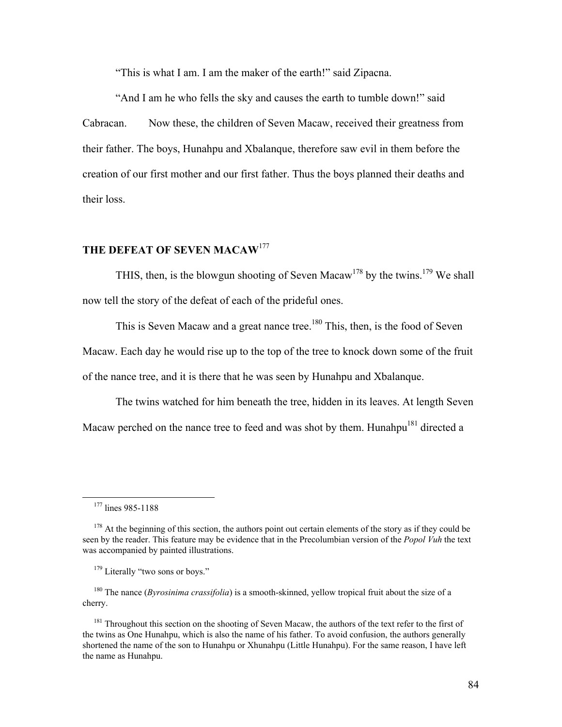"This is what I am. I am the maker of the earth!" said Zipacna.

"And I am he who fells the sky and causes the earth to tumble down!" said Cabracan. Now these, the children of Seven Macaw, received their greatness from their father. The boys, Hunahpu and Xbalanque, therefore saw evil in them before the creation of our first mother and our first father. Thus the boys planned their deaths and their loss.

## THE DEFEAT OF SEVEN MACAW[177]

THIS, then, is the blowgun shooting of Seven Macaw[178] by the twins.[179] We shall now tell the story of the defeat of each of the prideful ones.

This is Seven Macaw and a great nance tree.[180] This, then, is the food of Seven Macaw. Each day he would rise up to the top of the tree to knock down some of the fruit of the nance tree, and it is there that he was seen by Hunahpu and Xbalanque.

The twins watched for him beneath the tree, hidden in its leaves. At length Seven Macaw perched on the nance tree to feed and was shot by them. Hunahpu[181] directed a

---

[177] lines 985-1188

[178] At the beginning of this section, the authors point out certain elements of the story as if they could be seen by the reader. This feature may be evidence that in the Precolumbian version of the *Popol Vuh* the text was accompanied by painted illustrations.

[179] Literally "two sons or boys."

[180] The nance (*Byrosinima crassifolia*) is a smooth-skinned, yellow tropical fruit about the size of a cherry.

[181] Throughout this section on the shooting of Seven Macaw, the authors of the text refer to the first of the twins as One Hunahpu, which is also the name of his father. To avoid confusion, the authors generally shortened the name of the son to Hunahpu or Xhunahpu (Little Hunahpu). For the same reason, I have left the name as Hunahpu.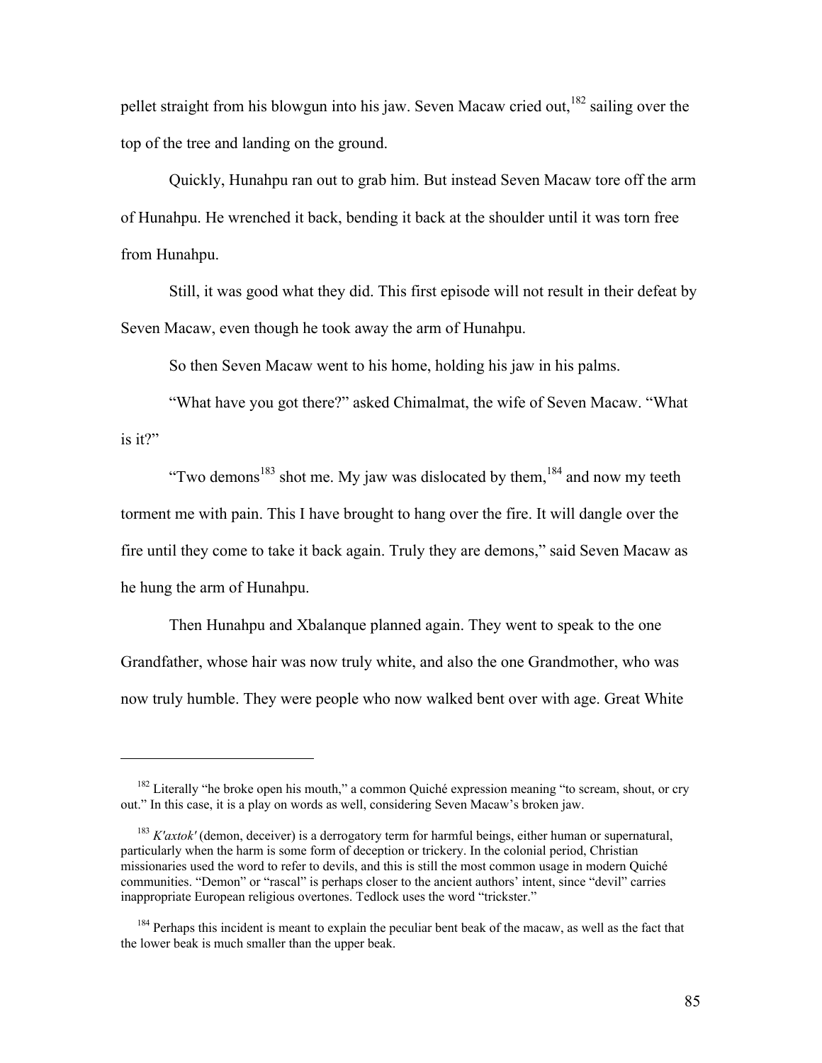pellet straight from his blowgun into his jaw. Seven Macaw cried out,[182] sailing over the top of the tree and landing on the ground.

Quickly, Hunahpu ran out to grab him. But instead Seven Macaw tore off the arm of Hunahpu. He wrenched it back, bending it back at the shoulder until it was torn free from Hunahpu.

Still, it was good what they did. This first episode will not result in their defeat by Seven Macaw, even though he took away the arm of Hunahpu.

So then Seven Macaw went to his home, holding his jaw in his palms.

"What have you got there?" asked Chimalmat, the wife of Seven Macaw. "What is it?"

"Two demons[183] shot me. My jaw was dislocated by them,[184] and now my teeth torment me with pain. This I have brought to hang over the fire. It will dangle over the fire until they come to take it back again. Truly they are demons," said Seven Macaw as he hung the arm of Hunahpu.

Then Hunahpu and Xbalanque planned again. They went to speak to the one Grandfather, whose hair was now truly white, and also the one Grandmother, who was now truly humble. They were people who now walked bent over with age. Great White

---

[182] Literally "he broke open his mouth," a common Quiché expression meaning "to scream, shout, or cry out." In this case, it is a play on words as well, considering Seven Macaw's broken jaw.

[183] *K'axtok'* (demon, deceiver) is a derrogatory term for harmful beings, either human or supernatural, particularly when the harm is some form of deception or trickery. In the colonial period, Christian missionaries used the word to refer to devils, and this is still the most common usage in modern Quiché communities. "Demon" or "rascal" is perhaps closer to the ancient authors' intent, since "devil" carries inappropriate European religious overtones. Tedlock uses the word "trickster."

[184] Perhaps this incident is meant to explain the peculiar bent beak of the macaw, as well as the fact that the lower beak is much smaller than the upper beak.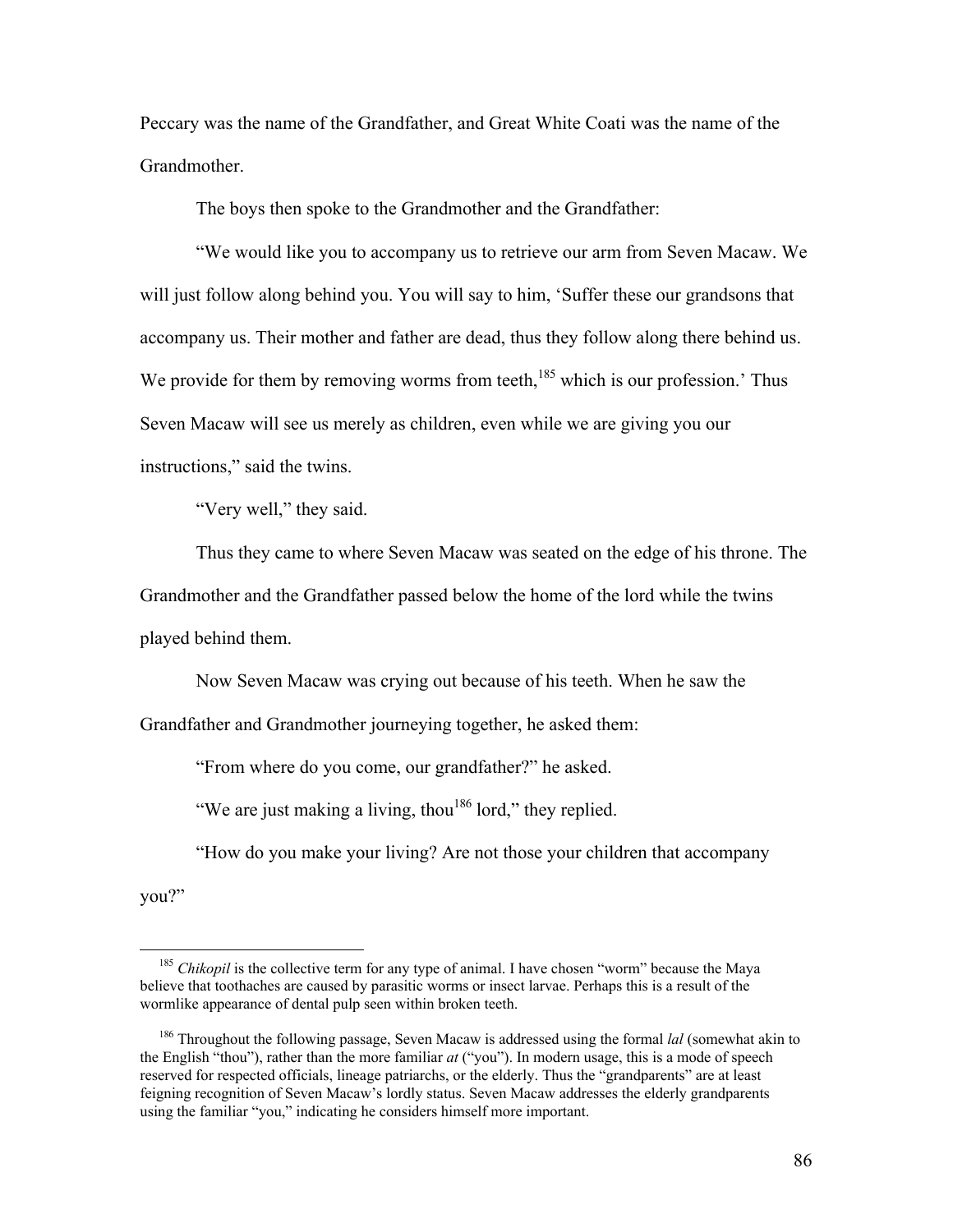Peccary was the name of the Grandfather, and Great White Coati was the name of the Grandmother.

The boys then spoke to the Grandmother and the Grandfather:

"We would like you to accompany us to retrieve our arm from Seven Macaw. We will just follow along behind you. You will say to him, 'Suffer these our grandsons that accompany us. Their mother and father are dead, thus they follow along there behind us. We provide for them by removing worms from teeth,[185] which is our profession.' Thus Seven Macaw will see us merely as children, even while we are giving you our instructions," said the twins.

"Very well," they said.

Thus they came to where Seven Macaw was seated on the edge of his throne. The Grandmother and the Grandfather passed below the home of the lord while the twins played behind them.

Now Seven Macaw was crying out because of his teeth. When he saw the Grandfather and Grandmother journeying together, he asked them:

"From where do you come, our grandfather?" he asked.

"We are just making a living, thou[186] lord," they replied.

"How do you make your living? Are not those your children that accompany you?"

---

[185] *Chikopil* is the collective term for any type of animal. I have chosen "worm" because the Maya believe that toothaches are caused by parasitic worms or insect larvae. Perhaps this is a result of the wormlike appearance of dental pulp seen within broken teeth.

[186] Throughout the following passage, Seven Macaw is addressed using the formal *lal* (somewhat akin to the English "thou"), rather than the more familiar *at* ("you"). In modern usage, this is a mode of speech reserved for respected officials, lineage patriarchs, or the elderly. Thus the "grandparents" are at least feigning recognition of Seven Macaw's lordly status. Seven Macaw addresses the elderly grandparents using the familiar "you," indicating he considers himself more important.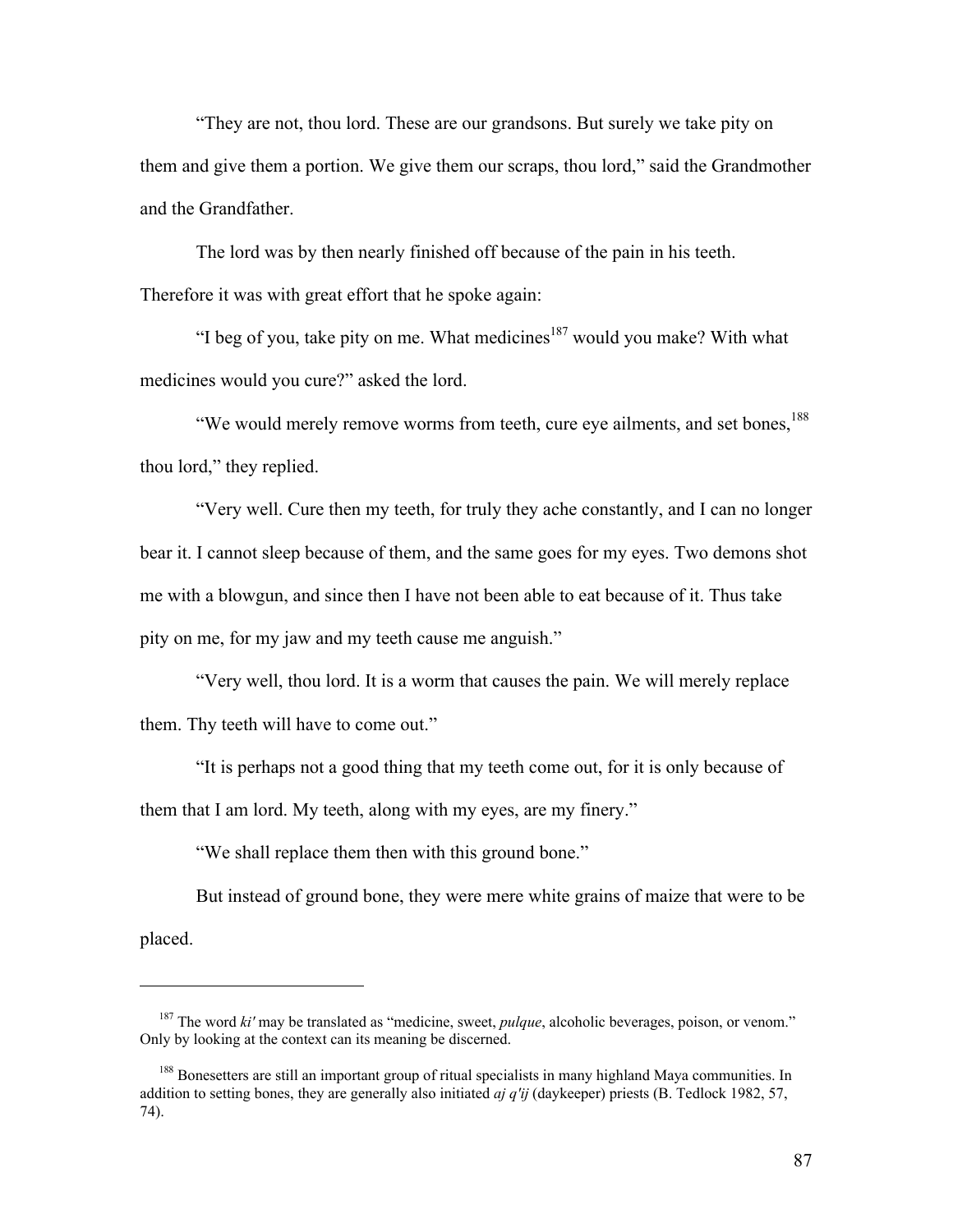"They are not, thou lord. These are our grandsons. But surely we take pity on them and give them a portion. We give them our scraps, thou lord," said the Grandmother and the Grandfather.

The lord was by then nearly finished off because of the pain in his teeth. Therefore it was with great effort that he spoke again:

"I beg of you, take pity on me. What medicines[187] would you make? With what medicines would you cure?" asked the lord.

"We would merely remove worms from teeth, cure eye ailments, and set bones,[188] thou lord," they replied.

"Very well. Cure then my teeth, for truly they ache constantly, and I can no longer bear it. I cannot sleep because of them, and the same goes for my eyes. Two demons shot me with a blowgun, and since then I have not been able to eat because of it. Thus take pity on me, for my jaw and my teeth cause me anguish."

"Very well, thou lord. It is a worm that causes the pain. We will merely replace them. Thy teeth will have to come out."

"It is perhaps not a good thing that my teeth come out, for it is only because of them that I am lord. My teeth, along with my eyes, are my finery."

"We shall replace them then with this ground bone."

But instead of ground bone, they were mere white grains of maize that were to be placed.

---

[187] The word *ki'* may be translated as "medicine, sweet, *pulque*, alcoholic beverages, poison, or venom." Only by looking at the context can its meaning be discerned.

[188] Bonesetters are still an important group of ritual specialists in many highland Maya communities. In addition to setting bones, they are generally also initiated *aj q'ij* (daykeeper) priests (B. Tedlock 1982, 57, 74).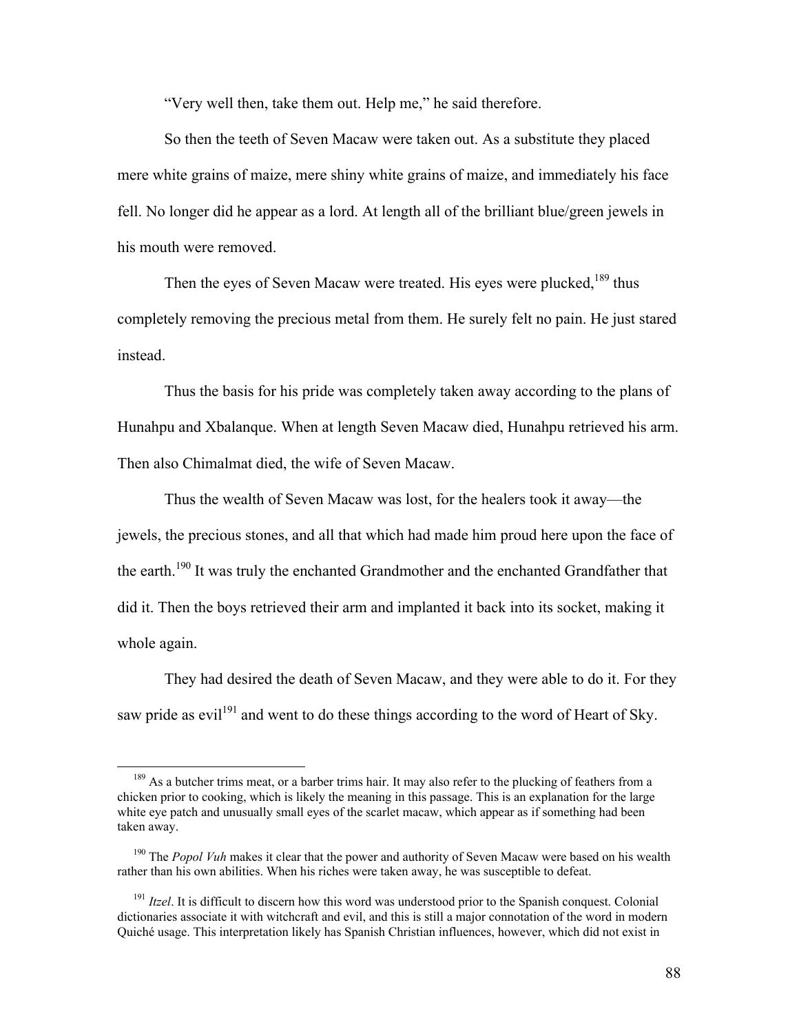"Very well then, take them out. Help me," he said therefore.

So then the teeth of Seven Macaw were taken out. As a substitute they placed mere white grains of maize, mere shiny white grains of maize, and immediately his face fell. No longer did he appear as a lord. At length all of the brilliant blue/green jewels in his mouth were removed.

Then the eyes of Seven Macaw were treated. His eyes were plucked,[189] thus completely removing the precious metal from them. He surely felt no pain. He just stared instead.

Thus the basis for his pride was completely taken away according to the plans of Hunahpu and Xbalanque. When at length Seven Macaw died, Hunahpu retrieved his arm. Then also Chimalmat died, the wife of Seven Macaw.

Thus the wealth of Seven Macaw was lost, for the healers took it away—the jewels, the precious stones, and all that which had made him proud here upon the face of the earth.[190] It was truly the enchanted Grandmother and the enchanted Grandfather that did it. Then the boys retrieved their arm and implanted it back into its socket, making it whole again.

They had desired the death of Seven Macaw, and they were able to do it. For they saw pride as evil[191] and went to do these things according to the word of Heart of Sky.

---

[189] As a butcher trims meat, or a barber trims hair. It may also refer to the plucking of feathers from a chicken prior to cooking, which is likely the meaning in this passage. This is an explanation for the large white eye patch and unusually small eyes of the scarlet macaw, which appear as if something had been taken away.

[190] The *Popol Vuh* makes it clear that the power and authority of Seven Macaw were based on his wealth rather than his own abilities. When his riches were taken away, he was susceptible to defeat.

[191] *Itzel*. It is difficult to discern how this word was understood prior to the Spanish conquest. Colonial dictionaries associate it with witchcraft and evil, and this is still a major connotation of the word in modern Quiché usage. This interpretation likely has Spanish Christian influences, however, which did not exist in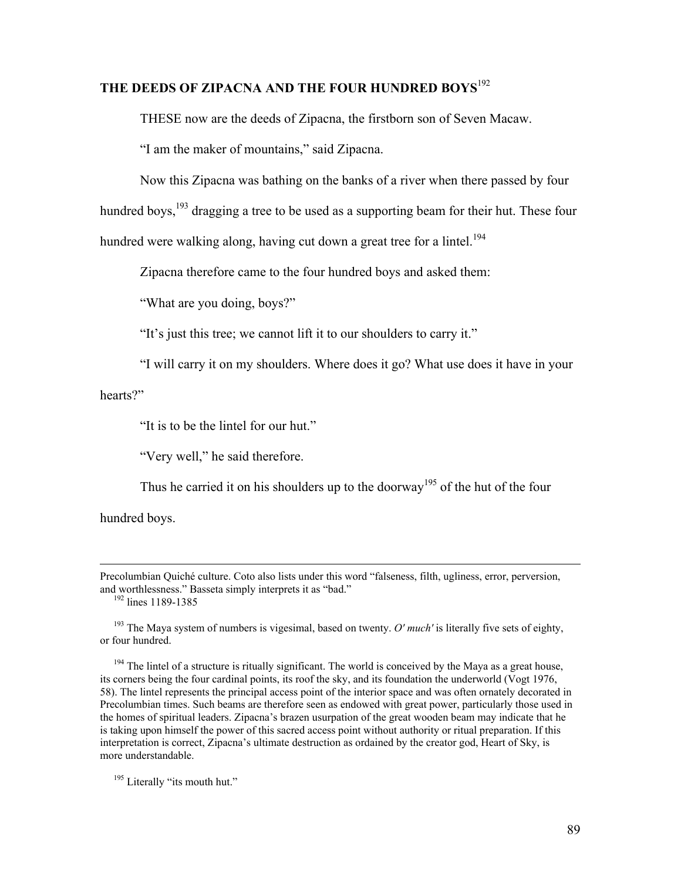## THE DEEDS OF ZIPACNA AND THE FOUR HUNDRED BOYS[192]

THESE now are the deeds of Zipacna, the firstborn son of Seven Macaw.

"I am the maker of mountains," said Zipacna.

Now this Zipacna was bathing on the banks of a river when there passed by four hundred boys,[193] dragging a tree to be used as a supporting beam for their hut. These four hundred were walking along, having cut down a great tree for a lintel.[194]

Zipacna therefore came to the four hundred boys and asked them:

"What are you doing, boys?"

"It's just this tree; we cannot lift it to our shoulders to carry it."

"I will carry it on my shoulders. Where does it go? What use does it have in your hearts?"

"It is to be the lintel for our hut."

"Very well," he said therefore.

Thus he carried it on his shoulders up to the doorway[195] of the hut of the four hundred boys.

---

Precolumbian Quiché culture. Coto also lists under this word "falseness, filth, ugliness, error, perversion, and worthlessness." Basseta simply interprets it as "bad."

[192] lines 1189-1385

[193] The Maya system of numbers is vigesimal, based on twenty. *O' much'* is literally five sets of eighty, or four hundred.

[194] The lintel of a structure is ritually significant. The world is conceived by the Maya as a great house, its corners being the four cardinal points, its roof the sky, and its foundation the underworld (Vogt 1976, 58). The lintel represents the principal access point of the interior space and was often ornately decorated in Precolumbian times. Such beams are therefore seen as endowed with great power, particularly those used in the homes of spiritual leaders. Zipacna's brazen usurpation of the great wooden beam may indicate that he is taking upon himself the power of this sacred access point without authority or ritual preparation. If this interpretation is correct, Zipacna's ultimate destruction as ordained by the creator god, Heart of Sky, is more understandable.

[195] Literally "its mouth hut."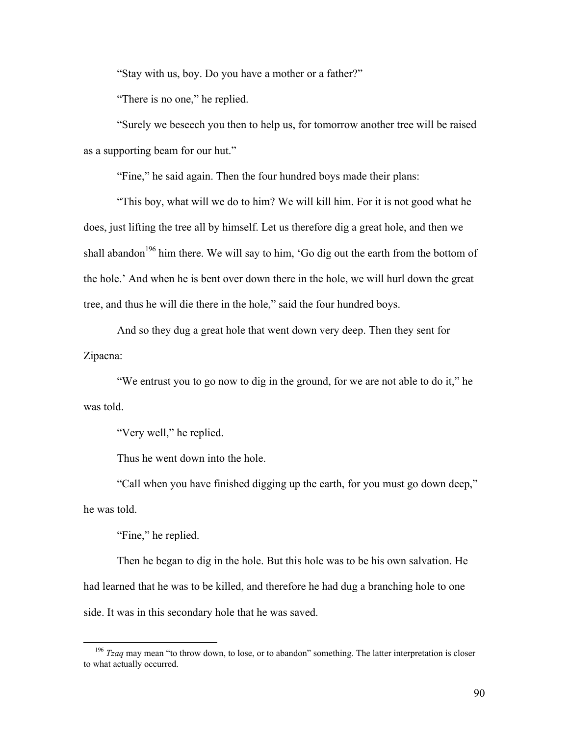"Stay with us, boy. Do you have a mother or a father?"

"There is no one," he replied.

"Surely we beseech you then to help us, for tomorrow another tree will be raised as a supporting beam for our hut."

"Fine," he said again. Then the four hundred boys made their plans:

"This boy, what will we do to him? We will kill him. For it is not good what he does, just lifting the tree all by himself. Let us therefore dig a great hole, and then we shall abandon[196] him there. We will say to him, 'Go dig out the earth from the bottom of the hole.' And when he is bent over down there in the hole, we will hurl down the great tree, and thus he will die there in the hole," said the four hundred boys.

And so they dug a great hole that went down very deep. Then they sent for Zipacna:

"We entrust you to go now to dig in the ground, for we are not able to do it," he was told.

"Very well," he replied.

Thus he went down into the hole.

"Call when you have finished digging up the earth, for you must go down deep," he was told.

"Fine," he replied.

Then he began to dig in the hole. But this hole was to be his own salvation. He had learned that he was to be killed, and therefore he had dug a branching hole to one side. It was in this secondary hole that he was saved.

---

[196] *Tzaq* may mean "to throw down, to lose, or to abandon" something. The latter interpretation is closer to what actually occurred.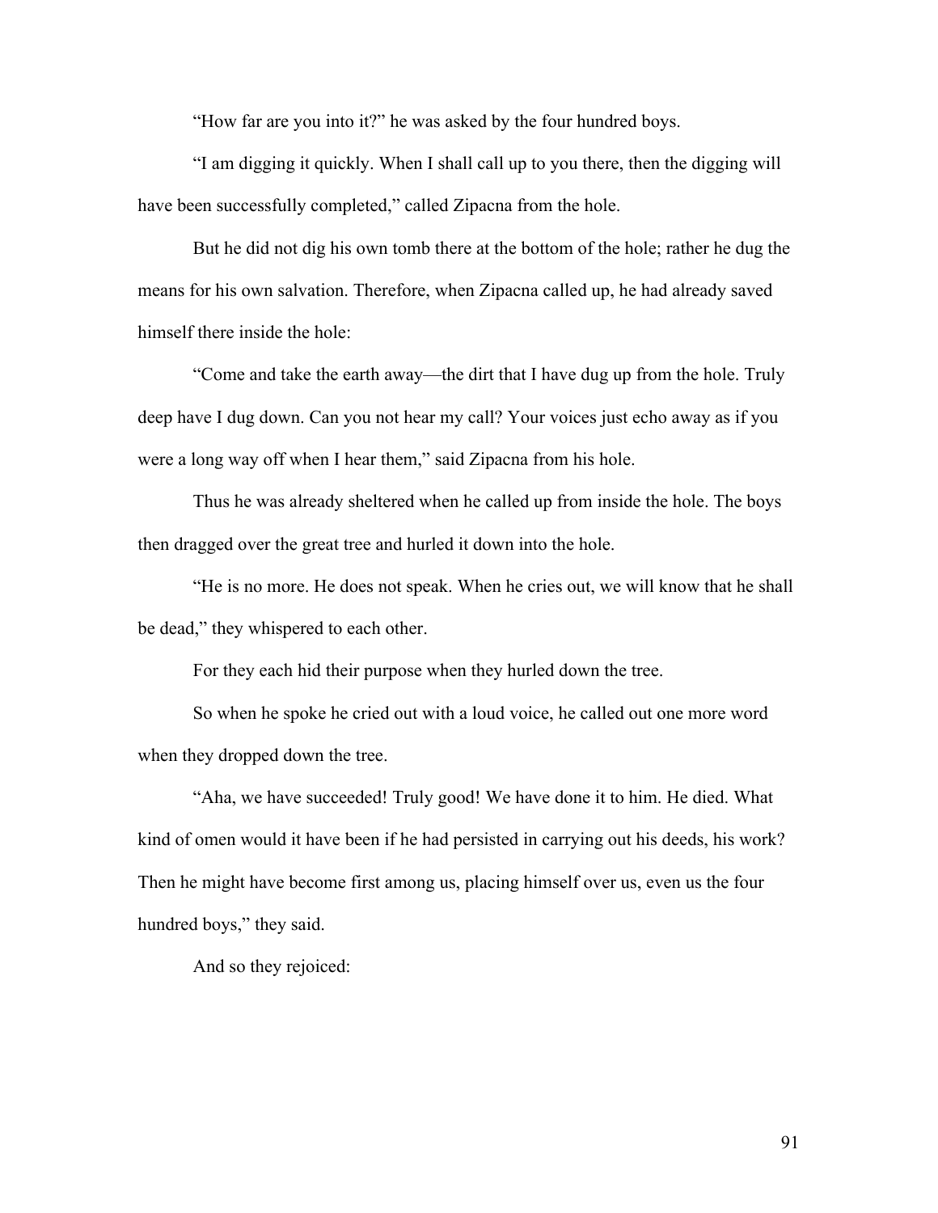"How far are you into it?" he was asked by the four hundred boys.

"I am digging it quickly. When I shall call up to you there, then the digging will have been successfully completed," called Zipacna from the hole.

But he did not dig his own tomb there at the bottom of the hole; rather he dug the means for his own salvation. Therefore, when Zipacna called up, he had already saved himself there inside the hole:

"Come and take the earth away—the dirt that I have dug up from the hole. Truly deep have I dug down. Can you not hear my call? Your voices just echo away as if you were a long way off when I hear them," said Zipacna from his hole.

Thus he was already sheltered when he called up from inside the hole. The boys then dragged over the great tree and hurled it down into the hole.

"He is no more. He does not speak. When he cries out, we will know that he shall be dead," they whispered to each other.

For they each hid their purpose when they hurled down the tree.

So when he spoke he cried out with a loud voice, he called out one more word when they dropped down the tree.

"Aha, we have succeeded! Truly good! We have done it to him. He died. What kind of omen would it have been if he had persisted in carrying out his deeds, his work? Then he might have become first among us, placing himself over us, even us the four hundred boys," they said.

And so they rejoiced: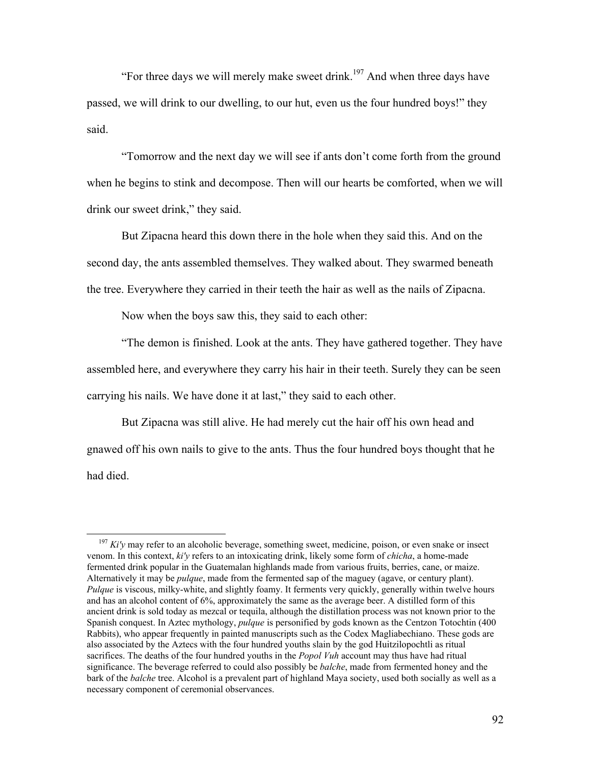"For three days we will merely make sweet drink.[197] And when three days have passed, we will drink to our dwelling, to our hut, even us the four hundred boys!" they said.

"Tomorrow and the next day we will see if ants don't come forth from the ground when he begins to stink and decompose. Then will our hearts be comforted, when we will drink our sweet drink," they said.

But Zipacna heard this down there in the hole when they said this. And on the second day, the ants assembled themselves. They walked about. They swarmed beneath the tree. Everywhere they carried in their teeth the hair as well as the nails of Zipacna.

Now when the boys saw this, they said to each other:

"The demon is finished. Look at the ants. They have gathered together. They have assembled here, and everywhere they carry his hair in their teeth. Surely they can be seen carrying his nails. We have done it at last," they said to each other.

But Zipacna was still alive. He had merely cut the hair off his own head and gnawed off his own nails to give to the ants. Thus the four hundred boys thought that he had died.

---

[197] *Ki'y* may refer to an alcoholic beverage, something sweet, medicine, poison, or even snake or insect venom. In this context, *ki'y* refers to an intoxicating drink, likely some form of *chicha*, a home-made fermented drink popular in the Guatemalan highlands made from various fruits, berries, cane, or maize. Alternatively it may be *pulque*, made from the fermented sap of the maguey (agave, or century plant). *Pulque* is viscous, milky-white, and slightly foamy. It ferments very quickly, generally within twelve hours and has an alcohol content of 6%, approximately the same as the average beer. A distilled form of this ancient drink is sold today as mezcal or tequila, although the distillation process was not known prior to the Spanish conquest. In Aztec mythology, *pulque* is personified by gods known as the Centzon Totochtin (400 Rabbits), who appear frequently in painted manuscripts such as the Codex Magliabechiano. These gods are also associated by the Aztecs with the four hundred youths slain by the god Huitzilopochtli as ritual sacrifices. The deaths of the four hundred youths in the *Popol Vuh* account may thus have had ritual significance. The beverage referred to could also possibly be *balche*, made from fermented honey and the bark of the *balche* tree. Alcohol is a prevalent part of highland Maya society, used both socially as well as a necessary component of ceremonial observances.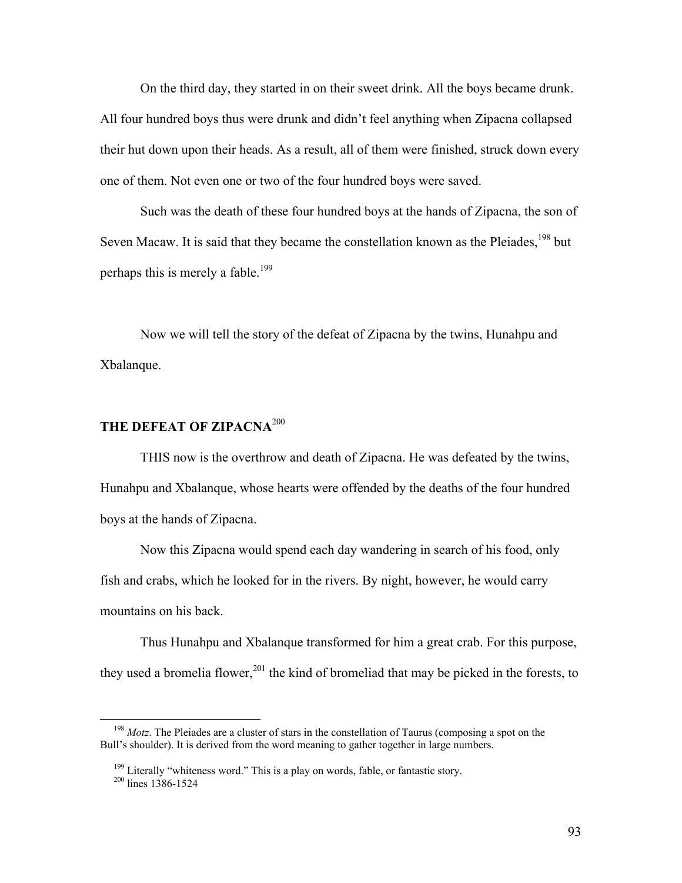On the third day, they started in on their sweet drink. All the boys became drunk. All four hundred boys thus were drunk and didn't feel anything when Zipacna collapsed their hut down upon their heads. As a result, all of them were finished, struck down every one of them. Not even one or two of the four hundred boys were saved.

Such was the death of these four hundred boys at the hands of Zipacna, the son of Seven Macaw. It is said that they became the constellation known as the Pleiades,[198] but perhaps this is merely a fable.[199]

Now we will tell the story of the defeat of Zipacna by the twins, Hunahpu and Xbalanque.

## THE DEFEAT OF ZIPACNA[200]

THIS now is the overthrow and death of Zipacna. He was defeated by the twins, Hunahpu and Xbalanque, whose hearts were offended by the deaths of the four hundred boys at the hands of Zipacna.

Now this Zipacna would spend each day wandering in search of his food, only fish and crabs, which he looked for in the rivers. By night, however, he would carry mountains on his back.

Thus Hunahpu and Xbalanque transformed for him a great crab. For this purpose, they used a bromelia flower,[201] the kind of bromeliad that may be picked in the forests, to

---

[198] *Motz*. The Pleiades are a cluster of stars in the constellation of Taurus (composing a spot on the Bull's shoulder). It is derived from the word meaning to gather together in large numbers.

[199] Literally "whiteness word." This is a play on words, fable, or fantastic story.

[200] lines 1386-1524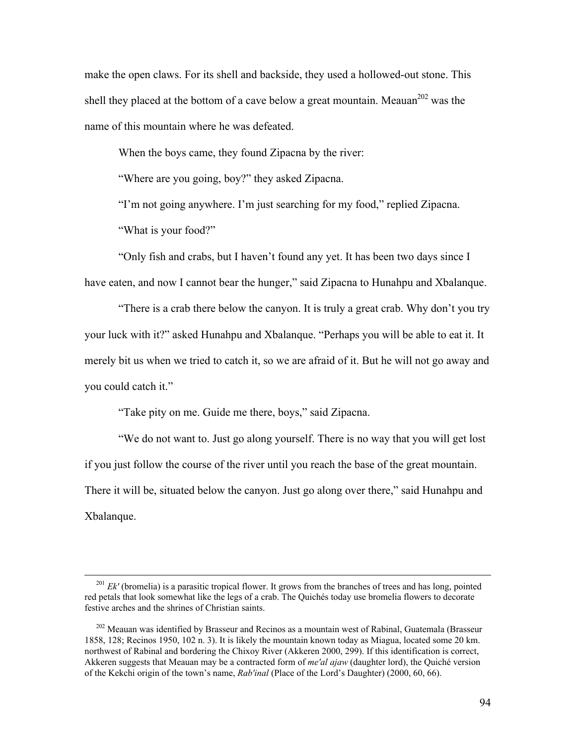make the open claws. For its shell and backside, they used a hollowed-out stone. This shell they placed at the bottom of a cave below a great mountain. Meauan[202] was the name of this mountain where he was defeated.

When the boys came, they found Zipacna by the river:

"Where are you going, boy?" they asked Zipacna.

"I'm not going anywhere. I'm just searching for my food," replied Zipacna.

"What is your food?"

"Only fish and crabs, but I haven't found any yet. It has been two days since I have eaten, and now I cannot bear the hunger," said Zipacna to Hunahpu and Xbalanque.

"There is a crab there below the canyon. It is truly a great crab. Why don't you try your luck with it?" asked Hunahpu and Xbalanque. "Perhaps you will be able to eat it. It merely bit us when we tried to catch it, so we are afraid of it. But he will not go away and you could catch it."

"Take pity on me. Guide me there, boys," said Zipacna.

"We do not want to. Just go along yourself. There is no way that you will get lost if you just follow the course of the river until you reach the base of the great mountain. There it will be, situated below the canyon. Just go along over there," said Hunahpu and Xbalanque.

---

[201] *Ek'* (bromelia) is a parasitic tropical flower. It grows from the branches of trees and has long, pointed red petals that look somewhat like the legs of a crab. The Quichés today use bromelia flowers to decorate festive arches and the shrines of Christian saints.

[202] Meauan was identified by Brasseur and Recinos as a mountain west of Rabinal, Guatemala (Brasseur 1858, 128; Recinos 1950, 102 n. 3). It is likely the mountain known today as Miagua, located some 20 km. northwest of Rabinal and bordering the Chixoy River (Akkeren 2000, 299). If this identification is correct, Akkeren suggests that Meauan may be a contracted form of *me'al ajaw* (daughter lord), the Quiché version of the Kekchi origin of the town's name, *Rab'inal* (Place of the Lord's Daughter) (2000, 60, 66).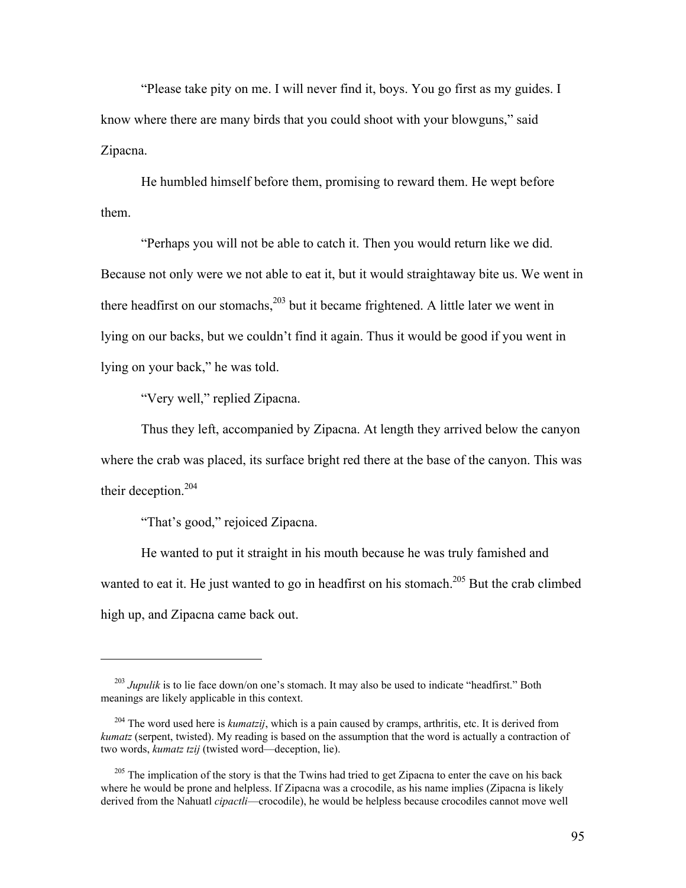"Please take pity on me. I will never find it, boys. You go first as my guides. I know where there are many birds that you could shoot with your blowguns," said Zipacna.

He humbled himself before them, promising to reward them. He wept before them.

"Perhaps you will not be able to catch it. Then you would return like we did. Because not only were we not able to eat it, but it would straightaway bite us. We went in there headfirst on our stomachs,[203] but it became frightened. A little later we went in lying on our backs, but we couldn't find it again. Thus it would be good if you went in lying on your back," he was told.

"Very well," replied Zipacna.

Thus they left, accompanied by Zipacna. At length they arrived below the canyon where the crab was placed, its surface bright red there at the base of the canyon. This was their deception.[204]

"That's good," rejoiced Zipacna.

He wanted to put it straight in his mouth because he was truly famished and wanted to eat it. He just wanted to go in headfirst on his stomach.[205] But the crab climbed high up, and Zipacna came back out.

---

[203] *Jupulik* is to lie face down/on one's stomach. It may also be used to indicate "headfirst." Both meanings are likely applicable in this context.

[204] The word used here is *kumatzij*, which is a pain caused by cramps, arthritis, etc. It is derived from *kumatz* (serpent, twisted). My reading is based on the assumption that the word is actually a contraction of two words, *kumatz tzij* (twisted word—deception, lie).

[205] The implication of the story is that the Twins had tried to get Zipacna to enter the cave on his back where he would be prone and helpless. If Zipacna was a crocodile, as his name implies (Zipacna is likely derived from the Nahuatl *cipactli*—crocodile), he would be helpless because crocodiles cannot move well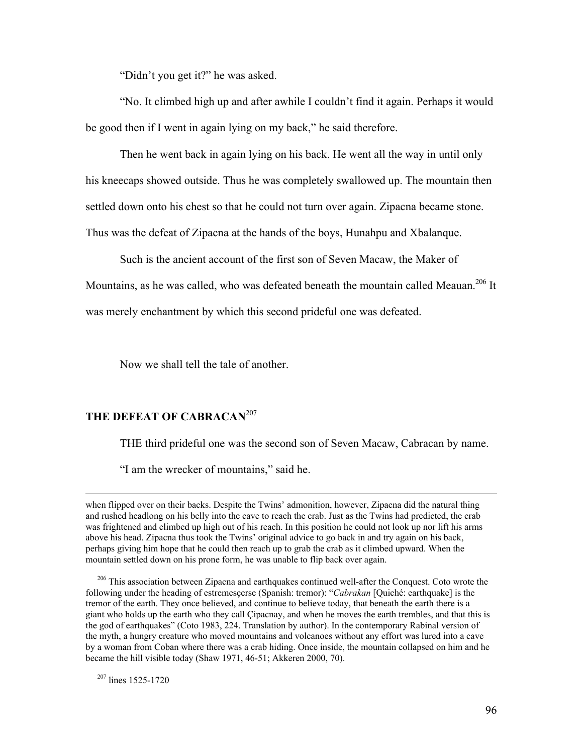"Didn't you get it?" he was asked.

"No. It climbed high up and after awhile I couldn't find it again. Perhaps it would be good then if I went in again lying on my back," he said therefore.

Then he went back in again lying on his back. He went all the way in until only his kneecaps showed outside. Thus he was completely swallowed up. The mountain then settled down onto his chest so that he could not turn over again. Zipacna became stone. Thus was the defeat of Zipacna at the hands of the boys, Hunahpu and Xbalanque.

Such is the ancient account of the first son of Seven Macaw, the Maker of Mountains, as he was called, who was defeated beneath the mountain called Meauan.[206] It was merely enchantment by which this second prideful one was defeated.

Now we shall tell the tale of another.

## THE DEFEAT OF CABRACAN[207]

THE third prideful one was the second son of Seven Macaw, Cabracan by name.

"I am the wrecker of mountains," said he.

---

when flipped over on their backs. Despite the Twins' admonition, however, Zipacna did the natural thing and rushed headlong on his belly into the cave to reach the crab. Just as the Twins had predicted, the crab was frightened and climbed up high out of his reach. In this position he could not look up nor lift his arms above his head. Zipacna thus took the Twins' original advice to go back in and try again on his back, perhaps giving him hope that he could then reach up to grab the crab as it climbed upward. When the mountain settled down on his prone form, he was unable to flip back over again.

[206] This association between Zipacna and earthquakes continued well-after the Conquest. Coto wrote the following under the heading of estremesçerse (Spanish: tremor): "*Cabrakan* [Quiché: earthquake] is the tremor of the earth. They once believed, and continue to believe today, that beneath the earth there is a giant who holds up the earth who they call Çipacnay, and when he moves the earth trembles, and that this is the god of earthquakes" (Coto 1983, 224. Translation by author). In the contemporary Rabinal version of the myth, a hungry creature who moved mountains and volcanoes without any effort was lured into a cave by a woman from Coban where there was a crab hiding. Once inside, the mountain collapsed on him and he became the hill visible today (Shaw 1971, 46-51; Akkeren 2000, 70).

[207] lines 1525-1720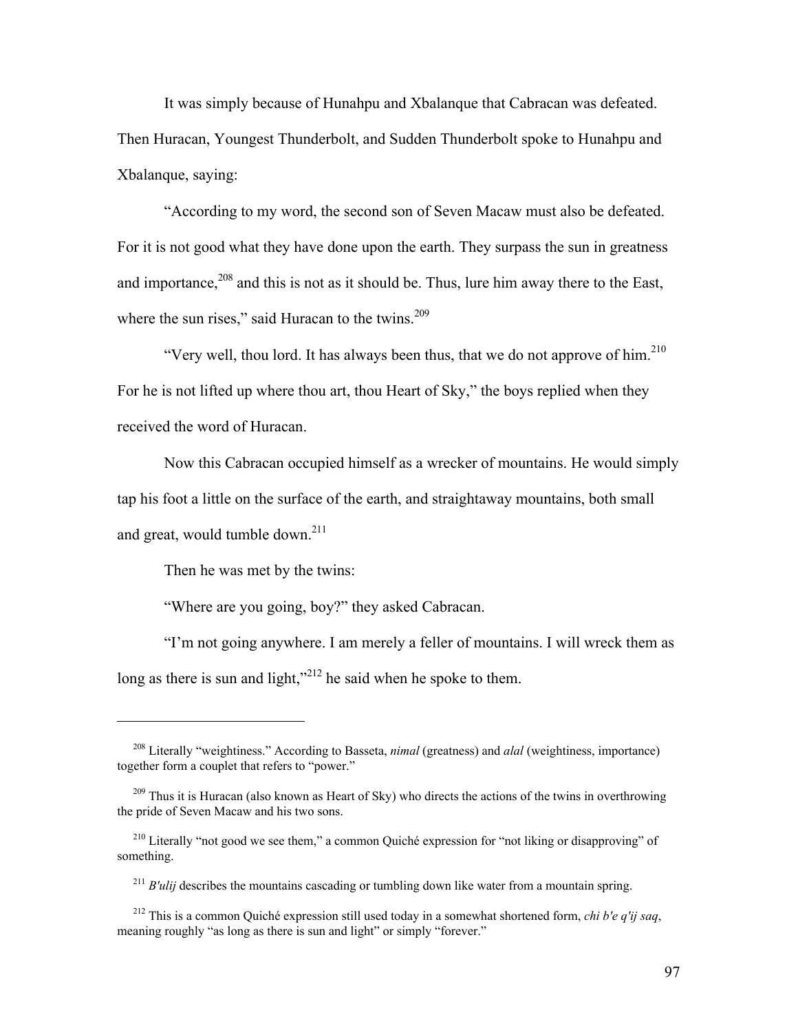It was simply because of Hunahpu and Xbalanque that Cabracan was defeated. Then Huracan, Youngest Thunderbolt, and Sudden Thunderbolt spoke to Hunahpu and Xbalanque, saying:

"According to my word, the second son of Seven Macaw must also be defeated. For it is not good what they have done upon the earth. They surpass the sun in greatness and importance,[208] and this is not as it should be. Thus, lure him away there to the East, where the sun rises," said Huracan to the twins.[209]

"Very well, thou lord. It has always been thus, that we do not approve of him.[210] For he is not lifted up where thou art, thou Heart of Sky," the boys replied when they received the word of Huracan.

Now this Cabracan occupied himself as a wrecker of mountains. He would simply tap his foot a little on the surface of the earth, and straightaway mountains, both small and great, would tumble down.[211]

Then he was met by the twins:

"Where are you going, boy?" they asked Cabracan.

"I'm not going anywhere. I am merely a feller of mountains. I will wreck them as long as there is sun and light,"[212] he said when he spoke to them.

---

[208] Literally "weightiness." According to Basseta, *nimal* (greatness) and *alal* (weightiness, importance) together form a couplet that refers to "power."

[209] Thus it is Huracan (also known as Heart of Sky) who directs the actions of the twins in overthrowing the pride of Seven Macaw and his two sons.

[210] Literally "not good we see them," a common Quiché expression for "not liking or disapproving" of something.

[211] *B'ulij* describes the mountains cascading or tumbling down like water from a mountain spring.

[212] This is a common Quiché expression still used today in a somewhat shortened form, *chi b'e q'ij saq*, meaning roughly "as long as there is sun and light" or simply "forever."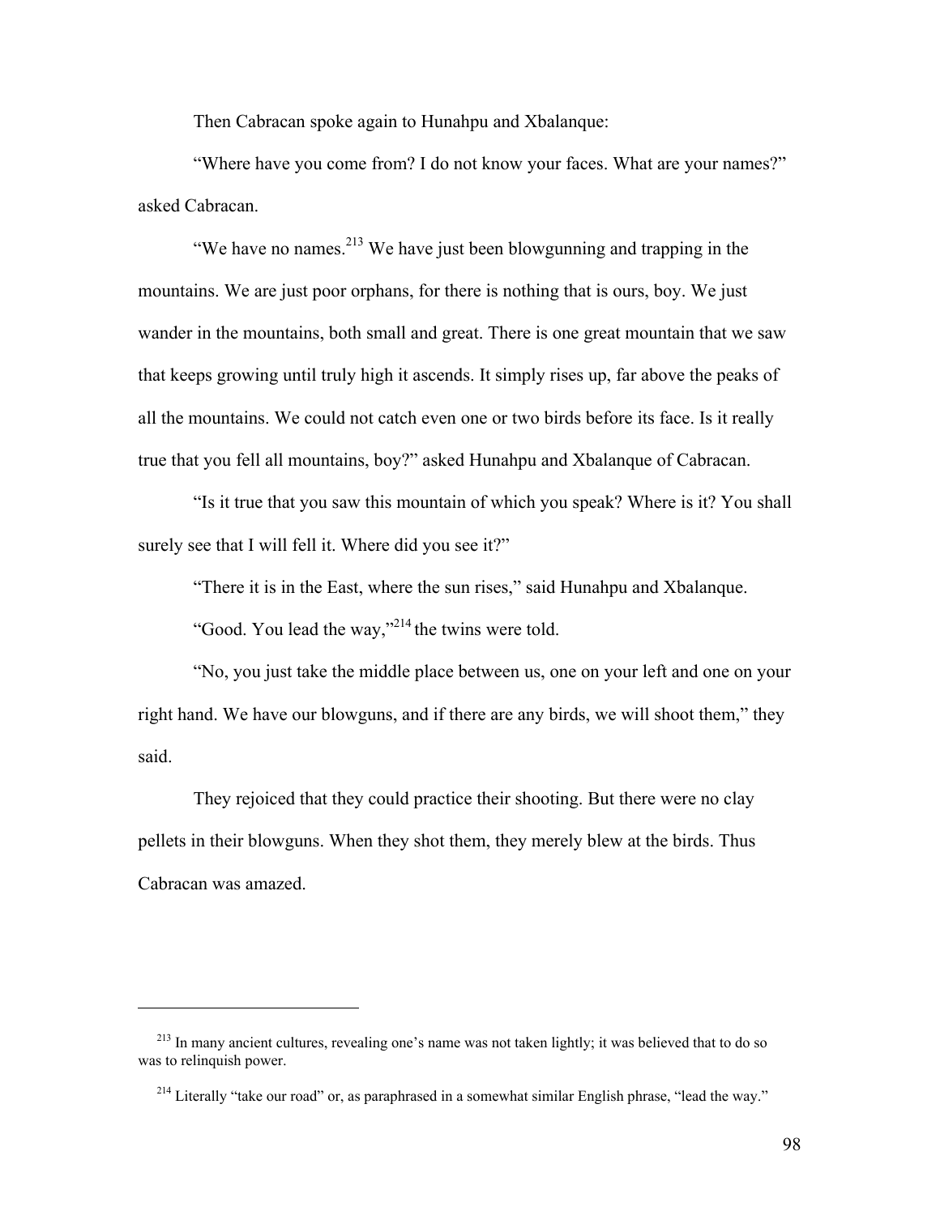Then Cabracan spoke again to Hunahpu and Xbalanque:

"Where have you come from? I do not know your faces. What are your names?" asked Cabracan.

"We have no names.[213] We have just been blowgunning and trapping in the mountains. We are just poor orphans, for there is nothing that is ours, boy. We just wander in the mountains, both small and great. There is one great mountain that we saw that keeps growing until truly high it ascends. It simply rises up, far above the peaks of all the mountains. We could not catch even one or two birds before its face. Is it really true that you fell all mountains, boy?" asked Hunahpu and Xbalanque of Cabracan.

"Is it true that you saw this mountain of which you speak? Where is it? You shall surely see that I will fell it. Where did you see it?"

"There it is in the East, where the sun rises," said Hunahpu and Xbalanque.

"Good. You lead the way,"[214] the twins were told.

"No, you just take the middle place between us, one on your left and one on your right hand. We have our blowguns, and if there are any birds, we will shoot them," they said.

They rejoiced that they could practice their shooting. But there were no clay pellets in their blowguns. When they shot them, they merely blew at the birds. Thus Cabracan was amazed.

---

[213] In many ancient cultures, revealing one's name was not taken lightly; it was believed that to do so was to relinquish power.

[214] Literally "take our road" or, as paraphrased in a somewhat similar English phrase, "lead the way."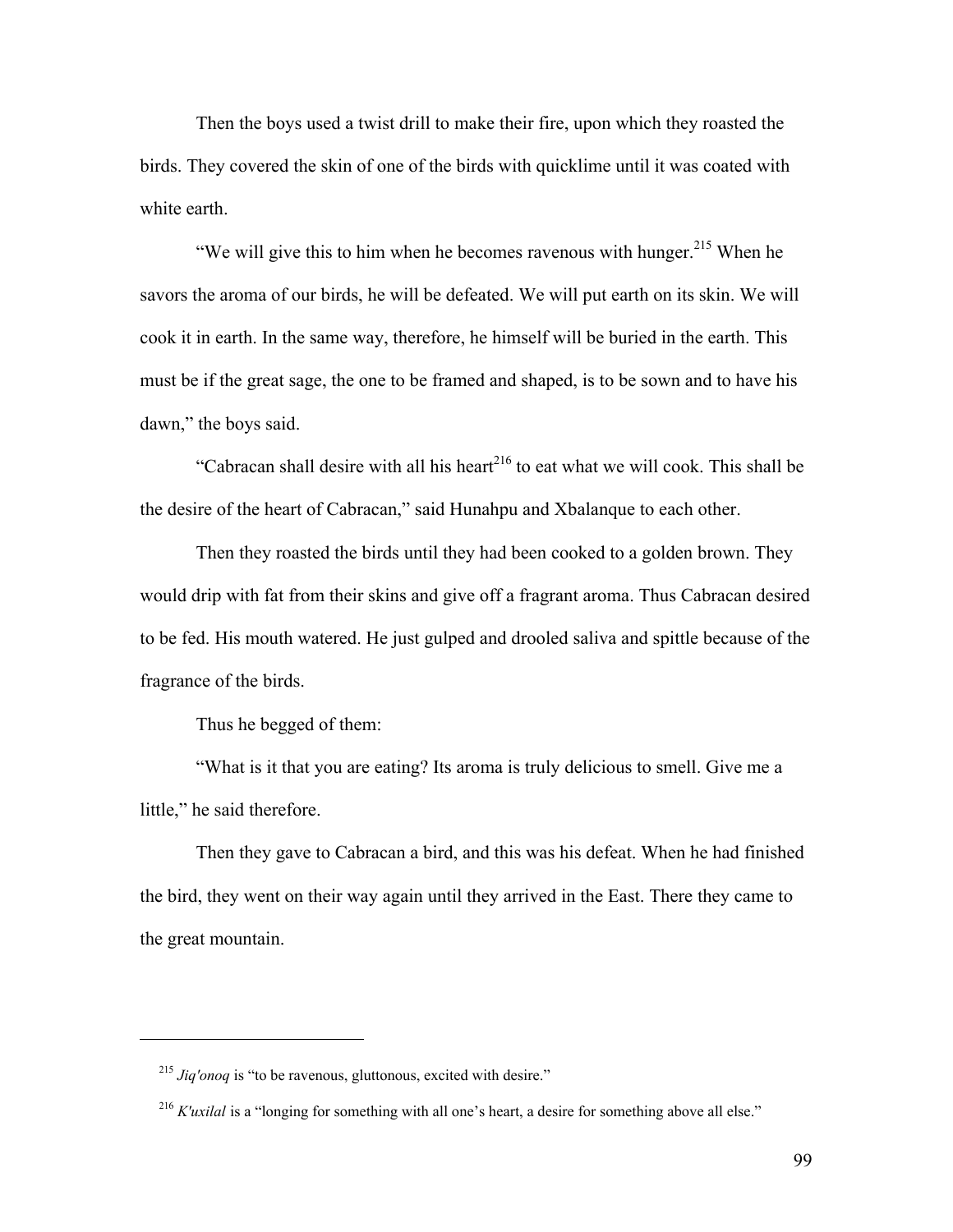Then the boys used a twist drill to make their fire, upon which they roasted the birds. They covered the skin of one of the birds with quicklime until it was coated with white earth.

"We will give this to him when he becomes ravenous with hunger.[215] When he savors the aroma of our birds, he will be defeated. We will put earth on its skin. We will cook it in earth. In the same way, therefore, he himself will be buried in the earth. This must be if the great sage, the one to be framed and shaped, is to be sown and to have his dawn," the boys said.

"Cabracan shall desire with all his heart[216] to eat what we will cook. This shall be the desire of the heart of Cabracan," said Hunahpu and Xbalanque to each other.

Then they roasted the birds until they had been cooked to a golden brown. They would drip with fat from their skins and give off a fragrant aroma. Thus Cabracan desired to be fed. His mouth watered. He just gulped and drooled saliva and spittle because of the fragrance of the birds.

Thus he begged of them:

"What is it that you are eating? Its aroma is truly delicious to smell. Give me a little," he said therefore.

Then they gave to Cabracan a bird, and this was his defeat. When he had finished the bird, they went on their way again until they arrived in the East. There they came to the great mountain.

---

[215] *Jiq'onoq* is "to be ravenous, gluttonous, excited with desire."

[216] *K'uxilal* is a "longing for something with all one's heart, a desire for something above all else."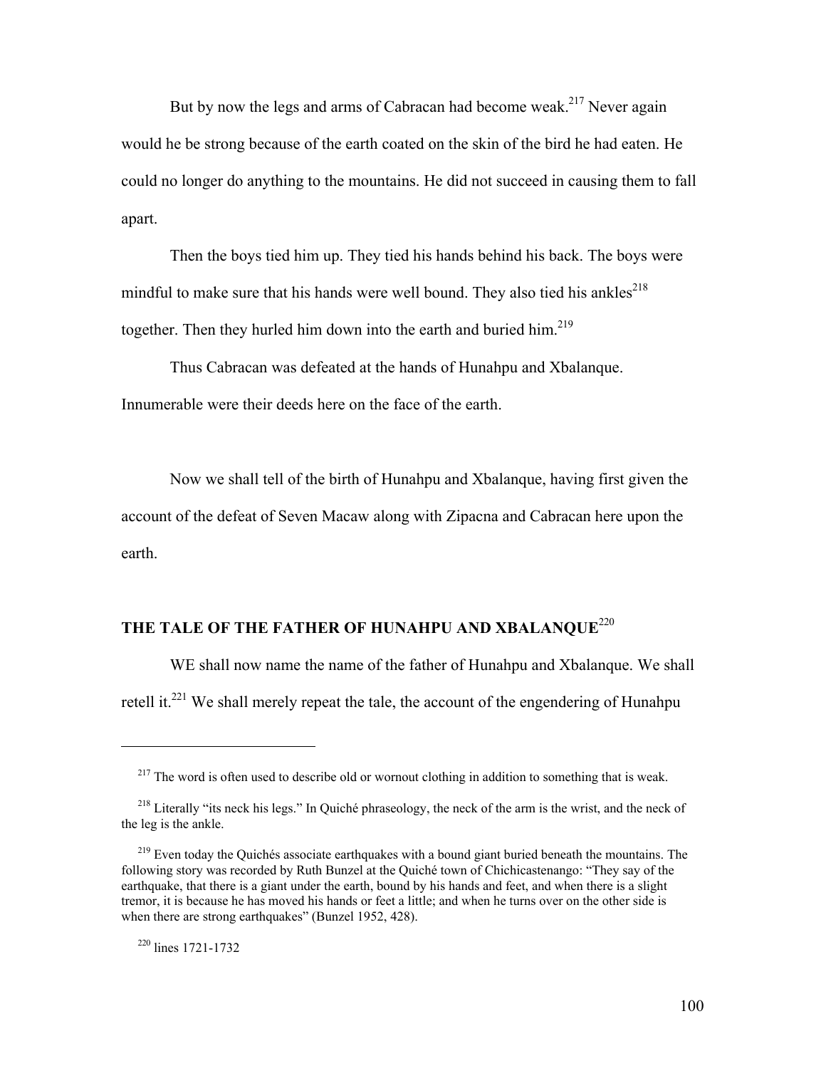But by now the legs and arms of Cabracan had become weak.[217] Never again would he be strong because of the earth coated on the skin of the bird he had eaten. He could no longer do anything to the mountains. He did not succeed in causing them to fall apart.

Then the boys tied him up. They tied his hands behind his back. The boys were mindful to make sure that his hands were well bound. They also tied his ankles[218] together. Then they hurled him down into the earth and buried him.[219]

Thus Cabracan was defeated at the hands of Hunahpu and Xbalanque. Innumerable were their deeds here on the face of the earth.

Now we shall tell of the birth of Hunahpu and Xbalanque, having first given the account of the defeat of Seven Macaw along with Zipacna and Cabracan here upon the earth.

## THE TALE OF THE FATHER OF HUNAHPU AND XBALANQUE[220]

WE shall now name the name of the father of Hunahpu and Xbalanque. We shall retell it.[221] We shall merely repeat the tale, the account of the engendering of Hunahpu

---

[217] The word is often used to describe old or wornout clothing in addition to something that is weak.

[218] Literally "its neck his legs." In Quiché phraseology, the neck of the arm is the wrist, and the neck of the leg is the ankle.

[219] Even today the Quichés associate earthquakes with a bound giant buried beneath the mountains. The following story was recorded by Ruth Bunzel at the Quiché town of Chichicastenango: "They say of the earthquake, that there is a giant under the earth, bound by his hands and feet, and when there is a slight tremor, it is because he has moved his hands or feet a little; and when he turns over on the other side is when there are strong earthquakes" (Bunzel 1952, 428).

[220] lines 1721-1732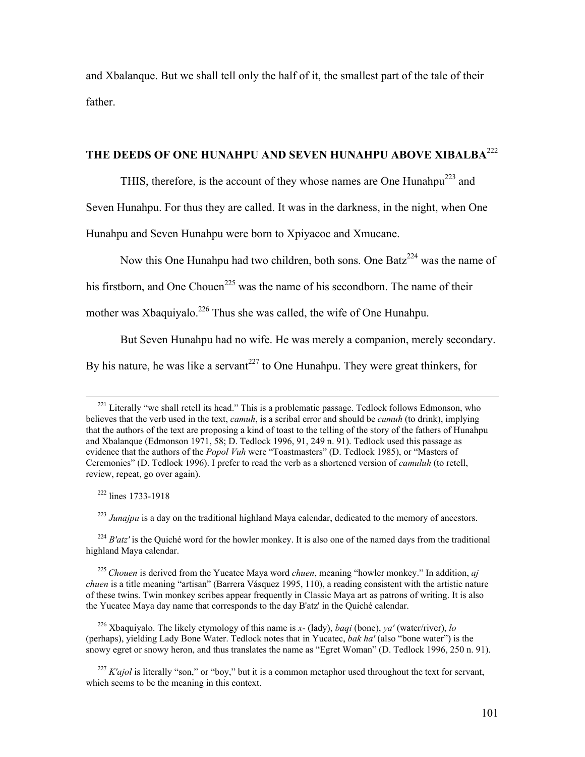and Xbalanque. But we shall tell only the half of it, the smallest part of the tale of their father.

## THE DEEDS OF ONE HUNAHPU AND SEVEN HUNAHPU ABOVE XIBALBA[222]

THIS, therefore, is the account of they whose names are One Hunahpu[223] and Seven Hunahpu. For thus they are called. It was in the darkness, in the night, when One Hunahpu and Seven Hunahpu were born to Xpiyacoc and Xmucane.

Now this One Hunahpu had two children, both sons. One Batz[224] was the name of his firstborn, and One Chouen[225] was the name of his secondborn. The name of their mother was Xbaquiyalo.[226] Thus she was called, the wife of One Hunahpu.

But Seven Hunahpu had no wife. He was merely a companion, merely secondary. By his nature, he was like a servant[227] to One Hunahpu. They were great thinkers, for

---

[221] Literally "we shall retell its head." This is a problematic passage. Tedlock follows Edmonson, who believes that the verb used in the text, *camuh*, is a scribal error and should be *cumuh* (to drink), implying that the authors of the text are proposing a kind of toast to the telling of the story of the fathers of Hunahpu and Xbalanque (Edmonson 1971, 58; D. Tedlock 1996, 91, 249 n. 91). Tedlock used this passage as evidence that the authors of the *Popol Vuh* were "Toastmasters" (D. Tedlock 1985), or "Masters of Ceremonies" (D. Tedlock 1996). I prefer to read the verb as a shortened version of *camuluh* (to retell, review, repeat, go over again).

[222] lines 1733-1918

[223] *Junajpu* is a day on the traditional highland Maya calendar, dedicated to the memory of ancestors.

[224] *B'atz'* is the Quiché word for the howler monkey. It is also one of the named days from the traditional highland Maya calendar.

[225] *Chouen* is derived from the Yucatec Maya word *chuen*, meaning "howler monkey." In addition, *aj chuen* is a title meaning "artisan" (Barrera Vásquez 1995, 110), a reading consistent with the artistic nature of these twins. Twin monkey scribes appear frequently in Classic Maya art as patrons of writing. It is also the Yucatec Maya day name that corresponds to the day B'atz' in the Quiché calendar.

[226] Xbaquiyalo. The likely etymology of this name is *x-* (lady), *baqi* (bone), *ya'* (water/river), *lo* (perhaps), yielding Lady Bone Water. Tedlock notes that in Yucatec, *bak ha'* (also "bone water") is the snowy egret or snowy heron, and thus translates the name as "Egret Woman" (D. Tedlock 1996, 250 n. 91).

[227] *K'ajol* is literally "son," or "boy," but it is a common metaphor used throughout the text for servant, which seems to be the meaning in this context.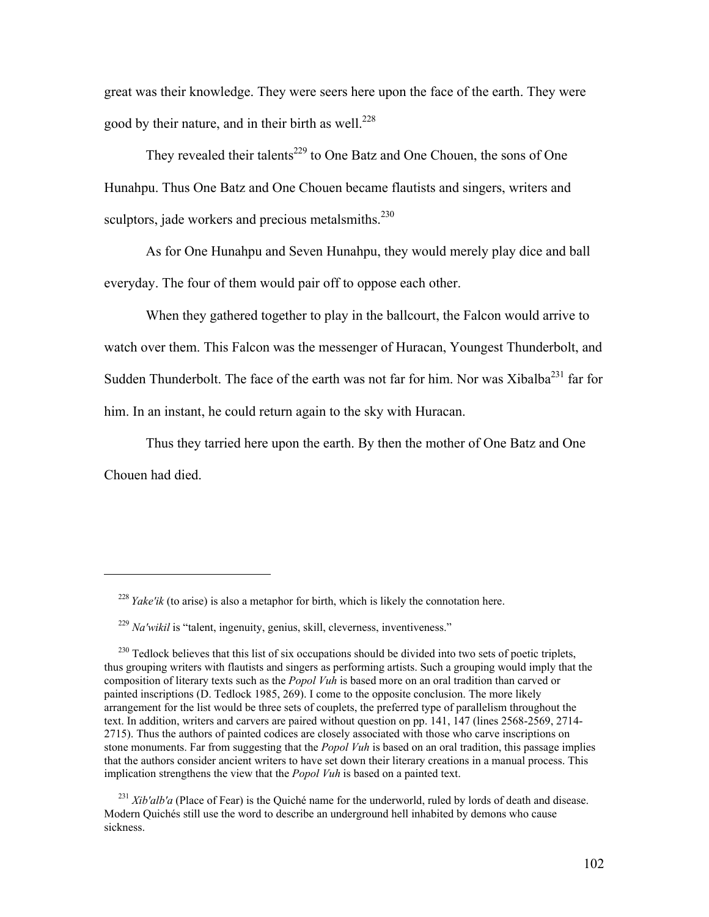great was their knowledge. They were seers here upon the face of the earth. They were good by their nature, and in their birth as well.[228]

They revealed their talents[229] to One Batz and One Chouen, the sons of One Hunahpu. Thus One Batz and One Chouen became flautists and singers, writers and sculptors, jade workers and precious metalsmiths.[230]

As for One Hunahpu and Seven Hunahpu, they would merely play dice and ball everyday. The four of them would pair off to oppose each other.

When they gathered together to play in the ballcourt, the Falcon would arrive to watch over them. This Falcon was the messenger of Huracan, Youngest Thunderbolt, and Sudden Thunderbolt. The face of the earth was not far for him. Nor was Xibalba[231] far for him. In an instant, he could return again to the sky with Huracan.

Thus they tarried here upon the earth. By then the mother of One Batz and One Chouen had died.

---

[228] *Yake'ik* (to arise) is also a metaphor for birth, which is likely the connotation here.

[229] *Na'wikil* is "talent, ingenuity, genius, skill, cleverness, inventiveness."

[230] Tedlock believes that this list of six occupations should be divided into two sets of poetic triplets, thus grouping writers with flautists and singers as performing artists. Such a grouping would imply that the composition of literary texts such as the *Popol Vuh* is based more on an oral tradition than carved or painted inscriptions (D. Tedlock 1985, 269). I come to the opposite conclusion. The more likely arrangement for the list would be three sets of couplets, the preferred type of parallelism throughout the text. In addition, writers and carvers are paired without question on pp. 141, 147 (lines 2568-2569, 2714-2715). Thus the authors of painted codices are closely associated with those who carve inscriptions on stone monuments. Far from suggesting that the *Popol Vuh* is based on an oral tradition, this passage implies that the authors consider ancient writers to have set down their literary creations in a manual process. This implication strengthens the view that the *Popol Vuh* is based on a painted text.

[231] *Xib'alb'a* (Place of Fear) is the Quiché name for the underworld, ruled by lords of death and disease. Modern Quichés still use the word to describe an underground hell inhabited by demons who cause sickness.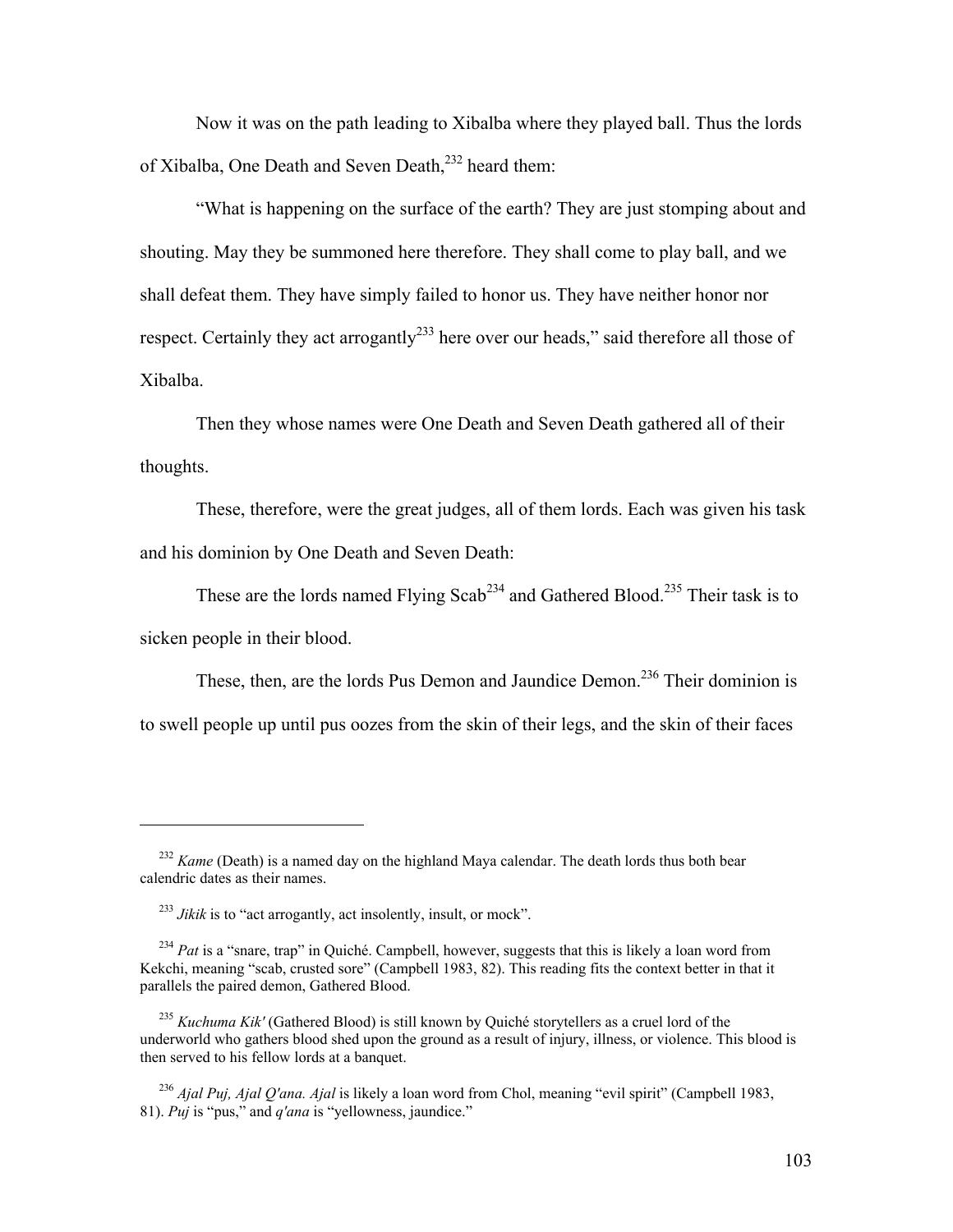Now it was on the path leading to Xibalba where they played ball. Thus the lords of Xibalba, One Death and Seven Death,[232] heard them:

"What is happening on the surface of the earth? They are just stomping about and shouting. May they be summoned here therefore. They shall come to play ball, and we shall defeat them. They have simply failed to honor us. They have neither honor nor respect. Certainly they act arrogantly[233] here over our heads," said therefore all those of Xibalba.

Then they whose names were One Death and Seven Death gathered all of their thoughts.

These, therefore, were the great judges, all of them lords. Each was given his task and his dominion by One Death and Seven Death:

These are the lords named Flying Scab[234] and Gathered Blood.[235] Their task is to sicken people in their blood.

These, then, are the lords Pus Demon and Jaundice Demon.[236] Their dominion is to swell people up until pus oozes from the skin of their legs, and the skin of their faces

---

[232] *Kame* (Death) is a named day on the highland Maya calendar. The death lords thus both bear calendric dates as their names.

[233] *Jikik* is to "act arrogantly, act insolently, insult, or mock".

[234] *Pat* is a "snare, trap" in Quiché. Campbell, however, suggests that this is likely a loan word from Kekchi, meaning "scab, crusted sore" (Campbell 1983, 82). This reading fits the context better in that it parallels the paired demon, Gathered Blood.

[235] *Kuchuma Kik'* (Gathered Blood) is still known by Quiché storytellers as a cruel lord of the underworld who gathers blood shed upon the ground as a result of injury, illness, or violence. This blood is then served to his fellow lords at a banquet.

[236] *Ajal Puj, Ajal Q'ana. Ajal* is likely a loan word from Chol, meaning "evil spirit" (Campbell 1983, 81). *Puj* is "pus," and *q'ana* is "yellowness, jaundice."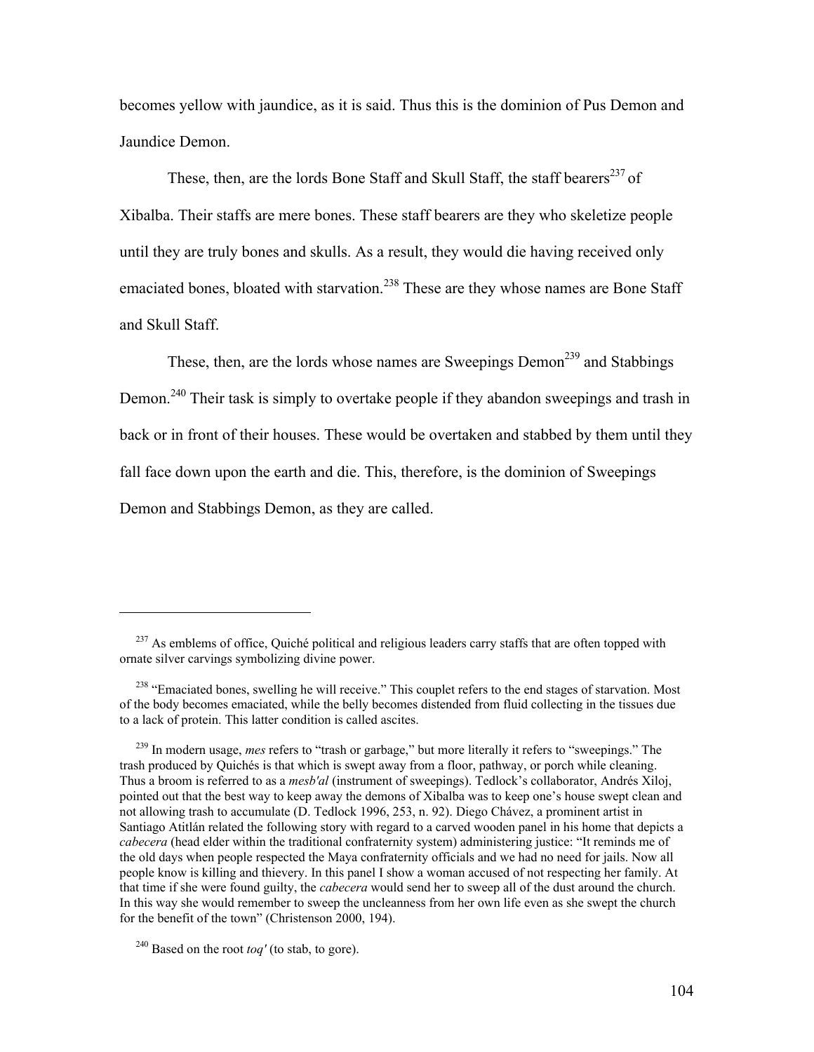becomes yellow with jaundice, as it is said. Thus this is the dominion of Pus Demon and Jaundice Demon.

These, then, are the lords Bone Staff and Skull Staff, the staff bearers[237] of Xibalba. Their staffs are mere bones. These staff bearers are they who skeletize people until they are truly bones and skulls. As a result, they would die having received only emaciated bones, bloated with starvation.[238] These are they whose names are Bone Staff and Skull Staff.

These, then, are the lords whose names are Sweepings Demon[239] and Stabbings Demon.[240] Their task is simply to overtake people if they abandon sweepings and trash in back or in front of their houses. These would be overtaken and stabbed by them until they fall face down upon the earth and die. This, therefore, is the dominion of Sweepings Demon and Stabbings Demon, as they are called.

---

[237] As emblems of office, Quiché political and religious leaders carry staffs that are often topped with ornate silver carvings symbolizing divine power.

[238] "Emaciated bones, swelling he will receive." This couplet refers to the end stages of starvation. Most of the body becomes emaciated, while the belly becomes distended from fluid collecting in the tissues due to a lack of protein. This latter condition is called ascites.

[239] In modern usage, *mes* refers to "trash or garbage," but more literally it refers to "sweepings." The trash produced by Quichés is that which is swept away from a floor, pathway, or porch while cleaning. Thus a broom is referred to as a *mesb'al* (instrument of sweepings). Tedlock's collaborator, Andrés Xiloj, pointed out that the best way to keep away the demons of Xibalba was to keep one's house swept clean and not allowing trash to accumulate (D. Tedlock 1996, 253, n. 92). Diego Chávez, a prominent artist in Santiago Atitlán related the following story with regard to a carved wooden panel in his home that depicts a *cabecera* (head elder within the traditional confraternity system) administering justice: "It reminds me of the old days when people respected the Maya confraternity officials and we had no need for jails. Now all people know is killing and thievery. In this panel I show a woman accused of not respecting her family. At that time if she were found guilty, the *cabecera* would send her to sweep all of the dust around the church. In this way she would remember to sweep the uncleanness from her own life even as she swept the church for the benefit of the town" (Christenson 2000, 194).

[240] Based on the root *toq'* (to stab, to gore).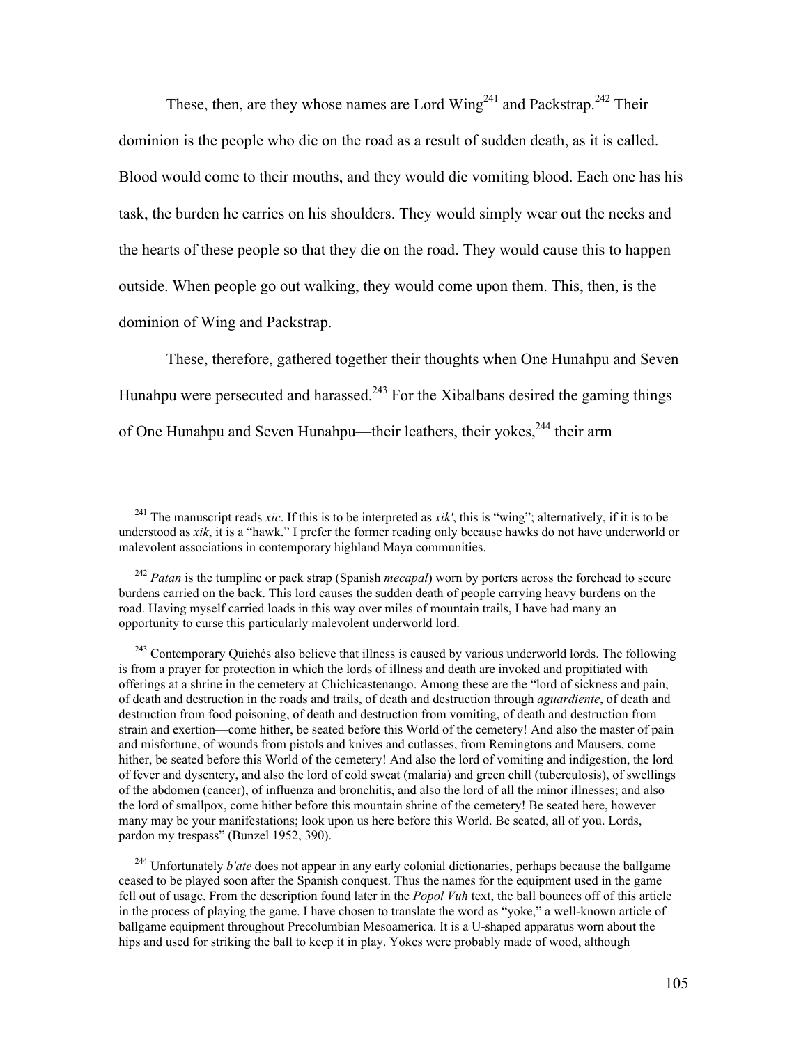These, then, are they whose names are Lord Wing[241] and Packstrap.[242] Their dominion is the people who die on the road as a result of sudden death, as it is called. Blood would come to their mouths, and they would die vomiting blood. Each one has his task, the burden he carries on his shoulders. They would simply wear out the necks and the hearts of these people so that they die on the road. They would cause this to happen outside. When people go out walking, they would come upon them. This, then, is the dominion of Wing and Packstrap.

These, therefore, gathered together their thoughts when One Hunahpu and Seven Hunahpu were persecuted and harassed.[243] For the Xibalbans desired the gaming things of One Hunahpu and Seven Hunahpu—their leathers, their yokes,[244] their arm

---

[241] The manuscript reads *xic*. If this is to be interpreted as *xik'*, this is "wing"; alternatively, if it is to be understood as *xik*, it is a "hawk." I prefer the former reading only because hawks do not have underworld or malevolent associations in contemporary highland Maya communities.

[242] *Patan* is the tumpline or pack strap (Spanish *mecapal*) worn by porters across the forehead to secure burdens carried on the back. This lord causes the sudden death of people carrying heavy burdens on the road. Having myself carried loads in this way over miles of mountain trails, I have had many an opportunity to curse this particularly malevolent underworld lord.

[243] Contemporary Quichés also believe that illness is caused by various underworld lords. The following is from a prayer for protection in which the lords of illness and death are invoked and propitiated with offerings at a shrine in the cemetery at Chichicastenango. Among these are the "lord of sickness and pain, of death and destruction in the roads and trails, of death and destruction through *aguardiente*, of death and destruction from food poisoning, of death and destruction from vomiting, of death and destruction from strain and exertion—come hither, be seated before this World of the cemetery! And also the master of pain and misfortune, of wounds from pistols and knives and cutlasses, from Remingtons and Mausers, come hither, be seated before this World of the cemetery! And also the lord of vomiting and indigestion, the lord of fever and dysentery, and also the lord of cold sweat (malaria) and green chill (tuberculosis), of swellings of the abdomen (cancer), of influenza and bronchitis, and also the lord of all the minor illnesses; and also the lord of smallpox, come hither before this mountain shrine of the cemetery! Be seated here, however many may be your manifestations; look upon us here before this World. Be seated, all of you. Lords, pardon my trespass" (Bunzel 1952, 390).

[244] Unfortunately *b'ate* does not appear in any early colonial dictionaries, perhaps because the ballgame ceased to be played soon after the Spanish conquest. Thus the names for the equipment used in the game fell out of usage. From the description found later in the *Popol Vuh* text, the ball bounces off of this article in the process of playing the game. I have chosen to translate the word as "yoke," a well-known article of ballgame equipment throughout Precolumbian Mesoamerica. It is a U-shaped apparatus worn about the hips and used for striking the ball to keep it in play. Yokes were probably made of wood, although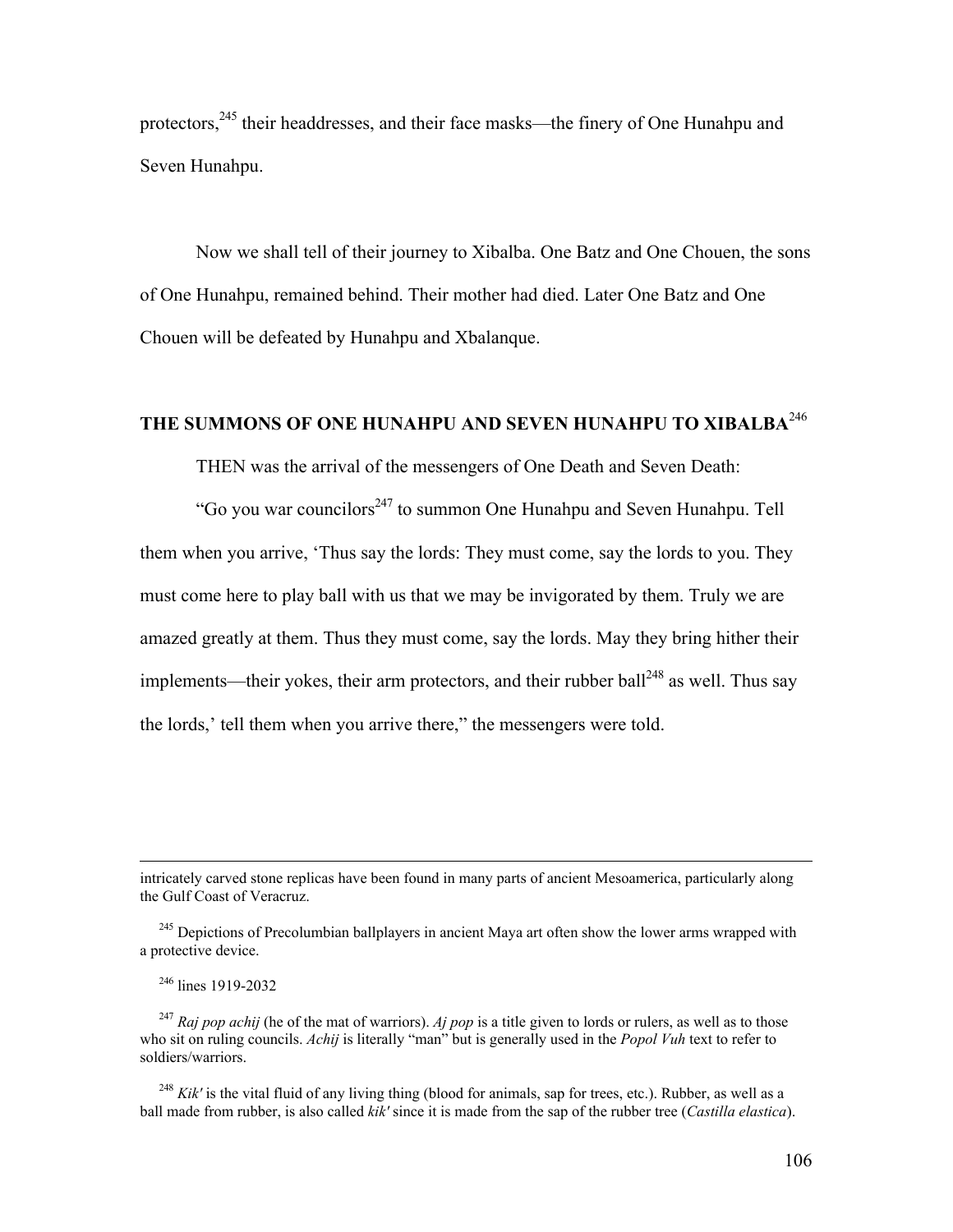protectors,[245] their headdresses, and their face masks—the finery of One Hunahpu and Seven Hunahpu.

Now we shall tell of their journey to Xibalba. One Batz and One Chouen, the sons of One Hunahpu, remained behind. Their mother had died. Later One Batz and One Chouen will be defeated by Hunahpu and Xbalanque.

## THE SUMMONS OF ONE HUNAHPU AND SEVEN HUNAHPU TO XIBALBA[246]

THEN was the arrival of the messengers of One Death and Seven Death:

"Go you war councilors[247] to summon One Hunahpu and Seven Hunahpu. Tell them when you arrive, 'Thus say the lords: They must come, say the lords to you. They must come here to play ball with us that we may be invigorated by them. Truly we are amazed greatly at them. Thus they must come, say the lords. May they bring hither their implements—their yokes, their arm protectors, and their rubber ball[248] as well. Thus say the lords,' tell them when you arrive there," the messengers were told.

---

intricately carved stone replicas have been found in many parts of ancient Mesoamerica, particularly along the Gulf Coast of Veracruz.

[245] Depictions of Precolumbian ballplayers in ancient Maya art often show the lower arms wrapped with a protective device.

[246] lines 1919-2032

[247] *Raj pop achij* (he of the mat of warriors). *Aj pop* is a title given to lords or rulers, as well as to those who sit on ruling councils. *Achij* is literally "man" but is generally used in the *Popol Vuh* text to refer to soldiers/warriors.

[248] *Kik'* is the vital fluid of any living thing (blood for animals, sap for trees, etc.). Rubber, as well as a ball made from rubber, is also called *kik'* since it is made from the sap of the rubber tree (*Castilla elastica*).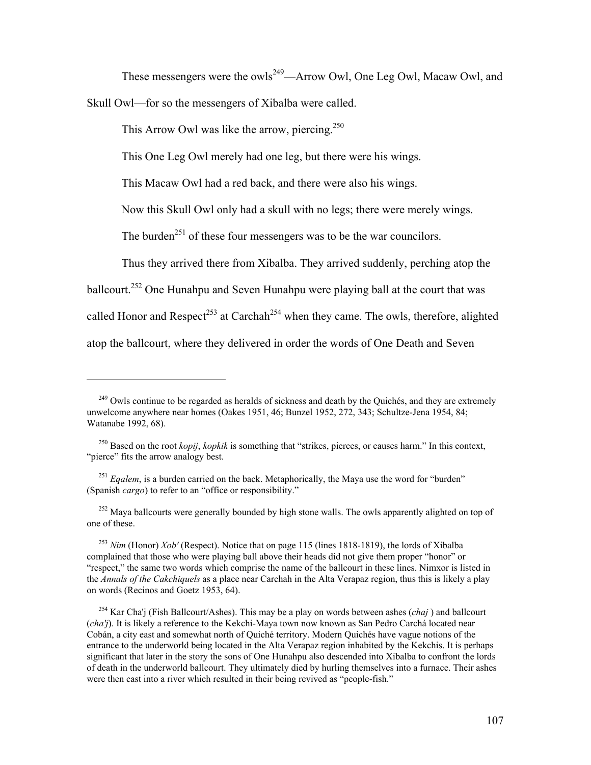These messengers were the owls[249]—Arrow Owl, One Leg Owl, Macaw Owl, and Skull Owl—for so the messengers of Xibalba were called.

This Arrow Owl was like the arrow, piercing.[250]

This One Leg Owl merely had one leg, but there were his wings.

This Macaw Owl had a red back, and there were also his wings.

Now this Skull Owl only had a skull with no legs; there were merely wings.

The burden[251] of these four messengers was to be the war councilors.

Thus they arrived there from Xibalba. They arrived suddenly, perching atop the ballcourt.[252] One Hunahpu and Seven Hunahpu were playing ball at the court that was called Honor and Respect[253] at Carchah[254] when they came. The owls, therefore, alighted atop the ballcourt, where they delivered in order the words of One Death and Seven

---

[249] Owls continue to be regarded as heralds of sickness and death by the Quichés, and they are extremely unwelcome anywhere near homes (Oakes 1951, 46; Bunzel 1952, 272, 343; Schultze-Jena 1954, 84; Watanabe 1992, 68).

[250] Based on the root *kopij*, *kopkik* is something that "strikes, pierces, or causes harm." In this context, "pierce" fits the arrow analogy best.

[251] *Eqalem*, is a burden carried on the back. Metaphorically, the Maya use the word for "burden" (Spanish *cargo*) to refer to an "office or responsibility."

[252] Maya ballcourts were generally bounded by high stone walls. The owls apparently alighted on top of one of these.

[253] *Nim* (Honor) *Xob'* (Respect). Notice that on page 115 (lines 1818-1819), the lords of Xibalba complained that those who were playing ball above their heads did not give them proper "honor" or "respect," the same two words which comprise the name of the ballcourt in these lines. Nimxor is listed in the *Annals of the Cakchiquels* as a place near Carchah in the Alta Verapaz region, thus this is likely a play on words (Recinos and Goetz 1953, 64).

[254] Kar Cha'j (Fish Ballcourt/Ashes). This may be a play on words between ashes (*chaj* ) and ballcourt (*cha'j*). It is likely a reference to the Kekchi-Maya town now known as San Pedro Carchá located near Cobán, a city east and somewhat north of Quiché territory. Modern Quichés have vague notions of the entrance to the underworld being located in the Alta Verapaz region inhabited by the Kekchis. It is perhaps significant that later in the story the sons of One Hunahpu also descended into Xibalba to confront the lords of death in the underworld ballcourt. They ultimately died by hurling themselves into a furnace. Their ashes were then cast into a river which resulted in their being revived as "people-fish."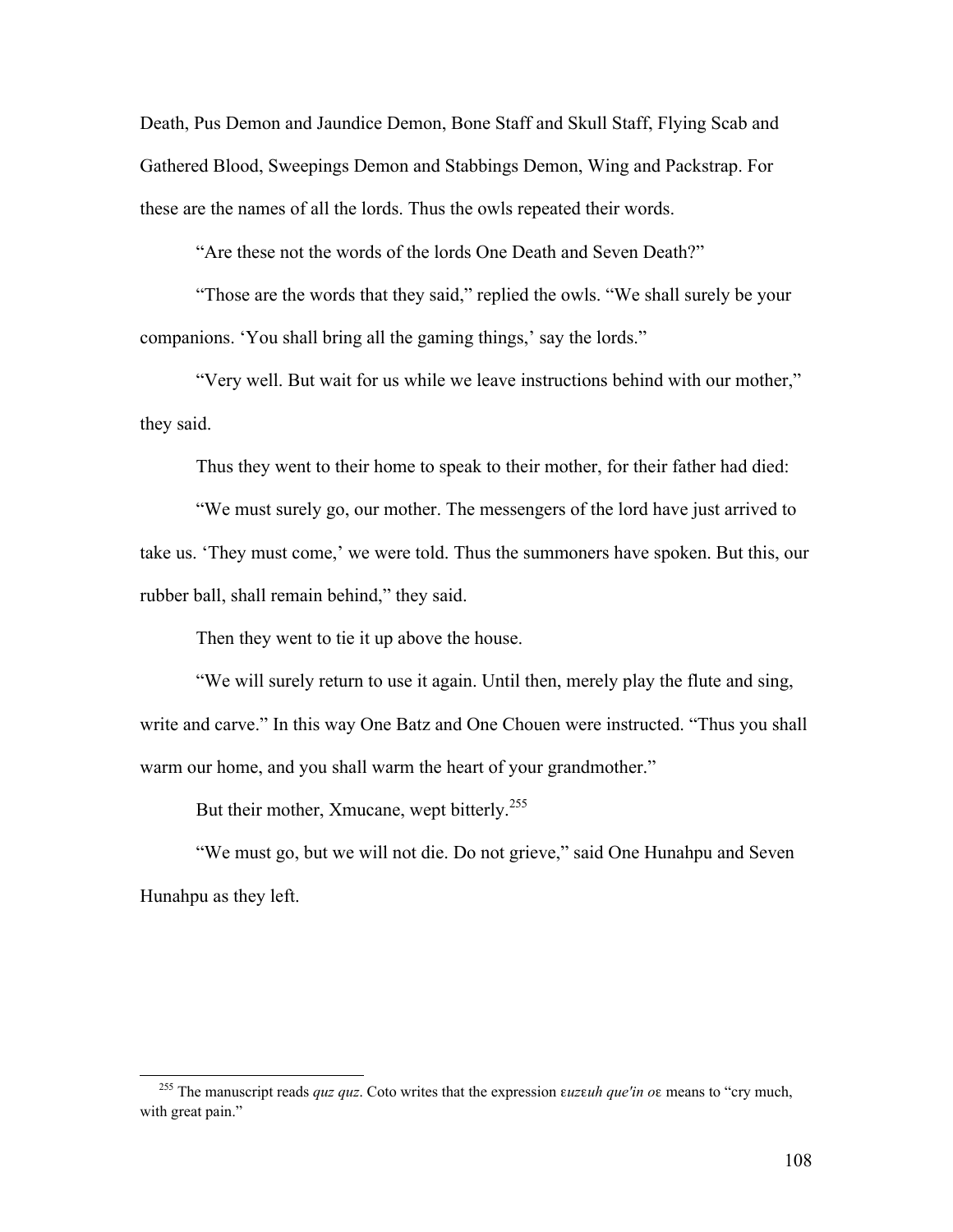Death, Pus Demon and Jaundice Demon, Bone Staff and Skull Staff, Flying Scab and Gathered Blood, Sweepings Demon and Stabbings Demon, Wing and Packstrap. For these are the names of all the lords. Thus the owls repeated their words.

"Are these not the words of the lords One Death and Seven Death?"

"Those are the words that they said," replied the owls. "We shall surely be your companions. 'You shall bring all the gaming things,' say the lords."

"Very well. But wait for us while we leave instructions behind with our mother," they said.

Thus they went to their home to speak to their mother, for their father had died:

"We must surely go, our mother. The messengers of the lord have just arrived to take us. 'They must come,' we were told. Thus the summoners have spoken. But this, our rubber ball, shall remain behind," they said.

Then they went to tie it up above the house.

"We will surely return to use it again. Until then, merely play the flute and sing, write and carve." In this way One Batz and One Chouen were instructed. "Thus you shall warm our home, and you shall warm the heart of your grandmother."

But their mother, Xmucane, wept bitterly.[255]

"We must go, but we will not die. Do not grieve," said One Hunahpu and Seven Hunahpu as they left.

---

[255] The manuscript reads *quz quz*. Coto writes that the expression *ɛuzɛuh que'in oɛ* means to "cry much, with great pain."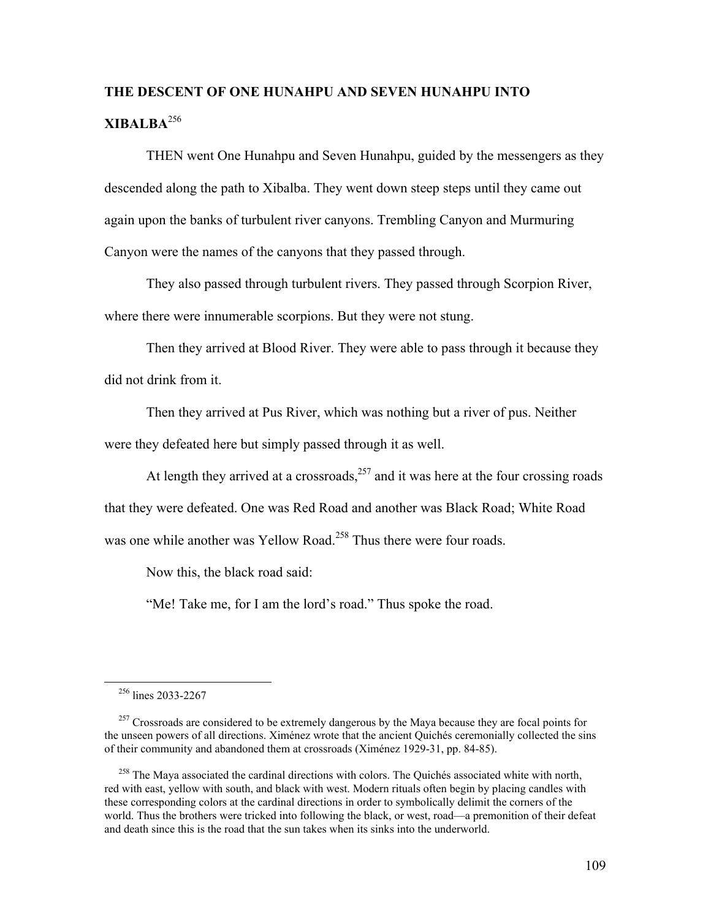## THE DESCENT OF ONE HUNAHPU AND SEVEN HUNAHPU INTO XIBALBA[256]

THEN went One Hunahpu and Seven Hunahpu, guided by the messengers as they descended along the path to Xibalba. They went down steep steps until they came out again upon the banks of turbulent river canyons. Trembling Canyon and Murmuring Canyon were the names of the canyons that they passed through.

They also passed through turbulent rivers. They passed through Scorpion River, where there were innumerable scorpions. But they were not stung.

Then they arrived at Blood River. They were able to pass through it because they did not drink from it.

Then they arrived at Pus River, which was nothing but a river of pus. Neither were they defeated here but simply passed through it as well.

At length they arrived at a crossroads,[257] and it was here at the four crossing roads that they were defeated. One was Red Road and another was Black Road; White Road was one while another was Yellow Road.[258] Thus there were four roads.

Now this, the black road said:

"Me! Take me, for I am the lord's road." Thus spoke the road.

---

[256] lines 2033-2267

[257] Crossroads are considered to be extremely dangerous by the Maya because they are focal points for the unseen powers of all directions. Ximénez wrote that the ancient Quichés ceremonially collected the sins of their community and abandoned them at crossroads (Ximénez 1929-31, pp. 84-85).

[258] The Maya associated the cardinal directions with colors. The Quichés associated white with north, red with east, yellow with south, and black with west. Modern rituals often begin by placing candles with these corresponding colors at the cardinal directions in order to symbolically delimit the corners of the world. Thus the brothers were tricked into following the black, or west, road—a premonition of their defeat and death since this is the road that the sun takes when its sinks into the underworld.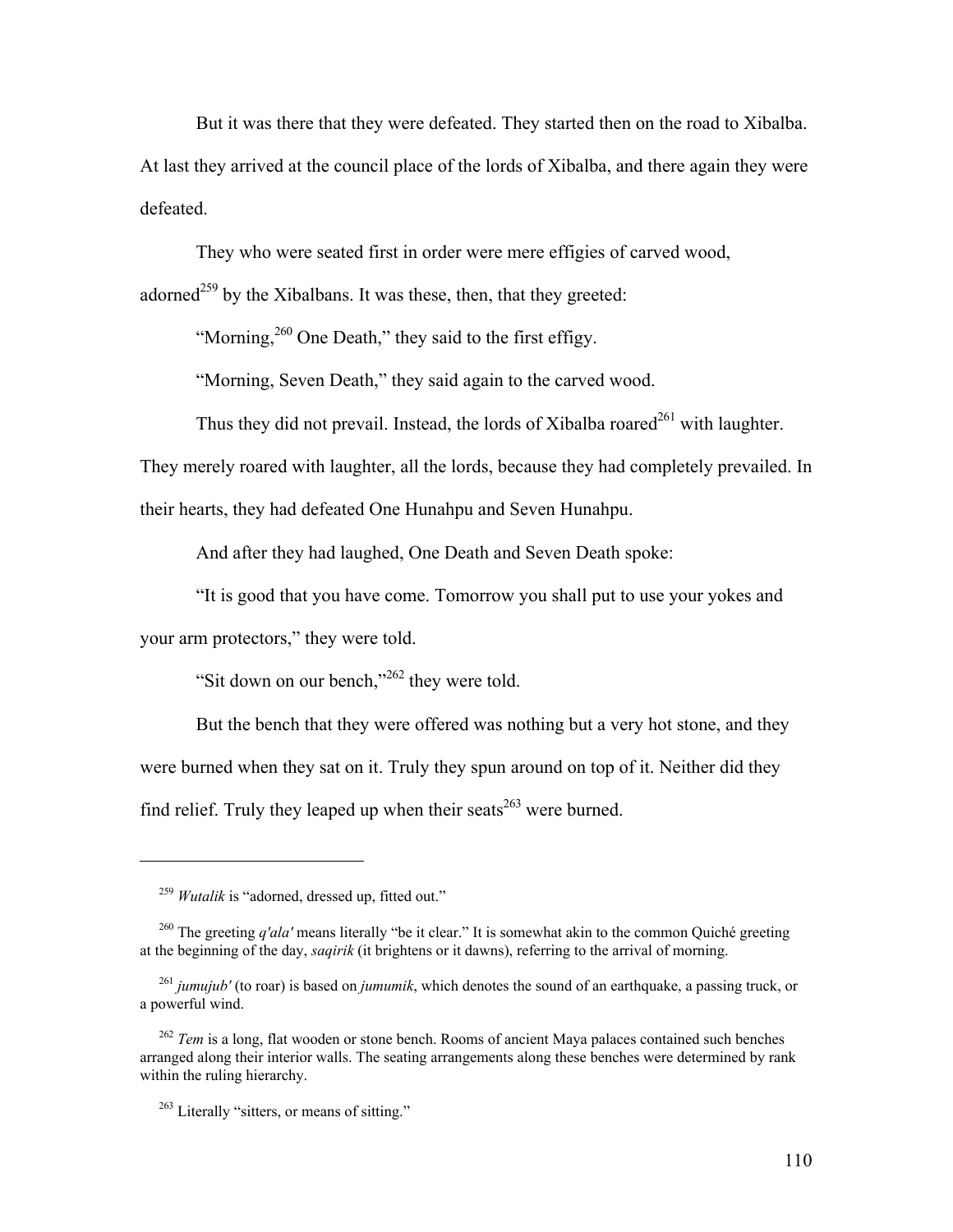But it was there that they were defeated. They started then on the road to Xibalba. At last they arrived at the council place of the lords of Xibalba, and there again they were defeated.

They who were seated first in order were mere effigies of carved wood, adorned[259] by the Xibalbans. It was these, then, that they greeted:

"Morning,[260] One Death," they said to the first effigy.

"Morning, Seven Death," they said again to the carved wood.

Thus they did not prevail. Instead, the lords of Xibalba roared[261] with laughter. They merely roared with laughter, all the lords, because they had completely prevailed. In their hearts, they had defeated One Hunahpu and Seven Hunahpu.

And after they had laughed, One Death and Seven Death spoke:

"It is good that you have come. Tomorrow you shall put to use your yokes and your arm protectors," they were told.

"Sit down on our bench,"[262] they were told.

But the bench that they were offered was nothing but a very hot stone, and they were burned when they sat on it. Truly they spun around on top of it. Neither did they find relief. Truly they leaped up when their seats[263] were burned.

---

[259] *Wutalik* is "adorned, dressed up, fitted out."

[260] The greeting *q'ala'* means literally "be it clear." It is somewhat akin to the common Quiché greeting at the beginning of the day, *saqirik* (it brightens or it dawns), referring to the arrival of morning.

[261] *jumujub'* (to roar) is based on *jumumik*, which denotes the sound of an earthquake, a passing truck, or a powerful wind.

[262] *Tem* is a long, flat wooden or stone bench. Rooms of ancient Maya palaces contained such benches arranged along their interior walls. The seating arrangements along these benches were determined by rank within the ruling hierarchy.

[263] Literally "sitters, or means of sitting."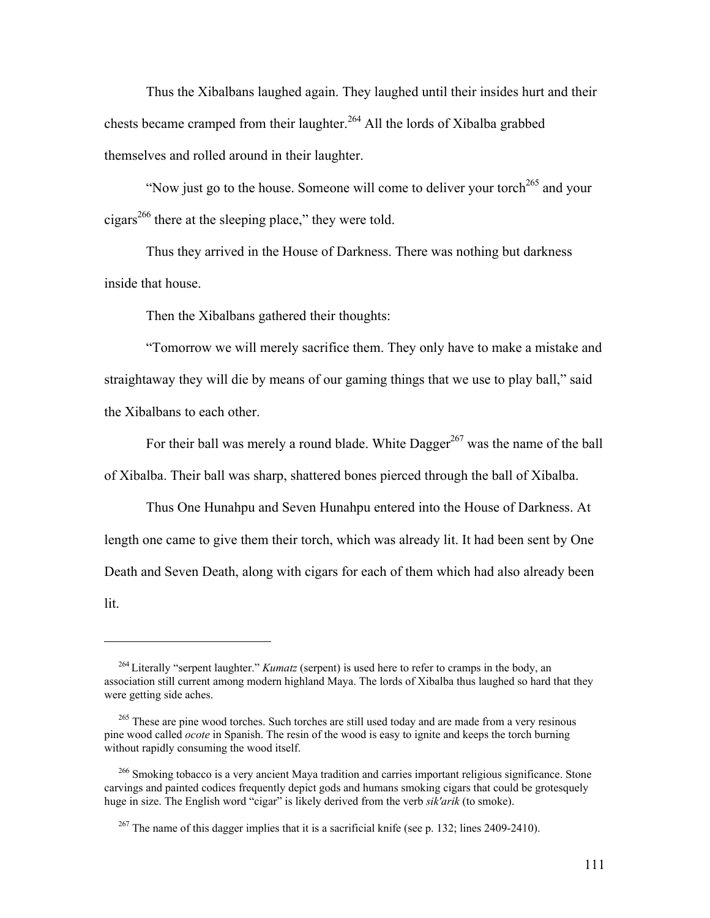Thus the Xibalbans laughed again. They laughed until their insides hurt and their chests became cramped from their laughter.[264] All the lords of Xibalba grabbed themselves and rolled around in their laughter.

"Now just go to the house. Someone will come to deliver your torch[265] and your cigars[266] there at the sleeping place," they were told.

Thus they arrived in the House of Darkness. There was nothing but darkness inside that house.

Then the Xibalbans gathered their thoughts:

"Tomorrow we will merely sacrifice them. They only have to make a mistake and straightaway they will die by means of our gaming things that we use to play ball," said the Xibalbans to each other.

For their ball was merely a round blade. White Dagger[267] was the name of the ball of Xibalba. Their ball was sharp, shattered bones pierced through the ball of Xibalba.

Thus One Hunahpu and Seven Hunahpu entered into the House of Darkness. At length one came to give them their torch, which was already lit. It had been sent by One Death and Seven Death, along with cigars for each of them which had also already been lit.

---

[264] Literally "serpent laughter." *Kumatz* (serpent) is used here to refer to cramps in the body, an association still current among modern highland Maya. The lords of Xibalba thus laughed so hard that they were getting side aches.

[265] These are pine wood torches. Such torches are still used today and are made from a very resinous pine wood called *ocote* in Spanish. The resin of the wood is easy to ignite and keeps the torch burning without rapidly consuming the wood itself.

[266] Smoking tobacco is a very ancient Maya tradition and carries important religious significance. Stone carvings and painted codices frequently depict gods and humans smoking cigars that could be grotesquely huge in size. The English word "cigar" is likely derived from the verb *sik'arik* (to smoke).

[267] The name of this dagger implies that it is a sacrificial knife (see p. 132; lines 2409-2410).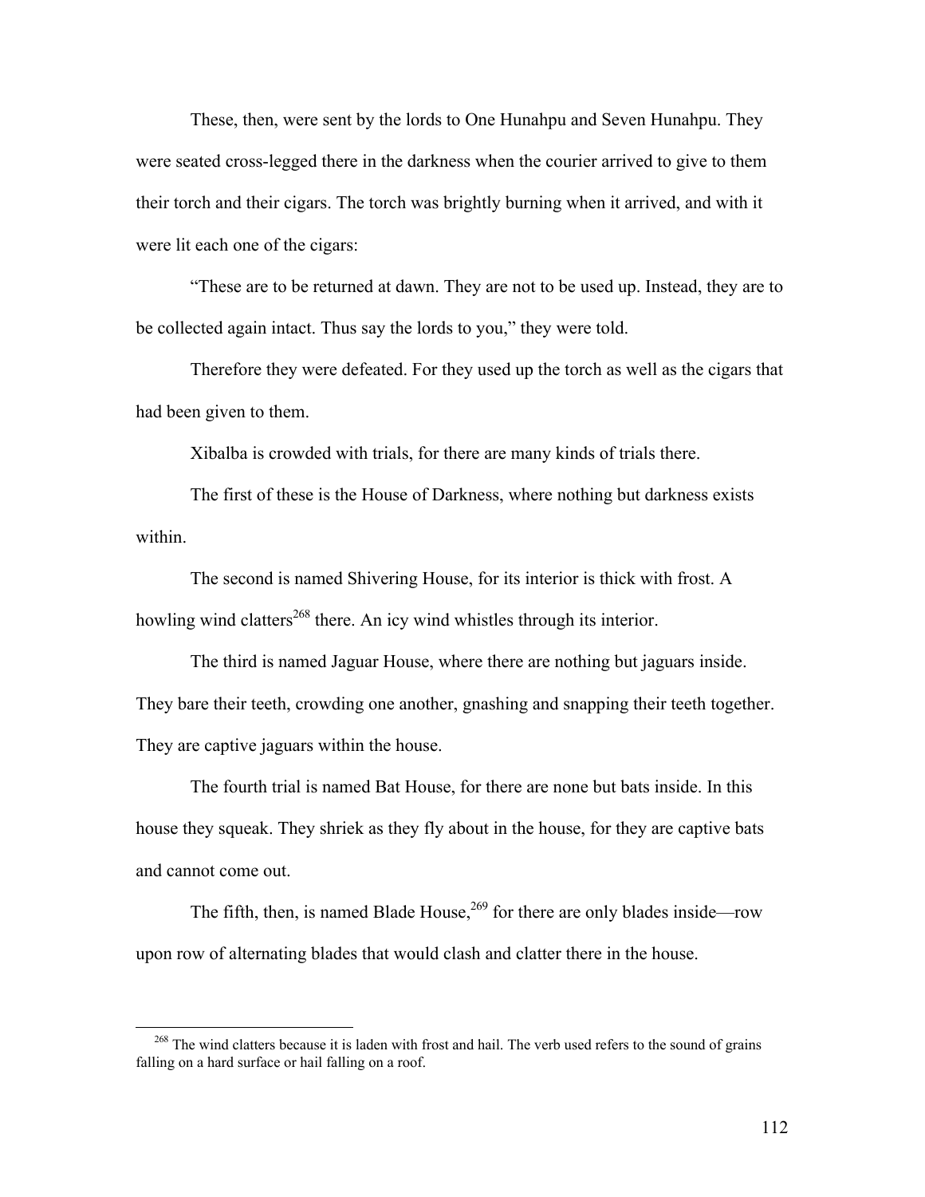These, then, were sent by the lords to One Hunahpu and Seven Hunahpu. They were seated cross-legged there in the darkness when the courier arrived to give to them their torch and their cigars. The torch was brightly burning when it arrived, and with it were lit each one of the cigars:

"These are to be returned at dawn. They are not to be used up. Instead, they are to be collected again intact. Thus say the lords to you," they were told.

Therefore they were defeated. For they used up the torch as well as the cigars that had been given to them.

Xibalba is crowded with trials, for there are many kinds of trials there.

The first of these is the House of Darkness, where nothing but darkness exists within.

The second is named Shivering House, for its interior is thick with frost. A howling wind clatters[268] there. An icy wind whistles through its interior.

The third is named Jaguar House, where there are nothing but jaguars inside. They bare their teeth, crowding one another, gnashing and snapping their teeth together. They are captive jaguars within the house.

The fourth trial is named Bat House, for there are none but bats inside. In this house they squeak. They shriek as they fly about in the house, for they are captive bats and cannot come out.

The fifth, then, is named Blade House,[269] for there are only blades inside—row upon row of alternating blades that would clash and clatter there in the house.

---

[268] The wind clatters because it is laden with frost and hail. The verb used refers to the sound of grains falling on a hard surface or hail falling on a roof.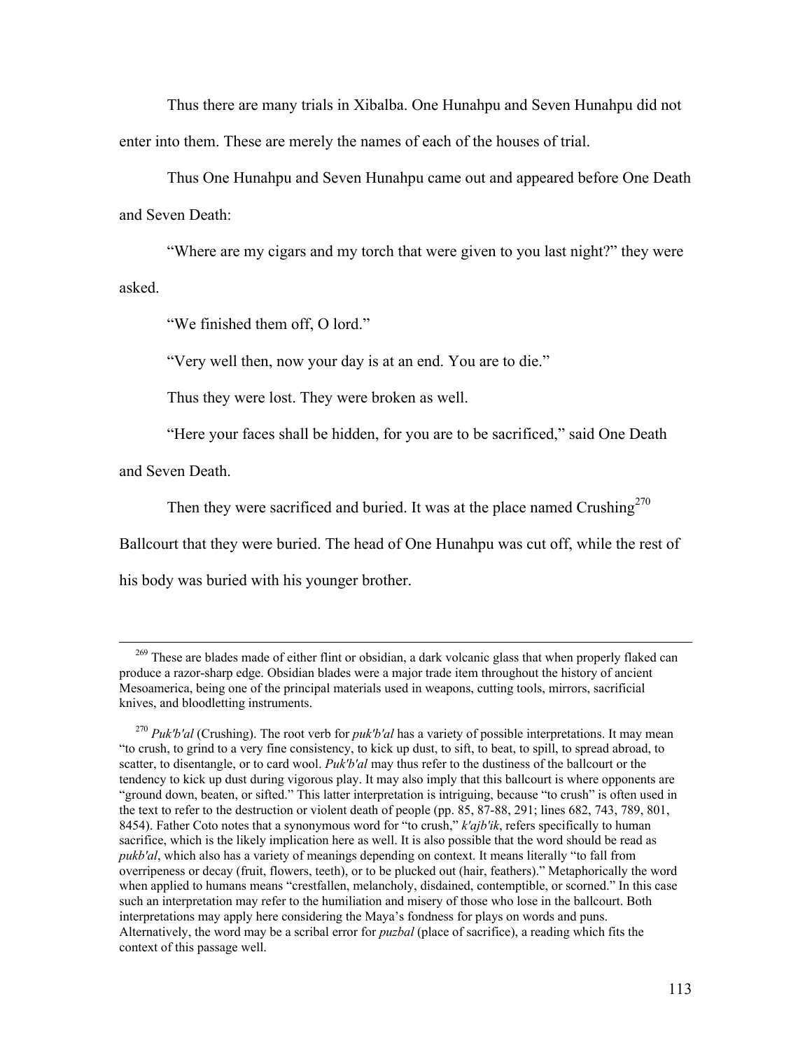Thus there are many trials in Xibalba. One Hunahpu and Seven Hunahpu did not enter into them. These are merely the names of each of the houses of trial.

Thus One Hunahpu and Seven Hunahpu came out and appeared before One Death and Seven Death:

"Where are my cigars and my torch that were given to you last night?" they were asked.

"We finished them off, O lord."

"Very well then, now your day is at an end. You are to die."

Thus they were lost. They were broken as well.

"Here your faces shall be hidden, for you are to be sacrificed," said One Death and Seven Death.

Then they were sacrificed and buried. It was at the place named Crushing[270] Ballcourt that they were buried. The head of One Hunahpu was cut off, while the rest of his body was buried with his younger brother.

---

[269] These are blades made of either flint or obsidian, a dark volcanic glass that when properly flaked can produce a razor-sharp edge. Obsidian blades were a major trade item throughout the history of ancient Mesoamerica, being one of the principal materials used in weapons, cutting tools, mirrors, sacrificial knives, and bloodletting instruments.

[270] *Puk'b'al* (Crushing). The root verb for *puk'b'al* has a variety of possible interpretations. It may mean "to crush, to grind to a very fine consistency, to kick up dust, to sift, to beat, to spill, to spread abroad, to scatter, to disentangle, or to card wool. *Puk'b'al* may thus refer to the dustiness of the ballcourt or the tendency to kick up dust during vigorous play. It may also imply that this ballcourt is where opponents are "ground down, beaten, or sifted." This latter interpretation is intriguing, because "to crush" is often used in the text to refer to the destruction or violent death of people (pp. 85, 87-88, 291; lines 682, 743, 789, 801, 8454). Father Coto notes that a synonymous word for "to crush," *k'ajb'ik*, refers specifically to human sacrifice, which is the likely implication here as well. It is also possible that the word should be read as *pukb'al*, which also has a variety of meanings depending on context. It means literally "to fall from overripeness or decay (fruit, flowers, teeth), or to be plucked out (hair, feathers)." Metaphorically the word when applied to humans means "crestfallen, melancholy, disdained, contemptible, or scorned." In this case such an interpretation may refer to the humiliation and misery of those who lose in the ballcourt. Both interpretations may apply here considering the Maya's fondness for plays on words and puns. Alternatively, the word may be a scribal error for *puzbal* (place of sacrifice), a reading which fits the context of this passage well.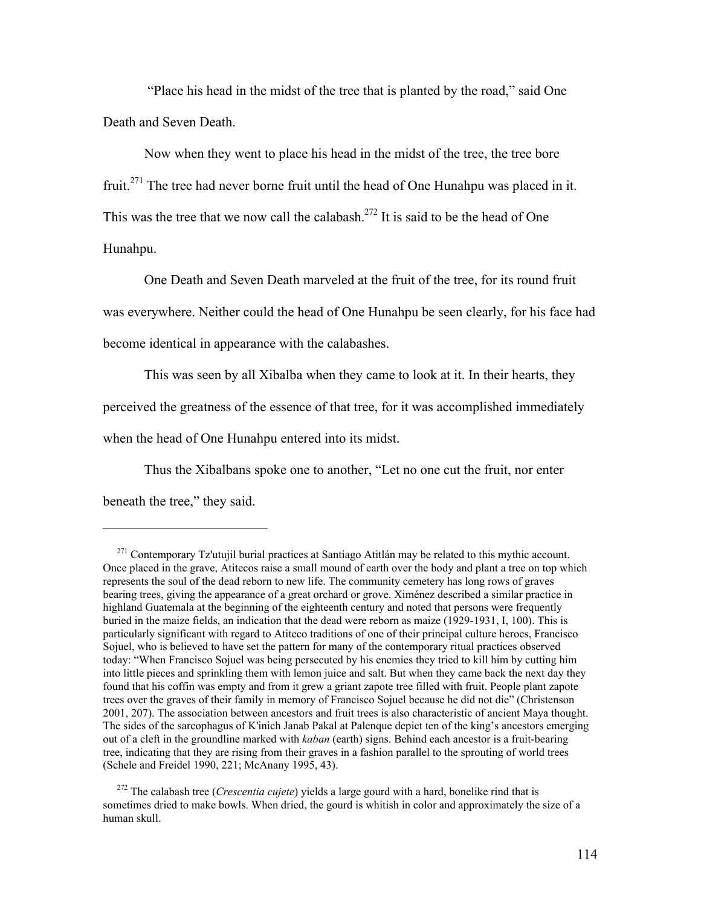"Place his head in the midst of the tree that is planted by the road," said One Death and Seven Death.

Now when they went to place his head in the midst of the tree, the tree bore fruit.[271] The tree had never borne fruit until the head of One Hunahpu was placed in it. This was the tree that we now call the calabash.[272] It is said to be the head of One Hunahpu.

One Death and Seven Death marveled at the fruit of the tree, for its round fruit was everywhere. Neither could the head of One Hunahpu be seen clearly, for his face had become identical in appearance with the calabashes.

This was seen by all Xibalba when they came to look at it. In their hearts, they perceived the greatness of the essence of that tree, for it was accomplished immediately when the head of One Hunahpu entered into its midst.

Thus the Xibalbans spoke one to another, "Let no one cut the fruit, nor enter beneath the tree," they said.

---

[271] Contemporary Tz'utujil burial practices at Santiago Atitlán may be related to this mythic account. Once placed in the grave, Atitecos raise a small mound of earth over the body and plant a tree on top which represents the soul of the dead reborn to new life. The community cemetery has long rows of graves bearing trees, giving the appearance of a great orchard or grove. Ximénez described a similar practice in highland Guatemala at the beginning of the eighteenth century and noted that persons were frequently buried in the maize fields, an indication that the dead were reborn as maize (1929-1931, I, 100). This is particularly significant with regard to Atiteco traditions of one of their principal culture heroes, Francisco Sojuel, who is believed to have set the pattern for many of the contemporary ritual practices observed today: "When Francisco Sojuel was being persecuted by his enemies they tried to kill him by cutting him into little pieces and sprinkling them with lemon juice and salt. But when they came back the next day they found that his coffin was empty and from it grew a griant zapote tree filled with fruit. People plant zapote trees over the graves of their family in memory of Francisco Sojuel because he did not die" (Christenson 2001, 207). The association between ancestors and fruit trees is also characteristic of ancient Maya thought. The sides of the sarcophagus of K'inich Janab Pakal at Palenque depict ten of the king's ancestors emerging out of a cleft in the groundline marked with *kaban* (earth) signs. Behind each ancestor is a fruit-bearing tree, indicating that they are rising from their graves in a fashion parallel to the sprouting of world trees (Schele and Freidel 1990, 221; McAnany 1995, 43).

[272] The calabash tree (*Crescentia cujete*) yields a large gourd with a hard, bonelike rind that is sometimes dried to make bowls. When dried, the gourd is whitish in color and approximately the size of a human skull.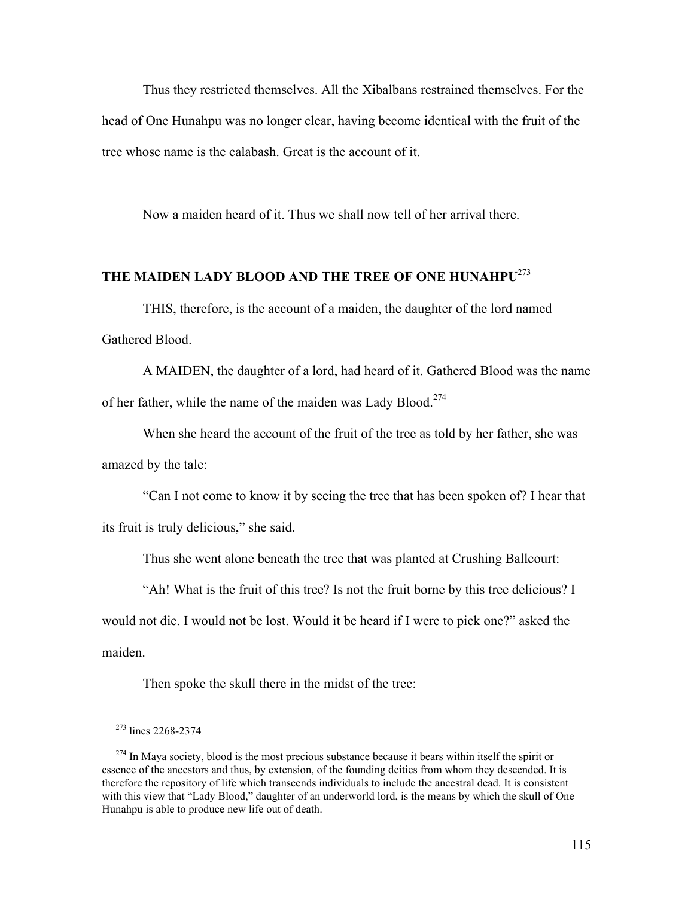Thus they restricted themselves. All the Xibalbans restrained themselves. For the head of One Hunahpu was no longer clear, having become identical with the fruit of the tree whose name is the calabash. Great is the account of it.

Now a maiden heard of it. Thus we shall now tell of her arrival there.

## THE MAIDEN LADY BLOOD AND THE TREE OF ONE HUNAHPU[273]

THIS, therefore, is the account of a maiden, the daughter of the lord named Gathered Blood.

A MAIDEN, the daughter of a lord, had heard of it. Gathered Blood was the name of her father, while the name of the maiden was Lady Blood.[274]

When she heard the account of the fruit of the tree as told by her father, she was amazed by the tale:

"Can I not come to know it by seeing the tree that has been spoken of? I hear that its fruit is truly delicious," she said.

Thus she went alone beneath the tree that was planted at Crushing Ballcourt:

"Ah! What is the fruit of this tree? Is not the fruit borne by this tree delicious? I would not die. I would not be lost. Would it be heard if I were to pick one?" asked the maiden.

Then spoke the skull there in the midst of the tree:

---

[273] lines 2268-2374

[274] In Maya society, blood is the most precious substance because it bears within itself the spirit or essence of the ancestors and thus, by extension, of the founding deities from whom they descended. It is therefore the repository of life which transcends individuals to include the ancestral dead. It is consistent with this view that "Lady Blood," daughter of an underworld lord, is the means by which the skull of One Hunahpu is able to produce new life out of death.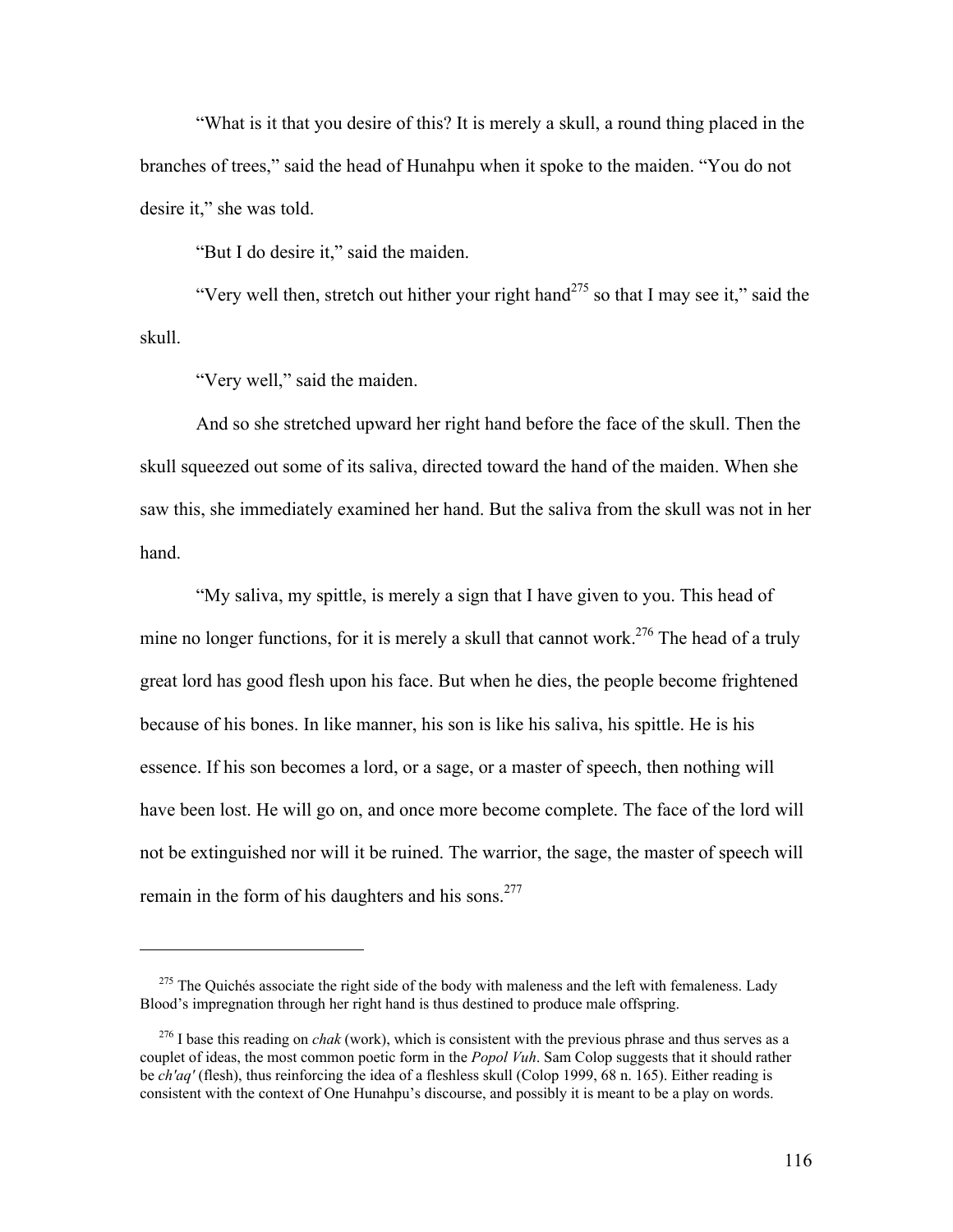"What is it that you desire of this? It is merely a skull, a round thing placed in the branches of trees," said the head of Hunahpu when it spoke to the maiden. "You do not desire it," she was told.

"But I do desire it," said the maiden.

"Very well then, stretch out hither your right hand[275] so that I may see it," said the skull.

"Very well," said the maiden.

And so she stretched upward her right hand before the face of the skull. Then the skull squeezed out some of its saliva, directed toward the hand of the maiden. When she saw this, she immediately examined her hand. But the saliva from the skull was not in her hand.

"My saliva, my spittle, is merely a sign that I have given to you. This head of mine no longer functions, for it is merely a skull that cannot work.[276] The head of a truly great lord has good flesh upon his face. But when he dies, the people become frightened because of his bones. In like manner, his son is like his saliva, his spittle. He is his essence. If his son becomes a lord, or a sage, or a master of speech, then nothing will have been lost. He will go on, and once more become complete. The face of the lord will not be extinguished nor will it be ruined. The warrior, the sage, the master of speech will remain in the form of his daughters and his sons.[277]

---

[275] The Quichés associate the right side of the body with maleness and the left with femaleness. Lady Blood's impregnation through her right hand is thus destined to produce male offspring.

[276] I base this reading on *chak* (work), which is consistent with the previous phrase and thus serves as a couplet of ideas, the most common poetic form in the *Popol Vuh*. Sam Colop suggests that it should rather be *ch'aq'* (flesh), thus reinforcing the idea of a fleshless skull (Colop 1999, 68 n. 165). Either reading is consistent with the context of One Hunahpu's discourse, and possibly it is meant to be a play on words.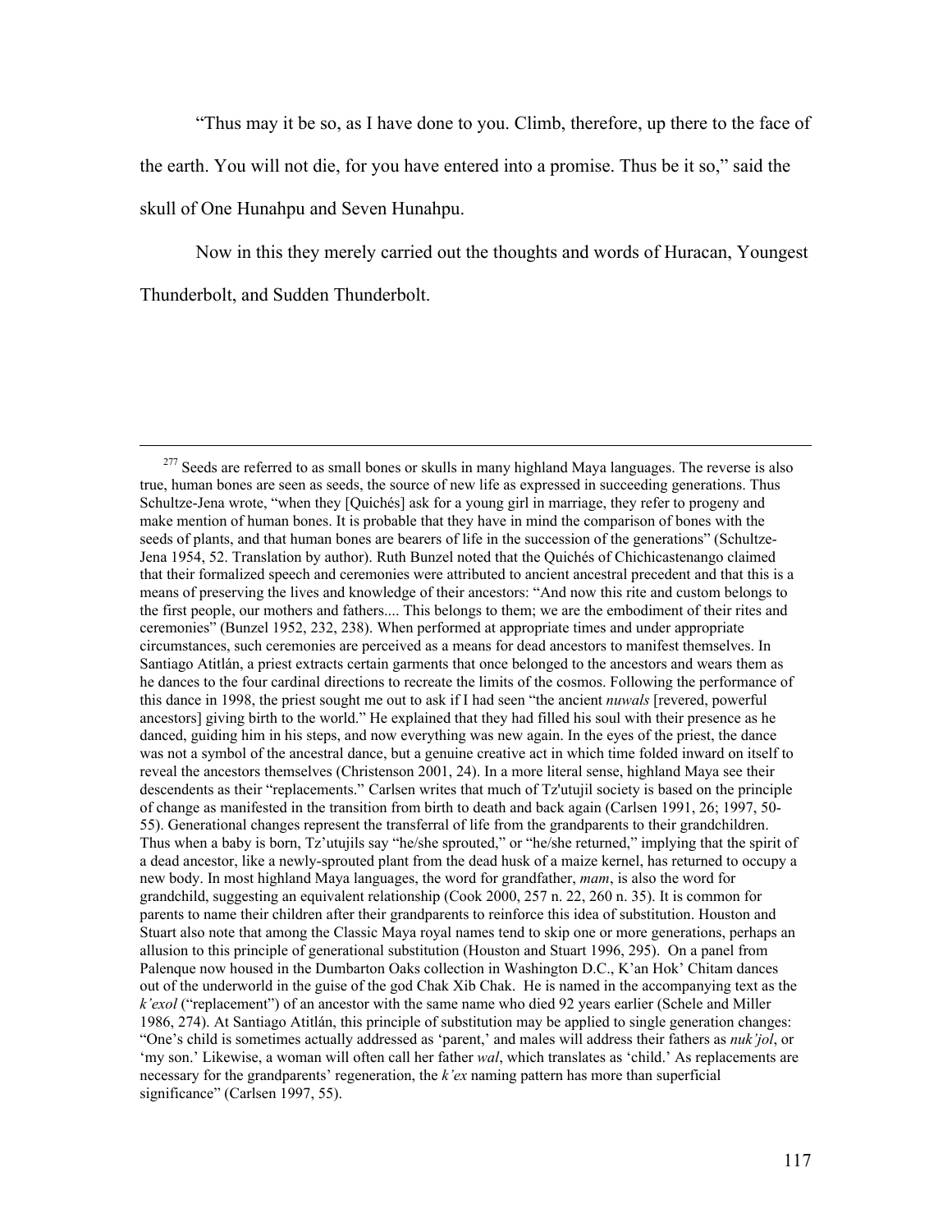"Thus may it be so, as I have done to you. Climb, therefore, up there to the face of the earth. You will not die, for you have entered into a promise. Thus be it so," said the skull of One Hunahpu and Seven Hunahpu.

Now in this they merely carried out the thoughts and words of Huracan, Youngest Thunderbolt, and Sudden Thunderbolt.

---

[277] Seeds are referred to as small bones or skulls in many highland Maya languages. The reverse is also true, human bones are seen as seeds, the source of new life as expressed in succeeding generations. Thus Schultze-Jena wrote, "when they [Quichés] ask for a young girl in marriage, they refer to progeny and make mention of human bones. It is probable that they have in mind the comparison of bones with the seeds of plants, and that human bones are bearers of life in the succession of the generations" (Schultze-Jena 1954, 52. Translation by author). Ruth Bunzel noted that the Quichés of Chichicastenango claimed that their formalized speech and ceremonies were attributed to ancient ancestral precedent and that this is a means of preserving the lives and knowledge of their ancestors: "And now this rite and custom belongs to the first people, our mothers and fathers.... This belongs to them; we are the embodiment of their rites and ceremonies" (Bunzel 1952, 232, 238). When performed at appropriate times and under appropriate circumstances, such ceremonies are perceived as a means for dead ancestors to manifest themselves. In Santiago Atitlán, a priest extracts certain garments that once belonged to the ancestors and wears them as he dances to the four cardinal directions to recreate the limits of the cosmos. Following the performance of this dance in 1998, the priest sought me out to ask if I had seen "the ancient *nuwals* [revered, powerful ancestors] giving birth to the world." He explained that they had filled his soul with their presence as he danced, guiding him in his steps, and now everything was new again. In the eyes of the priest, the dance was not a symbol of the ancestral dance, but a genuine creative act in which time folded inward on itself to reveal the ancestors themselves (Christenson 2001, 24). In a more literal sense, highland Maya see their descendents as their "replacements." Carlsen writes that much of Tz'utujil society is based on the principle of change as manifested in the transition from birth to death and back again (Carlsen 1991, 26; 1997, 50-55). Generational changes represent the transferral of life from the grandparents to their grandchildren. Thus when a baby is born, Tz'utujils say "he/she sprouted," or "he/she returned," implying that the spirit of a dead ancestor, like a newly-sprouted plant from the dead husk of a maize kernel, has returned to occupy a new body. In most highland Maya languages, the word for grandfather, *mam*, is also the word for grandchild, suggesting an equivalent relationship (Cook 2000, 257 n. 22, 260 n. 35). It is common for parents to name their children after their grandparents to reinforce this idea of substitution. Houston and Stuart also note that among the Classic Maya royal names tend to skip one or more generations, perhaps an allusion to this principle of generational substitution (Houston and Stuart 1996, 295). On a panel from Palenque now housed in the Dumbarton Oaks collection in Washington D.C., K'an Hok' Chitam dances out of the underworld in the guise of the god Chak Xib Chak. He is named in the accompanying text as the *k'exol* ("replacement") of an ancestor with the same name who died 92 years earlier (Schele and Miller 1986, 274). At Santiago Atitlán, this principle of substitution may be applied to single generation changes: "One's child is sometimes actually addressed as 'parent,' and males will address their fathers as *nuk'jol*, or 'my son.' Likewise, a woman will often call her father *wal*, which translates as 'child.' As replacements are necessary for the grandparents' regeneration, the *k'ex* naming pattern has more than superficial significance" (Carlsen 1997, 55).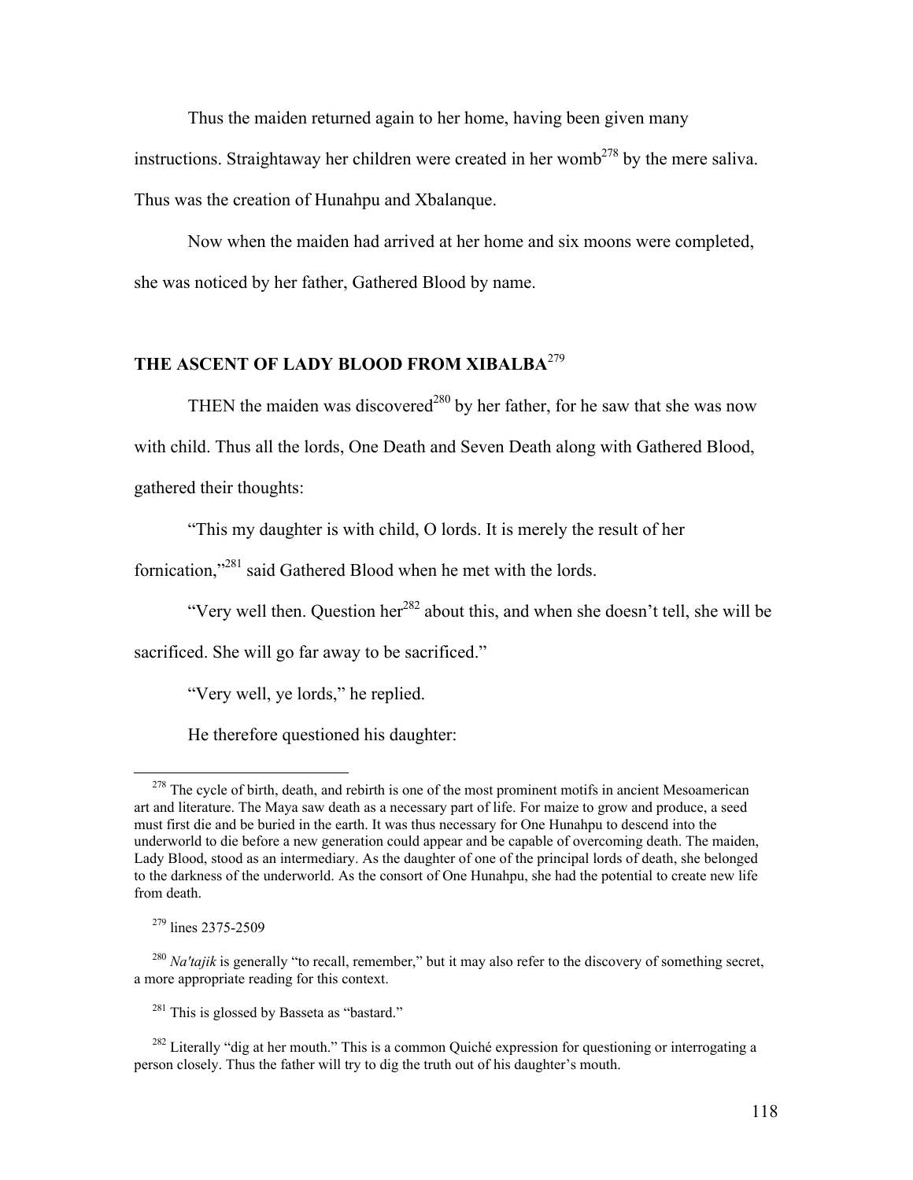Thus the maiden returned again to her home, having been given many instructions. Straightaway her children were created in her womb[278] by the mere saliva. Thus was the creation of Hunahpu and Xbalanque.

Now when the maiden had arrived at her home and six moons were completed, she was noticed by her father, Gathered Blood by name.

## THE ASCENT OF LADY BLOOD FROM XIBALBA[279]

THEN the maiden was discovered[280] by her father, for he saw that she was now with child. Thus all the lords, One Death and Seven Death along with Gathered Blood, gathered their thoughts:

"This my daughter is with child, O lords. It is merely the result of her fornication,"[281] said Gathered Blood when he met with the lords.

"Very well then. Question her[282] about this, and when she doesn't tell, she will be sacrificed. She will go far away to be sacrificed."

"Very well, ye lords," he replied.

He therefore questioned his daughter:

---

[278] The cycle of birth, death, and rebirth is one of the most prominent motifs in ancient Mesoamerican art and literature. The Maya saw death as a necessary part of life. For maize to grow and produce, a seed must first die and be buried in the earth. It was thus necessary for One Hunahpu to descend into the underworld to die before a new generation could appear and be capable of overcoming death. The maiden, Lady Blood, stood as an intermediary. As the daughter of one of the principal lords of death, she belonged to the darkness of the underworld. As the consort of One Hunahpu, she had the potential to create new life from death.

[279] lines 2375-2509

[280] *Na'tajik* is generally "to recall, remember," but it may also refer to the discovery of something secret, a more appropriate reading for this context.

[281] This is glossed by Basseta as "bastard."

[282] Literally "dig at her mouth." This is a common Quiché expression for questioning or interrogating a person closely. Thus the father will try to dig the truth out of his daughter's mouth.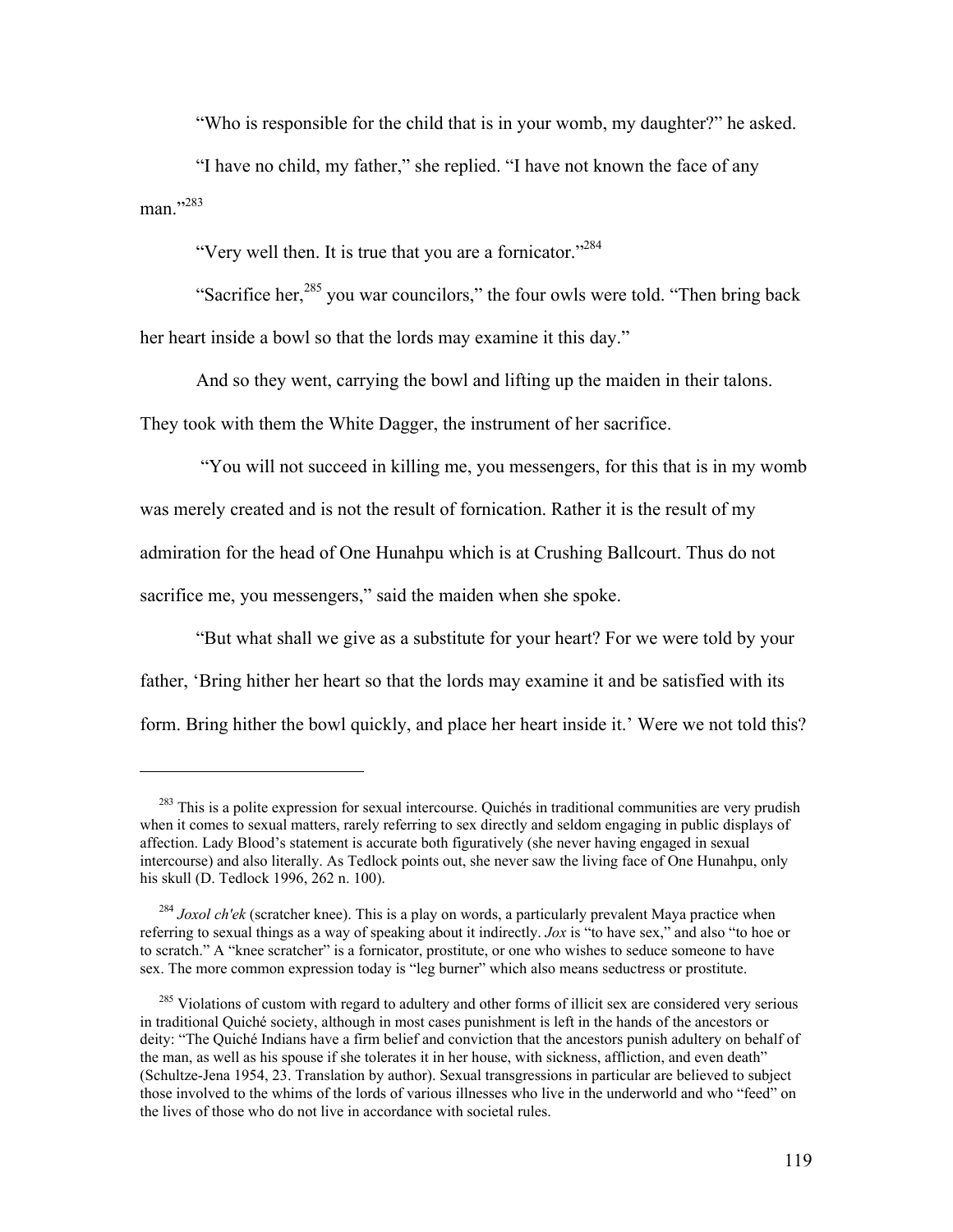"Who is responsible for the child that is in your womb, my daughter?" he asked.

"I have no child, my father," she replied. "I have not known the face of any man."[283]

"Very well then. It is true that you are a fornicator."[284]

"Sacrifice her,[285] you war councilors," the four owls were told. "Then bring back her heart inside a bowl so that the lords may examine it this day."

And so they went, carrying the bowl and lifting up the maiden in their talons. They took with them the White Dagger, the instrument of her sacrifice.

"You will not succeed in killing me, you messengers, for this that is in my womb was merely created and is not the result of fornication. Rather it is the result of my admiration for the head of One Hunahpu which is at Crushing Ballcourt. Thus do not sacrifice me, you messengers," said the maiden when she spoke.

"But what shall we give as a substitute for your heart? For we were told by your father, 'Bring hither her heart so that the lords may examine it and be satisfied with its form. Bring hither the bowl quickly, and place her heart inside it.' Were we not told this?

---

[283] This is a polite expression for sexual intercourse. Quichés in traditional communities are very prudish when it comes to sexual matters, rarely referring to sex directly and seldom engaging in public displays of affection. Lady Blood's statement is accurate both figuratively (she never having engaged in sexual intercourse) and also literally. As Tedlock points out, she never saw the living face of One Hunahpu, only his skull (D. Tedlock 1996, 262 n. 100).

[284] *Joxol ch'ek* (scratcher knee). This is a play on words, a particularly prevalent Maya practice when referring to sexual things as a way of speaking about it indirectly. *Jox* is "to have sex," and also "to hoe or to scratch." A "knee scratcher" is a fornicator, prostitute, or one who wishes to seduce someone to have sex. The more common expression today is "leg burner" which also means seductress or prostitute.

[285] Violations of custom with regard to adultery and other forms of illicit sex are considered very serious in traditional Quiché society, although in most cases punishment is left in the hands of the ancestors or deity: "The Quiché Indians have a firm belief and conviction that the ancestors punish adultery on behalf of the man, as well as his spouse if she tolerates it in her house, with sickness, affliction, and even death" (Schultze-Jena 1954, 23. Translation by author). Sexual transgressions in particular are believed to subject those involved to the whims of the lords of various illnesses who live in the underworld and who "feed" on the lives of those who do not live in accordance with societal rules.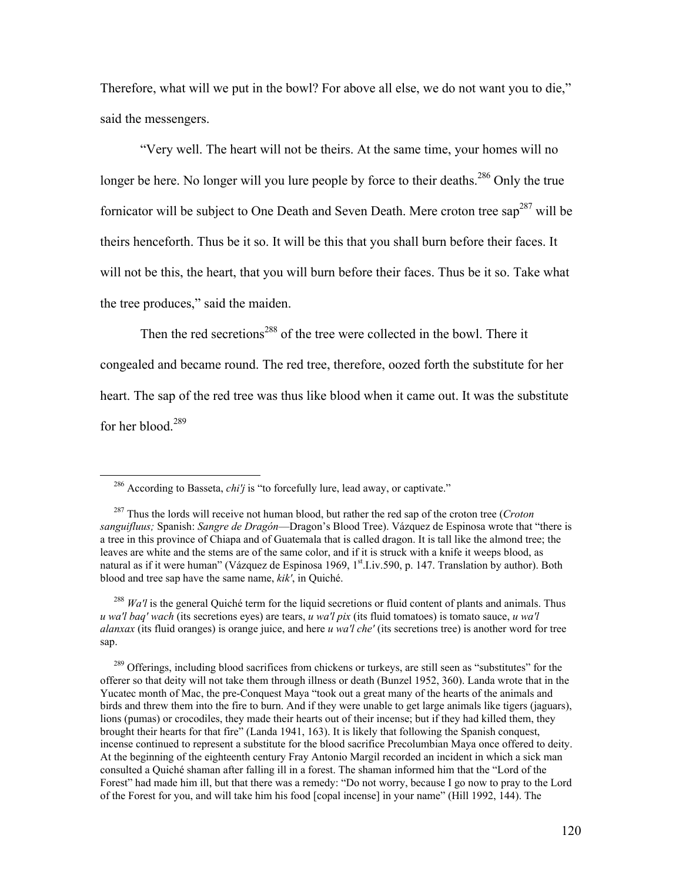Therefore, what will we put in the bowl? For above all else, we do not want you to die," said the messengers.

"Very well. The heart will not be theirs. At the same time, your homes will no longer be here. No longer will you lure people by force to their deaths.[286] Only the true fornicator will be subject to One Death and Seven Death. Mere croton tree sap[287] will be theirs henceforth. Thus be it so. It will be this that you shall burn before their faces. It will not be this, the heart, that you will burn before their faces. Thus be it so. Take what the tree produces," said the maiden.

Then the red secretions[288] of the tree were collected in the bowl. There it congealed and became round. The red tree, therefore, oozed forth the substitute for her heart. The sap of the red tree was thus like blood when it came out. It was the substitute for her blood.[289]

---

[286] According to Basseta, *chi'j* is "to forcefully lure, lead away, or captivate."

[287] Thus the lords will receive not human blood, but rather the red sap of the croton tree (*Croton sanguifluus;* Spanish: *Sangre de Dragón*—Dragon's Blood Tree). Vázquez de Espinosa wrote that "there is a tree in this province of Chiapa and of Guatemala that is called dragon. It is tall like the almond tree; the leaves are white and the stems are of the same color, and if it is struck with a knife it weeps blood, as natural as if it were human" (Vázquez de Espinosa 1969, 1st.I.iv.590, p. 147. Translation by author). Both blood and tree sap have the same name, *kik'*, in Quiché.

[288] *Wa'l* is the general Quiché term for the liquid secretions or fluid content of plants and animals. Thus *u wa'l baq' wach* (its secretions eyes) are tears, *u wa'l pix* (its fluid tomatoes) is tomato sauce, *u wa'l alanxax* (its fluid oranges) is orange juice, and here *u wa'l che'* (its secretions tree) is another word for tree sap.

[289] Offerings, including blood sacrifices from chickens or turkeys, are still seen as "substitutes" for the offerer so that deity will not take them through illness or death (Bunzel 1952, 360). Landa wrote that in the Yucatec month of Mac, the pre-Conquest Maya "took out a great many of the hearts of the animals and birds and threw them into the fire to burn. And if they were unable to get large animals like tigers (jaguars), lions (pumas) or crocodiles, they made their hearts out of their incense; but if they had killed them, they brought their hearts for that fire" (Landa 1941, 163). It is likely that following the Spanish conquest, incense continued to represent a substitute for the blood sacrifice Precolumbian Maya once offered to deity. At the beginning of the eighteenth century Fray Antonio Margil recorded an incident in which a sick man consulted a Quiché shaman after falling ill in a forest. The shaman informed him that the "Lord of the Forest" had made him ill, but that there was a remedy: "Do not worry, because I go now to pray to the Lord of the Forest for you, and will take him his food [copal incense] in your name" (Hill 1992, 144). The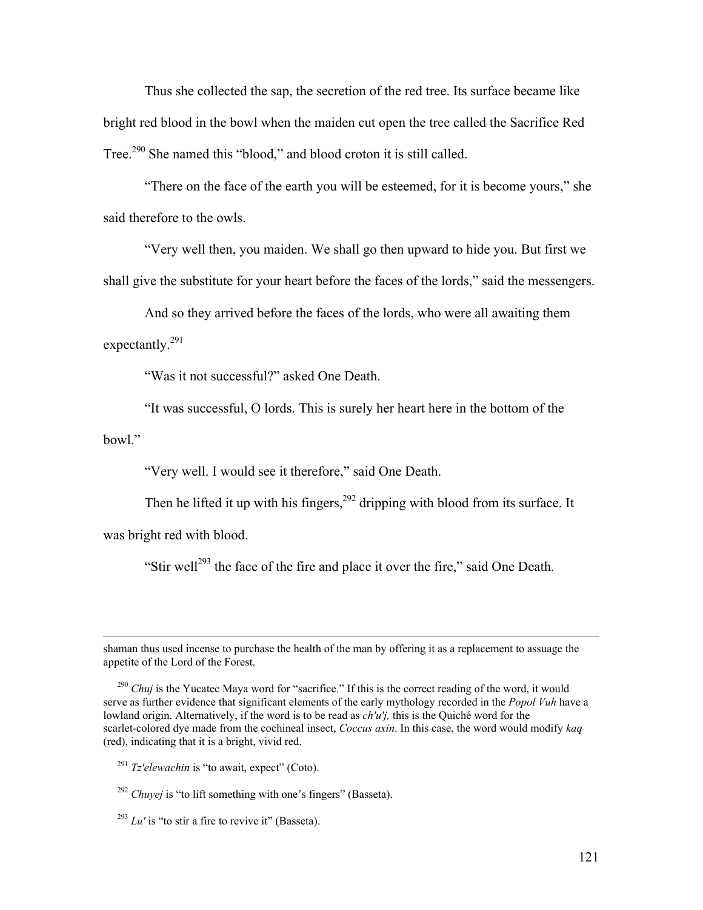Thus she collected the sap, the secretion of the red tree. Its surface became like bright red blood in the bowl when the maiden cut open the tree called the Sacrifice Red Tree.[290] She named this "blood," and blood croton it is still called.

"There on the face of the earth you will be esteemed, for it is become yours," she said therefore to the owls.

"Very well then, you maiden. We shall go then upward to hide you. But first we shall give the substitute for your heart before the faces of the lords," said the messengers.

And so they arrived before the faces of the lords, who were all awaiting them expectantly.[291]

"Was it not successful?" asked One Death.

"It was successful, O lords. This is surely her heart here in the bottom of the bowl."

"Very well. I would see it therefore," said One Death.

Then he lifted it up with his fingers,[292] dripping with blood from its surface. It was bright red with blood.

"Stir well[293] the face of the fire and place it over the fire," said One Death.

---

shaman thus used incense to purchase the health of the man by offering it as a replacement to assuage the appetite of the Lord of the Forest.

[290] *Chuj* is the Yucatec Maya word for "sacrifice." If this is the correct reading of the word, it would serve as further evidence that significant elements of the early mythology recorded in the *Popol Vuh* have a lowland origin. Alternatively, if the word is to be read as *ch'u'j,* this is the Quiché word for the scarlet-colored dye made from the cochineal insect, *Coccus axin*. In this case, the word would modify *kaq* (red), indicating that it is a bright, vivid red.

[291] *Tz'elewachin* is "to await, expect" (Coto).

[292] *Chuyej* is "to lift something with one's fingers" (Basseta).

[293] *Lu'* is "to stir a fire to revive it" (Basseta).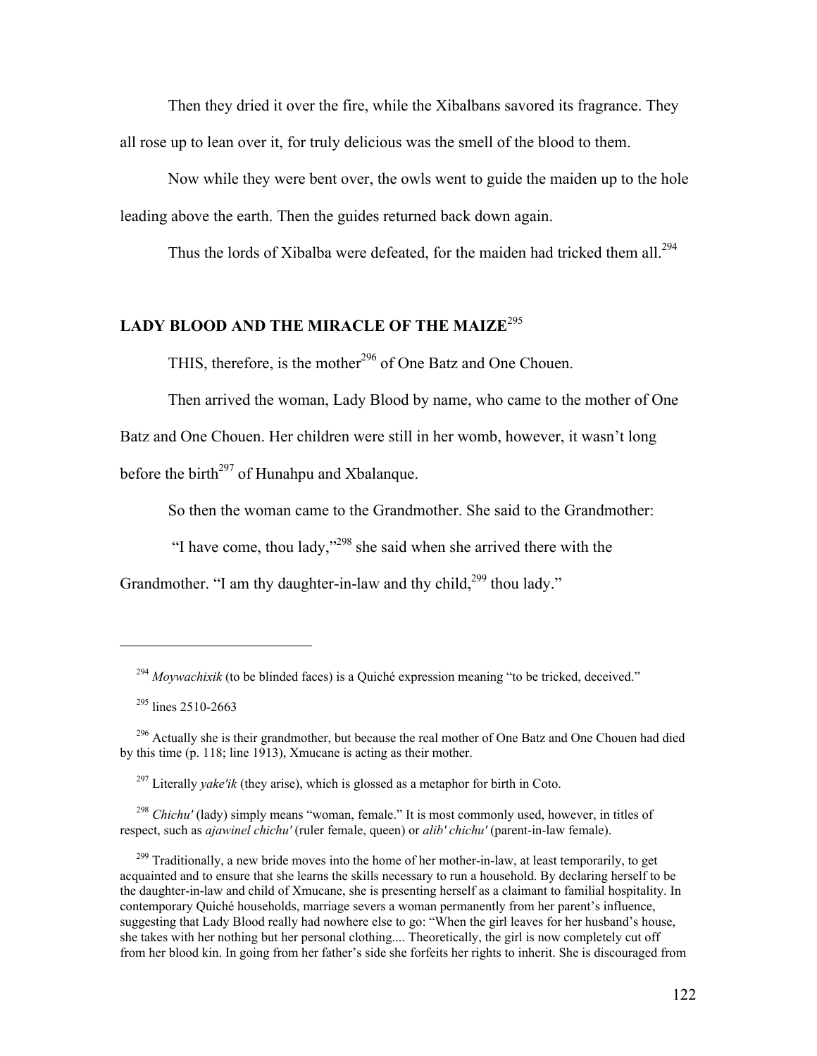Then they dried it over the fire, while the Xibalbans savored its fragrance. They all rose up to lean over it, for truly delicious was the smell of the blood to them.

Now while they were bent over, the owls went to guide the maiden up to the hole leading above the earth. Then the guides returned back down again.

Thus the lords of Xibalba were defeated, for the maiden had tricked them all.[294]

## LADY BLOOD AND THE MIRACLE OF THE MAIZE[295]

THIS, therefore, is the mother[296] of One Batz and One Chouen.

Then arrived the woman, Lady Blood by name, who came to the mother of One Batz and One Chouen. Her children were still in her womb, however, it wasn't long before the birth[297] of Hunahpu and Xbalanque.

So then the woman came to the Grandmother. She said to the Grandmother:

"I have come, thou lady,"[298] she said when she arrived there with the Grandmother. "I am thy daughter-in-law and thy child,[299] thou lady."

---

[294] *Moywachixik* (to be blinded faces) is a Quiché expression meaning "to be tricked, deceived."

[295] lines 2510-2663

[296] Actually she is their grandmother, but because the real mother of One Batz and One Chouen had died by this time (p. 118; line 1913), Xmucane is acting as their mother.

[297] Literally *yake'ik* (they arise), which is glossed as a metaphor for birth in Coto.

[298] *Chichu'* (lady) simply means "woman, female." It is most commonly used, however, in titles of respect, such as *ajawinel chichu'* (ruler female, queen) or *alib' chichu'* (parent-in-law female).

[299] Traditionally, a new bride moves into the home of her mother-in-law, at least temporarily, to get acquainted and to ensure that she learns the skills necessary to run a household. By declaring herself to be the daughter-in-law and child of Xmucane, she is presenting herself as a claimant to familial hospitality. In contemporary Quiché households, marriage severs a woman permanently from her parent's influence, suggesting that Lady Blood really had nowhere else to go: "When the girl leaves for her husband's house, she takes with her nothing but her personal clothing.... Theoretically, the girl is now completely cut off from her blood kin. In going from her father's side she forfeits her rights to inherit. She is discouraged from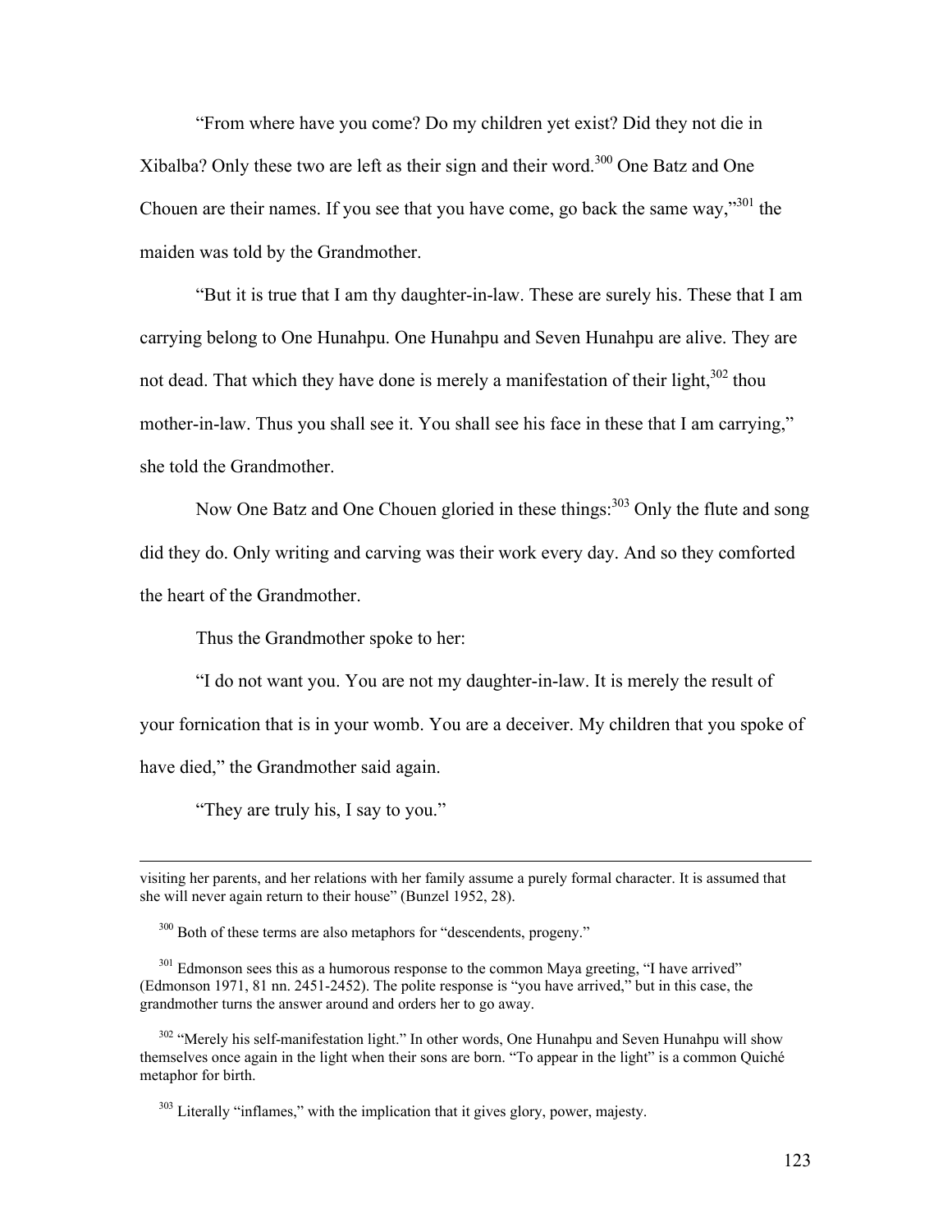"From where have you come? Do my children yet exist? Did they not die in Xibalba? Only these two are left as their sign and their word.[300] One Batz and One Chouen are their names. If you see that you have come, go back the same way,"[301] the maiden was told by the Grandmother.

"But it is true that I am thy daughter-in-law. These are surely his. These that I am carrying belong to One Hunahpu. One Hunahpu and Seven Hunahpu are alive. They are not dead. That which they have done is merely a manifestation of their light,[302] thou mother-in-law. Thus you shall see it. You shall see his face in these that I am carrying," she told the Grandmother.

Now One Batz and One Chouen gloried in these things:[303] Only the flute and song did they do. Only writing and carving was their work every day. And so they comforted the heart of the Grandmother.

Thus the Grandmother spoke to her:

"I do not want you. You are not my daughter-in-law. It is merely the result of your fornication that is in your womb. You are a deceiver. My children that you spoke of have died," the Grandmother said again.

"They are truly his, I say to you."

---

visiting her parents, and her relations with her family assume a purely formal character. It is assumed that she will never again return to their house" (Bunzel 1952, 28).

[300] Both of these terms are also metaphors for "descendents, progeny."

[301] Edmonson sees this as a humorous response to the common Maya greeting, "I have arrived" (Edmonson 1971, 81 nn. 2451-2452). The polite response is "you have arrived," but in this case, the grandmother turns the answer around and orders her to go away.

[302] "Merely his self-manifestation light." In other words, One Hunahpu and Seven Hunahpu will show themselves once again in the light when their sons are born. "To appear in the light" is a common Quiché metaphor for birth.

[303] Literally "inflames," with the implication that it gives glory, power, majesty.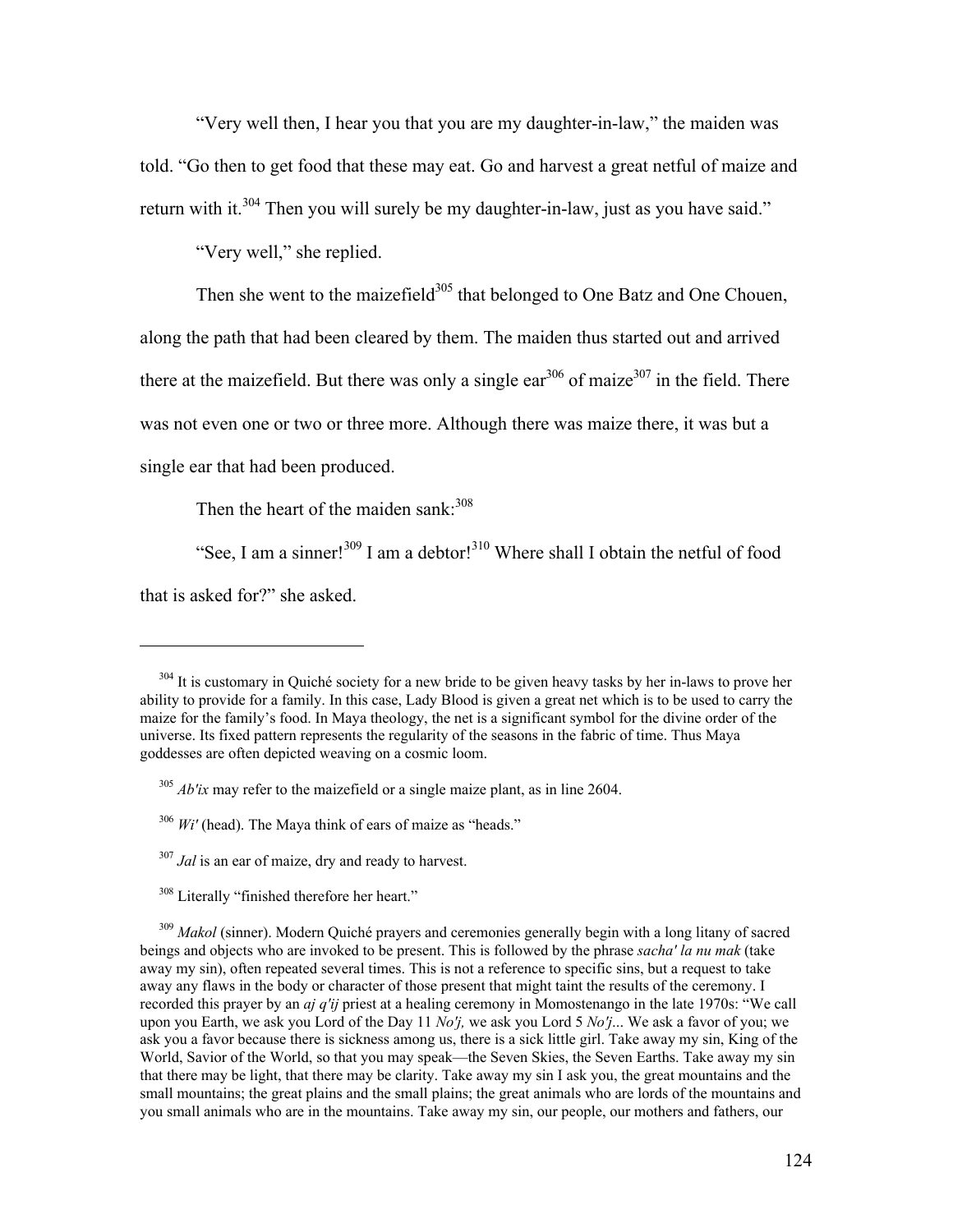"Very well then, I hear you that you are my daughter-in-law," the maiden was told. "Go then to get food that these may eat. Go and harvest a great netful of maize and return with it.[304] Then you will surely be my daughter-in-law, just as you have said."

"Very well," she replied.

Then she went to the maizefield[305] that belonged to One Batz and One Chouen, along the path that had been cleared by them. The maiden thus started out and arrived there at the maizefield. But there was only a single ear[306] of maize[307] in the field. There was not even one or two or three more. Although there was maize there, it was but a single ear that had been produced.

Then the heart of the maiden sank:[308]

"See, I am a sinner![309] I am a debtor![310] Where shall I obtain the netful of food that is asked for?" she asked.

---

[304] It is customary in Quiché society for a new bride to be given heavy tasks by her in-laws to prove her ability to provide for a family. In this case, Lady Blood is given a great net which is to be used to carry the maize for the family's food. In Maya theology, the net is a significant symbol for the divine order of the universe. Its fixed pattern represents the regularity of the seasons in the fabric of time. Thus Maya goddesses are often depicted weaving on a cosmic loom.

[305] *Ab'ix* may refer to the maizefield or a single maize plant, as in line 2604.

[306] *Wi'* (head). The Maya think of ears of maize as "heads."

[307] *Jal* is an ear of maize, dry and ready to harvest.

[308] Literally "finished therefore her heart."

[309] *Makol* (sinner). Modern Quiché prayers and ceremonies generally begin with a long litany of sacred beings and objects who are invoked to be present. This is followed by the phrase *sacha' la nu mak* (take away my sin), often repeated several times. This is not a reference to specific sins, but a request to take away any flaws in the body or character of those present that might taint the results of the ceremony. I recorded this prayer by an *aj q'ij* priest at a healing ceremony in Momostenango in the late 1970s: "We call upon you Earth, we ask you Lord of the Day 11 *No'j,* we ask you Lord 5 *No'j*... We ask a favor of you; we ask you a favor because there is sickness among us, there is a sick little girl. Take away my sin, King of the World, Savior of the World, so that you may speak—the Seven Skies, the Seven Earths. Take away my sin that there may be light, that there may be clarity. Take away my sin I ask you, the great mountains and the small mountains; the great plains and the small plains; the great animals who are lords of the mountains and you small animals who are in the mountains. Take away my sin, our people, our mothers and fathers, our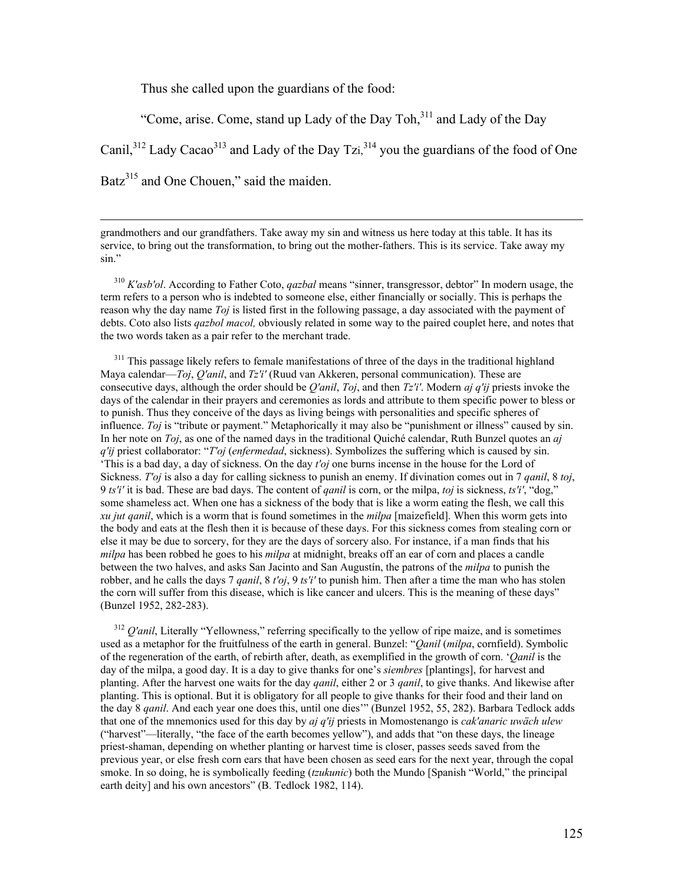Thus she called upon the guardians of the food:

"Come, arise. Come, stand up Lady of the Day Toh,[311] and Lady of the Day Canil,[312] Lady Cacao[313] and Lady of the Day Tzi,[314] you the guardians of the food of One Batz[315] and One Chouen," said the maiden.

---

grandmothers and our grandfathers. Take away my sin and witness us here today at this table. It has its service, to bring out the transformation, to bring out the mother-fathers. This is its service. Take away my sin."

[310] *K'asb'ol*. According to Father Coto, *qazbal* means "sinner, transgressor, debtor" In modern usage, the term refers to a person who is indebted to someone else, either financially or socially. This is perhaps the reason why the day name *Toj* is listed first in the following passage, a day associated with the payment of debts. Coto also lists *qazbol macol,* obviously related in some way to the paired couplet here, and notes that the two words taken as a pair refer to the merchant trade.

[311] This passage likely refers to female manifestations of three of the days in the traditional highland Maya calendar—*Toj*, *Q'anil*, and *Tz'i'* (Ruud van Akkeren, personal communication). These are consecutive days, although the order should be *Q'anil*, *Toj*, and then *Tz'i'*. Modern *aj q'ij* priests invoke the days of the calendar in their prayers and ceremonies as lords and attribute to them specific power to bless or to punish. Thus they conceive of the days as living beings with personalities and specific spheres of influence. *Toj* is "tribute or payment." Metaphorically it may also be "punishment or illness" caused by sin. In her note on *Toj*, as one of the named days in the traditional Quiché calendar, Ruth Bunzel quotes an *aj q'ij* priest collaborator: "*T'oj* (*enfermedad*, sickness). Symbolizes the suffering which is caused by sin. 'This is a bad day, a day of sickness. On the day *t'oj* one burns incense in the house for the Lord of Sickness. *T'oj* is also a day for calling sickness to punish an enemy. If divination comes out in 7 *qanil*, 8 *toj*, 9 *ts'i'* it is bad. These are bad days. The content of *qanil* is corn, or the milpa, *toj* is sickness, *ts'i'*, "dog," some shameless act. When one has a sickness of the body that is like a worm eating the flesh, we call this *xu jut qanil*, which is a worm that is found sometimes in the *milpa* [maizefield]. When this worm gets into the body and eats at the flesh then it is because of these days. For this sickness comes from stealing corn or else it may be due to sorcery, for they are the days of sorcery also. For instance, if a man finds that his *milpa* has been robbed he goes to his *milpa* at midnight, breaks off an ear of corn and places a candle between the two halves, and asks San Jacinto and San Augustín, the patrons of the *milpa* to punish the robber, and he calls the days 7 *qanil*, 8 *t'oj*, 9 *ts'i'* to punish him. Then after a time the man who has stolen the corn will suffer from this disease, which is like cancer and ulcers. This is the meaning of these days" (Bunzel 1952, 282-283).

[312] *Q'anil*, Literally "Yellowness," referring specifically to the yellow of ripe maize, and is sometimes used as a metaphor for the fruitfulness of the earth in general. Bunzel: "*Qanil* (*milpa*, cornfield). Symbolic of the regeneration of the earth, of rebirth after, death, as exemplified in the growth of corn. '*Qanil* is the day of the milpa, a good day. It is a day to give thanks for one's *siembres* [plantings], for harvest and planting. After the harvest one waits for the day *qanil*, either 2 or 3 *qanil*, to give thanks. And likewise after planting. This is optional. But it is obligatory for all people to give thanks for their food and their land on the day 8 *qanil*. And each year one does this, until one dies'" (Bunzel 1952, 55, 282). Barbara Tedlock adds that one of the mnemonics used for this day by *aj q'ij* priests in Momostenango is *cak'anaric uwäch ulew* ("harvest"—literally, "the face of the earth becomes yellow"), and adds that "on these days, the lineage priest-shaman, depending on whether planting or harvest time is closer, passes seeds saved from the previous year, or else fresh corn ears that have been chosen as seed ears for the next year, through the copal smoke. In so doing, he is symbolically feeding (*tzukunic*) both the Mundo [Spanish "World," the principal earth deity] and his own ancestors" (B. Tedlock 1982, 114).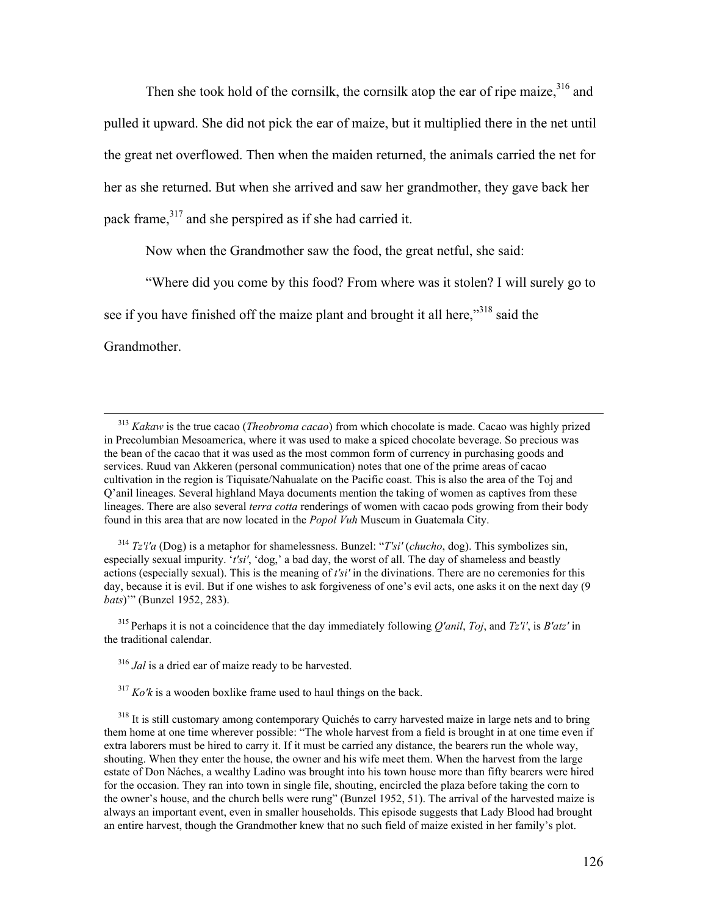Then she took hold of the cornsilk, the cornsilk atop the ear of ripe maize,[316] and pulled it upward. She did not pick the ear of maize, but it multiplied there in the net until the great net overflowed. Then when the maiden returned, the animals carried the net for her as she returned. But when she arrived and saw her grandmother, they gave back her pack frame,[317] and she perspired as if she had carried it.

Now when the Grandmother saw the food, the great netful, she said:

"Where did you come by this food? From where was it stolen? I will surely go to see if you have finished off the maize plant and brought it all here,"[318] said the Grandmother.

---

[313] *Kakaw* is the true cacao (*Theobroma cacao*) from which chocolate is made. Cacao was highly prized in Precolumbian Mesoamerica, where it was used to make a spiced chocolate beverage. So precious was the bean of the cacao that it was used as the most common form of currency in purchasing goods and services. Ruud van Akkeren (personal communication) notes that one of the prime areas of cacao cultivation in the region is Tiquisate/Nahualate on the Pacific coast. This is also the area of the Toj and Q'anil lineages. Several highland Maya documents mention the taking of women as captives from these lineages. There are also several *terra cotta* renderings of women with cacao pods growing from their body found in this area that are now located in the *Popol Vuh* Museum in Guatemala City.

[314] *Tz'i'a* (Dog) is a metaphor for shamelessness. Bunzel: "*T'si'* (*chucho*, dog). This symbolizes sin, especially sexual impurity. '*t'si'*, 'dog,' a bad day, the worst of all. The day of shameless and beastly actions (especially sexual). This is the meaning of *t'si'* in the divinations. There are no ceremonies for this day, because it is evil. But if one wishes to ask forgiveness of one's evil acts, one asks it on the next day (9 *bats*)'" (Bunzel 1952, 283).

[315] Perhaps it is not a coincidence that the day immediately following *Q'anil*, *Toj*, and *Tz'i'*, is *B'atz'* in the traditional calendar.

[316] *Jal* is a dried ear of maize ready to be harvested.

[317] *Ko'k* is a wooden boxlike frame used to haul things on the back.

[318] It is still customary among contemporary Quichés to carry harvested maize in large nets and to bring them home at one time wherever possible: "The whole harvest from a field is brought in at one time even if extra laborers must be hired to carry it. If it must be carried any distance, the bearers run the whole way, shouting. When they enter the house, the owner and his wife meet them. When the harvest from the large estate of Don Náches, a wealthy Ladino was brought into his town house more than fifty bearers were hired for the occasion. They ran into town in single file, shouting, encircled the plaza before taking the corn to the owner's house, and the church bells were rung" (Bunzel 1952, 51). The arrival of the harvested maize is always an important event, even in smaller households. This episode suggests that Lady Blood had brought an entire harvest, though the Grandmother knew that no such field of maize existed in her family's plot.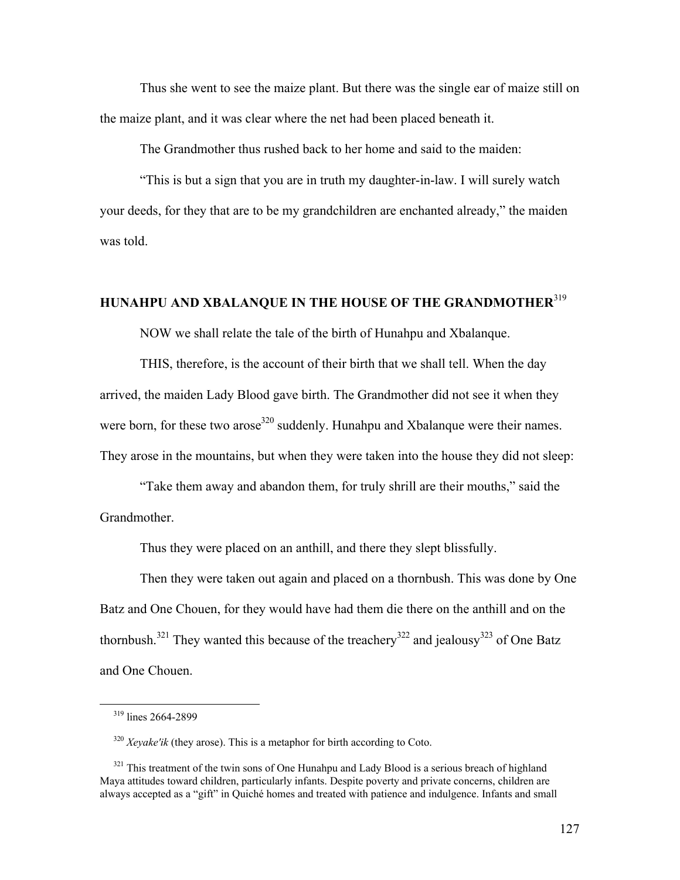Thus she went to see the maize plant. But there was the single ear of maize still on the maize plant, and it was clear where the net had been placed beneath it.

The Grandmother thus rushed back to her home and said to the maiden:

"This is but a sign that you are in truth my daughter-in-law. I will surely watch your deeds, for they that are to be my grandchildren are enchanted already," the maiden was told.

## HUNAHPU AND XBALANQUE IN THE HOUSE OF THE GRANDMOTHER[319]

NOW we shall relate the tale of the birth of Hunahpu and Xbalanque.

THIS, therefore, is the account of their birth that we shall tell. When the day arrived, the maiden Lady Blood gave birth. The Grandmother did not see it when they were born, for these two arose[320] suddenly. Hunahpu and Xbalanque were their names. They arose in the mountains, but when they were taken into the house they did not sleep:

"Take them away and abandon them, for truly shrill are their mouths," said the Grandmother.

Thus they were placed on an anthill, and there they slept blissfully.

Then they were taken out again and placed on a thornbush. This was done by One Batz and One Chouen, for they would have had them die there on the anthill and on the thornbush.[321] They wanted this because of the treachery[322] and jealousy[323] of One Batz and One Chouen.

---

[319] lines 2664-2899

[320] *Xeyake'ik* (they arose). This is a metaphor for birth according to Coto.

[321] This treatment of the twin sons of One Hunahpu and Lady Blood is a serious breach of highland Maya attitudes toward children, particularly infants. Despite poverty and private concerns, children are always accepted as a "gift" in Quiché homes and treated with patience and indulgence. Infants and small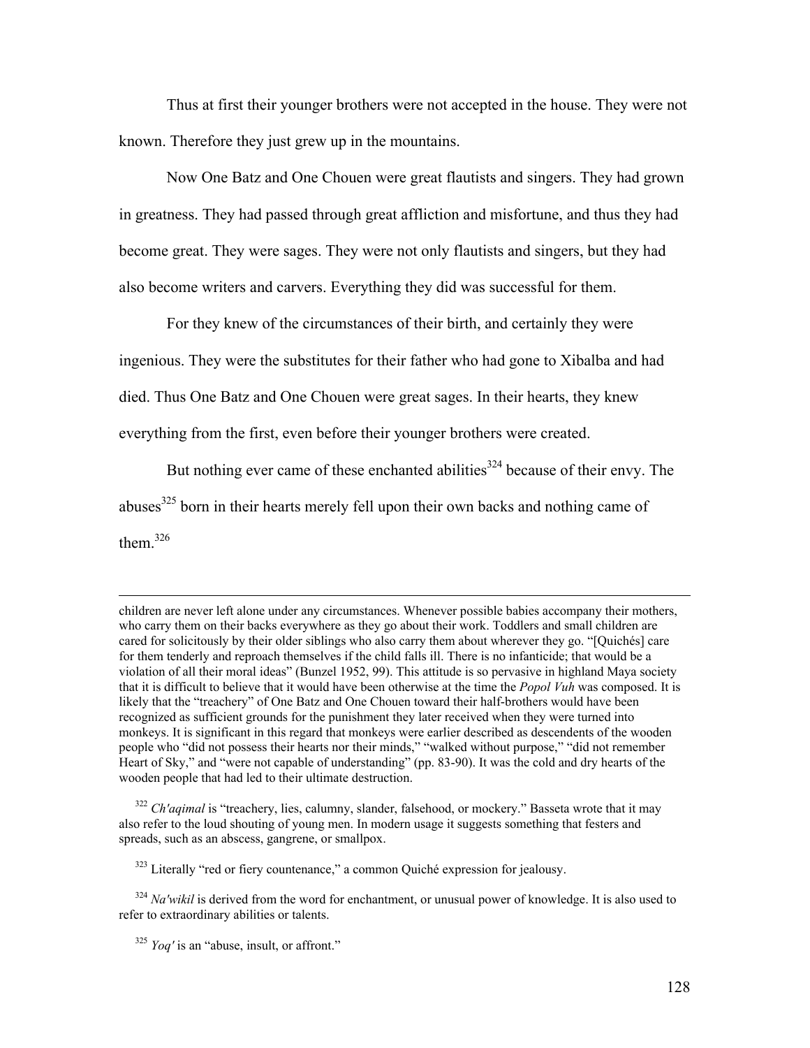Thus at first their younger brothers were not accepted in the house. They were not known. Therefore they just grew up in the mountains.

Now One Batz and One Chouen were great flautists and singers. They had grown in greatness. They had passed through great affliction and misfortune, and thus they had become great. They were sages. They were not only flautists and singers, but they had also become writers and carvers. Everything they did was successful for them.

For they knew of the circumstances of their birth, and certainly they were ingenious. They were the substitutes for their father who had gone to Xibalba and had died. Thus One Batz and One Chouen were great sages. In their hearts, they knew everything from the first, even before their younger brothers were created.

But nothing ever came of these enchanted abilities[324] because of their envy. The abuses[325] born in their hearts merely fell upon their own backs and nothing came of them.[326]

---

children are never left alone under any circumstances. Whenever possible babies accompany their mothers, who carry them on their backs everywhere as they go about their work. Toddlers and small children are cared for solicitously by their older siblings who also carry them about wherever they go. "[Quichés] care for them tenderly and reproach themselves if the child falls ill. There is no infanticide; that would be a violation of all their moral ideas" (Bunzel 1952, 99). This attitude is so pervasive in highland Maya society that it is difficult to believe that it would have been otherwise at the time the *Popol Vuh* was composed. It is likely that the "treachery" of One Batz and One Chouen toward their half-brothers would have been recognized as sufficient grounds for the punishment they later received when they were turned into monkeys. It is significant in this regard that monkeys were earlier described as descendents of the wooden people who "did not possess their hearts nor their minds," "walked without purpose," "did not remember Heart of Sky," and "were not capable of understanding" (pp. 83-90). It was the cold and dry hearts of the wooden people that had led to their ultimate destruction.

[322] *Ch'aqimal* is "treachery, lies, calumny, slander, falsehood, or mockery." Basseta wrote that it may also refer to the loud shouting of young men. In modern usage it suggests something that festers and spreads, such as an abscess, gangrene, or smallpox.

[323] Literally "red or fiery countenance," a common Quiché expression for jealousy.

[324] *Na'wikil* is derived from the word for enchantment, or unusual power of knowledge. It is also used to refer to extraordinary abilities or talents.

[325] *Yoq'* is an "abuse, insult, or affront."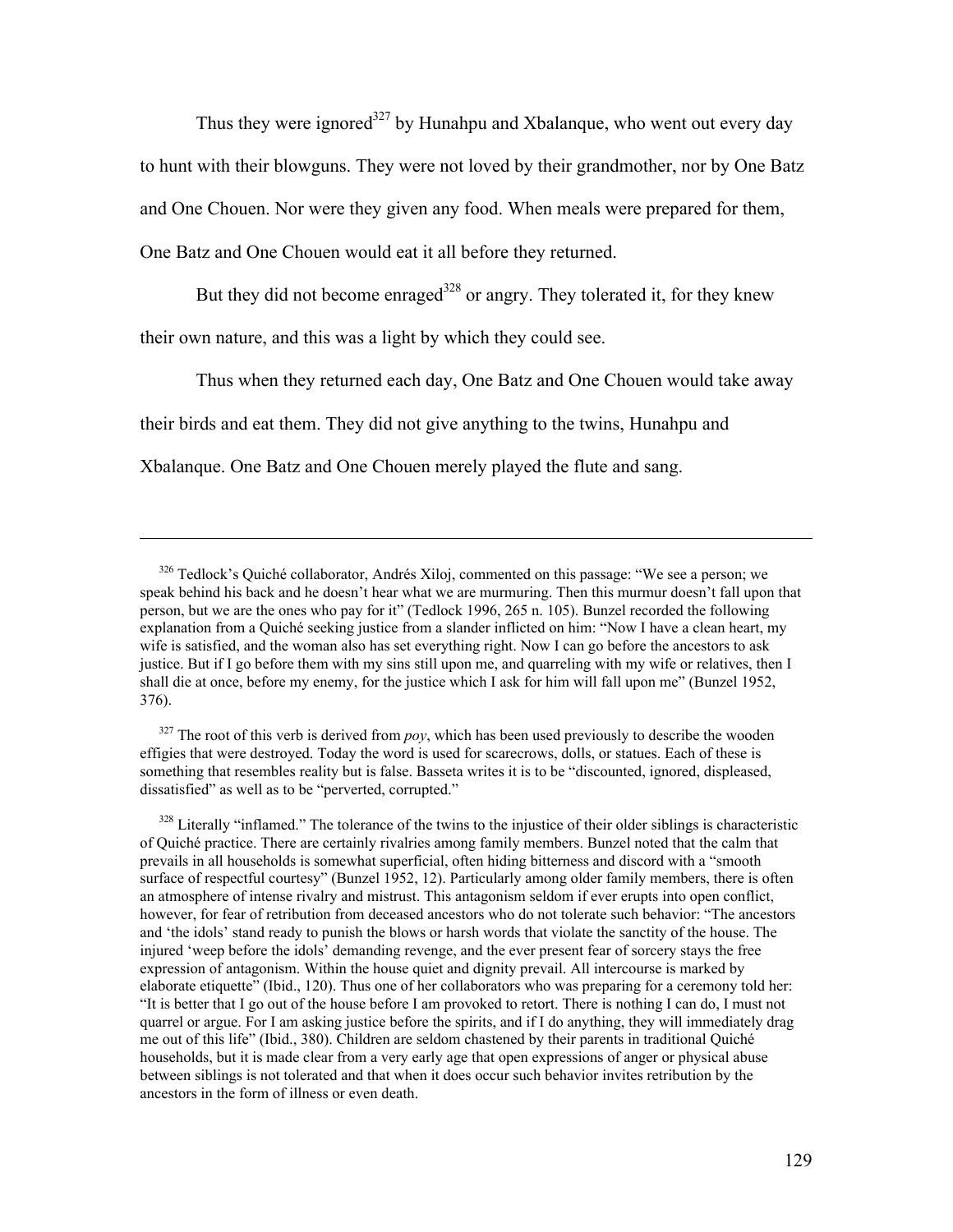Thus they were ignored[327] by Hunahpu and Xbalanque, who went out every day to hunt with their blowguns. They were not loved by their grandmother, nor by One Batz and One Chouen. Nor were they given any food. When meals were prepared for them, One Batz and One Chouen would eat it all before they returned.

But they did not become enraged[328] or angry. They tolerated it, for they knew their own nature, and this was a light by which they could see.

Thus when they returned each day, One Batz and One Chouen would take away their birds and eat them. They did not give anything to the twins, Hunahpu and Xbalanque. One Batz and One Chouen merely played the flute and sang.

---

[326] Tedlock's Quiché collaborator, Andrés Xiloj, commented on this passage: "We see a person; we speak behind his back and he doesn't hear what we are murmuring. Then this murmur doesn't fall upon that person, but we are the ones who pay for it" (Tedlock 1996, 265 n. 105). Bunzel recorded the following explanation from a Quiché seeking justice from a slander inflicted on him: "Now I have a clean heart, my wife is satisfied, and the woman also has set everything right. Now I can go before the ancestors to ask justice. But if I go before them with my sins still upon me, and quarreling with my wife or relatives, then I shall die at once, before my enemy, for the justice which I ask for him will fall upon me" (Bunzel 1952, 376).

[327] The root of this verb is derived from *poy*, which has been used previously to describe the wooden effigies that were destroyed. Today the word is used for scarecrows, dolls, or statues. Each of these is something that resembles reality but is false. Basseta writes it is to be "discounted, ignored, displeased, dissatisfied" as well as to be "perverted, corrupted."

[328] Literally "inflamed." The tolerance of the twins to the injustice of their older siblings is characteristic of Quiché practice. There are certainly rivalries among family members. Bunzel noted that the calm that prevails in all households is somewhat superficial, often hiding bitterness and discord with a "smooth surface of respectful courtesy" (Bunzel 1952, 12). Particularly among older family members, there is often an atmosphere of intense rivalry and mistrust. This antagonism seldom if ever erupts into open conflict, however, for fear of retribution from deceased ancestors who do not tolerate such behavior: "The ancestors and 'the idols' stand ready to punish the blows or harsh words that violate the sanctity of the house. The injured 'weep before the idols' demanding revenge, and the ever present fear of sorcery stays the free expression of antagonism. Within the house quiet and dignity prevail. All intercourse is marked by elaborate etiquette" (Ibid., 120). Thus one of her collaborators who was preparing for a ceremony told her: "It is better that I go out of the house before I am provoked to retort. There is nothing I can do, I must not quarrel or argue. For I am asking justice before the spirits, and if I do anything, they will immediately drag me out of this life" (Ibid., 380). Children are seldom chastened by their parents in traditional Quiché households, but it is made clear from a very early age that open expressions of anger or physical abuse between siblings is not tolerated and that when it does occur such behavior invites retribution by the ancestors in the form of illness or even death.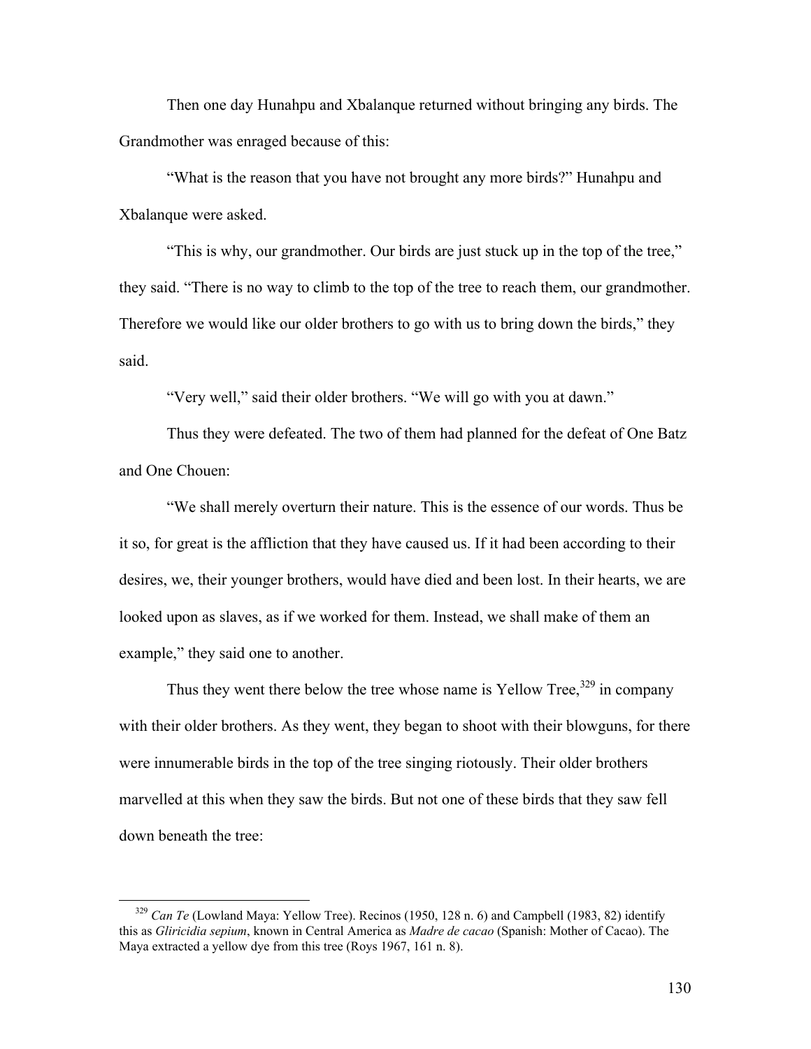Then one day Hunahpu and Xbalanque returned without bringing any birds. The Grandmother was enraged because of this:

"What is the reason that you have not brought any more birds?" Hunahpu and Xbalanque were asked.

"This is why, our grandmother. Our birds are just stuck up in the top of the tree," they said. "There is no way to climb to the top of the tree to reach them, our grandmother. Therefore we would like our older brothers to go with us to bring down the birds," they said.

"Very well," said their older brothers. "We will go with you at dawn."

Thus they were defeated. The two of them had planned for the defeat of One Batz and One Chouen:

"We shall merely overturn their nature. This is the essence of our words. Thus be it so, for great is the affliction that they have caused us. If it had been according to their desires, we, their younger brothers, would have died and been lost. In their hearts, we are looked upon as slaves, as if we worked for them. Instead, we shall make of them an example," they said one to another.

Thus they went there below the tree whose name is Yellow Tree,[329] in company with their older brothers. As they went, they began to shoot with their blowguns, for there were innumerable birds in the top of the tree singing riotously. Their older brothers marvelled at this when they saw the birds. But not one of these birds that they saw fell down beneath the tree:

---

[329] *Can Te* (Lowland Maya: Yellow Tree). Recinos (1950, 128 n. 6) and Campbell (1983, 82) identify this as *Gliricidia sepium*, known in Central America as *Madre de cacao* (Spanish: Mother of Cacao). The Maya extracted a yellow dye from this tree (Roys 1967, 161 n. 8).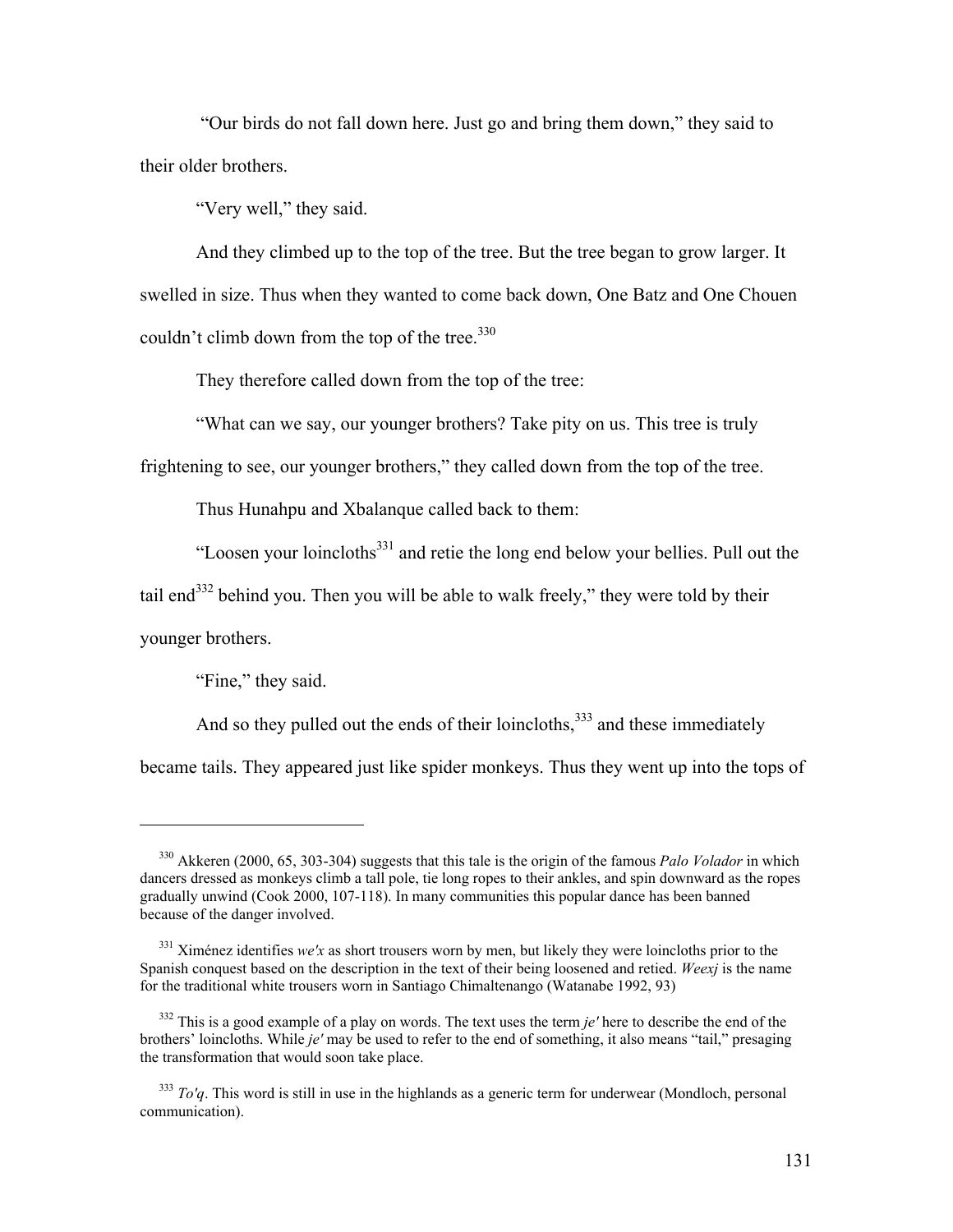"Our birds do not fall down here. Just go and bring them down," they said to their older brothers.

"Very well," they said.

And they climbed up to the top of the tree. But the tree began to grow larger. It swelled in size. Thus when they wanted to come back down, One Batz and One Chouen couldn't climb down from the top of the tree.[330]

They therefore called down from the top of the tree:

"What can we say, our younger brothers? Take pity on us. This tree is truly frightening to see, our younger brothers," they called down from the top of the tree.

Thus Hunahpu and Xbalanque called back to them:

"Loosen your loincloths[331] and retie the long end below your bellies. Pull out the tail end[332] behind you. Then you will be able to walk freely," they were told by their younger brothers.

"Fine," they said.

And so they pulled out the ends of their loincloths,[333] and these immediately became tails. They appeared just like spider monkeys. Thus they went up into the tops of

---

[330] Akkeren (2000, 65, 303-304) suggests that this tale is the origin of the famous *Palo Volador* in which dancers dressed as monkeys climb a tall pole, tie long ropes to their ankles, and spin downward as the ropes gradually unwind (Cook 2000, 107-118). In many communities this popular dance has been banned because of the danger involved.

[331] Ximénez identifies *we'x* as short trousers worn by men, but likely they were loincloths prior to the Spanish conquest based on the description in the text of their being loosened and retied. *Weexj* is the name for the traditional white trousers worn in Santiago Chimaltenango (Watanabe 1992, 93)

[332] This is a good example of a play on words. The text uses the term *je'* here to describe the end of the brothers' loincloths. While *je'* may be used to refer to the end of something, it also means "tail," presaging the transformation that would soon take place.

[333] *To'q*. This word is still in use in the highlands as a generic term for underwear (Mondloch, personal communication).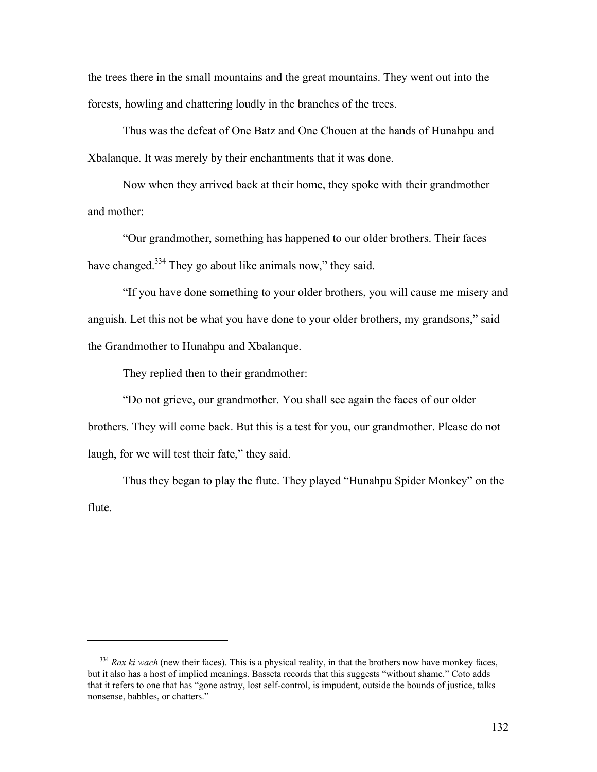the trees there in the small mountains and the great mountains. They went out into the forests, howling and chattering loudly in the branches of the trees.

Thus was the defeat of One Batz and One Chouen at the hands of Hunahpu and Xbalanque. It was merely by their enchantments that it was done.

Now when they arrived back at their home, they spoke with their grandmother and mother:

"Our grandmother, something has happened to our older brothers. Their faces have changed.[334] They go about like animals now," they said.

"If you have done something to your older brothers, you will cause me misery and anguish. Let this not be what you have done to your older brothers, my grandsons," said the Grandmother to Hunahpu and Xbalanque.

They replied then to their grandmother:

"Do not grieve, our grandmother. You shall see again the faces of our older brothers. They will come back. But this is a test for you, our grandmother. Please do not laugh, for we will test their fate," they said.

Thus they began to play the flute. They played "Hunahpu Spider Monkey" on the flute.

---

[334] *Rax ki wach* (new their faces). This is a physical reality, in that the brothers now have monkey faces, but it also has a host of implied meanings. Basseta records that this suggests "without shame." Coto adds that it refers to one that has "gone astray, lost self-control, is impudent, outside the bounds of justice, talks nonsense, babbles, or chatters."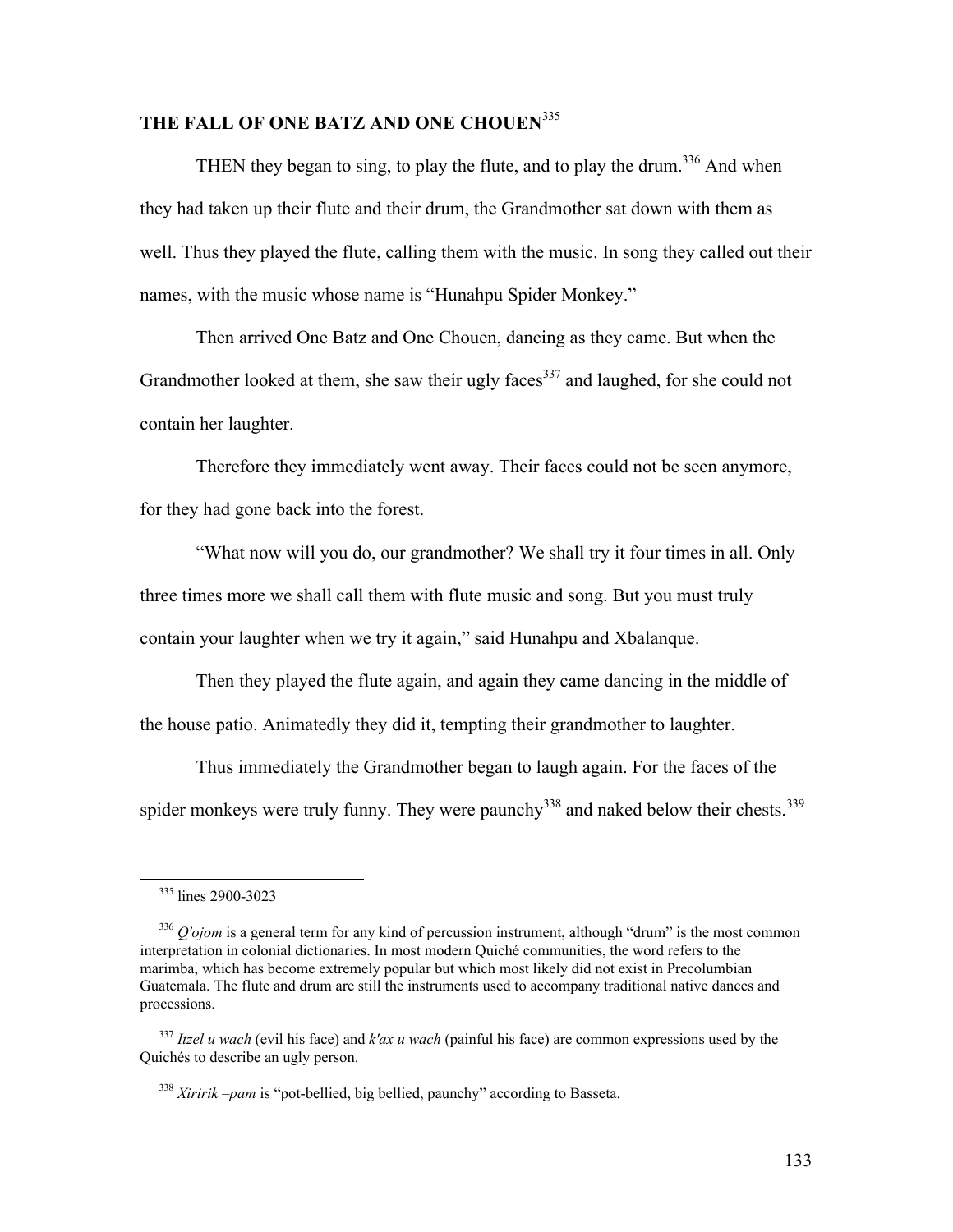## THE FALL OF ONE BATZ AND ONE CHOUEN[335]

THEN they began to sing, to play the flute, and to play the drum.[336] And when they had taken up their flute and their drum, the Grandmother sat down with them as well. Thus they played the flute, calling them with the music. In song they called out their names, with the music whose name is "Hunahpu Spider Monkey."

Then arrived One Batz and One Chouen, dancing as they came. But when the Grandmother looked at them, she saw their ugly faces[337] and laughed, for she could not contain her laughter.

Therefore they immediately went away. Their faces could not be seen anymore, for they had gone back into the forest.

"What now will you do, our grandmother? We shall try it four times in all. Only three times more we shall call them with flute music and song. But you must truly contain your laughter when we try it again," said Hunahpu and Xbalanque.

Then they played the flute again, and again they came dancing in the middle of the house patio. Animatedly they did it, tempting their grandmother to laughter.

Thus immediately the Grandmother began to laugh again. For the faces of the spider monkeys were truly funny. They were paunchy[338] and naked below their chests.[339]

---

[335] lines 2900-3023

[336] *Q'ojom* is a general term for any kind of percussion instrument, although "drum" is the most common interpretation in colonial dictionaries. In most modern Quiché communities, the word refers to the marimba, which has become extremely popular but which most likely did not exist in Precolumbian Guatemala. The flute and drum are still the instruments used to accompany traditional native dances and processions.

[337] *Itzel u wach* (evil his face) and *k'ax u wach* (painful his face) are common expressions used by the Quichés to describe an ugly person.

[338] *Xiririk –pam* is "pot-bellied, big bellied, paunchy" according to Basseta.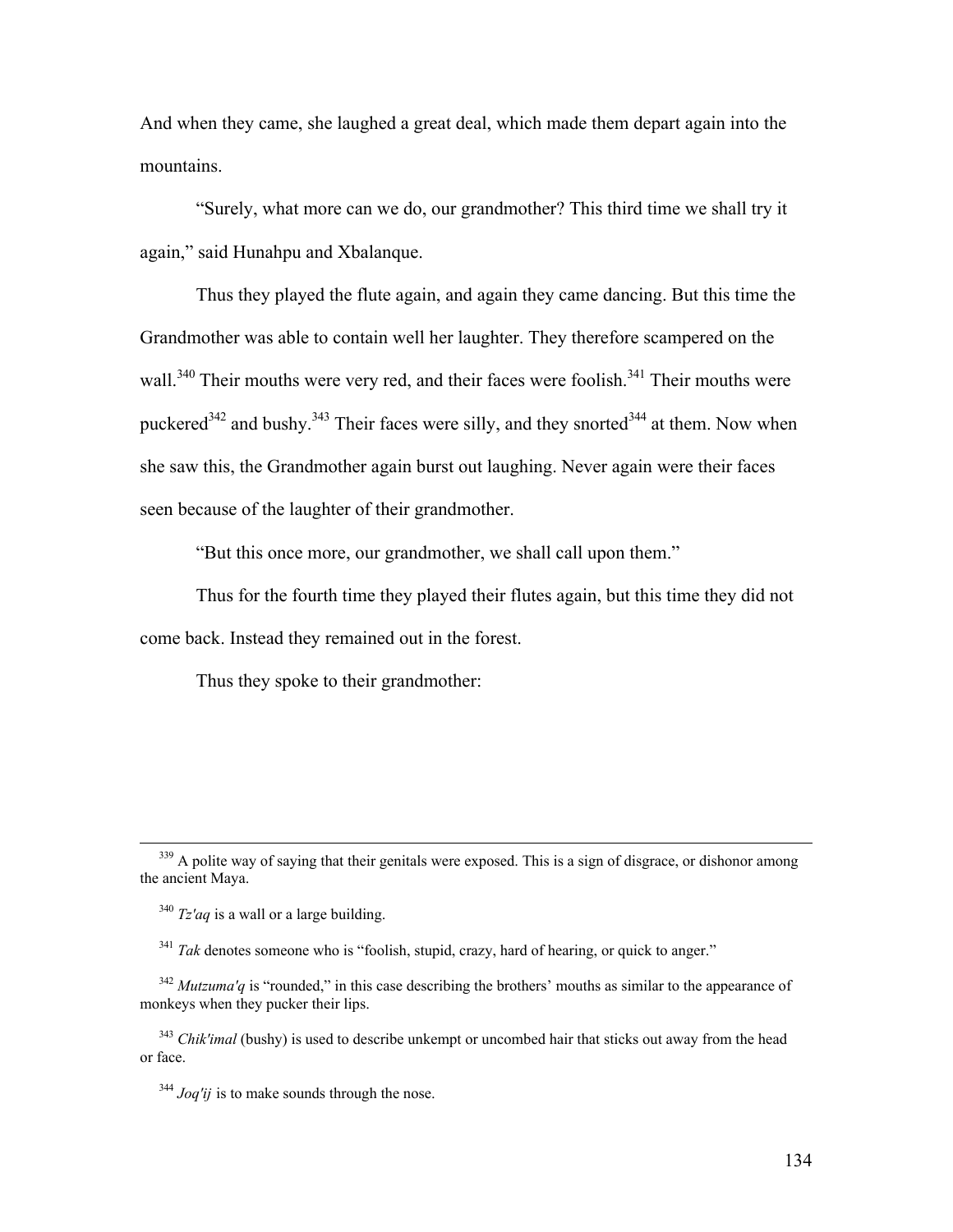And when they came, she laughed a great deal, which made them depart again into the mountains.

"Surely, what more can we do, our grandmother? This third time we shall try it again," said Hunahpu and Xbalanque.

Thus they played the flute again, and again they came dancing. But this time the Grandmother was able to contain well her laughter. They therefore scampered on the wall.[340] Their mouths were very red, and their faces were foolish.[341] Their mouths were puckered[342] and bushy.[343] Their faces were silly, and they snorted[344] at them. Now when she saw this, the Grandmother again burst out laughing. Never again were their faces seen because of the laughter of their grandmother.

"But this once more, our grandmother, we shall call upon them."

Thus for the fourth time they played their flutes again, but this time they did not come back. Instead they remained out in the forest.

Thus they spoke to their grandmother:

---

[339] A polite way of saying that their genitals were exposed. This is a sign of disgrace, or dishonor among the ancient Maya.

[340] *Tz'aq* is a wall or a large building.

[341] *Tak* denotes someone who is "foolish, stupid, crazy, hard of hearing, or quick to anger."

[342] *Mutzuma'q* is "rounded," in this case describing the brothers' mouths as similar to the appearance of monkeys when they pucker their lips.

[343] *Chik'imal* (bushy) is used to describe unkempt or uncombed hair that sticks out away from the head or face.

[344] *Joq'ij* is to make sounds through the nose.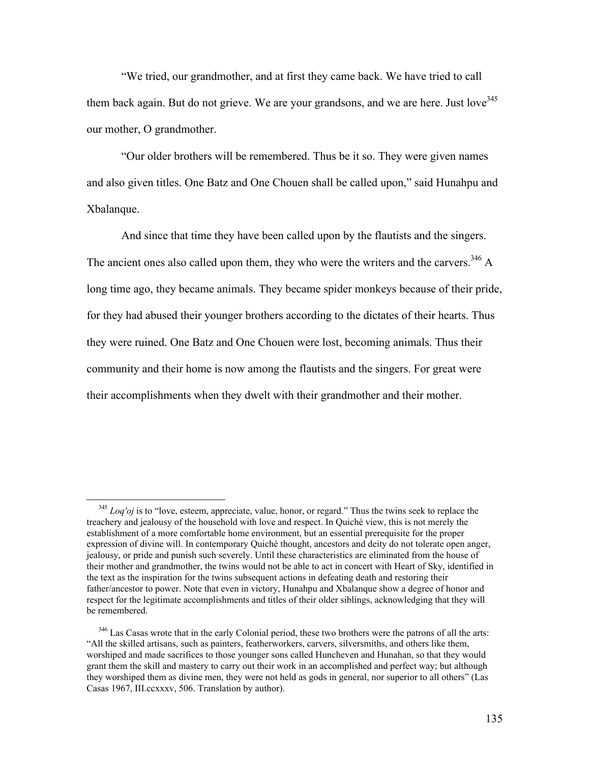"We tried, our grandmother, and at first they came back. We have tried to call them back again. But do not grieve. We are your grandsons, and we are here. Just love[345] our mother, O grandmother.

"Our older brothers will be remembered. Thus be it so. They were given names and also given titles. One Batz and One Chouen shall be called upon," said Hunahpu and Xbalanque.

And since that time they have been called upon by the flautists and the singers. The ancient ones also called upon them, they who were the writers and the carvers.[346] A long time ago, they became animals. They became spider monkeys because of their pride, for they had abused their younger brothers according to the dictates of their hearts. Thus they were ruined. One Batz and One Chouen were lost, becoming animals. Thus their community and their home is now among the flautists and the singers. For great were their accomplishments when they dwelt with their grandmother and their mother.

---

[345] *Loq'oj* is to "love, esteem, appreciate, value, honor, or regard." Thus the twins seek to replace the treachery and jealousy of the household with love and respect. In Quiché view, this is not merely the establishment of a more comfortable home environment, but an essential prerequisite for the proper expression of divine will. In contemporary Quiché thought, ancestors and deity do not tolerate open anger, jealousy, or pride and punish such severely. Until these characteristics are eliminated from the house of their mother and grandmother, the twins would not be able to act in concert with Heart of Sky, identified in the text as the inspiration for the twins subsequent actions in defeating death and restoring their father/ancestor to power. Note that even in victory, Hunahpu and Xbalanque show a degree of honor and respect for the legitimate accomplishments and titles of their older siblings, acknowledging that they will be remembered.

[346] Las Casas wrote that in the early Colonial period, these two brothers were the patrons of all the arts: "All the skilled artisans, such as painters, featherworkers, carvers, silversmiths, and others like them, worshiped and made sacrifices to those younger sons called Huncheven and Hunahan, so that they would grant them the skill and mastery to carry out their work in an accomplished and perfect way; but although they worshiped them as divine men, they were not held as gods in general, nor superior to all others" (Las Casas 1967, III.ccxxxv, 506. Translation by author).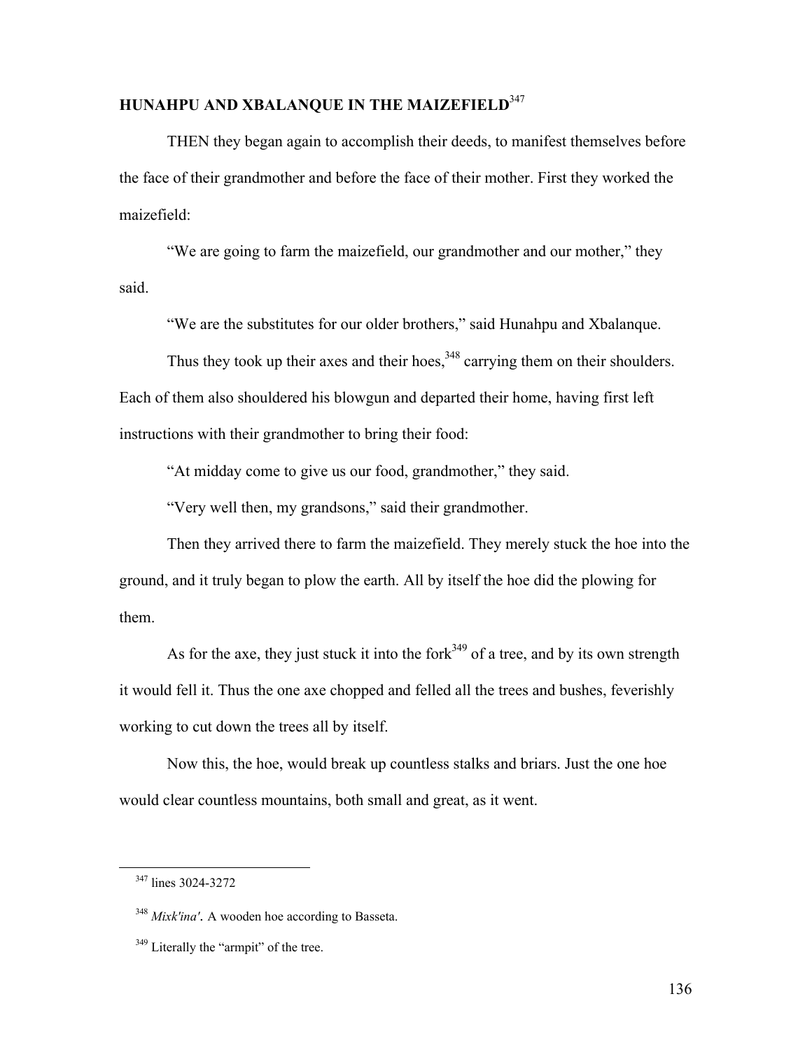## HUNAHPU AND XBALANQUE IN THE MAIZEFIELD[347]

THEN they began again to accomplish their deeds, to manifest themselves before the face of their grandmother and before the face of their mother. First they worked the maizefield:

"We are going to farm the maizefield, our grandmother and our mother," they said.

"We are the substitutes for our older brothers," said Hunahpu and Xbalanque.

Thus they took up their axes and their hoes,[348] carrying them on their shoulders. Each of them also shouldered his blowgun and departed their home, having first left instructions with their grandmother to bring their food:

"At midday come to give us our food, grandmother," they said.

"Very well then, my grandsons," said their grandmother.

Then they arrived there to farm the maizefield. They merely stuck the hoe into the ground, and it truly began to plow the earth. All by itself the hoe did the plowing for them.

As for the axe, they just stuck it into the fork[349] of a tree, and by its own strength it would fell it. Thus the one axe chopped and felled all the trees and bushes, feverishly working to cut down the trees all by itself.

Now this, the hoe, would break up countless stalks and briars. Just the one hoe would clear countless mountains, both small and great, as it went.

---

[347] lines 3024-3272

[348] *Mixk'ina'.* A wooden hoe according to Basseta.

[349] Literally the "armpit" of the tree.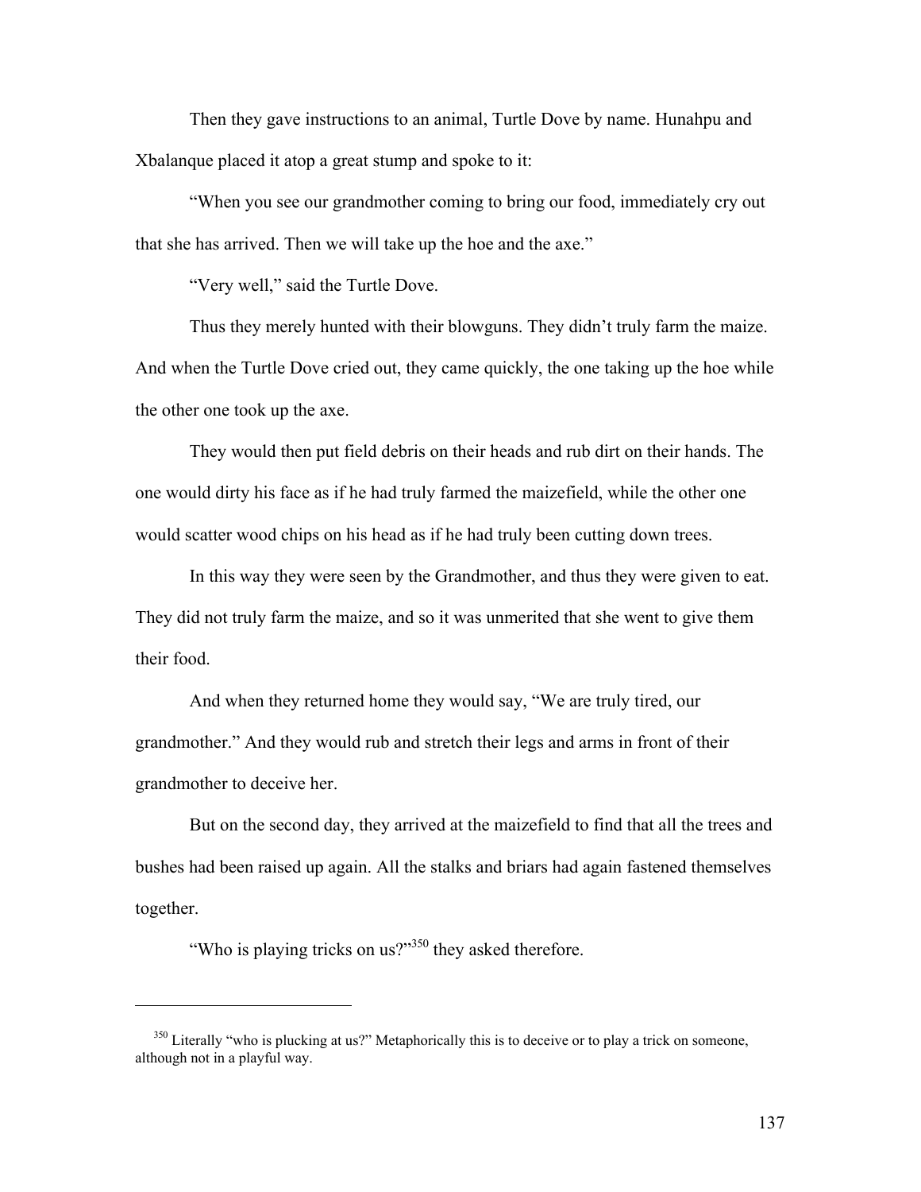Then they gave instructions to an animal, Turtle Dove by name. Hunahpu and Xbalanque placed it atop a great stump and spoke to it:

"When you see our grandmother coming to bring our food, immediately cry out that she has arrived. Then we will take up the hoe and the axe."

"Very well," said the Turtle Dove.

Thus they merely hunted with their blowguns. They didn't truly farm the maize. And when the Turtle Dove cried out, they came quickly, the one taking up the hoe while the other one took up the axe.

They would then put field debris on their heads and rub dirt on their hands. The one would dirty his face as if he had truly farmed the maizefield, while the other one would scatter wood chips on his head as if he had truly been cutting down trees.

In this way they were seen by the Grandmother, and thus they were given to eat. They did not truly farm the maize, and so it was unmerited that she went to give them their food.

And when they returned home they would say, "We are truly tired, our grandmother." And they would rub and stretch their legs and arms in front of their grandmother to deceive her.

But on the second day, they arrived at the maizefield to find that all the trees and bushes had been raised up again. All the stalks and briars had again fastened themselves together.

"Who is playing tricks on us?"[350] they asked therefore.

---

[350] Literally "who is plucking at us?" Metaphorically this is to deceive or to play a trick on someone, although not in a playful way.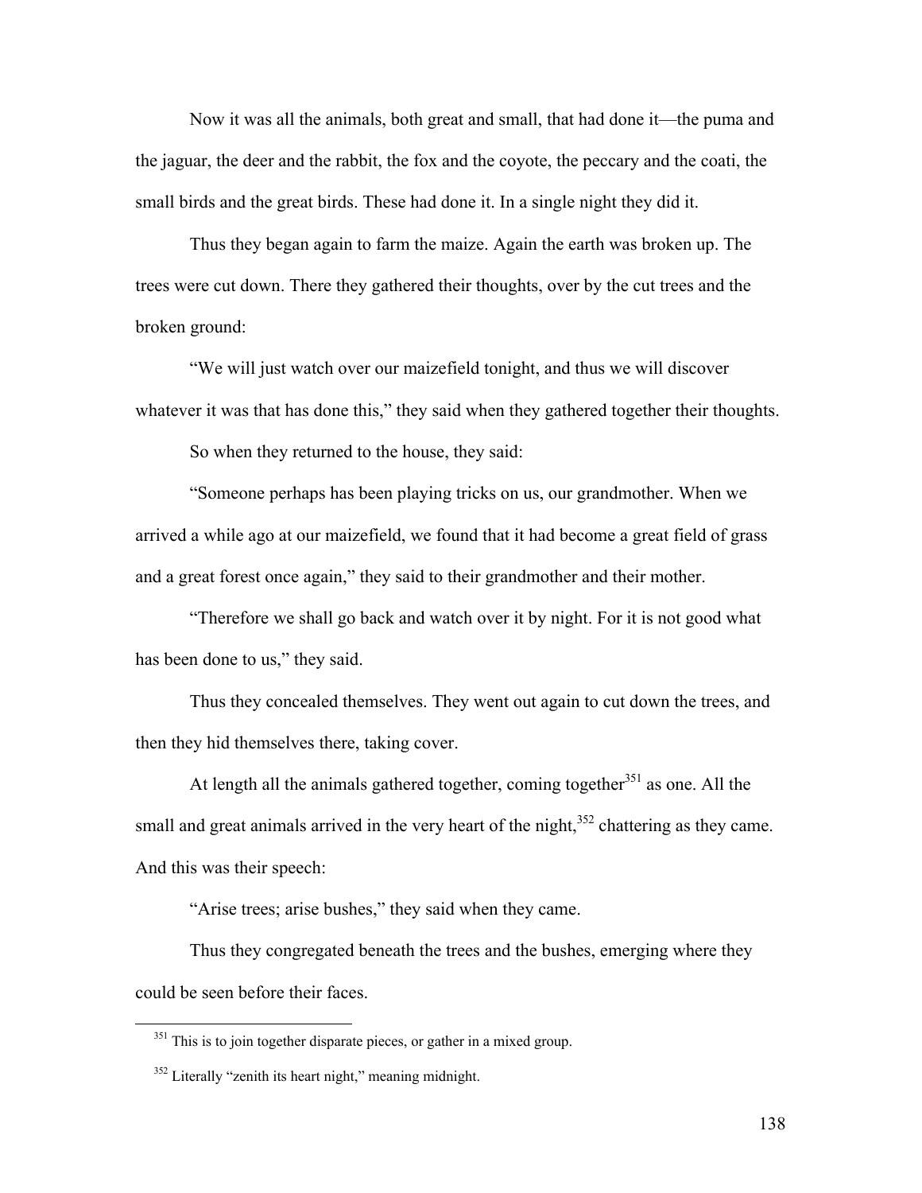Now it was all the animals, both great and small, that had done it—the puma and the jaguar, the deer and the rabbit, the fox and the coyote, the peccary and the coati, the small birds and the great birds. These had done it. In a single night they did it.

Thus they began again to farm the maize. Again the earth was broken up. The trees were cut down. There they gathered their thoughts, over by the cut trees and the broken ground:

"We will just watch over our maizefield tonight, and thus we will discover whatever it was that has done this," they said when they gathered together their thoughts.

So when they returned to the house, they said:

"Someone perhaps has been playing tricks on us, our grandmother. When we arrived a while ago at our maizefield, we found that it had become a great field of grass and a great forest once again," they said to their grandmother and their mother.

"Therefore we shall go back and watch over it by night. For it is not good what has been done to us," they said.

Thus they concealed themselves. They went out again to cut down the trees, and then they hid themselves there, taking cover.

At length all the animals gathered together, coming together[351] as one. All the small and great animals arrived in the very heart of the night,[352] chattering as they came. And this was their speech:

"Arise trees; arise bushes," they said when they came.

Thus they congregated beneath the trees and the bushes, emerging where they could be seen before their faces.

---

[351] This is to join together disparate pieces, or gather in a mixed group.

[352] Literally "zenith its heart night," meaning midnight.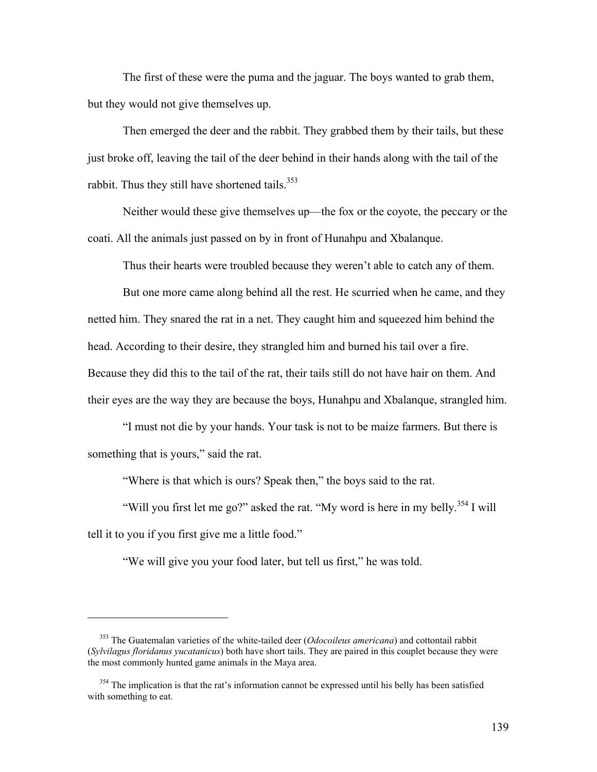The first of these were the puma and the jaguar. The boys wanted to grab them, but they would not give themselves up.

Then emerged the deer and the rabbit. They grabbed them by their tails, but these just broke off, leaving the tail of the deer behind in their hands along with the tail of the rabbit. Thus they still have shortened tails.[353]

Neither would these give themselves up—the fox or the coyote, the peccary or the coati. All the animals just passed on by in front of Hunahpu and Xbalanque.

Thus their hearts were troubled because they weren't able to catch any of them.

But one more came along behind all the rest. He scurried when he came, and they netted him. They snared the rat in a net. They caught him and squeezed him behind the head. According to their desire, they strangled him and burned his tail over a fire. Because they did this to the tail of the rat, their tails still do not have hair on them. And their eyes are the way they are because the boys, Hunahpu and Xbalanque, strangled him.

"I must not die by your hands. Your task is not to be maize farmers. But there is something that is yours," said the rat.

"Where is that which is ours? Speak then," the boys said to the rat.

"Will you first let me go?" asked the rat. "My word is here in my belly.[354] I will tell it to you if you first give me a little food."

"We will give you your food later, but tell us first," he was told.

---

[353] The Guatemalan varieties of the white-tailed deer (*Odocoileus americana*) and cottontail rabbit (*Sylvilagus floridanus yucatanicus*) both have short tails. They are paired in this couplet because they were the most commonly hunted game animals in the Maya area.

[354] The implication is that the rat's information cannot be expressed until his belly has been satisfied with something to eat.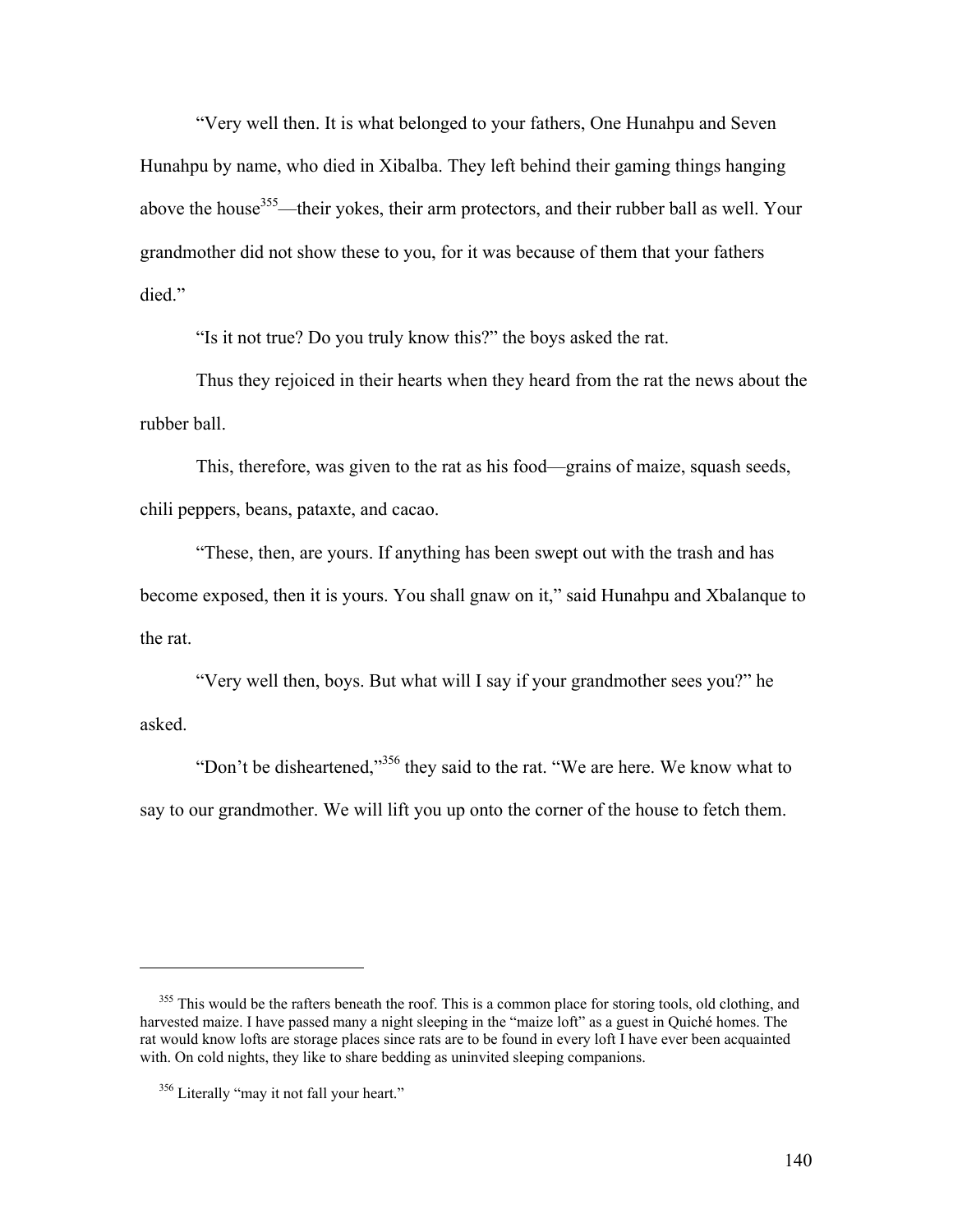"Very well then. It is what belonged to your fathers, One Hunahpu and Seven Hunahpu by name, who died in Xibalba. They left behind their gaming things hanging above the house[355]—their yokes, their arm protectors, and their rubber ball as well. Your grandmother did not show these to you, for it was because of them that your fathers died."

"Is it not true? Do you truly know this?" the boys asked the rat.

Thus they rejoiced in their hearts when they heard from the rat the news about the rubber ball.

This, therefore, was given to the rat as his food—grains of maize, squash seeds, chili peppers, beans, pataxte, and cacao.

"These, then, are yours. If anything has been swept out with the trash and has become exposed, then it is yours. You shall gnaw on it," said Hunahpu and Xbalanque to the rat.

"Very well then, boys. But what will I say if your grandmother sees you?" he asked.

"Don't be disheartened,"[356] they said to the rat. "We are here. We know what to say to our grandmother. We will lift you up onto the corner of the house to fetch them.

---

[355] This would be the rafters beneath the roof. This is a common place for storing tools, old clothing, and harvested maize. I have passed many a night sleeping in the "maize loft" as a guest in Quiché homes. The rat would know lofts are storage places since rats are to be found in every loft I have ever been acquainted with. On cold nights, they like to share bedding as uninvited sleeping companions.

[356] Literally "may it not fall your heart."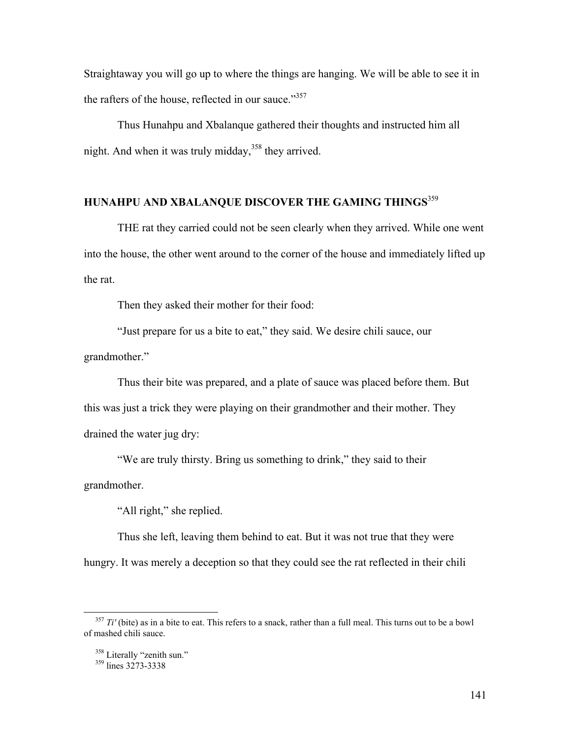Straightaway you will go up to where the things are hanging. We will be able to see it in the rafters of the house, reflected in our sauce."[357]

Thus Hunahpu and Xbalanque gathered their thoughts and instructed him all night. And when it was truly midday,[358] they arrived.

## HUNAHPU AND XBALANQUE DISCOVER THE GAMING THINGS[359]

THE rat they carried could not be seen clearly when they arrived. While one went into the house, the other went around to the corner of the house and immediately lifted up the rat.

Then they asked their mother for their food:

"Just prepare for us a bite to eat," they said. We desire chili sauce, our grandmother."

Thus their bite was prepared, and a plate of sauce was placed before them. But this was just a trick they were playing on their grandmother and their mother. They drained the water jug dry:

"We are truly thirsty. Bring us something to drink," they said to their grandmother.

"All right," she replied.

Thus she left, leaving them behind to eat. But it was not true that they were hungry. It was merely a deception so that they could see the rat reflected in their chili

---

[357] *Ti'* (bite) as in a bite to eat. This refers to a snack, rather than a full meal. This turns out to be a bowl of mashed chili sauce.

[358] Literally "zenith sun."

[359] lines 3273-3338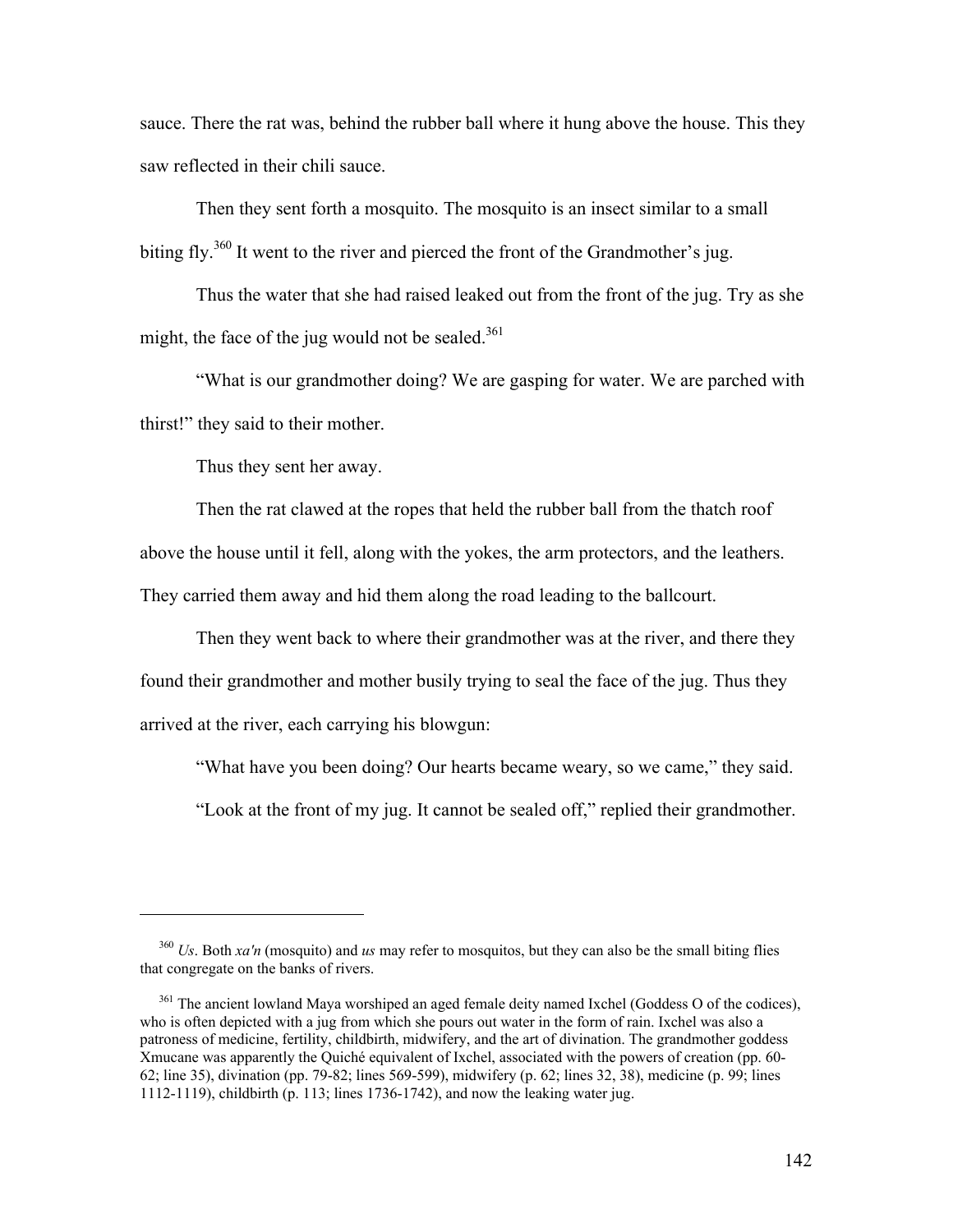sauce. There the rat was, behind the rubber ball where it hung above the house. This they saw reflected in their chili sauce.

Then they sent forth a mosquito. The mosquito is an insect similar to a small biting fly.[360] It went to the river and pierced the front of the Grandmother's jug.

Thus the water that she had raised leaked out from the front of the jug. Try as she might, the face of the jug would not be sealed.[361]

"What is our grandmother doing? We are gasping for water. We are parched with thirst!" they said to their mother.

Thus they sent her away.

Then the rat clawed at the ropes that held the rubber ball from the thatch roof above the house until it fell, along with the yokes, the arm protectors, and the leathers. They carried them away and hid them along the road leading to the ballcourt.

Then they went back to where their grandmother was at the river, and there they found their grandmother and mother busily trying to seal the face of the jug. Thus they arrived at the river, each carrying his blowgun:

"What have you been doing? Our hearts became weary, so we came," they said.

"Look at the front of my jug. It cannot be sealed off," replied their grandmother.

---

[360] *Us*. Both *xa'n* (mosquito) and *us* may refer to mosquitos, but they can also be the small biting flies that congregate on the banks of rivers.

[361] The ancient lowland Maya worshiped an aged female deity named Ixchel (Goddess O of the codices), who is often depicted with a jug from which she pours out water in the form of rain. Ixchel was also a patroness of medicine, fertility, childbirth, midwifery, and the art of divination. The grandmother goddess Xmucane was apparently the Quiché equivalent of Ixchel, associated with the powers of creation (pp. 60-62; line 35), divination (pp. 79-82; lines 569-599), midwifery (p. 62; lines 32, 38), medicine (p. 99; lines 1112-1119), childbirth (p. 113; lines 1736-1742), and now the leaking water jug.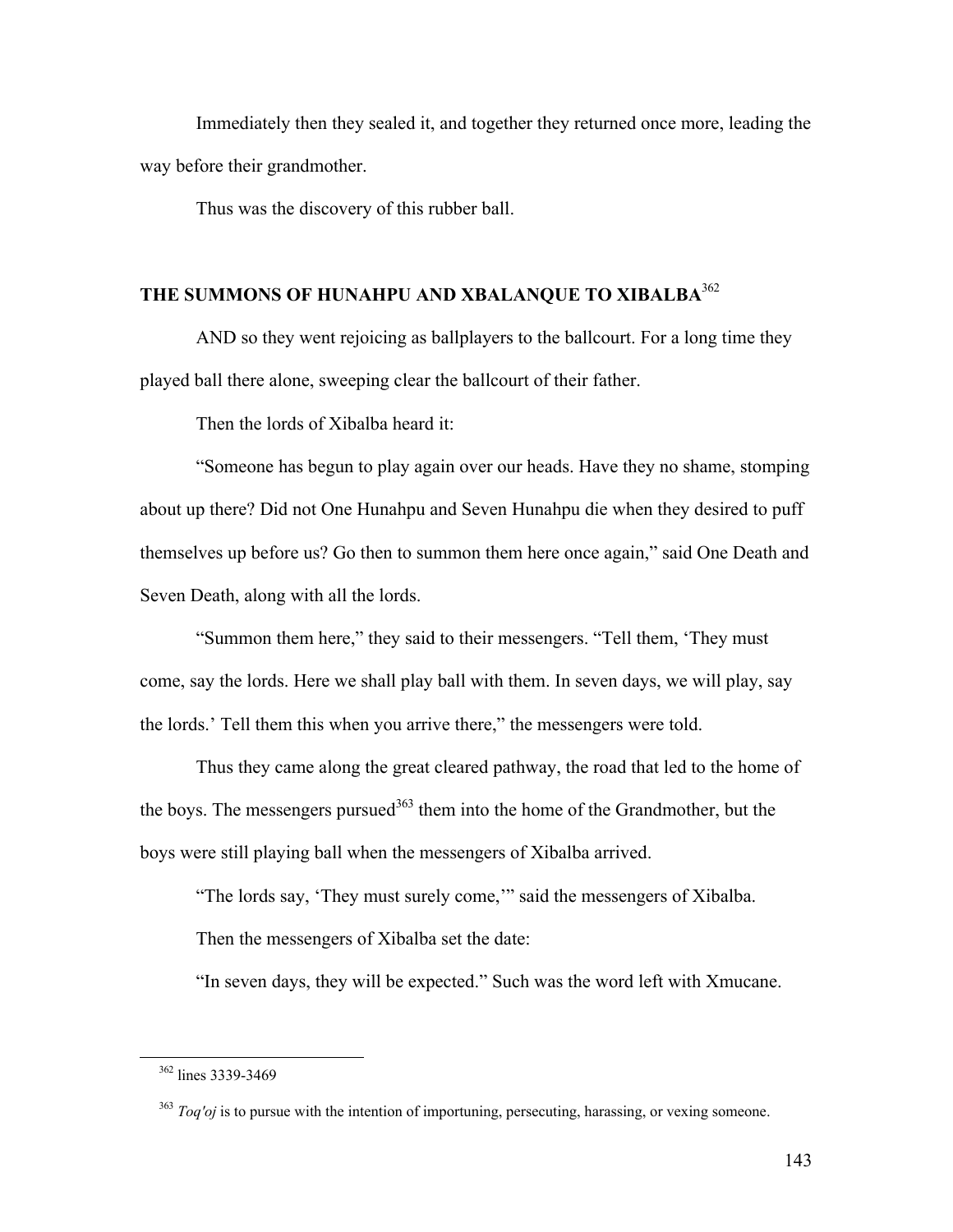Immediately then they sealed it, and together they returned once more, leading the way before their grandmother.

Thus was the discovery of this rubber ball.

## THE SUMMONS OF HUNAHPU AND XBALANQUE TO XIBALBA[362]

AND so they went rejoicing as ballplayers to the ballcourt. For a long time they played ball there alone, sweeping clear the ballcourt of their father.

Then the lords of Xibalba heard it:

"Someone has begun to play again over our heads. Have they no shame, stomping about up there? Did not One Hunahpu and Seven Hunahpu die when they desired to puff themselves up before us? Go then to summon them here once again," said One Death and Seven Death, along with all the lords.

"Summon them here," they said to their messengers. "Tell them, 'They must come, say the lords. Here we shall play ball with them. In seven days, we will play, say the lords.' Tell them this when you arrive there," the messengers were told.

Thus they came along the great cleared pathway, the road that led to the home of the boys. The messengers pursued[363] them into the home of the Grandmother, but the boys were still playing ball when the messengers of Xibalba arrived.

"The lords say, 'They must surely come,'" said the messengers of Xibalba.

Then the messengers of Xibalba set the date:

"In seven days, they will be expected." Such was the word left with Xmucane.

---

[362] lines 3339-3469

[363] *Toq'oj* is to pursue with the intention of importuning, persecuting, harassing, or vexing someone.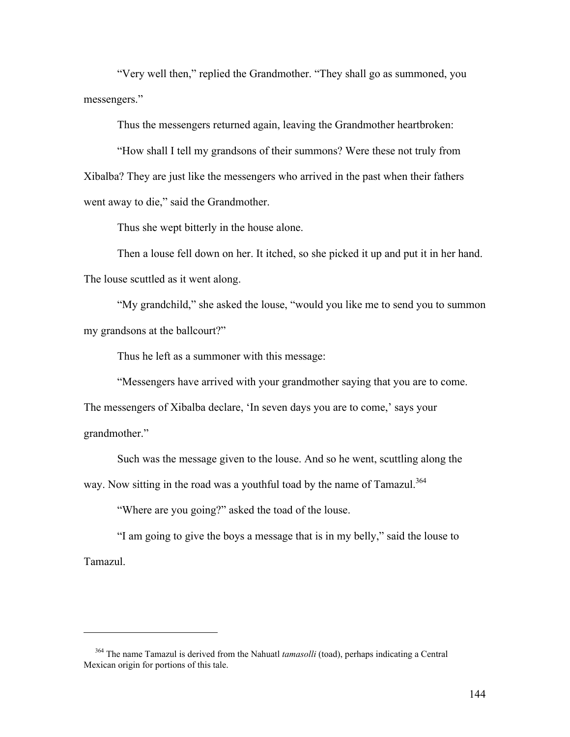"Very well then," replied the Grandmother. "They shall go as summoned, you messengers."

Thus the messengers returned again, leaving the Grandmother heartbroken:

"How shall I tell my grandsons of their summons? Were these not truly from Xibalba? They are just like the messengers who arrived in the past when their fathers went away to die," said the Grandmother.

Thus she wept bitterly in the house alone.

Then a louse fell down on her. It itched, so she picked it up and put it in her hand. The louse scuttled as it went along.

"My grandchild," she asked the louse, "would you like me to send you to summon my grandsons at the ballcourt?"

Thus he left as a summoner with this message:

"Messengers have arrived with your grandmother saying that you are to come. The messengers of Xibalba declare, 'In seven days you are to come,' says your grandmother."

Such was the message given to the louse. And so he went, scuttling along the way. Now sitting in the road was a youthful toad by the name of Tamazul.[364]

"Where are you going?" asked the toad of the louse.

"I am going to give the boys a message that is in my belly," said the louse to Tamazul.

---

[364] The name Tamazul is derived from the Nahuatl *tamasolli* (toad), perhaps indicating a Central Mexican origin for portions of this tale.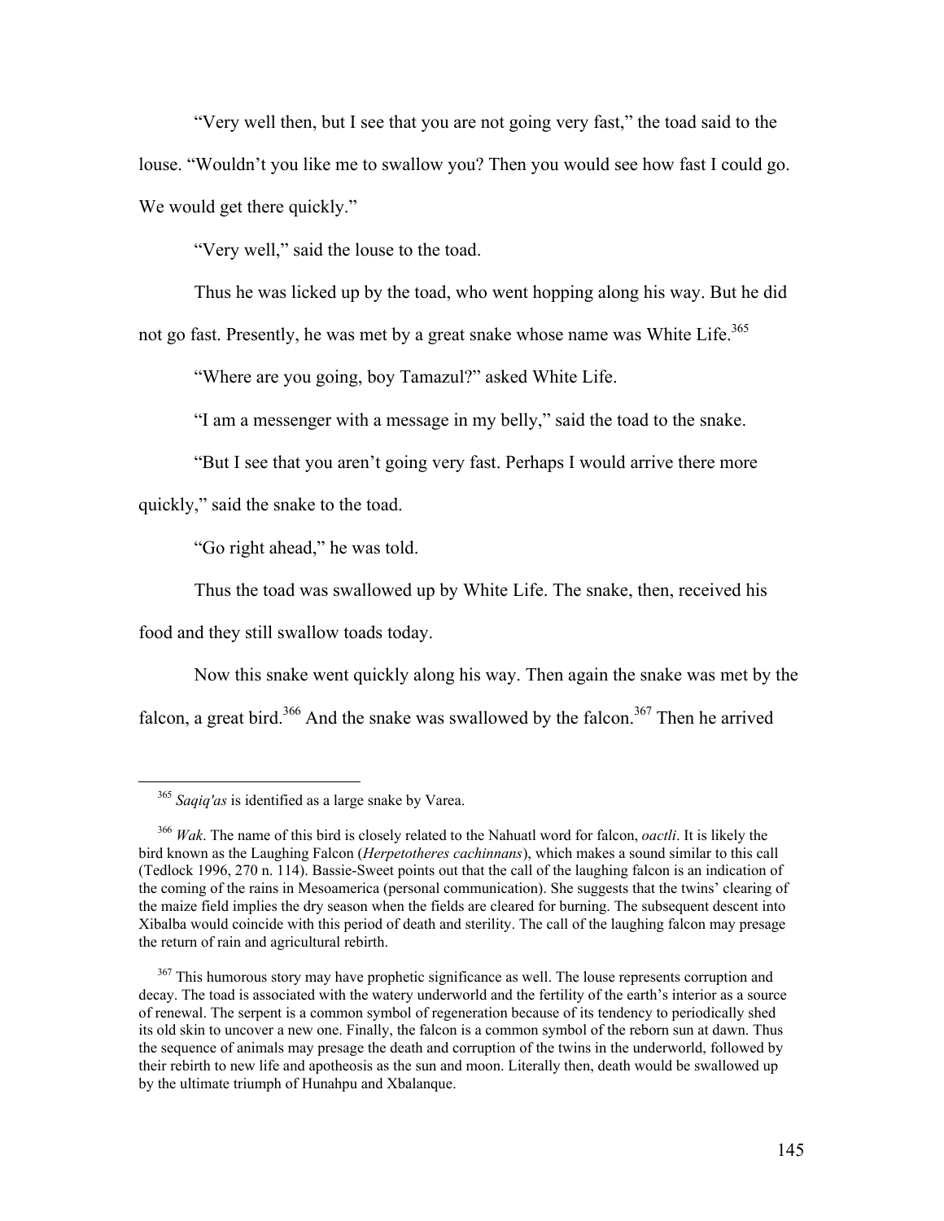"Very well then, but I see that you are not going very fast," the toad said to the louse. "Wouldn't you like me to swallow you? Then you would see how fast I could go. We would get there quickly."

"Very well," said the louse to the toad.

Thus he was licked up by the toad, who went hopping along his way. But he did not go fast. Presently, he was met by a great snake whose name was White Life.[365]

"Where are you going, boy Tamazul?" asked White Life.

"I am a messenger with a message in my belly," said the toad to the snake.

"But I see that you aren't going very fast. Perhaps I would arrive there more quickly," said the snake to the toad.

"Go right ahead," he was told.

Thus the toad was swallowed up by White Life. The snake, then, received his food and they still swallow toads today.

Now this snake went quickly along his way. Then again the snake was met by the falcon, a great bird.[366] And the snake was swallowed by the falcon.[367] Then he arrived

---

[365] *Saqiq'as* is identified as a large snake by Varea.

[366] *Wak*. The name of this bird is closely related to the Nahuatl word for falcon, *oactli*. It is likely the bird known as the Laughing Falcon (*Herpetotheres cachinnans*), which makes a sound similar to this call (Tedlock 1996, 270 n. 114). Bassie-Sweet points out that the call of the laughing falcon is an indication of the coming of the rains in Mesoamerica (personal communication). She suggests that the twins' clearing of the maize field implies the dry season when the fields are cleared for burning. The subsequent descent into Xibalba would coincide with this period of death and sterility. The call of the laughing falcon may presage the return of rain and agricultural rebirth.

[367] This humorous story may have prophetic significance as well. The louse represents corruption and decay. The toad is associated with the watery underworld and the fertility of the earth's interior as a source of renewal. The serpent is a common symbol of regeneration because of its tendency to periodically shed its old skin to uncover a new one. Finally, the falcon is a common symbol of the reborn sun at dawn. Thus the sequence of animals may presage the death and corruption of the twins in the underworld, followed by their rebirth to new life and apotheosis as the sun and moon. Literally then, death would be swallowed up by the ultimate triumph of Hunahpu and Xbalanque.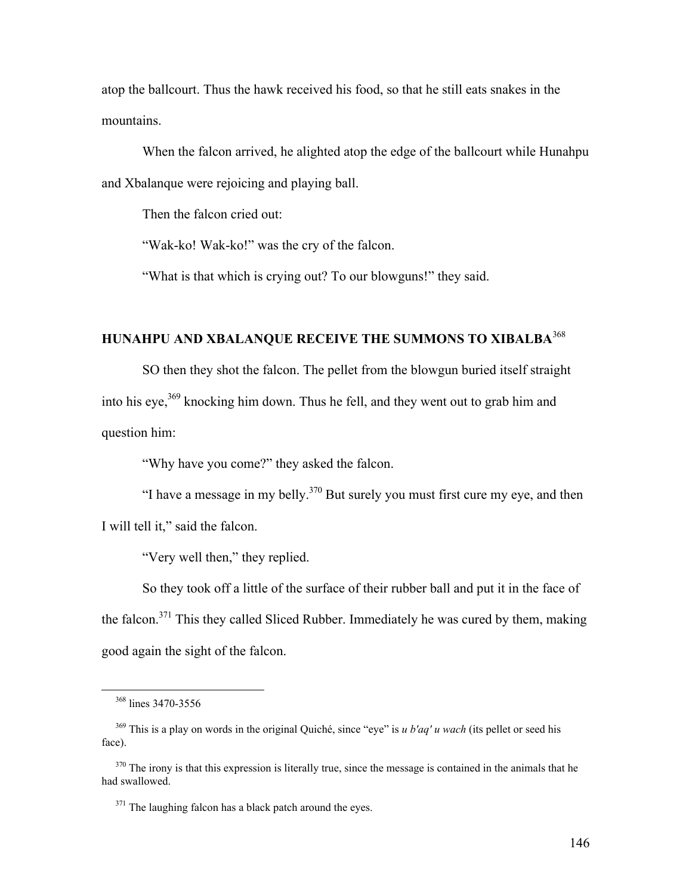atop the ballcourt. Thus the hawk received his food, so that he still eats snakes in the mountains.

When the falcon arrived, he alighted atop the edge of the ballcourt while Hunahpu and Xbalanque were rejoicing and playing ball.

Then the falcon cried out:

"Wak-ko! Wak-ko!" was the cry of the falcon.

"What is that which is crying out? To our blowguns!" they said.

## HUNAHPU AND XBALANQUE RECEIVE THE SUMMONS TO XIBALBA[368]

SO then they shot the falcon. The pellet from the blowgun buried itself straight into his eye,[369] knocking him down. Thus he fell, and they went out to grab him and question him:

"Why have you come?" they asked the falcon.

"I have a message in my belly.[370] But surely you must first cure my eye, and then I will tell it," said the falcon.

"Very well then," they replied.

So they took off a little of the surface of their rubber ball and put it in the face of the falcon.[371] This they called Sliced Rubber. Immediately he was cured by them, making good again the sight of the falcon.

---

[368] lines 3470-3556

[369] This is a play on words in the original Quiché, since "eye" is *u b'aq' u wach* (its pellet or seed his face).

[370] The irony is that this expression is literally true, since the message is contained in the animals that he had swallowed.

[371] The laughing falcon has a black patch around the eyes.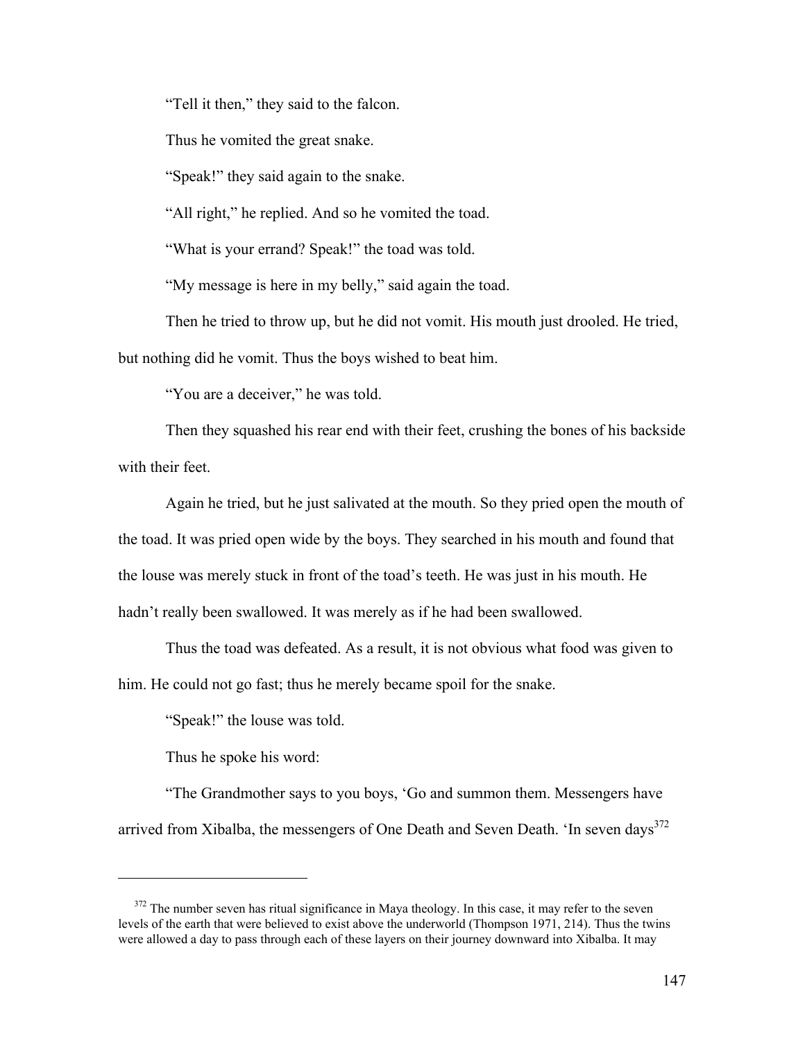"Tell it then," they said to the falcon.

Thus he vomited the great snake.

"Speak!" they said again to the snake.

"All right," he replied. And so he vomited the toad.

"What is your errand? Speak!" the toad was told.

"My message is here in my belly," said again the toad.

Then he tried to throw up, but he did not vomit. His mouth just drooled. He tried, but nothing did he vomit. Thus the boys wished to beat him.

"You are a deceiver," he was told.

Then they squashed his rear end with their feet, crushing the bones of his backside with their feet.

Again he tried, but he just salivated at the mouth. So they pried open the mouth of the toad. It was pried open wide by the boys. They searched in his mouth and found that the louse was merely stuck in front of the toad's teeth. He was just in his mouth. He hadn't really been swallowed. It was merely as if he had been swallowed.

Thus the toad was defeated. As a result, it is not obvious what food was given to him. He could not go fast; thus he merely became spoil for the snake.

"Speak!" the louse was told.

Thus he spoke his word:

"The Grandmother says to you boys, 'Go and summon them. Messengers have arrived from Xibalba, the messengers of One Death and Seven Death. 'In seven days[372]

---

[372] The number seven has ritual significance in Maya theology. In this case, it may refer to the seven levels of the earth that were believed to exist above the underworld (Thompson 1971, 214). Thus the twins were allowed a day to pass through each of these layers on their journey downward into Xibalba. It may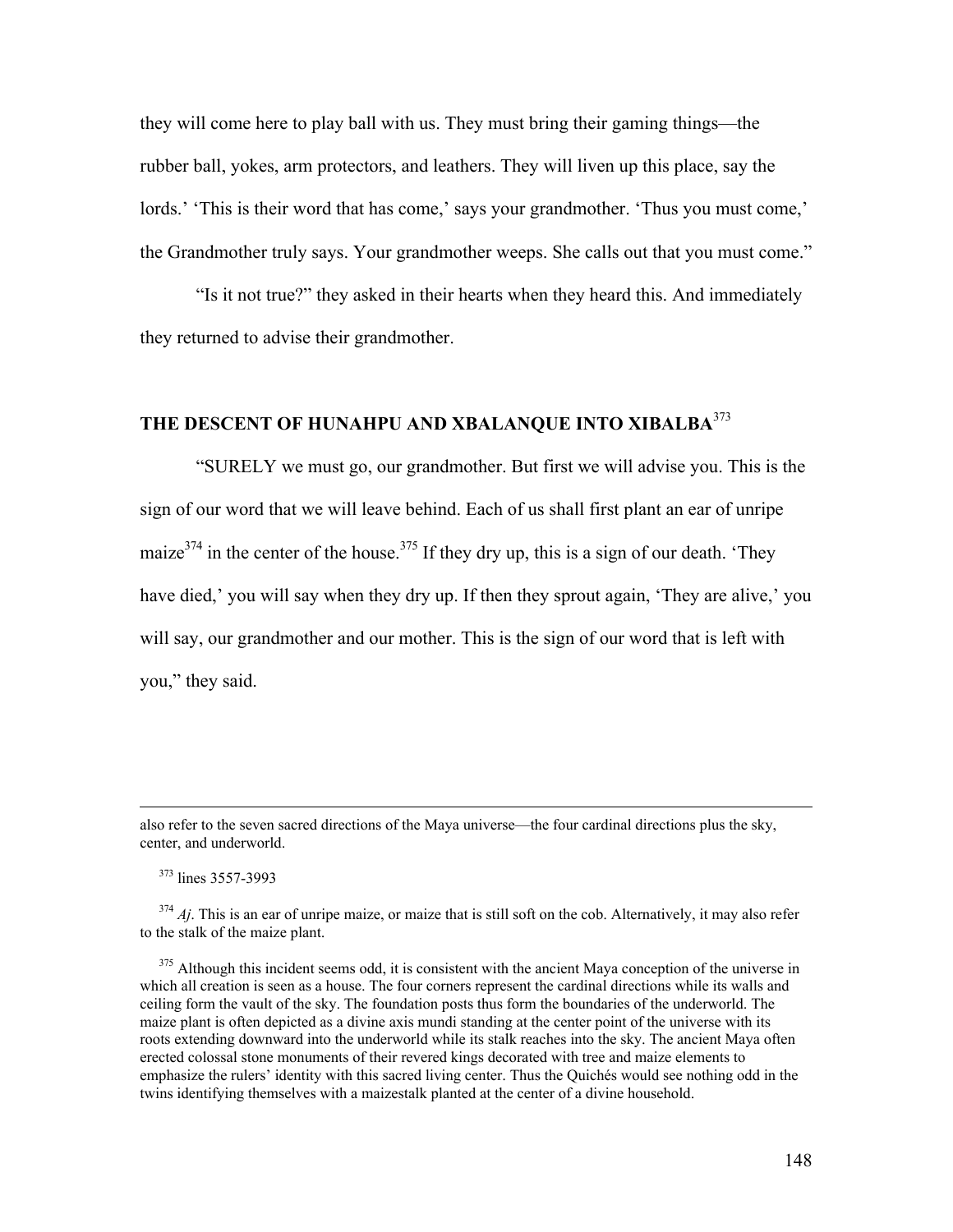they will come here to play ball with us. They must bring their gaming things—the rubber ball, yokes, arm protectors, and leathers. They will liven up this place, say the lords.' 'This is their word that has come,' says your grandmother. 'Thus you must come,' the Grandmother truly says. Your grandmother weeps. She calls out that you must come."

"Is it not true?" they asked in their hearts when they heard this. And immediately they returned to advise their grandmother.

## THE DESCENT OF HUNAHPU AND XBALANQUE INTO XIBALBA[373]

"SURELY we must go, our grandmother. But first we will advise you. This is the sign of our word that we will leave behind. Each of us shall first plant an ear of unripe maize[374] in the center of the house.[375] If they dry up, this is a sign of our death. 'They have died,' you will say when they dry up. If then they sprout again, 'They are alive,' you will say, our grandmother and our mother. This is the sign of our word that is left with you," they said.

---

also refer to the seven sacred directions of the Maya universe—the four cardinal directions plus the sky, center, and underworld.

[373] lines 3557-3993

[374] *Aj*. This is an ear of unripe maize, or maize that is still soft on the cob. Alternatively, it may also refer to the stalk of the maize plant.

[375] Although this incident seems odd, it is consistent with the ancient Maya conception of the universe in which all creation is seen as a house. The four corners represent the cardinal directions while its walls and ceiling form the vault of the sky. The foundation posts thus form the boundaries of the underworld. The maize plant is often depicted as a divine axis mundi standing at the center point of the universe with its roots extending downward into the underworld while its stalk reaches into the sky. The ancient Maya often erected colossal stone monuments of their revered kings decorated with tree and maize elements to emphasize the rulers' identity with this sacred living center. Thus the Quichés would see nothing odd in the twins identifying themselves with a maizestalk planted at the center of a divine household.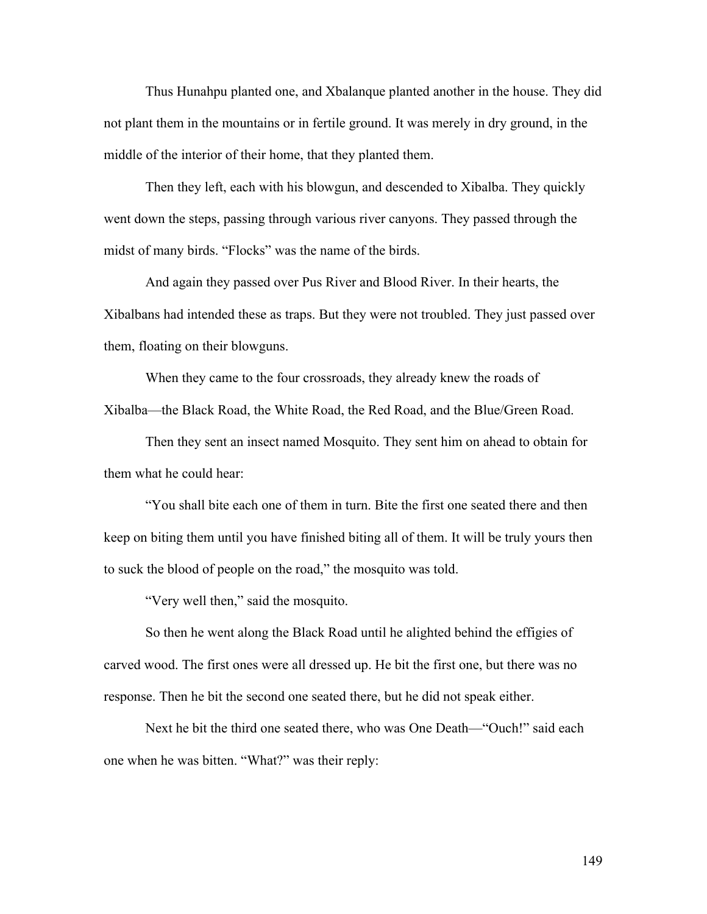Thus Hunahpu planted one, and Xbalanque planted another in the house. They did not plant them in the mountains or in fertile ground. It was merely in dry ground, in the middle of the interior of their home, that they planted them.

Then they left, each with his blowgun, and descended to Xibalba. They quickly went down the steps, passing through various river canyons. They passed through the midst of many birds. "Flocks" was the name of the birds.

And again they passed over Pus River and Blood River. In their hearts, the Xibalbans had intended these as traps. But they were not troubled. They just passed over them, floating on their blowguns.

When they came to the four crossroads, they already knew the roads of Xibalba—the Black Road, the White Road, the Red Road, and the Blue/Green Road.

Then they sent an insect named Mosquito. They sent him on ahead to obtain for them what he could hear:

"You shall bite each one of them in turn. Bite the first one seated there and then keep on biting them until you have finished biting all of them. It will be truly yours then to suck the blood of people on the road," the mosquito was told.

"Very well then," said the mosquito.

So then he went along the Black Road until he alighted behind the effigies of carved wood. The first ones were all dressed up. He bit the first one, but there was no response. Then he bit the second one seated there, but he did not speak either.

Next he bit the third one seated there, who was One Death—"Ouch!" said each one when he was bitten. "What?" was their reply: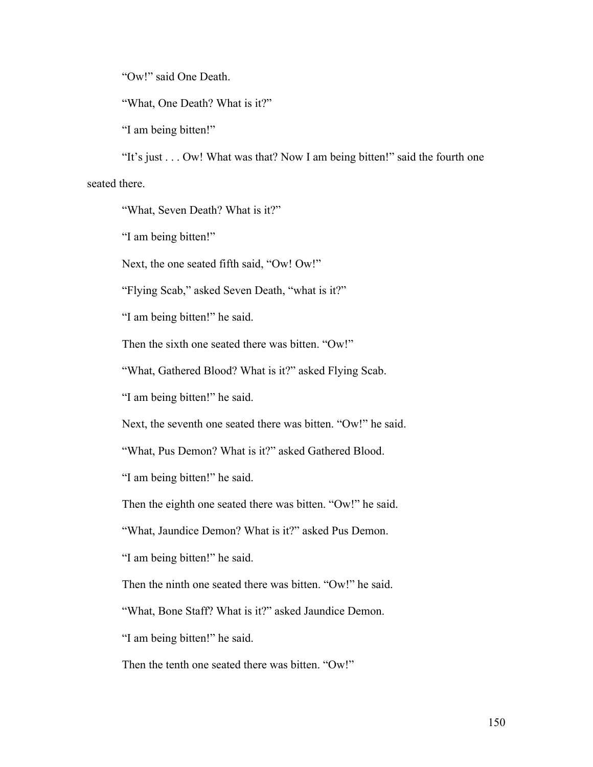"Ow!" said One Death.

"What, One Death? What is it?"

"I am being bitten!"

"It's just . . . Ow! What was that? Now I am being bitten!" said the fourth one seated there.

"What, Seven Death? What is it?"

"I am being bitten!"

Next, the one seated fifth said, "Ow! Ow!"

"Flying Scab," asked Seven Death, "what is it?"

"I am being bitten!" he said.

Then the sixth one seated there was bitten. "Ow!"

"What, Gathered Blood? What is it?" asked Flying Scab.

"I am being bitten!" he said.

Next, the seventh one seated there was bitten. "Ow!" he said.

"What, Pus Demon? What is it?" asked Gathered Blood.

"I am being bitten!" he said.

Then the eighth one seated there was bitten. "Ow!" he said.

"What, Jaundice Demon? What is it?" asked Pus Demon.

"I am being bitten!" he said.

Then the ninth one seated there was bitten. "Ow!" he said.

"What, Bone Staff? What is it?" asked Jaundice Demon.

"I am being bitten!" he said.

Then the tenth one seated there was bitten. "Ow!"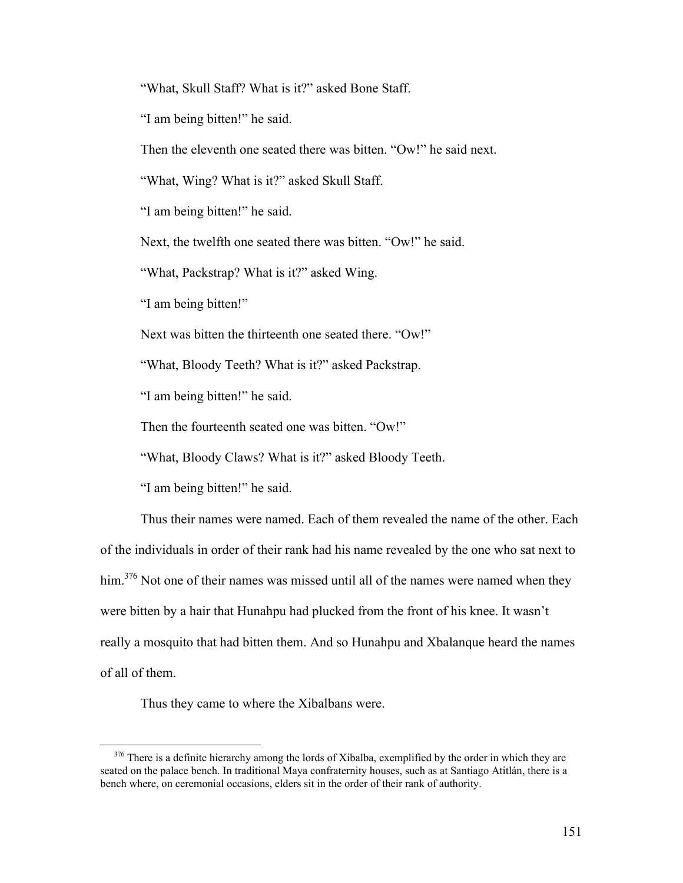“What, Skull Staff? What is it?” asked Bone Staff.

“I am being bitten!” he said.

Then the eleventh one seated there was bitten. “Ow!” he said next.

“What, Wing? What is it?” asked Skull Staff.

“I am being bitten!” he said.

Next, the twelfth one seated there was bitten. “Ow!” he said.

“What, Packstrap? What is it?” asked Wing.

“I am being bitten!”

Next was bitten the thirteenth one seated there. “Ow!”

“What, Bloody Teeth? What is it?” asked Packstrap.

“I am being bitten!” he said.

Then the fourteenth seated one was bitten. “Ow!”

“What, Bloody Claws? What is it?” asked Bloody Teeth.

“I am being bitten!” he said.

Thus their names were named. Each of them revealed the name of the other. Each of the individuals in order of their rank had his name revealed by the one who sat next to him.[376] Not one of their names was missed until all of the names were named when they were bitten by a hair that Hunahpu had plucked from the front of his knee. It wasn’t really a mosquito that had bitten them. And so Hunahpu and Xbalanque heard the names of all of them.

Thus they came to where the Xibalbans were.

---

[376] There is a definite hierarchy among the lords of Xibalba, exemplified by the order in which they are seated on the palace bench. In traditional Maya confraternity houses, such as at Santiago Atitlán, there is a bench where, on ceremonial occasions, elders sit in the order of their rank of authority.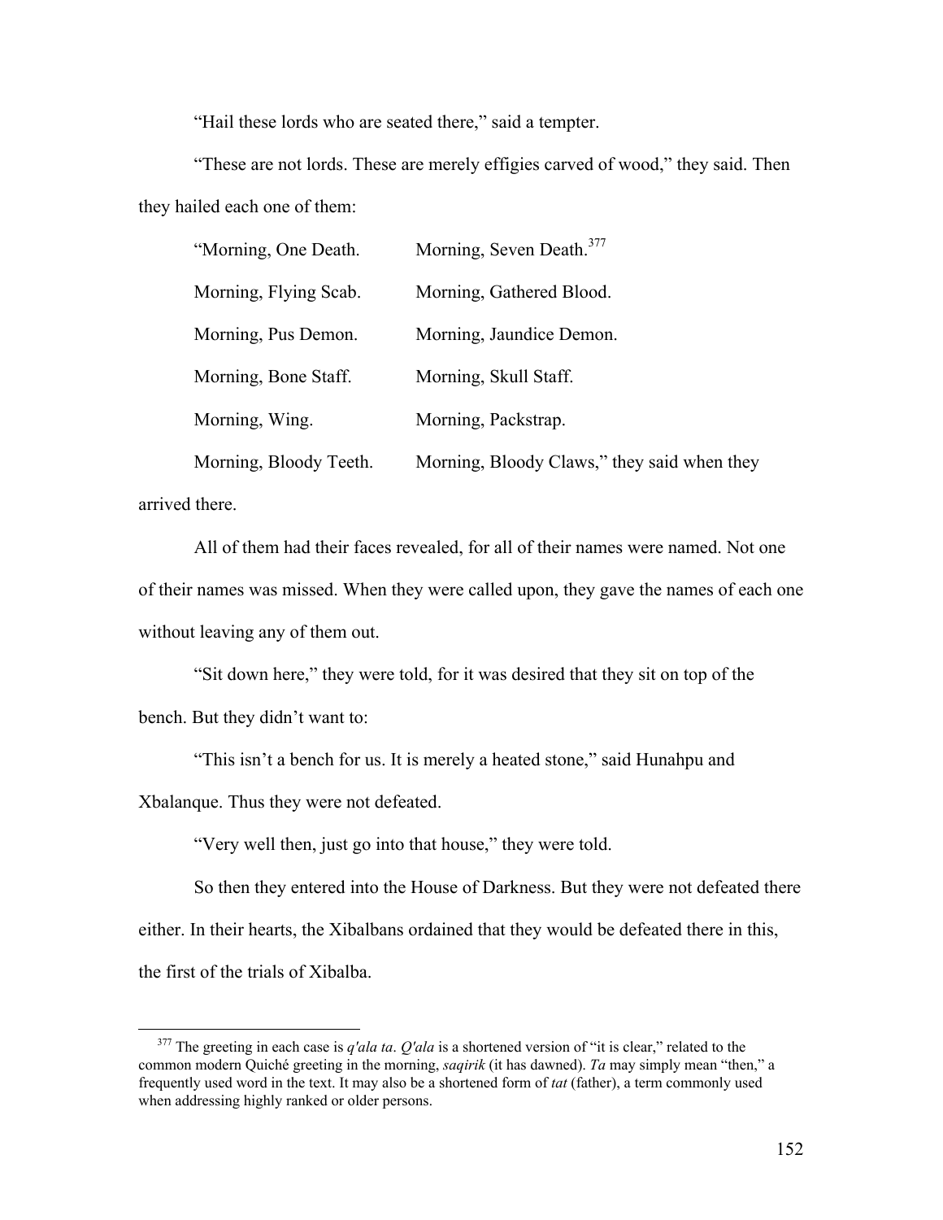"Hail these lords who are seated there," said a tempter.

"These are not lords. These are merely effigies carved of wood," they said. Then they hailed each one of them:

"Morning, One Death. Morning, Seven Death.[377]
Morning, Flying Scab. Morning, Gathered Blood.
Morning, Pus Demon. Morning, Jaundice Demon.
Morning, Bone Staff. Morning, Skull Staff.
Morning, Wing. Morning, Packstrap.
Morning, Bloody Teeth. Morning, Bloody Claws," they said when they arrived there.

All of them had their faces revealed, for all of their names were named. Not one of their names was missed. When they were called upon, they gave the names of each one without leaving any of them out.

"Sit down here," they were told, for it was desired that they sit on top of the bench. But they didn't want to:

"This isn't a bench for us. It is merely a heated stone," said Hunahpu and Xbalanque. Thus they were not defeated.

"Very well then, just go into that house," they were told.

So then they entered into the House of Darkness. But they were not defeated there either. In their hearts, the Xibalbans ordained that they would be defeated there in this, the first of the trials of Xibalba.

---

[377] The greeting in each case is *q'ala ta*. *Q'ala* is a shortened version of "it is clear," related to the common modern Quiché greeting in the morning, *saqirik* (it has dawned). *Ta* may simply mean "then," a frequently used word in the text. It may also be a shortened form of *tat* (father), a term commonly used when addressing highly ranked or older persons.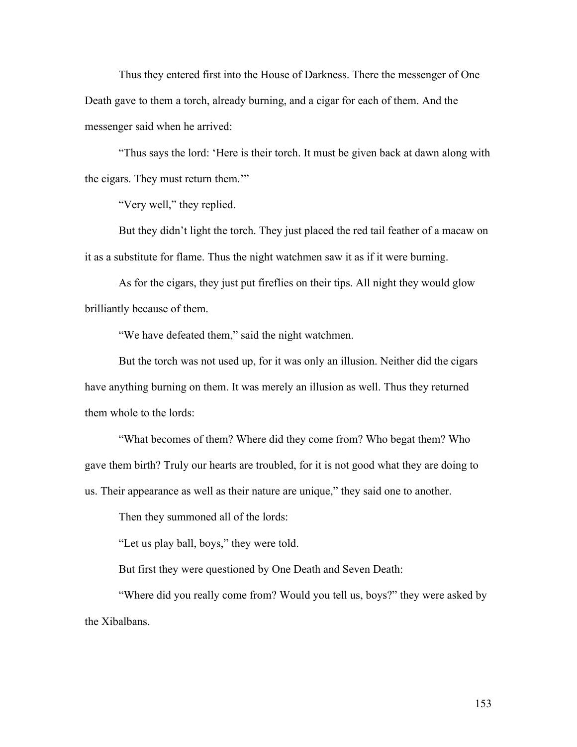Thus they entered first into the House of Darkness. There the messenger of One Death gave to them a torch, already burning, and a cigar for each of them. And the messenger said when he arrived:

"Thus says the lord: 'Here is their torch. It must be given back at dawn along with the cigars. They must return them.'"

"Very well," they replied.

But they didn't light the torch. They just placed the red tail feather of a macaw on it as a substitute for flame. Thus the night watchmen saw it as if it were burning.

As for the cigars, they just put fireflies on their tips. All night they would glow brilliantly because of them.

"We have defeated them," said the night watchmen.

But the torch was not used up, for it was only an illusion. Neither did the cigars have anything burning on them. It was merely an illusion as well. Thus they returned them whole to the lords:

"What becomes of them? Where did they come from? Who begat them? Who gave them birth? Truly our hearts are troubled, for it is not good what they are doing to us. Their appearance as well as their nature are unique," they said one to another.

Then they summoned all of the lords:

"Let us play ball, boys," they were told.

But first they were questioned by One Death and Seven Death:

"Where did you really come from? Would you tell us, boys?" they were asked by the Xibalbans.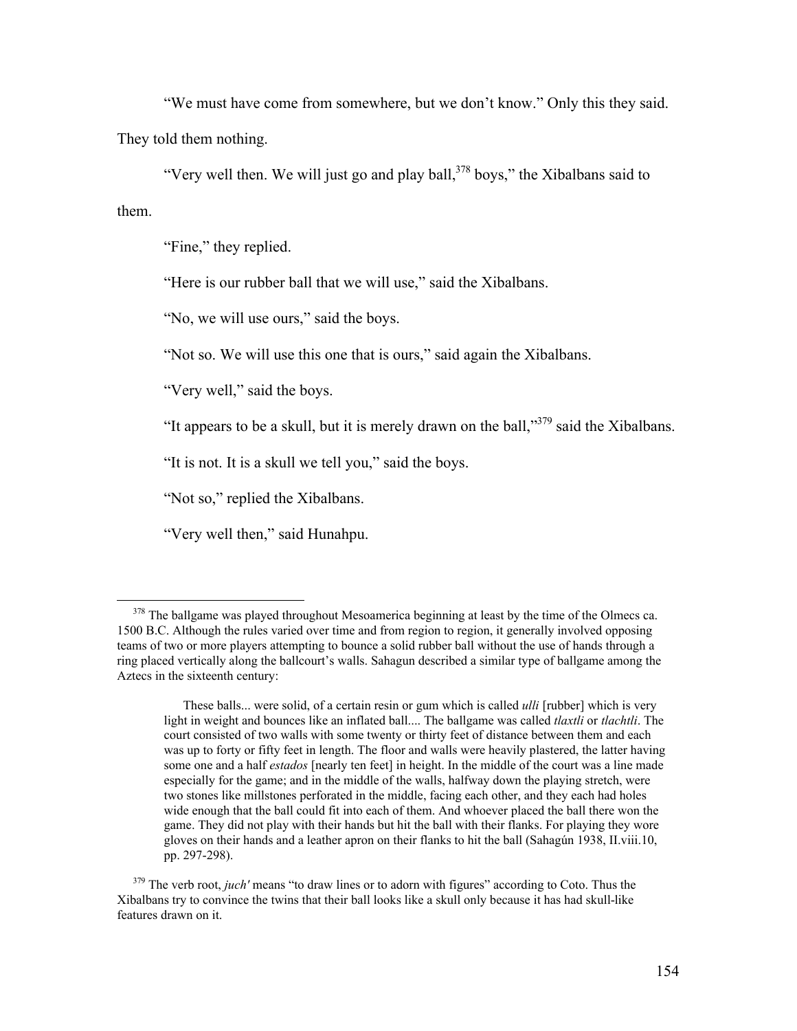"We must have come from somewhere, but we don't know." Only this they said. They told them nothing.

"Very well then. We will just go and play ball,[378] boys," the Xibalbans said to them.

"Fine," they replied.

"Here is our rubber ball that we will use," said the Xibalbans.

"No, we will use ours," said the boys.

"Not so. We will use this one that is ours," said again the Xibalbans.

"Very well," said the boys.

"It appears to be a skull, but it is merely drawn on the ball,"[379] said the Xibalbans.

"It is not. It is a skull we tell you," said the boys.

"Not so," replied the Xibalbans.

"Very well then," said Hunahpu.

---

[378] The ballgame was played throughout Mesoamerica beginning at least by the time of the Olmecs ca. 1500 B.C. Although the rules varied over time and from region to region, it generally involved opposing teams of two or more players attempting to bounce a solid rubber ball without the use of hands through a ring placed vertically along the ballcourt's walls. Sahagun described a similar type of ballgame among the Aztecs in the sixteenth century:

> These balls... were solid, of a certain resin or gum which is called *ulli* [rubber] which is very light in weight and bounces like an inflated ball.... The ballgame was called *tlaxtli* or *tlachtli*. The court consisted of two walls with some twenty or thirty feet of distance between them and each was up to forty or fifty feet in length. The floor and walls were heavily plastered, the latter having some one and a half *estados* [nearly ten feet] in height. In the middle of the court was a line made especially for the game; and in the middle of the walls, halfway down the playing stretch, were two stones like millstones perforated in the middle, facing each other, and they each had holes wide enough that the ball could fit into each of them. And whoever placed the ball there won the game. They did not play with their hands but hit the ball with their flanks. For playing they wore gloves on their hands and a leather apron on their flanks to hit the ball (Sahagún 1938, II.viii.10, pp. 297-298).

[379] The verb root, *juch'* means "to draw lines or to adorn with figures" according to Coto. Thus the Xibalbans try to convince the twins that their ball looks like a skull only because it has had skull-like features drawn on it.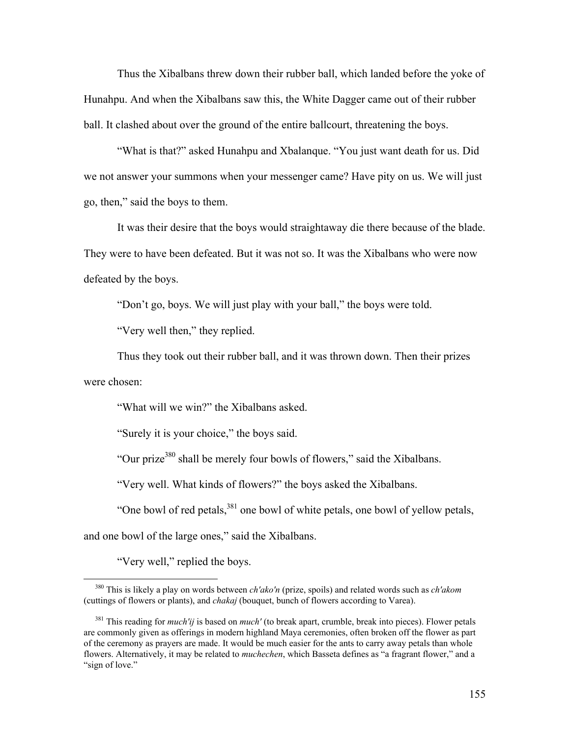Thus the Xibalbans threw down their rubber ball, which landed before the yoke of Hunahpu. And when the Xibalbans saw this, the White Dagger came out of their rubber ball. It clashed about over the ground of the entire ballcourt, threatening the boys.

"What is that?" asked Hunahpu and Xbalanque. "You just want death for us. Did we not answer your summons when your messenger came? Have pity on us. We will just go, then," said the boys to them.

It was their desire that the boys would straightaway die there because of the blade. They were to have been defeated. But it was not so. It was the Xibalbans who were now defeated by the boys.

"Don't go, boys. We will just play with your ball," the boys were told.

"Very well then," they replied.

Thus they took out their rubber ball, and it was thrown down. Then their prizes were chosen:

"What will we win?" the Xibalbans asked.

"Surely it is your choice," the boys said.

"Our prize[380] shall be merely four bowls of flowers," said the Xibalbans.

"Very well. What kinds of flowers?" the boys asked the Xibalbans.

"One bowl of red petals,[381] one bowl of white petals, one bowl of yellow petals, and one bowl of the large ones," said the Xibalbans.

"Very well," replied the boys.

---

[380] This is likely a play on words between *ch'ako'n* (prize, spoils) and related words such as *ch'akom* (cuttings of flowers or plants), and *chakaj* (bouquet, bunch of flowers according to Varea).

[381] This reading for *much'ij* is based on *much'* (to break apart, crumble, break into pieces). Flower petals are commonly given as offerings in modern highland Maya ceremonies, often broken off the flower as part of the ceremony as prayers are made. It would be much easier for the ants to carry away petals than whole flowers. Alternatively, it may be related to *muchechen*, which Basseta defines as "a fragrant flower," and a "sign of love."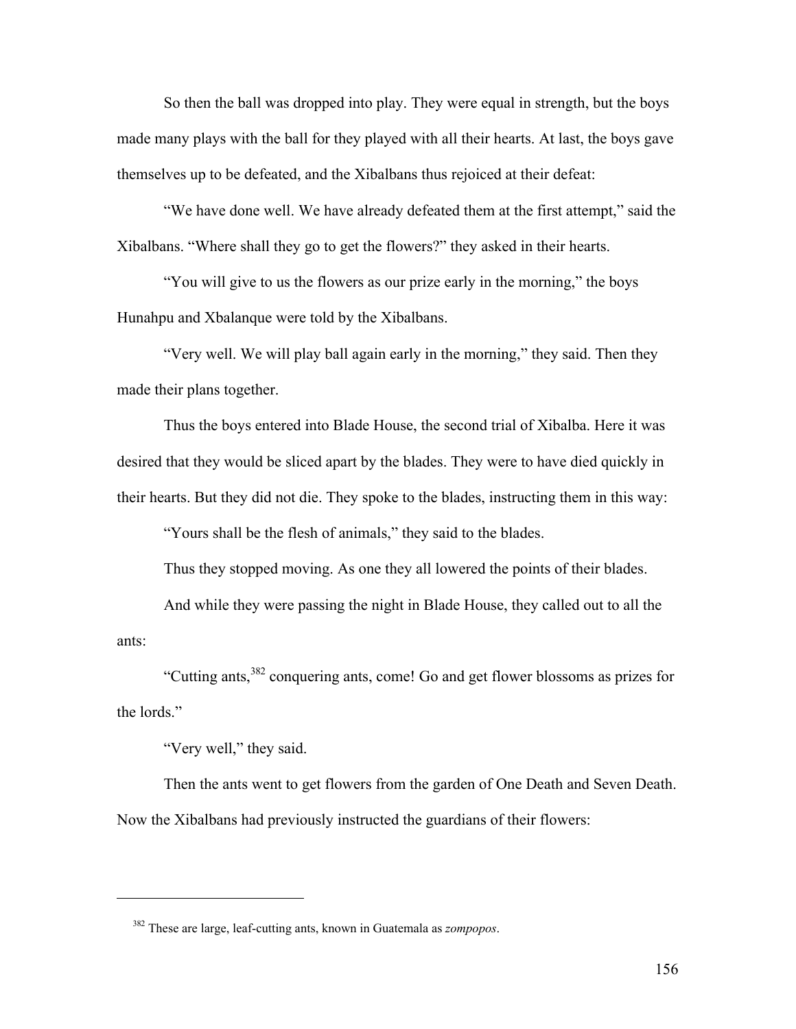So then the ball was dropped into play. They were equal in strength, but the boys made many plays with the ball for they played with all their hearts. At last, the boys gave themselves up to be defeated, and the Xibalbans thus rejoiced at their defeat:

"We have done well. We have already defeated them at the first attempt," said the Xibalbans. "Where shall they go to get the flowers?" they asked in their hearts.

"You will give to us the flowers as our prize early in the morning," the boys Hunahpu and Xbalanque were told by the Xibalbans.

"Very well. We will play ball again early in the morning," they said. Then they made their plans together.

Thus the boys entered into Blade House, the second trial of Xibalba. Here it was desired that they would be sliced apart by the blades. They were to have died quickly in their hearts. But they did not die. They spoke to the blades, instructing them in this way:

"Yours shall be the flesh of animals," they said to the blades.

Thus they stopped moving. As one they all lowered the points of their blades.

And while they were passing the night in Blade House, they called out to all the ants:

"Cutting ants,[382] conquering ants, come! Go and get flower blossoms as prizes for the lords."

"Very well," they said.

Then the ants went to get flowers from the garden of One Death and Seven Death. Now the Xibalbans had previously instructed the guardians of their flowers:

---

[382] These are large, leaf-cutting ants, known in Guatemala as *zompopos*.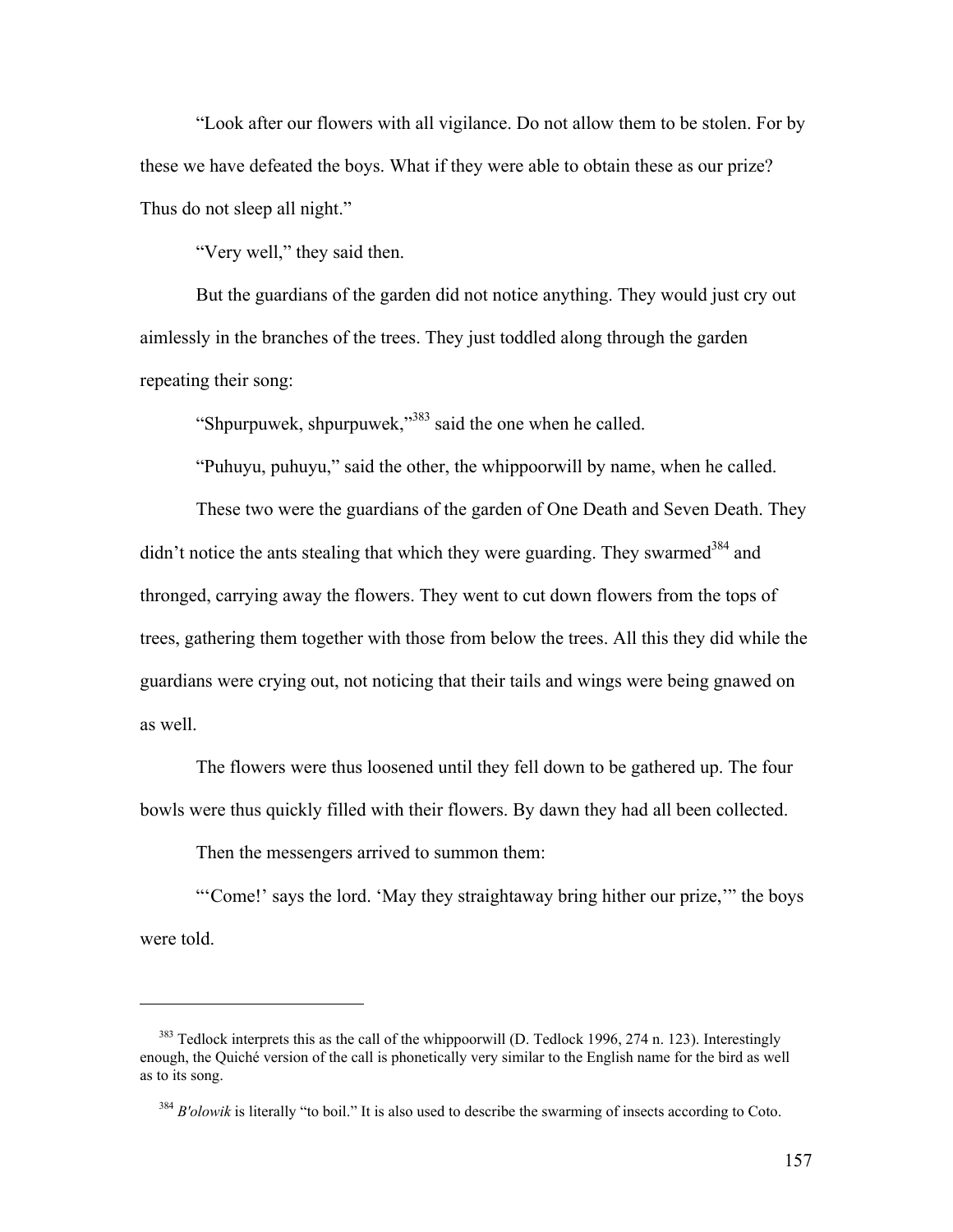"Look after our flowers with all vigilance. Do not allow them to be stolen. For by these we have defeated the boys. What if they were able to obtain these as our prize? Thus do not sleep all night."

"Very well," they said then.

But the guardians of the garden did not notice anything. They would just cry out aimlessly in the branches of the trees. They just toddled along through the garden repeating their song:

"Shpurpuwek, shpurpuwek,"[383] said the one when he called.

"Puhuyu, puhuyu," said the other, the whippoorwill by name, when he called.

These two were the guardians of the garden of One Death and Seven Death. They didn't notice the ants stealing that which they were guarding. They swarmed[384] and thronged, carrying away the flowers. They went to cut down flowers from the tops of trees, gathering them together with those from below the trees. All this they did while the guardians were crying out, not noticing that their tails and wings were being gnawed on as well.

The flowers were thus loosened until they fell down to be gathered up. The four bowls were thus quickly filled with their flowers. By dawn they had all been collected.

Then the messengers arrived to summon them:

"'Come!' says the lord. 'May they straightaway bring hither our prize,'" the boys were told.

---

[383] Tedlock interprets this as the call of the whippoorwill (D. Tedlock 1996, 274 n. 123). Interestingly enough, the Quiché version of the call is phonetically very similar to the English name for the bird as well as to its song.

[384] *B'olowik* is literally "to boil." It is also used to describe the swarming of insects according to Coto.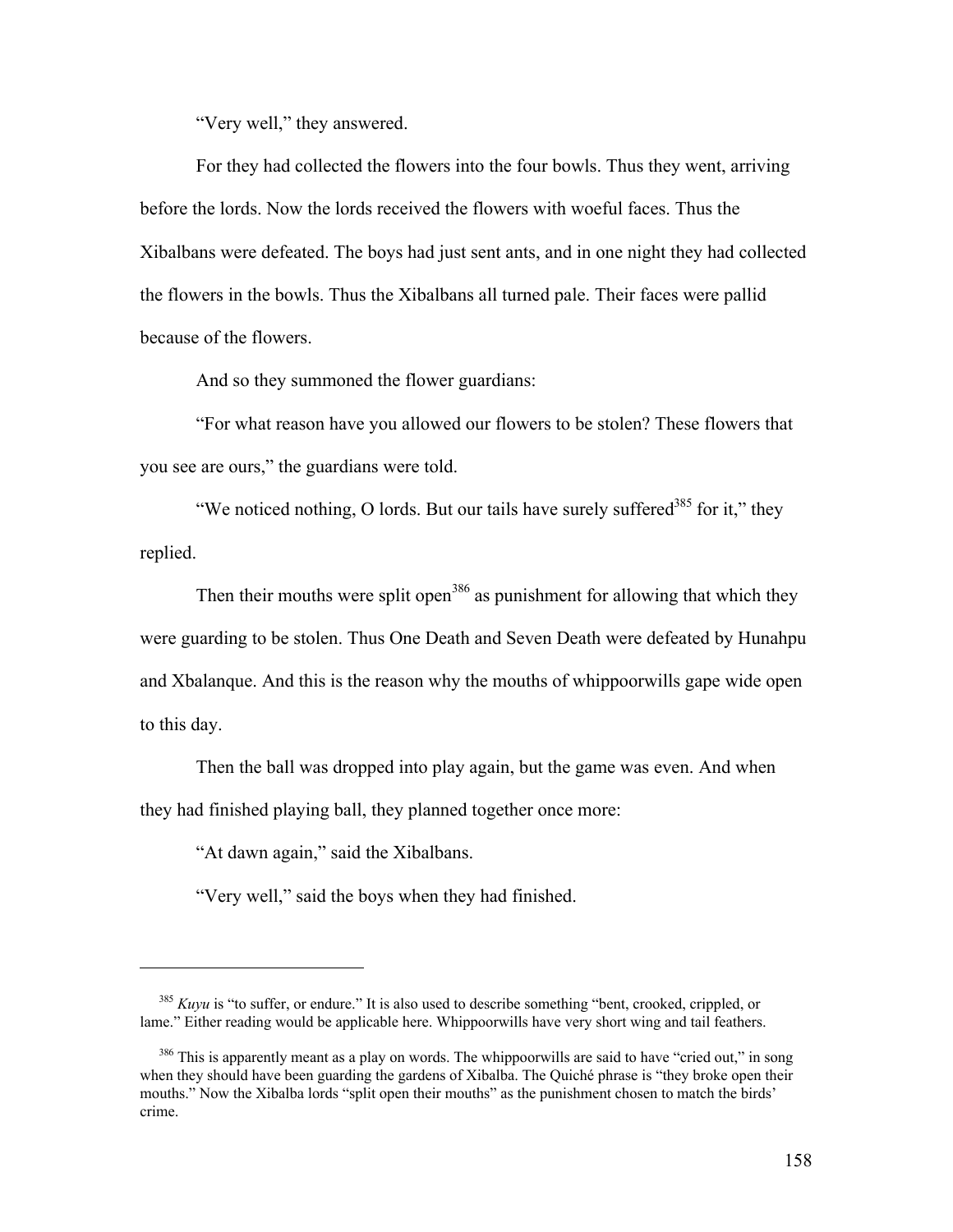"Very well," they answered.

For they had collected the flowers into the four bowls. Thus they went, arriving before the lords. Now the lords received the flowers with woeful faces. Thus the Xibalbans were defeated. The boys had just sent ants, and in one night they had collected the flowers in the bowls. Thus the Xibalbans all turned pale. Their faces were pallid because of the flowers.

And so they summoned the flower guardians:

"For what reason have you allowed our flowers to be stolen? These flowers that you see are ours," the guardians were told.

"We noticed nothing, O lords. But our tails have surely suffered[385] for it," they replied.

Then their mouths were split open[386] as punishment for allowing that which they were guarding to be stolen. Thus One Death and Seven Death were defeated by Hunahpu and Xbalanque. And this is the reason why the mouths of whippoorwills gape wide open to this day.

Then the ball was dropped into play again, but the game was even. And when they had finished playing ball, they planned together once more:

"At dawn again," said the Xibalbans.

"Very well," said the boys when they had finished.

---

[385] *Kuyu* is "to suffer, or endure." It is also used to describe something "bent, crooked, crippled, or lame." Either reading would be applicable here. Whippoorwills have very short wing and tail feathers.

[386] This is apparently meant as a play on words. The whippoorwills are said to have "cried out," in song when they should have been guarding the gardens of Xibalba. The Quiché phrase is "they broke open their mouths." Now the Xibalba lords "split open their mouths" as the punishment chosen to match the birds' crime.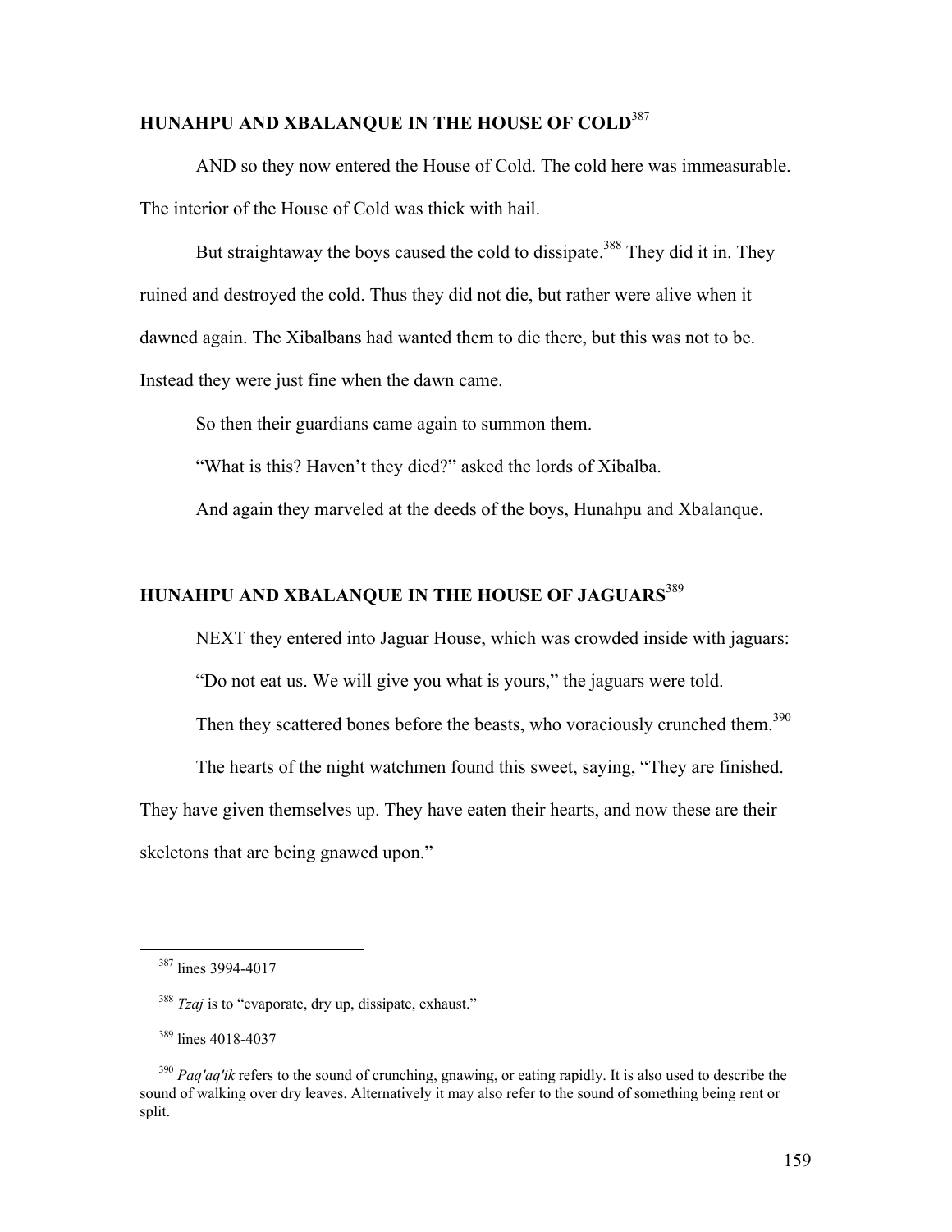## HUNAHPU AND XBALANQUE IN THE HOUSE OF COLD[387]

AND so they now entered the House of Cold. The cold here was immeasurable. The interior of the House of Cold was thick with hail.

But straightaway the boys caused the cold to dissipate.[388] They did it in. They ruined and destroyed the cold. Thus they did not die, but rather were alive when it dawned again. The Xibalbans had wanted them to die there, but this was not to be. Instead they were just fine when the dawn came.

So then their guardians came again to summon them.

"What is this? Haven't they died?" asked the lords of Xibalba.

And again they marveled at the deeds of the boys, Hunahpu and Xbalanque.

## HUNAHPU AND XBALANQUE IN THE HOUSE OF JAGUARS[389]

NEXT they entered into Jaguar House, which was crowded inside with jaguars:

"Do not eat us. We will give you what is yours," the jaguars were told.

Then they scattered bones before the beasts, who voraciously crunched them.[390]

The hearts of the night watchmen found this sweet, saying, "They are finished. They have given themselves up. They have eaten their hearts, and now these are their skeletons that are being gnawed upon."

---

[387] lines 3994-4017

[388] *Tzaj* is to "evaporate, dry up, dissipate, exhaust."

[389] lines 4018-4037

[390] *Paq'aq'ik* refers to the sound of crunching, gnawing, or eating rapidly. It is also used to describe the sound of walking over dry leaves. Alternatively it may also refer to the sound of something being rent or split.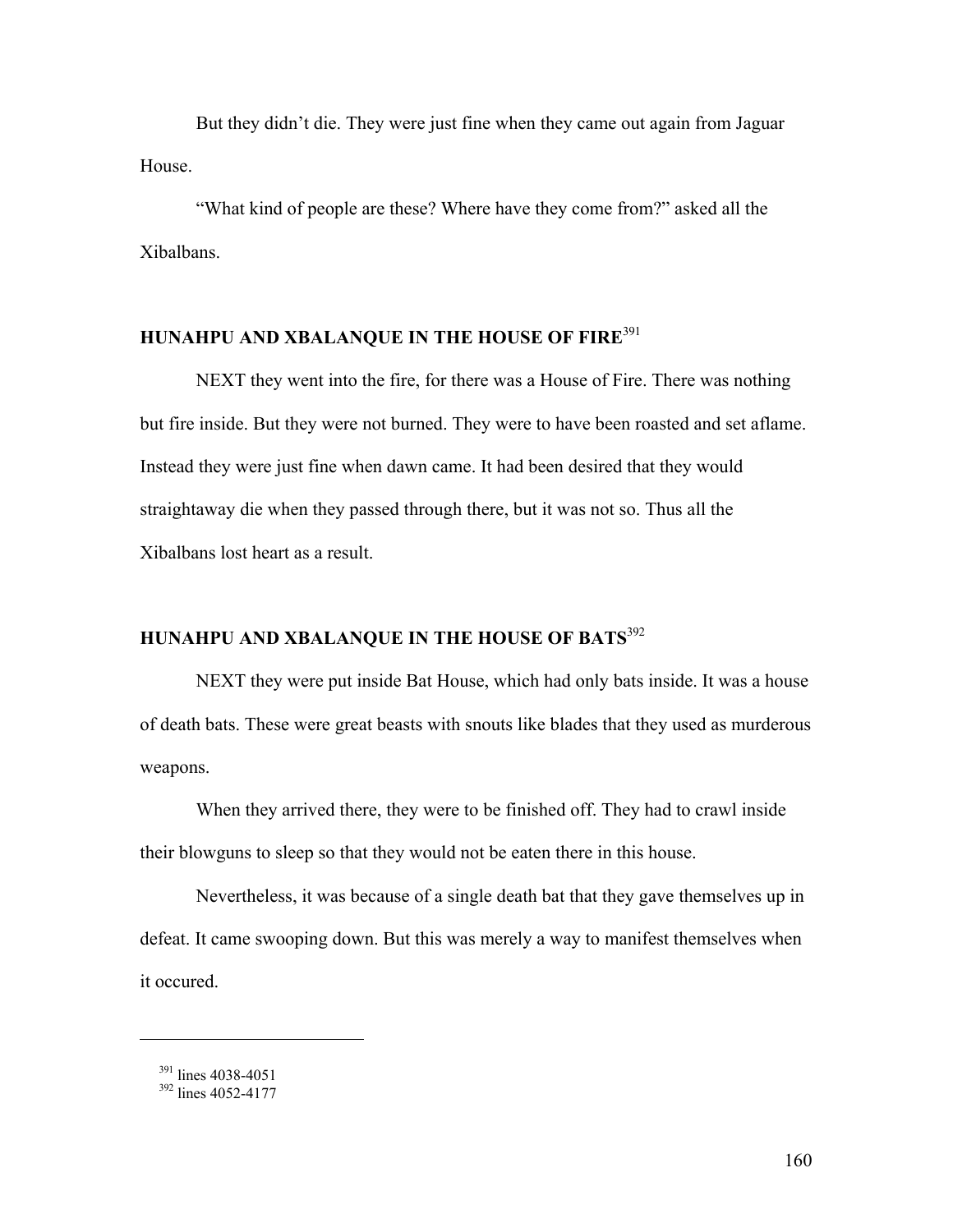But they didn't die. They were just fine when they came out again from Jaguar House.

"What kind of people are these? Where have they come from?" asked all the Xibalbans.

## HUNAHPU AND XBALANQUE IN THE HOUSE OF FIRE[391]

NEXT they went into the fire, for there was a House of Fire. There was nothing but fire inside. But they were not burned. They were to have been roasted and set aflame. Instead they were just fine when dawn came. It had been desired that they would straightaway die when they passed through there, but it was not so. Thus all the Xibalbans lost heart as a result.

## HUNAHPU AND XBALANQUE IN THE HOUSE OF BATS[392]

NEXT they were put inside Bat House, which had only bats inside. It was a house of death bats. These were great beasts with snouts like blades that they used as murderous weapons.

When they arrived there, they were to be finished off. They had to crawl inside their blowguns to sleep so that they would not be eaten there in this house.

Nevertheless, it was because of a single death bat that they gave themselves up in defeat. It came swooping down. But this was merely a way to manifest themselves when it occured.

---

[391] lines 4038-4051

[392] lines 4052-4177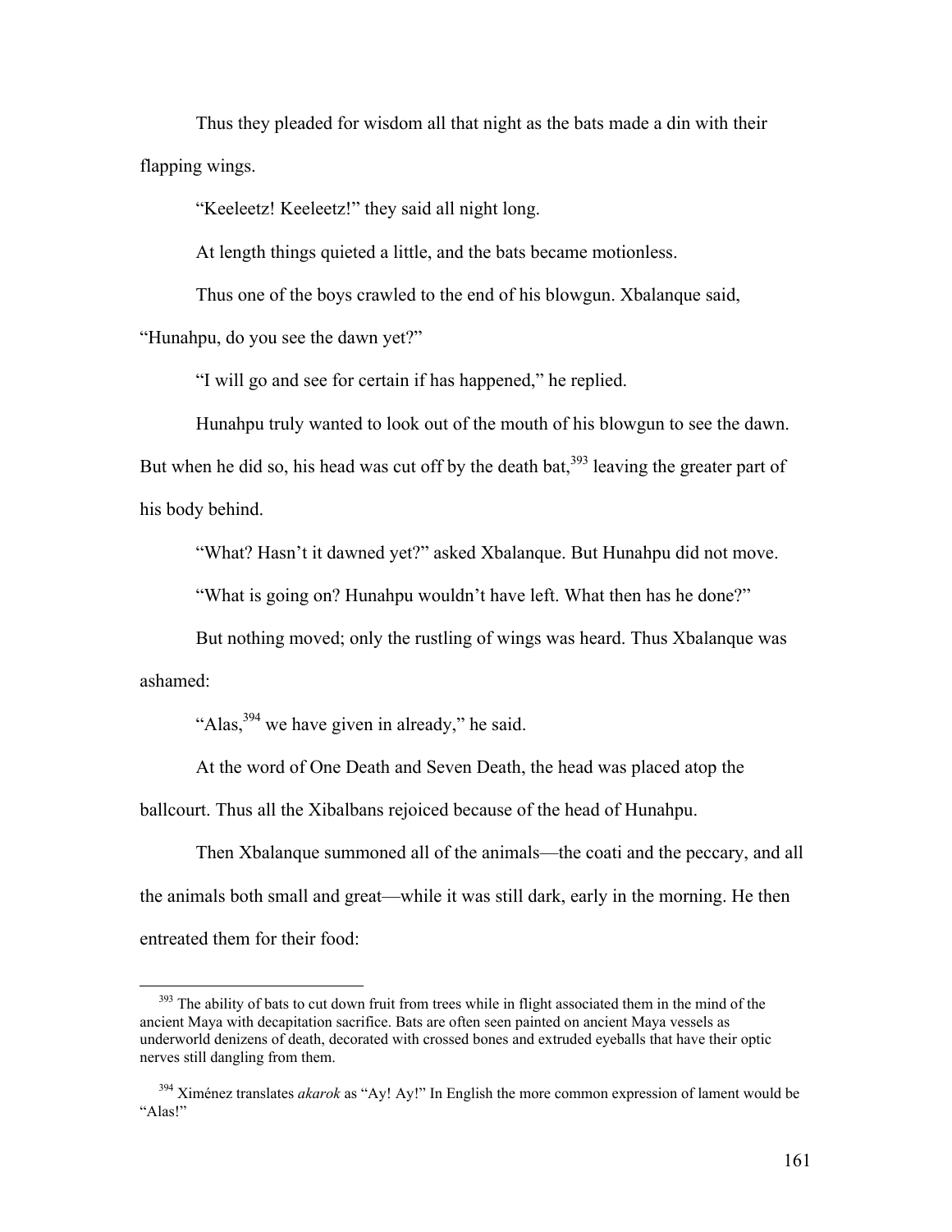Thus they pleaded for wisdom all that night as the bats made a din with their flapping wings.

"Keeleetz! Keeleetz!" they said all night long.

At length things quieted a little, and the bats became motionless.

Thus one of the boys crawled to the end of his blowgun. Xbalanque said, "Hunahpu, do you see the dawn yet?"

"I will go and see for certain if has happened," he replied.

Hunahpu truly wanted to look out of the mouth of his blowgun to see the dawn. But when he did so, his head was cut off by the death bat,[393] leaving the greater part of his body behind.

"What? Hasn't it dawned yet?" asked Xbalanque. But Hunahpu did not move.

"What is going on? Hunahpu wouldn't have left. What then has he done?"

But nothing moved; only the rustling of wings was heard. Thus Xbalanque was ashamed:

"Alas,[394] we have given in already," he said.

At the word of One Death and Seven Death, the head was placed atop the ballcourt. Thus all the Xibalbans rejoiced because of the head of Hunahpu.

Then Xbalanque summoned all of the animals—the coati and the peccary, and all the animals both small and great—while it was still dark, early in the morning. He then entreated them for their food:

---

[393] The ability of bats to cut down fruit from trees while in flight associated them in the mind of the ancient Maya with decapitation sacrifice. Bats are often seen painted on ancient Maya vessels as underworld denizens of death, decorated with crossed bones and extruded eyeballs that have their optic nerves still dangling from them.

[394] Ximénez translates *akarok* as "Ay! Ay!" In English the more common expression of lament would be "Alas!"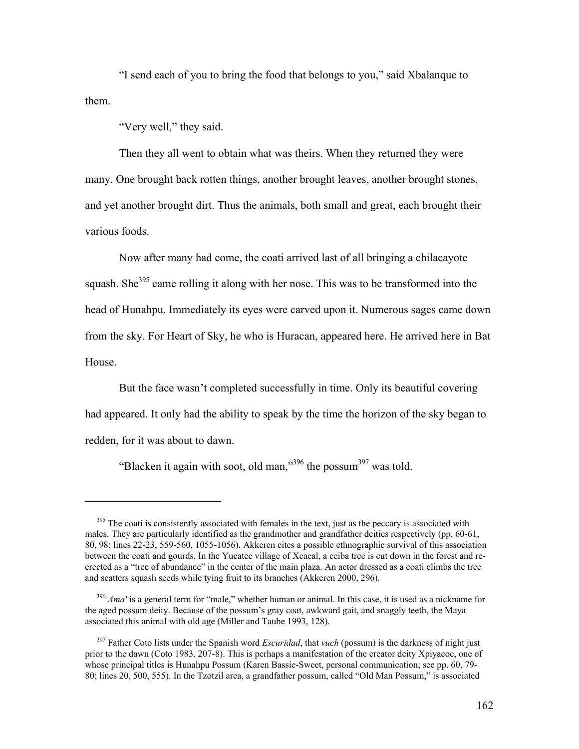"I send each of you to bring the food that belongs to you," said Xbalanque to them.

"Very well," they said.

Then they all went to obtain what was theirs. When they returned they were many. One brought back rotten things, another brought leaves, another brought stones, and yet another brought dirt. Thus the animals, both small and great, each brought their various foods.

Now after many had come, the coati arrived last of all bringing a chilacayote squash. She[395] came rolling it along with her nose. This was to be transformed into the head of Hunahpu. Immediately its eyes were carved upon it. Numerous sages came down from the sky. For Heart of Sky, he who is Huracan, appeared here. He arrived here in Bat House.

But the face wasn't completed successfully in time. Only its beautiful covering had appeared. It only had the ability to speak by the time the horizon of the sky began to redden, for it was about to dawn.

"Blacken it again with soot, old man,"[396] the possum[397] was told.

---

[395] The coati is consistently associated with females in the text, just as the peccary is associated with males. They are particularly identified as the grandmother and grandfather deities respectively (pp. 60-61, 80, 98; lines 22-23, 559-560, 1055-1056). Akkeren cites a possible ethnographic survival of this association between the coati and gourds. In the Yucatec village of Xcacal, a ceiba tree is cut down in the forest and re-erected as a "tree of abundance" in the center of the main plaza. An actor dressed as a coati climbs the tree and scatters squash seeds while tying fruit to its branches (Akkeren 2000, 296).

[396] *Ama'* is a general term for "male," whether human or animal. In this case, it is used as a nickname for the aged possum deity. Because of the possum's gray coat, awkward gait, and snaggly teeth, the Maya associated this animal with old age (Miller and Taube 1993, 128).

[397] Father Coto lists under the Spanish word *Escuridad*, that *vuch* (possum) is the darkness of night just prior to the dawn (Coto 1983, 207-8). This is perhaps a manifestation of the creator deity Xpiyacoc, one of whose principal titles is Hunahpu Possum (Karen Bassie-Sweet, personal communication; see pp. 60, 79-80; lines 20, 500, 555). In the Tzotzil area, a grandfather possum, called "Old Man Possum," is associated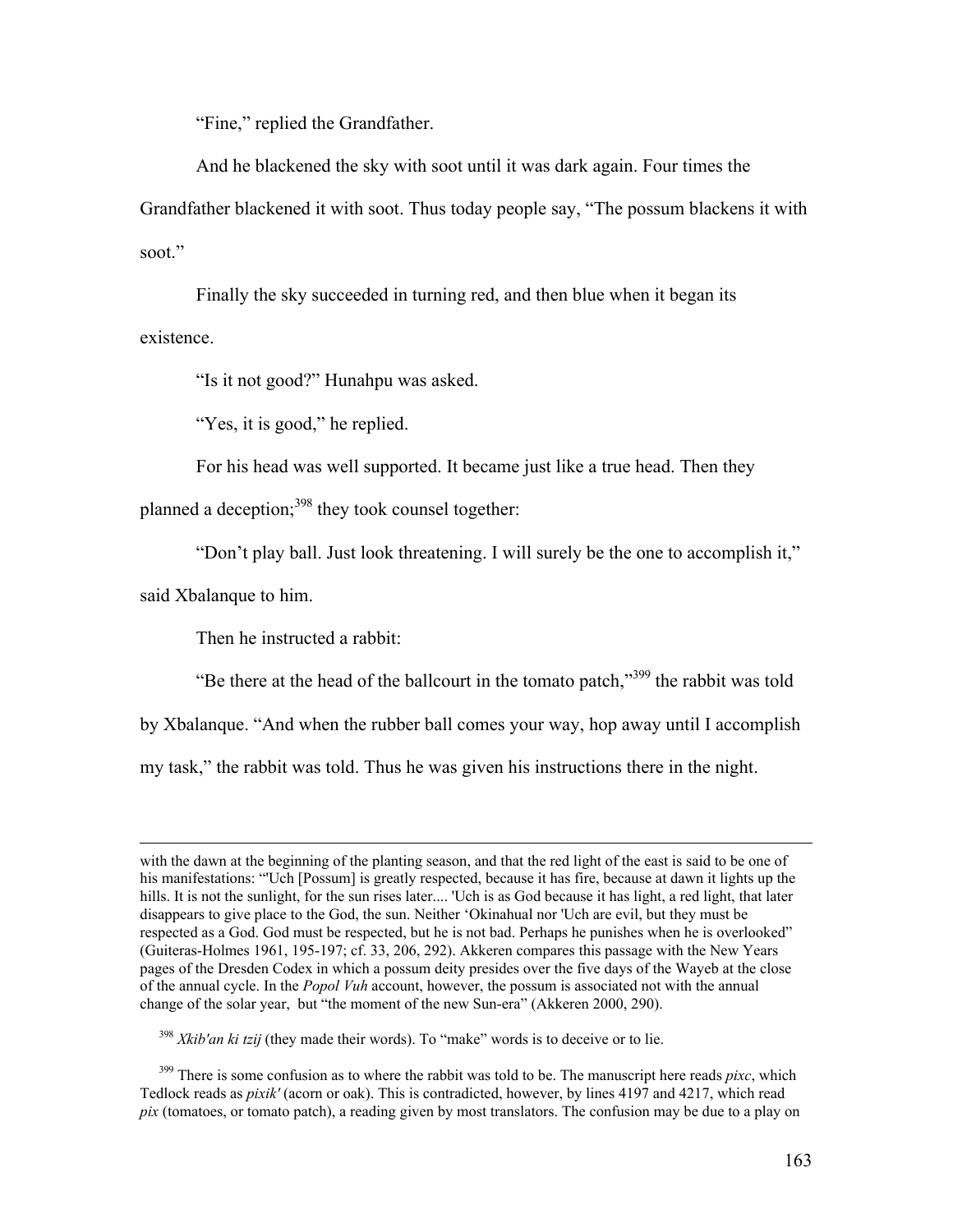"Fine," replied the Grandfather.

And he blackened the sky with soot until it was dark again. Four times the Grandfather blackened it with soot. Thus today people say, "The possum blackens it with soot."

Finally the sky succeeded in turning red, and then blue when it began its existence.

"Is it not good?" Hunahpu was asked.

"Yes, it is good," he replied.

For his head was well supported. It became just like a true head. Then they planned a deception;[398] they took counsel together:

"Don't play ball. Just look threatening. I will surely be the one to accomplish it," said Xbalanque to him.

Then he instructed a rabbit:

"Be there at the head of the ballcourt in the tomato patch,"[399] the rabbit was told by Xbalanque. "And when the rubber ball comes your way, hop away until I accomplish my task," the rabbit was told. Thus he was given his instructions there in the night.

---

with the dawn at the beginning of the planting season, and that the red light of the east is said to be one of his manifestations: "'Uch [Possum] is greatly respected, because it has fire, because at dawn it lights up the hills. It is not the sunlight, for the sun rises later.... 'Uch is as God because it has light, a red light, that later disappears to give place to the God, the sun. Neither 'Okinahual nor 'Uch are evil, but they must be respected as a God. God must be respected, but he is not bad. Perhaps he punishes when he is overlooked" (Guiteras-Holmes 1961, 195-197; cf. 33, 206, 292). Akkeren compares this passage with the New Years pages of the Dresden Codex in which a possum deity presides over the five days of the Wayeb at the close of the annual cycle. In the *Popol Vuh* account, however, the possum is associated not with the annual change of the solar year, but "the moment of the new Sun-era" (Akkeren 2000, 290).

[398] *Xkib'an ki tzij* (they made their words). To "make" words is to deceive or to lie.

[399] There is some confusion as to where the rabbit was told to be. The manuscript here reads *pixc*, which Tedlock reads as *pixik'* (acorn or oak). This is contradicted, however, by lines 4197 and 4217, which read *pix* (tomatoes, or tomato patch), a reading given by most translators. The confusion may be due to a play on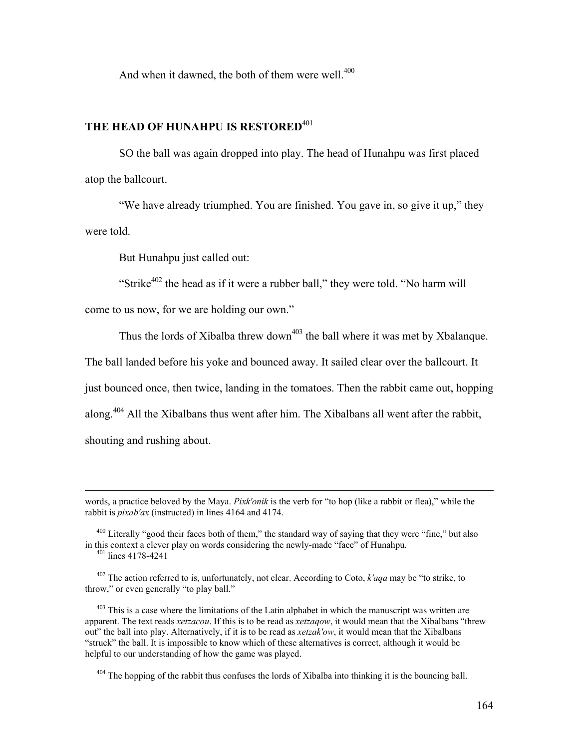And when it dawned, the both of them were well.[400]

## THE HEAD OF HUNAHPU IS RESTORED[401]

SO the ball was again dropped into play. The head of Hunahpu was first placed atop the ballcourt.

"We have already triumphed. You are finished. You gave in, so give it up," they were told.

But Hunahpu just called out:

"Strike[402] the head as if it were a rubber ball," they were told. "No harm will come to us now, for we are holding our own."

Thus the lords of Xibalba threw down[403] the ball where it was met by Xbalanque. The ball landed before his yoke and bounced away. It sailed clear over the ballcourt. It just bounced once, then twice, landing in the tomatoes. Then the rabbit came out, hopping along.[404] All the Xibalbans thus went after him. The Xibalbans all went after the rabbit, shouting and rushing about.

---

words, a practice beloved by the Maya. *Pixk'onik* is the verb for "to hop (like a rabbit or flea)," while the rabbit is *pixab'ax* (instructed) in lines 4164 and 4174.

[400] Literally "good their faces both of them," the standard way of saying that they were "fine," but also in this context a clever play on words considering the newly-made "face" of Hunahpu.

[401] lines 4178-4241

[402] The action referred to is, unfortunately, not clear. According to Coto, *k'aqa* may be "to strike, to throw," or even generally "to play ball."

[403] This is a case where the limitations of the Latin alphabet in which the manuscript was written are apparent. The text reads *xetzacou*. If this is to be read as *xetzaqow*, it would mean that the Xibalbans "threw out" the ball into play. Alternatively, if it is to be read as *xetzak'ow*, it would mean that the Xibalbans "struck" the ball. It is impossible to know which of these alternatives is correct, although it would be helpful to our understanding of how the game was played.

[404] The hopping of the rabbit thus confuses the lords of Xibalba into thinking it is the bouncing ball.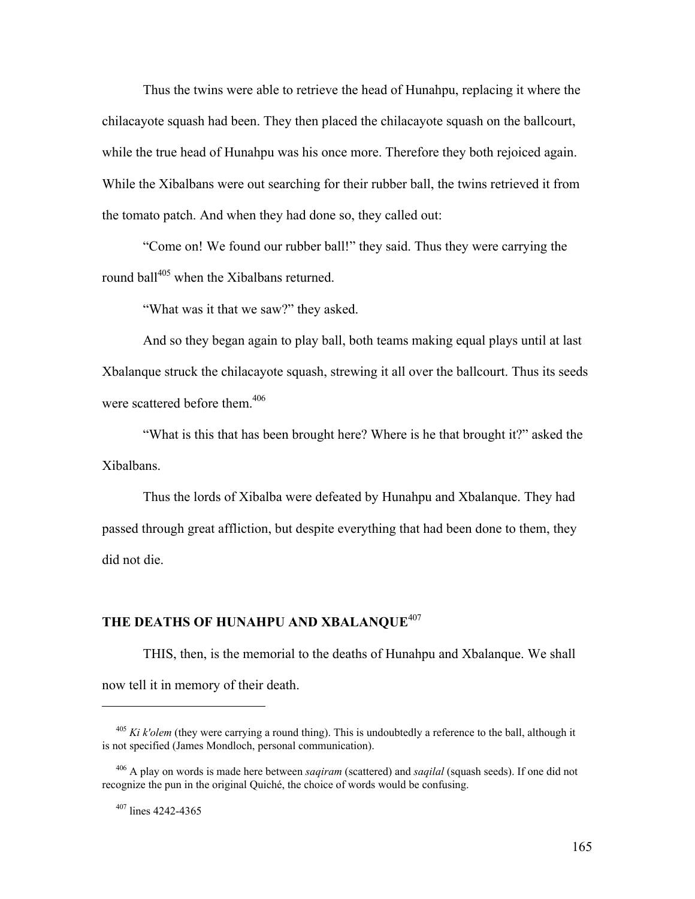Thus the twins were able to retrieve the head of Hunahpu, replacing it where the chilacayote squash had been. They then placed the chilacayote squash on the ballcourt, while the true head of Hunahpu was his once more. Therefore they both rejoiced again. While the Xibalbans were out searching for their rubber ball, the twins retrieved it from the tomato patch. And when they had done so, they called out:

"Come on! We found our rubber ball!" they said. Thus they were carrying the round ball[405] when the Xibalbans returned.

"What was it that we saw?" they asked.

And so they began again to play ball, both teams making equal plays until at last Xbalanque struck the chilacayote squash, strewing it all over the ballcourt. Thus its seeds were scattered before them.[406]

"What is this that has been brought here? Where is he that brought it?" asked the Xibalbans.

Thus the lords of Xibalba were defeated by Hunahpu and Xbalanque. They had passed through great affliction, but despite everything that had been done to them, they did not die.

## THE DEATHS OF HUNAHPU AND XBALANQUE[407]

THIS, then, is the memorial to the deaths of Hunahpu and Xbalanque. We shall now tell it in memory of their death.

---

[405] *Ki k'olem* (they were carrying a round thing). This is undoubtedly a reference to the ball, although it is not specified (James Mondloch, personal communication).

[406] A play on words is made here between *saqiram* (scattered) and *saqilal* (squash seeds). If one did not recognize the pun in the original Quiché, the choice of words would be confusing.

[407] lines 4242-4365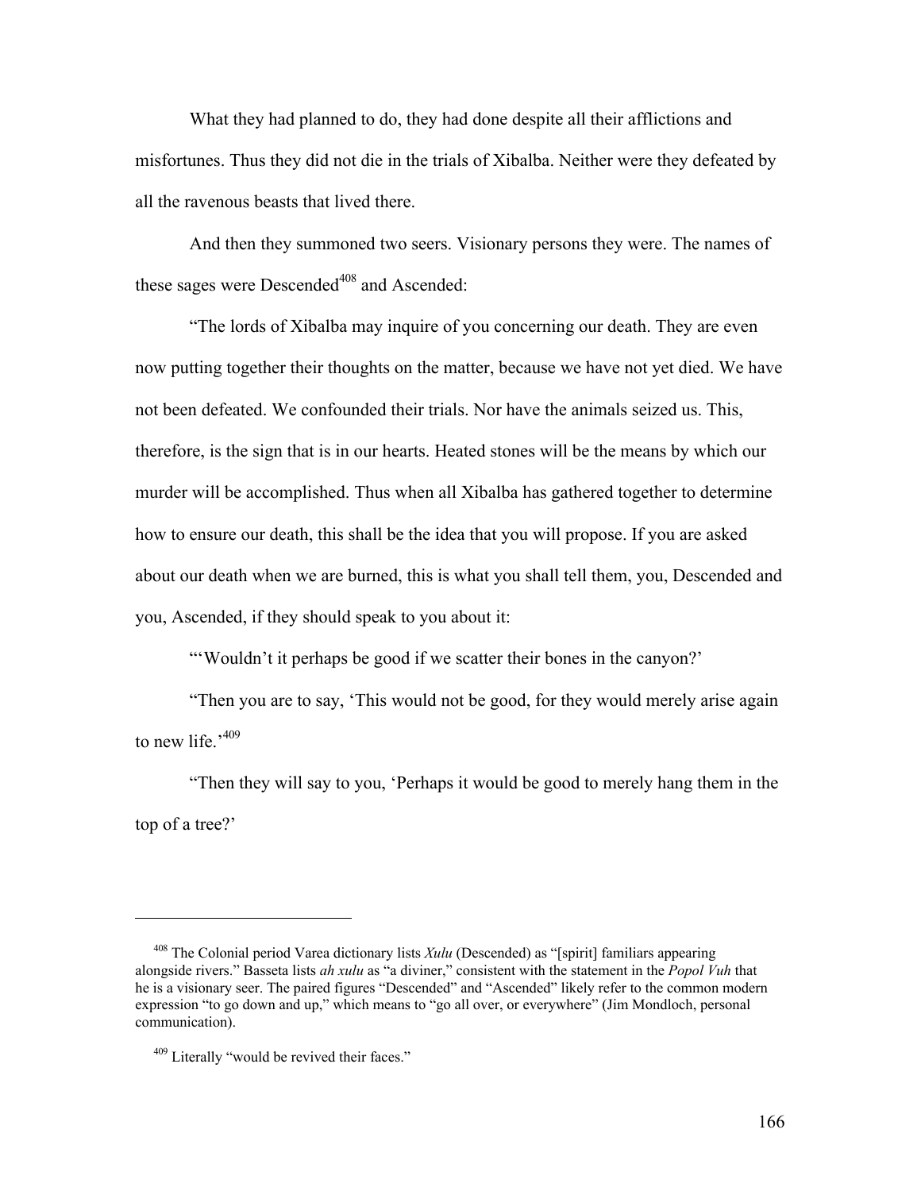What they had planned to do, they had done despite all their afflictions and misfortunes. Thus they did not die in the trials of Xibalba. Neither were they defeated by all the ravenous beasts that lived there.

And then they summoned two seers. Visionary persons they were. The names of these sages were Descended[408] and Ascended:

"The lords of Xibalba may inquire of you concerning our death. They are even now putting together their thoughts on the matter, because we have not yet died. We have not been defeated. We confounded their trials. Nor have the animals seized us. This, therefore, is the sign that is in our hearts. Heated stones will be the means by which our murder will be accomplished. Thus when all Xibalba has gathered together to determine how to ensure our death, this shall be the idea that you will propose. If you are asked about our death when we are burned, this is what you shall tell them, you, Descended and you, Ascended, if they should speak to you about it:

"'Wouldn't it perhaps be good if we scatter their bones in the canyon?'

"Then you are to say, 'This would not be good, for they would merely arise again to new life.'[409]

"Then they will say to you, 'Perhaps it would be good to merely hang them in the top of a tree?'

---

[408] The Colonial period Varea dictionary lists *Xulu* (Descended) as "[spirit] familiars appearing alongside rivers." Basseta lists *ah xulu* as "a diviner," consistent with the statement in the *Popol Vuh* that he is a visionary seer. The paired figures "Descended" and "Ascended" likely refer to the common modern expression "to go down and up," which means to "go all over, or everywhere" (Jim Mondloch, personal communication).

[409] Literally "would be revived their faces."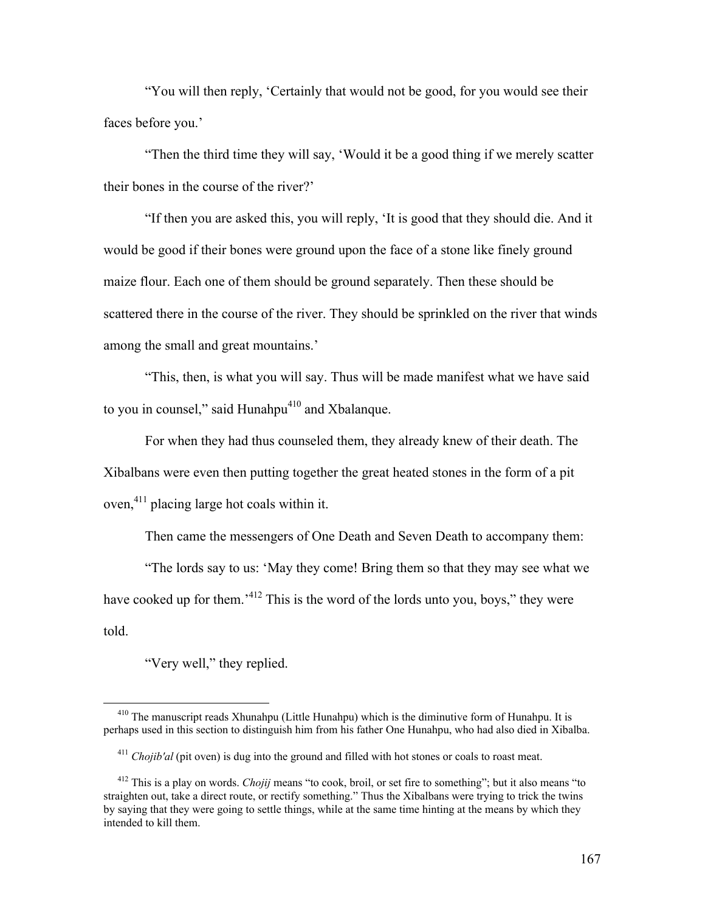"You will then reply, 'Certainly that would not be good, for you would see their faces before you.'

"Then the third time they will say, 'Would it be a good thing if we merely scatter their bones in the course of the river?'

"If then you are asked this, you will reply, 'It is good that they should die. And it would be good if their bones were ground upon the face of a stone like finely ground maize flour. Each one of them should be ground separately. Then these should be scattered there in the course of the river. They should be sprinkled on the river that winds among the small and great mountains.'

"This, then, is what you will say. Thus will be made manifest what we have said to you in counsel," said Hunahpu[410] and Xbalanque.

For when they had thus counseled them, they already knew of their death. The Xibalbans were even then putting together the great heated stones in the form of a pit oven,[411] placing large hot coals within it.

Then came the messengers of One Death and Seven Death to accompany them:

"The lords say to us: 'May they come! Bring them so that they may see what we have cooked up for them.'[412] This is the word of the lords unto you, boys," they were told.

"Very well," they replied.

---

[410] The manuscript reads Xhunahpu (Little Hunahpu) which is the diminutive form of Hunahpu. It is perhaps used in this section to distinguish him from his father One Hunahpu, who had also died in Xibalba.

[411] *Chojib'al* (pit oven) is dug into the ground and filled with hot stones or coals to roast meat.

[412] This is a play on words. *Chojij* means "to cook, broil, or set fire to something"; but it also means "to straighten out, take a direct route, or rectify something." Thus the Xibalbans were trying to trick the twins by saying that they were going to settle things, while at the same time hinting at the means by which they intended to kill them.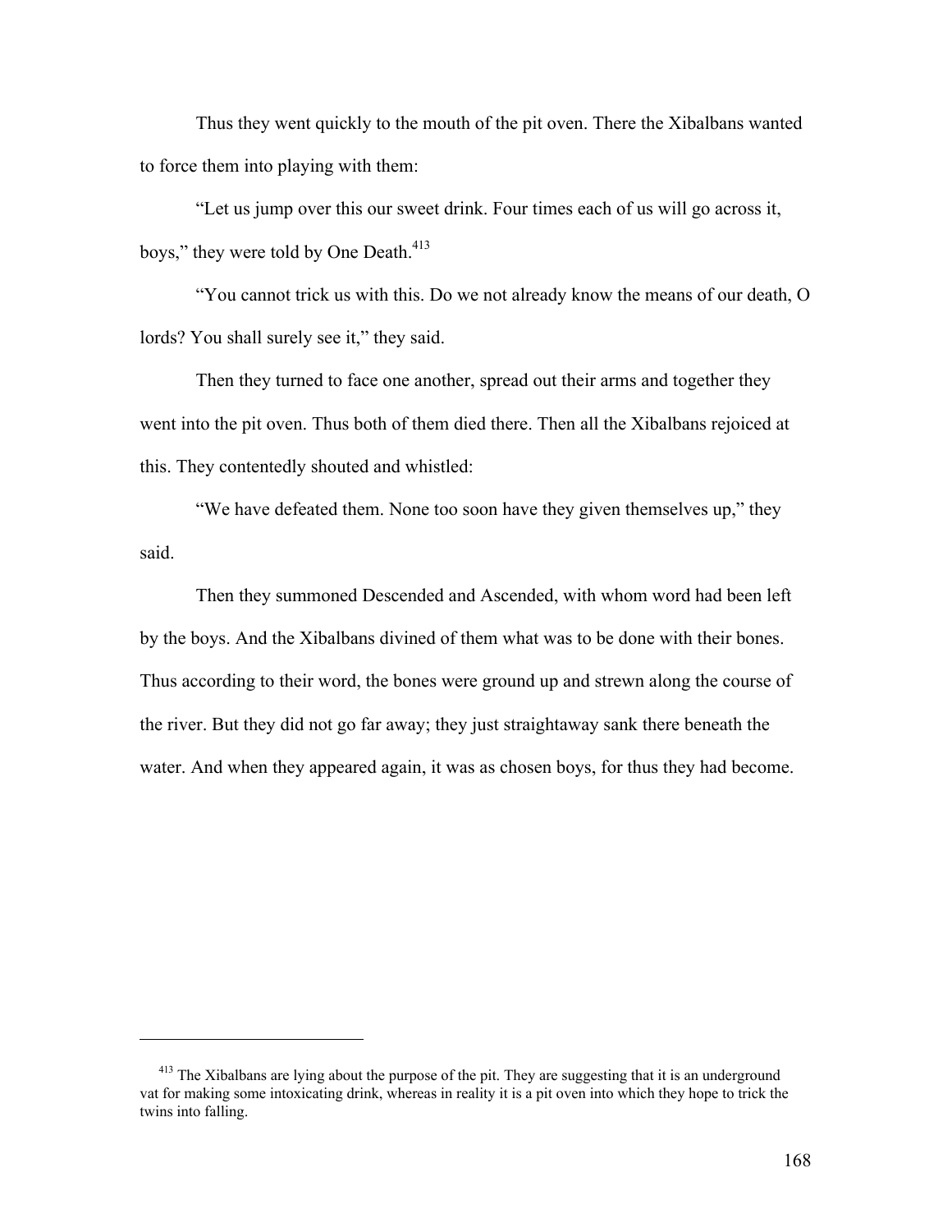Thus they went quickly to the mouth of the pit oven. There the Xibalbans wanted to force them into playing with them:

"Let us jump over this our sweet drink. Four times each of us will go across it, boys," they were told by One Death.[413]

"You cannot trick us with this. Do we not already know the means of our death, O lords? You shall surely see it," they said.

Then they turned to face one another, spread out their arms and together they went into the pit oven. Thus both of them died there. Then all the Xibalbans rejoiced at this. They contentedly shouted and whistled:

"We have defeated them. None too soon have they given themselves up," they said.

Then they summoned Descended and Ascended, with whom word had been left by the boys. And the Xibalbans divined of them what was to be done with their bones. Thus according to their word, the bones were ground up and strewn along the course of the river. But they did not go far away; they just straightaway sank there beneath the water. And when they appeared again, it was as chosen boys, for thus they had become.

---

[413] The Xibalbans are lying about the purpose of the pit. They are suggesting that it is an underground vat for making some intoxicating drink, whereas in reality it is a pit oven into which they hope to trick the twins into falling.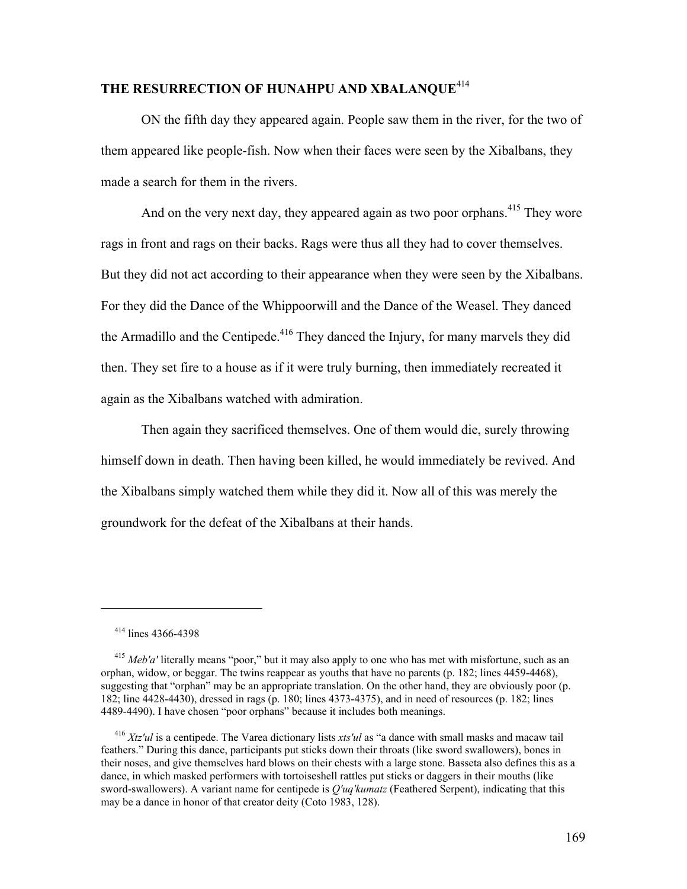## THE RESURRECTION OF HUNAHPU AND XBALANQUE[414]

ON the fifth day they appeared again. People saw them in the river, for the two of them appeared like people-fish. Now when their faces were seen by the Xibalbans, they made a search for them in the rivers.

And on the very next day, they appeared again as two poor orphans.[415] They wore rags in front and rags on their backs. Rags were thus all they had to cover themselves. But they did not act according to their appearance when they were seen by the Xibalbans. For they did the Dance of the Whippoorwill and the Dance of the Weasel. They danced the Armadillo and the Centipede.[416] They danced the Injury, for many marvels they did then. They set fire to a house as if it were truly burning, then immediately recreated it again as the Xibalbans watched with admiration.

Then again they sacrificed themselves. One of them would die, surely throwing himself down in death. Then having been killed, he would immediately be revived. And the Xibalbans simply watched them while they did it. Now all of this was merely the groundwork for the defeat of the Xibalbans at their hands.

---

[414] lines 4366-4398

[415] *Meb'a'* literally means "poor," but it may also apply to one who has met with misfortune, such as an orphan, widow, or beggar. The twins reappear as youths that have no parents (p. 182; lines 4459-4468), suggesting that "orphan" may be an appropriate translation. On the other hand, they are obviously poor (p. 182; line 4428-4430), dressed in rags (p. 180; lines 4373-4375), and in need of resources (p. 182; lines 4489-4490). I have chosen "poor orphans" because it includes both meanings.

[416] *Xtz'ul* is a centipede. The Varea dictionary lists *xts'ul* as "a dance with small masks and macaw tail feathers." During this dance, participants put sticks down their throats (like sword swallowers), bones in their noses, and give themselves hard blows on their chests with a large stone. Basseta also defines this as a dance, in which masked performers with tortoiseshell rattles put sticks or daggers in their mouths (like sword-swallowers). A variant name for centipede is *Q'uq'kumatz* (Feathered Serpent), indicating that this may be a dance in honor of that creator deity (Coto 1983, 128).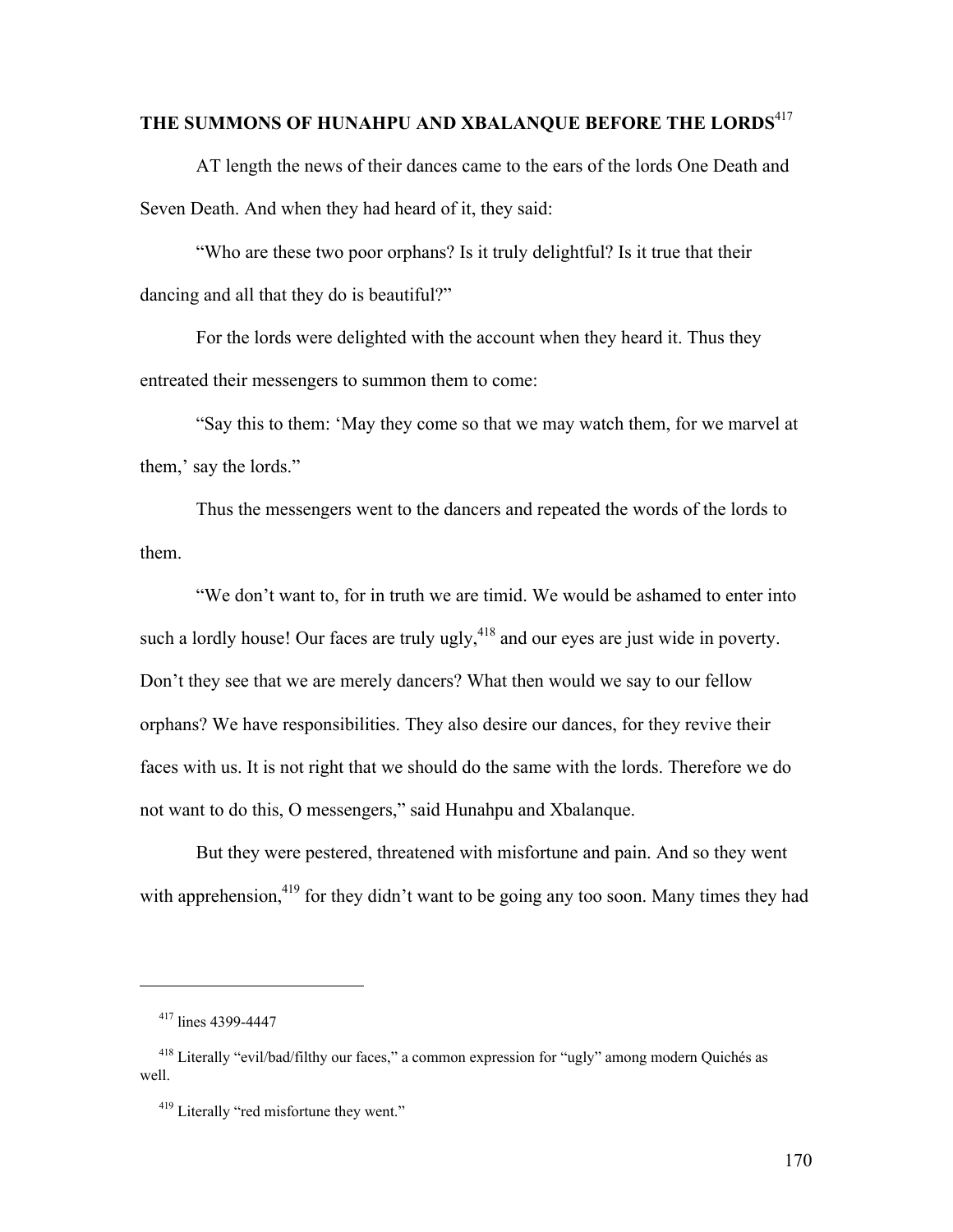## THE SUMMONS OF HUNAHPU AND XBALANQUE BEFORE THE LORDS[417]

AT length the news of their dances came to the ears of the lords One Death and Seven Death. And when they had heard of it, they said:

"Who are these two poor orphans? Is it truly delightful? Is it true that their dancing and all that they do is beautiful?"

For the lords were delighted with the account when they heard it. Thus they entreated their messengers to summon them to come:

"Say this to them: 'May they come so that we may watch them, for we marvel at them,' say the lords."

Thus the messengers went to the dancers and repeated the words of the lords to them.

"We don't want to, for in truth we are timid. We would be ashamed to enter into such a lordly house! Our faces are truly ugly,[418] and our eyes are just wide in poverty. Don't they see that we are merely dancers? What then would we say to our fellow orphans? We have responsibilities. They also desire our dances, for they revive their faces with us. It is not right that we should do the same with the lords. Therefore we do not want to do this, O messengers," said Hunahpu and Xbalanque.

But they were pestered, threatened with misfortune and pain. And so they went with apprehension,[419] for they didn't want to be going any too soon. Many times they had

---

[417] lines 4399-4447

[418] Literally "evil/bad/filthy our faces," a common expression for "ugly" among modern Quichés as well.

[419] Literally "red misfortune they went."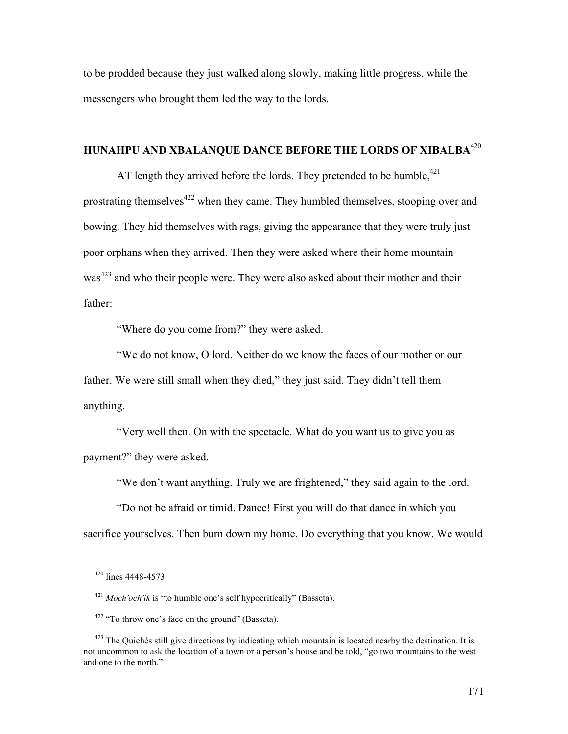to be prodded because they just walked along slowly, making little progress, while the messengers who brought them led the way to the lords.

## HUNAHPU AND XBALANQUE DANCE BEFORE THE LORDS OF XIBALBA[420]

AT length they arrived before the lords. They pretended to be humble,[421] prostrating themselves[422] when they came. They humbled themselves, stooping over and bowing. They hid themselves with rags, giving the appearance that they were truly just poor orphans when they arrived. Then they were asked where their home mountain was[423] and who their people were. They were also asked about their mother and their father:

"Where do you come from?" they were asked.

"We do not know, O lord. Neither do we know the faces of our mother or our father. We were still small when they died," they just said. They didn't tell them anything.

"Very well then. On with the spectacle. What do you want us to give you as payment?" they were asked.

"We don't want anything. Truly we are frightened," they said again to the lord.

"Do not be afraid or timid. Dance! First you will do that dance in which you sacrifice yourselves. Then burn down my home. Do everything that you know. We would

---

[420] lines 4448-4573

[421] *Moch'och'ik* is "to humble one's self hypocritically" (Basseta).

[422] "To throw one's face on the ground" (Basseta).

[423] The Quichés still give directions by indicating which mountain is located nearby the destination. It is not uncommon to ask the location of a town or a person's house and be told, "go two mountains to the west and one to the north."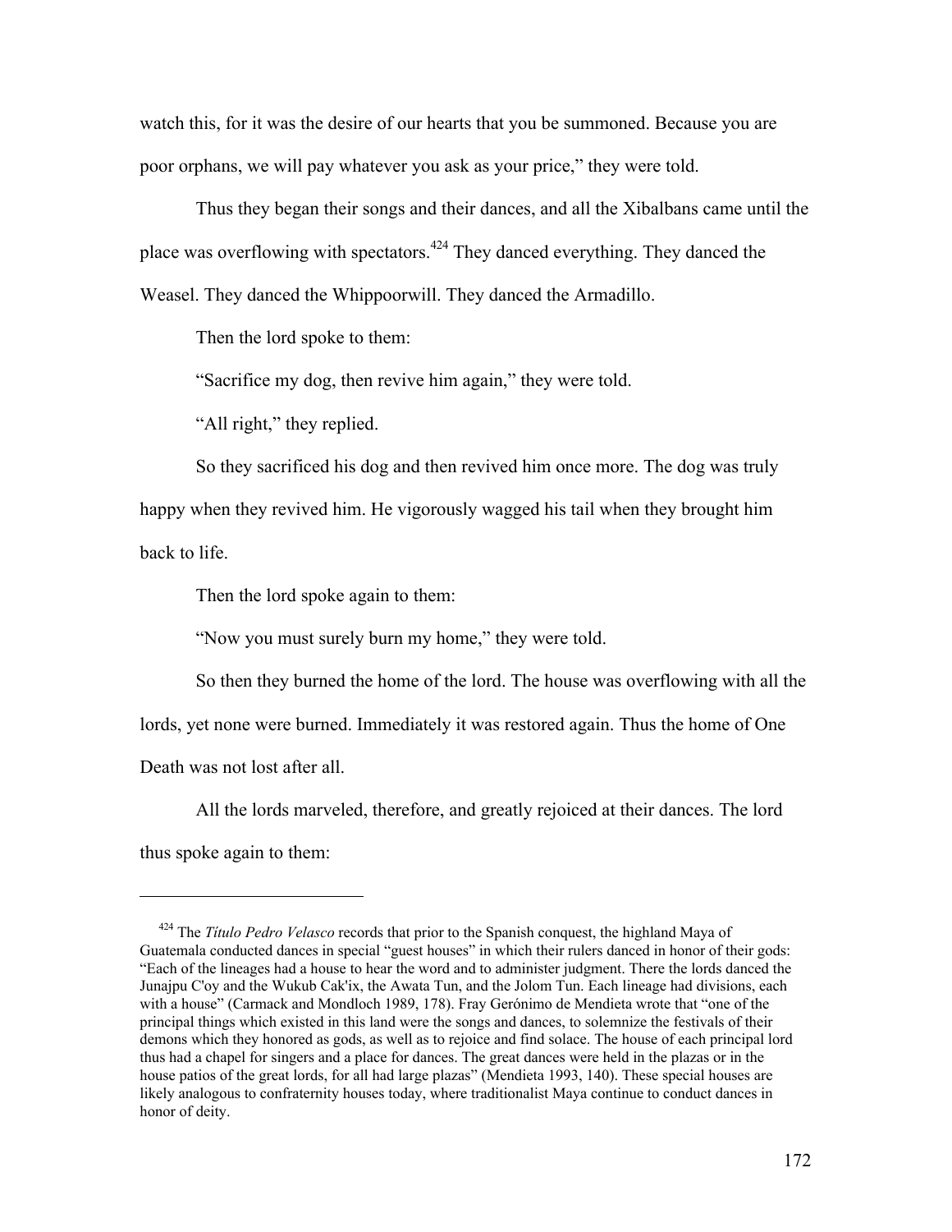watch this, for it was the desire of our hearts that you be summoned. Because you are poor orphans, we will pay whatever you ask as your price," they were told.

Thus they began their songs and their dances, and all the Xibalbans came until the place was overflowing with spectators.[424] They danced everything. They danced the Weasel. They danced the Whippoorwill. They danced the Armadillo.

Then the lord spoke to them:

"Sacrifice my dog, then revive him again," they were told.

"All right," they replied.

So they sacrificed his dog and then revived him once more. The dog was truly happy when they revived him. He vigorously wagged his tail when they brought him back to life.

Then the lord spoke again to them:

"Now you must surely burn my home," they were told.

So then they burned the home of the lord. The house was overflowing with all the lords, yet none were burned. Immediately it was restored again. Thus the home of One Death was not lost after all.

All the lords marveled, therefore, and greatly rejoiced at their dances. The lord thus spoke again to them:

---

[424] The *Título Pedro Velasco* records that prior to the Spanish conquest, the highland Maya of Guatemala conducted dances in special "guest houses" in which their rulers danced in honor of their gods: "Each of the lineages had a house to hear the word and to administer judgment. There the lords danced the Junajpu C'oy and the Wukub Cak'ix, the Awata Tun, and the Jolom Tun. Each lineage had divisions, each with a house" (Carmack and Mondloch 1989, 178). Fray Gerónimo de Mendieta wrote that "one of the principal things which existed in this land were the songs and dances, to solemnize the festivals of their demons which they honored as gods, as well as to rejoice and find solace. The house of each principal lord thus had a chapel for singers and a place for dances. The great dances were held in the plazas or in the house patios of the great lords, for all had large plazas" (Mendieta 1993, 140). These special houses are likely analogous to confraternity houses today, where traditionalist Maya continue to conduct dances in honor of deity.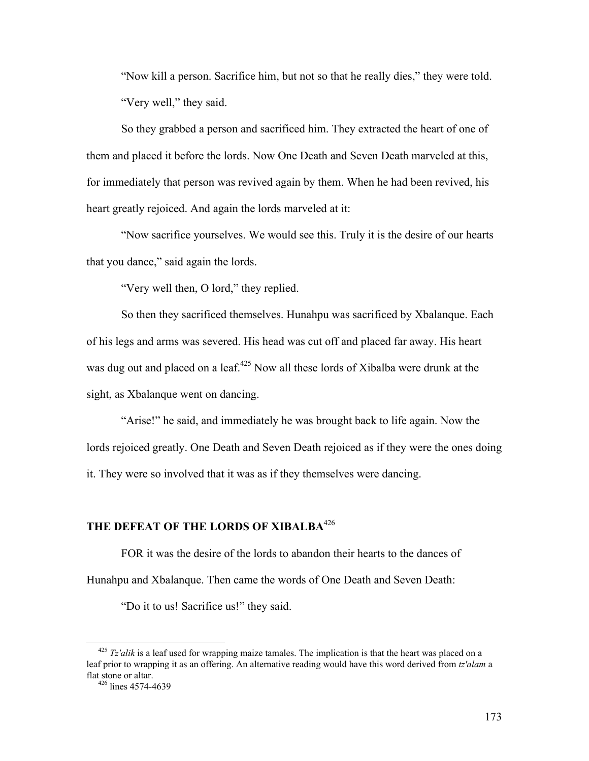"Now kill a person. Sacrifice him, but not so that he really dies," they were told.

"Very well," they said.

So they grabbed a person and sacrificed him. They extracted the heart of one of them and placed it before the lords. Now One Death and Seven Death marveled at this, for immediately that person was revived again by them. When he had been revived, his heart greatly rejoiced. And again the lords marveled at it:

"Now sacrifice yourselves. We would see this. Truly it is the desire of our hearts that you dance," said again the lords.

"Very well then, O lord," they replied.

So then they sacrificed themselves. Hunahpu was sacrificed by Xbalanque. Each of his legs and arms was severed. His head was cut off and placed far away. His heart was dug out and placed on a leaf.[425] Now all these lords of Xibalba were drunk at the sight, as Xbalanque went on dancing.

"Arise!" he said, and immediately he was brought back to life again. Now the lords rejoiced greatly. One Death and Seven Death rejoiced as if they were the ones doing it. They were so involved that it was as if they themselves were dancing.

## THE DEFEAT OF THE LORDS OF XIBALBA[426]

FOR it was the desire of the lords to abandon their hearts to the dances of Hunahpu and Xbalanque. Then came the words of One Death and Seven Death:

"Do it to us! Sacrifice us!" they said.

---

[425] *Tz'alik* is a leaf used for wrapping maize tamales. The implication is that the heart was placed on a leaf prior to wrapping it as an offering. An alternative reading would have this word derived from *tz'alam* a flat stone or altar.

[426] lines 4574-4639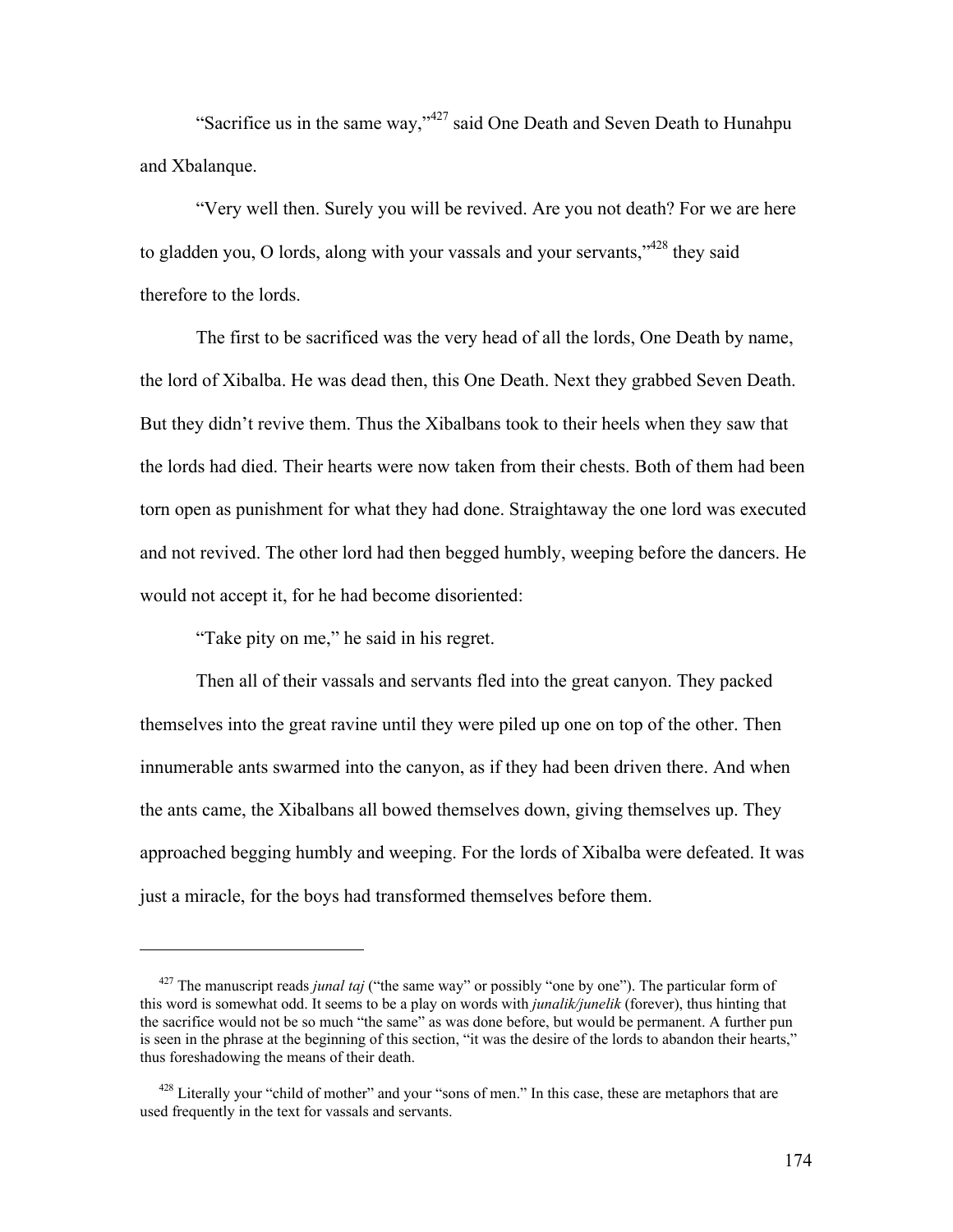"Sacrifice us in the same way,"[427] said One Death and Seven Death to Hunahpu and Xbalanque.

"Very well then. Surely you will be revived. Are you not death? For we are here to gladden you, O lords, along with your vassals and your servants,"[428] they said therefore to the lords.

The first to be sacrificed was the very head of all the lords, One Death by name, the lord of Xibalba. He was dead then, this One Death. Next they grabbed Seven Death. But they didn't revive them. Thus the Xibalbans took to their heels when they saw that the lords had died. Their hearts were now taken from their chests. Both of them had been torn open as punishment for what they had done. Straightaway the one lord was executed and not revived. The other lord had then begged humbly, weeping before the dancers. He would not accept it, for he had become disoriented:

"Take pity on me," he said in his regret.

Then all of their vassals and servants fled into the great canyon. They packed themselves into the great ravine until they were piled up one on top of the other. Then innumerable ants swarmed into the canyon, as if they had been driven there. And when the ants came, the Xibalbans all bowed themselves down, giving themselves up. They approached begging humbly and weeping. For the lords of Xibalba were defeated. It was just a miracle, for the boys had transformed themselves before them.

---

[427] The manuscript reads *junal taj* ("the same way" or possibly "one by one"). The particular form of this word is somewhat odd. It seems to be a play on words with *junalik/junelik* (forever), thus hinting that the sacrifice would not be so much "the same" as was done before, but would be permanent. A further pun is seen in the phrase at the beginning of this section, "it was the desire of the lords to abandon their hearts," thus foreshadowing the means of their death.

[428] Literally your "child of mother" and your "sons of men." In this case, these are metaphors that are used frequently in the text for vassals and servants.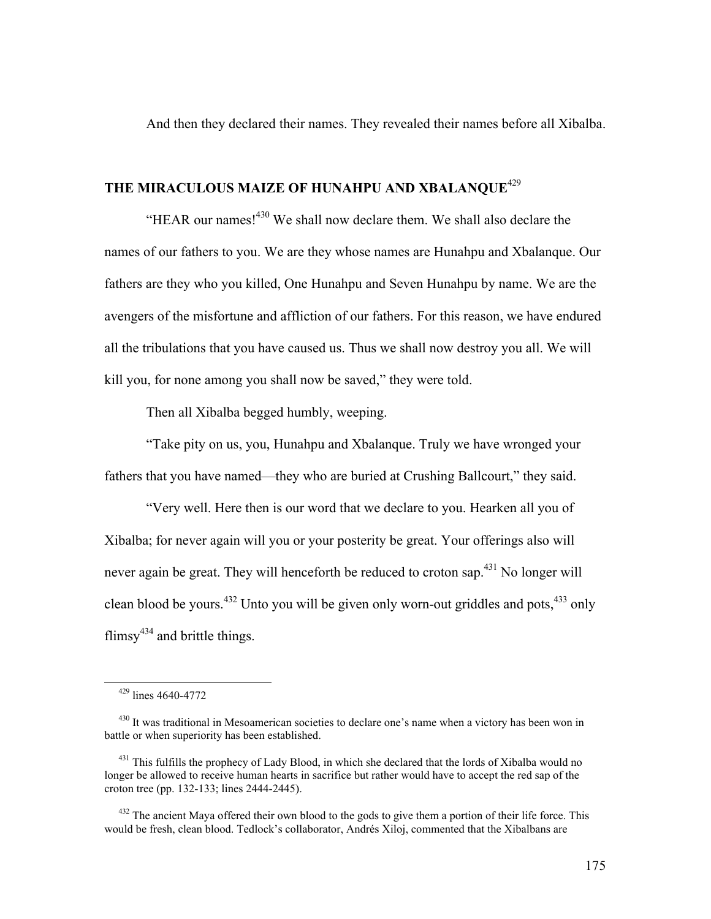And then they declared their names. They revealed their names before all Xibalba.

## THE MIRACULOUS MAIZE OF HUNAHPU AND XBALANQUE[429]

"HEAR our names![430] We shall now declare them. We shall also declare the names of our fathers to you. We are they whose names are Hunahpu and Xbalanque. Our fathers are they who you killed, One Hunahpu and Seven Hunahpu by name. We are the avengers of the misfortune and affliction of our fathers. For this reason, we have endured all the tribulations that you have caused us. Thus we shall now destroy you all. We will kill you, for none among you shall now be saved," they were told.

Then all Xibalba begged humbly, weeping.

"Take pity on us, you, Hunahpu and Xbalanque. Truly we have wronged your fathers that you have named—they who are buried at Crushing Ballcourt," they said.

"Very well. Here then is our word that we declare to you. Hearken all you of Xibalba; for never again will you or your posterity be great. Your offerings also will never again be great. They will henceforth be reduced to croton sap.[431] No longer will clean blood be yours.[432] Unto you will be given only worn-out griddles and pots,[433] only flimsy[434] and brittle things.

---

[429] lines 4640-4772

[430] It was traditional in Mesoamerican societies to declare one's name when a victory has been won in battle or when superiority has been established.

[431] This fulfills the prophecy of Lady Blood, in which she declared that the lords of Xibalba would no longer be allowed to receive human hearts in sacrifice but rather would have to accept the red sap of the croton tree (pp. 132-133; lines 2444-2445).

[432] The ancient Maya offered their own blood to the gods to give them a portion of their life force. This would be fresh, clean blood. Tedlock's collaborator, Andrés Xiloj, commented that the Xibalbans are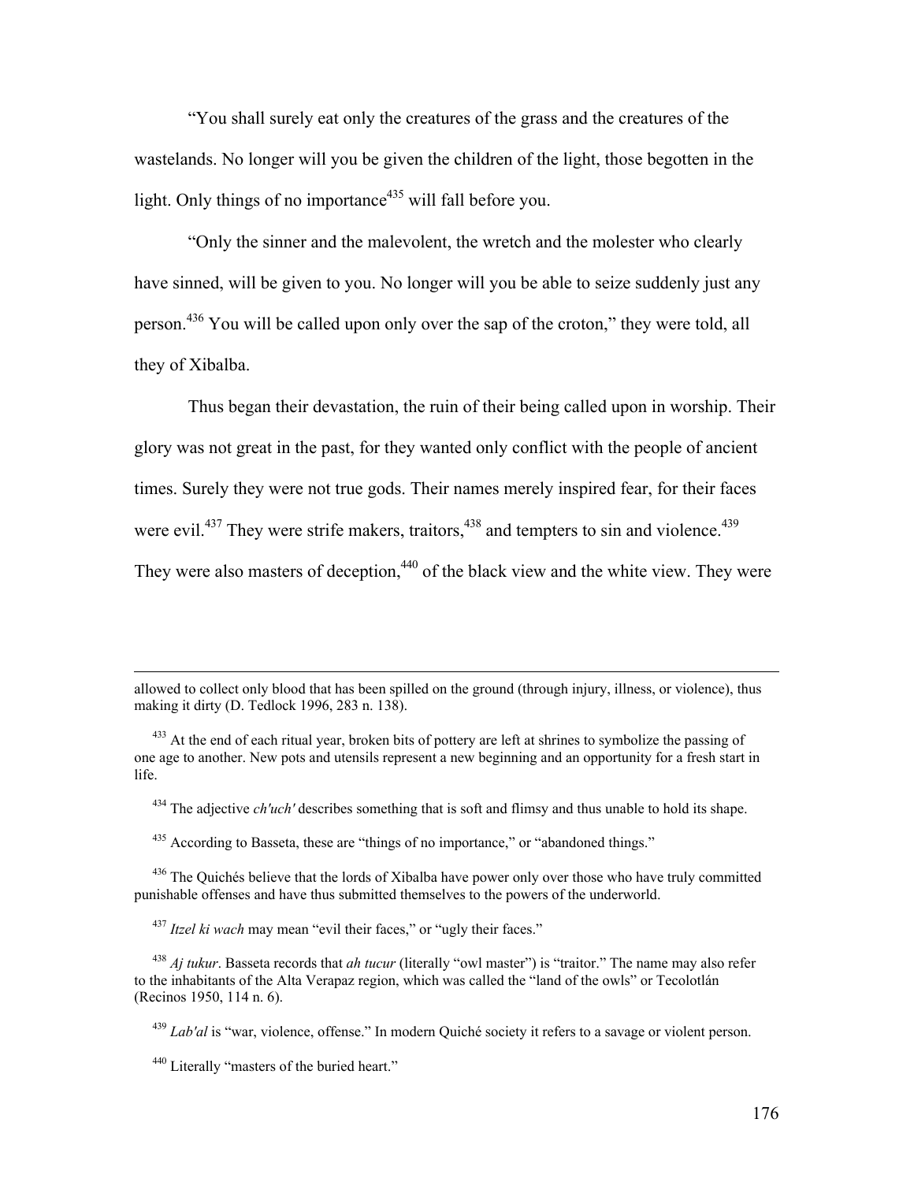"You shall surely eat only the creatures of the grass and the creatures of the wastelands. No longer will you be given the children of the light, those begotten in the light. Only things of no importance[435] will fall before you.

"Only the sinner and the malevolent, the wretch and the molester who clearly have sinned, will be given to you. No longer will you be able to seize suddenly just any person.[436] You will be called upon only over the sap of the croton," they were told, all they of Xibalba.

Thus began their devastation, the ruin of their being called upon in worship. Their glory was not great in the past, for they wanted only conflict with the people of ancient times. Surely they were not true gods. Their names merely inspired fear, for their faces were evil.[437] They were strife makers, traitors,[438] and tempters to sin and violence.[439] They were also masters of deception,[440] of the black view and the white view. They were

---

allowed to collect only blood that has been spilled on the ground (through injury, illness, or violence), thus making it dirty (D. Tedlock 1996, 283 n. 138).

[433] At the end of each ritual year, broken bits of pottery are left at shrines to symbolize the passing of one age to another. New pots and utensils represent a new beginning and an opportunity for a fresh start in life.

[434] The adjective *ch'uch'* describes something that is soft and flimsy and thus unable to hold its shape.

[435] According to Basseta, these are "things of no importance," or "abandoned things."

[436] The Quichés believe that the lords of Xibalba have power only over those who have truly committed punishable offenses and have thus submitted themselves to the powers of the underworld.

[437] *Itzel ki wach* may mean "evil their faces," or "ugly their faces."

[438] *Aj tukur*. Basseta records that *ah tucur* (literally "owl master") is "traitor." The name may also refer to the inhabitants of the Alta Verapaz region, which was called the "land of the owls" or Tecolotlán (Recinos 1950, 114 n. 6).

[439] *Lab'al* is "war, violence, offense." In modern Quiché society it refers to a savage or violent person.

[440] Literally "masters of the buried heart."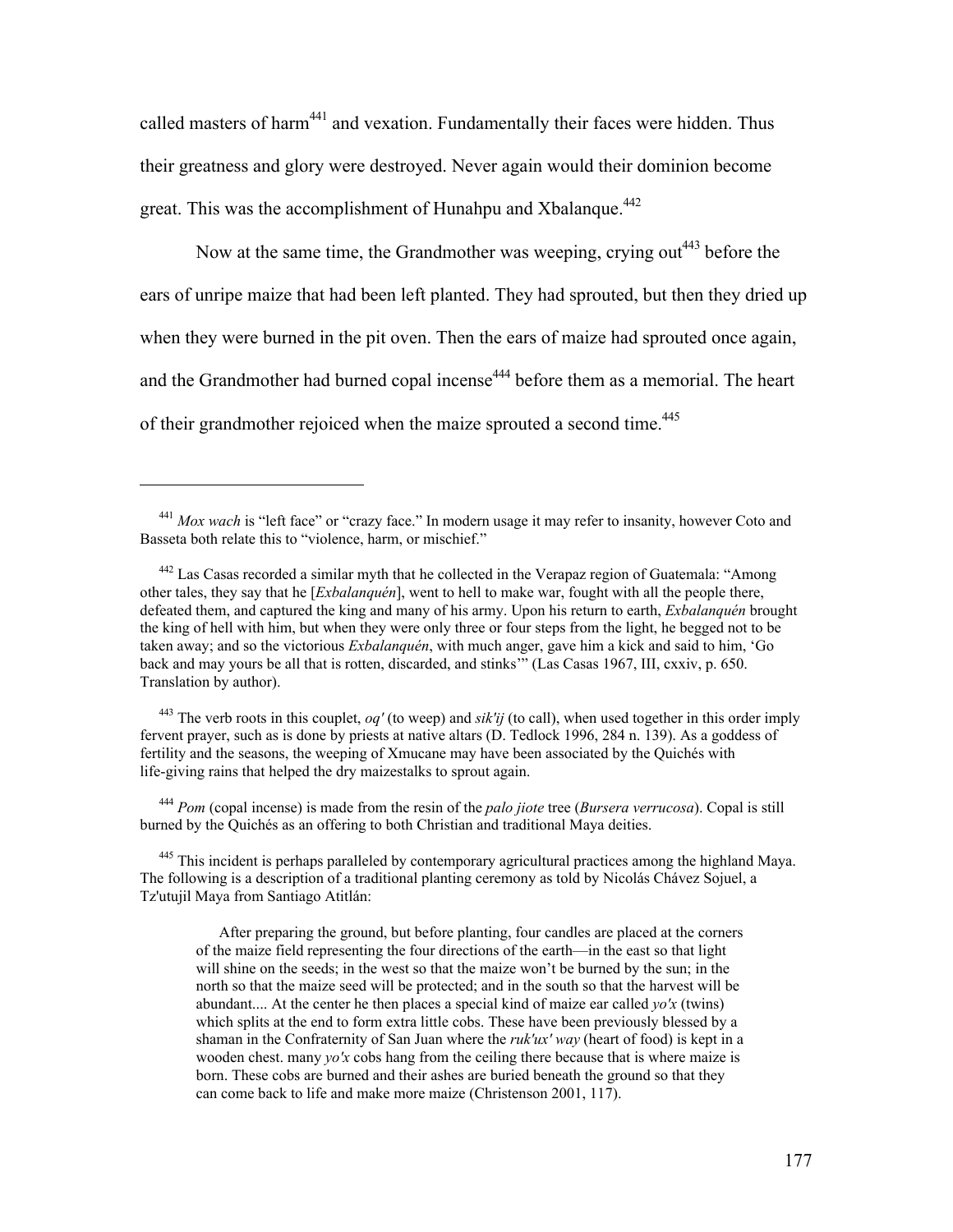called masters of harm[441] and vexation. Fundamentally their faces were hidden. Thus their greatness and glory were destroyed. Never again would their dominion become great. This was the accomplishment of Hunahpu and Xbalanque.[442]

Now at the same time, the Grandmother was weeping, crying out[443] before the ears of unripe maize that had been left planted. They had sprouted, but then they dried up when they were burned in the pit oven. Then the ears of maize had sprouted once again, and the Grandmother had burned copal incense[444] before them as a memorial. The heart of their grandmother rejoiced when the maize sprouted a second time.[445]

---

[441] *Mox wach* is "left face" or "crazy face." In modern usage it may refer to insanity, however Coto and Basseta both relate this to "violence, harm, or mischief."

[442] Las Casas recorded a similar myth that he collected in the Verapaz region of Guatemala: "Among other tales, they say that he [*Exbalanquén*], went to hell to make war, fought with all the people there, defeated them, and captured the king and many of his army. Upon his return to earth, *Exbalanquén* brought the king of hell with him, but when they were only three or four steps from the light, he begged not to be taken away; and so the victorious *Exbalanquén*, with much anger, gave him a kick and said to him, 'Go back and may yours be all that is rotten, discarded, and stinks'" (Las Casas 1967, III, cxxiv, p. 650. Translation by author).

[443] The verb roots in this couplet, *oq'* (to weep) and *sik'ij* (to call), when used together in this order imply fervent prayer, such as is done by priests at native altars (D. Tedlock 1996, 284 n. 139). As a goddess of fertility and the seasons, the weeping of Xmucane may have been associated by the Quichés with life-giving rains that helped the dry maizestalks to sprout again.

[444] *Pom* (copal incense) is made from the resin of the *palo jiote* tree (*Bursera verrucosa*). Copal is still burned by the Quichés as an offering to both Christian and traditional Maya deities.

[445] This incident is perhaps paralleled by contemporary agricultural practices among the highland Maya. The following is a description of a traditional planting ceremony as told by Nicolás Chávez Sojuel, a Tz'utujil Maya from Santiago Atitlán:

> After preparing the ground, but before planting, four candles are placed at the corners of the maize field representing the four directions of the earth—in the east so that light will shine on the seeds; in the west so that the maize won't be burned by the sun; in the north so that the maize seed will be protected; and in the south so that the harvest will be abundant.... At the center he then places a special kind of maize ear called *yo'x* (twins) which splits at the end to form extra little cobs. These have been previously blessed by a shaman in the Confraternity of San Juan where the *ruk'ux' way* (heart of food) is kept in a wooden chest. many *yo'x* cobs hang from the ceiling there because that is where maize is born. These cobs are burned and their ashes are buried beneath the ground so that they can come back to life and make more maize (Christenson 2001, 117).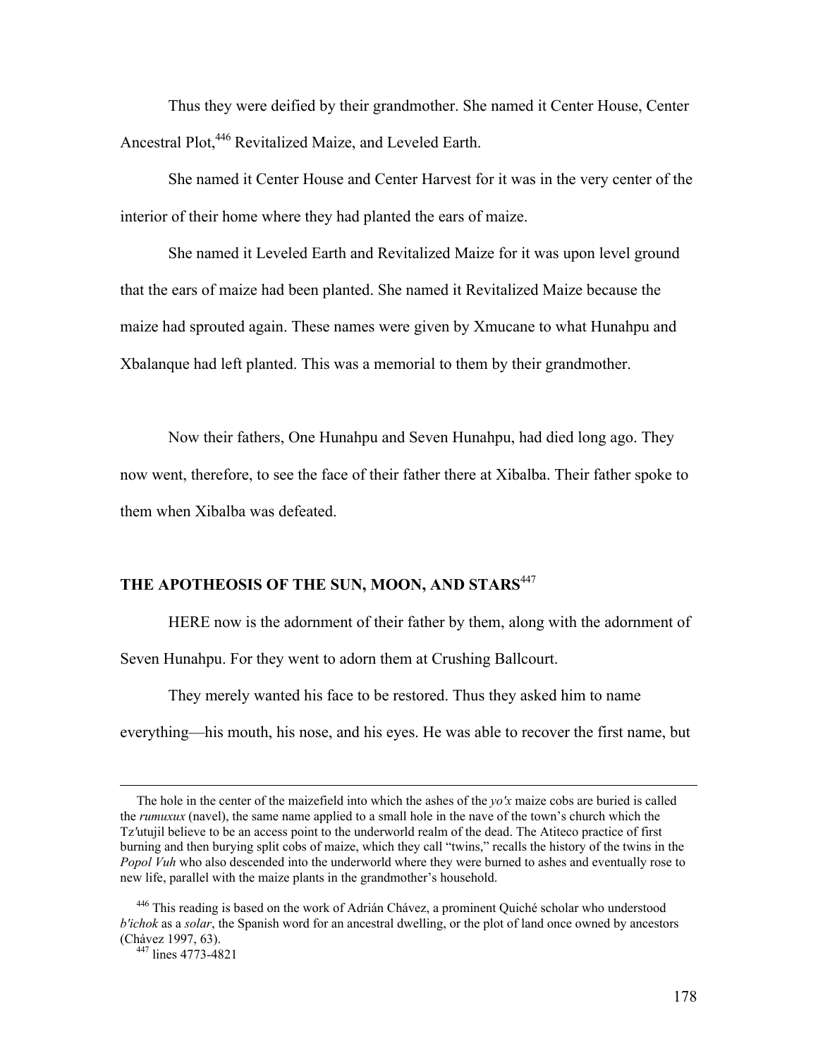Thus they were deified by their grandmother. She named it Center House, Center Ancestral Plot,[446] Revitalized Maize, and Leveled Earth.

She named it Center House and Center Harvest for it was in the very center of the interior of their home where they had planted the ears of maize.

She named it Leveled Earth and Revitalized Maize for it was upon level ground that the ears of maize had been planted. She named it Revitalized Maize because the maize had sprouted again. These names were given by Xmucane to what Hunahpu and Xbalanque had left planted. This was a memorial to them by their grandmother.

Now their fathers, One Hunahpu and Seven Hunahpu, had died long ago. They now went, therefore, to see the face of their father there at Xibalba. Their father spoke to them when Xibalba was defeated.

## THE APOTHEOSIS OF THE SUN, MOON, AND STARS[447]

HERE now is the adornment of their father by them, along with the adornment of Seven Hunahpu. For they went to adorn them at Crushing Ballcourt.

They merely wanted his face to be restored. Thus they asked him to name everything—his mouth, his nose, and his eyes. He was able to recover the first name, but

---

The hole in the center of the maizefield into which the ashes of the *yo'x* maize cobs are buried is called the *rumuxux* (navel), the same name applied to a small hole in the nave of the town's church which the Tz'utujil believe to be an access point to the underworld realm of the dead. The Atiteco practice of first burning and then burying split cobs of maize, which they call "twins," recalls the history of the twins in the *Popol Vuh* who also descended into the underworld where they were burned to ashes and eventually rose to new life, parallel with the maize plants in the grandmother's household.

[446] This reading is based on the work of Adrián Chávez, a prominent Quiché scholar who understood *b'ichok* as a *solar*, the Spanish word for an ancestral dwelling, or the plot of land once owned by ancestors (Chávez 1997, 63).

[447] lines 4773-4821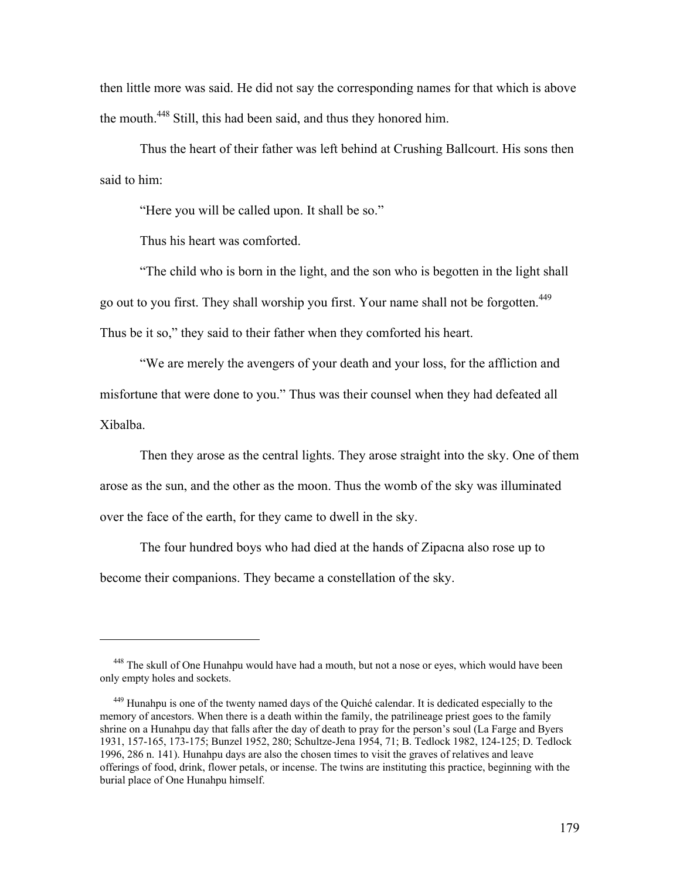then little more was said. He did not say the corresponding names for that which is above the mouth.[448] Still, this had been said, and thus they honored him.

Thus the heart of their father was left behind at Crushing Ballcourt. His sons then said to him:

"Here you will be called upon. It shall be so."

Thus his heart was comforted.

"The child who is born in the light, and the son who is begotten in the light shall go out to you first. They shall worship you first. Your name shall not be forgotten.[449] Thus be it so," they said to their father when they comforted his heart.

"We are merely the avengers of your death and your loss, for the affliction and misfortune that were done to you." Thus was their counsel when they had defeated all Xibalba.

Then they arose as the central lights. They arose straight into the sky. One of them arose as the sun, and the other as the moon. Thus the womb of the sky was illuminated over the face of the earth, for they came to dwell in the sky.

The four hundred boys who had died at the hands of Zipacna also rose up to become their companions. They became a constellation of the sky.

---

[448] The skull of One Hunahpu would have had a mouth, but not a nose or eyes, which would have been only empty holes and sockets.

[449] Hunahpu is one of the twenty named days of the Quiché calendar. It is dedicated especially to the memory of ancestors. When there is a death within the family, the patrilineage priest goes to the family shrine on a Hunahpu day that falls after the day of death to pray for the person's soul (La Farge and Byers 1931, 157-165, 173-175; Bunzel 1952, 280; Schultze-Jena 1954, 71; B. Tedlock 1982, 124-125; D. Tedlock 1996, 286 n. 141). Hunahpu days are also the chosen times to visit the graves of relatives and leave offerings of food, drink, flower petals, or incense. The twins are instituting this practice, beginning with the burial place of One Hunahpu himself.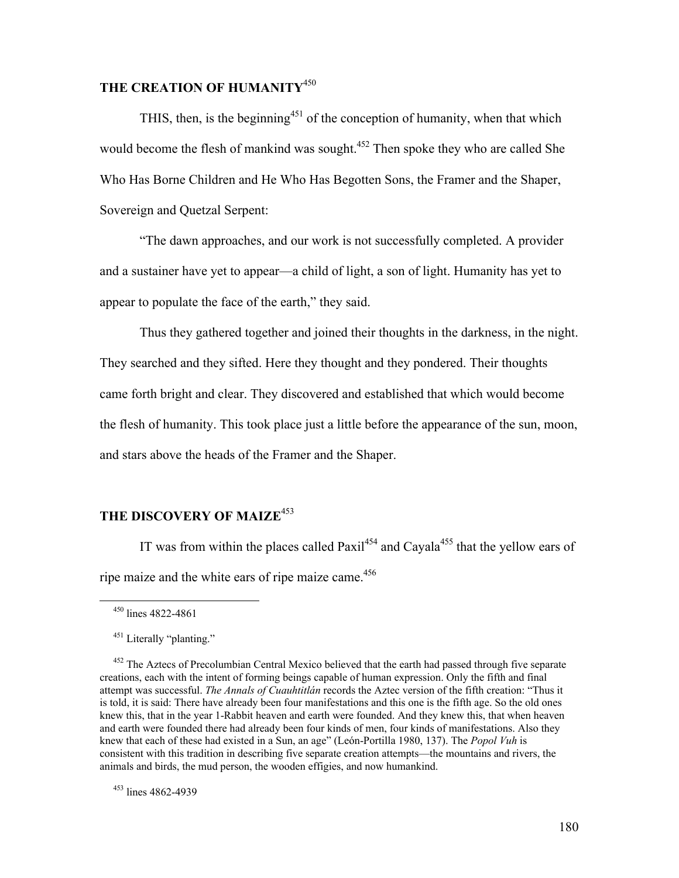## THE CREATION OF HUMANITY[450]

THIS, then, is the beginning[451] of the conception of humanity, when that which would become the flesh of mankind was sought.[452] Then spoke they who are called She Who Has Borne Children and He Who Has Begotten Sons, the Framer and the Shaper, Sovereign and Quetzal Serpent:

"The dawn approaches, and our work is not successfully completed. A provider and a sustainer have yet to appear—a child of light, a son of light. Humanity has yet to appear to populate the face of the earth," they said.

Thus they gathered together and joined their thoughts in the darkness, in the night. They searched and they sifted. Here they thought and they pondered. Their thoughts came forth bright and clear. They discovered and established that which would become the flesh of humanity. This took place just a little before the appearance of the sun, moon, and stars above the heads of the Framer and the Shaper.

## THE DISCOVERY OF MAIZE[453]

IT was from within the places called Paxil[454] and Cayala[455] that the yellow ears of ripe maize and the white ears of ripe maize came.[456]

---

[450] lines 4822-4861

[451] Literally "planting."

[452] The Aztecs of Precolumbian Central Mexico believed that the earth had passed through five separate creations, each with the intent of forming beings capable of human expression. Only the fifth and final attempt was successful. *The Annals of Cuauhtitlán* records the Aztec version of the fifth creation: "Thus it is told, it is said: There have already been four manifestations and this one is the fifth age. So the old ones knew this, that in the year 1-Rabbit heaven and earth were founded. And they knew this, that when heaven and earth were founded there had already been four kinds of men, four kinds of manifestations. Also they knew that each of these had existed in a Sun, an age" (León-Portilla 1980, 137). The *Popol Vuh* is consistent with this tradition in describing five separate creation attempts—the mountains and rivers, the animals and birds, the mud person, the wooden effigies, and now humankind.

[453] lines 4862-4939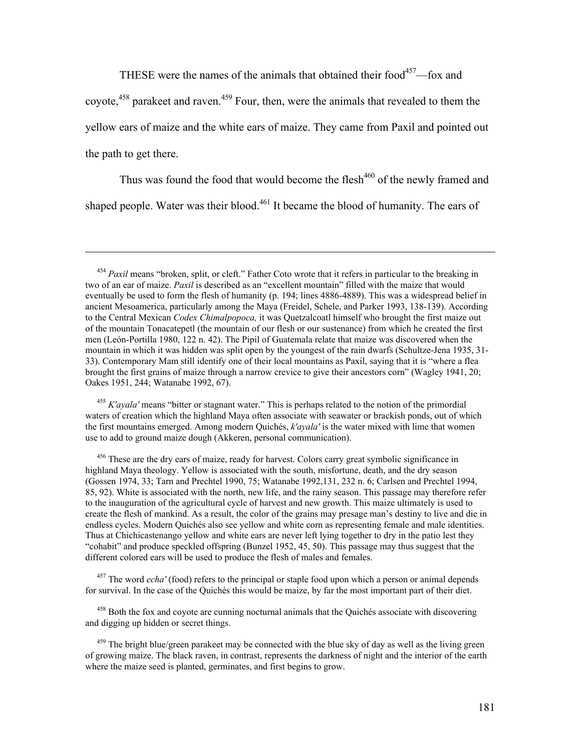THESE were the names of the animals that obtained their food[457]—fox and coyote,[458] parakeet and raven.[459] Four, then, were the animals that revealed to them the yellow ears of maize and the white ears of maize. They came from Paxil and pointed out the path to get there.

Thus was found the food that would become the flesh[460] of the newly framed and shaped people. Water was their blood.[461] It became the blood of humanity. The ears of

---

[454] *Paxil* means "broken, split, or cleft." Father Coto wrote that it refers in particular to the breaking in two of an ear of maize. *Paxil* is described as an "excellent mountain" filled with the maize that would eventually be used to form the flesh of humanity (p. 194; lines 4886-4889). This was a widespread belief in ancient Mesoamerica, particularly among the Maya (Freidel, Schele, and Parker 1993, 138-139). According to the Central Mexican *Codex Chimalpopoca,* it was Quetzalcoatl himself who brought the first maize out of the mountain Tonacatepetl (the mountain of our flesh or our sustenance) from which he created the first men (León-Portilla 1980, 122 n. 42). The Pipil of Guatemala relate that maize was discovered when the mountain in which it was hidden was split open by the youngest of the rain dwarfs (Schultze-Jena 1935, 31-33). Contemporary Mam still identify one of their local mountains as Paxil, saying that it is "where a flea brought the first grains of maize through a narrow crevice to give their ancestors corn" (Wagley 1941, 20; Oakes 1951, 244; Watanabe 1992, 67).

[455] *K'ayala'* means "bitter or stagnant water." This is perhaps related to the notion of the primordial waters of creation which the highland Maya often associate with seawater or brackish ponds, out of which the first mountains emerged. Among modern Quichés, *k'ayala'* is the water mixed with lime that women use to add to ground maize dough (Akkeren, personal communication).

[456] These are the dry ears of maize, ready for harvest. Colors carry great symbolic significance in highland Maya theology. Yellow is associated with the south, misfortune, death, and the dry season (Gossen 1974, 33; Tarn and Prechtel 1990, 75; Watanabe 1992,131, 232 n. 6; Carlsen and Prechtel 1994, 85, 92). White is associated with the north, new life, and the rainy season. This passage may therefore refer to the inauguration of the agricultural cycle of harvest and new growth. This maize ultimately is used to create the flesh of mankind. As a result, the color of the grains may presage man's destiny to live and die in endless cycles. Modern Quichés also see yellow and white corn as representing female and male identities. Thus at Chichicastenango yellow and white ears are never left lying together to dry in the patio lest they "cohabit" and produce speckled offspring (Bunzel 1952, 45, 50). This passage may thus suggest that the different colored ears will be used to produce the flesh of males and females.

[457] The word *echa'* (food) refers to the principal or staple food upon which a person or animal depends for survival. In the case of the Quichés this would be maize, by far the most important part of their diet.

[458] Both the fox and coyote are cunning nocturnal animals that the Quichés associate with discovering and digging up hidden or secret things.

[459] The bright blue/green parakeet may be connected with the blue sky of day as well as the living green of growing maize. The black raven, in contrast, represents the darkness of night and the interior of the earth where the maize seed is planted, germinates, and first begins to grow.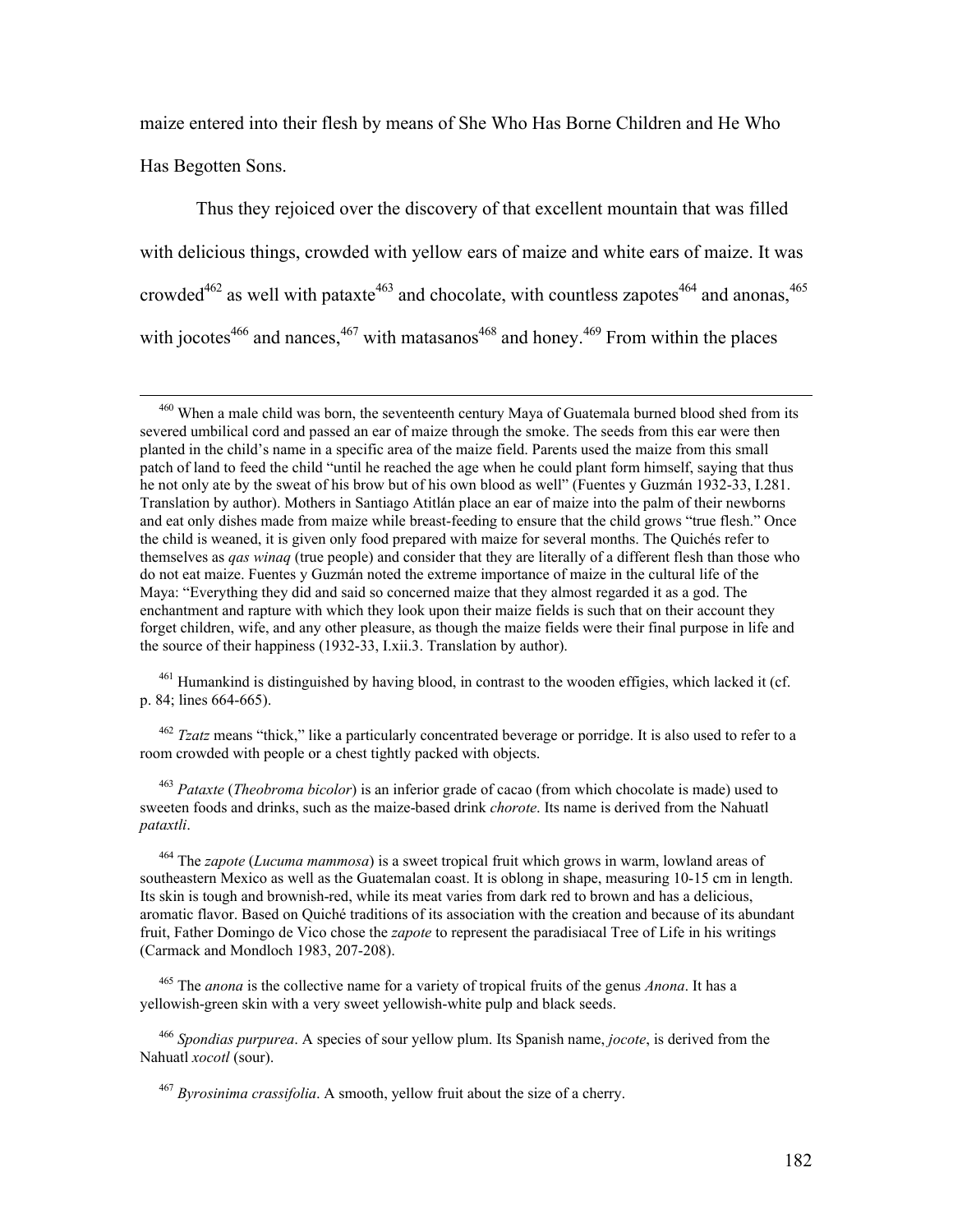maize entered into their flesh by means of She Who Has Borne Children and He Who Has Begotten Sons.

Thus they rejoiced over the discovery of that excellent mountain that was filled with delicious things, crowded with yellow ears of maize and white ears of maize. It was crowded[462] as well with pataxte[463] and chocolate, with countless zapotes[464] and anonas,[465] with jocotes[466] and nances,[467] with matasanos[468] and honey.[469] From within the places

---

[460] When a male child was born, the seventeenth century Maya of Guatemala burned blood shed from its severed umbilical cord and passed an ear of maize through the smoke. The seeds from this ear were then planted in the child's name in a specific area of the maize field. Parents used the maize from this small patch of land to feed the child "until he reached the age when he could plant form himself, saying that thus he not only ate by the sweat of his brow but of his own blood as well" (Fuentes y Guzmán 1932-33, I.281. Translation by author). Mothers in Santiago Atitlán place an ear of maize into the palm of their newborns and eat only dishes made from maize while breast-feeding to ensure that the child grows "true flesh." Once the child is weaned, it is given only food prepared with maize for several months. The Quichés refer to themselves as *qas winaq* (true people) and consider that they are literally of a different flesh than those who do not eat maize. Fuentes y Guzmán noted the extreme importance of maize in the cultural life of the Maya: "Everything they did and said so concerned maize that they almost regarded it as a god. The enchantment and rapture with which they look upon their maize fields is such that on their account they forget children, wife, and any other pleasure, as though the maize fields were their final purpose in life and the source of their happiness (1932-33, I.xii.3. Translation by author).

[461] Humankind is distinguished by having blood, in contrast to the wooden effigies, which lacked it (cf. p. 84; lines 664-665).

[462] *Tzatz* means "thick," like a particularly concentrated beverage or porridge. It is also used to refer to a room crowded with people or a chest tightly packed with objects.

[463] *Pataxte* (*Theobroma bicolor*) is an inferior grade of cacao (from which chocolate is made) used to sweeten foods and drinks, such as the maize-based drink *chorote*. Its name is derived from the Nahuatl *pataxtli*.

[464] The *zapote* (*Lucuma mammosa*) is a sweet tropical fruit which grows in warm, lowland areas of southeastern Mexico as well as the Guatemalan coast. It is oblong in shape, measuring 10-15 cm in length. Its skin is tough and brownish-red, while its meat varies from dark red to brown and has a delicious, aromatic flavor. Based on Quiché traditions of its association with the creation and because of its abundant fruit, Father Domingo de Vico chose the *zapote* to represent the paradisiacal Tree of Life in his writings (Carmack and Mondloch 1983, 207-208).

[465] The *anona* is the collective name for a variety of tropical fruits of the genus *Anona*. It has a yellowish-green skin with a very sweet yellowish-white pulp and black seeds.

[466] *Spondias purpurea*. A species of sour yellow plum. Its Spanish name, *jocote*, is derived from the Nahuatl *xocotl* (sour).

[467] *Byrosinima crassifolia*. A smooth, yellow fruit about the size of a cherry.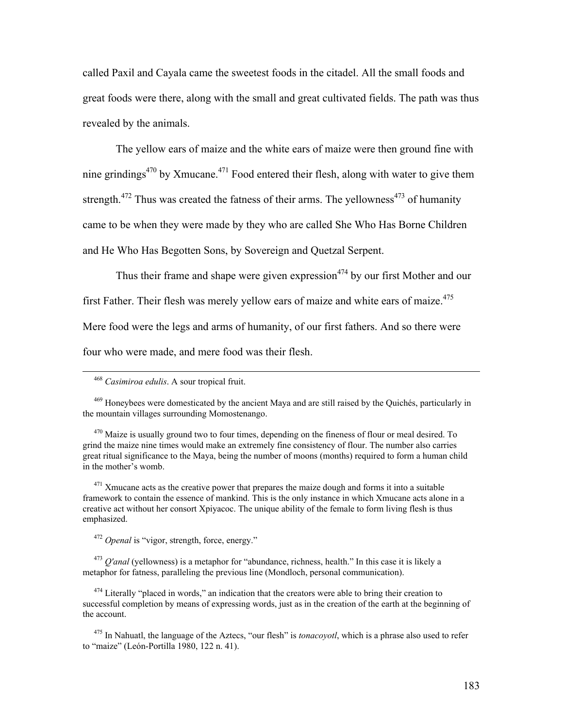called Paxil and Cayala came the sweetest foods in the citadel. All the small foods and great foods were there, along with the small and great cultivated fields. The path was thus revealed by the animals.

The yellow ears of maize and the white ears of maize were then ground fine with nine grindings[470] by Xmucane.[471] Food entered their flesh, along with water to give them strength.[472] Thus was created the fatness of their arms. The yellowness[473] of humanity came to be when they were made by they who are called She Who Has Borne Children and He Who Has Begotten Sons, by Sovereign and Quetzal Serpent.

Thus their frame and shape were given expression[474] by our first Mother and our first Father. Their flesh was merely yellow ears of maize and white ears of maize.[475] Mere food were the legs and arms of humanity, of our first fathers. And so there were four who were made, and mere food was their flesh.

---

[468] *Casimiroa edulis*. A sour tropical fruit.

[469] Honeybees were domesticated by the ancient Maya and are still raised by the Quichés, particularly in the mountain villages surrounding Momostenango.

[470] Maize is usually ground two to four times, depending on the fineness of flour or meal desired. To grind the maize nine times would make an extremely fine consistency of flour. The number also carries great ritual significance to the Maya, being the number of moons (months) required to form a human child in the mother's womb.

[471] Xmucane acts as the creative power that prepares the maize dough and forms it into a suitable framework to contain the essence of mankind. This is the only instance in which Xmucane acts alone in a creative act without her consort Xpiyacoc. The unique ability of the female to form living flesh is thus emphasized.

[472] *Openal* is "vigor, strength, force, energy."

[473] *Q'anal* (yellowness) is a metaphor for "abundance, richness, health." In this case it is likely a metaphor for fatness, paralleling the previous line (Mondloch, personal communication).

[474] Literally "placed in words," an indication that the creators were able to bring their creation to successful completion by means of expressing words, just as in the creation of the earth at the beginning of the account.

[475] In Nahuatl, the language of the Aztecs, "our flesh" is *tonacoyotl*, which is a phrase also used to refer to "maize" (León-Portilla 1980, 122 n. 41).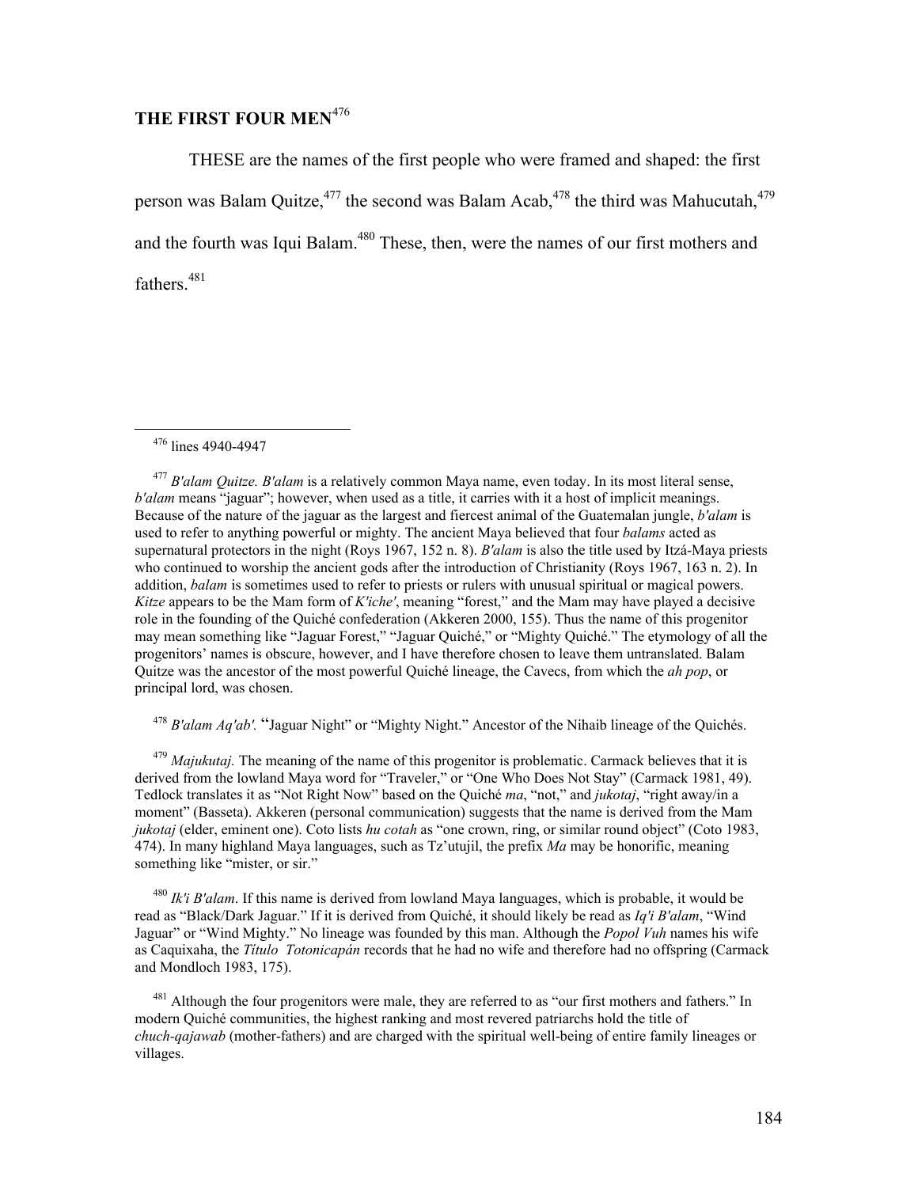## THE FIRST FOUR MEN[476]

THESE are the names of the first people who were framed and shaped: the first person was Balam Quitze,[477] the second was Balam Acab,[478] the third was Mahucutah,[479] and the fourth was Iqui Balam.[480] These, then, were the names of our first mothers and fathers.[481]

---

[476] lines 4940-4947

[477] *B'alam Quitze. B'alam* is a relatively common Maya name, even today. In its most literal sense, *b'alam* means "jaguar"; however, when used as a title, it carries with it a host of implicit meanings. Because of the nature of the jaguar as the largest and fiercest animal of the Guatemalan jungle, *b'alam* is used to refer to anything powerful or mighty. The ancient Maya believed that four *balams* acted as supernatural protectors in the night (Roys 1967, 152 n. 8). *B'alam* is also the title used by Itzá-Maya priests who continued to worship the ancient gods after the introduction of Christianity (Roys 1967, 163 n. 2). In addition, *balam* is sometimes used to refer to priests or rulers with unusual spiritual or magical powers. *Kitze* appears to be the Mam form of *K'iche'*, meaning "forest," and the Mam may have played a decisive role in the founding of the Quiché confederation (Akkeren 2000, 155). Thus the name of this progenitor may mean something like "Jaguar Forest," "Jaguar Quiché," or "Mighty Quiché." The etymology of all the progenitors' names is obscure, however, and I have therefore chosen to leave them untranslated. Balam Quitze was the ancestor of the most powerful Quiché lineage, the Cavecs, from which the *ah pop*, or principal lord, was chosen.

[478] *B'alam Aq'ab'.* "Jaguar Night" or "Mighty Night." Ancestor of the Nihaib lineage of the Quichés.

[479] *Majukutaj.* The meaning of the name of this progenitor is problematic. Carmack believes that it is derived from the lowland Maya word for "Traveler," or "One Who Does Not Stay" (Carmack 1981, 49). Tedlock translates it as "Not Right Now" based on the Quiché *ma*, "not," and *jukotaj*, "right away/in a moment" (Basseta). Akkeren (personal communication) suggests that the name is derived from the Mam *jukotaj* (elder, eminent one). Coto lists *hu cotah* as "one crown, ring, or similar round object" (Coto 1983, 474). In many highland Maya languages, such as Tz'utujil, the prefix *Ma* may be honorific, meaning something like "mister, or sir."

[480] *Ik'i B'alam*. If this name is derived from lowland Maya languages, which is probable, it would be read as "Black/Dark Jaguar." If it is derived from Quiché, it should likely be read as *Iq'i B'alam*, "Wind Jaguar" or "Wind Mighty." No lineage was founded by this man. Although the *Popol Vuh* names his wife as Caquixaha, the *Título Totonicapán* records that he had no wife and therefore had no offspring (Carmack and Mondloch 1983, 175).

[481] Although the four progenitors were male, they are referred to as "our first mothers and fathers." In modern Quiché communities, the highest ranking and most revered patriarchs hold the title of *chuch-qajawab* (mother-fathers) and are charged with the spiritual well-being of entire family lineages or villages.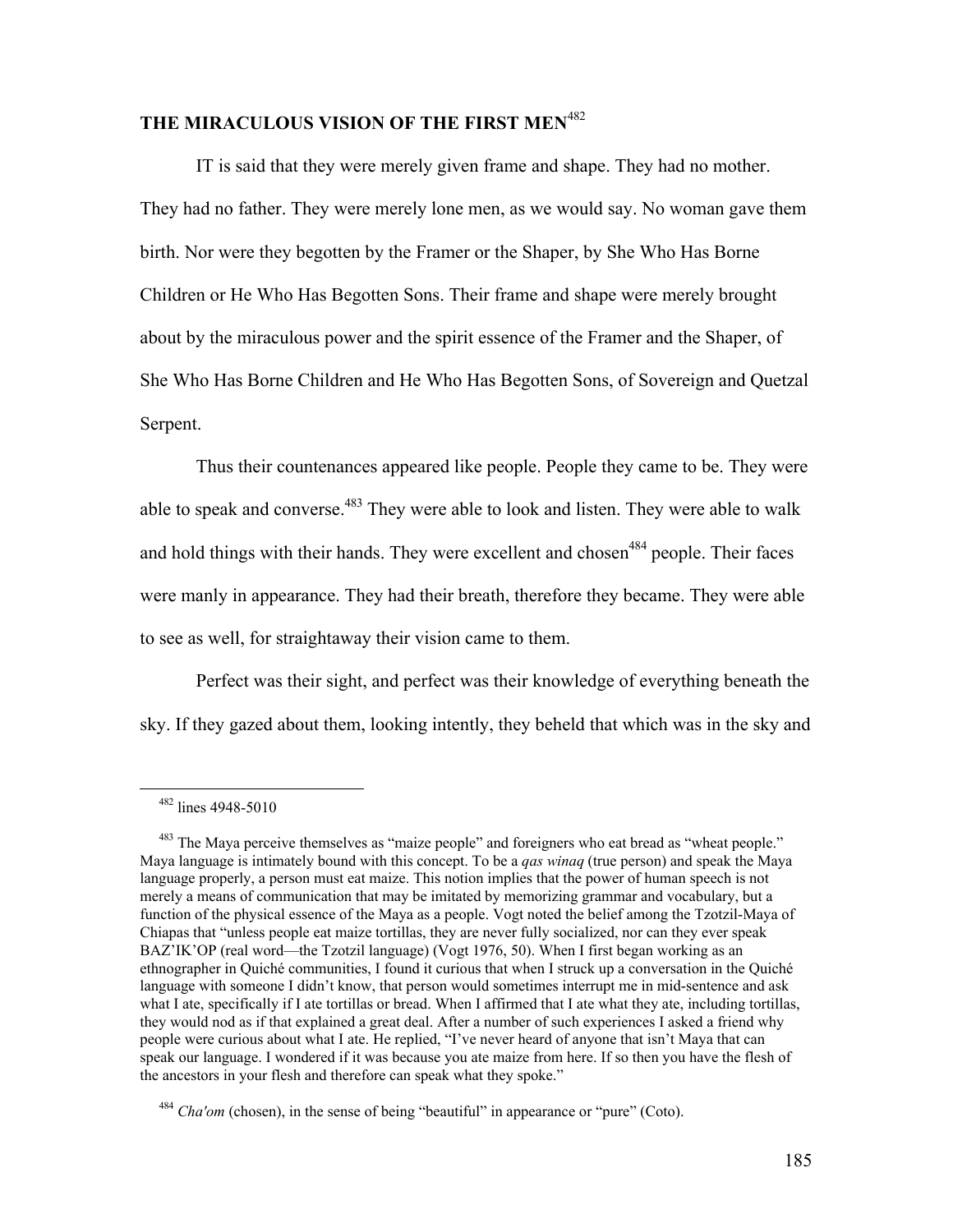## THE MIRACULOUS VISION OF THE FIRST MEN[482]

IT is said that they were merely given frame and shape. They had no mother. They had no father. They were merely lone men, as we would say. No woman gave them birth. Nor were they begotten by the Framer or the Shaper, by She Who Has Borne Children or He Who Has Begotten Sons. Their frame and shape were merely brought about by the miraculous power and the spirit essence of the Framer and the Shaper, of She Who Has Borne Children and He Who Has Begotten Sons, of Sovereign and Quetzal Serpent.

Thus their countenances appeared like people. People they came to be. They were able to speak and converse.[483] They were able to look and listen. They were able to walk and hold things with their hands. They were excellent and chosen[484] people. Their faces were manly in appearance. They had their breath, therefore they became. They were able to see as well, for straightaway their vision came to them.

Perfect was their sight, and perfect was their knowledge of everything beneath the sky. If they gazed about them, looking intently, they beheld that which was in the sky and

---

[482] lines 4948-5010

[483] The Maya perceive themselves as "maize people" and foreigners who eat bread as "wheat people." Maya language is intimately bound with this concept. To be a *qas winaq* (true person) and speak the Maya language properly, a person must eat maize. This notion implies that the power of human speech is not merely a means of communication that may be imitated by memorizing grammar and vocabulary, but a function of the physical essence of the Maya as a people. Vogt noted the belief among the Tzotzil-Maya of Chiapas that "unless people eat maize tortillas, they are never fully socialized, nor can they ever speak BAZ'IK'OP (real word—the Tzotzil language) (Vogt 1976, 50). When I first began working as an ethnographer in Quiché communities, I found it curious that when I struck up a conversation in the Quiché language with someone I didn't know, that person would sometimes interrupt me in mid-sentence and ask what I ate, specifically if I ate tortillas or bread. When I affirmed that I ate what they ate, including tortillas, they would nod as if that explained a great deal. After a number of such experiences I asked a friend why people were curious about what I ate. He replied, "I've never heard of anyone that isn't Maya that can speak our language. I wondered if it was because you ate maize from here. If so then you have the flesh of the ancestors in your flesh and therefore can speak what they spoke."

[484] *Cha'om* (chosen), in the sense of being "beautiful" in appearance or "pure" (Coto).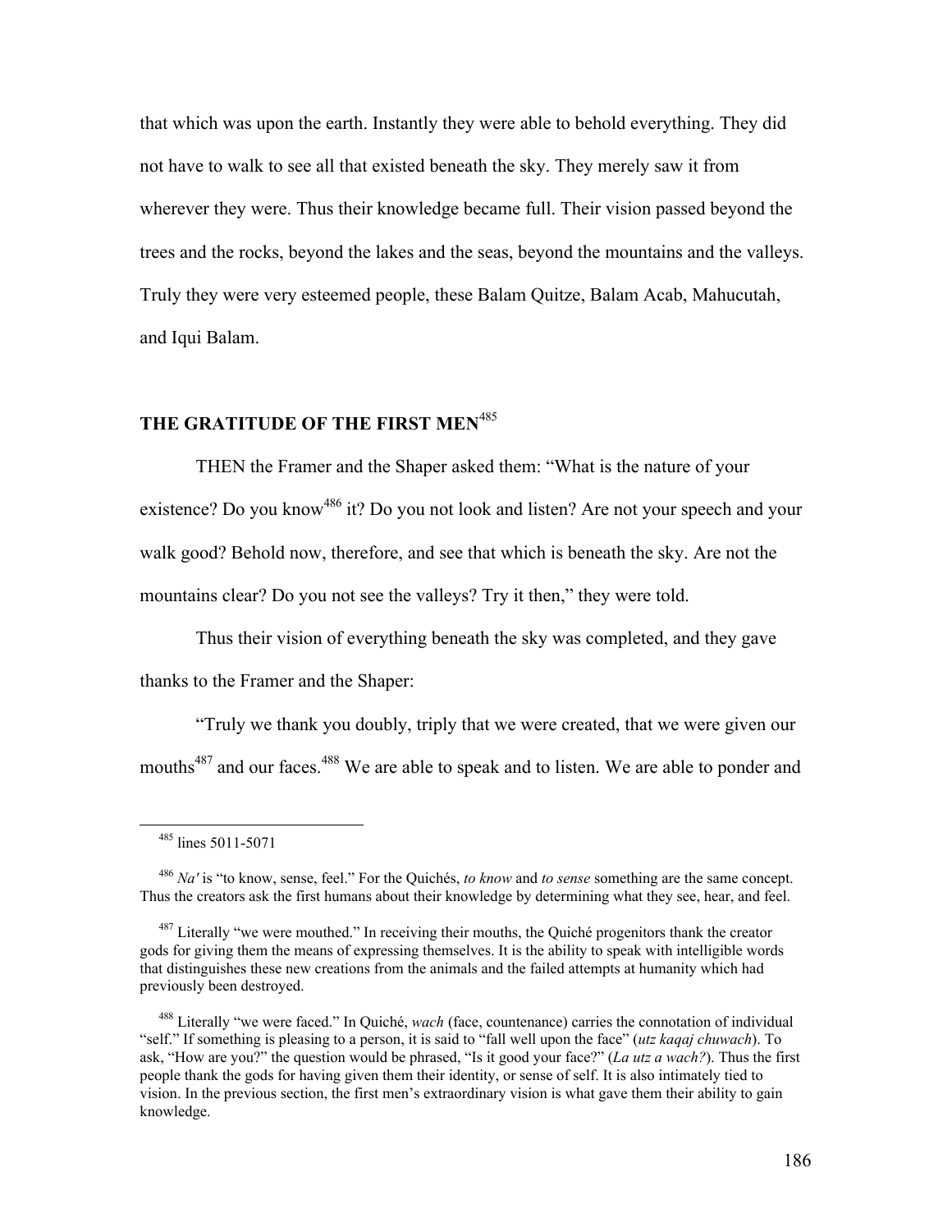that which was upon the earth. Instantly they were able to behold everything. They did not have to walk to see all that existed beneath the sky. They merely saw it from wherever they were. Thus their knowledge became full. Their vision passed beyond the trees and the rocks, beyond the lakes and the seas, beyond the mountains and the valleys. Truly they were very esteemed people, these Balam Quitze, Balam Acab, Mahucutah, and Iqui Balam.

## THE GRATITUDE OF THE FIRST MEN[485]

THEN the Framer and the Shaper asked them: "What is the nature of your existence? Do you know[486] it? Do you not look and listen? Are not your speech and your walk good? Behold now, therefore, and see that which is beneath the sky. Are not the mountains clear? Do you not see the valleys? Try it then," they were told.

Thus their vision of everything beneath the sky was completed, and they gave thanks to the Framer and the Shaper:

"Truly we thank you doubly, triply that we were created, that we were given our mouths[487] and our faces.[488] We are able to speak and to listen. We are able to ponder and

---

[485] lines 5011-5071

[486] *Na'* is "to know, sense, feel." For the Quichés, *to know* and *to sense* something are the same concept. Thus the creators ask the first humans about their knowledge by determining what they see, hear, and feel.

[487] Literally "we were mouthed." In receiving their mouths, the Quiché progenitors thank the creator gods for giving them the means of expressing themselves. It is the ability to speak with intelligible words that distinguishes these new creations from the animals and the failed attempts at humanity which had previously been destroyed.

[488] Literally "we were faced." In Quiché, *wach* (face, countenance) carries the connotation of individual "self." If something is pleasing to a person, it is said to "fall well upon the face" (*utz kaqaj chuwach*). To ask, "How are you?" the question would be phrased, "Is it good your face?" (*La utz a wach?*). Thus the first people thank the gods for having given them their identity, or sense of self. It is also intimately tied to vision. In the previous section, the first men's extraordinary vision is what gave them their ability to gain knowledge.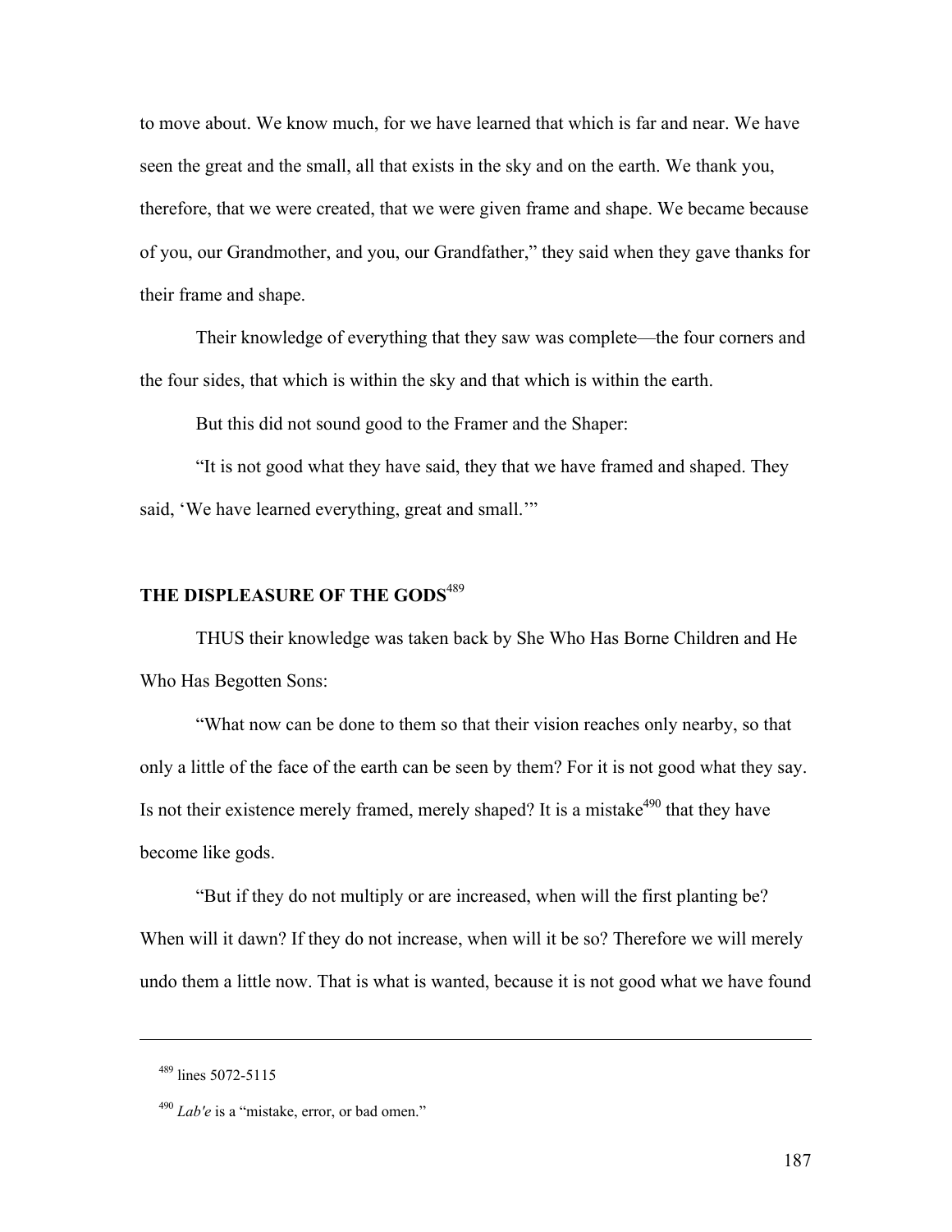to move about. We know much, for we have learned that which is far and near. We have seen the great and the small, all that exists in the sky and on the earth. We thank you, therefore, that we were created, that we were given frame and shape. We became because of you, our Grandmother, and you, our Grandfather," they said when they gave thanks for their frame and shape.

Their knowledge of everything that they saw was complete—the four corners and the four sides, that which is within the sky and that which is within the earth.

But this did not sound good to the Framer and the Shaper:

"It is not good what they have said, they that we have framed and shaped. They said, 'We have learned everything, great and small.'"

## THE DISPLEASURE OF THE GODS[489]

THUS their knowledge was taken back by She Who Has Borne Children and He Who Has Begotten Sons:

"What now can be done to them so that their vision reaches only nearby, so that only a little of the face of the earth can be seen by them? For it is not good what they say. Is not their existence merely framed, merely shaped? It is a mistake[490] that they have become like gods.

"But if they do not multiply or are increased, when will the first planting be? When will it dawn? If they do not increase, when will it be so? Therefore we will merely undo them a little now. That is what is wanted, because it is not good what we have found

---

[489] lines 5072-5115

[490] *Lab'e* is a "mistake, error, or bad omen."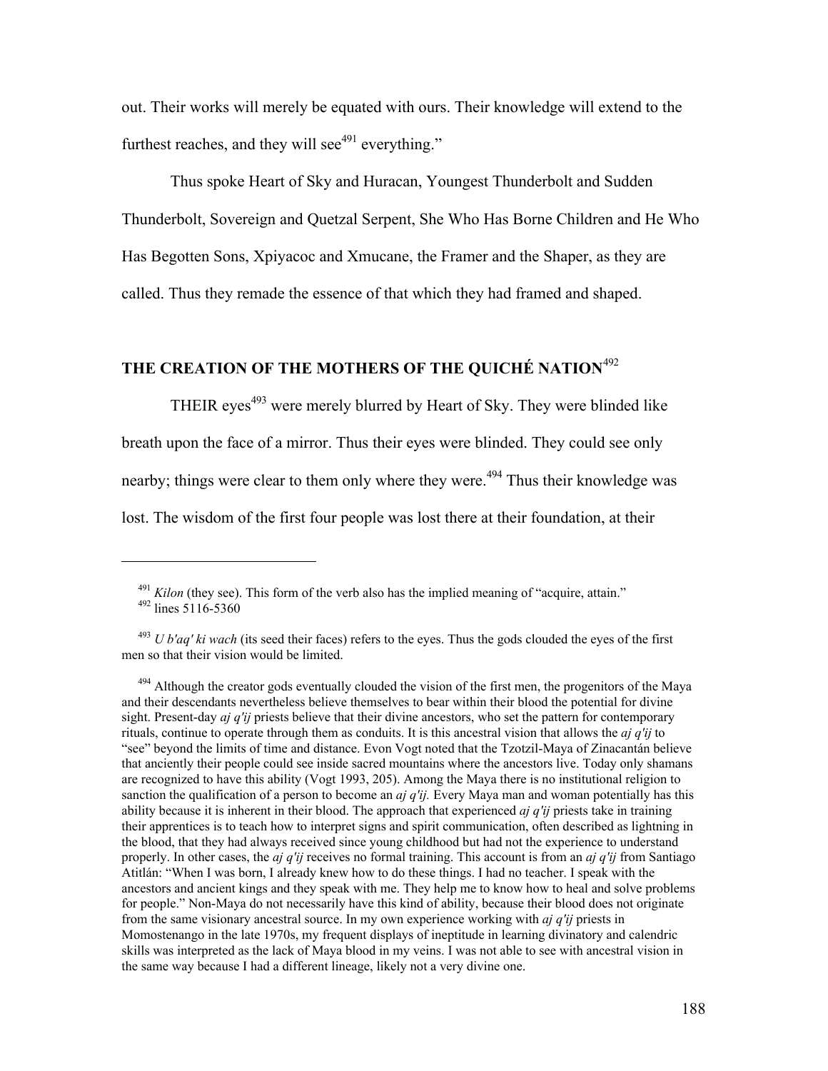out. Their works will merely be equated with ours. Their knowledge will extend to the furthest reaches, and they will see[491] everything."

Thus spoke Heart of Sky and Huracan, Youngest Thunderbolt and Sudden Thunderbolt, Sovereign and Quetzal Serpent, She Who Has Borne Children and He Who Has Begotten Sons, Xpiyacoc and Xmucane, the Framer and the Shaper, as they are called. Thus they remade the essence of that which they had framed and shaped.

## THE CREATION OF THE MOTHERS OF THE QUICHÉ NATION[492]

THEIR eyes[493] were merely blurred by Heart of Sky. They were blinded like breath upon the face of a mirror. Thus their eyes were blinded. They could see only nearby; things were clear to them only where they were.[494] Thus their knowledge was lost. The wisdom of the first four people was lost there at their foundation, at their

---

[491] *Kilon* (they see). This form of the verb also has the implied meaning of "acquire, attain."

[492] lines 5116-5360

[493] *U b'aq' ki wach* (its seed their faces) refers to the eyes. Thus the gods clouded the eyes of the first men so that their vision would be limited.

[494] Although the creator gods eventually clouded the vision of the first men, the progenitors of the Maya and their descendants nevertheless believe themselves to bear within their blood the potential for divine sight. Present-day *aj q'ij* priests believe that their divine ancestors, who set the pattern for contemporary rituals, continue to operate through them as conduits. It is this ancestral vision that allows the *aj q'ij* to "see" beyond the limits of time and distance. Evon Vogt noted that the Tzotzil-Maya of Zinacantán believe that anciently their people could see inside sacred mountains where the ancestors live. Today only shamans are recognized to have this ability (Vogt 1993, 205). Among the Maya there is no institutional religion to sanction the qualification of a person to become an *aj q'ij*. Every Maya man and woman potentially has this ability because it is inherent in their blood. The approach that experienced *aj q'ij* priests take in training their apprentices is to teach how to interpret signs and spirit communication, often described as lightning in the blood, that they had always received since young childhood but had not the experience to understand properly. In other cases, the *aj q'ij* receives no formal training. This account is from an *aj q'ij* from Santiago Atitlán: "When I was born, I already knew how to do these things. I had no teacher. I speak with the ancestors and ancient kings and they speak with me. They help me to know how to heal and solve problems for people." Non-Maya do not necessarily have this kind of ability, because their blood does not originate from the same visionary ancestral source. In my own experience working with *aj q'ij* priests in Momostenango in the late 1970s, my frequent displays of ineptitude in learning divinatory and calendric skills was interpreted as the lack of Maya blood in my veins. I was not able to see with ancestral vision in the same way because I had a different lineage, likely not a very divine one.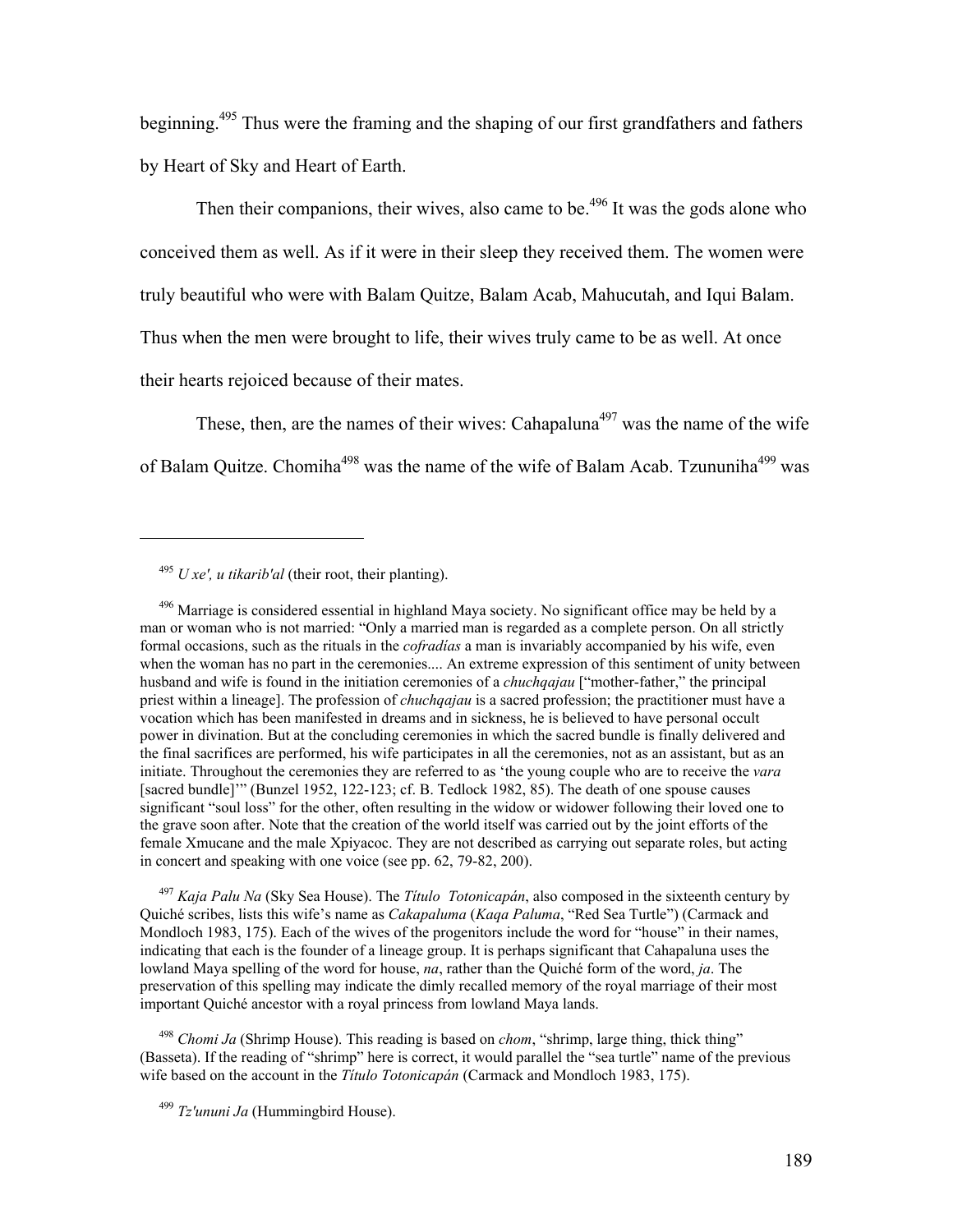beginning.[495] Thus were the framing and the shaping of our first grandfathers and fathers by Heart of Sky and Heart of Earth.

Then their companions, their wives, also came to be.[496] It was the gods alone who conceived them as well. As if it were in their sleep they received them. The women were truly beautiful who were with Balam Quitze, Balam Acab, Mahucutah, and Iqui Balam. Thus when the men were brought to life, their wives truly came to be as well. At once their hearts rejoiced because of their mates.

These, then, are the names of their wives: Cahapaluna[497] was the name of the wife of Balam Quitze. Chomiha[498] was the name of the wife of Balam Acab. Tzununiha[499] was

---

[495] *U xe', u tikarib'al* (their root, their planting).

[496] Marriage is considered essential in highland Maya society. No significant office may be held by a man or woman who is not married: "Only a married man is regarded as a complete person. On all strictly formal occasions, such as the rituals in the *cofradías* a man is invariably accompanied by his wife, even when the woman has no part in the ceremonies.... An extreme expression of this sentiment of unity between husband and wife is found in the initiation ceremonies of a *chuchqajau* ["mother-father," the principal priest within a lineage]. The profession of *chuchqajau* is a sacred profession; the practitioner must have a vocation which has been manifested in dreams and in sickness, he is believed to have personal occult power in divination. But at the concluding ceremonies in which the sacred bundle is finally delivered and the final sacrifices are performed, his wife participates in all the ceremonies, not as an assistant, but as an initiate. Throughout the ceremonies they are referred to as 'the young couple who are to receive the *vara* [sacred bundle]'" (Bunzel 1952, 122-123; cf. B. Tedlock 1982, 85). The death of one spouse causes significant "soul loss" for the other, often resulting in the widow or widower following their loved one to the grave soon after. Note that the creation of the world itself was carried out by the joint efforts of the female Xmucane and the male Xpiyacoc. They are not described as carrying out separate roles, but acting in concert and speaking with one voice (see pp. 62, 79-82, 200).

[497] *Kaja Palu Na* (Sky Sea House). The *Título Totonicapán*, also composed in the sixteenth century by Quiché scribes, lists this wife's name as *Cakapaluma* (*Kaqa Paluma*, "Red Sea Turtle") (Carmack and Mondloch 1983, 175). Each of the wives of the progenitors include the word for "house" in their names, indicating that each is the founder of a lineage group. It is perhaps significant that Cahapaluna uses the lowland Maya spelling of the word for house, *na*, rather than the Quiché form of the word, *ja*. The preservation of this spelling may indicate the dimly recalled memory of the royal marriage of their most important Quiché ancestor with a royal princess from lowland Maya lands.

[498] *Chomi Ja* (Shrimp House). This reading is based on *chom*, "shrimp, large thing, thick thing" (Basseta). If the reading of "shrimp" here is correct, it would parallel the "sea turtle" name of the previous wife based on the account in the *Título Totonicapán* (Carmack and Mondloch 1983, 175).

[499] *Tz'ununi Ja* (Hummingbird House).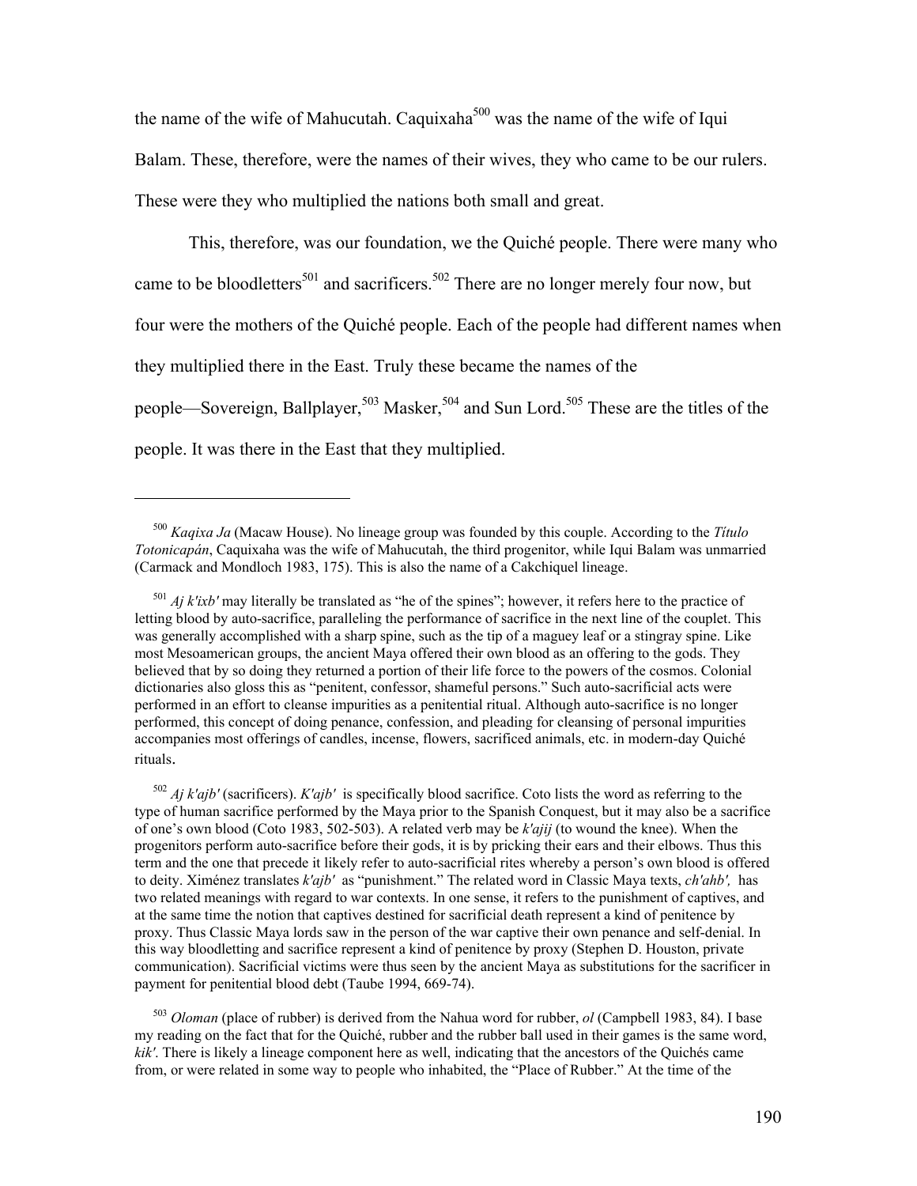the name of the wife of Mahucutah. Caquixaha[500] was the name of the wife of Iqui Balam. These, therefore, were the names of their wives, they who came to be our rulers. These were they who multiplied the nations both small and great.

This, therefore, was our foundation, we the Quiché people. There were many who came to be bloodletters[501] and sacrificers.[502] There are no longer merely four now, but four were the mothers of the Quiché people. Each of the people had different names when they multiplied there in the East. Truly these became the names of the people—Sovereign, Ballplayer,[503] Masker,[504] and Sun Lord.[505] These are the titles of the people. It was there in the East that they multiplied.

---

[500] *Kaqixa Ja* (Macaw House). No lineage group was founded by this couple. According to the *Título Totonicapán*, Caquixaha was the wife of Mahucutah, the third progenitor, while Iqui Balam was unmarried (Carmack and Mondloch 1983, 175). This is also the name of a Cakchiquel lineage.

[501] *Aj k'ixb'* may literally be translated as "he of the spines"; however, it refers here to the practice of letting blood by auto-sacrifice, paralleling the performance of sacrifice in the next line of the couplet. This was generally accomplished with a sharp spine, such as the tip of a maguey leaf or a stingray spine. Like most Mesoamerican groups, the ancient Maya offered their own blood as an offering to the gods. They believed that by so doing they returned a portion of their life force to the powers of the cosmos. Colonial dictionaries also gloss this as "penitent, confessor, shameful persons." Such auto-sacrificial acts were performed in an effort to cleanse impurities as a penitential ritual. Although auto-sacrifice is no longer performed, this concept of doing penance, confession, and pleading for cleansing of personal impurities accompanies most offerings of candles, incense, flowers, sacrificed animals, etc. in modern-day Quiché rituals.

[502] *Aj k'ajb'* (sacrificers). *K'ajb'* is specifically blood sacrifice. Coto lists the word as referring to the type of human sacrifice performed by the Maya prior to the Spanish Conquest, but it may also be a sacrifice of one's own blood (Coto 1983, 502-503). A related verb may be *k'ajij* (to wound the knee). When the progenitors perform auto-sacrifice before their gods, it is by pricking their ears and their elbows. Thus this term and the one that precede it likely refer to auto-sacrificial rites whereby a person's own blood is offered to deity. Ximénez translates *k'ajb'* as "punishment." The related word in Classic Maya texts, *ch'ahb',* has two related meanings with regard to war contexts. In one sense, it refers to the punishment of captives, and at the same time the notion that captives destined for sacrificial death represent a kind of penitence by proxy. Thus Classic Maya lords saw in the person of the war captive their own penance and self-denial. In this way bloodletting and sacrifice represent a kind of penitence by proxy (Stephen D. Houston, private communication). Sacrificial victims were thus seen by the ancient Maya as substitutions for the sacrificer in payment for penitential blood debt (Taube 1994, 669-74).

[503] *Oloman* (place of rubber) is derived from the Nahua word for rubber, *ol* (Campbell 1983, 84). I base my reading on the fact that for the Quiché, rubber and the rubber ball used in their games is the same word, *kik'*. There is likely a lineage component here as well, indicating that the ancestors of the Quichés came from, or were related in some way to people who inhabited, the "Place of Rubber." At the time of the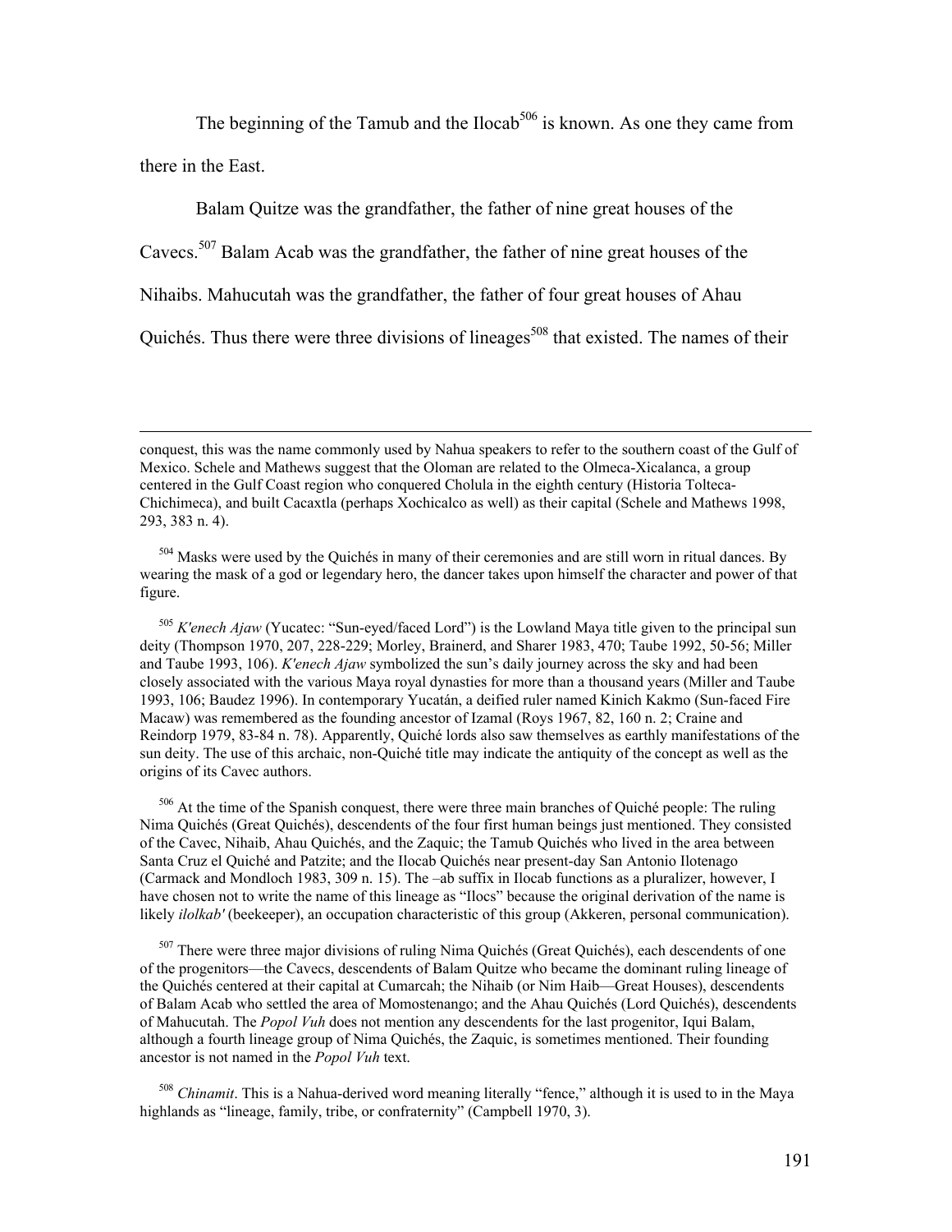The beginning of the Tamub and the Ilocab[506] is known. As one they came from there in the East.

Balam Quitze was the grandfather, the father of nine great houses of the Cavecs.[507] Balam Acab was the grandfather, the father of nine great houses of the Nihaibs. Mahucutah was the grandfather, the father of four great houses of Ahau Quichés. Thus there were three divisions of lineages[508] that existed. The names of their

---

conquest, this was the name commonly used by Nahua speakers to refer to the southern coast of the Gulf of Mexico. Schele and Mathews suggest that the Oloman are related to the Olmeca-Xicalanca, a group centered in the Gulf Coast region who conquered Cholula in the eighth century (Historia Tolteca-Chichimeca), and built Cacaxtla (perhaps Xochicalco as well) as their capital (Schele and Mathews 1998, 293, 383 n. 4).

[504] Masks were used by the Quichés in many of their ceremonies and are still worn in ritual dances. By wearing the mask of a god or legendary hero, the dancer takes upon himself the character and power of that figure.

[505] *K'enech Ajaw* (Yucatec: "Sun-eyed/faced Lord") is the Lowland Maya title given to the principal sun deity (Thompson 1970, 207, 228-229; Morley, Brainerd, and Sharer 1983, 470; Taube 1992, 50-56; Miller and Taube 1993, 106). *K'enech Ajaw* symbolized the sun's daily journey across the sky and had been closely associated with the various Maya royal dynasties for more than a thousand years (Miller and Taube 1993, 106; Baudez 1996). In contemporary Yucatán, a deified ruler named Kinich Kakmo (Sun-faced Fire Macaw) was remembered as the founding ancestor of Izamal (Roys 1967, 82, 160 n. 2; Craine and Reindorp 1979, 83-84 n. 78). Apparently, Quiché lords also saw themselves as earthly manifestations of the sun deity. The use of this archaic, non-Quiché title may indicate the antiquity of the concept as well as the origins of its Cavec authors.

[506] At the time of the Spanish conquest, there were three main branches of Quiché people: The ruling Nima Quichés (Great Quichés), descendents of the four first human beings just mentioned. They consisted of the Cavec, Nihaib, Ahau Quichés, and the Zaquic; the Tamub Quichés who lived in the area between Santa Cruz el Quiché and Patzite; and the Ilocab Quichés near present-day San Antonio Ilotenago (Carmack and Mondloch 1983, 309 n. 15). The –ab suffix in Ilocab functions as a pluralizer, however, I have chosen not to write the name of this lineage as "Ilocs" because the original derivation of the name is likely *ilolkab'* (beekeeper), an occupation characteristic of this group (Akkeren, personal communication).

[507] There were three major divisions of ruling Nima Quichés (Great Quichés), each descendents of one of the progenitors—the Cavecs, descendents of Balam Quitze who became the dominant ruling lineage of the Quichés centered at their capital at Cumarcah; the Nihaib (or Nim Haib—Great Houses), descendents of Balam Acab who settled the area of Momostenango; and the Ahau Quichés (Lord Quichés), descendents of Mahucutah. The *Popol Vuh* does not mention any descendents for the last progenitor, Iqui Balam, although a fourth lineage group of Nima Quichés, the Zaquic, is sometimes mentioned. Their founding ancestor is not named in the *Popol Vuh* text.

[508] *Chinamit*. This is a Nahua-derived word meaning literally "fence," although it is used to in the Maya highlands as "lineage, family, tribe, or confraternity" (Campbell 1970, 3).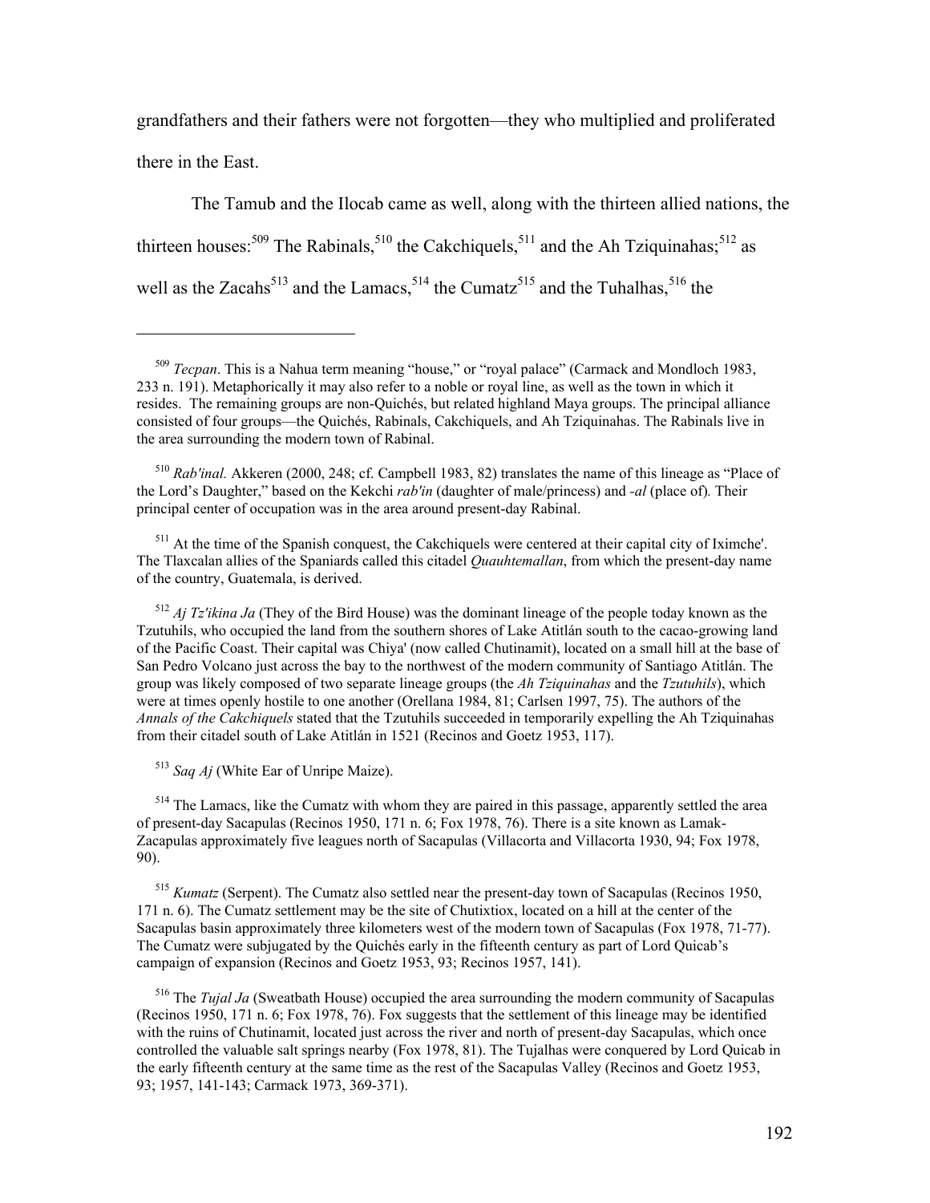grandfathers and their fathers were not forgotten—they who multiplied and proliferated there in the East.

The Tamub and the Ilocab came as well, along with the thirteen allied nations, the thirteen houses:[509] The Rabinals,[510] the Cakchiquels,[511] and the Ah Tziquinahas;[512] as well as the Zacahs[513] and the Lamacs,[514] the Cumatz[515] and the Tuhalhas,[516] the

---

[509] *Tecpan*. This is a Nahua term meaning "house," or "royal palace" (Carmack and Mondloch 1983, 233 n. 191). Metaphorically it may also refer to a noble or royal line, as well as the town in which it resides. The remaining groups are non-Quichés, but related highland Maya groups. The principal alliance consisted of four groups—the Quichés, Rabinals, Cakchiquels, and Ah Tziquinahas. The Rabinals live in the area surrounding the modern town of Rabinal.

[510] *Rab'inal.* Akkeren (2000, 248; cf. Campbell 1983, 82) translates the name of this lineage as "Place of the Lord's Daughter," based on the Kekchi *rab'in* (daughter of male/princess) and *-al* (place of)*.* Their principal center of occupation was in the area around present-day Rabinal.

[511] At the time of the Spanish conquest, the Cakchiquels were centered at their capital city of Iximche'. The Tlaxcalan allies of the Spaniards called this citadel *Quauhtemallan*, from which the present-day name of the country, Guatemala, is derived.

[512] *Aj Tz'ikina Ja* (They of the Bird House) was the dominant lineage of the people today known as the Tzutuhils, who occupied the land from the southern shores of Lake Atitlán south to the cacao-growing land of the Pacific Coast. Their capital was Chiya' (now called Chutinamit), located on a small hill at the base of San Pedro Volcano just across the bay to the northwest of the modern community of Santiago Atitlán. The group was likely composed of two separate lineage groups (the *Ah Tziquinahas* and the *Tzutuhils*), which were at times openly hostile to one another (Orellana 1984, 81; Carlsen 1997, 75). The authors of the *Annals of the Cakchiquels* stated that the Tzutuhils succeeded in temporarily expelling the Ah Tziquinahas from their citadel south of Lake Atitlán in 1521 (Recinos and Goetz 1953, 117).

[513] *Saq Aj* (White Ear of Unripe Maize).

[514] The Lamacs, like the Cumatz with whom they are paired in this passage, apparently settled the area of present-day Sacapulas (Recinos 1950, 171 n. 6; Fox 1978, 76). There is a site known as Lamak-Zacapulas approximately five leagues north of Sacapulas (Villacorta and Villacorta 1930, 94; Fox 1978, 90).

[515] *Kumatz* (Serpent). The Cumatz also settled near the present-day town of Sacapulas (Recinos 1950, 171 n. 6). The Cumatz settlement may be the site of Chutixtiox, located on a hill at the center of the Sacapulas basin approximately three kilometers west of the modern town of Sacapulas (Fox 1978, 71-77). The Cumatz were subjugated by the Quichés early in the fifteenth century as part of Lord Quicab's campaign of expansion (Recinos and Goetz 1953, 93; Recinos 1957, 141).

[516] The *Tujal Ja* (Sweatbath House) occupied the area surrounding the modern community of Sacapulas (Recinos 1950, 171 n. 6; Fox 1978, 76). Fox suggests that the settlement of this lineage may be identified with the ruins of Chutinamit, located just across the river and north of present-day Sacapulas, which once controlled the valuable salt springs nearby (Fox 1978, 81). The Tujalhas were conquered by Lord Quicab in the early fifteenth century at the same time as the rest of the Sacapulas Valley (Recinos and Goetz 1953, 93; 1957, 141-143; Carmack 1973, 369-371).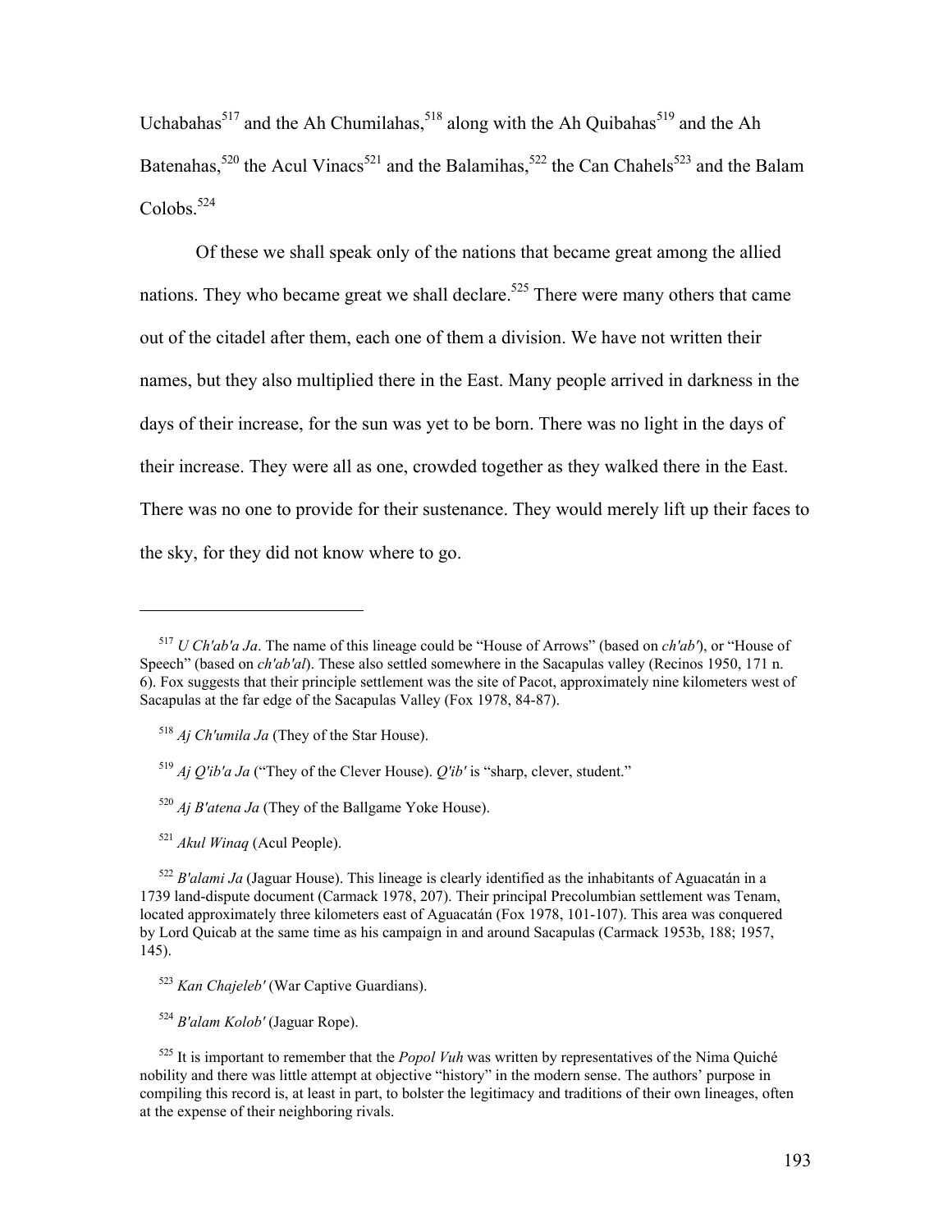Uchabahas[517] and the Ah Chumilahas,[518] along with the Ah Quibahas[519] and the Ah Batenahas,[520] the Acul Vinacs[521] and the Balamihas,[522] the Can Chahels[523] and the Balam Colobs.[524]

Of these we shall speak only of the nations that became great among the allied nations. They who became great we shall declare.[525] There were many others that came out of the citadel after them, each one of them a division. We have not written their names, but they also multiplied there in the East. Many people arrived in darkness in the days of their increase, for the sun was yet to be born. There was no light in the days of their increase. They were all as one, crowded together as they walked there in the East. There was no one to provide for their sustenance. They would merely lift up their faces to the sky, for they did not know where to go.

---

[517] *U Ch'ab'a Ja*. The name of this lineage could be "House of Arrows" (based on *ch'ab'*), or "House of Speech" (based on *ch'ab'al*). These also settled somewhere in the Sacapulas valley (Recinos 1950, 171 n. 6). Fox suggests that their principle settlement was the site of Pacot, approximately nine kilometers west of Sacapulas at the far edge of the Sacapulas Valley (Fox 1978, 84-87).

[518] *Aj Ch'umila Ja* (They of the Star House).

[519] *Aj Q'ib'a Ja* ("They of the Clever House). *Q'ib'* is "sharp, clever, student."

[520] *Aj B'atena Ja* (They of the Ballgame Yoke House).

[521] *Akul Winaq* (Acul People).

[522] *B'alami Ja* (Jaguar House). This lineage is clearly identified as the inhabitants of Aguacatán in a 1739 land-dispute document (Carmack 1978, 207). Their principal Precolumbian settlement was Tenam, located approximately three kilometers east of Aguacatán (Fox 1978, 101-107). This area was conquered by Lord Quicab at the same time as his campaign in and around Sacapulas (Carmack 1953b, 188; 1957, 145).

[523] *Kan Chajeleb'* (War Captive Guardians).

[524] *B'alam Kolob'* (Jaguar Rope).

[525] It is important to remember that the *Popol Vuh* was written by representatives of the Nima Quiché nobility and there was little attempt at objective "history" in the modern sense. The authors' purpose in compiling this record is, at least in part, to bolster the legitimacy and traditions of their own lineages, often at the expense of their neighboring rivals.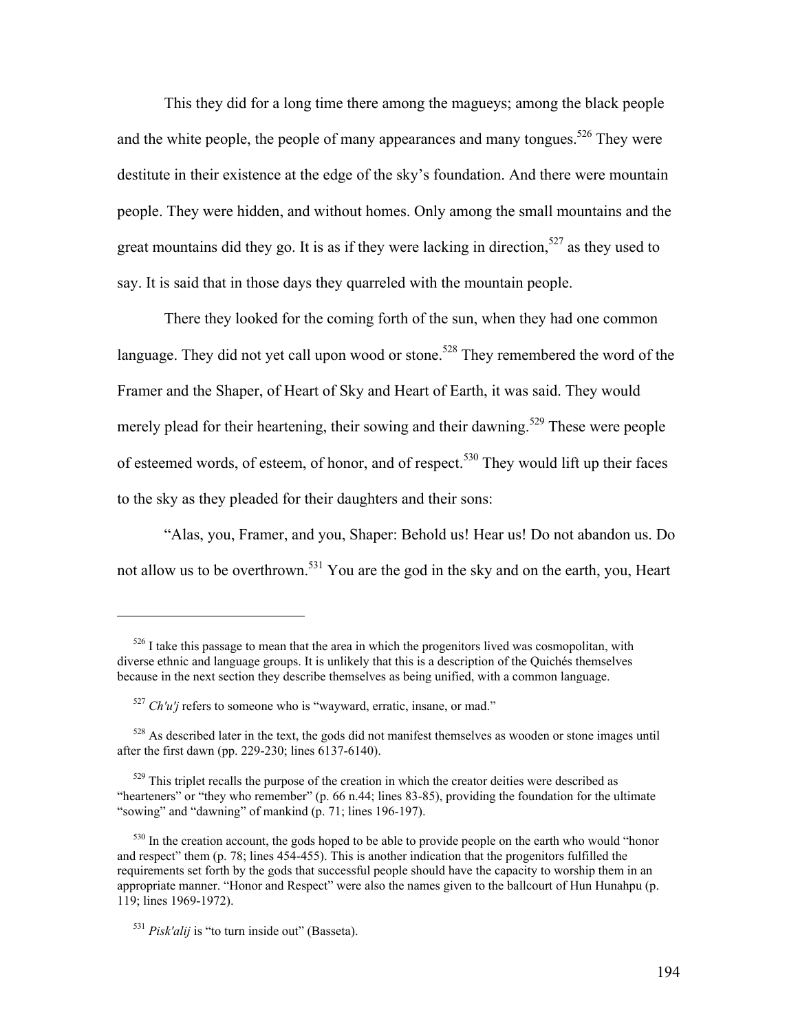This they did for a long time there among the magueys; among the black people and the white people, the people of many appearances and many tongues.[526] They were destitute in their existence at the edge of the sky's foundation. And there were mountain people. They were hidden, and without homes. Only among the small mountains and the great mountains did they go. It is as if they were lacking in direction,[527] as they used to say. It is said that in those days they quarreled with the mountain people.

There they looked for the coming forth of the sun, when they had one common language. They did not yet call upon wood or stone.[528] They remembered the word of the Framer and the Shaper, of Heart of Sky and Heart of Earth, it was said. They would merely plead for their heartening, their sowing and their dawning.[529] These were people of esteemed words, of esteem, of honor, and of respect.[530] They would lift up their faces to the sky as they pleaded for their daughters and their sons:

"Alas, you, Framer, and you, Shaper: Behold us! Hear us! Do not abandon us. Do not allow us to be overthrown.[531] You are the god in the sky and on the earth, you, Heart

---

[526] I take this passage to mean that the area in which the progenitors lived was cosmopolitan, with diverse ethnic and language groups. It is unlikely that this is a description of the Quichés themselves because in the next section they describe themselves as being unified, with a common language.

[527] *Ch'u'j* refers to someone who is "wayward, erratic, insane, or mad."

[528] As described later in the text, the gods did not manifest themselves as wooden or stone images until after the first dawn (pp. 229-230; lines 6137-6140).

[529] This triplet recalls the purpose of the creation in which the creator deities were described as "hearteners" or "they who remember" (p. 66 n.44; lines 83-85), providing the foundation for the ultimate "sowing" and "dawning" of mankind (p. 71; lines 196-197).

[530] In the creation account, the gods hoped to be able to provide people on the earth who would "honor and respect" them (p. 78; lines 454-455). This is another indication that the progenitors fulfilled the requirements set forth by the gods that successful people should have the capacity to worship them in an appropriate manner. "Honor and Respect" were also the names given to the ballcourt of Hun Hunahpu (p. 119; lines 1969-1972).

[531] *Pisk'alij* is "to turn inside out" (Basseta).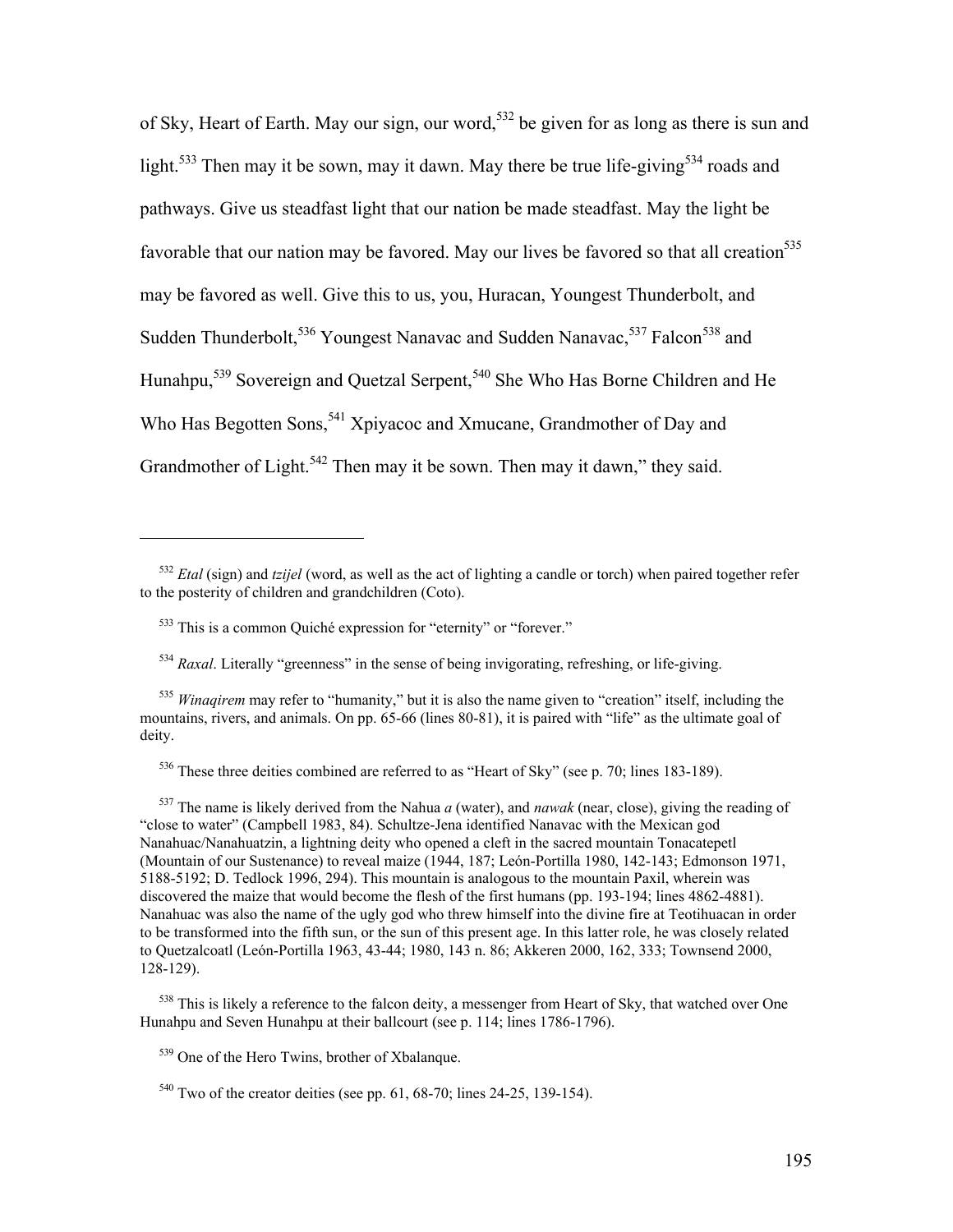of Sky, Heart of Earth. May our sign, our word,[532] be given for as long as there is sun and light.[533] Then may it be sown, may it dawn. May there be true life-giving[534] roads and pathways. Give us steadfast light that our nation be made steadfast. May the light be favorable that our nation may be favored. May our lives be favored so that all creation[535] may be favored as well. Give this to us, you, Huracan, Youngest Thunderbolt, and Sudden Thunderbolt,[536] Youngest Nanavac and Sudden Nanavac,[537] Falcon[538] and Hunahpu,[539] Sovereign and Quetzal Serpent,[540] She Who Has Borne Children and He Who Has Begotten Sons,[541] Xpiyacoc and Xmucane, Grandmother of Day and Grandmother of Light.[542] Then may it be sown. Then may it dawn," they said.

---

[532] *Etal* (sign) and *tzijel* (word, as well as the act of lighting a candle or torch) when paired together refer to the posterity of children and grandchildren (Coto).

[533] This is a common Quiché expression for "eternity" or "forever."

[534] *Raxal*. Literally "greenness" in the sense of being invigorating, refreshing, or life-giving.

[535] *Winaqirem* may refer to "humanity," but it is also the name given to "creation" itself, including the mountains, rivers, and animals. On pp. 65-66 (lines 80-81), it is paired with "life" as the ultimate goal of deity.

[536] These three deities combined are referred to as "Heart of Sky" (see p. 70; lines 183-189).

[537] The name is likely derived from the Nahua *a* (water), and *nawak* (near, close), giving the reading of "close to water" (Campbell 1983, 84). Schultze-Jena identified Nanavac with the Mexican god Nanahuac/Nanahuatzin, a lightning deity who opened a cleft in the sacred mountain Tonacatepetl (Mountain of our Sustenance) to reveal maize (1944, 187; León-Portilla 1980, 142-143; Edmonson 1971, 5188-5192; D. Tedlock 1996, 294). This mountain is analogous to the mountain Paxil, wherein was discovered the maize that would become the flesh of the first humans (pp. 193-194; lines 4862-4881). Nanahuac was also the name of the ugly god who threw himself into the divine fire at Teotihuacan in order to be transformed into the fifth sun, or the sun of this present age. In this latter role, he was closely related to Quetzalcoatl (León-Portilla 1963, 43-44; 1980, 143 n. 86; Akkeren 2000, 162, 333; Townsend 2000, 128-129).

[538] This is likely a reference to the falcon deity, a messenger from Heart of Sky, that watched over One Hunahpu and Seven Hunahpu at their ballcourt (see p. 114; lines 1786-1796).

[539] One of the Hero Twins, brother of Xbalanque.

[540] Two of the creator deities (see pp. 61, 68-70; lines 24-25, 139-154).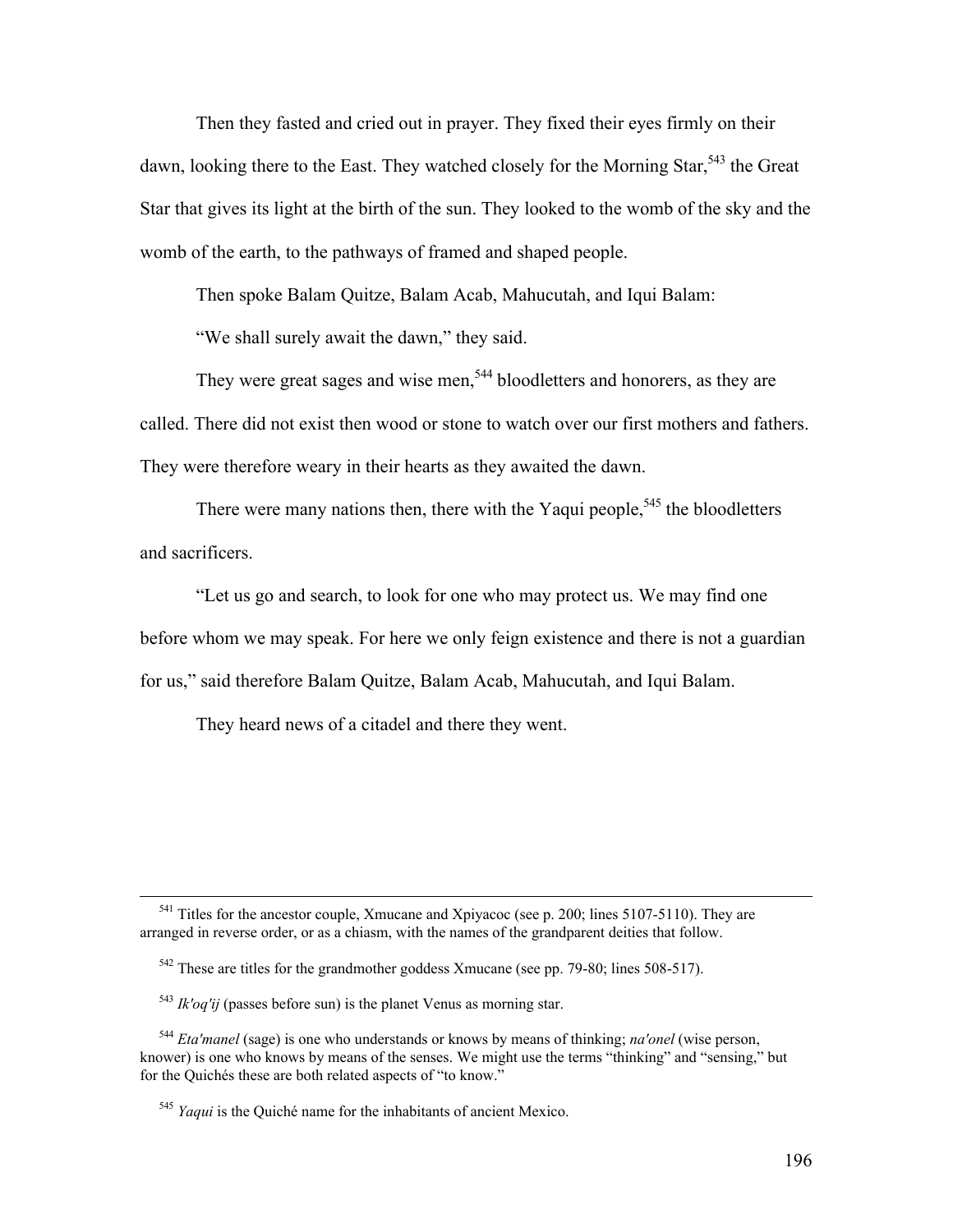Then they fasted and cried out in prayer. They fixed their eyes firmly on their dawn, looking there to the East. They watched closely for the Morning Star,[543] the Great Star that gives its light at the birth of the sun. They looked to the womb of the sky and the womb of the earth, to the pathways of framed and shaped people.

Then spoke Balam Quitze, Balam Acab, Mahucutah, and Iqui Balam:

"We shall surely await the dawn," they said.

They were great sages and wise men,[544] bloodletters and honorers, as they are called. There did not exist then wood or stone to watch over our first mothers and fathers. They were therefore weary in their hearts as they awaited the dawn.

There were many nations then, there with the Yaqui people,[545] the bloodletters and sacrificers.

"Let us go and search, to look for one who may protect us. We may find one before whom we may speak. For here we only feign existence and there is not a guardian for us," said therefore Balam Quitze, Balam Acab, Mahucutah, and Iqui Balam.

They heard news of a citadel and there they went.

---

[541] Titles for the ancestor couple, Xmucane and Xpiyacoc (see p. 200; lines 5107-5110). They are arranged in reverse order, or as a chiasm, with the names of the grandparent deities that follow.

[542] These are titles for the grandmother goddess Xmucane (see pp. 79-80; lines 508-517).

[543] *Ik'oq'ij* (passes before sun) is the planet Venus as morning star.

[544] *Eta'manel* (sage) is one who understands or knows by means of thinking; *na'onel* (wise person, knower) is one who knows by means of the senses. We might use the terms "thinking" and "sensing," but for the Quichés these are both related aspects of "to know."

[545] *Yaqui* is the Quiché name for the inhabitants of ancient Mexico.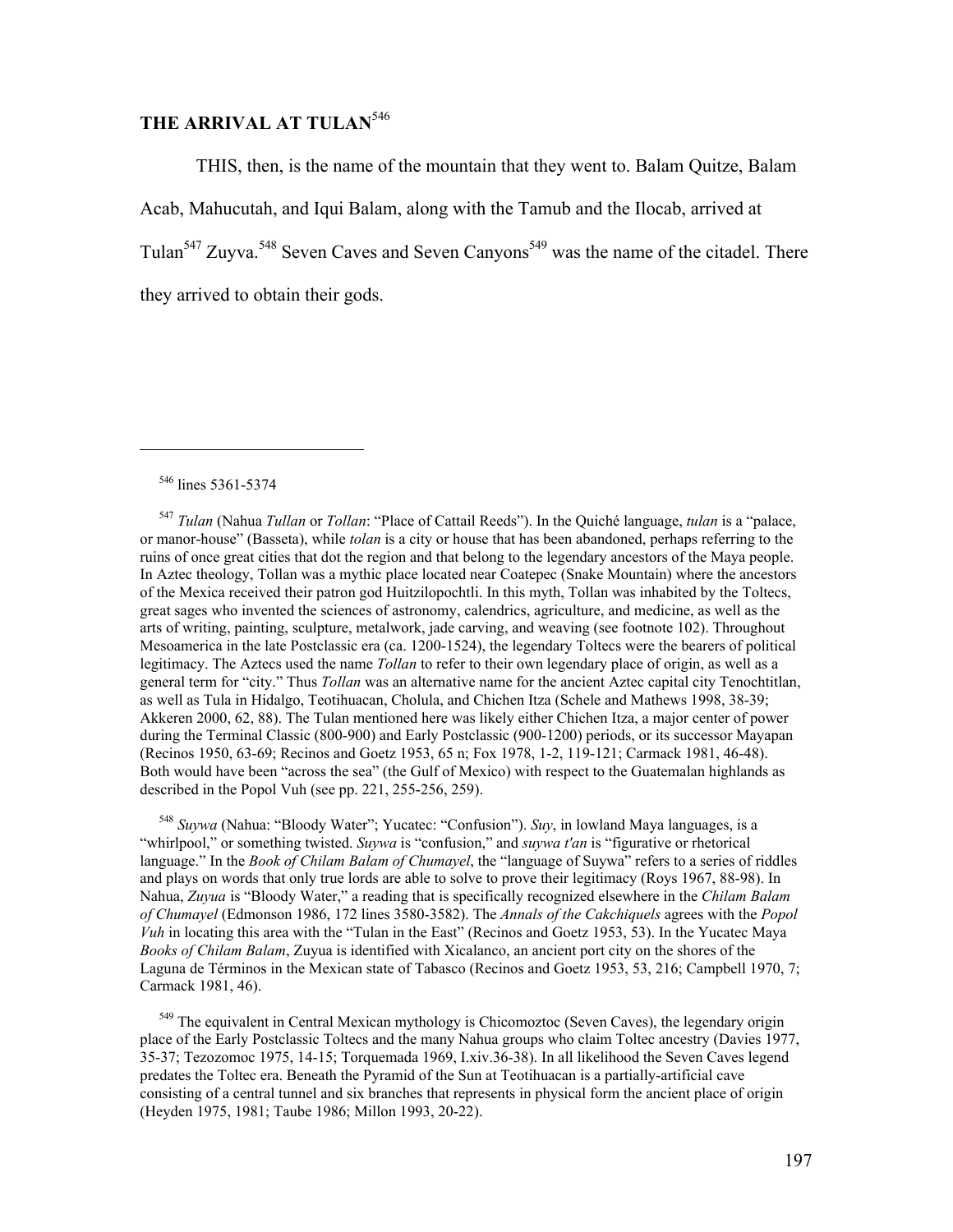## THE ARRIVAL AT TULAN[546]

THIS, then, is the name of the mountain that they went to. Balam Quitze, Balam Acab, Mahucutah, and Iqui Balam, along with the Tamub and the Ilocab, arrived at Tulan[547] Zuyva.[548] Seven Caves and Seven Canyons[549] was the name of the citadel. There they arrived to obtain their gods.

---

[546] lines 5361-5374

[547] *Tulan* (Nahua *Tullan* or *Tollan*: "Place of Cattail Reeds"). In the Quiché language, *tulan* is a "palace, or manor-house" (Basseta), while *tolan* is a city or house that has been abandoned, perhaps referring to the ruins of once great cities that dot the region and that belong to the legendary ancestors of the Maya people. In Aztec theology, Tollan was a mythic place located near Coatepec (Snake Mountain) where the ancestors of the Mexica received their patron god Huitzilopochtli. In this myth, Tollan was inhabited by the Toltecs, great sages who invented the sciences of astronomy, calendrics, agriculture, and medicine, as well as the arts of writing, painting, sculpture, metalwork, jade carving, and weaving (see footnote 102). Throughout Mesoamerica in the late Postclassic era (ca. 1200-1524), the legendary Toltecs were the bearers of political legitimacy. The Aztecs used the name *Tollan* to refer to their own legendary place of origin, as well as a general term for "city." Thus *Tollan* was an alternative name for the ancient Aztec capital city Tenochtitlan, as well as Tula in Hidalgo, Teotihuacan, Cholula, and Chichen Itza (Schele and Mathews 1998, 38-39; Akkeren 2000, 62, 88). The Tulan mentioned here was likely either Chichen Itza, a major center of power during the Terminal Classic (800-900) and Early Postclassic (900-1200) periods, or its successor Mayapan (Recinos 1950, 63-69; Recinos and Goetz 1953, 65 n; Fox 1978, 1-2, 119-121; Carmack 1981, 46-48). Both would have been "across the sea" (the Gulf of Mexico) with respect to the Guatemalan highlands as described in the Popol Vuh (see pp. 221, 255-256, 259).

[548] *Suywa* (Nahua: "Bloody Water"; Yucatec: "Confusion"). *Suy*, in lowland Maya languages, is a "whirlpool," or something twisted. *Suywa* is "confusion," and *suywa t'an* is "figurative or rhetorical language." In the *Book of Chilam Balam of Chumayel*, the "language of Suywa" refers to a series of riddles and plays on words that only true lords are able to solve to prove their legitimacy (Roys 1967, 88-98). In Nahua, *Zuyua* is "Bloody Water," a reading that is specifically recognized elsewhere in the *Chilam Balam of Chumayel* (Edmonson 1986, 172 lines 3580-3582). The *Annals of the Cakchiquels* agrees with the *Popol Vuh* in locating this area with the "Tulan in the East" (Recinos and Goetz 1953, 53). In the Yucatec Maya *Books of Chilam Balam*, Zuyua is identified with Xicalanco, an ancient port city on the shores of the Laguna de Términos in the Mexican state of Tabasco (Recinos and Goetz 1953, 53, 216; Campbell 1970, 7; Carmack 1981, 46).

[549] The equivalent in Central Mexican mythology is Chicomoztoc (Seven Caves), the legendary origin place of the Early Postclassic Toltecs and the many Nahua groups who claim Toltec ancestry (Davies 1977, 35-37; Tezozomoc 1975, 14-15; Torquemada 1969, I.xiv.36-38). In all likelihood the Seven Caves legend predates the Toltec era. Beneath the Pyramid of the Sun at Teotihuacan is a partially-artificial cave consisting of a central tunnel and six branches that represents in physical form the ancient place of origin (Heyden 1975, 1981; Taube 1986; Millon 1993, 20-22).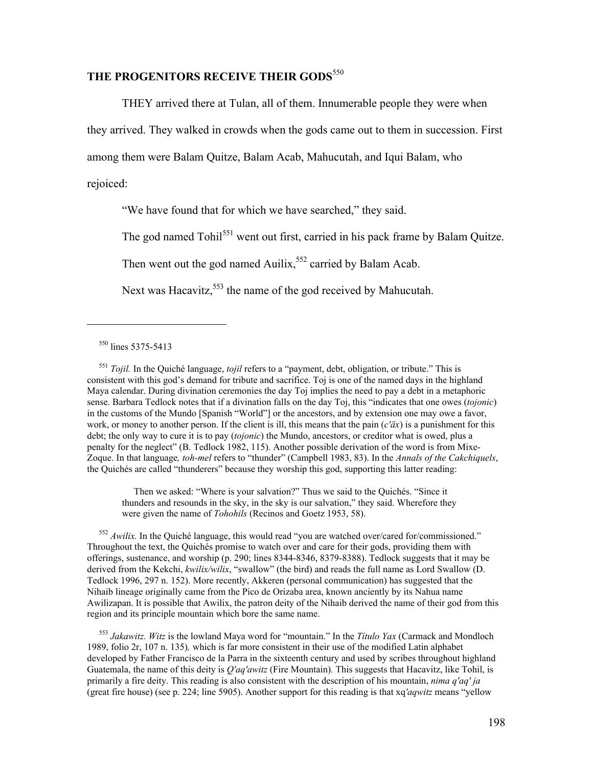## THE PROGENITORS RECEIVE THEIR GODS[550]

THEY arrived there at Tulan, all of them. Innumerable people they were when they arrived. They walked in crowds when the gods came out to them in succession. First among them were Balam Quitze, Balam Acab, Mahucutah, and Iqui Balam, who rejoiced:

"We have found that for which we have searched," they said.

The god named Tohil[551] went out first, carried in his pack frame by Balam Quitze.

Then went out the god named Auilix,[552] carried by Balam Acab.

Next was Hacavitz,[553] the name of the god received by Mahucutah.

---

[550] lines 5375-5413

[551] *Tojil.* In the Quiché language, *tojil* refers to a "payment, debt, obligation, or tribute." This is consistent with this god's demand for tribute and sacrifice. Toj is one of the named days in the highland Maya calendar. During divination ceremonies the day Toj implies the need to pay a debt in a metaphoric sense. Barbara Tedlock notes that if a divination falls on the day Toj, this "indicates that one owes (*tojonic*) in the customs of the Mundo [Spanish "World"] or the ancestors, and by extension one may owe a favor, work, or money to another person. If the client is ill, this means that the pain (*c'äx*) is a punishment for this debt; the only way to cure it is to pay (*tojonic*) the Mundo, ancestors, or creditor what is owed, plus a penalty for the neglect" (B. Tedlock 1982, 115). Another possible derivation of the word is from Mixe-Zoque. In that language*, toh-mel* refers to "thunder" (Campbell 1983, 83). In the *Annals of the Cakchiquels*, the Quichés are called "thunderers" because they worship this god, supporting this latter reading:

> Then we asked: "Where is your salvation?" Thus we said to the Quichés. "Since it thunders and resounds in the sky, in the sky is our salvation," they said. Wherefore they were given the name of *Tohohils* (Recinos and Goetz 1953, 58).

[552] *Awilix.* In the Quiché language, this would read "you are watched over/cared for/commissioned." Throughout the text, the Quichés promise to watch over and care for their gods, providing them with offerings, sustenance, and worship (p. 290; lines 8344-8346, 8379-8388). Tedlock suggests that it may be derived from the Kekchi, *kwilix/wilix*, "swallow" (the bird) and reads the full name as Lord Swallow (D. Tedlock 1996, 297 n. 152). More recently, Akkeren (personal communication) has suggested that the Nihaib lineage originally came from the Pico de Orizaba area, known anciently by its Nahua name Awilizapan. It is possible that Awilix, the patron deity of the Nihaib derived the name of their god from this region and its principle mountain which bore the same name.

[553] *Jakawitz. Witz* is the lowland Maya word for "mountain." In the *Título Yax* (Carmack and Mondloch 1989, folio 2r, 107 n. 135)*,* which is far more consistent in their use of the modified Latin alphabet developed by Father Francisco de la Parra in the sixteenth century and used by scribes throughout highland Guatemala, the name of this deity is *Q'aq'awitz* (Fire Mountain)*.* This suggests that Hacavitz, like Tohil, is primarily a fire deity. This reading is also consistent with the description of his mountain, *nima q'aq' ja* (great fire house) (see p. 224; line 5905). Another support for this reading is that xq*'aqwitz* means "yellow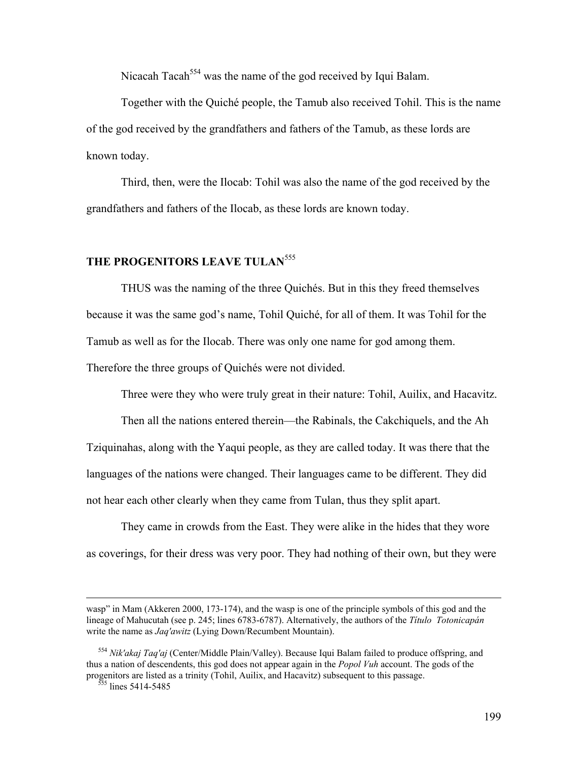Nicacah Tacah[554] was the name of the god received by Iqui Balam.

Together with the Quiché people, the Tamub also received Tohil. This is the name of the god received by the grandfathers and fathers of the Tamub, as these lords are known today.

Third, then, were the Ilocab: Tohil was also the name of the god received by the grandfathers and fathers of the Ilocab, as these lords are known today.

## THE PROGENITORS LEAVE TULAN[555]

THUS was the naming of the three Quichés. But in this they freed themselves because it was the same god's name, Tohil Quiché, for all of them. It was Tohil for the Tamub as well as for the Ilocab. There was only one name for god among them. Therefore the three groups of Quichés were not divided.

Three were they who were truly great in their nature: Tohil, Auilix, and Hacavitz.

Then all the nations entered therein—the Rabinals, the Cakchiquels, and the Ah Tziquinahas, along with the Yaqui people, as they are called today. It was there that the languages of the nations were changed. Their languages came to be different. They did not hear each other clearly when they came from Tulan, thus they split apart.

They came in crowds from the East. They were alike in the hides that they wore as coverings, for their dress was very poor. They had nothing of their own, but they were

---

wasp" in Mam (Akkeren 2000, 173-174), and the wasp is one of the principle symbols of this god and the lineage of Mahucutah (see p. 245; lines 6783-6787). Alternatively, the authors of the *Título Totonicapán* write the name as *Jaq'awitz* (Lying Down/Recumbent Mountain).

[554] *Nik'akaj Taq'aj* (Center/Middle Plain/Valley). Because Iqui Balam failed to produce offspring, and thus a nation of descendents, this god does not appear again in the *Popol Vuh* account. The gods of the progenitors are listed as a trinity (Tohil, Auilix, and Hacavitz) subsequent to this passage.

[555] lines 5414-5485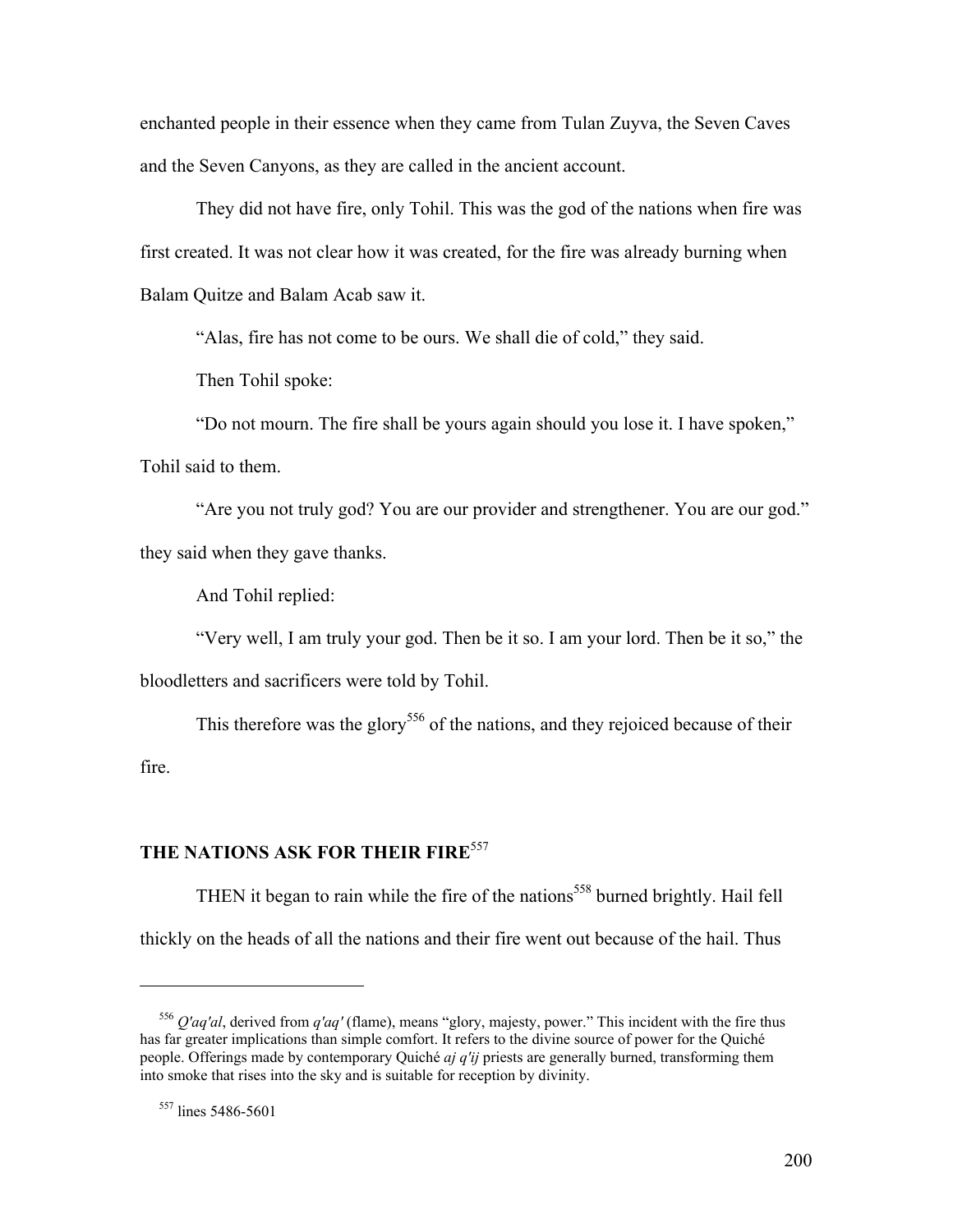enchanted people in their essence when they came from Tulan Zuyva, the Seven Caves and the Seven Canyons, as they are called in the ancient account.

They did not have fire, only Tohil. This was the god of the nations when fire was first created. It was not clear how it was created, for the fire was already burning when Balam Quitze and Balam Acab saw it.

"Alas, fire has not come to be ours. We shall die of cold," they said.

Then Tohil spoke:

"Do not mourn. The fire shall be yours again should you lose it. I have spoken," Tohil said to them.

"Are you not truly god? You are our provider and strengthener. You are our god." they said when they gave thanks.

And Tohil replied:

"Very well, I am truly your god. Then be it so. I am your lord. Then be it so," the bloodletters and sacrificers were told by Tohil.

This therefore was the glory[556] of the nations, and they rejoiced because of their fire.

## THE NATIONS ASK FOR THEIR FIRE[557]

THEN it began to rain while the fire of the nations[558] burned brightly. Hail fell thickly on the heads of all the nations and their fire went out because of the hail. Thus

---

[556] *Q'aq'al*, derived from *q'aq'* (flame), means "glory, majesty, power." This incident with the fire thus has far greater implications than simple comfort. It refers to the divine source of power for the Quiché people. Offerings made by contemporary Quiché *aj q'ij* priests are generally burned, transforming them into smoke that rises into the sky and is suitable for reception by divinity.

[557] lines 5486-5601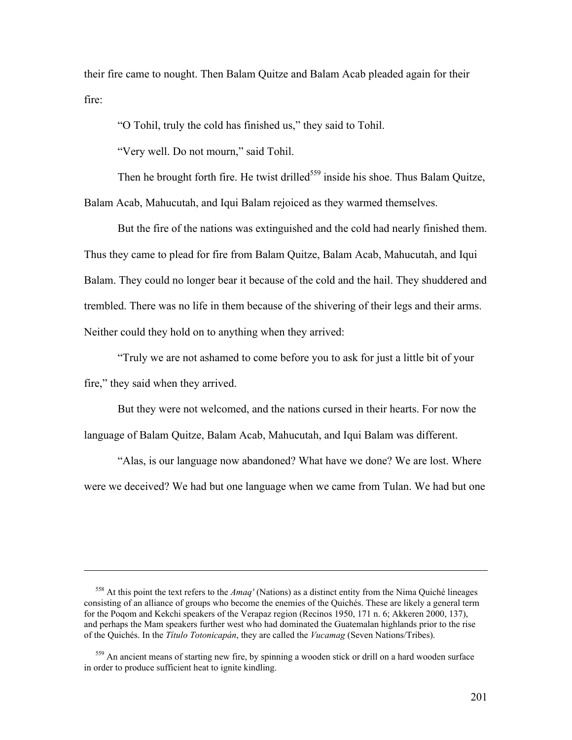their fire came to nought. Then Balam Quitze and Balam Acab pleaded again for their fire:

"O Tohil, truly the cold has finished us," they said to Tohil.

"Very well. Do not mourn," said Tohil.

Then he brought forth fire. He twist drilled[559] inside his shoe. Thus Balam Quitze, Balam Acab, Mahucutah, and Iqui Balam rejoiced as they warmed themselves.

But the fire of the nations was extinguished and the cold had nearly finished them. Thus they came to plead for fire from Balam Quitze, Balam Acab, Mahucutah, and Iqui Balam. They could no longer bear it because of the cold and the hail. They shuddered and trembled. There was no life in them because of the shivering of their legs and their arms. Neither could they hold on to anything when they arrived:

"Truly we are not ashamed to come before you to ask for just a little bit of your fire," they said when they arrived.

But they were not welcomed, and the nations cursed in their hearts. For now the language of Balam Quitze, Balam Acab, Mahucutah, and Iqui Balam was different.

"Alas, is our language now abandoned? What have we done? We are lost. Where were we deceived? We had but one language when we came from Tulan. We had but one

---

[558] At this point the text refers to the *Amaq'* (Nations) as a distinct entity from the Nima Quiché lineages consisting of an alliance of groups who become the enemies of the Quichés. These are likely a general term for the Poqom and Kekchi speakers of the Verapaz region (Recinos 1950, 171 n. 6; Akkeren 2000, 137), and perhaps the Mam speakers further west who had dominated the Guatemalan highlands prior to the rise of the Quichés. In the *Título Totonicapán*, they are called the *Vucamag* (Seven Nations/Tribes).

[559] An ancient means of starting new fire, by spinning a wooden stick or drill on a hard wooden surface in order to produce sufficient heat to ignite kindling.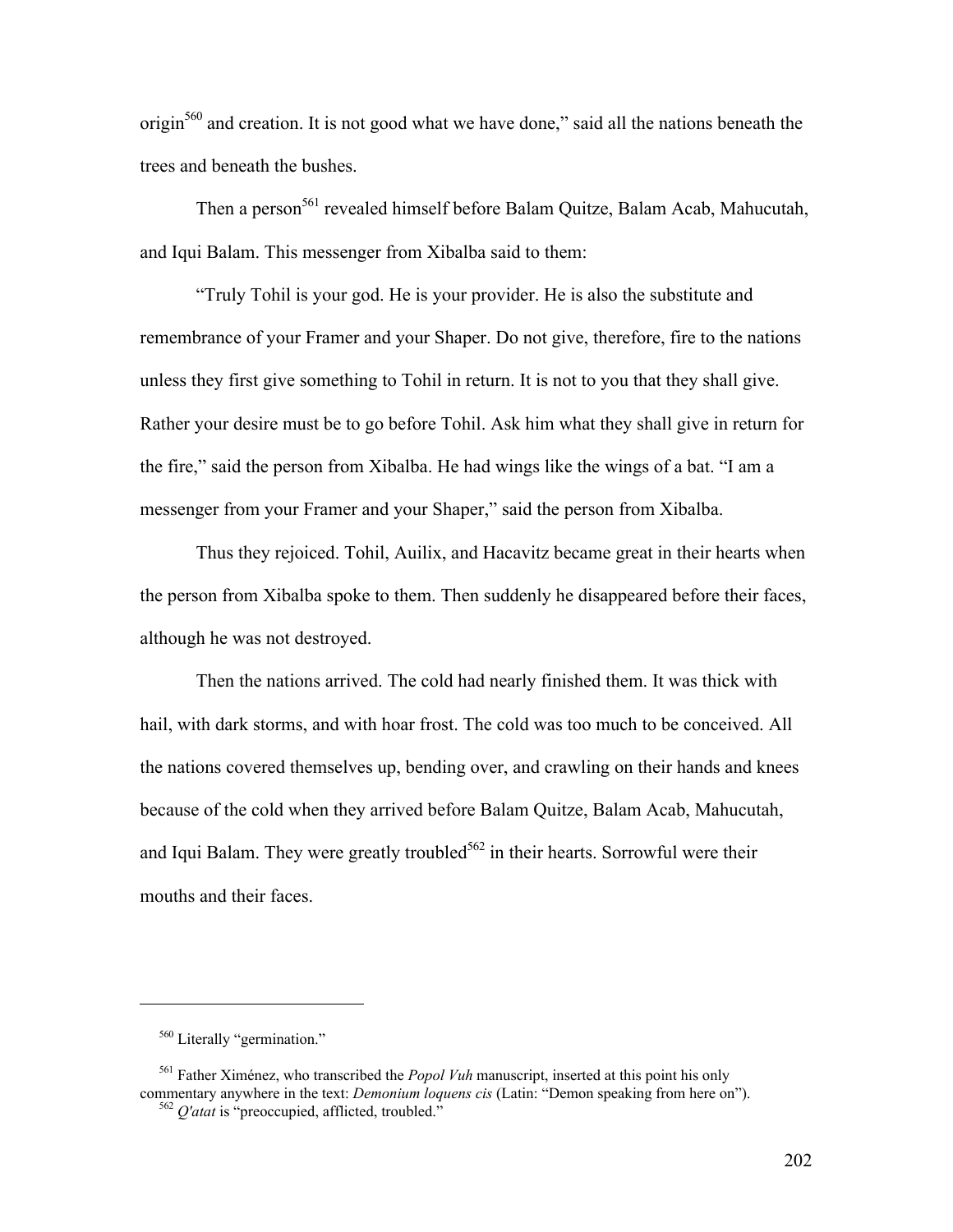origin[560] and creation. It is not good what we have done," said all the nations beneath the trees and beneath the bushes.

Then a person[561] revealed himself before Balam Quitze, Balam Acab, Mahucutah, and Iqui Balam. This messenger from Xibalba said to them:

"Truly Tohil is your god. He is your provider. He is also the substitute and remembrance of your Framer and your Shaper. Do not give, therefore, fire to the nations unless they first give something to Tohil in return. It is not to you that they shall give. Rather your desire must be to go before Tohil. Ask him what they shall give in return for the fire," said the person from Xibalba. He had wings like the wings of a bat. "I am a messenger from your Framer and your Shaper," said the person from Xibalba.

Thus they rejoiced. Tohil, Auilix, and Hacavitz became great in their hearts when the person from Xibalba spoke to them. Then suddenly he disappeared before their faces, although he was not destroyed.

Then the nations arrived. The cold had nearly finished them. It was thick with hail, with dark storms, and with hoar frost. The cold was too much to be conceived. All the nations covered themselves up, bending over, and crawling on their hands and knees because of the cold when they arrived before Balam Quitze, Balam Acab, Mahucutah, and Iqui Balam. They were greatly troubled[562] in their hearts. Sorrowful were their mouths and their faces.

---

[560] Literally "germination."

[561] Father Ximénez, who transcribed the *Popol Vuh* manuscript, inserted at this point his only commentary anywhere in the text: *Demonium loquens cis* (Latin: "Demon speaking from here on").

[562] *Q'atat* is "preoccupied, afflicted, troubled."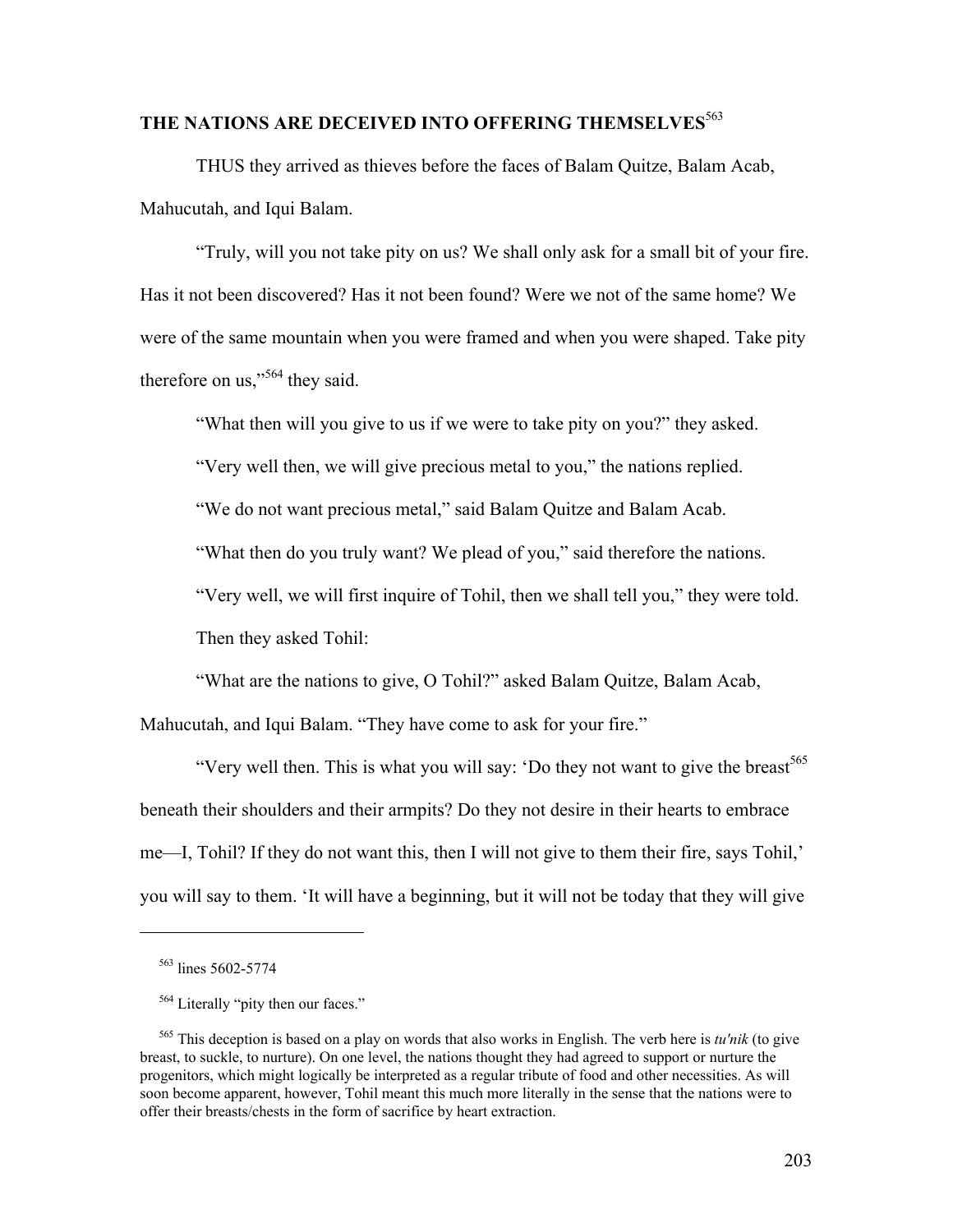## THE NATIONS ARE DECEIVED INTO OFFERING THEMSELVES[563]

THUS they arrived as thieves before the faces of Balam Quitze, Balam Acab, Mahucutah, and Iqui Balam.

"Truly, will you not take pity on us? We shall only ask for a small bit of your fire. Has it not been discovered? Has it not been found? Were we not of the same home? We were of the same mountain when you were framed and when you were shaped. Take pity therefore on us,"[564] they said.

"What then will you give to us if we were to take pity on you?" they asked.

"Very well then, we will give precious metal to you," the nations replied.

"We do not want precious metal," said Balam Quitze and Balam Acab.

"What then do you truly want? We plead of you," said therefore the nations.

"Very well, we will first inquire of Tohil, then we shall tell you," they were told.

Then they asked Tohil:

"What are the nations to give, O Tohil?" asked Balam Quitze, Balam Acab, Mahucutah, and Iqui Balam. "They have come to ask for your fire."

"Very well then. This is what you will say: 'Do they not want to give the breast[565] beneath their shoulders and their armpits? Do they not desire in their hearts to embrace me—I, Tohil? If they do not want this, then I will not give to them their fire, says Tohil,' you will say to them. 'It will have a beginning, but it will not be today that they will give

---

[563] lines 5602-5774

[564] Literally "pity then our faces."

[565] This deception is based on a play on words that also works in English. The verb here is *tu'nik* (to give breast, to suckle, to nurture). On one level, the nations thought they had agreed to support or nurture the progenitors, which might logically be interpreted as a regular tribute of food and other necessities. As will soon become apparent, however, Tohil meant this much more literally in the sense that the nations were to offer their breasts/chests in the form of sacrifice by heart extraction.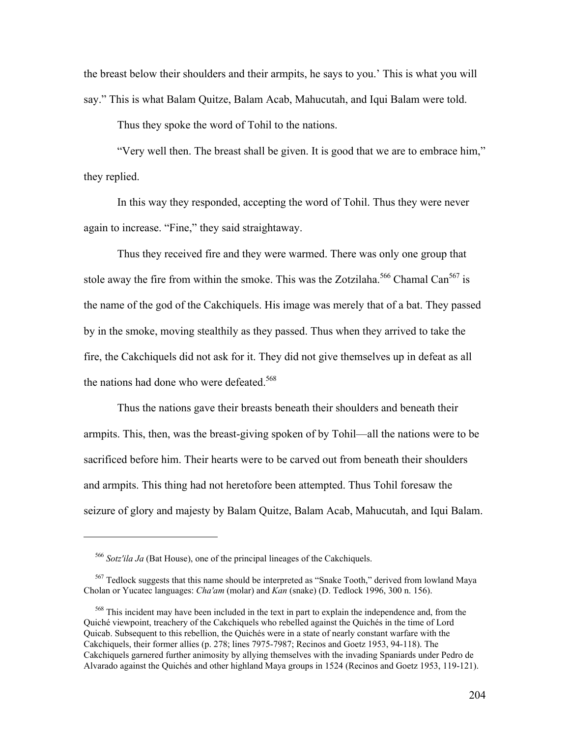the breast below their shoulders and their armpits, he says to you.' This is what you will say." This is what Balam Quitze, Balam Acab, Mahucutah, and Iqui Balam were told.

Thus they spoke the word of Tohil to the nations.

"Very well then. The breast shall be given. It is good that we are to embrace him," they replied.

In this way they responded, accepting the word of Tohil. Thus they were never again to increase. "Fine," they said straightaway.

Thus they received fire and they were warmed. There was only one group that stole away the fire from within the smoke. This was the Zotzilaha.[566] Chamal Can[567] is the name of the god of the Cakchiquels. His image was merely that of a bat. They passed by in the smoke, moving stealthily as they passed. Thus when they arrived to take the fire, the Cakchiquels did not ask for it. They did not give themselves up in defeat as all the nations had done who were defeated.[568]

Thus the nations gave their breasts beneath their shoulders and beneath their armpits. This, then, was the breast-giving spoken of by Tohil—all the nations were to be sacrificed before him. Their hearts were to be carved out from beneath their shoulders and armpits. This thing had not heretofore been attempted. Thus Tohil foresaw the seizure of glory and majesty by Balam Quitze, Balam Acab, Mahucutah, and Iqui Balam.

---

[566] *Sotz'ila Ja* (Bat House), one of the principal lineages of the Cakchiquels.

[567] Tedlock suggests that this name should be interpreted as "Snake Tooth," derived from lowland Maya Cholan or Yucatec languages: *Cha'am* (molar) and *Kan* (snake) (D. Tedlock 1996, 300 n. 156).

[568] This incident may have been included in the text in part to explain the independence and, from the Quiché viewpoint, treachery of the Cakchiquels who rebelled against the Quichés in the time of Lord Quicab. Subsequent to this rebellion, the Quichés were in a state of nearly constant warfare with the Cakchiquels, their former allies (p. 278; lines 7975-7987; Recinos and Goetz 1953, 94-118). The Cakchiquels garnered further animosity by allying themselves with the invading Spaniards under Pedro de Alvarado against the Quichés and other highland Maya groups in 1524 (Recinos and Goetz 1953, 119-121).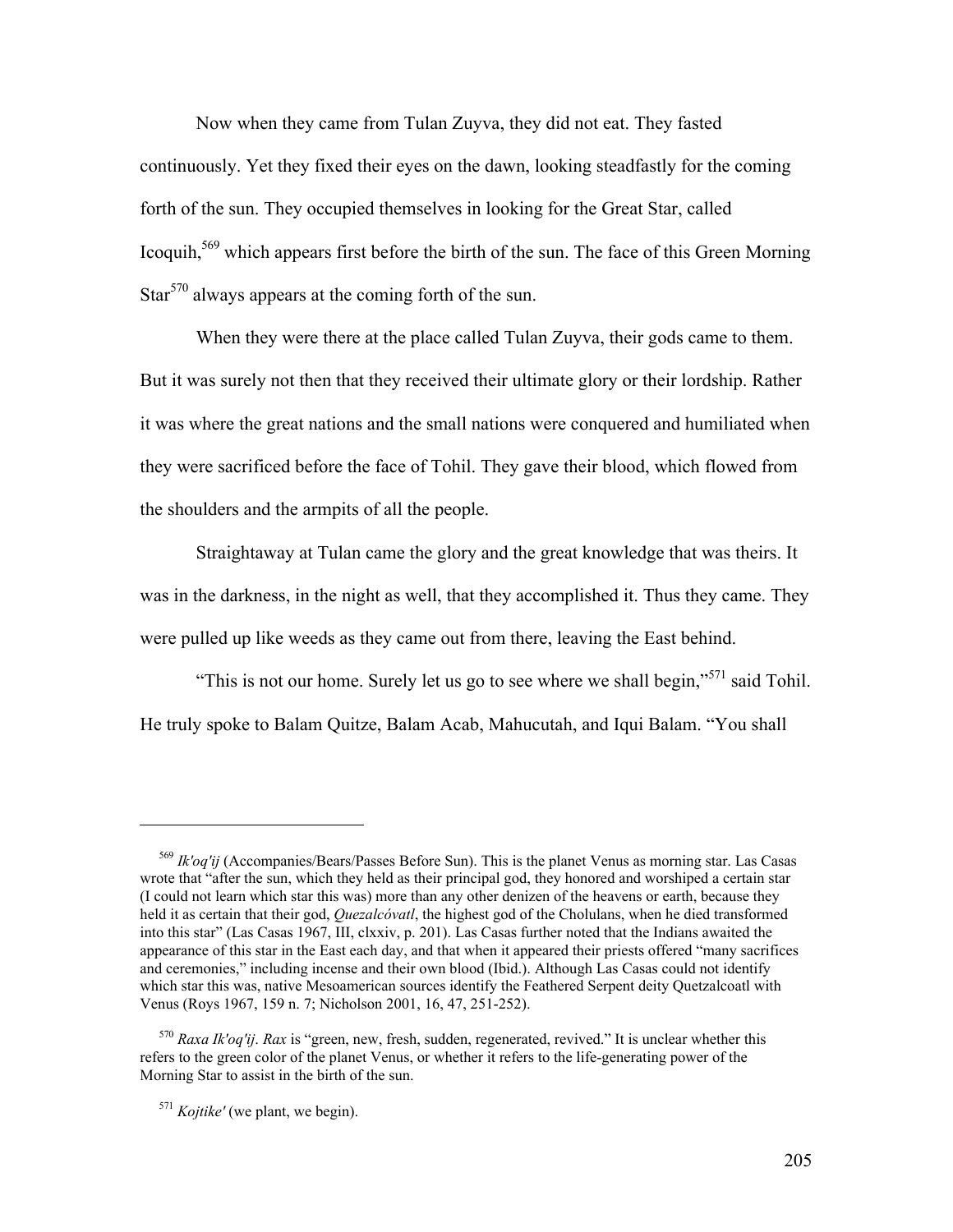Now when they came from Tulan Zuyva, they did not eat. They fasted continuously. Yet they fixed their eyes on the dawn, looking steadfastly for the coming forth of the sun. They occupied themselves in looking for the Great Star, called Icoquih,[569] which appears first before the birth of the sun. The face of this Green Morning Star[570] always appears at the coming forth of the sun.

When they were there at the place called Tulan Zuyva, their gods came to them. But it was surely not then that they received their ultimate glory or their lordship. Rather it was where the great nations and the small nations were conquered and humiliated when they were sacrificed before the face of Tohil. They gave their blood, which flowed from the shoulders and the armpits of all the people.

Straightaway at Tulan came the glory and the great knowledge that was theirs. It was in the darkness, in the night as well, that they accomplished it. Thus they came. They were pulled up like weeds as they came out from there, leaving the East behind.

"This is not our home. Surely let us go to see where we shall begin,"[571] said Tohil. He truly spoke to Balam Quitze, Balam Acab, Mahucutah, and Iqui Balam. "You shall

---

[569] *Ik'oq'ij* (Accompanies/Bears/Passes Before Sun). This is the planet Venus as morning star. Las Casas wrote that "after the sun, which they held as their principal god, they honored and worshiped a certain star (I could not learn which star this was) more than any other denizen of the heavens or earth, because they held it as certain that their god, *Quezalcóvatl*, the highest god of the Cholulans, when he died transformed into this star" (Las Casas 1967, III, clxxiv, p. 201). Las Casas further noted that the Indians awaited the appearance of this star in the East each day, and that when it appeared their priests offered "many sacrifices and ceremonies," including incense and their own blood (Ibid.). Although Las Casas could not identify which star this was, native Mesoamerican sources identify the Feathered Serpent deity Quetzalcoatl with Venus (Roys 1967, 159 n. 7; Nicholson 2001, 16, 47, 251-252).

[570] *Raxa Ik'oq'ij*. *Rax* is "green, new, fresh, sudden, regenerated, revived." It is unclear whether this refers to the green color of the planet Venus, or whether it refers to the life-generating power of the Morning Star to assist in the birth of the sun.

[571] *Kojtike'* (we plant, we begin).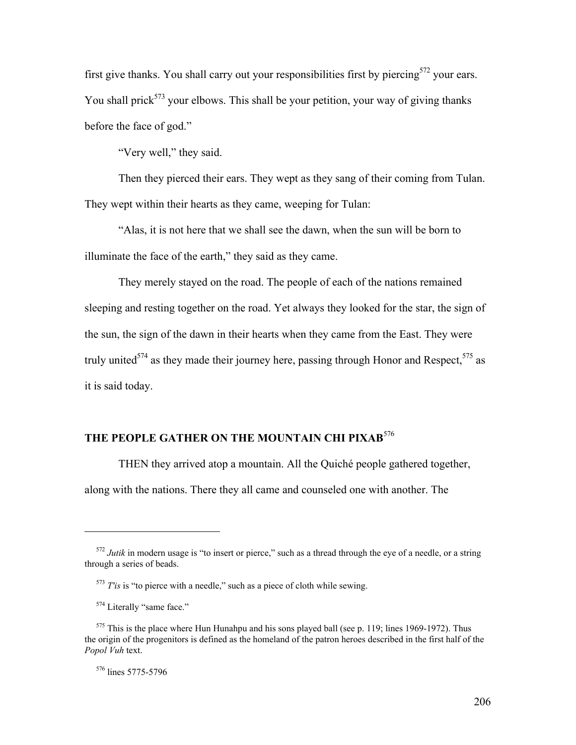first give thanks. You shall carry out your responsibilities first by piercing[572] your ears. You shall prick[573] your elbows. This shall be your petition, your way of giving thanks before the face of god."

"Very well," they said.

Then they pierced their ears. They wept as they sang of their coming from Tulan. They wept within their hearts as they came, weeping for Tulan:

"Alas, it is not here that we shall see the dawn, when the sun will be born to illuminate the face of the earth," they said as they came.

They merely stayed on the road. The people of each of the nations remained sleeping and resting together on the road. Yet always they looked for the star, the sign of the sun, the sign of the dawn in their hearts when they came from the East. They were truly united[574] as they made their journey here, passing through Honor and Respect,[575] as it is said today.

## THE PEOPLE GATHER ON THE MOUNTAIN CHI PIXAB[576]

THEN they arrived atop a mountain. All the Quiché people gathered together, along with the nations. There they all came and counseled one with another. The

---

[572] *Jutik* in modern usage is "to insert or pierce," such as a thread through the eye of a needle, or a string through a series of beads.

[573] *T'is* is "to pierce with a needle," such as a piece of cloth while sewing.

[574] Literally "same face."

[575] This is the place where Hun Hunahpu and his sons played ball (see p. 119; lines 1969-1972). Thus the origin of the progenitors is defined as the homeland of the patron heroes described in the first half of the *Popol Vuh* text.

[576] lines 5775-5796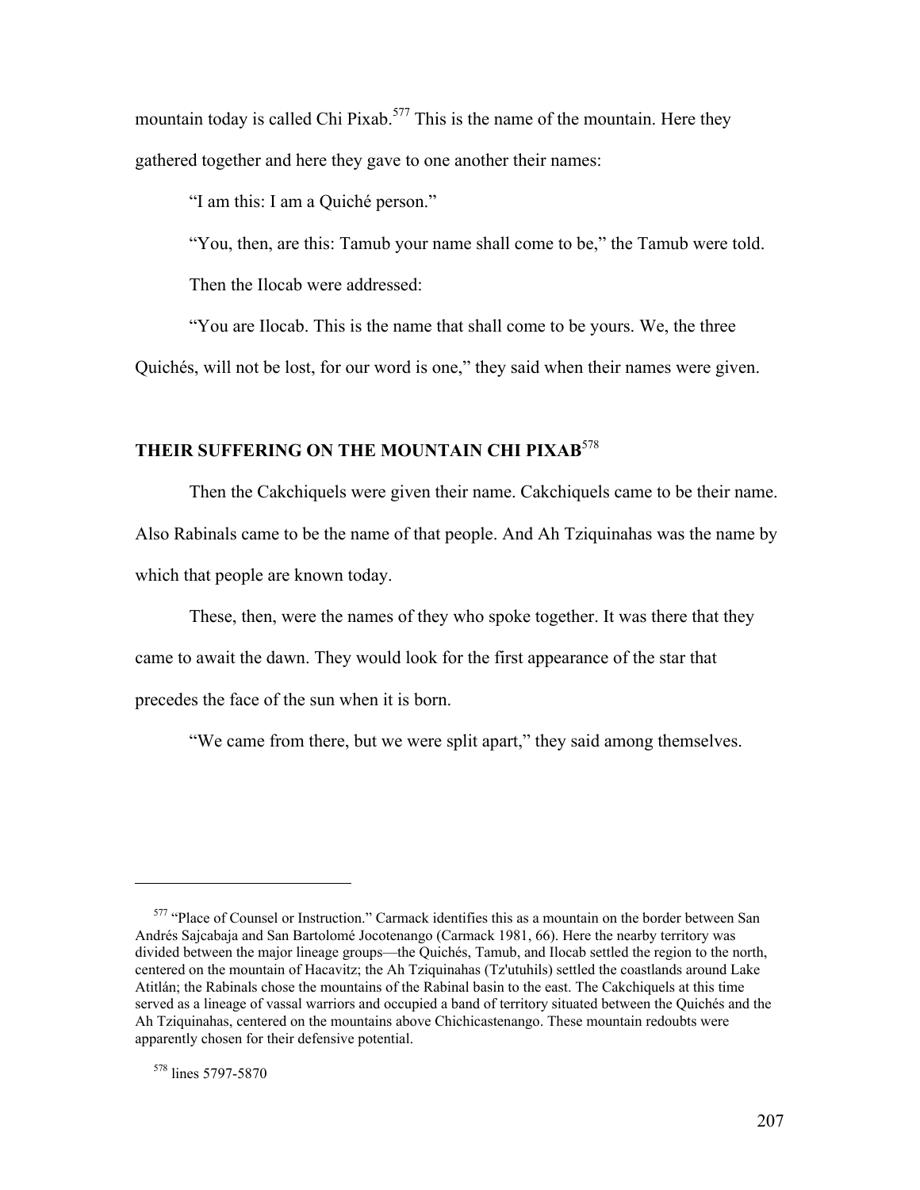mountain today is called Chi Pixab.[577] This is the name of the mountain. Here they gathered together and here they gave to one another their names:

"I am this: I am a Quiché person."

"You, then, are this: Tamub your name shall come to be," the Tamub were told.

Then the Ilocab were addressed:

"You are Ilocab. This is the name that shall come to be yours. We, the three Quichés, will not be lost, for our word is one," they said when their names were given.

## THEIR SUFFERING ON THE MOUNTAIN CHI PIXAB[578]

Then the Cakchiquels were given their name. Cakchiquels came to be their name. Also Rabinals came to be the name of that people. And Ah Tziquinahas was the name by which that people are known today.

These, then, were the names of they who spoke together. It was there that they came to await the dawn. They would look for the first appearance of the star that precedes the face of the sun when it is born.

"We came from there, but we were split apart," they said among themselves.

---

[577] "Place of Counsel or Instruction." Carmack identifies this as a mountain on the border between San Andrés Sajcabaja and San Bartolomé Jocotenango (Carmack 1981, 66). Here the nearby territory was divided between the major lineage groups—the Quichés, Tamub, and Ilocab settled the region to the north, centered on the mountain of Hacavitz; the Ah Tziquinahas (Tz'utuhils) settled the coastlands around Lake Atitlán; the Rabinals chose the mountains of the Rabinal basin to the east. The Cakchiquels at this time served as a lineage of vassal warriors and occupied a band of territory situated between the Quichés and the Ah Tziquinahas, centered on the mountains above Chichicastenango. These mountain redoubts were apparently chosen for their defensive potential.

[578] lines 5797-5870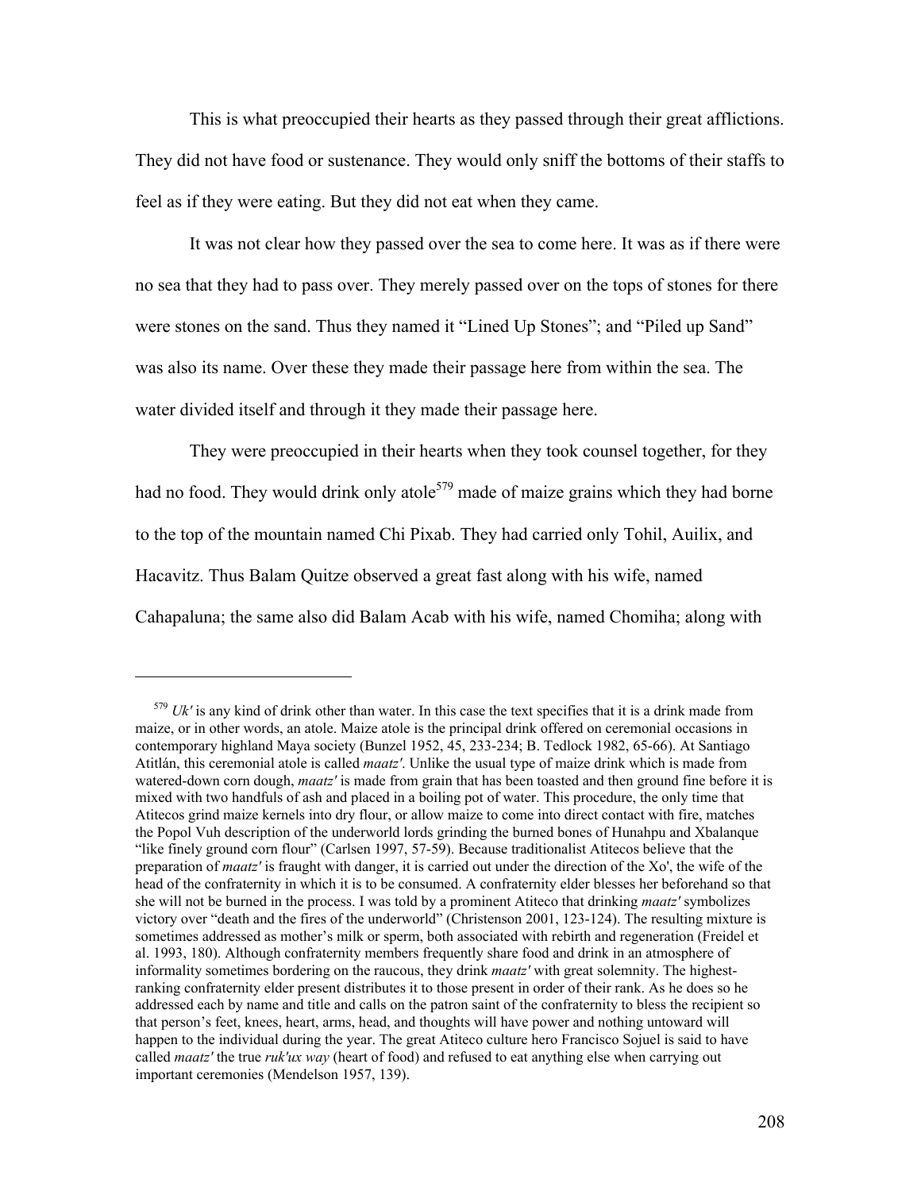This is what preoccupied their hearts as they passed through their great afflictions. They did not have food or sustenance. They would only sniff the bottoms of their staffs to feel as if they were eating. But they did not eat when they came.

It was not clear how they passed over the sea to come here. It was as if there were no sea that they had to pass over. They merely passed over on the tops of stones for there were stones on the sand. Thus they named it "Lined Up Stones"; and "Piled up Sand" was also its name. Over these they made their passage here from within the sea. The water divided itself and through it they made their passage here.

They were preoccupied in their hearts when they took counsel together, for they had no food. They would drink only atole[579] made of maize grains which they had borne to the top of the mountain named Chi Pixab. They had carried only Tohil, Auilix, and Hacavitz. Thus Balam Quitze observed a great fast along with his wife, named Cahapaluna; the same also did Balam Acab with his wife, named Chomiha; along with

---

[579] *Uk'* is any kind of drink other than water. In this case the text specifies that it is a drink made from maize, or in other words, an atole. Maize atole is the principal drink offered on ceremonial occasions in contemporary highland Maya society (Bunzel 1952, 45, 233-234; B. Tedlock 1982, 65-66). At Santiago Atitlán, this ceremonial atole is called *maatz'*. Unlike the usual type of maize drink which is made from watered-down corn dough, *maatz'* is made from grain that has been toasted and then ground fine before it is mixed with two handfuls of ash and placed in a boiling pot of water. This procedure, the only time that Atitecos grind maize kernels into dry flour, or allow maize to come into direct contact with fire, matches the Popol Vuh description of the underworld lords grinding the burned bones of Hunahpu and Xbalanque "like finely ground corn flour" (Carlsen 1997, 57-59). Because traditionalist Atitecos believe that the preparation of *maatz'* is fraught with danger, it is carried out under the direction of the Xo', the wife of the head of the confraternity in which it is to be consumed. A confraternity elder blesses her beforehand so that she will not be burned in the process. I was told by a prominent Atiteco that drinking *maatz'* symbolizes victory over "death and the fires of the underworld" (Christenson 2001, 123-124). The resulting mixture is sometimes addressed as mother's milk or sperm, both associated with rebirth and regeneration (Freidel et al. 1993, 180). Although confraternity members frequently share food and drink in an atmosphere of informality sometimes bordering on the raucous, they drink *maatz'* with great solemnity. The highest-ranking confraternity elder present distributes it to those present in order of their rank. As he does so he addressed each by name and title and calls on the patron saint of the confraternity to bless the recipient so that person's feet, knees, heart, arms, head, and thoughts will have power and nothing untoward will happen to the individual during the year. The great Atiteco culture hero Francisco Sojuel is said to have called *maatz'* the true *ruk'ux way* (heart of food) and refused to eat anything else when carrying out important ceremonies (Mendelson 1957, 139).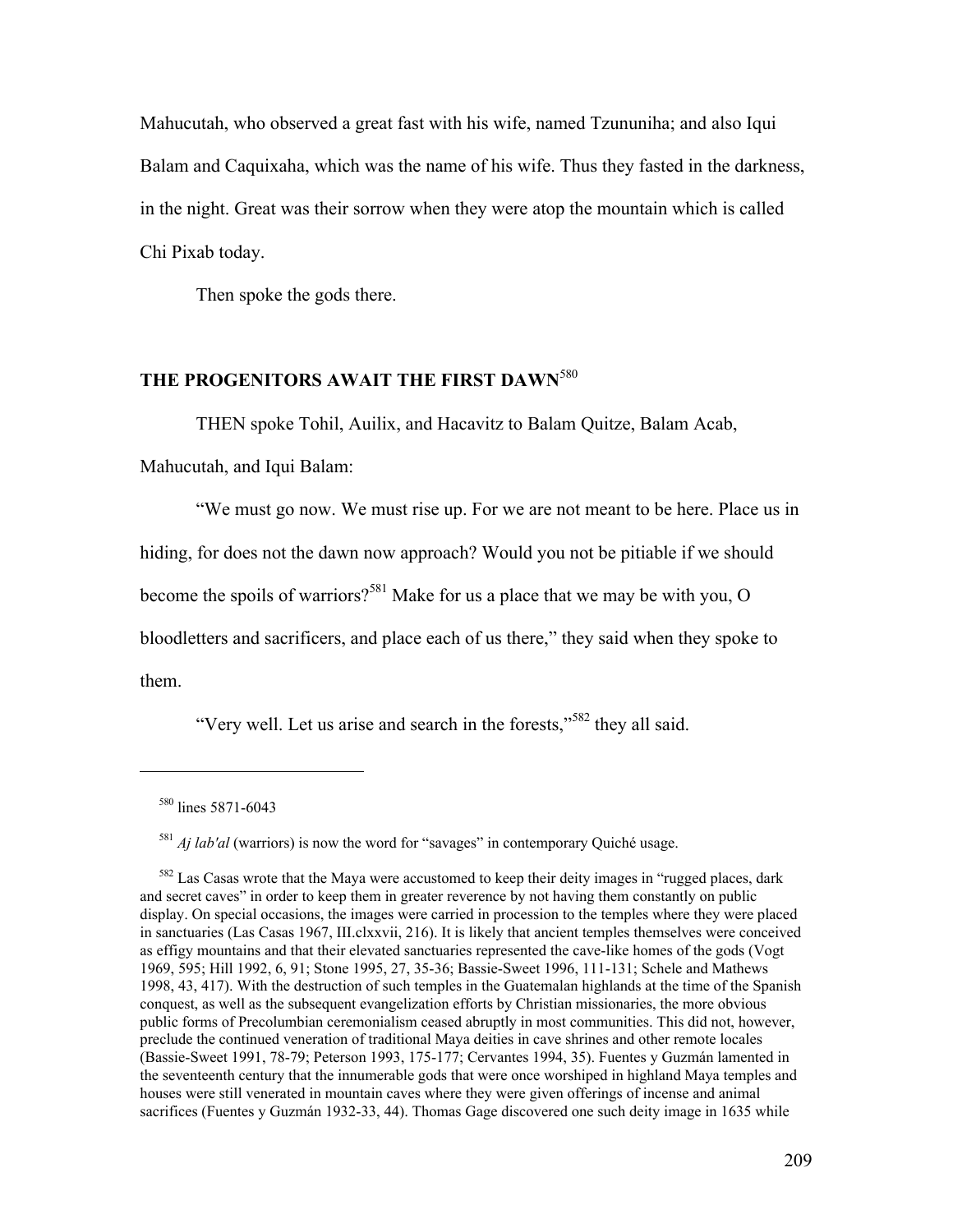Mahucutah, who observed a great fast with his wife, named Tzununiha; and also Iqui Balam and Caquixaha, which was the name of his wife. Thus they fasted in the darkness, in the night. Great was their sorrow when they were atop the mountain which is called Chi Pixab today.

Then spoke the gods there.

## THE PROGENITORS AWAIT THE FIRST DAWN[580]

THEN spoke Tohil, Auilix, and Hacavitz to Balam Quitze, Balam Acab, Mahucutah, and Iqui Balam:

"We must go now. We must rise up. For we are not meant to be here. Place us in hiding, for does not the dawn now approach? Would you not be pitiable if we should become the spoils of warriors?[581] Make for us a place that we may be with you, O bloodletters and sacrificers, and place each of us there," they said when they spoke to them.

"Very well. Let us arise and search in the forests,"[582] they all said.

---

[580] lines 5871-6043

[581] *Aj lab'al* (warriors) is now the word for "savages" in contemporary Quiché usage.

[582] Las Casas wrote that the Maya were accustomed to keep their deity images in "rugged places, dark and secret caves" in order to keep them in greater reverence by not having them constantly on public display. On special occasions, the images were carried in procession to the temples where they were placed in sanctuaries (Las Casas 1967, III.clxxvii, 216). It is likely that ancient temples themselves were conceived as effigy mountains and that their elevated sanctuaries represented the cave-like homes of the gods (Vogt 1969, 595; Hill 1992, 6, 91; Stone 1995, 27, 35-36; Bassie-Sweet 1996, 111-131; Schele and Mathews 1998, 43, 417). With the destruction of such temples in the Guatemalan highlands at the time of the Spanish conquest, as well as the subsequent evangelization efforts by Christian missionaries, the more obvious public forms of Precolumbian ceremonialism ceased abruptly in most communities. This did not, however, preclude the continued veneration of traditional Maya deities in cave shrines and other remote locales (Bassie-Sweet 1991, 78-79; Peterson 1993, 175-177; Cervantes 1994, 35). Fuentes y Guzmán lamented in the seventeenth century that the innumerable gods that were once worshiped in highland Maya temples and houses were still venerated in mountain caves where they were given offerings of incense and animal sacrifices (Fuentes y Guzmán 1932-33, 44). Thomas Gage discovered one such deity image in 1635 while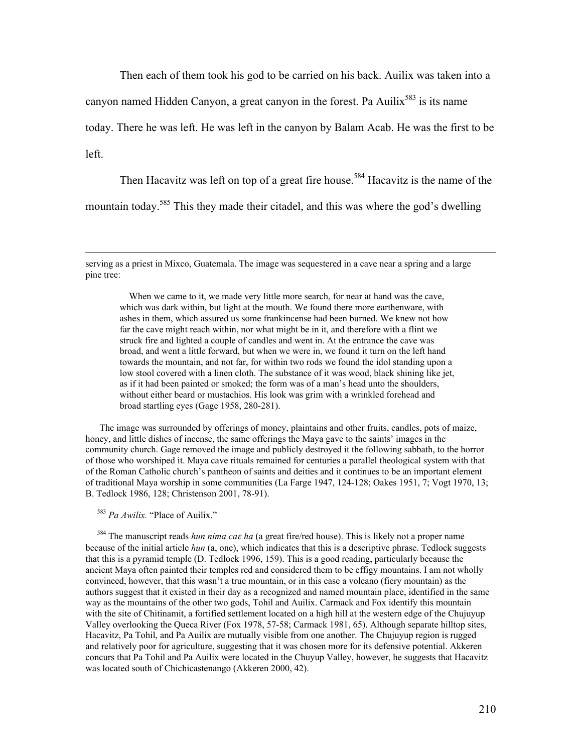Then each of them took his god to be carried on his back. Auilix was taken into a canyon named Hidden Canyon, a great canyon in the forest. Pa Auilix[583] is its name today. There he was left. He was left in the canyon by Balam Acab. He was the first to be left.

Then Hacavitz was left on top of a great fire house.[584] Hacavitz is the name of the mountain today.[585] This they made their citadel, and this was where the god's dwelling

---

serving as a priest in Mixco, Guatemala. The image was sequestered in a cave near a spring and a large pine tree:

> When we came to it, we made very little more search, for near at hand was the cave, which was dark within, but light at the mouth. We found there more earthenware, with ashes in them, which assured us some frankincense had been burned. We knew not how far the cave might reach within, nor what might be in it, and therefore with a flint we struck fire and lighted a couple of candles and went in. At the entrance the cave was broad, and went a little forward, but when we were in, we found it turn on the left hand towards the mountain, and not far, for within two rods we found the idol standing upon a low stool covered with a linen cloth. The substance of it was wood, black shining like jet, as if it had been painted or smoked; the form was of a man's head unto the shoulders, without either beard or mustachios. His look was grim with a wrinkled forehead and broad startling eyes (Gage 1958, 280-281).

The image was surrounded by offerings of money, plaintains and other fruits, candles, pots of maize, honey, and little dishes of incense, the same offerings the Maya gave to the saints' images in the community church. Gage removed the image and publicly destroyed it the following sabbath, to the horror of those who worshiped it. Maya cave rituals remained for centuries a parallel theological system with that of the Roman Catholic church's pantheon of saints and deities and it continues to be an important element of traditional Maya worship in some communities (La Farge 1947, 124-128; Oakes 1951, 7; Vogt 1970, 13; B. Tedlock 1986, 128; Christenson 2001, 78-91).

[583] *Pa Awilix.* "Place of Auilix."

[584] The manuscript reads *hun nima caɛ ha* (a great fire/red house). This is likely not a proper name because of the initial article *hun* (a, one), which indicates that this is a descriptive phrase. Tedlock suggests that this is a pyramid temple (D. Tedlock 1996, 159). This is a good reading, particularly because the ancient Maya often painted their temples red and considered them to be effigy mountains. I am not wholly convinced, however, that this wasn't a true mountain, or in this case a volcano (fiery mountain) as the authors suggest that it existed in their day as a recognized and named mountain place, identified in the same way as the mountains of the other two gods, Tohil and Auilix. Carmack and Fox identify this mountain with the site of Chitinamit, a fortified settlement located on a high hill at the western edge of the Chujuyup Valley overlooking the Queca River (Fox 1978, 57-58; Carmack 1981, 65). Although separate hilltop sites, Hacavitz, Pa Tohil, and Pa Auilix are mutually visible from one another. The Chujuyup region is rugged and relatively poor for agriculture, suggesting that it was chosen more for its defensive potential. Akkeren concurs that Pa Tohil and Pa Auilix were located in the Chuyup Valley, however, he suggests that Hacavitz was located south of Chichicastenango (Akkeren 2000, 42).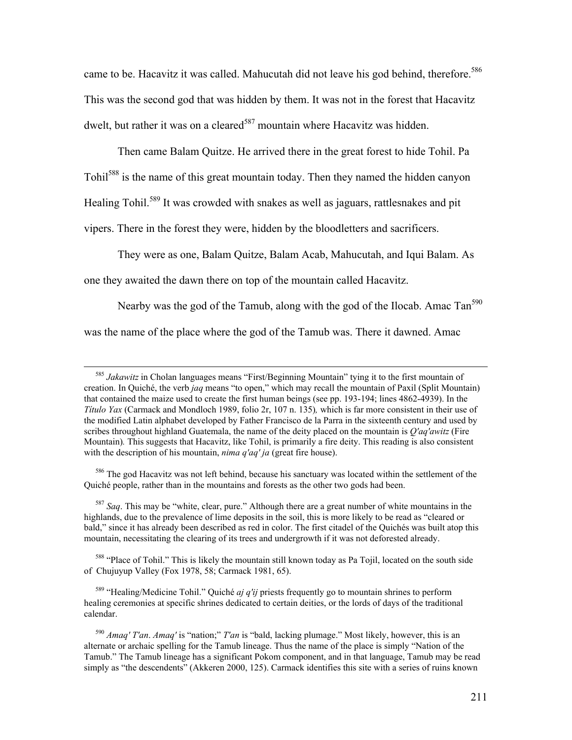came to be. Hacavitz it was called. Mahucutah did not leave his god behind, therefore.[586] This was the second god that was hidden by them. It was not in the forest that Hacavitz dwelt, but rather it was on a cleared[587] mountain where Hacavitz was hidden.

Then came Balam Quitze. He arrived there in the great forest to hide Tohil. Pa Tohil[588] is the name of this great mountain today. Then they named the hidden canyon Healing Tohil.[589] It was crowded with snakes as well as jaguars, rattlesnakes and pit vipers. There in the forest they were, hidden by the bloodletters and sacrificers.

They were as one, Balam Quitze, Balam Acab, Mahucutah, and Iqui Balam. As one they awaited the dawn there on top of the mountain called Hacavitz.

Nearby was the god of the Tamub, along with the god of the Ilocab. Amac Tan[590] was the name of the place where the god of the Tamub was. There it dawned. Amac

---

[585] *Jakawitz* in Cholan languages means "First/Beginning Mountain" tying it to the first mountain of creation. In Quiché, the verb *jaq* means "to open," which may recall the mountain of Paxil (Split Mountain) that contained the maize used to create the first human beings (see pp. 193-194; lines 4862-4939). In the *Título Yax* (Carmack and Mondloch 1989, folio 2r, 107 n. 135)*,* which is far more consistent in their use of the modified Latin alphabet developed by Father Francisco de la Parra in the sixteenth century and used by scribes throughout highland Guatemala, the name of the deity placed on the mountain is *Q'aq'awitz* (Fire Mountain)*.* This suggests that Hacavitz, like Tohil, is primarily a fire deity. This reading is also consistent with the description of his mountain, *nima q'aq' ja* (great fire house).

[586] The god Hacavitz was not left behind, because his sanctuary was located within the settlement of the Quiché people, rather than in the mountains and forests as the other two gods had been.

[587] *Saq*. This may be "white, clear, pure." Although there are a great number of white mountains in the highlands, due to the prevalence of lime deposits in the soil, this is more likely to be read as "cleared or bald," since it has already been described as red in color. The first citadel of the Quichés was built atop this mountain, necessitating the clearing of its trees and undergrowth if it was not deforested already.

[588] "Place of Tohil." This is likely the mountain still known today as Pa Tojil, located on the south side of Chujuyup Valley (Fox 1978, 58; Carmack 1981, 65).

[589] "Healing/Medicine Tohil." Quiché *aj q'ij* priests frequently go to mountain shrines to perform healing ceremonies at specific shrines dedicated to certain deities, or the lords of days of the traditional calendar.

[590] *Amaq' T'an*. *Amaq'* is "nation;" *T'an* is "bald, lacking plumage." Most likely, however, this is an alternate or archaic spelling for the Tamub lineage. Thus the name of the place is simply "Nation of the Tamub." The Tamub lineage has a significant Pokom component, and in that language, Tamub may be read simply as "the descendents" (Akkeren 2000, 125). Carmack identifies this site with a series of ruins known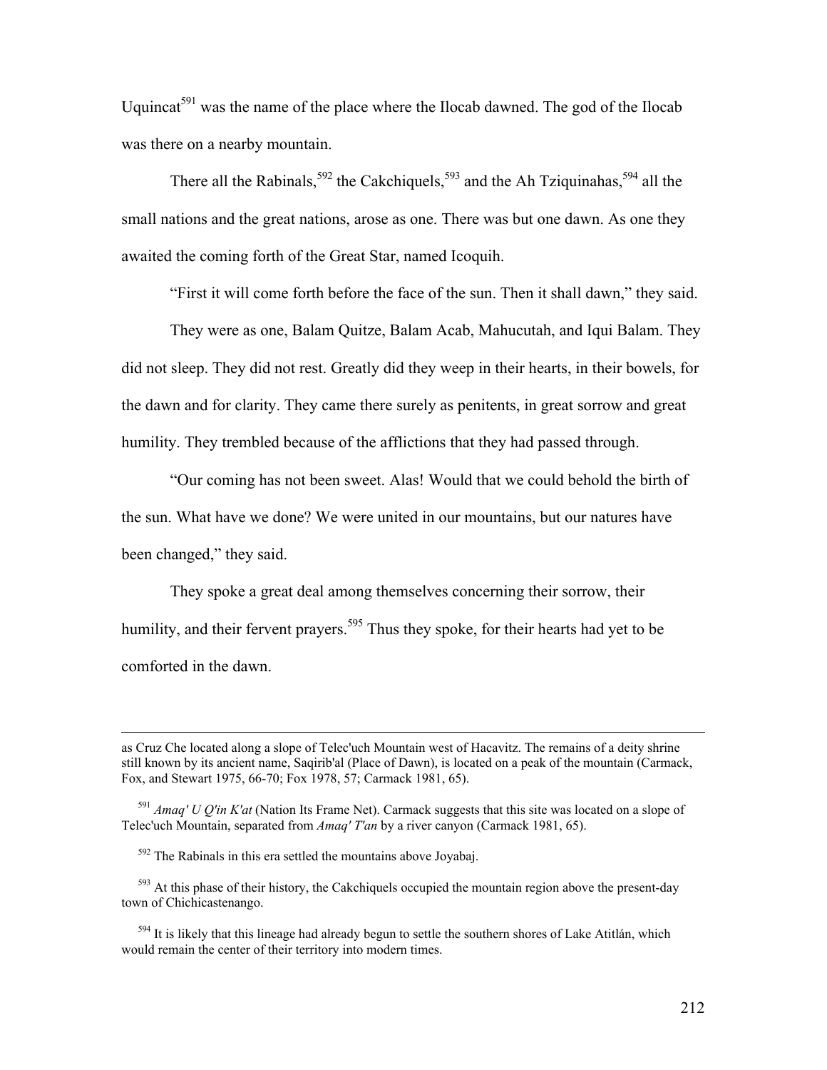Uquincat[591] was the name of the place where the Ilocab dawned. The god of the Ilocab was there on a nearby mountain.

There all the Rabinals,[592] the Cakchiquels,[593] and the Ah Tziquinahas,[594] all the small nations and the great nations, arose as one. There was but one dawn. As one they awaited the coming forth of the Great Star, named Icoquih.

"First it will come forth before the face of the sun. Then it shall dawn," they said.

They were as one, Balam Quitze, Balam Acab, Mahucutah, and Iqui Balam. They did not sleep. They did not rest. Greatly did they weep in their hearts, in their bowels, for the dawn and for clarity. They came there surely as penitents, in great sorrow and great humility. They trembled because of the afflictions that they had passed through.

"Our coming has not been sweet. Alas! Would that we could behold the birth of the sun. What have we done? We were united in our mountains, but our natures have been changed," they said.

They spoke a great deal among themselves concerning their sorrow, their humility, and their fervent prayers.[595] Thus they spoke, for their hearts had yet to be comforted in the dawn.

---

as Cruz Che located along a slope of Telec'uch Mountain west of Hacavitz. The remains of a deity shrine still known by its ancient name, Saqirib'al (Place of Dawn), is located on a peak of the mountain (Carmack, Fox, and Stewart 1975, 66-70; Fox 1978, 57; Carmack 1981, 65).

[591] *Amaq' U Q'in K'at* (Nation Its Frame Net). Carmack suggests that this site was located on a slope of Telec'uch Mountain, separated from *Amaq' T'an* by a river canyon (Carmack 1981, 65).

[592] The Rabinals in this era settled the mountains above Joyabaj.

[593] At this phase of their history, the Cakchiquels occupied the mountain region above the present-day town of Chichicastenango.

[594] It is likely that this lineage had already begun to settle the southern shores of Lake Atitlán, which would remain the center of their territory into modern times.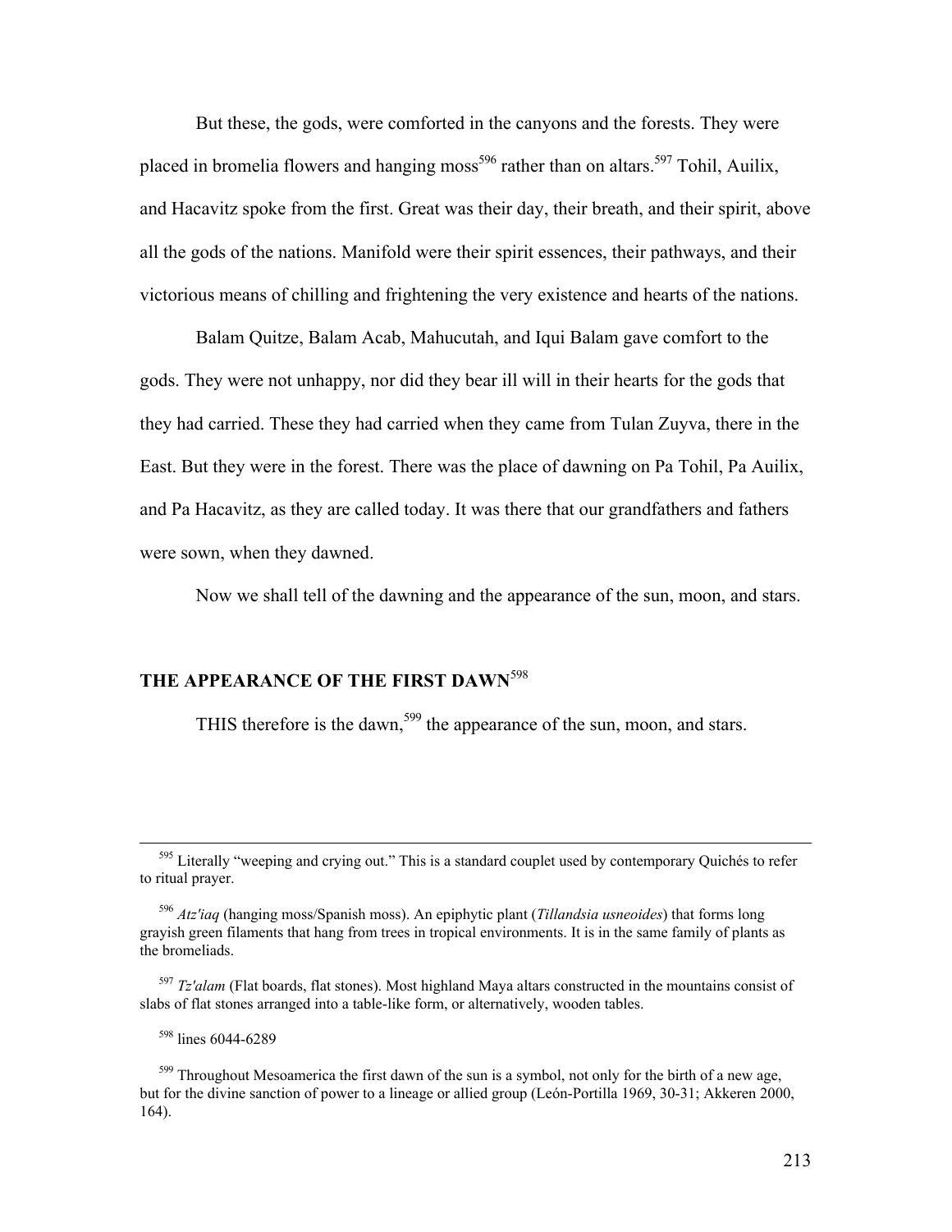But these, the gods, were comforted in the canyons and the forests. They were placed in bromelia flowers and hanging moss[596] rather than on altars.[597] Tohil, Auilix, and Hacavitz spoke from the first. Great was their day, their breath, and their spirit, above all the gods of the nations. Manifold were their spirit essences, their pathways, and their victorious means of chilling and frightening the very existence and hearts of the nations.

Balam Quitze, Balam Acab, Mahucutah, and Iqui Balam gave comfort to the gods. They were not unhappy, nor did they bear ill will in their hearts for the gods that they had carried. These they had carried when they came from Tulan Zuyva, there in the East. But they were in the forest. There was the place of dawning on Pa Tohil, Pa Auilix, and Pa Hacavitz, as they are called today. It was there that our grandfathers and fathers were sown, when they dawned.

Now we shall tell of the dawning and the appearance of the sun, moon, and stars.

## THE APPEARANCE OF THE FIRST DAWN[598]

THIS therefore is the dawn,[599] the appearance of the sun, moon, and stars.

---

[595] Literally "weeping and crying out." This is a standard couplet used by contemporary Quichés to refer to ritual prayer.

[596] *Atz'iaq* (hanging moss/Spanish moss). An epiphytic plant (*Tillandsia usneoides*) that forms long grayish green filaments that hang from trees in tropical environments. It is in the same family of plants as the bromeliads.

[597] *Tz'alam* (Flat boards, flat stones). Most highland Maya altars constructed in the mountains consist of slabs of flat stones arranged into a table-like form, or alternatively, wooden tables.

[598] lines 6044-6289

[599] Throughout Mesoamerica the first dawn of the sun is a symbol, not only for the birth of a new age, but for the divine sanction of power to a lineage or allied group (León-Portilla 1969, 30-31; Akkeren 2000, 164).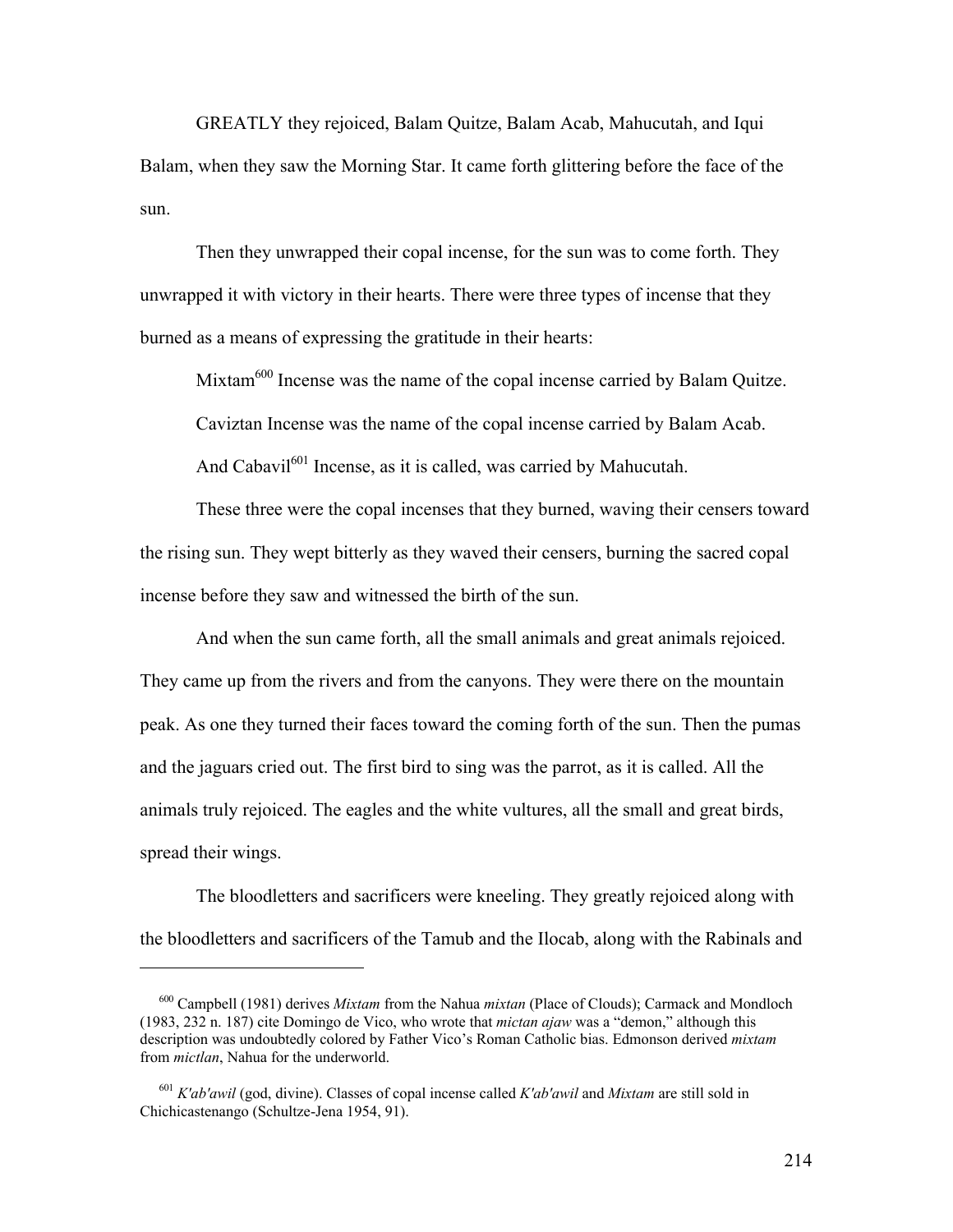GREATLY they rejoiced, Balam Quitze, Balam Acab, Mahucutah, and Iqui Balam, when they saw the Morning Star. It came forth glittering before the face of the sun.

Then they unwrapped their copal incense, for the sun was to come forth. They unwrapped it with victory in their hearts. There were three types of incense that they burned as a means of expressing the gratitude in their hearts:

Mixtam[600] Incense was the name of the copal incense carried by Balam Quitze.

Caviztan Incense was the name of the copal incense carried by Balam Acab.

And Cabavil[601] Incense, as it is called, was carried by Mahucutah.

These three were the copal incenses that they burned, waving their censers toward the rising sun. They wept bitterly as they waved their censers, burning the sacred copal incense before they saw and witnessed the birth of the sun.

And when the sun came forth, all the small animals and great animals rejoiced. They came up from the rivers and from the canyons. They were there on the mountain peak. As one they turned their faces toward the coming forth of the sun. Then the pumas and the jaguars cried out. The first bird to sing was the parrot, as it is called. All the animals truly rejoiced. The eagles and the white vultures, all the small and great birds, spread their wings.

The bloodletters and sacrificers were kneeling. They greatly rejoiced along with the bloodletters and sacrificers of the Tamub and the Ilocab, along with the Rabinals and

---

[600] Campbell (1981) derives *Mixtam* from the Nahua *mixtan* (Place of Clouds); Carmack and Mondloch (1983, 232 n. 187) cite Domingo de Vico, who wrote that *mictan ajaw* was a "demon," although this description was undoubtedly colored by Father Vico's Roman Catholic bias. Edmonson derived *mixtam* from *mictlan*, Nahua for the underworld.

[601] *K'ab'awil* (god, divine). Classes of copal incense called *K'ab'awil* and *Mixtam* are still sold in Chichicastenango (Schultze-Jena 1954, 91).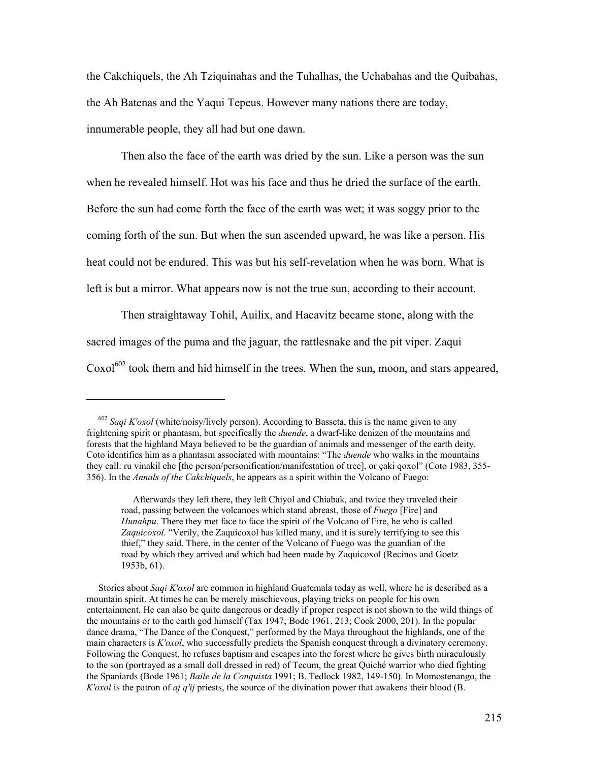the Cakchiquels, the Ah Tziquinahas and the Tuhalhas, the Uchabahas and the Quibahas, the Ah Batenas and the Yaqui Tepeus. However many nations there are today, innumerable people, they all had but one dawn.

Then also the face of the earth was dried by the sun. Like a person was the sun when he revealed himself. Hot was his face and thus he dried the surface of the earth. Before the sun had come forth the face of the earth was wet; it was soggy prior to the coming forth of the sun. But when the sun ascended upward, he was like a person. His heat could not be endured. This was but his self-revelation when he was born. What is left is but a mirror. What appears now is not the true sun, according to their account.

Then straightaway Tohil, Auilix, and Hacavitz became stone, along with the sacred images of the puma and the jaguar, the rattlesnake and the pit viper. Zaqui Coxol[602] took them and hid himself in the trees. When the sun, moon, and stars appeared,

---

[602] *Saqi K'oxol* (white/noisy/lively person). According to Basseta, this is the name given to any frightening spirit or phantasm, but specifically the *duende*, a dwarf-like denizen of the mountains and forests that the highland Maya believed to be the guardian of animals and messenger of the earth deity. Coto identifies him as a phantasm associated with mountains: "The *duende* who walks in the mountains they call: ru vinakil che [the person/personification/manifestation of tree], or çaki qoxol" (Coto 1983, 355-356). In the *Annals of the Cakchiquels*, he appears as a spirit within the Volcano of Fuego:

> Afterwards they left there, they left Chiyol and Chiabak, and twice they traveled their road, passing between the volcanoes which stand abreast, those of *Fuego* [Fire] and *Hunahpu*. There they met face to face the spirit of the Volcano of Fire, he who is called *Zaquicoxol*. "Verily, the Zaquicoxol has killed many, and it is surely terrifying to see this thief," they said. There, in the center of the Volcano of Fuego was the guardian of the road by which they arrived and which had been made by Zaquicoxol (Recinos and Goetz 1953b, 61).

Stories about *Saqi K'oxol* are common in highland Guatemala today as well, where he is described as a mountain spirit. At times he can be merely mischievous, playing tricks on people for his own entertainment. He can also be quite dangerous or deadly if proper respect is not shown to the wild things of the mountains or to the earth god himself (Tax 1947; Bode 1961, 213; Cook 2000, 201). In the popular dance drama, "The Dance of the Conquest," performed by the Maya throughout the highlands, one of the main characters is *K'oxol*, who successfully predicts the Spanish conquest through a divinatory ceremony. Following the Conquest, he refuses baptism and escapes into the forest where he gives birth miraculously to the son (portrayed as a small doll dressed in red) of Tecum, the great Quiché warrior who died fighting the Spaniards (Bode 1961; *Baile de la Conquista* 1991; B. Tedlock 1982, 149-150). In Momostenango, the *K'oxol* is the patron of *aj q'ij* priests, the source of the divination power that awakens their blood (B.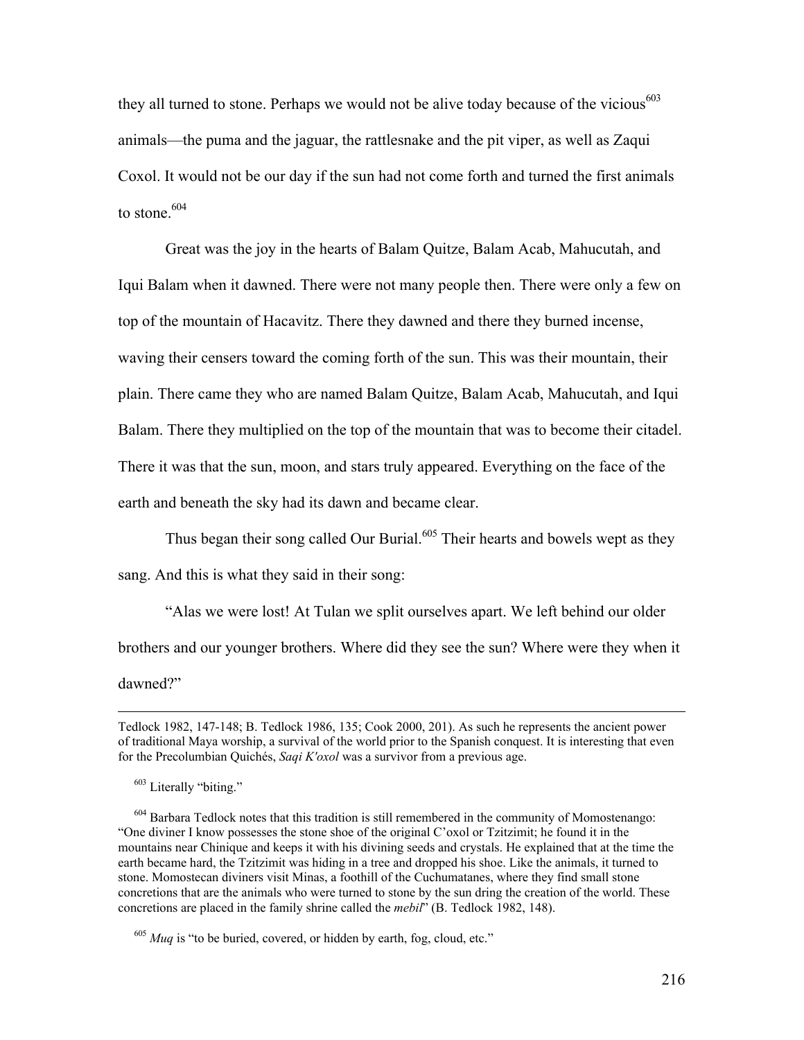they all turned to stone. Perhaps we would not be alive today because of the vicious[603] animals—the puma and the jaguar, the rattlesnake and the pit viper, as well as Zaqui Coxol. It would not be our day if the sun had not come forth and turned the first animals to stone.[604]

Great was the joy in the hearts of Balam Quitze, Balam Acab, Mahucutah, and Iqui Balam when it dawned. There were not many people then. There were only a few on top of the mountain of Hacavitz. There they dawned and there they burned incense, waving their censers toward the coming forth of the sun. This was their mountain, their plain. There came they who are named Balam Quitze, Balam Acab, Mahucutah, and Iqui Balam. There they multiplied on the top of the mountain that was to become their citadel. There it was that the sun, moon, and stars truly appeared. Everything on the face of the earth and beneath the sky had its dawn and became clear.

Thus began their song called Our Burial.[605] Their hearts and bowels wept as they sang. And this is what they said in their song:

"Alas we were lost! At Tulan we split ourselves apart. We left behind our older brothers and our younger brothers. Where did they see the sun? Where were they when it dawned?"

---

Tedlock 1982, 147-148; B. Tedlock 1986, 135; Cook 2000, 201). As such he represents the ancient power of traditional Maya worship, a survival of the world prior to the Spanish conquest. It is interesting that even for the Precolumbian Quichés, *Saqi K'oxol* was a survivor from a previous age.

[603] Literally "biting."

[604] Barbara Tedlock notes that this tradition is still remembered in the community of Momostenango: "One diviner I know possesses the stone shoe of the original C'oxol or Tzitzimit; he found it in the mountains near Chinique and keeps it with his divining seeds and crystals. He explained that at the time the earth became hard, the Tzitzimit was hiding in a tree and dropped his shoe. Like the animals, it turned to stone. Momostecan diviners visit Minas, a foothill of the Cuchumatanes, where they find small stone concretions that are the animals who were turned to stone by the sun dring the creation of the world. These concretions are placed in the family shrine called the *mebil*" (B. Tedlock 1982, 148).

[605] *Muq* is "to be buried, covered, or hidden by earth, fog, cloud, etc."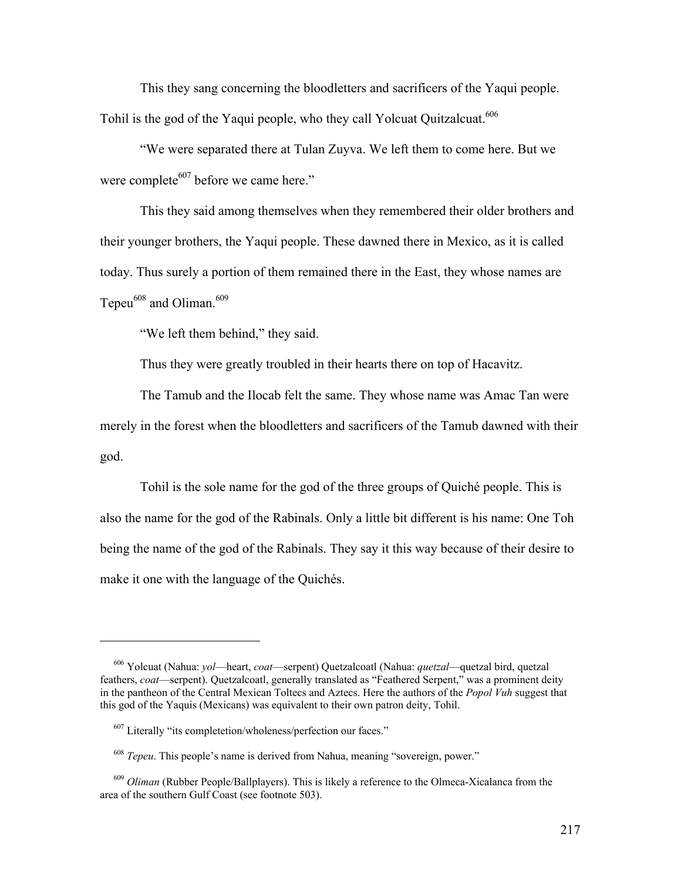This they sang concerning the bloodletters and sacrificers of the Yaqui people. Tohil is the god of the Yaqui people, who they call Yolcuat Quitzalcuat.[606]

"We were separated there at Tulan Zuyva. We left them to come here. But we were complete[607] before we came here."

This they said among themselves when they remembered their older brothers and their younger brothers, the Yaqui people. These dawned there in Mexico, as it is called today. Thus surely a portion of them remained there in the East, they whose names are Tepeu[608] and Oliman.[609]

"We left them behind," they said.

Thus they were greatly troubled in their hearts there on top of Hacavitz.

The Tamub and the Ilocab felt the same. They whose name was Amac Tan were merely in the forest when the bloodletters and sacrificers of the Tamub dawned with their god.

Tohil is the sole name for the god of the three groups of Quiché people. This is also the name for the god of the Rabinals. Only a little bit different is his name: One Toh being the name of the god of the Rabinals. They say it this way because of their desire to make it one with the language of the Quichés.

---

[606] Yolcuat (Nahua: *yol*—heart, *coat*—serpent) Quetzalcoatl (Nahua: *quetzal*—quetzal bird, quetzal feathers, *coat*—serpent). Quetzalcoatl, generally translated as "Feathered Serpent," was a prominent deity in the pantheon of the Central Mexican Toltecs and Aztecs. Here the authors of the *Popol Vuh* suggest that this god of the Yaquis (Mexicans) was equivalent to their own patron deity, Tohil.

[607] Literally "its completetion/wholeness/perfection our faces."

[608] *Tepeu*. This people's name is derived from Nahua, meaning "sovereign, power."

[609] *Oliman* (Rubber People/Ballplayers). This is likely a reference to the Olmeca-Xicalanca from the area of the southern Gulf Coast (see footnote 503).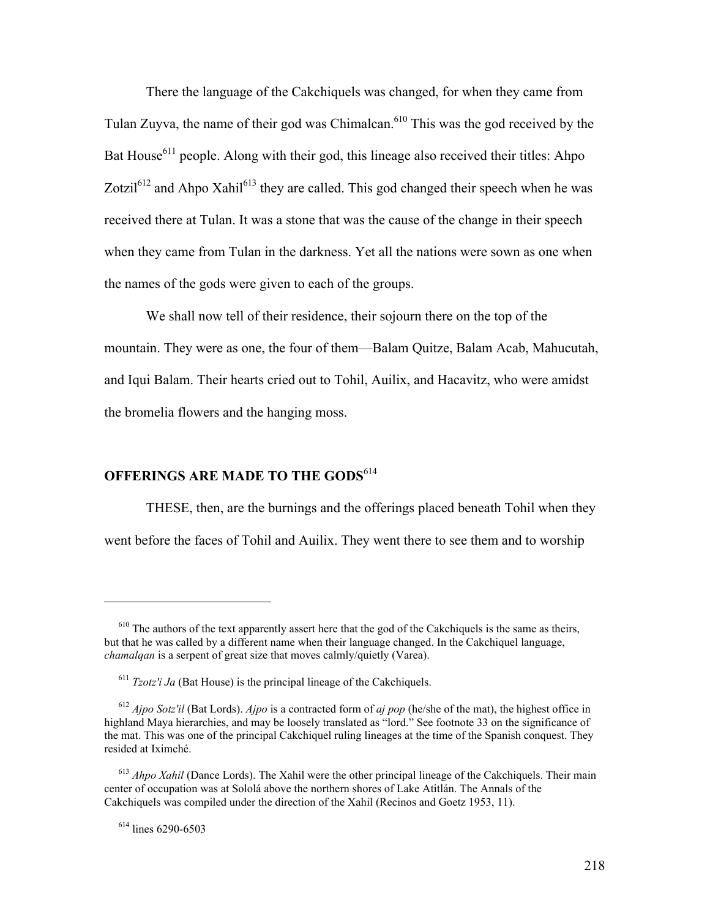There the language of the Cakchiquels was changed, for when they came from Tulan Zuyva, the name of their god was Chimalcan.[610] This was the god received by the Bat House[611] people. Along with their god, this lineage also received their titles: Ahpo Zotzil[612] and Ahpo Xahil[613] they are called. This god changed their speech when he was received there at Tulan. It was a stone that was the cause of the change in their speech when they came from Tulan in the darkness. Yet all the nations were sown as one when the names of the gods were given to each of the groups.

We shall now tell of their residence, their sojourn there on the top of the mountain. They were as one, the four of them—Balam Quitze, Balam Acab, Mahucutah, and Iqui Balam. Their hearts cried out to Tohil, Auilix, and Hacavitz, who were amidst the bromelia flowers and the hanging moss.

## OFFERINGS ARE MADE TO THE GODS[614]

THESE, then, are the burnings and the offerings placed beneath Tohil when they went before the faces of Tohil and Auilix. They went there to see them and to worship

---

[610] The authors of the text apparently assert here that the god of the Cakchiquels is the same as theirs, but that he was called by a different name when their language changed. In the Cakchiquel language, *chamalqan* is a serpent of great size that moves calmly/quietly (Varea).

[611] *Tzotz'i Ja* (Bat House) is the principal lineage of the Cakchiquels.

[612] *Ajpo Sotz'il* (Bat Lords). *Ajpo* is a contracted form of *aj pop* (he/she of the mat), the highest office in highland Maya hierarchies, and may be loosely translated as "lord." See footnote 33 on the significance of the mat. This was one of the principal Cakchiquel ruling lineages at the time of the Spanish conquest. They resided at Iximché.

[613] *Ahpo Xahil* (Dance Lords). The Xahil were the other principal lineage of the Cakchiquels. Their main center of occupation was at Sololá above the northern shores of Lake Atitlán. The Annals of the Cakchiquels was compiled under the direction of the Xahil (Recinos and Goetz 1953, 11).

[614] lines 6290-6503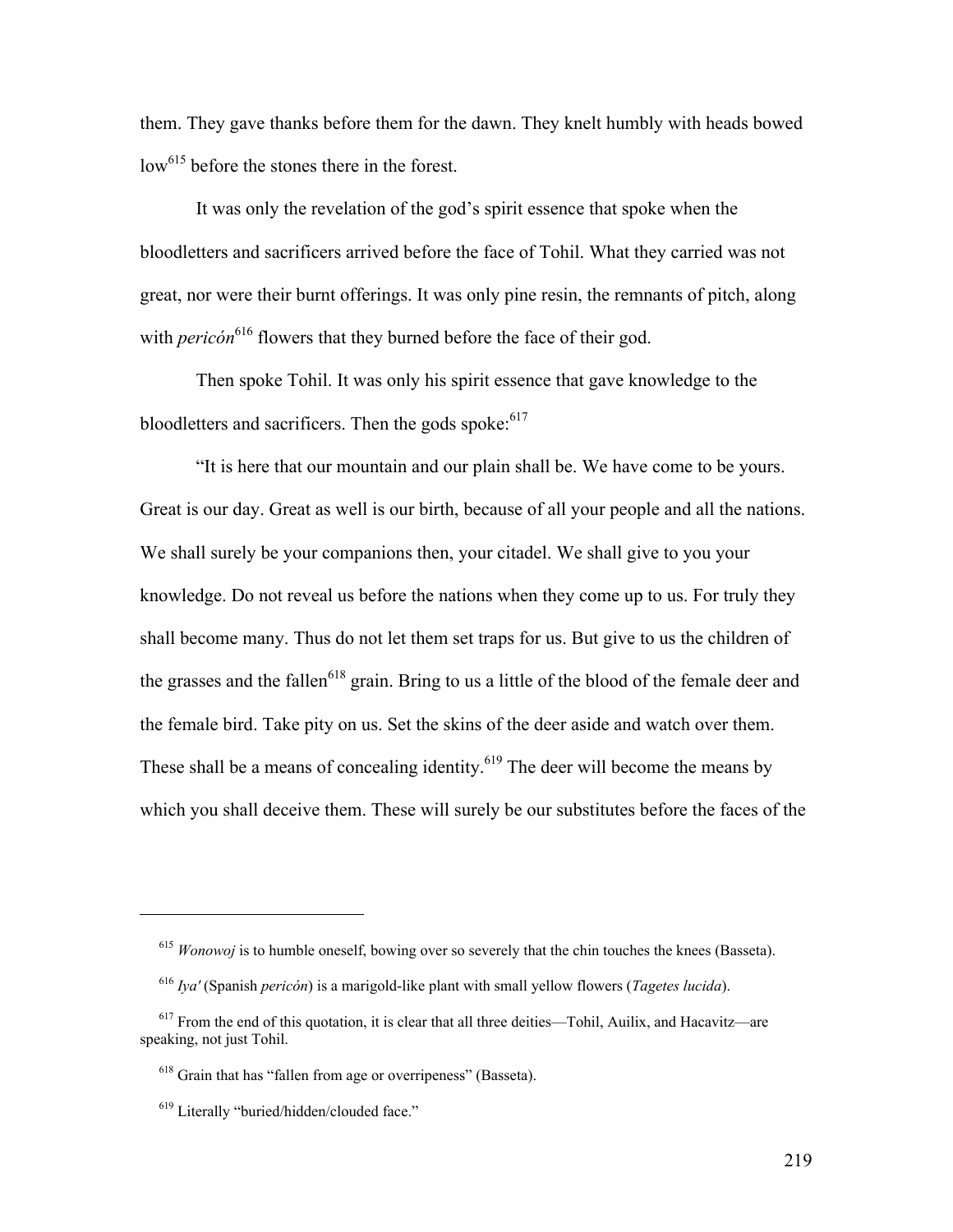them. They gave thanks before them for the dawn. They knelt humbly with heads bowed low[615] before the stones there in the forest.

It was only the revelation of the god's spirit essence that spoke when the bloodletters and sacrificers arrived before the face of Tohil. What they carried was not great, nor were their burnt offerings. It was only pine resin, the remnants of pitch, along with *pericón*[616] flowers that they burned before the face of their god.

Then spoke Tohil. It was only his spirit essence that gave knowledge to the bloodletters and sacrificers. Then the gods spoke:[617]

"It is here that our mountain and our plain shall be. We have come to be yours. Great is our day. Great as well is our birth, because of all your people and all the nations. We shall surely be your companions then, your citadel. We shall give to you your knowledge. Do not reveal us before the nations when they come up to us. For truly they shall become many. Thus do not let them set traps for us. But give to us the children of the grasses and the fallen[618] grain. Bring to us a little of the blood of the female deer and the female bird. Take pity on us. Set the skins of the deer aside and watch over them. These shall be a means of concealing identity.[619] The deer will become the means by which you shall deceive them. These will surely be our substitutes before the faces of the

---

[615] *Wonowoj* is to humble oneself, bowing over so severely that the chin touches the knees (Basseta).

[616] *Iya'* (Spanish *pericón*) is a marigold-like plant with small yellow flowers (*Tagetes lucida*).

[617] From the end of this quotation, it is clear that all three deities—Tohil, Auilix, and Hacavitz—are speaking, not just Tohil.

[618] Grain that has "fallen from age or overripeness" (Basseta).

[619] Literally "buried/hidden/clouded face."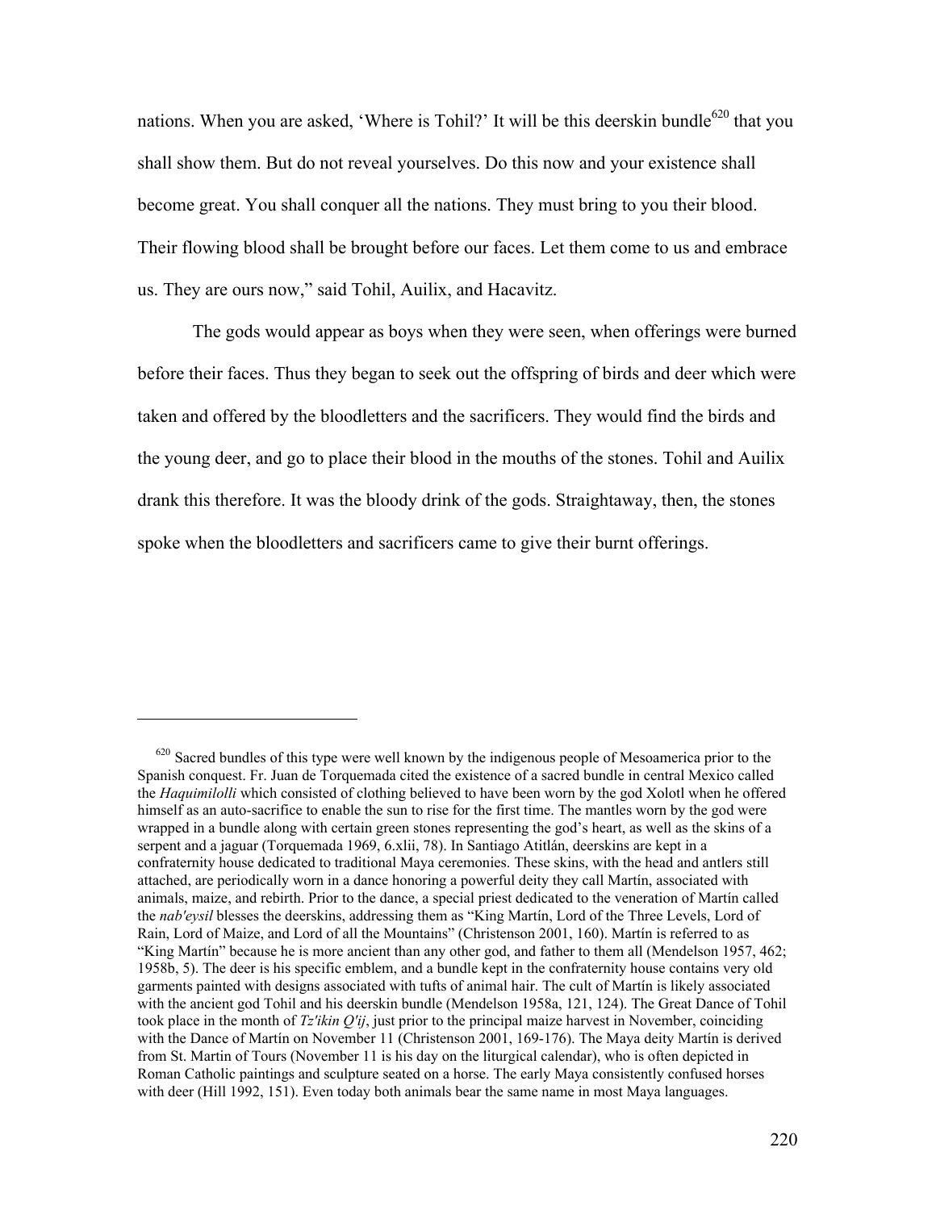nations. When you are asked, 'Where is Tohil?' It will be this deerskin bundle[620] that you shall show them. But do not reveal yourselves. Do this now and your existence shall become great. You shall conquer all the nations. They must bring to you their blood. Their flowing blood shall be brought before our faces. Let them come to us and embrace us. They are ours now," said Tohil, Auilix, and Hacavitz.

The gods would appear as boys when they were seen, when offerings were burned before their faces. Thus they began to seek out the offspring of birds and deer which were taken and offered by the bloodletters and the sacrificers. They would find the birds and the young deer, and go to place their blood in the mouths of the stones. Tohil and Auilix drank this therefore. It was the bloody drink of the gods. Straightaway, then, the stones spoke when the bloodletters and sacrificers came to give their burnt offerings.

---

[620] Sacred bundles of this type were well known by the indigenous people of Mesoamerica prior to the Spanish conquest. Fr. Juan de Torquemada cited the existence of a sacred bundle in central Mexico called the *Haquimilolli* which consisted of clothing believed to have been worn by the god Xolotl when he offered himself as an auto-sacrifice to enable the sun to rise for the first time. The mantles worn by the god were wrapped in a bundle along with certain green stones representing the god's heart, as well as the skins of a serpent and a jaguar (Torquemada 1969, 6.xlii, 78). In Santiago Atitlán, deerskins are kept in a confraternity house dedicated to traditional Maya ceremonies. These skins, with the head and antlers still attached, are periodically worn in a dance honoring a powerful deity they call Martín, associated with animals, maize, and rebirth. Prior to the dance, a special priest dedicated to the veneration of Martín called the *nab'eysil* blesses the deerskins, addressing them as "King Martín, Lord of the Three Levels, Lord of Rain, Lord of Maize, and Lord of all the Mountains" (Christenson 2001, 160). Martín is referred to as "King Martín" because he is more ancient than any other god, and father to them all (Mendelson 1957, 462; 1958b, 5). The deer is his specific emblem, and a bundle kept in the confraternity house contains very old garments painted with designs associated with tufts of animal hair. The cult of Martín is likely associated with the ancient god Tohil and his deerskin bundle (Mendelson 1958a, 121, 124). The Great Dance of Tohil took place in the month of *Tz'ikin Q'ij*, just prior to the principal maize harvest in November, coinciding with the Dance of Martín on November 11 (Christenson 2001, 169-176). The Maya deity Martín is derived from St. Martin of Tours (November 11 is his day on the liturgical calendar), who is often depicted in Roman Catholic paintings and sculpture seated on a horse. The early Maya consistently confused horses with deer (Hill 1992, 151). Even today both animals bear the same name in most Maya languages.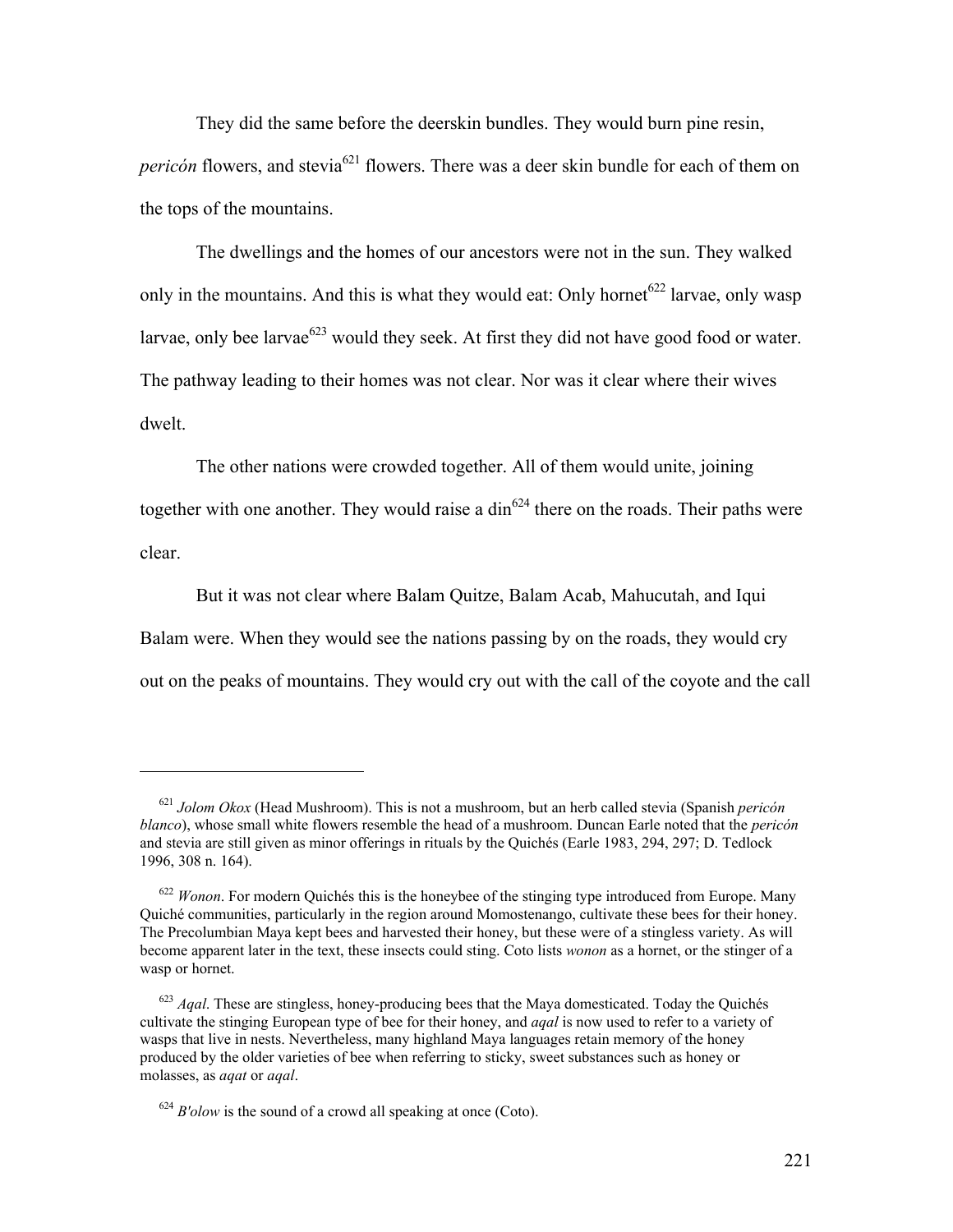They did the same before the deerskin bundles. They would burn pine resin, *pericón* flowers, and stevia[621] flowers. There was a deer skin bundle for each of them on the tops of the mountains.

The dwellings and the homes of our ancestors were not in the sun. They walked only in the mountains. And this is what they would eat: Only hornet[622] larvae, only wasp larvae, only bee larvae[623] would they seek. At first they did not have good food or water. The pathway leading to their homes was not clear. Nor was it clear where their wives dwelt.

The other nations were crowded together. All of them would unite, joining together with one another. They would raise a din[624] there on the roads. Their paths were clear.

But it was not clear where Balam Quitze, Balam Acab, Mahucutah, and Iqui Balam were. When they would see the nations passing by on the roads, they would cry out on the peaks of mountains. They would cry out with the call of the coyote and the call

---

[621] *Jolom Okox* (Head Mushroom). This is not a mushroom, but an herb called stevia (Spanish *pericón blanco*), whose small white flowers resemble the head of a mushroom. Duncan Earle noted that the *pericón* and stevia are still given as minor offerings in rituals by the Quichés (Earle 1983, 294, 297; D. Tedlock 1996, 308 n. 164).

[622] *Wonon*. For modern Quichés this is the honeybee of the stinging type introduced from Europe. Many Quiché communities, particularly in the region around Momostenango, cultivate these bees for their honey. The Precolumbian Maya kept bees and harvested their honey, but these were of a stingless variety. As will become apparent later in the text, these insects could sting. Coto lists *wonon* as a hornet, or the stinger of a wasp or hornet.

[623] *Aqal*. These are stingless, honey-producing bees that the Maya domesticated. Today the Quichés cultivate the stinging European type of bee for their honey, and *aqal* is now used to refer to a variety of wasps that live in nests. Nevertheless, many highland Maya languages retain memory of the honey produced by the older varieties of bee when referring to sticky, sweet substances such as honey or molasses, as *aqat* or *aqal*.

[624] *B'olow* is the sound of a crowd all speaking at once (Coto).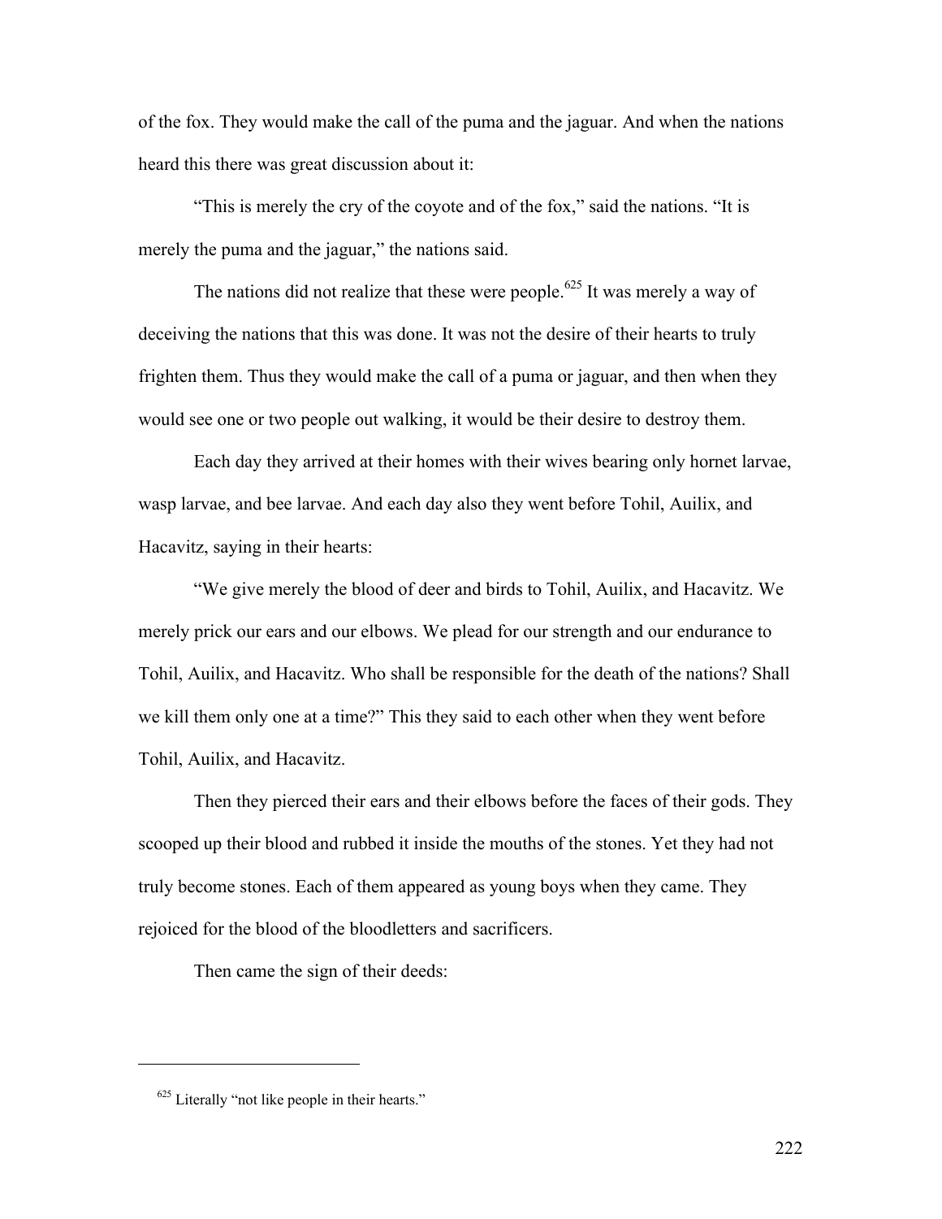of the fox. They would make the call of the puma and the jaguar. And when the nations heard this there was great discussion about it:

"This is merely the cry of the coyote and of the fox," said the nations. "It is merely the puma and the jaguar," the nations said.

The nations did not realize that these were people.[625] It was merely a way of deceiving the nations that this was done. It was not the desire of their hearts to truly frighten them. Thus they would make the call of a puma or jaguar, and then when they would see one or two people out walking, it would be their desire to destroy them.

Each day they arrived at their homes with their wives bearing only hornet larvae, wasp larvae, and bee larvae. And each day also they went before Tohil, Auilix, and Hacavitz, saying in their hearts:

"We give merely the blood of deer and birds to Tohil, Auilix, and Hacavitz. We merely prick our ears and our elbows. We plead for our strength and our endurance to Tohil, Auilix, and Hacavitz. Who shall be responsible for the death of the nations? Shall we kill them only one at a time?" This they said to each other when they went before Tohil, Auilix, and Hacavitz.

Then they pierced their ears and their elbows before the faces of their gods. They scooped up their blood and rubbed it inside the mouths of the stones. Yet they had not truly become stones. Each of them appeared as young boys when they came. They rejoiced for the blood of the bloodletters and sacrificers.

Then came the sign of their deeds:

---

[625] Literally "not like people in their hearts."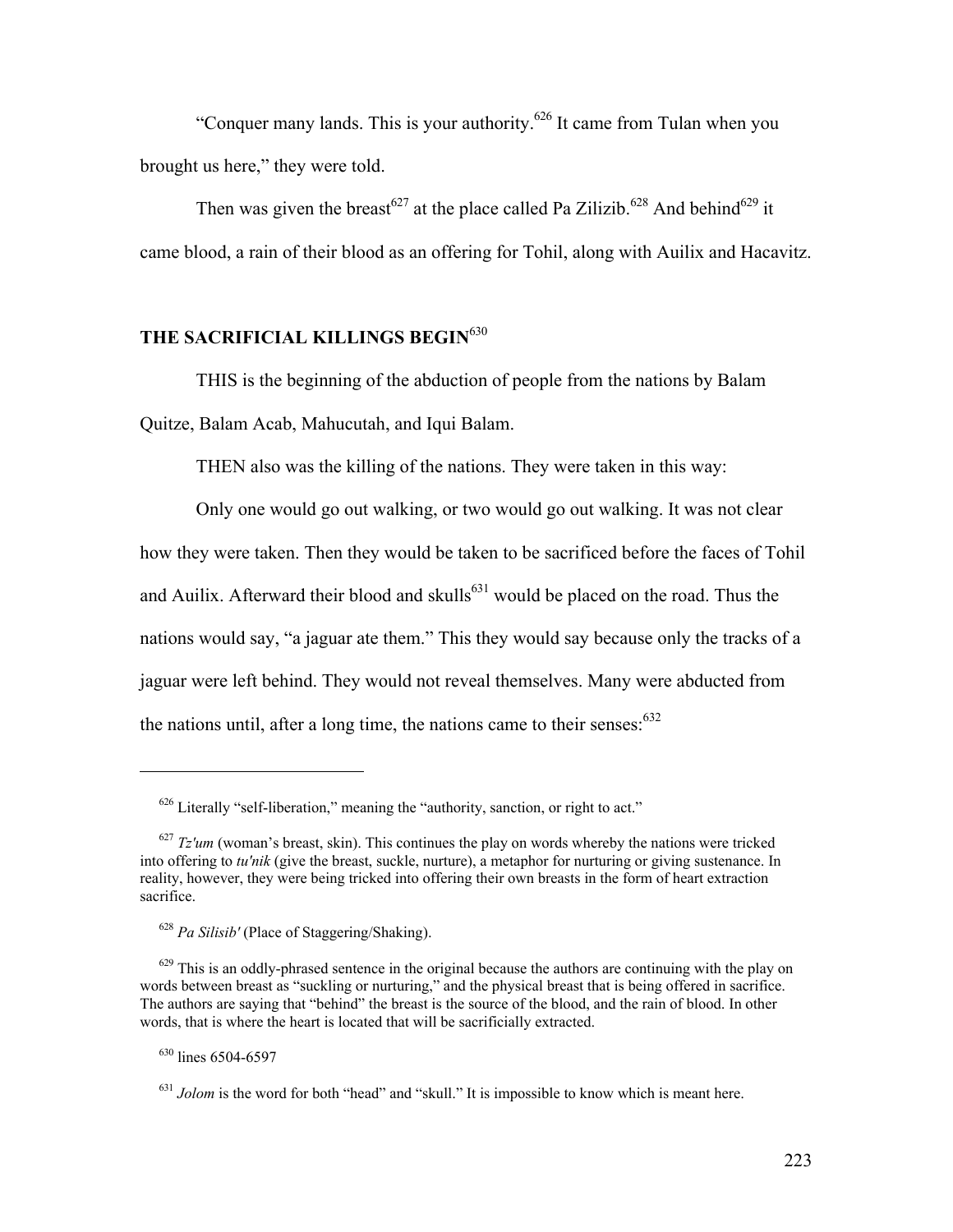"Conquer many lands. This is your authority.[626] It came from Tulan when you brought us here," they were told.

Then was given the breast[627] at the place called Pa Zilizib.[628] And behind[629] it came blood, a rain of their blood as an offering for Tohil, along with Auilix and Hacavitz.

## THE SACRIFICIAL KILLINGS BEGIN[630]

THIS is the beginning of the abduction of people from the nations by Balam Quitze, Balam Acab, Mahucutah, and Iqui Balam.

THEN also was the killing of the nations. They were taken in this way:

Only one would go out walking, or two would go out walking. It was not clear how they were taken. Then they would be taken to be sacrificed before the faces of Tohil and Auilix. Afterward their blood and skulls[631] would be placed on the road. Thus the nations would say, "a jaguar ate them." This they would say because only the tracks of a jaguar were left behind. They would not reveal themselves. Many were abducted from the nations until, after a long time, the nations came to their senses:[632]

---

[626] Literally "self-liberation," meaning the "authority, sanction, or right to act."

[627] *Tz'um* (woman's breast, skin). This continues the play on words whereby the nations were tricked into offering to *tu'nik* (give the breast, suckle, nurture), a metaphor for nurturing or giving sustenance. In reality, however, they were being tricked into offering their own breasts in the form of heart extraction sacrifice.

[628] *Pa Silisib'* (Place of Staggering/Shaking).

[629] This is an oddly-phrased sentence in the original because the authors are continuing with the play on words between breast as "suckling or nurturing," and the physical breast that is being offered in sacrifice. The authors are saying that "behind" the breast is the source of the blood, and the rain of blood. In other words, that is where the heart is located that will be sacrificially extracted.

[630] lines 6504-6597

[631] *Jolom* is the word for both "head" and "skull." It is impossible to know which is meant here.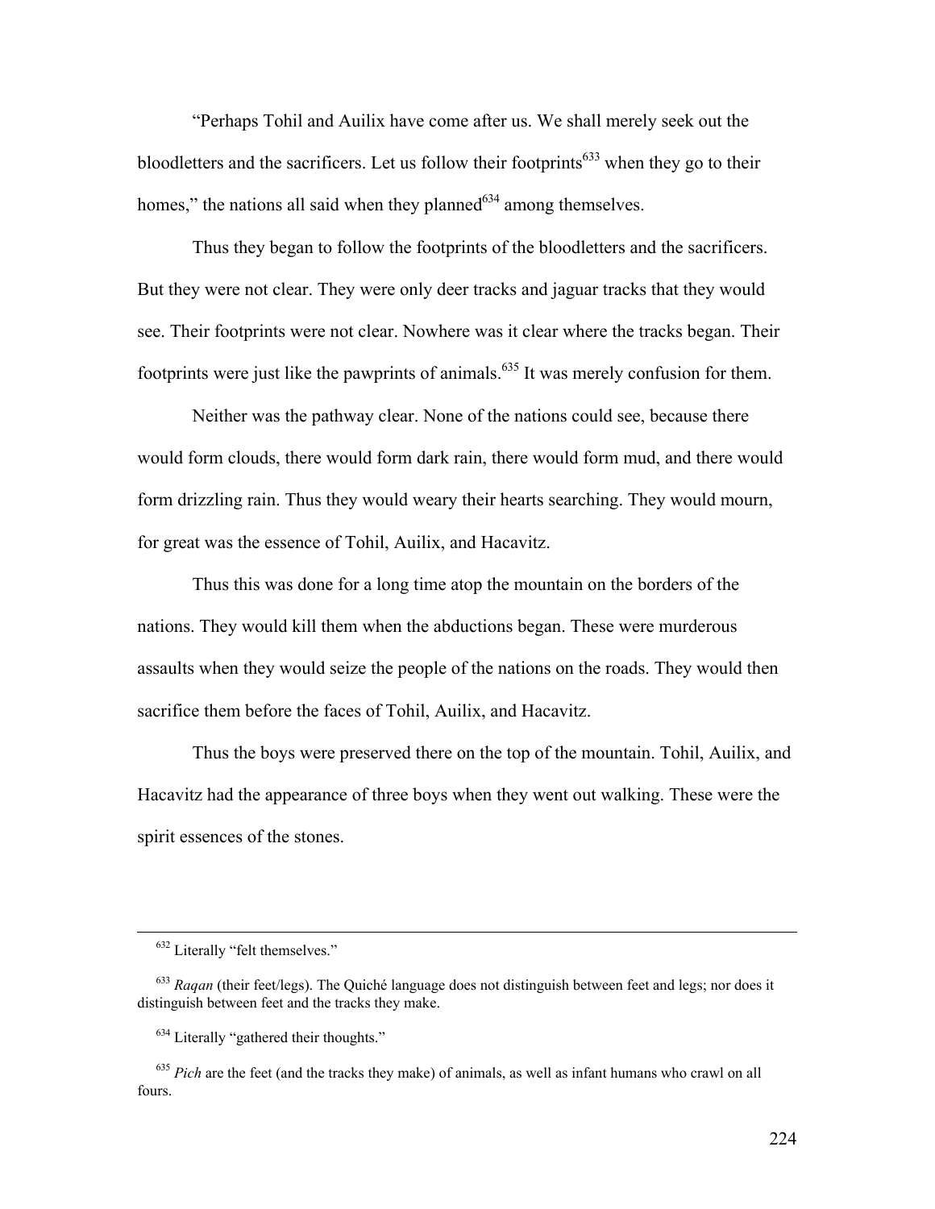"Perhaps Tohil and Auilix have come after us. We shall merely seek out the bloodletters and the sacrificers. Let us follow their footprints[633] when they go to their homes," the nations all said when they planned[634] among themselves.

Thus they began to follow the footprints of the bloodletters and the sacrificers. But they were not clear. They were only deer tracks and jaguar tracks that they would see. Their footprints were not clear. Nowhere was it clear where the tracks began. Their footprints were just like the pawprints of animals.[635] It was merely confusion for them.

Neither was the pathway clear. None of the nations could see, because there would form clouds, there would form dark rain, there would form mud, and there would form drizzling rain. Thus they would weary their hearts searching. They would mourn, for great was the essence of Tohil, Auilix, and Hacavitz.

Thus this was done for a long time atop the mountain on the borders of the nations. They would kill them when the abductions began. These were murderous assaults when they would seize the people of the nations on the roads. They would then sacrifice them before the faces of Tohil, Auilix, and Hacavitz.

Thus the boys were preserved there on the top of the mountain. Tohil, Auilix, and Hacavitz had the appearance of three boys when they went out walking. These were the spirit essences of the stones.

---

[632] Literally "felt themselves."

[633] *Raqan* (their feet/legs). The Quiché language does not distinguish between feet and legs; nor does it distinguish between feet and the tracks they make.

[634] Literally "gathered their thoughts."

[635] *Pich* are the feet (and the tracks they make) of animals, as well as infant humans who crawl on all fours.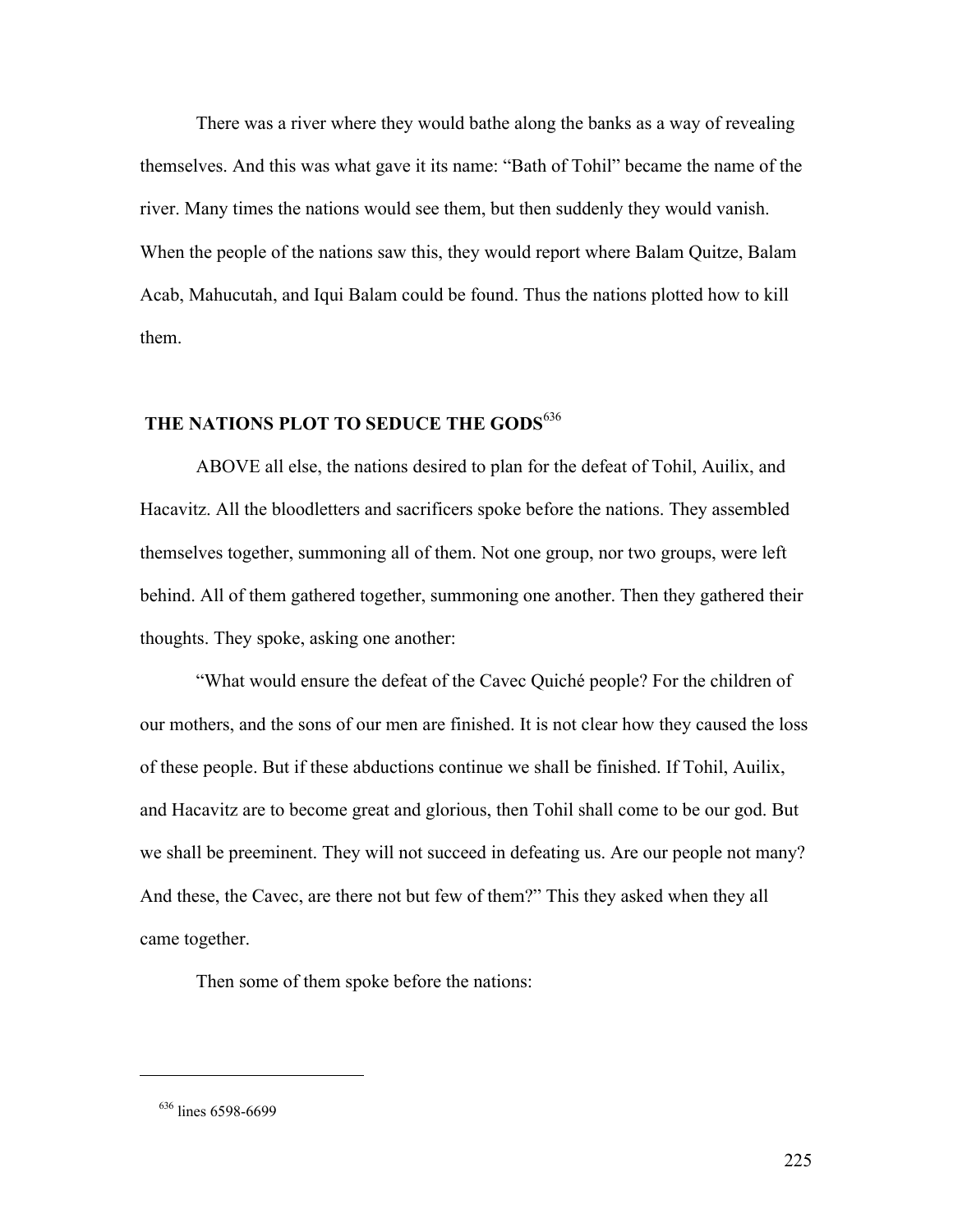There was a river where they would bathe along the banks as a way of revealing themselves. And this was what gave it its name: "Bath of Tohil" became the name of the river. Many times the nations would see them, but then suddenly they would vanish. When the people of the nations saw this, they would report where Balam Quitze, Balam Acab, Mahucutah, and Iqui Balam could be found. Thus the nations plotted how to kill them.

## THE NATIONS PLOT TO SEDUCE THE GODS[636]

ABOVE all else, the nations desired to plan for the defeat of Tohil, Auilix, and Hacavitz. All the bloodletters and sacrificers spoke before the nations. They assembled themselves together, summoning all of them. Not one group, nor two groups, were left behind. All of them gathered together, summoning one another. Then they gathered their thoughts. They spoke, asking one another:

"What would ensure the defeat of the Cavec Quiché people? For the children of our mothers, and the sons of our men are finished. It is not clear how they caused the loss of these people. But if these abductions continue we shall be finished. If Tohil, Auilix, and Hacavitz are to become great and glorious, then Tohil shall come to be our god. But we shall be preeminent. They will not succeed in defeating us. Are our people not many? And these, the Cavec, are there not but few of them?" This they asked when they all came together.

Then some of them spoke before the nations:

---

[636] lines 6598-6699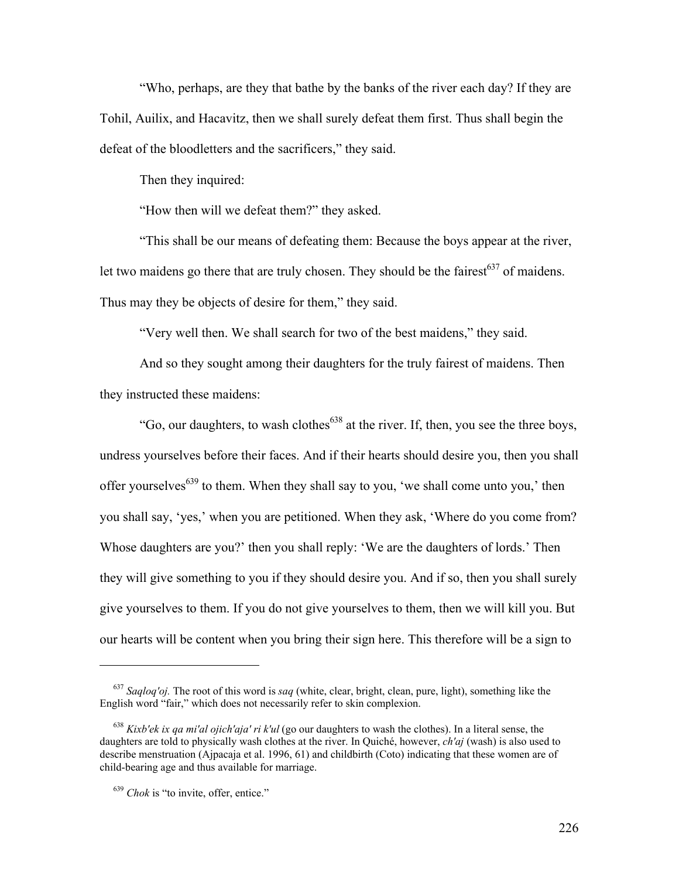"Who, perhaps, are they that bathe by the banks of the river each day? If they are Tohil, Auilix, and Hacavitz, then we shall surely defeat them first. Thus shall begin the defeat of the bloodletters and the sacrificers," they said.

Then they inquired:

"How then will we defeat them?" they asked.

"This shall be our means of defeating them: Because the boys appear at the river, let two maidens go there that are truly chosen. They should be the fairest[637] of maidens. Thus may they be objects of desire for them," they said.

"Very well then. We shall search for two of the best maidens," they said.

And so they sought among their daughters for the truly fairest of maidens. Then they instructed these maidens:

"Go, our daughters, to wash clothes[638] at the river. If, then, you see the three boys, undress yourselves before their faces. And if their hearts should desire you, then you shall offer yourselves[639] to them. When they shall say to you, 'we shall come unto you,' then you shall say, 'yes,' when you are petitioned. When they ask, 'Where do you come from? Whose daughters are you?' then you shall reply: 'We are the daughters of lords.' Then they will give something to you if they should desire you. And if so, then you shall surely give yourselves to them. If you do not give yourselves to them, then we will kill you. But our hearts will be content when you bring their sign here. This therefore will be a sign to

---

[637] *Saqloq'oj.* The root of this word is *saq* (white, clear, bright, clean, pure, light), something like the English word "fair," which does not necessarily refer to skin complexion.

[638] *Kixb'ek ix qa mi'al ojich'aja' ri k'ul* (go our daughters to wash the clothes). In a literal sense, the daughters are told to physically wash clothes at the river. In Quiché, however, *ch'aj* (wash) is also used to describe menstruation (Ajpacaja et al. 1996, 61) and childbirth (Coto) indicating that these women are of child-bearing age and thus available for marriage.

[639] *Chok* is "to invite, offer, entice."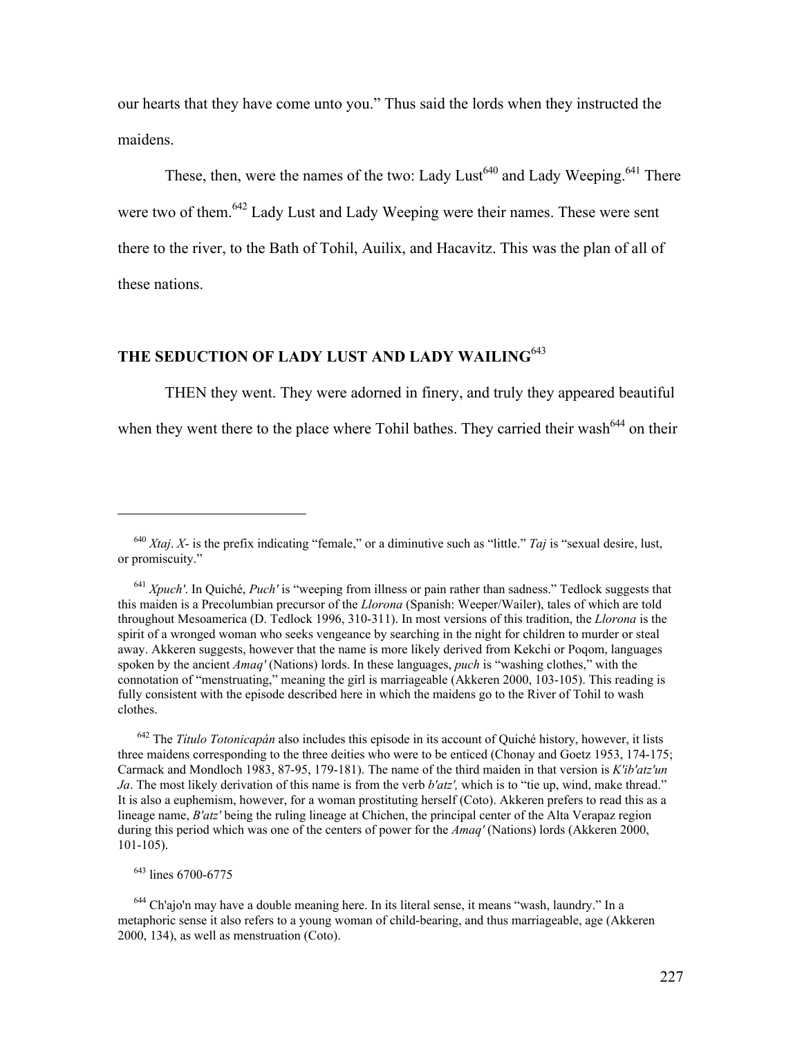our hearts that they have come unto you." Thus said the lords when they instructed the maidens.

These, then, were the names of the two: Lady Lust[640] and Lady Weeping.[641] There were two of them.[642] Lady Lust and Lady Weeping were their names. These were sent there to the river, to the Bath of Tohil, Auilix, and Hacavitz. This was the plan of all of these nations.

## THE SEDUCTION OF LADY LUST AND LADY WAILING[643]

THEN they went. They were adorned in finery, and truly they appeared beautiful when they went there to the place where Tohil bathes. They carried their wash[644] on their

---

[640] *Xtaj*. *X*- is the prefix indicating "female," or a diminutive such as "little." *Taj* is "sexual desire, lust, or promiscuity."

[641] *Xpuch'*. In Quiché, *Puch'* is "weeping from illness or pain rather than sadness." Tedlock suggests that this maiden is a Precolumbian precursor of the *Llorona* (Spanish: Weeper/Wailer), tales of which are told throughout Mesoamerica (D. Tedlock 1996, 310-311). In most versions of this tradition, the *Llorona* is the spirit of a wronged woman who seeks vengeance by searching in the night for children to murder or steal away. Akkeren suggests, however that the name is more likely derived from Kekchi or Poqom, languages spoken by the ancient *Amaq'* (Nations) lords. In these languages, *puch* is "washing clothes," with the connotation of "menstruating," meaning the girl is marriageable (Akkeren 2000, 103-105). This reading is fully consistent with the episode described here in which the maidens go to the River of Tohil to wash clothes.

[642] The *Título Totonicapán* also includes this episode in its account of Quiché history, however, it lists three maidens corresponding to the three deities who were to be enticed (Chonay and Goetz 1953, 174-175; Carmack and Mondloch 1983, 87-95, 179-181). The name of the third maiden in that version is *K'ib'atz'un Ja*. The most likely derivation of this name is from the verb *b'atz',* which is to "tie up, wind, make thread." It is also a euphemism, however, for a woman prostituting herself (Coto). Akkeren prefers to read this as a lineage name, *B'atz'* being the ruling lineage at Chichen, the principal center of the Alta Verapaz region during this period which was one of the centers of power for the *Amaq'* (Nations) lords (Akkeren 2000, 101-105).

[643] lines 6700-6775

[644] Ch'ajo'n may have a double meaning here. In its literal sense, it means "wash, laundry." In a metaphoric sense it also refers to a young woman of child-bearing, and thus marriageable, age (Akkeren 2000, 134), as well as menstruation (Coto).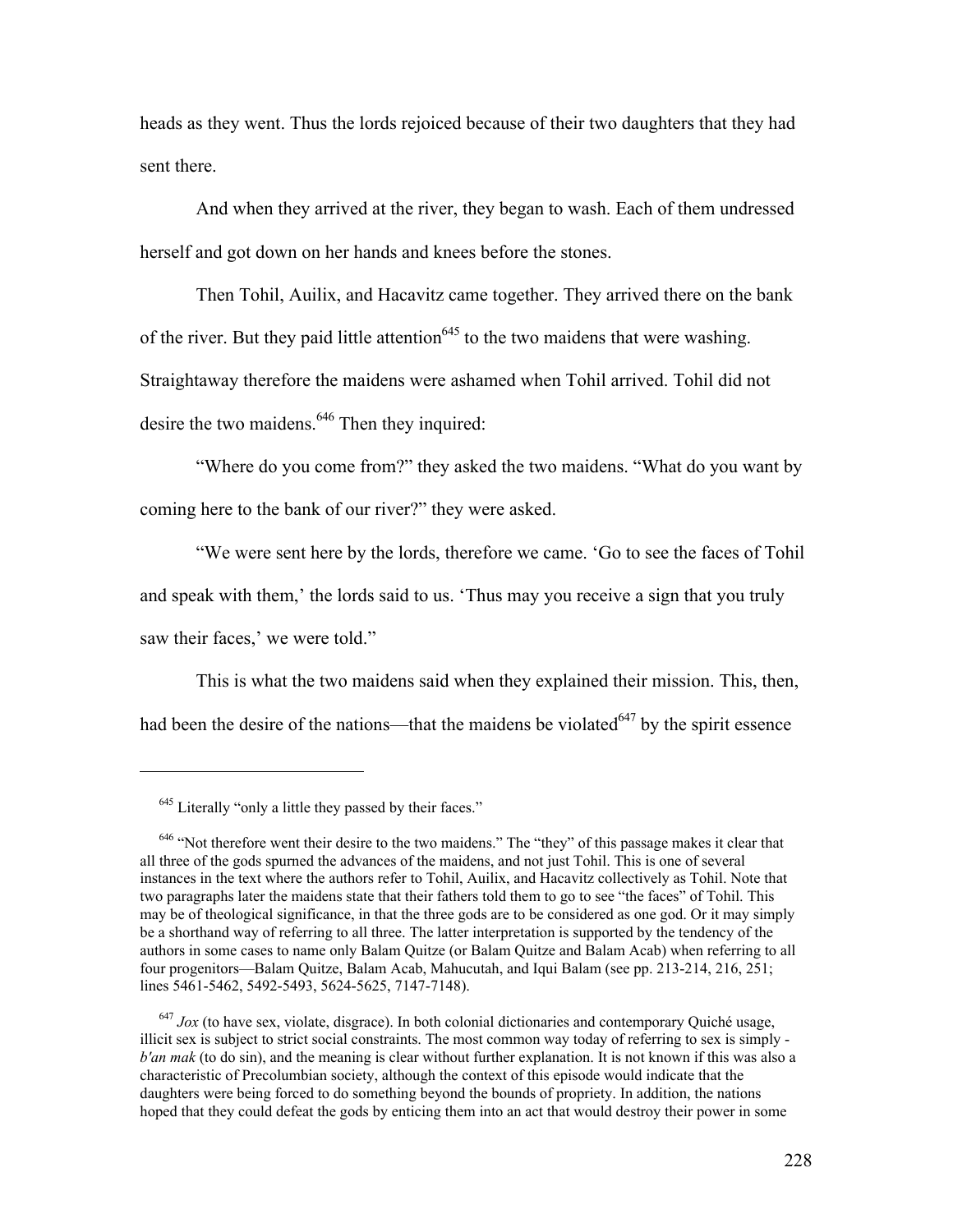heads as they went. Thus the lords rejoiced because of their two daughters that they had sent there.

And when they arrived at the river, they began to wash. Each of them undressed herself and got down on her hands and knees before the stones.

Then Tohil, Auilix, and Hacavitz came together. They arrived there on the bank of the river. But they paid little attention[645] to the two maidens that were washing. Straightaway therefore the maidens were ashamed when Tohil arrived. Tohil did not desire the two maidens.[646] Then they inquired:

"Where do you come from?" they asked the two maidens. "What do you want by coming here to the bank of our river?" they were asked.

"We were sent here by the lords, therefore we came. 'Go to see the faces of Tohil and speak with them,' the lords said to us. 'Thus may you receive a sign that you truly saw their faces,' we were told."

This is what the two maidens said when they explained their mission. This, then, had been the desire of the nations—that the maidens be violated[647] by the spirit essence

---

[645] Literally "only a little they passed by their faces."

[646] "Not therefore went their desire to the two maidens." The "they" of this passage makes it clear that all three of the gods spurned the advances of the maidens, and not just Tohil. This is one of several instances in the text where the authors refer to Tohil, Auilix, and Hacavitz collectively as Tohil. Note that two paragraphs later the maidens state that their fathers told them to go to see "the faces" of Tohil. This may be of theological significance, in that the three gods are to be considered as one god. Or it may simply be a shorthand way of referring to all three. The latter interpretation is supported by the tendency of the authors in some cases to name only Balam Quitze (or Balam Quitze and Balam Acab) when referring to all four progenitors—Balam Quitze, Balam Acab, Mahucutah, and Iqui Balam (see pp. 213-214, 216, 251; lines 5461-5462, 5492-5493, 5624-5625, 7147-7148).

[647] *Jox* (to have sex, violate, disgrace). In both colonial dictionaries and contemporary Quiché usage, illicit sex is subject to strict social constraints. The most common way today of referring to sex is simply - *b'an mak* (to do sin), and the meaning is clear without further explanation. It is not known if this was also a characteristic of Precolumbian society, although the context of this episode would indicate that the daughters were being forced to do something beyond the bounds of propriety. In addition, the nations hoped that they could defeat the gods by enticing them into an act that would destroy their power in some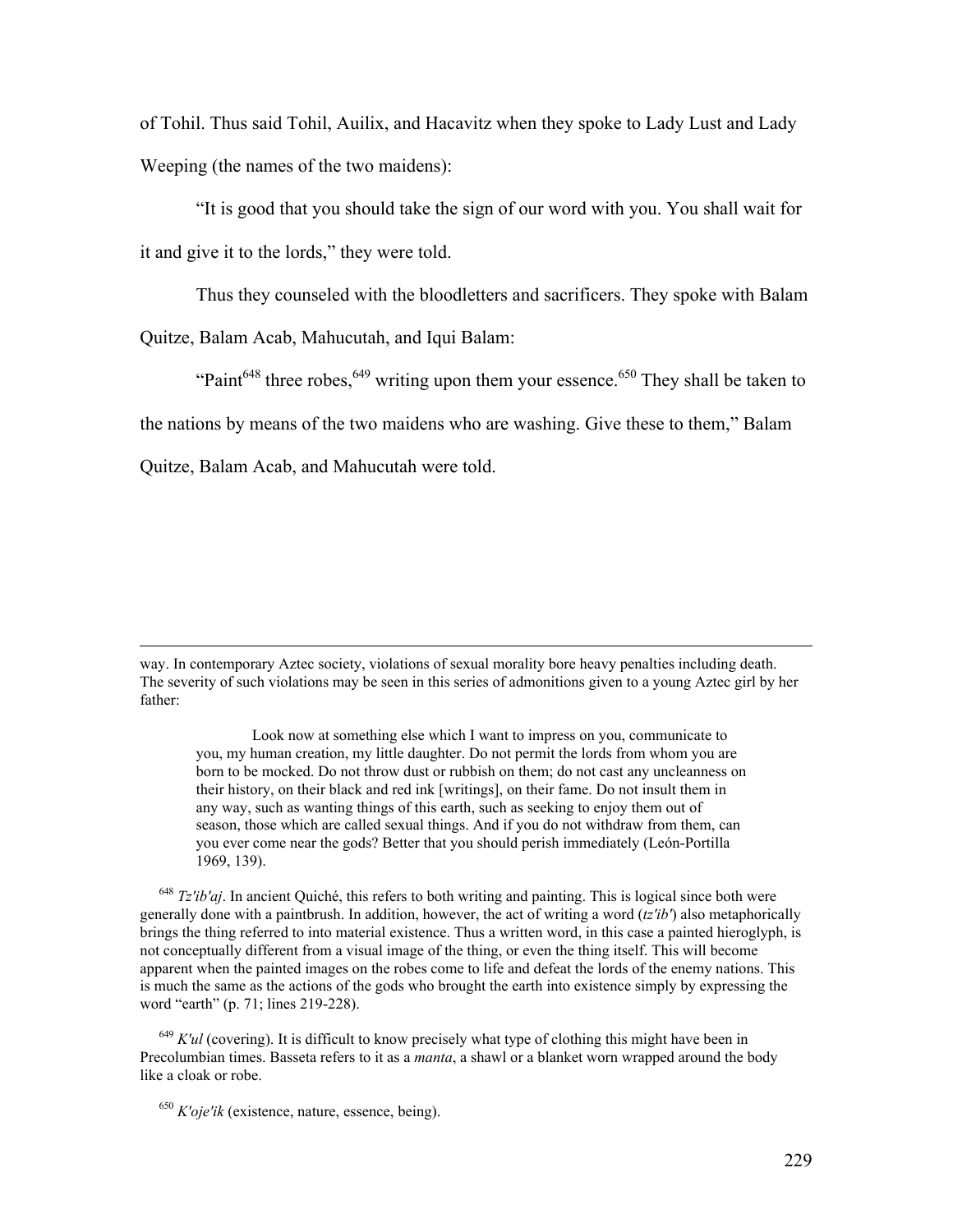of Tohil. Thus said Tohil, Auilix, and Hacavitz when they spoke to Lady Lust and Lady Weeping (the names of the two maidens):

"It is good that you should take the sign of our word with you. You shall wait for it and give it to the lords," they were told.

Thus they counseled with the bloodletters and sacrificers. They spoke with Balam Quitze, Balam Acab, Mahucutah, and Iqui Balam:

"Paint[648] three robes,[649] writing upon them your essence.[650] They shall be taken to the nations by means of the two maidens who are washing. Give these to them," Balam Quitze, Balam Acab, and Mahucutah were told.

---

way. In contemporary Aztec society, violations of sexual morality bore heavy penalties including death. The severity of such violations may be seen in this series of admonitions given to a young Aztec girl by her father:

> Look now at something else which I want to impress on you, communicate to you, my human creation, my little daughter. Do not permit the lords from whom you are born to be mocked. Do not throw dust or rubbish on them; do not cast any uncleanness on their history, on their black and red ink [writings], on their fame. Do not insult them in any way, such as wanting things of this earth, such as seeking to enjoy them out of season, those which are called sexual things. And if you do not withdraw from them, can you ever come near the gods? Better that you should perish immediately (León-Portilla 1969, 139).

[648] *Tz'ib'aj*. In ancient Quiché, this refers to both writing and painting. This is logical since both were generally done with a paintbrush. In addition, however, the act of writing a word (*tz'ib'*) also metaphorically brings the thing referred to into material existence. Thus a written word, in this case a painted hieroglyph, is not conceptually different from a visual image of the thing, or even the thing itself. This will become apparent when the painted images on the robes come to life and defeat the lords of the enemy nations. This is much the same as the actions of the gods who brought the earth into existence simply by expressing the word "earth" (p. 71; lines 219-228).

[649] *K'ul* (covering). It is difficult to know precisely what type of clothing this might have been in Precolumbian times. Basseta refers to it as a *manta*, a shawl or a blanket worn wrapped around the body like a cloak or robe.

[650] *K'oje'ik* (existence, nature, essence, being).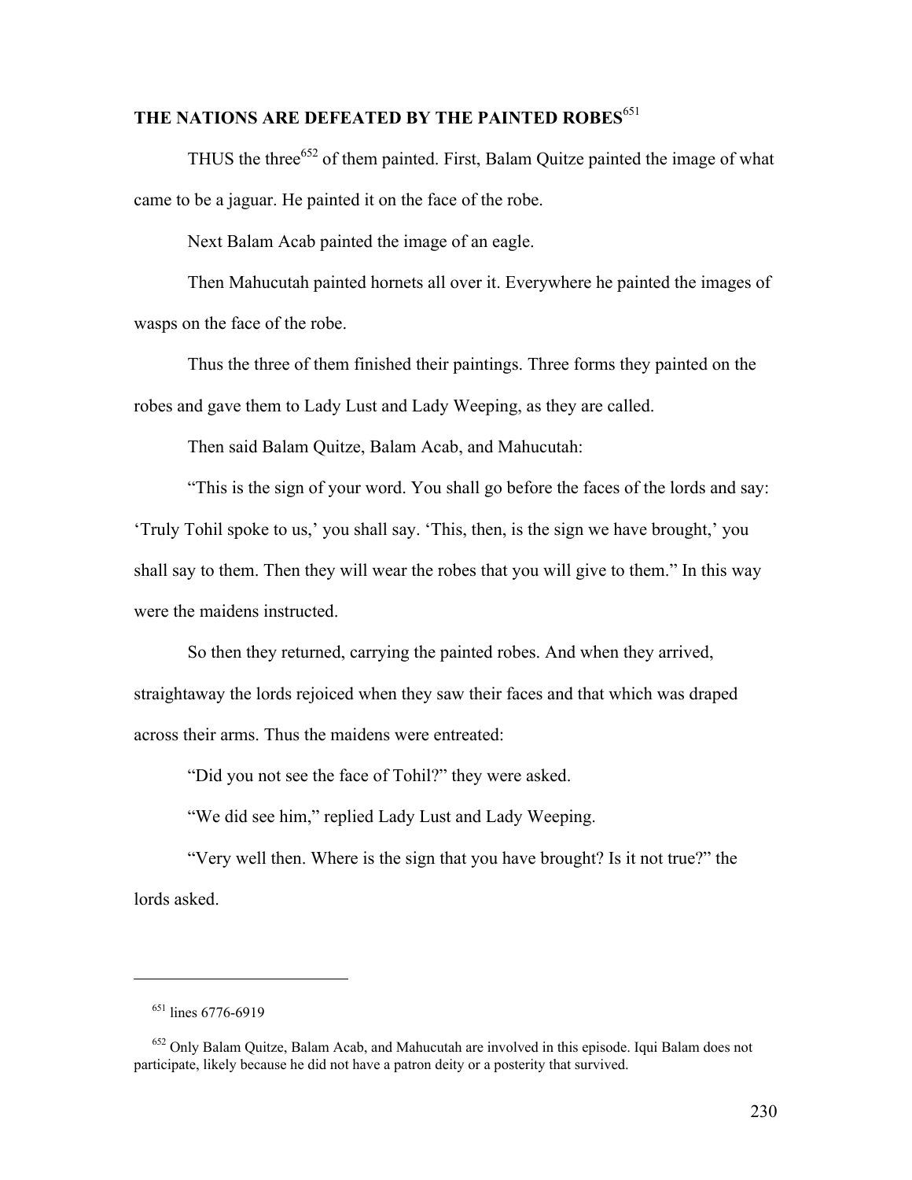## THE NATIONS ARE DEFEATED BY THE PAINTED ROBES[651]

THUS the three[652] of them painted. First, Balam Quitze painted the image of what came to be a jaguar. He painted it on the face of the robe.

Next Balam Acab painted the image of an eagle.

Then Mahucutah painted hornets all over it. Everywhere he painted the images of wasps on the face of the robe.

Thus the three of them finished their paintings. Three forms they painted on the robes and gave them to Lady Lust and Lady Weeping, as they are called.

Then said Balam Quitze, Balam Acab, and Mahucutah:

"This is the sign of your word. You shall go before the faces of the lords and say: 'Truly Tohil spoke to us,' you shall say. 'This, then, is the sign we have brought,' you shall say to them. Then they will wear the robes that you will give to them." In this way were the maidens instructed.

So then they returned, carrying the painted robes. And when they arrived, straightaway the lords rejoiced when they saw their faces and that which was draped across their arms. Thus the maidens were entreated:

"Did you not see the face of Tohil?" they were asked.

"We did see him," replied Lady Lust and Lady Weeping.

"Very well then. Where is the sign that you have brought? Is it not true?" the lords asked.

---

[651] lines 6776-6919

[652] Only Balam Quitze, Balam Acab, and Mahucutah are involved in this episode. Iqui Balam does not participate, likely because he did not have a patron deity or a posterity that survived.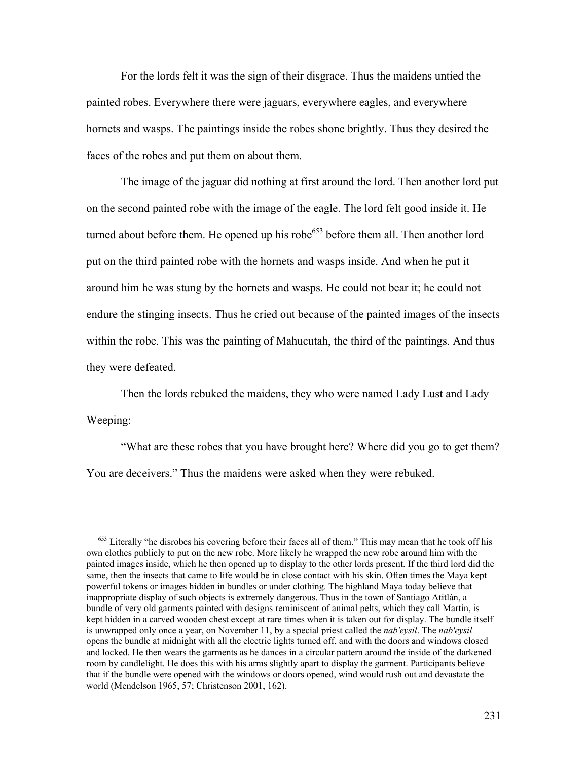For the lords felt it was the sign of their disgrace. Thus the maidens untied the painted robes. Everywhere there were jaguars, everywhere eagles, and everywhere hornets and wasps. The paintings inside the robes shone brightly. Thus they desired the faces of the robes and put them on about them.

The image of the jaguar did nothing at first around the lord. Then another lord put on the second painted robe with the image of the eagle. The lord felt good inside it. He turned about before them. He opened up his robe[653] before them all. Then another lord put on the third painted robe with the hornets and wasps inside. And when he put it around him he was stung by the hornets and wasps. He could not bear it; he could not endure the stinging insects. Thus he cried out because of the painted images of the insects within the robe. This was the painting of Mahucutah, the third of the paintings. And thus they were defeated.

Then the lords rebuked the maidens, they who were named Lady Lust and Lady Weeping:

"What are these robes that you have brought here? Where did you go to get them? You are deceivers." Thus the maidens were asked when they were rebuked.

---

[653] Literally "he disrobes his covering before their faces all of them." This may mean that he took off his own clothes publicly to put on the new robe. More likely he wrapped the new robe around him with the painted images inside, which he then opened up to display to the other lords present. If the third lord did the same, then the insects that came to life would be in close contact with his skin. Often times the Maya kept powerful tokens or images hidden in bundles or under clothing. The highland Maya today believe that inappropriate display of such objects is extremely dangerous. Thus in the town of Santiago Atitlán, a bundle of very old garments painted with designs reminiscent of animal pelts, which they call Martín, is kept hidden in a carved wooden chest except at rare times when it is taken out for display. The bundle itself is unwrapped only once a year, on November 11, by a special priest called the *nab'eysil*. The *nab'eysil* opens the bundle at midnight with all the electric lights turned off, and with the doors and windows closed and locked. He then wears the garments as he dances in a circular pattern around the inside of the darkened room by candlelight. He does this with his arms slightly apart to display the garment. Participants believe that if the bundle were opened with the windows or doors opened, wind would rush out and devastate the world (Mendelson 1965, 57; Christenson 2001, 162).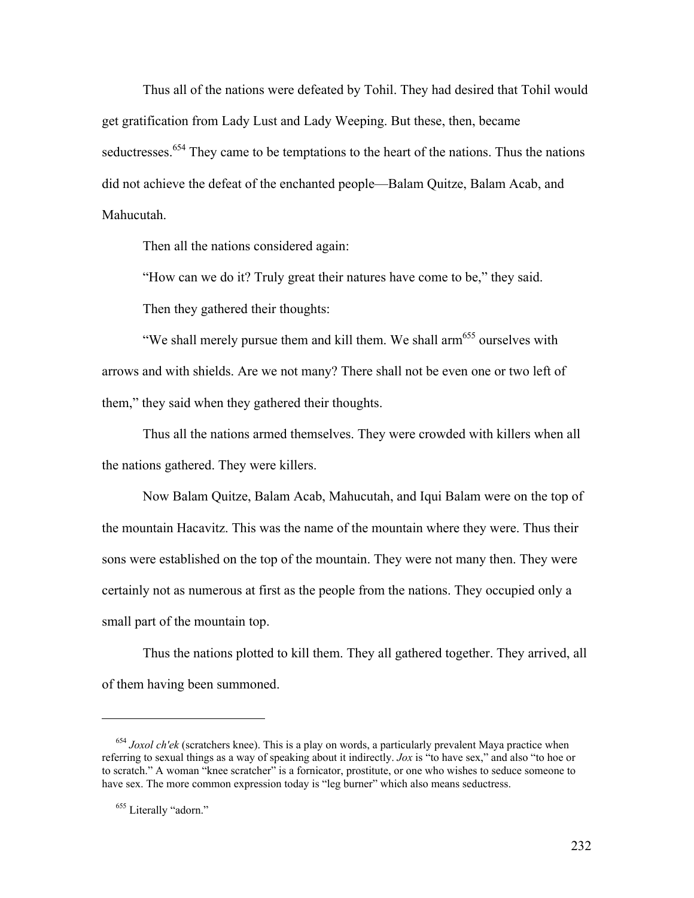Thus all of the nations were defeated by Tohil. They had desired that Tohil would get gratification from Lady Lust and Lady Weeping. But these, then, became seductresses.[654] They came to be temptations to the heart of the nations. Thus the nations did not achieve the defeat of the enchanted people—Balam Quitze, Balam Acab, and Mahucutah.

Then all the nations considered again:

"How can we do it? Truly great their natures have come to be," they said.

Then they gathered their thoughts:

"We shall merely pursue them and kill them. We shall arm[655] ourselves with arrows and with shields. Are we not many? There shall not be even one or two left of them," they said when they gathered their thoughts.

Thus all the nations armed themselves. They were crowded with killers when all the nations gathered. They were killers.

Now Balam Quitze, Balam Acab, Mahucutah, and Iqui Balam were on the top of the mountain Hacavitz. This was the name of the mountain where they were. Thus their sons were established on the top of the mountain. They were not many then. They were certainly not as numerous at first as the people from the nations. They occupied only a small part of the mountain top.

Thus the nations plotted to kill them. They all gathered together. They arrived, all of them having been summoned.

---

[654] *Joxol ch'ek* (scratchers knee). This is a play on words, a particularly prevalent Maya practice when referring to sexual things as a way of speaking about it indirectly. *Jox* is "to have sex," and also "to hoe or to scratch." A woman "knee scratcher" is a fornicator, prostitute, or one who wishes to seduce someone to have sex. The more common expression today is "leg burner" which also means seductress.

[655] Literally "adorn."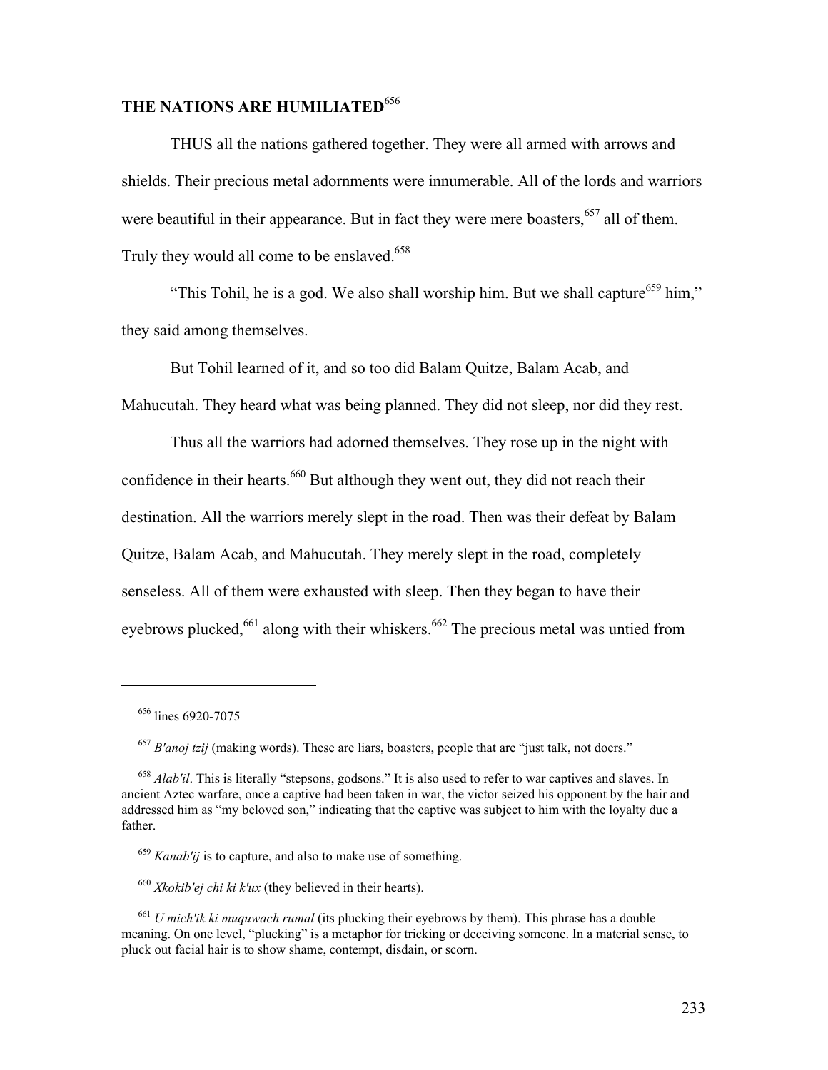## THE NATIONS ARE HUMILIATED[656]

THUS all the nations gathered together. They were all armed with arrows and shields. Their precious metal adornments were innumerable. All of the lords and warriors were beautiful in their appearance. But in fact they were mere boasters,[657] all of them. Truly they would all come to be enslaved.[658]

"This Tohil, he is a god. We also shall worship him. But we shall capture[659] him," they said among themselves.

But Tohil learned of it, and so too did Balam Quitze, Balam Acab, and Mahucutah. They heard what was being planned. They did not sleep, nor did they rest.

Thus all the warriors had adorned themselves. They rose up in the night with confidence in their hearts.[660] But although they went out, they did not reach their destination. All the warriors merely slept in the road. Then was their defeat by Balam Quitze, Balam Acab, and Mahucutah. They merely slept in the road, completely senseless. All of them were exhausted with sleep. Then they began to have their eyebrows plucked,[661] along with their whiskers.[662] The precious metal was untied from

---

[656] lines 6920-7075

[657] *B'anoj tzij* (making words). These are liars, boasters, people that are "just talk, not doers."

[658] *Alab'il*. This is literally "stepsons, godsons." It is also used to refer to war captives and slaves. In ancient Aztec warfare, once a captive had been taken in war, the victor seized his opponent by the hair and addressed him as "my beloved son," indicating that the captive was subject to him with the loyalty due a father.

[659] *Kanab'ij* is to capture, and also to make use of something.

[660] *Xkokib'ej chi ki k'ux* (they believed in their hearts).

[661] *U mich'ik ki muquwach rumal* (its plucking their eyebrows by them). This phrase has a double meaning. On one level, "plucking" is a metaphor for tricking or deceiving someone. In a material sense, to pluck out facial hair is to show shame, contempt, disdain, or scorn.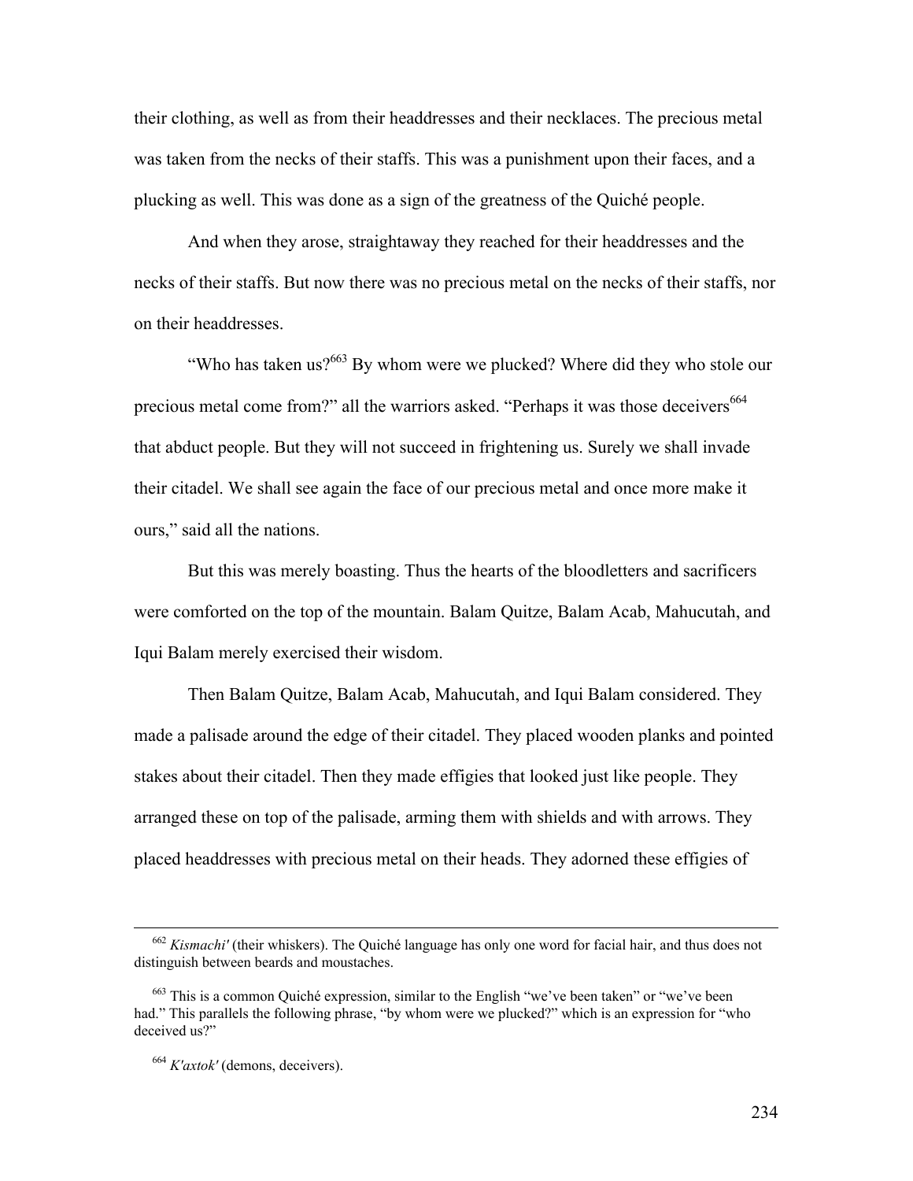their clothing, as well as from their headdresses and their necklaces. The precious metal was taken from the necks of their staffs. This was a punishment upon their faces, and a plucking as well. This was done as a sign of the greatness of the Quiché people.

And when they arose, straightaway they reached for their headdresses and the necks of their staffs. But now there was no precious metal on the necks of their staffs, nor on their headdresses.

"Who has taken us?[663] By whom were we plucked? Where did they who stole our precious metal come from?" all the warriors asked. "Perhaps it was those deceivers[664] that abduct people. But they will not succeed in frightening us. Surely we shall invade their citadel. We shall see again the face of our precious metal and once more make it ours," said all the nations.

But this was merely boasting. Thus the hearts of the bloodletters and sacrificers were comforted on the top of the mountain. Balam Quitze, Balam Acab, Mahucutah, and Iqui Balam merely exercised their wisdom.

Then Balam Quitze, Balam Acab, Mahucutah, and Iqui Balam considered. They made a palisade around the edge of their citadel. They placed wooden planks and pointed stakes about their citadel. Then they made effigies that looked just like people. They arranged these on top of the palisade, arming them with shields and with arrows. They placed headdresses with precious metal on their heads. They adorned these effigies of

---

[662] *Kismachi'* (their whiskers). The Quiché language has only one word for facial hair, and thus does not distinguish between beards and moustaches.

[663] This is a common Quiché expression, similar to the English "we've been taken" or "we've been had." This parallels the following phrase, "by whom were we plucked?" which is an expression for "who deceived us?"

[664] *K'axtok'* (demons, deceivers).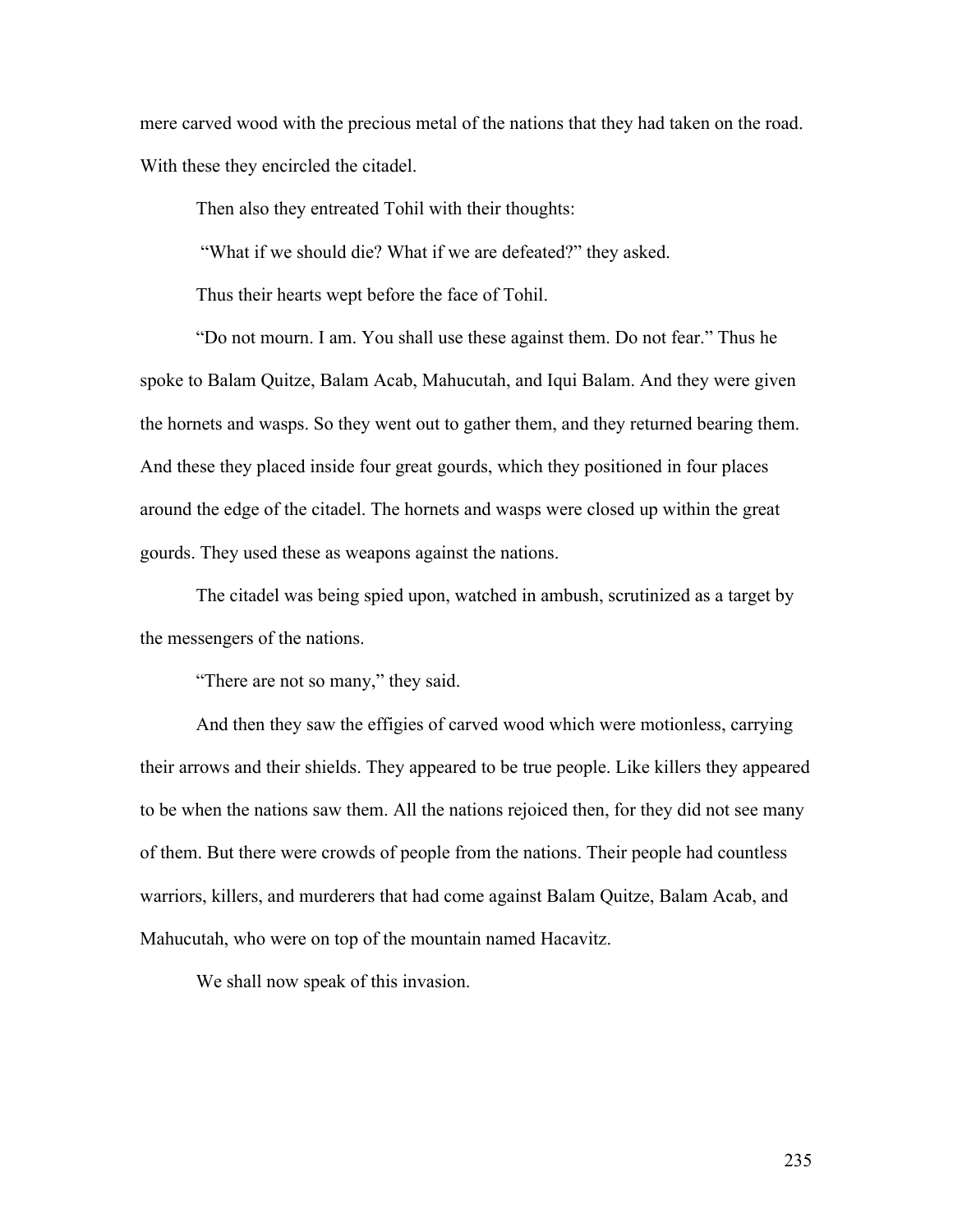mere carved wood with the precious metal of the nations that they had taken on the road. With these they encircled the citadel.

Then also they entreated Tohil with their thoughts:

"What if we should die? What if we are defeated?" they asked.

Thus their hearts wept before the face of Tohil.

"Do not mourn. I am. You shall use these against them. Do not fear." Thus he spoke to Balam Quitze, Balam Acab, Mahucutah, and Iqui Balam. And they were given the hornets and wasps. So they went out to gather them, and they returned bearing them. And these they placed inside four great gourds, which they positioned in four places around the edge of the citadel. The hornets and wasps were closed up within the great gourds. They used these as weapons against the nations.

The citadel was being spied upon, watched in ambush, scrutinized as a target by the messengers of the nations.

"There are not so many," they said.

And then they saw the effigies of carved wood which were motionless, carrying their arrows and their shields. They appeared to be true people. Like killers they appeared to be when the nations saw them. All the nations rejoiced then, for they did not see many of them. But there were crowds of people from the nations. Their people had countless warriors, killers, and murderers that had come against Balam Quitze, Balam Acab, and Mahucutah, who were on top of the mountain named Hacavitz.

We shall now speak of this invasion.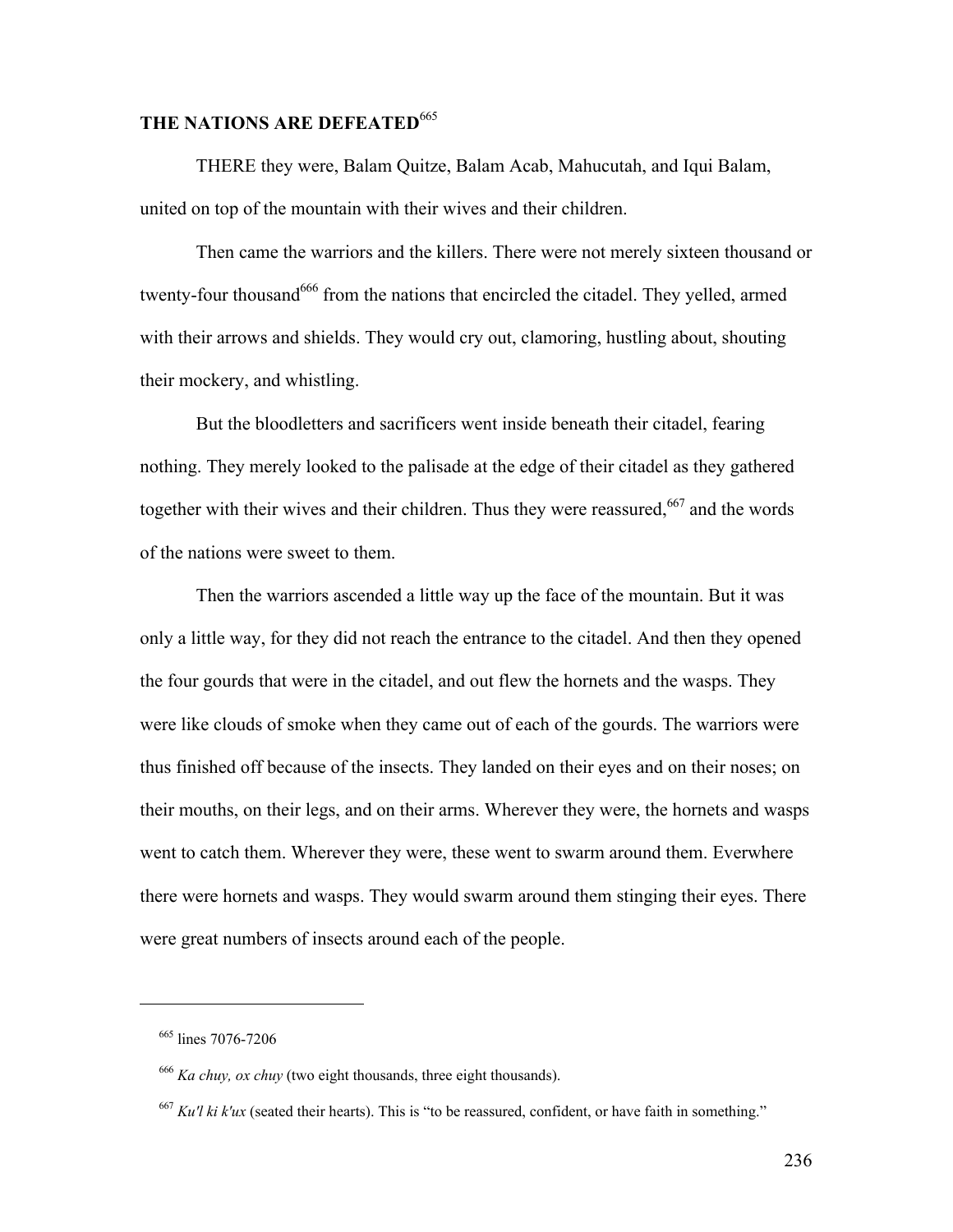## THE NATIONS ARE DEFEATED[665]

THERE they were, Balam Quitze, Balam Acab, Mahucutah, and Iqui Balam, united on top of the mountain with their wives and their children.

Then came the warriors and the killers. There were not merely sixteen thousand or twenty-four thousand[666] from the nations that encircled the citadel. They yelled, armed with their arrows and shields. They would cry out, clamoring, hustling about, shouting their mockery, and whistling.

But the bloodletters and sacrificers went inside beneath their citadel, fearing nothing. They merely looked to the palisade at the edge of their citadel as they gathered together with their wives and their children. Thus they were reassured,[667] and the words of the nations were sweet to them.

Then the warriors ascended a little way up the face of the mountain. But it was only a little way, for they did not reach the entrance to the citadel. And then they opened the four gourds that were in the citadel, and out flew the hornets and the wasps. They were like clouds of smoke when they came out of each of the gourds. The warriors were thus finished off because of the insects. They landed on their eyes and on their noses; on their mouths, on their legs, and on their arms. Wherever they were, the hornets and wasps went to catch them. Wherever they were, these went to swarm around them. Everwhere there were hornets and wasps. They would swarm around them stinging their eyes. There were great numbers of insects around each of the people.

---

[665] lines 7076-7206

[666] *Ka chuy, ox chuy* (two eight thousands, three eight thousands).

[667] *Ku'l ki k'ux* (seated their hearts). This is "to be reassured, confident, or have faith in something."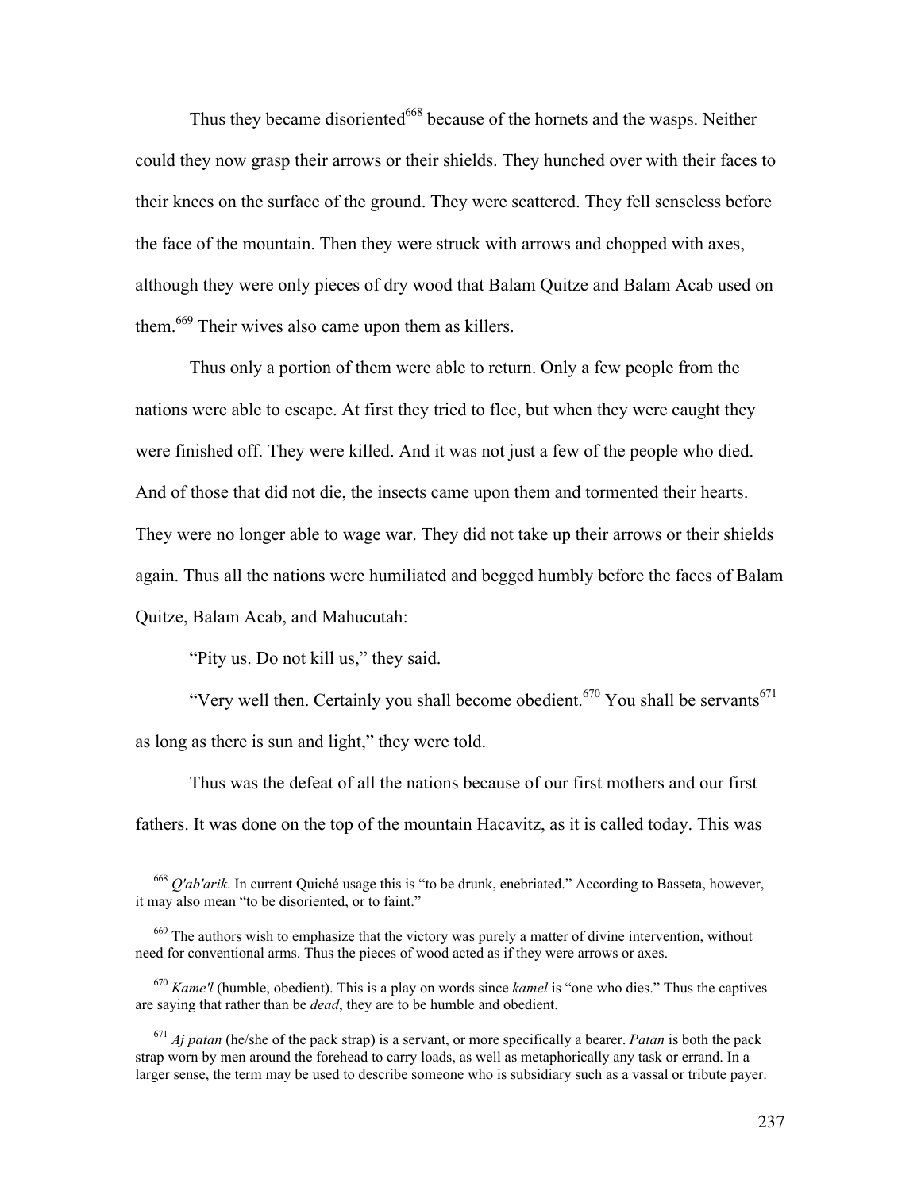Thus they became disoriented[668] because of the hornets and the wasps. Neither could they now grasp their arrows or their shields. They hunched over with their faces to their knees on the surface of the ground. They were scattered. They fell senseless before the face of the mountain. Then they were struck with arrows and chopped with axes, although they were only pieces of dry wood that Balam Quitze and Balam Acab used on them.[669] Their wives also came upon them as killers.

Thus only a portion of them were able to return. Only a few people from the nations were able to escape. At first they tried to flee, but when they were caught they were finished off. They were killed. And it was not just a few of the people who died. And of those that did not die, the insects came upon them and tormented their hearts. They were no longer able to wage war. They did not take up their arrows or their shields again. Thus all the nations were humiliated and begged humbly before the faces of Balam Quitze, Balam Acab, and Mahucutah:

"Pity us. Do not kill us," they said.

"Very well then. Certainly you shall become obedient.[670] You shall be servants[671] as long as there is sun and light," they were told.

Thus was the defeat of all the nations because of our first mothers and our first fathers. It was done on the top of the mountain Hacavitz, as it is called today. This was

---

[668] *Q'ab'arik*. In current Quiché usage this is "to be drunk, enebriated." According to Basseta, however, it may also mean "to be disoriented, or to faint."

[669] The authors wish to emphasize that the victory was purely a matter of divine intervention, without need for conventional arms. Thus the pieces of wood acted as if they were arrows or axes.

[670] *Kame'l* (humble, obedient). This is a play on words since *kamel* is "one who dies." Thus the captives are saying that rather than be *dead*, they are to be humble and obedient.

[671] *Aj patan* (he/she of the pack strap) is a servant, or more specifically a bearer. *Patan* is both the pack strap worn by men around the forehead to carry loads, as well as metaphorically any task or errand. In a larger sense, the term may be used to describe someone who is subsidiary such as a vassal or tribute payer.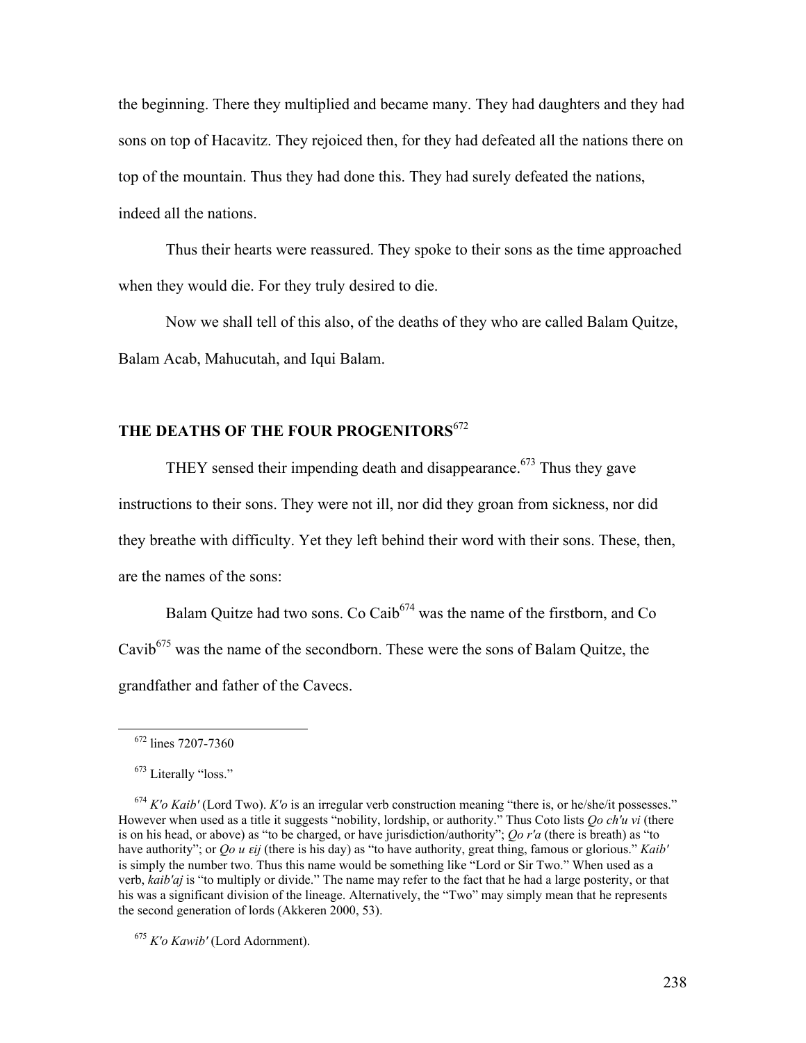the beginning. There they multiplied and became many. They had daughters and they had sons on top of Hacavitz. They rejoiced then, for they had defeated all the nations there on top of the mountain. Thus they had done this. They had surely defeated the nations, indeed all the nations.

Thus their hearts were reassured. They spoke to their sons as the time approached when they would die. For they truly desired to die.

Now we shall tell of this also, of the deaths of they who are called Balam Quitze, Balam Acab, Mahucutah, and Iqui Balam.

## THE DEATHS OF THE FOUR PROGENITORS[672]

THEY sensed their impending death and disappearance.[673] Thus they gave instructions to their sons. They were not ill, nor did they groan from sickness, nor did they breathe with difficulty. Yet they left behind their word with their sons. These, then, are the names of the sons:

Balam Quitze had two sons. Co Caib[674] was the name of the firstborn, and Co Cavib[675] was the name of the secondborn. These were the sons of Balam Quitze, the grandfather and father of the Cavecs.

---

[672] lines 7207-7360

[673] Literally "loss."

[674] *K'o Kaib'* (Lord Two). *K'o* is an irregular verb construction meaning "there is, or he/she/it possesses." However when used as a title it suggests "nobility, lordship, or authority." Thus Coto lists *Qo ch'u vi* (there is on his head, or above) as "to be charged, or have jurisdiction/authority"; *Qo r'a* (there is breath) as "to have authority"; or *Qo u εij* (there is his day) as "to have authority, great thing, famous or glorious." *Kaib'* is simply the number two. Thus this name would be something like "Lord or Sir Two." When used as a verb, *kaib'aj* is "to multiply or divide." The name may refer to the fact that he had a large posterity, or that his was a significant division of the lineage. Alternatively, the "Two" may simply mean that he represents the second generation of lords (Akkeren 2000, 53).

[675] *K'o Kawib'* (Lord Adornment).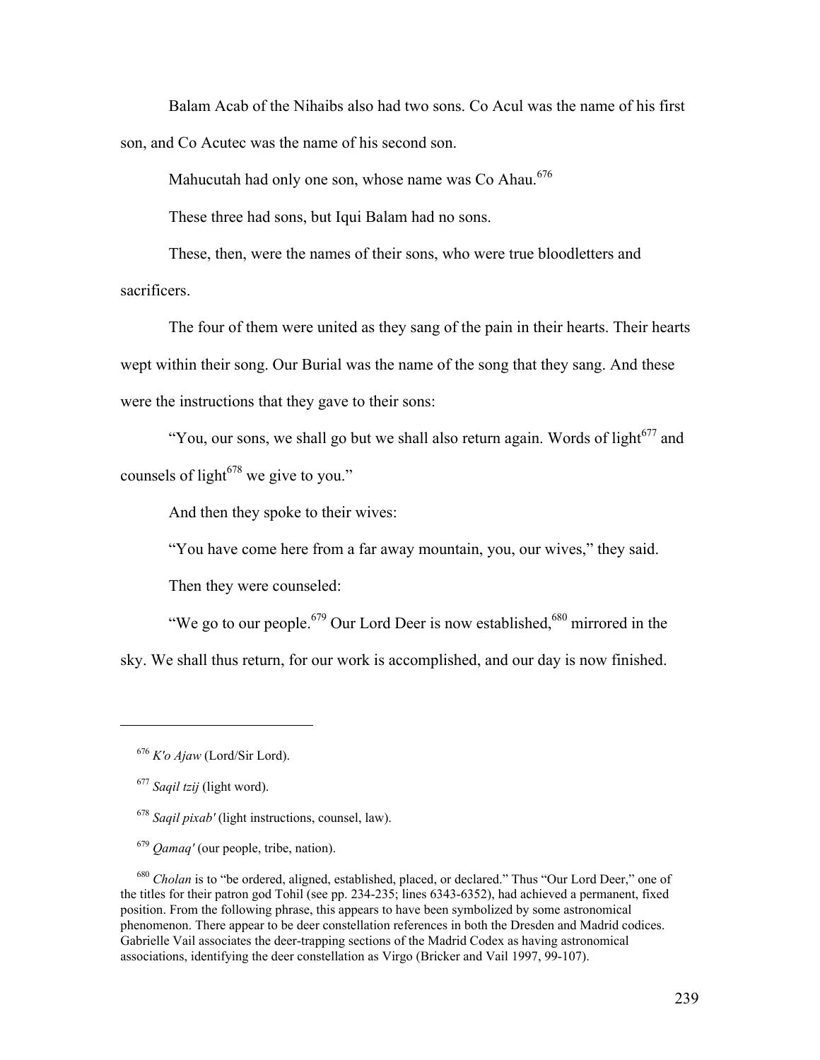Balam Acab of the Nihaibs also had two sons. Co Acul was the name of his first son, and Co Acutec was the name of his second son.

Mahucutah had only one son, whose name was Co Ahau.[676]

These three had sons, but Iqui Balam had no sons.

These, then, were the names of their sons, who were true bloodletters and sacrificers.

The four of them were united as they sang of the pain in their hearts. Their hearts wept within their song. Our Burial was the name of the song that they sang. And these were the instructions that they gave to their sons:

"You, our sons, we shall go but we shall also return again. Words of light[677] and counsels of light[678] we give to you."

And then they spoke to their wives:

"You have come here from a far away mountain, you, our wives," they said.

Then they were counseled:

"We go to our people.[679] Our Lord Deer is now established,[680] mirrored in the sky. We shall thus return, for our work is accomplished, and our day is now finished.

---

[676] *K'o Ajaw* (Lord/Sir Lord).

[677] *Saqil tzij* (light word).

[678] *Saqil pixab'* (light instructions, counsel, law).

[679] *Qamaq'* (our people, tribe, nation).

[680] *Cholan* is to "be ordered, aligned, established, placed, or declared." Thus "Our Lord Deer," one of the titles for their patron god Tohil (see pp. 234-235; lines 6343-6352), had achieved a permanent, fixed position. From the following phrase, this appears to have been symbolized by some astronomical phenomenon. There appear to be deer constellation references in both the Dresden and Madrid codices. Gabrielle Vail associates the deer-trapping sections of the Madrid Codex as having astronomical associations, identifying the deer constellation as Virgo (Bricker and Vail 1997, 99-107).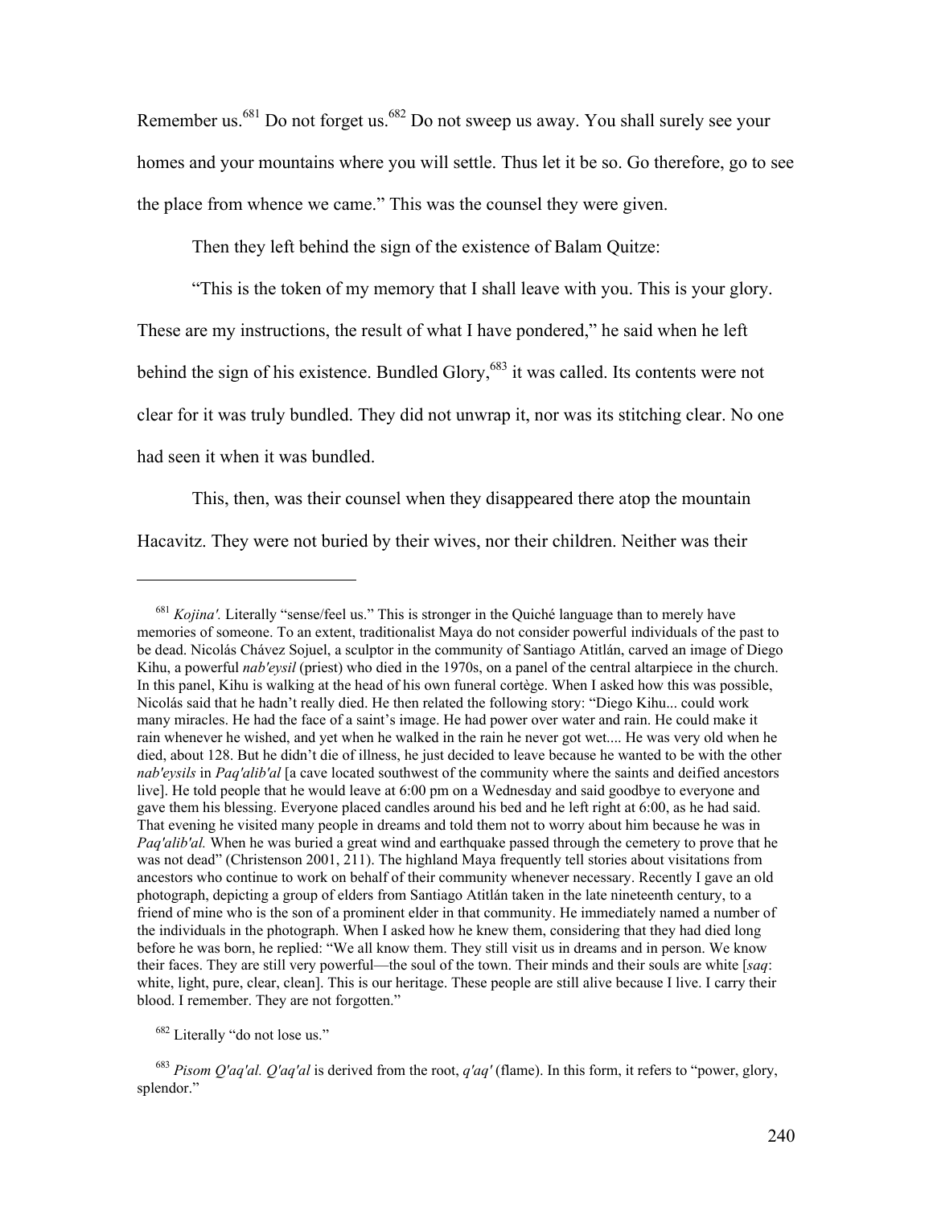Remember us.[681] Do not forget us.[682] Do not sweep us away. You shall surely see your homes and your mountains where you will settle. Thus let it be so. Go therefore, go to see the place from whence we came." This was the counsel they were given.

Then they left behind the sign of the existence of Balam Quitze:

"This is the token of my memory that I shall leave with you. This is your glory. These are my instructions, the result of what I have pondered," he said when he left behind the sign of his existence. Bundled Glory,[683] it was called. Its contents were not clear for it was truly bundled. They did not unwrap it, nor was its stitching clear. No one had seen it when it was bundled.

This, then, was their counsel when they disappeared there atop the mountain Hacavitz. They were not buried by their wives, nor their children. Neither was their

---

[681] *Kojina'.* Literally "sense/feel us." This is stronger in the Quiché language than to merely have memories of someone. To an extent, traditionalist Maya do not consider powerful individuals of the past to be dead. Nicolás Chávez Sojuel, a sculptor in the community of Santiago Atitlán, carved an image of Diego Kihu, a powerful *nab'eysil* (priest) who died in the 1970s, on a panel of the central altarpiece in the church. In this panel, Kihu is walking at the head of his own funeral cortège. When I asked how this was possible, Nicolás said that he hadn't really died. He then related the following story: "Diego Kihu... could work many miracles. He had the face of a saint's image. He had power over water and rain. He could make it rain whenever he wished, and yet when he walked in the rain he never got wet.... He was very old when he died, about 128. But he didn't die of illness, he just decided to leave because he wanted to be with the other *nab'eysils* in *Paq'alib'al* [a cave located southwest of the community where the saints and deified ancestors live]. He told people that he would leave at 6:00 pm on a Wednesday and said goodbye to everyone and gave them his blessing. Everyone placed candles around his bed and he left right at 6:00, as he had said. That evening he visited many people in dreams and told them not to worry about him because he was in *Paq'alib'al.* When he was buried a great wind and earthquake passed through the cemetery to prove that he was not dead" (Christenson 2001, 211). The highland Maya frequently tell stories about visitations from ancestors who continue to work on behalf of their community whenever necessary. Recently I gave an old photograph, depicting a group of elders from Santiago Atitlán taken in the late nineteenth century, to a friend of mine who is the son of a prominent elder in that community. He immediately named a number of the individuals in the photograph. When I asked how he knew them, considering that they had died long before he was born, he replied: "We all know them. They still visit us in dreams and in person. We know their faces. They are still very powerful—the soul of the town. Their minds and their souls are white [*saq*: white, light, pure, clear, clean]. This is our heritage. These people are still alive because I live. I carry their blood. I remember. They are not forgotten."

[682] Literally "do not lose us."

[683] *Pisom Q'aq'al. Q'aq'al* is derived from the root, *q'aq'* (flame). In this form, it refers to "power, glory, splendor."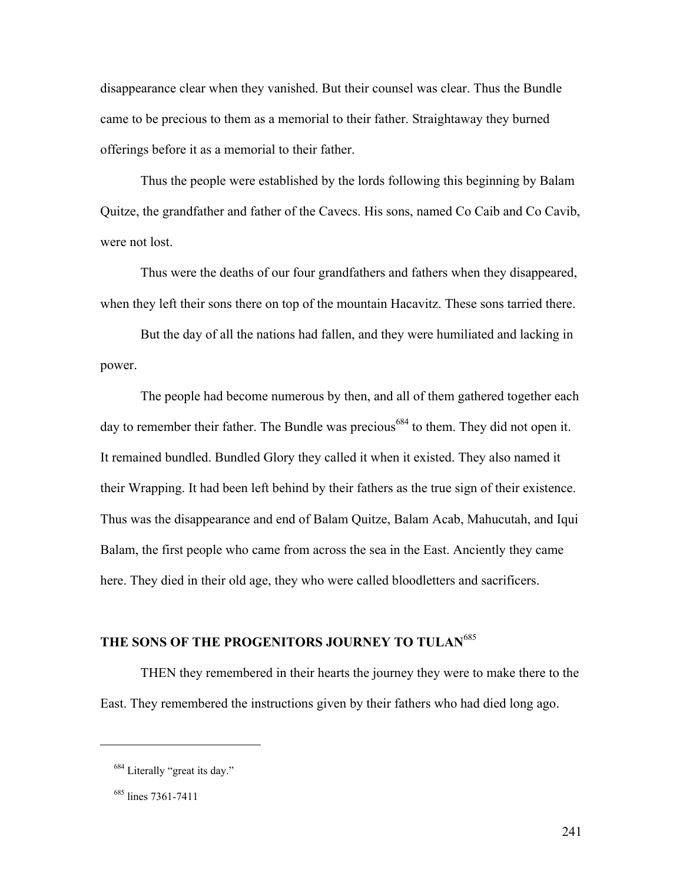disappearance clear when they vanished. But their counsel was clear. Thus the Bundle came to be precious to them as a memorial to their father. Straightaway they burned offerings before it as a memorial to their father.

Thus the people were established by the lords following this beginning by Balam Quitze, the grandfather and father of the Cavecs. His sons, named Co Caib and Co Cavib, were not lost.

Thus were the deaths of our four grandfathers and fathers when they disappeared, when they left their sons there on top of the mountain Hacavitz. These sons tarried there.

But the day of all the nations had fallen, and they were humiliated and lacking in power.

The people had become numerous by then, and all of them gathered together each day to remember their father. The Bundle was precious[684] to them. They did not open it. It remained bundled. Bundled Glory they called it when it existed. They also named it their Wrapping. It had been left behind by their fathers as the true sign of their existence. Thus was the disappearance and end of Balam Quitze, Balam Acab, Mahucutah, and Iqui Balam, the first people who came from across the sea in the East. Anciently they came here. They died in their old age, they who were called bloodletters and sacrificers.

## THE SONS OF THE PROGENITORS JOURNEY TO TULAN[685]

THEN they remembered in their hearts the journey they were to make there to the East. They remembered the instructions given by their fathers who had died long ago.

---

[684] Literally "great its day."

[685] lines 7361-7411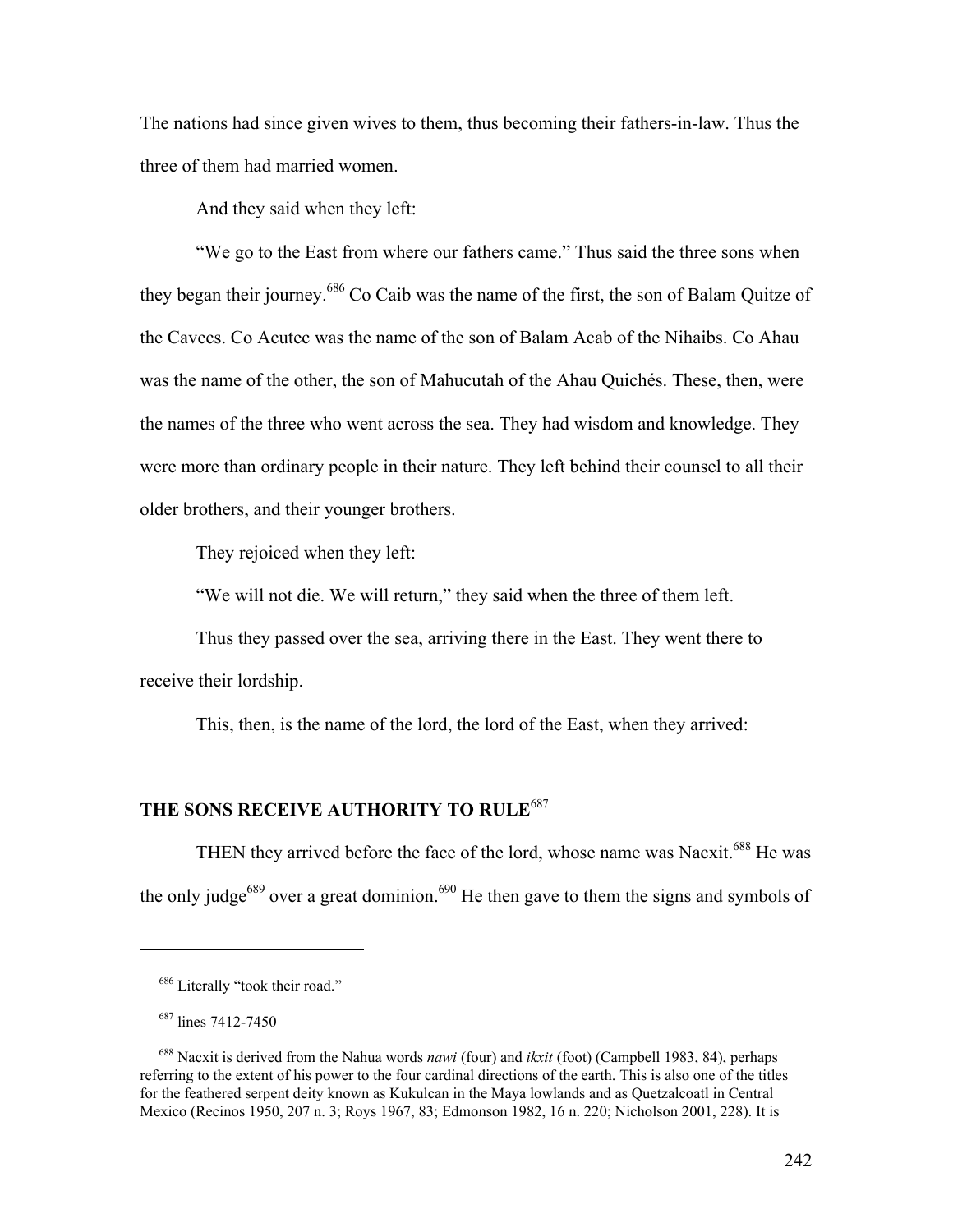The nations had since given wives to them, thus becoming their fathers-in-law. Thus the three of them had married women.

And they said when they left:

"We go to the East from where our fathers came." Thus said the three sons when they began their journey.[686] Co Caib was the name of the first, the son of Balam Quitze of the Cavecs. Co Acutec was the name of the son of Balam Acab of the Nihaibs. Co Ahau was the name of the other, the son of Mahucutah of the Ahau Quichés. These, then, were the names of the three who went across the sea. They had wisdom and knowledge. They were more than ordinary people in their nature. They left behind their counsel to all their older brothers, and their younger brothers.

They rejoiced when they left:

"We will not die. We will return," they said when the three of them left.

Thus they passed over the sea, arriving there in the East. They went there to receive their lordship.

This, then, is the name of the lord, the lord of the East, when they arrived:

## THE SONS RECEIVE AUTHORITY TO RULE[687]

THEN they arrived before the face of the lord, whose name was Nacxit.[688] He was the only judge[689] over a great dominion.[690] He then gave to them the signs and symbols of

---

[686] Literally "took their road."

[687] lines 7412-7450

[688] Nacxit is derived from the Nahua words *nawi* (four) and *ikxit* (foot) (Campbell 1983, 84), perhaps referring to the extent of his power to the four cardinal directions of the earth. This is also one of the titles for the feathered serpent deity known as Kukulcan in the Maya lowlands and as Quetzalcoatl in Central Mexico (Recinos 1950, 207 n. 3; Roys 1967, 83; Edmonson 1982, 16 n. 220; Nicholson 2001, 228). It is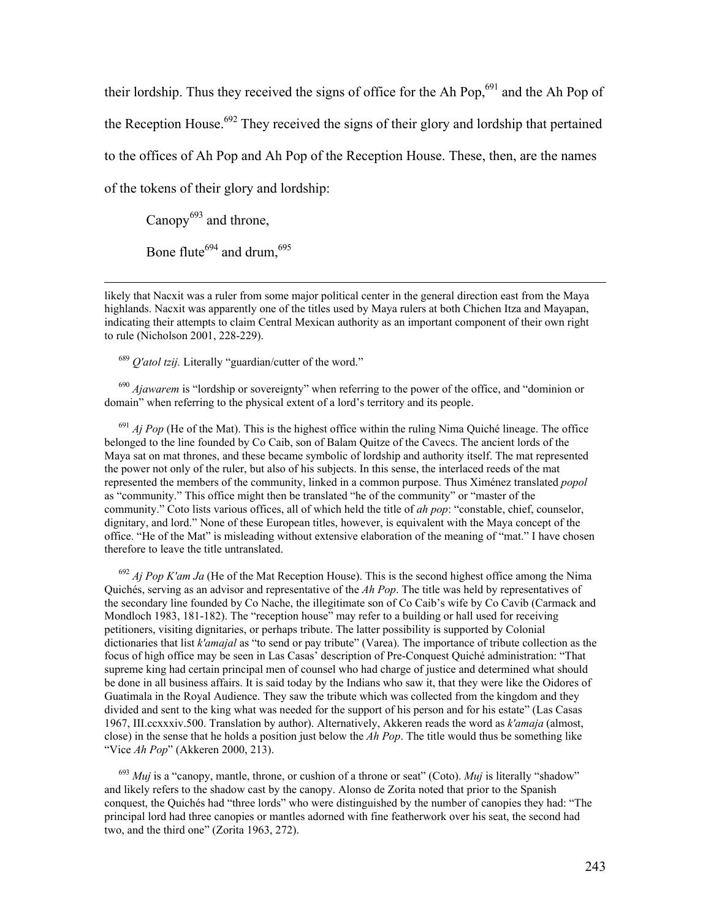their lordship. Thus they received the signs of office for the Ah Pop,[691] and the Ah Pop of the Reception House.[692] They received the signs of their glory and lordship that pertained to the offices of Ah Pop and Ah Pop of the Reception House. These, then, are the names of the tokens of their glory and lordship:

Canopy[693] and throne,

Bone flute[694] and drum,[695]

---

likely that Nacxit was a ruler from some major political center in the general direction east from the Maya highlands. Nacxit was apparently one of the titles used by Maya rulers at both Chichen Itza and Mayapan, indicating their attempts to claim Central Mexican authority as an important component of their own right to rule (Nicholson 2001, 228-229).

[689] *Q'atol tzij.* Literally "guardian/cutter of the word."

[690] *Ajawarem* is "lordship or sovereignty" when referring to the power of the office, and "dominion or domain" when referring to the physical extent of a lord's territory and its people.

[691] *Aj Pop* (He of the Mat). This is the highest office within the ruling Nima Quiché lineage. The office belonged to the line founded by Co Caib, son of Balam Quitze of the Cavecs. The ancient lords of the Maya sat on mat thrones, and these became symbolic of lordship and authority itself. The mat represented the power not only of the ruler, but also of his subjects. In this sense, the interlaced reeds of the mat represented the members of the community, linked in a common purpose. Thus Ximénez translated *popol* as "community." This office might then be translated "he of the community" or "master of the community." Coto lists various offices, all of which held the title of *ah pop*: "constable, chief, counselor, dignitary, and lord." None of these European titles, however, is equivalent with the Maya concept of the office. "He of the Mat" is misleading without extensive elaboration of the meaning of "mat." I have chosen therefore to leave the title untranslated.

[692] *Aj Pop K'am Ja* (He of the Mat Reception House). This is the second highest office among the Nima Quichés, serving as an advisor and representative of the *Ah Pop*. The title was held by representatives of the secondary line founded by Co Nache, the illegitimate son of Co Caib's wife by Co Cavib (Carmack and Mondloch 1983, 181-182). The "reception house" may refer to a building or hall used for receiving petitioners, visiting dignitaries, or perhaps tribute. The latter possibility is supported by Colonial dictionaries that list *k'amajal* as "to send or pay tribute" (Varea). The importance of tribute collection as the focus of high office may be seen in Las Casas' description of Pre-Conquest Quiché administration: "That supreme king had certain principal men of counsel who had charge of justice and determined what should be done in all business affairs. It is said today by the Indians who saw it, that they were like the Oidores of Guatimala in the Royal Audience. They saw the tribute which was collected from the kingdom and they divided and sent to the king what was needed for the support of his person and for his estate" (Las Casas 1967, III.ccxxxiv.500. Translation by author). Alternatively, Akkeren reads the word as *k'amaja* (almost, close) in the sense that he holds a position just below the *Ah Pop*. The title would thus be something like "Vice *Ah Pop*" (Akkeren 2000, 213).

[693] *Muj* is a "canopy, mantle, throne, or cushion of a throne or seat" (Coto). *Muj* is literally "shadow" and likely refers to the shadow cast by the canopy. Alonso de Zorita noted that prior to the Spanish conquest, the Quichés had "three lords" who were distinguished by the number of canopies they had: "The principal lord had three canopies or mantles adorned with fine featherwork over his seat, the second had two, and the third one" (Zorita 1963, 272).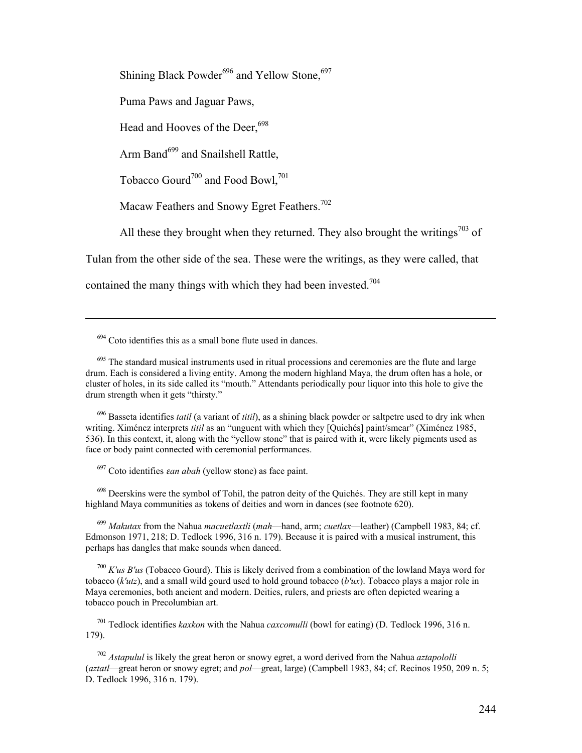Shining Black Powder[696] and Yellow Stone,[697]

Puma Paws and Jaguar Paws,

Head and Hooves of the Deer,[698]

Arm Band[699] and Snailshell Rattle,

Tobacco Gourd[700] and Food Bowl,[701]

Macaw Feathers and Snowy Egret Feathers.[702]

All these they brought when they returned. They also brought the writings[703] of Tulan from the other side of the sea. These were the writings, as they were called, that contained the many things with which they had been invested.[704]

---

[694] Coto identifies this as a small bone flute used in dances.

[695] The standard musical instruments used in ritual processions and ceremonies are the flute and large drum. Each is considered a living entity. Among the modern highland Maya, the drum often has a hole, or cluster of holes, in its side called its "mouth." Attendants periodically pour liquor into this hole to give the drum strength when it gets "thirsty."

[696] Basseta identifies *tatil* (a variant of *titil*), as a shining black powder or saltpetre used to dry ink when writing. Ximénez interprets *titil* as an "unguent with which they [Quichés] paint/smear" (Ximénez 1985, 536). In this context, it, along with the "yellow stone" that is paired with it, were likely pigments used as face or body paint connected with ceremonial performances.

[697] Coto identifies *ɛan abah* (yellow stone) as face paint.

[698] Deerskins were the symbol of Tohil, the patron deity of the Quichés. They are still kept in many highland Maya communities as tokens of deities and worn in dances (see footnote 620).

[699] *Makutax* from the Nahua *macuetlaxtli* (*mah*—hand, arm; *cuetlax*—leather) (Campbell 1983, 84; cf. Edmonson 1971, 218; D. Tedlock 1996, 316 n. 179). Because it is paired with a musical instrument, this perhaps has dangles that make sounds when danced.

[700] *K'us B'us* (Tobacco Gourd). This is likely derived from a combination of the lowland Maya word for tobacco (*k'utz*), and a small wild gourd used to hold ground tobacco (*b'ux*). Tobacco plays a major role in Maya ceremonies, both ancient and modern. Deities, rulers, and priests are often depicted wearing a tobacco pouch in Precolumbian art.

[701] Tedlock identifies *kaxkon* with the Nahua *caxcomulli* (bowl for eating) (D. Tedlock 1996, 316 n. 179).

[702] *Astapulul* is likely the great heron or snowy egret, a word derived from the Nahua *aztapololli* (*aztatl*—great heron or snowy egret; and *pol*—great, large) (Campbell 1983, 84; cf. Recinos 1950, 209 n. 5; D. Tedlock 1996, 316 n. 179).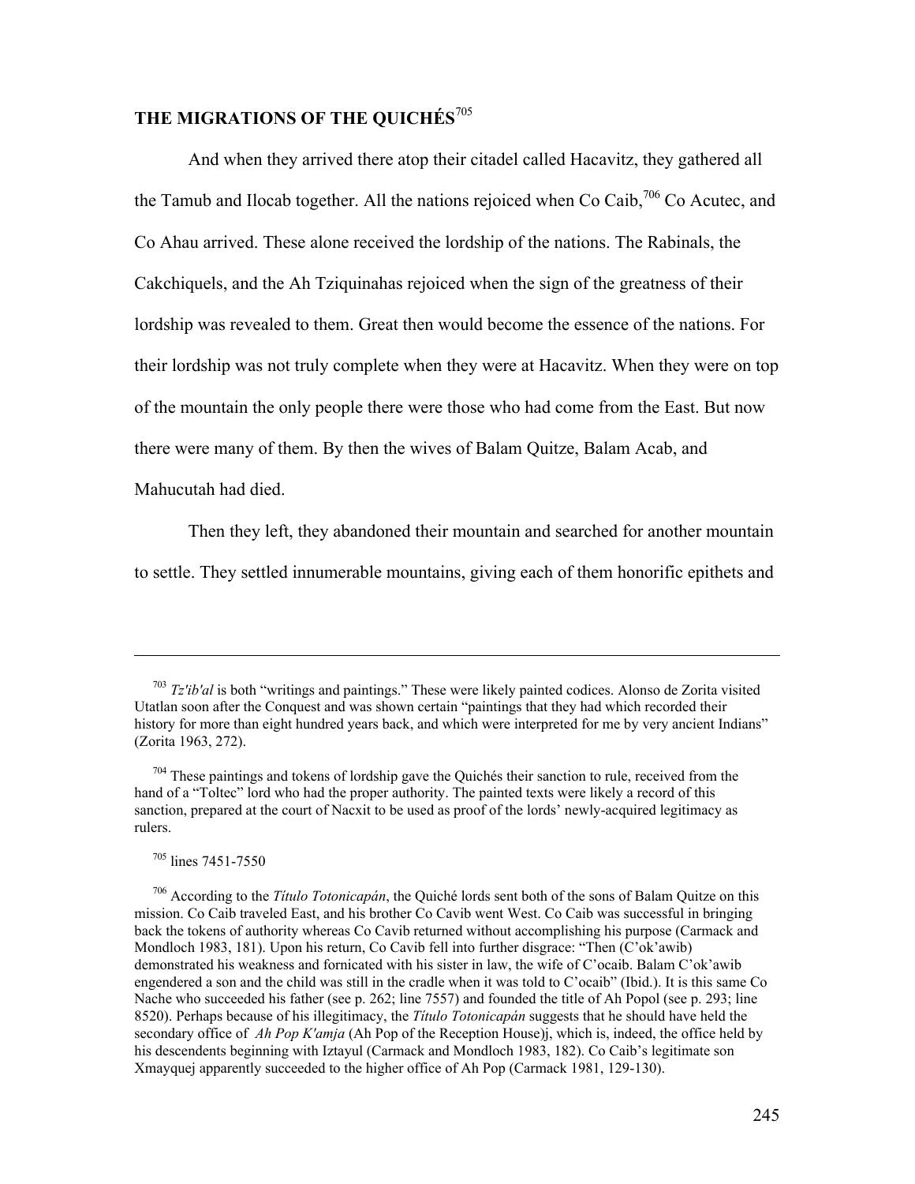## THE MIGRATIONS OF THE QUICHÉS[705]

And when they arrived there atop their citadel called Hacavitz, they gathered all the Tamub and Ilocab together. All the nations rejoiced when Co Caib,[706] Co Acutec, and Co Ahau arrived. These alone received the lordship of the nations. The Rabinals, the Cakchiquels, and the Ah Tziquinahas rejoiced when the sign of the greatness of their lordship was revealed to them. Great then would become the essence of the nations. For their lordship was not truly complete when they were at Hacavitz. When they were on top of the mountain the only people there were those who had come from the East. But now there were many of them. By then the wives of Balam Quitze, Balam Acab, and Mahucutah had died.

Then they left, they abandoned their mountain and searched for another mountain to settle. They settled innumerable mountains, giving each of them honorific epithets and

---

[703] *Tz'ib'al* is both "writings and paintings." These were likely painted codices. Alonso de Zorita visited Utatlan soon after the Conquest and was shown certain "paintings that they had which recorded their history for more than eight hundred years back, and which were interpreted for me by very ancient Indians" (Zorita 1963, 272).

[704] These paintings and tokens of lordship gave the Quichés their sanction to rule, received from the hand of a "Toltec" lord who had the proper authority. The painted texts were likely a record of this sanction, prepared at the court of Nacxit to be used as proof of the lords' newly-acquired legitimacy as rulers.

[705] lines 7451-7550

[706] According to the *Título Totonicapán*, the Quiché lords sent both of the sons of Balam Quitze on this mission. Co Caib traveled East, and his brother Co Cavib went West. Co Caib was successful in bringing back the tokens of authority whereas Co Cavib returned without accomplishing his purpose (Carmack and Mondloch 1983, 181). Upon his return, Co Cavib fell into further disgrace: "Then (C'ok'awib) demonstrated his weakness and fornicated with his sister in law, the wife of C'ocaib. Balam C'ok'awib engendered a son and the child was still in the cradle when it was told to C'ocaib" (Ibid.). It is this same Co Nache who succeeded his father (see p. 262; line 7557) and founded the title of Ah Popol (see p. 293; line 8520). Perhaps because of his illegitimacy, the *Título Totonicapán* suggests that he should have held the secondary office of *Ah Pop K'amja* (Ah Pop of the Reception House)j, which is, indeed, the office held by his descendents beginning with Iztayul (Carmack and Mondloch 1983, 182). Co Caib's legitimate son Xmayquej apparently succeeded to the higher office of Ah Pop (Carmack 1981, 129-130).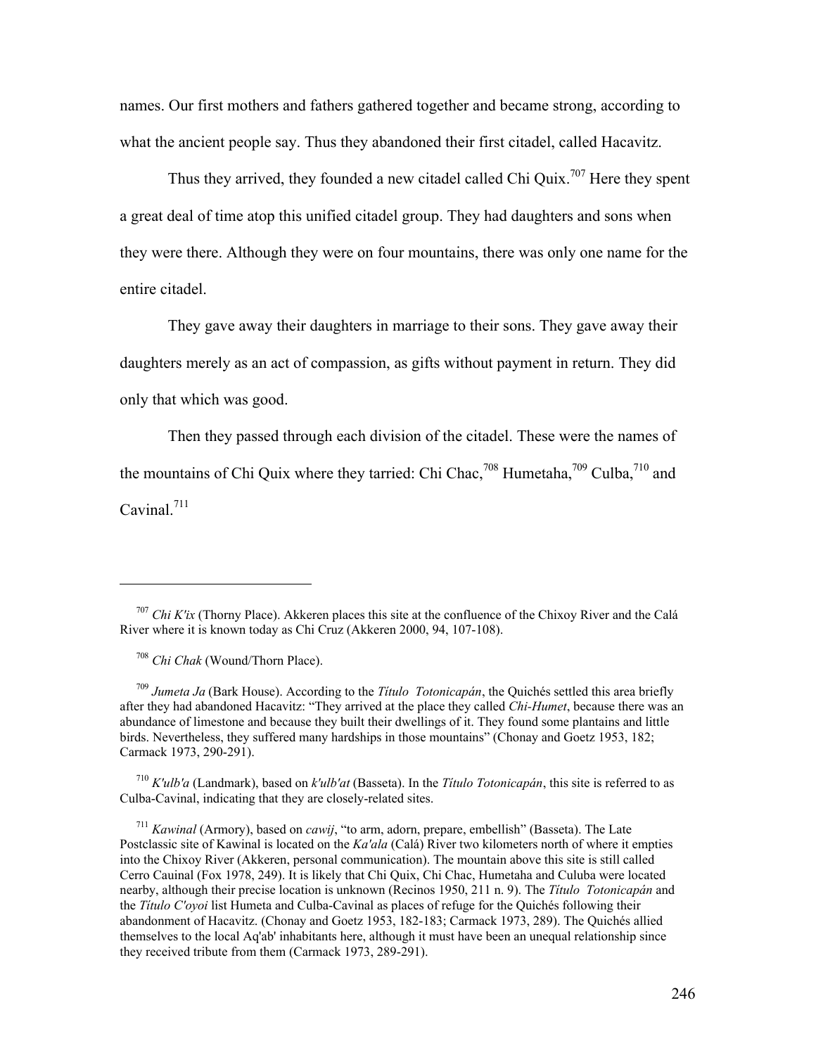names. Our first mothers and fathers gathered together and became strong, according to what the ancient people say. Thus they abandoned their first citadel, called Hacavitz.

Thus they arrived, they founded a new citadel called Chi Quix.[707] Here they spent a great deal of time atop this unified citadel group. They had daughters and sons when they were there. Although they were on four mountains, there was only one name for the entire citadel.

They gave away their daughters in marriage to their sons. They gave away their daughters merely as an act of compassion, as gifts without payment in return. They did only that which was good.

Then they passed through each division of the citadel. These were the names of the mountains of Chi Quix where they tarried: Chi Chac,[708] Humetaha,[709] Culba,[710] and Cavinal.[711]

---

[707] *Chi K'ix* (Thorny Place). Akkeren places this site at the confluence of the Chixoy River and the Calá River where it is known today as Chi Cruz (Akkeren 2000, 94, 107-108).

[708] *Chi Chak* (Wound/Thorn Place).

[709] *Jumeta Ja* (Bark House). According to the *Título Totonicapán*, the Quichés settled this area briefly after they had abandoned Hacavitz: "They arrived at the place they called *Chi-Humet*, because there was an abundance of limestone and because they built their dwellings of it. They found some plantains and little birds. Nevertheless, they suffered many hardships in those mountains" (Chonay and Goetz 1953, 182; Carmack 1973, 290-291).

[710] *K'ulb'a* (Landmark), based on *k'ulb'at* (Basseta). In the *Título Totonicapán*, this site is referred to as Culba-Cavinal, indicating that they are closely-related sites.

[711] *Kawinal* (Armory), based on *cawij*, "to arm, adorn, prepare, embellish" (Basseta). The Late Postclassic site of Kawinal is located on the *Ka'ala* (Calá) River two kilometers north of where it empties into the Chixoy River (Akkeren, personal communication). The mountain above this site is still called Cerro Cauinal (Fox 1978, 249). It is likely that Chi Quix, Chi Chac, Humetaha and Culuba were located nearby, although their precise location is unknown (Recinos 1950, 211 n. 9). The *Título Totonicapán* and the *Título C'oyoi* list Humeta and Culba-Cavinal as places of refuge for the Quichés following their abandonment of Hacavitz. (Chonay and Goetz 1953, 182-183; Carmack 1973, 289). The Quichés allied themselves to the local Aq'ab' inhabitants here, although it must have been an unequal relationship since they received tribute from them (Carmack 1973, 289-291).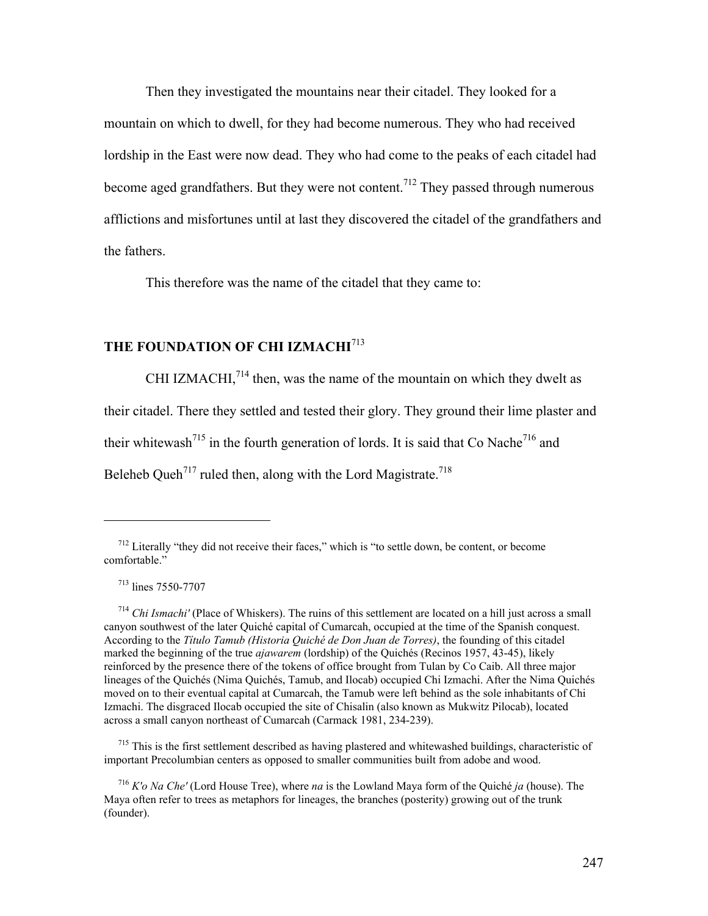Then they investigated the mountains near their citadel. They looked for a mountain on which to dwell, for they had become numerous. They who had received lordship in the East were now dead. They who had come to the peaks of each citadel had become aged grandfathers. But they were not content.[712] They passed through numerous afflictions and misfortunes until at last they discovered the citadel of the grandfathers and the fathers.

This therefore was the name of the citadel that they came to:

## THE FOUNDATION OF CHI IZMACHI[713]

CHI IZMACHI,[714] then, was the name of the mountain on which they dwelt as their citadel. There they settled and tested their glory. They ground their lime plaster and their whitewash[715] in the fourth generation of lords. It is said that Co Nache[716] and Beleheb Queh[717] ruled then, along with the Lord Magistrate.[718]

---

[712] Literally "they did not receive their faces," which is "to settle down, be content, or become comfortable."

[713] lines 7550-7707

[714] *Chi Ismachi'* (Place of Whiskers). The ruins of this settlement are located on a hill just across a small canyon southwest of the later Quiché capital of Cumarcah, occupied at the time of the Spanish conquest. According to the *Título Tamub (Historia Quiché de Don Juan de Torres)*, the founding of this citadel marked the beginning of the true *ajawarem* (lordship) of the Quichés (Recinos 1957, 43-45), likely reinforced by the presence there of the tokens of office brought from Tulan by Co Caib. All three major lineages of the Quichés (Nima Quichés, Tamub, and Ilocab) occupied Chi Izmachi. After the Nima Quichés moved on to their eventual capital at Cumarcah, the Tamub were left behind as the sole inhabitants of Chi Izmachi. The disgraced Ilocab occupied the site of Chisalin (also known as Mukwitz Pilocab), located across a small canyon northeast of Cumarcah (Carmack 1981, 234-239).

[715] This is the first settlement described as having plastered and whitewashed buildings, characteristic of important Precolumbian centers as opposed to smaller communities built from adobe and wood.

[716] *K'o Na Che'* (Lord House Tree), where *na* is the Lowland Maya form of the Quiché *ja* (house). The Maya often refer to trees as metaphors for lineages, the branches (posterity) growing out of the trunk (founder).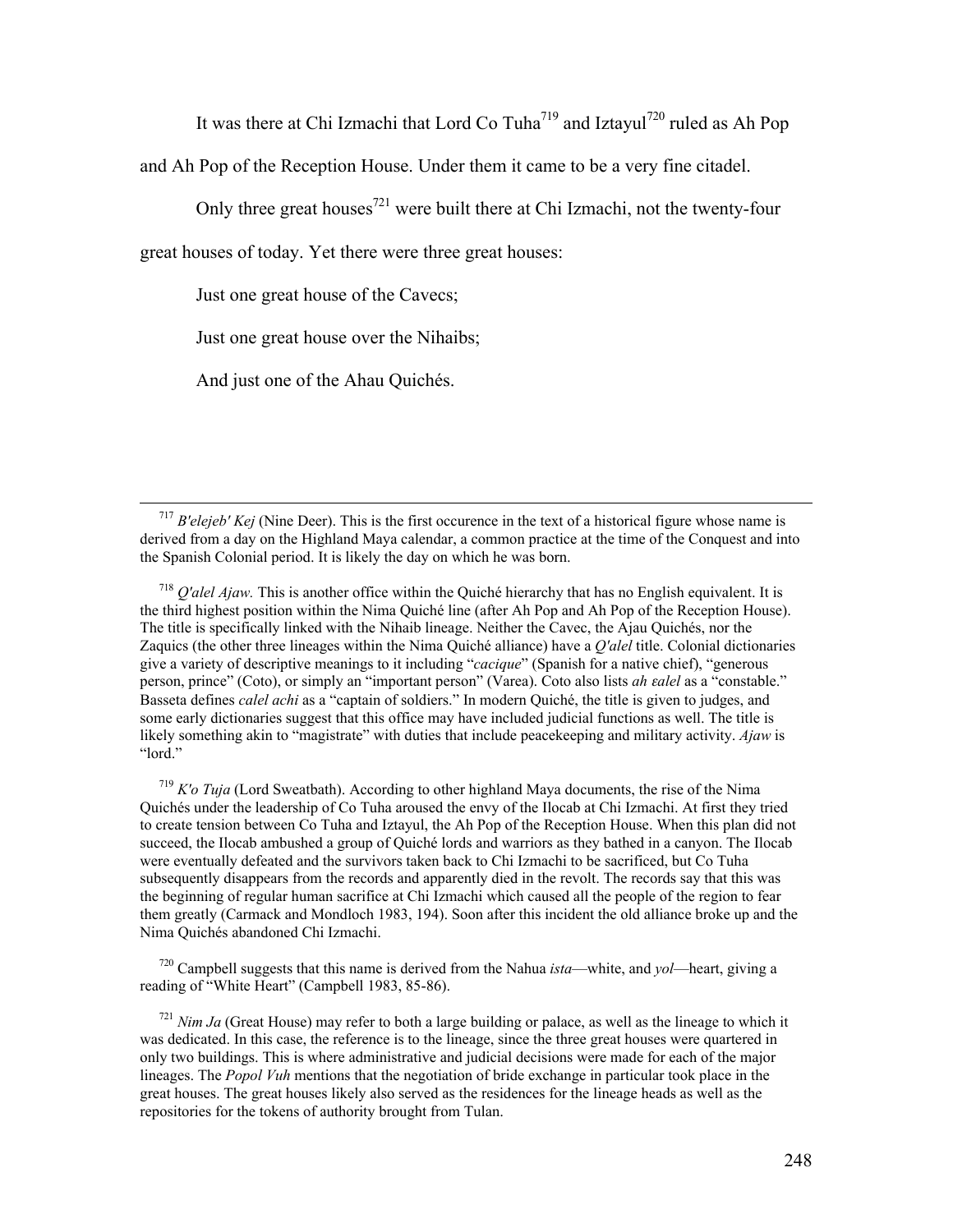It was there at Chi Izmachi that Lord Co Tuha[719] and Iztayul[720] ruled as Ah Pop and Ah Pop of the Reception House. Under them it came to be a very fine citadel.

Only three great houses[721] were built there at Chi Izmachi, not the twenty-four great houses of today. Yet there were three great houses:

Just one great house of the Cavecs;

Just one great house over the Nihaibs;

And just one of the Ahau Quichés.

---

[717] *B'elejeb' Kej* (Nine Deer). This is the first occurence in the text of a historical figure whose name is derived from a day on the Highland Maya calendar, a common practice at the time of the Conquest and into the Spanish Colonial period. It is likely the day on which he was born.

[718] *Q'alel Ajaw.* This is another office within the Quiché hierarchy that has no English equivalent. It is the third highest position within the Nima Quiché line (after Ah Pop and Ah Pop of the Reception House). The title is specifically linked with the Nihaib lineage. Neither the Cavec, the Ajau Quichés, nor the Zaquics (the other three lineages within the Nima Quiché alliance) have a *Q'alel* title. Colonial dictionaries give a variety of descriptive meanings to it including "*cacique*" (Spanish for a native chief), "generous person, prince" (Coto), or simply an "important person" (Varea). Coto also lists *ah ɛalel* as a "constable." Basseta defines *calel achi* as a "captain of soldiers." In modern Quiché, the title is given to judges, and some early dictionaries suggest that this office may have included judicial functions as well. The title is likely something akin to "magistrate" with duties that include peacekeeping and military activity. *Ajaw* is "lord."

[719] *K'o Tuja* (Lord Sweatbath). According to other highland Maya documents, the rise of the Nima Quichés under the leadership of Co Tuha aroused the envy of the Ilocab at Chi Izmachi. At first they tried to create tension between Co Tuha and Iztayul, the Ah Pop of the Reception House. When this plan did not succeed, the Ilocab ambushed a group of Quiché lords and warriors as they bathed in a canyon. The Ilocab were eventually defeated and the survivors taken back to Chi Izmachi to be sacrificed, but Co Tuha subsequently disappears from the records and apparently died in the revolt. The records say that this was the beginning of regular human sacrifice at Chi Izmachi which caused all the people of the region to fear them greatly (Carmack and Mondloch 1983, 194). Soon after this incident the old alliance broke up and the Nima Quichés abandoned Chi Izmachi.

[720] Campbell suggests that this name is derived from the Nahua *ista*—white, and *yol*—heart, giving a reading of "White Heart" (Campbell 1983, 85-86).

[721] *Nim Ja* (Great House) may refer to both a large building or palace, as well as the lineage to which it was dedicated. In this case, the reference is to the lineage, since the three great houses were quartered in only two buildings. This is where administrative and judicial decisions were made for each of the major lineages. The *Popol Vuh* mentions that the negotiation of bride exchange in particular took place in the great houses. The great houses likely also served as the residences for the lineage heads as well as the repositories for the tokens of authority brought from Tulan.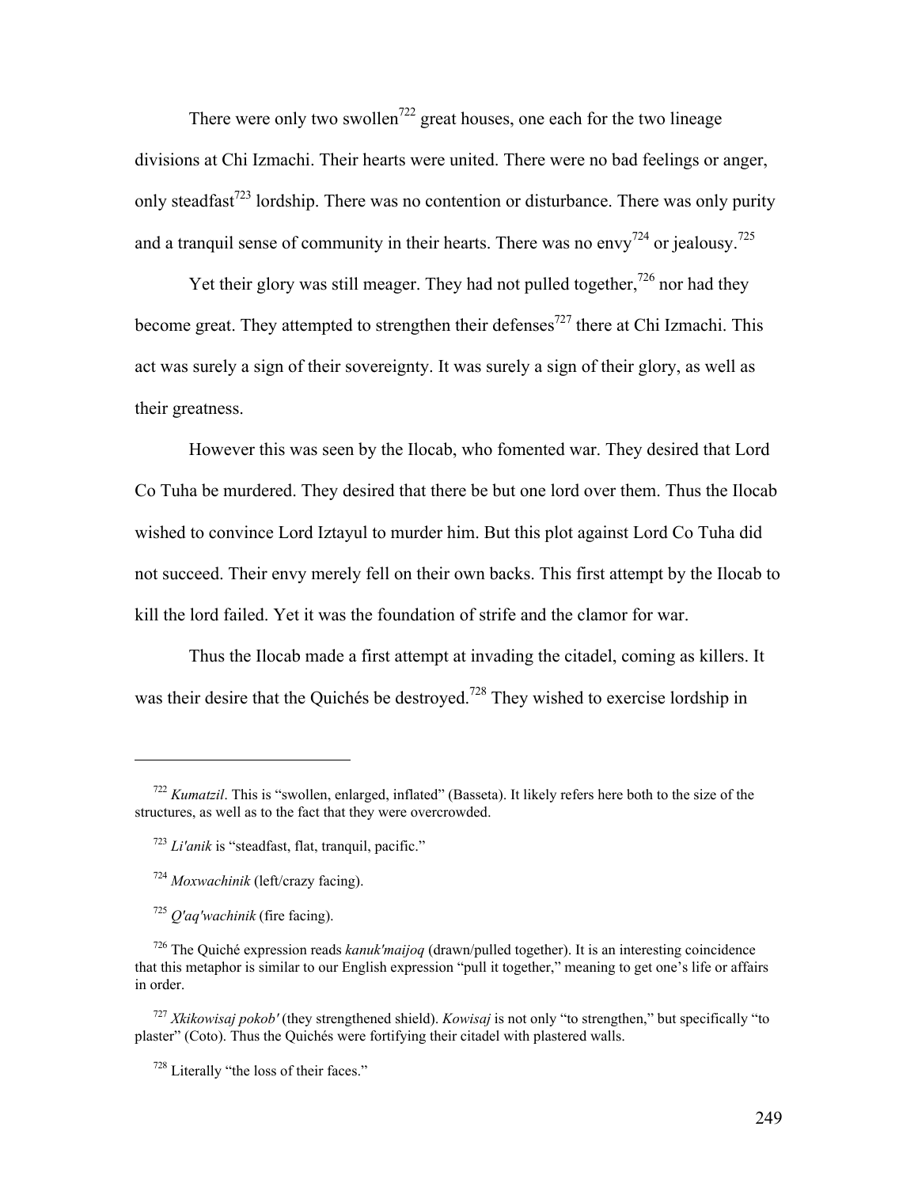There were only two swollen[722] great houses, one each for the two lineage divisions at Chi Izmachi. Their hearts were united. There were no bad feelings or anger, only steadfast[723] lordship. There was no contention or disturbance. There was only purity and a tranquil sense of community in their hearts. There was no envy[724] or jealousy.[725]

Yet their glory was still meager. They had not pulled together,[726] nor had they become great. They attempted to strengthen their defenses[727] there at Chi Izmachi. This act was surely a sign of their sovereignty. It was surely a sign of their glory, as well as their greatness.

However this was seen by the Ilocab, who fomented war. They desired that Lord Co Tuha be murdered. They desired that there be but one lord over them. Thus the Ilocab wished to convince Lord Iztayul to murder him. But this plot against Lord Co Tuha did not succeed. Their envy merely fell on their own backs. This first attempt by the Ilocab to kill the lord failed. Yet it was the foundation of strife and the clamor for war.

Thus the Ilocab made a first attempt at invading the citadel, coming as killers. It was their desire that the Quichés be destroyed.[728] They wished to exercise lordship in

---

[722] *Kumatzil*. This is "swollen, enlarged, inflated" (Basseta). It likely refers here both to the size of the structures, as well as to the fact that they were overcrowded.

[723] *Li'anik* is "steadfast, flat, tranquil, pacific."

[724] *Moxwachinik* (left/crazy facing).

[725] *Q'aq'wachinik* (fire facing).

[726] The Quiché expression reads *kanuk'maijoq* (drawn/pulled together). It is an interesting coincidence that this metaphor is similar to our English expression "pull it together," meaning to get one's life or affairs in order.

[727] *Xkikowisaj pokob'* (they strengthened shield). *Kowisaj* is not only "to strengthen," but specifically "to plaster" (Coto). Thus the Quichés were fortifying their citadel with plastered walls.

[728] Literally "the loss of their faces."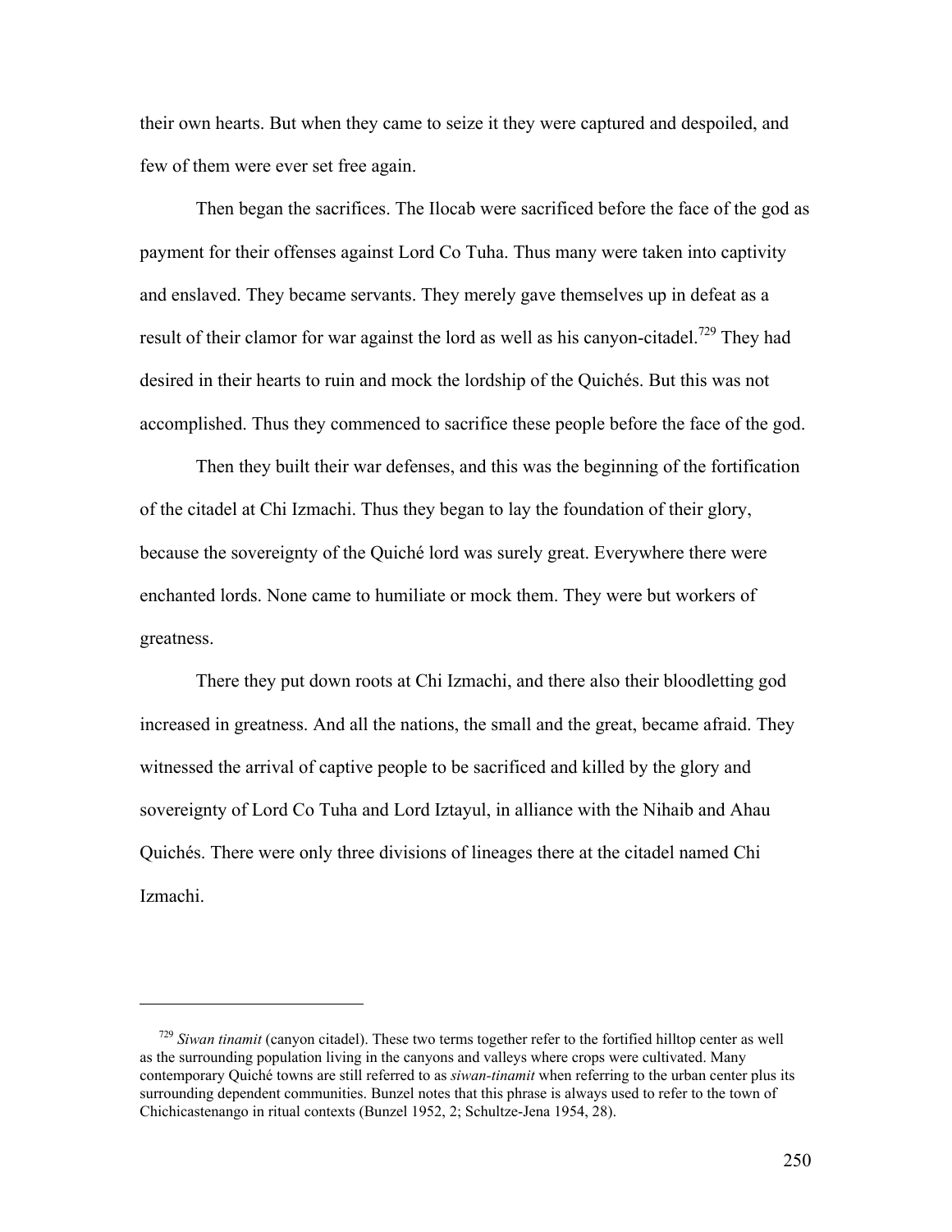their own hearts. But when they came to seize it they were captured and despoiled, and few of them were ever set free again.

Then began the sacrifices. The Ilocab were sacrificed before the face of the god as payment for their offenses against Lord Co Tuha. Thus many were taken into captivity and enslaved. They became servants. They merely gave themselves up in defeat as a result of their clamor for war against the lord as well as his canyon-citadel.[729] They had desired in their hearts to ruin and mock the lordship of the Quichés. But this was not accomplished. Thus they commenced to sacrifice these people before the face of the god.

Then they built their war defenses, and this was the beginning of the fortification of the citadel at Chi Izmachi. Thus they began to lay the foundation of their glory, because the sovereignty of the Quiché lord was surely great. Everywhere there were enchanted lords. None came to humiliate or mock them. They were but workers of greatness.

There they put down roots at Chi Izmachi, and there also their bloodletting god increased in greatness. And all the nations, the small and the great, became afraid. They witnessed the arrival of captive people to be sacrificed and killed by the glory and sovereignty of Lord Co Tuha and Lord Iztayul, in alliance with the Nihaib and Ahau Quichés. There were only three divisions of lineages there at the citadel named Chi Izmachi.

---

[729] *Siwan tinamit* (canyon citadel). These two terms together refer to the fortified hilltop center as well as the surrounding population living in the canyons and valleys where crops were cultivated. Many contemporary Quiché towns are still referred to as *siwan-tinamit* when referring to the urban center plus its surrounding dependent communities. Bunzel notes that this phrase is always used to refer to the town of Chichicastenango in ritual contexts (Bunzel 1952, 2; Schultze-Jena 1954, 28).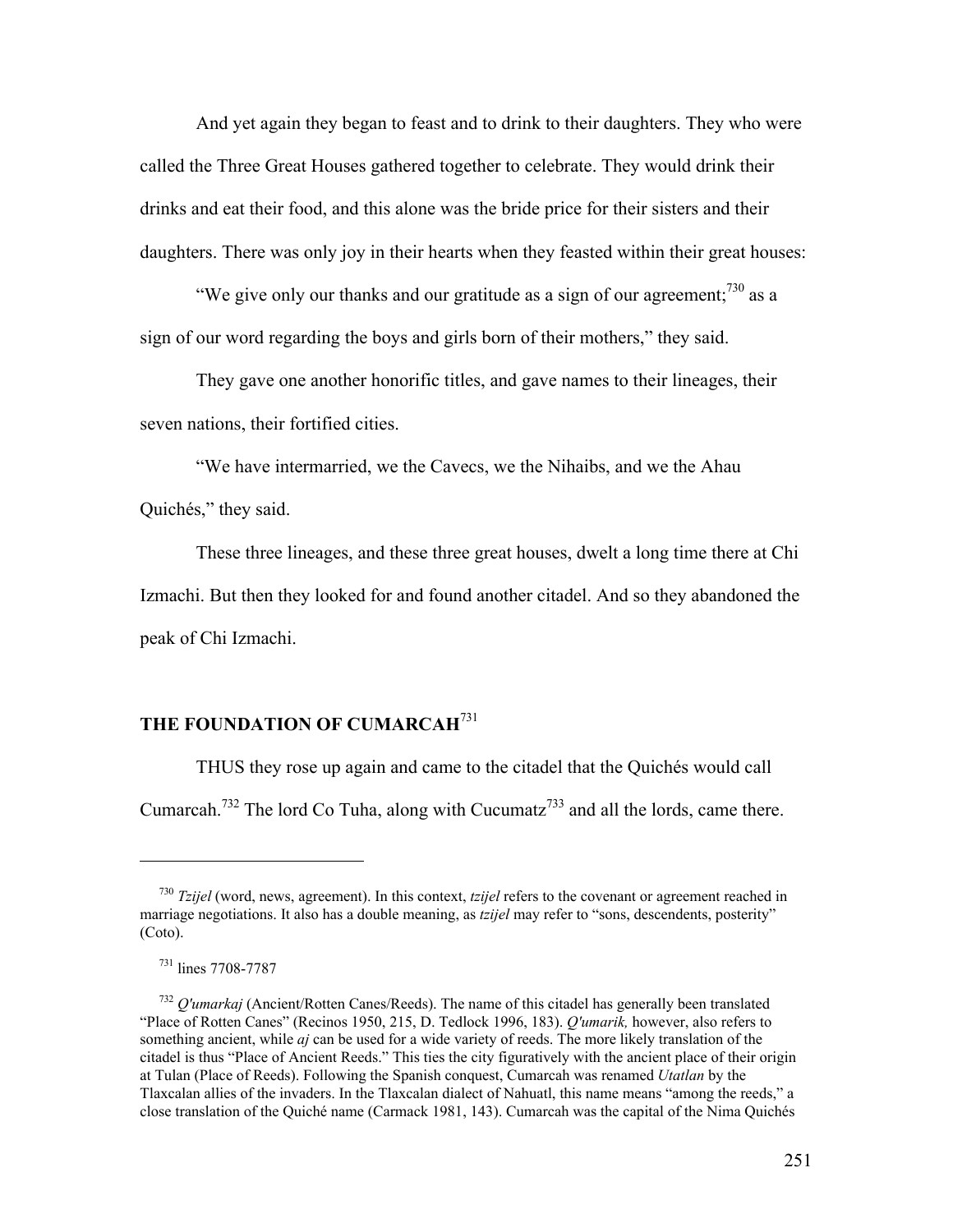And yet again they began to feast and to drink to their daughters. They who were called the Three Great Houses gathered together to celebrate. They would drink their drinks and eat their food, and this alone was the bride price for their sisters and their daughters. There was only joy in their hearts when they feasted within their great houses:

"We give only our thanks and our gratitude as a sign of our agreement;[730] as a sign of our word regarding the boys and girls born of their mothers," they said.

They gave one another honorific titles, and gave names to their lineages, their seven nations, their fortified cities.

"We have intermarried, we the Cavecs, we the Nihaibs, and we the Ahau Quichés," they said.

These three lineages, and these three great houses, dwelt a long time there at Chi Izmachi. But then they looked for and found another citadel. And so they abandoned the peak of Chi Izmachi.

## THE FOUNDATION OF CUMARCAH[731]

THUS they rose up again and came to the citadel that the Quichés would call Cumarcah.[732] The lord Co Tuha, along with Cucumatz[733] and all the lords, came there.

---

[730] *Tzijel* (word, news, agreement). In this context, *tzijel* refers to the covenant or agreement reached in marriage negotiations. It also has a double meaning, as *tzijel* may refer to "sons, descendents, posterity" (Coto).

[731] lines 7708-7787

[732] *Q'umarkaj* (Ancient/Rotten Canes/Reeds). The name of this citadel has generally been translated "Place of Rotten Canes" (Recinos 1950, 215, D. Tedlock 1996, 183). *Q'umarik,* however, also refers to something ancient, while *aj* can be used for a wide variety of reeds. The more likely translation of the citadel is thus "Place of Ancient Reeds." This ties the city figuratively with the ancient place of their origin at Tulan (Place of Reeds). Following the Spanish conquest, Cumarcah was renamed *Utatlan* by the Tlaxcalan allies of the invaders. In the Tlaxcalan dialect of Nahuatl, this name means "among the reeds," a close translation of the Quiché name (Carmack 1981, 143). Cumarcah was the capital of the Nima Quichés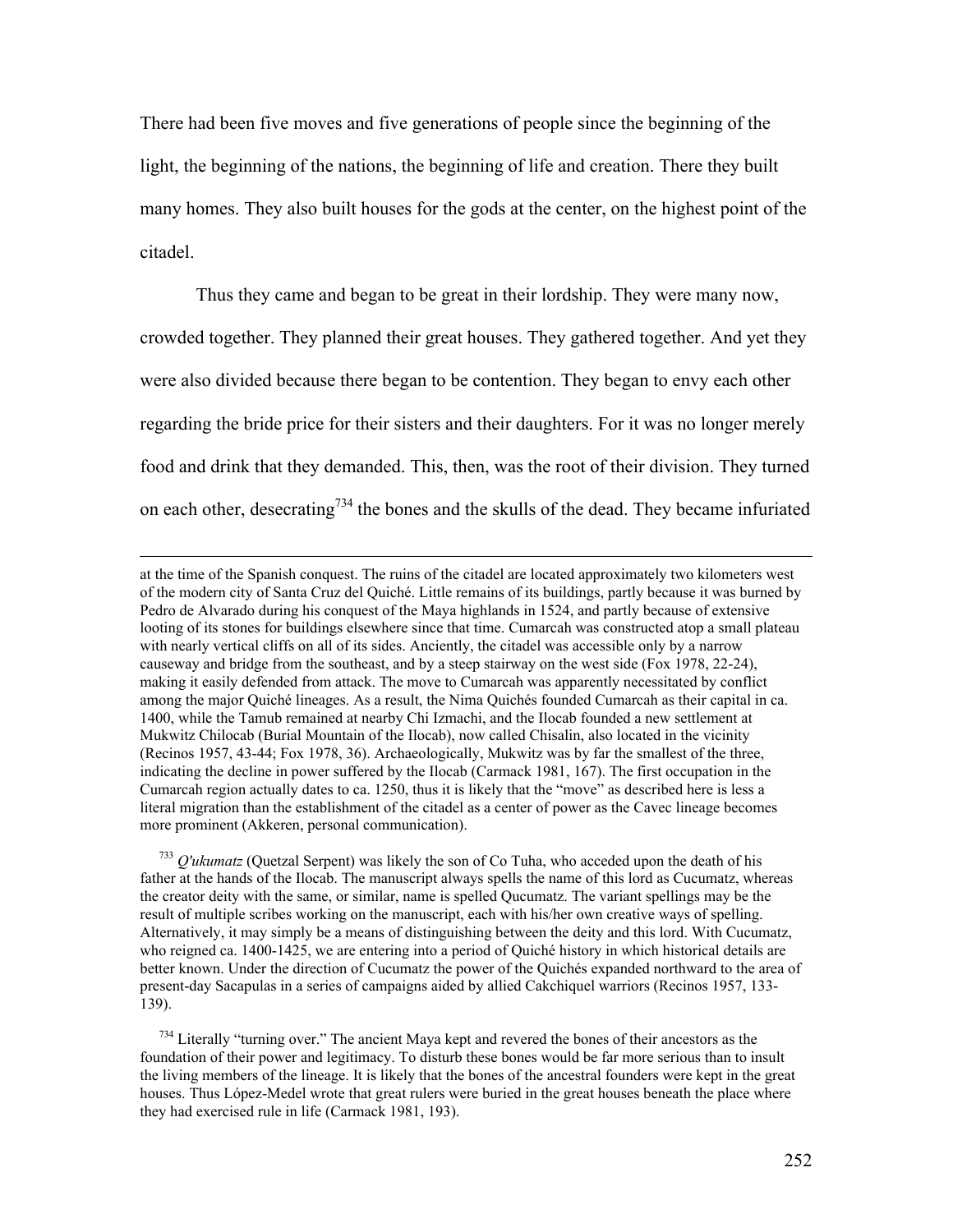There had been five moves and five generations of people since the beginning of the light, the beginning of the nations, the beginning of life and creation. There they built many homes. They also built houses for the gods at the center, on the highest point of the citadel.

Thus they came and began to be great in their lordship. They were many now, crowded together. They planned their great houses. They gathered together. And yet they were also divided because there began to be contention. They began to envy each other regarding the bride price for their sisters and their daughters. For it was no longer merely food and drink that they demanded. This, then, was the root of their division. They turned on each other, desecrating[734] the bones and the skulls of the dead. They became infuriated

---

at the time of the Spanish conquest. The ruins of the citadel are located approximately two kilometers west of the modern city of Santa Cruz del Quiché. Little remains of its buildings, partly because it was burned by Pedro de Alvarado during his conquest of the Maya highlands in 1524, and partly because of extensive looting of its stones for buildings elsewhere since that time. Cumarcah was constructed atop a small plateau with nearly vertical cliffs on all of its sides. Anciently, the citadel was accessible only by a narrow causeway and bridge from the southeast, and by a steep stairway on the west side (Fox 1978, 22-24), making it easily defended from attack. The move to Cumarcah was apparently necessitated by conflict among the major Quiché lineages. As a result, the Nima Quichés founded Cumarcah as their capital in ca. 1400, while the Tamub remained at nearby Chi Izmachi, and the Ilocab founded a new settlement at Mukwitz Chilocab (Burial Mountain of the Ilocab), now called Chisalin, also located in the vicinity (Recinos 1957, 43-44; Fox 1978, 36). Archaeologically, Mukwitz was by far the smallest of the three, indicating the decline in power suffered by the Ilocab (Carmack 1981, 167). The first occupation in the Cumarcah region actually dates to ca. 1250, thus it is likely that the "move" as described here is less a literal migration than the establishment of the citadel as a center of power as the Cavec lineage becomes more prominent (Akkeren, personal communication).

[733] *Q'ukumatz* (Quetzal Serpent) was likely the son of Co Tuha, who acceded upon the death of his father at the hands of the Ilocab. The manuscript always spells the name of this lord as Cucumatz, whereas the creator deity with the same, or similar, name is spelled Qucumatz. The variant spellings may be the result of multiple scribes working on the manuscript, each with his/her own creative ways of spelling. Alternatively, it may simply be a means of distinguishing between the deity and this lord. With Cucumatz, who reigned ca. 1400-1425, we are entering into a period of Quiché history in which historical details are better known. Under the direction of Cucumatz the power of the Quichés expanded northward to the area of present-day Sacapulas in a series of campaigns aided by allied Cakchiquel warriors (Recinos 1957, 133-139).

[734] Literally "turning over." The ancient Maya kept and revered the bones of their ancestors as the foundation of their power and legitimacy. To disturb these bones would be far more serious than to insult the living members of the lineage. It is likely that the bones of the ancestral founders were kept in the great houses. Thus López-Medel wrote that great rulers were buried in the great houses beneath the place where they had exercised rule in life (Carmack 1981, 193).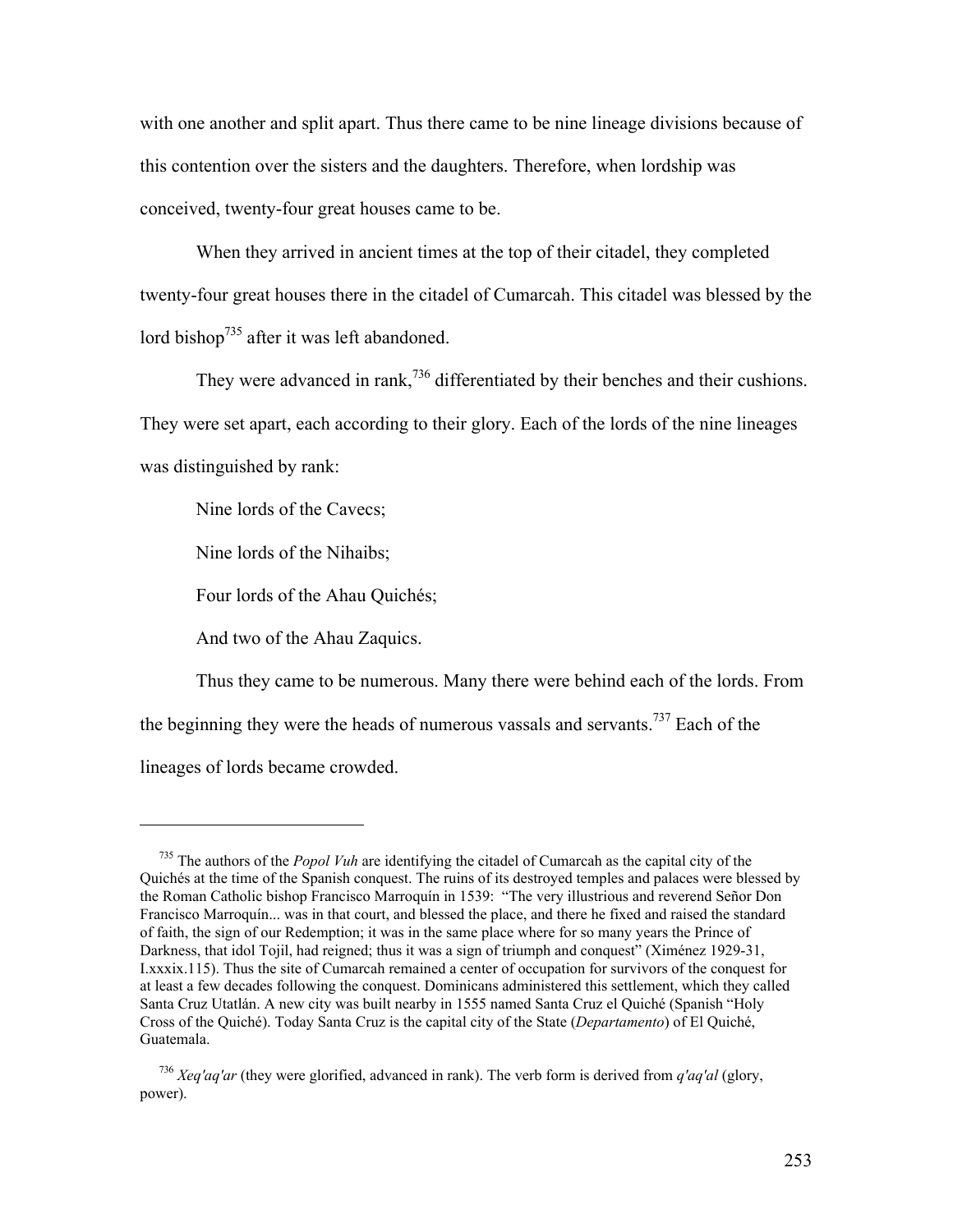with one another and split apart. Thus there came to be nine lineage divisions because of this contention over the sisters and the daughters. Therefore, when lordship was conceived, twenty-four great houses came to be.

When they arrived in ancient times at the top of their citadel, they completed twenty-four great houses there in the citadel of Cumarcah. This citadel was blessed by the lord bishop[735] after it was left abandoned.

They were advanced in rank,[736] differentiated by their benches and their cushions. They were set apart, each according to their glory. Each of the lords of the nine lineages was distinguished by rank:

Nine lords of the Cavecs;

Nine lords of the Nihaibs;

Four lords of the Ahau Quichés;

And two of the Ahau Zaquics.

Thus they came to be numerous. Many there were behind each of the lords. From the beginning they were the heads of numerous vassals and servants.[737] Each of the lineages of lords became crowded.

---

[735] The authors of the *Popol Vuh* are identifying the citadel of Cumarcah as the capital city of the Quichés at the time of the Spanish conquest. The ruins of its destroyed temples and palaces were blessed by the Roman Catholic bishop Francisco Marroquín in 1539: "The very illustrious and reverend Señor Don Francisco Marroquín... was in that court, and blessed the place, and there he fixed and raised the standard of faith, the sign of our Redemption; it was in the same place where for so many years the Prince of Darkness, that idol Tojil, had reigned; thus it was a sign of triumph and conquest" (Ximénez 1929-31, I.xxxix.115). Thus the site of Cumarcah remained a center of occupation for survivors of the conquest for at least a few decades following the conquest. Dominicans administered this settlement, which they called Santa Cruz Utatlán. A new city was built nearby in 1555 named Santa Cruz el Quiché (Spanish "Holy Cross of the Quiché). Today Santa Cruz is the capital city of the State (*Departamento*) of El Quiché, Guatemala.

[736] *Xeq'aq'ar* (they were glorified, advanced in rank). The verb form is derived from *q'aq'al* (glory, power).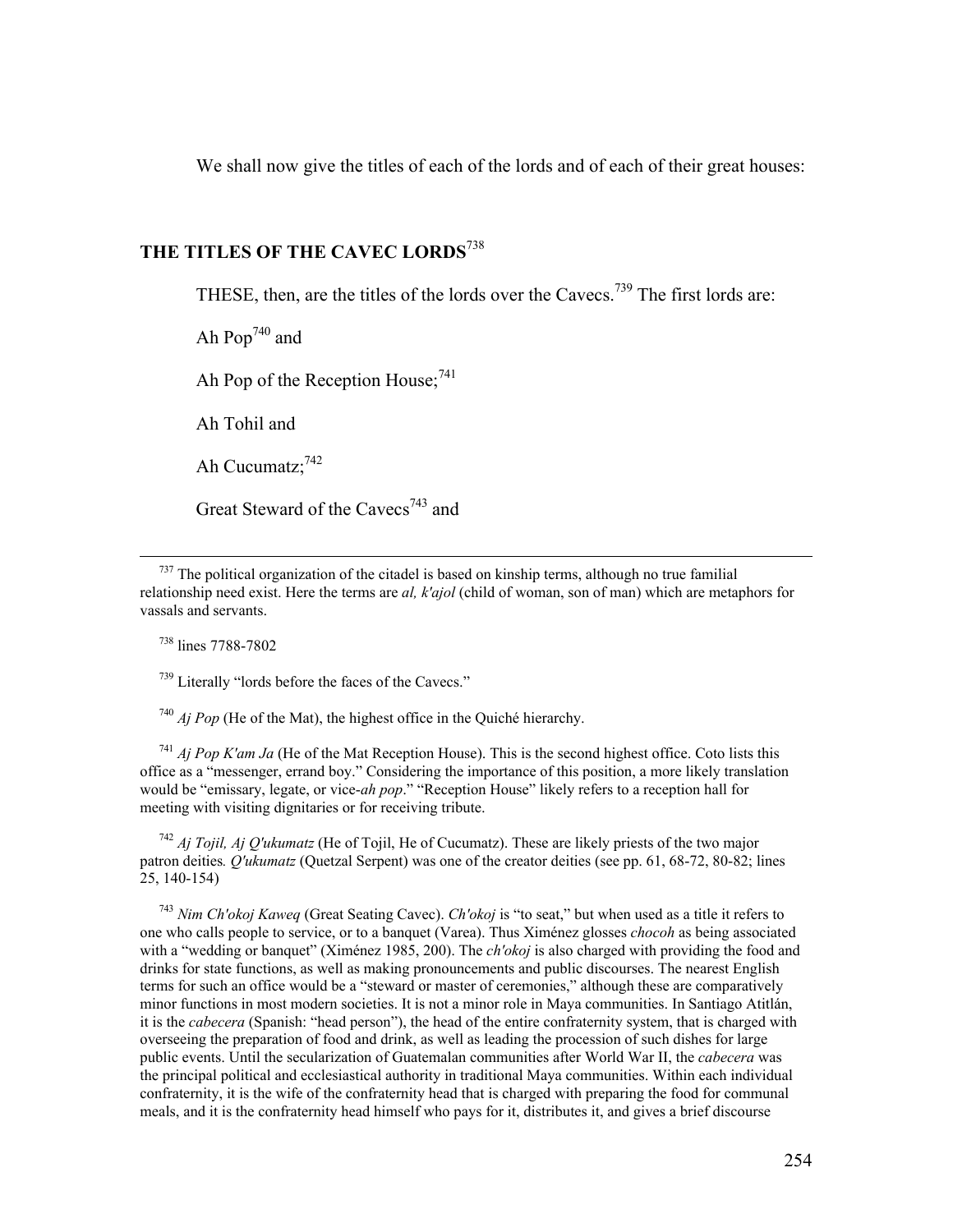We shall now give the titles of each of the lords and of each of their great houses:

## THE TITLES OF THE CAVEC LORDS[738]

THESE, then, are the titles of the lords over the Cavecs.[739] The first lords are:

Ah Pop[740] and

Ah Pop of the Reception House;[741]

Ah Tohil and

Ah Cucumatz;[742]

Great Steward of the Cavecs[743] and

---

[737] The political organization of the citadel is based on kinship terms, although no true familial relationship need exist. Here the terms are *al, k'ajol* (child of woman, son of man) which are metaphors for vassals and servants.

[738] lines 7788-7802

[739] Literally "lords before the faces of the Cavecs."

[740] *Aj Pop* (He of the Mat), the highest office in the Quiché hierarchy.

[741] *Aj Pop K'am Ja* (He of the Mat Reception House). This is the second highest office. Coto lists this office as a "messenger, errand boy." Considering the importance of this position, a more likely translation would be "emissary, legate, or vice-*ah pop*." "Reception House" likely refers to a reception hall for meeting with visiting dignitaries or for receiving tribute.

[742] *Aj Tojil, Aj Q'ukumatz* (He of Tojil, He of Cucumatz). These are likely priests of the two major patron deities*. Q'ukumatz* (Quetzal Serpent) was one of the creator deities (see pp. 61, 68-72, 80-82; lines 25, 140-154)

[743] *Nim Ch'okoj Kaweq* (Great Seating Cavec). *Ch'okoj* is "to seat," but when used as a title it refers to one who calls people to service, or to a banquet (Varea). Thus Ximénez glosses *chocoh* as being associated with a "wedding or banquet" (Ximénez 1985, 200). The *ch'okoj* is also charged with providing the food and drinks for state functions, as well as making pronouncements and public discourses. The nearest English terms for such an office would be a "steward or master of ceremonies," although these are comparatively minor functions in most modern societies. It is not a minor role in Maya communities. In Santiago Atitlán, it is the *cabecera* (Spanish: "head person"), the head of the entire confraternity system, that is charged with overseeing the preparation of food and drink, as well as leading the procession of such dishes for large public events. Until the secularization of Guatemalan communities after World War II, the *cabecera* was the principal political and ecclesiastical authority in traditional Maya communities. Within each individual confraternity, it is the wife of the confraternity head that is charged with preparing the food for communal meals, and it is the confraternity head himself who pays for it, distributes it, and gives a brief discourse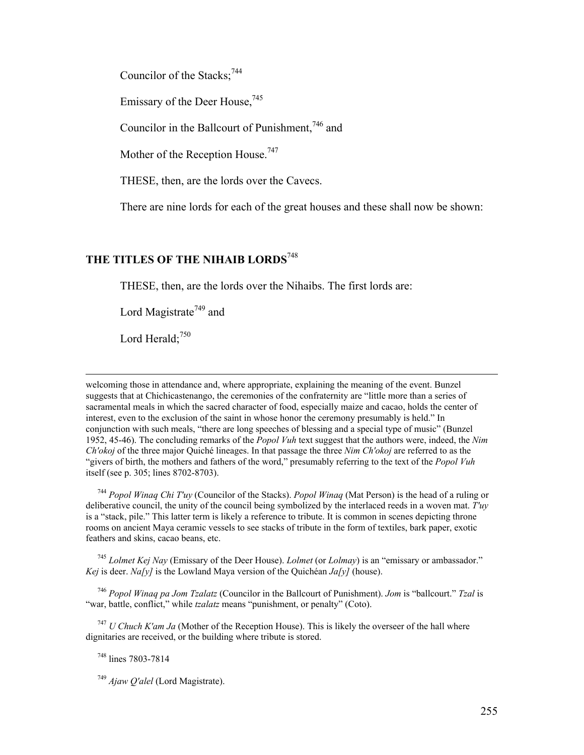Councilor of the Stacks;[744]

Emissary of the Deer House,[745]

Councilor in the Ballcourt of Punishment,[746] and

Mother of the Reception House.[747]

THESE, then, are the lords over the Cavecs.

There are nine lords for each of the great houses and these shall now be shown:

## THE TITLES OF THE NIHAIB LORDS[748]

THESE, then, are the lords over the Nihaibs. The first lords are:

Lord Magistrate[749] and

Lord Herald;[750]

---

welcoming those in attendance and, where appropriate, explaining the meaning of the event. Bunzel suggests that at Chichicastenango, the ceremonies of the confraternity are "little more than a series of sacramental meals in which the sacred character of food, especially maize and cacao, holds the center of interest, even to the exclusion of the saint in whose honor the ceremony presumably is held." In conjunction with such meals, "there are long speeches of blessing and a special type of music" (Bunzel 1952, 45-46). The concluding remarks of the *Popol Vuh* text suggest that the authors were, indeed, the *Nim Ch'okoj* of the three major Quiché lineages. In that passage the three *Nim Ch'okoj* are referred to as the "givers of birth, the mothers and fathers of the word," presumably referring to the text of the *Popol Vuh* itself (see p. 305; lines 8702-8703).

[744] *Popol Winaq Chi T'uy* (Councilor of the Stacks). *Popol Winaq* (Mat Person) is the head of a ruling or deliberative council, the unity of the council being symbolized by the interlaced reeds in a woven mat. *T'uy* is a "stack, pile." This latter term is likely a reference to tribute. It is common in scenes depicting throne rooms on ancient Maya ceramic vessels to see stacks of tribute in the form of textiles, bark paper, exotic feathers and skins, cacao beans, etc.

[745] *Lolmet Kej Nay* (Emissary of the Deer House). *Lolmet* (or *Lolmay*) is an "emissary or ambassador." *Kej* is deer. *Na[y]* is the Lowland Maya version of the Quichéan *Ja[y]* (house).

[746] *Popol Winaq pa Jom Tzalatz* (Councilor in the Ballcourt of Punishment). *Jom* is "ballcourt." *Tzal* is "war, battle, conflict," while *tzalatz* means "punishment, or penalty" (Coto).

[747] *U Chuch K'am Ja* (Mother of the Reception House). This is likely the overseer of the hall where dignitaries are received, or the building where tribute is stored.

[748] lines 7803-7814

[749] *Ajaw Q'alel* (Lord Magistrate).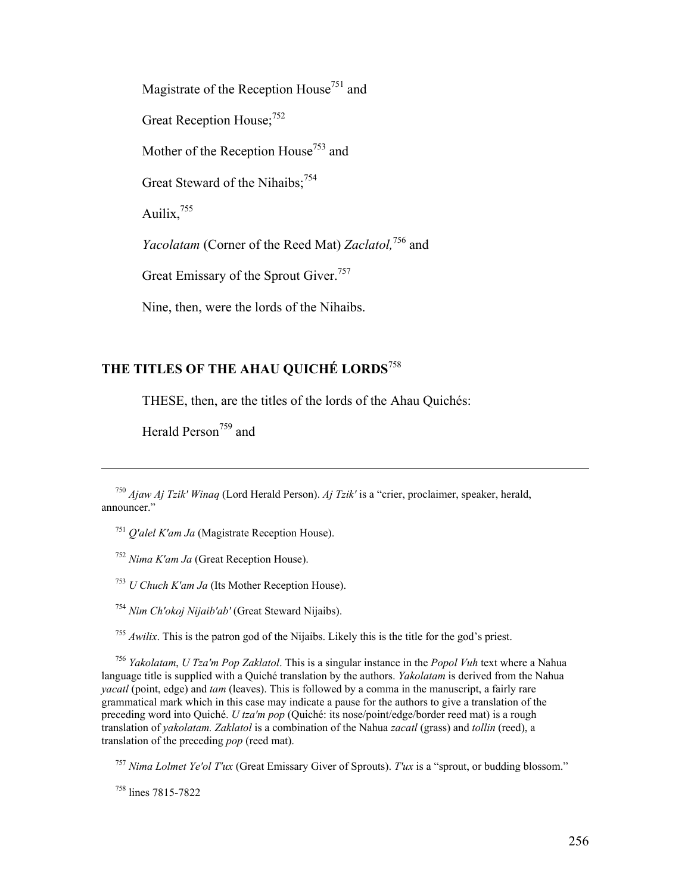Magistrate of the Reception House[751] and

Great Reception House;[752]

Mother of the Reception House[753] and

Great Steward of the Nihaibs;[754]

Auilix,[755]

*Yacolatam* (Corner of the Reed Mat) *Zaclatol,*[756] and

Great Emissary of the Sprout Giver.[757]

Nine, then, were the lords of the Nihaibs.

## THE TITLES OF THE AHAU QUICHÉ LORDS[758]

THESE, then, are the titles of the lords of the Ahau Quichés:

Herald Person[759] and

---

[750] *Ajaw Aj Tzik' Winaq* (Lord Herald Person). *Aj Tzik'* is a "crier, proclaimer, speaker, herald, announcer."

[751] *Q'alel K'am Ja* (Magistrate Reception House).

[752] *Nima K'am Ja* (Great Reception House).

[753] *U Chuch K'am Ja* (Its Mother Reception House).

[754] *Nim Ch'okoj Nijaib'ab'* (Great Steward Nijaibs).

[755] *Awilix*. This is the patron god of the Nijaibs. Likely this is the title for the god's priest.

[756] *Yakolatam*, *U Tza'm Pop Zaklatol*. This is a singular instance in the *Popol Vuh* text where a Nahua language title is supplied with a Quiché translation by the authors. *Yakolatam* is derived from the Nahua *yacatl* (point, edge) and *tam* (leaves). This is followed by a comma in the manuscript, a fairly rare grammatical mark which in this case may indicate a pause for the authors to give a translation of the preceding word into Quiché. *U tza'm pop* (Quiché: its nose/point/edge/border reed mat) is a rough translation of *yakolatam. Zaklatol* is a combination of the Nahua *zacatl* (grass) and *tollin* (reed), a translation of the preceding *pop* (reed mat).

[757] *Nima Lolmet Ye'ol T'ux* (Great Emissary Giver of Sprouts). *T'ux* is a "sprout, or budding blossom."

[758] lines 7815-7822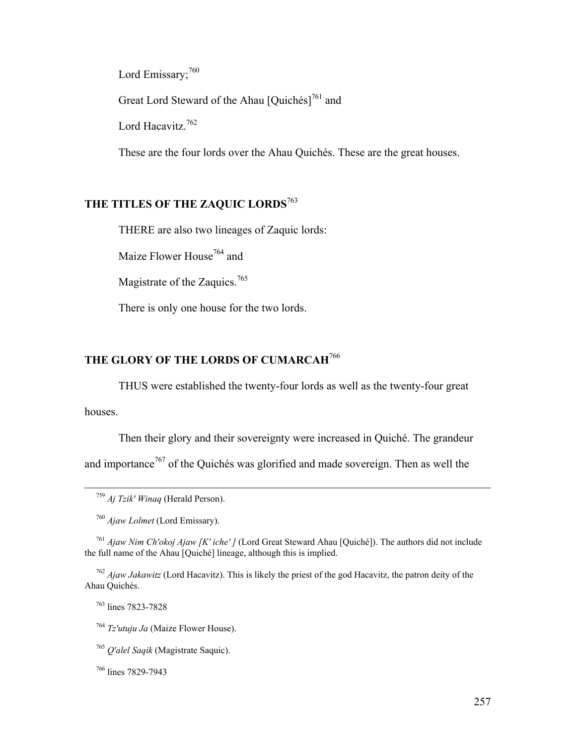Lord Emissary;[760]

Great Lord Steward of the Ahau [Quichés][761] and

Lord Hacavitz.[762]

These are the four lords over the Ahau Quichés. These are the great houses.

## THE TITLES OF THE ZAQUIC LORDS[763]

THERE are also two lineages of Zaquic lords:

Maize Flower House[764] and

Magistrate of the Zaquics.[765]

There is only one house for the two lords.

## THE GLORY OF THE LORDS OF CUMARCAH[766]

THUS were established the twenty-four lords as well as the twenty-four great houses.

Then their glory and their sovereignty were increased in Quiché. The grandeur and importance[767] of the Quichés was glorified and made sovereign. Then as well the

---

[759] *Aj Tzik' Winaq* (Herald Person).

[760] *Ajaw Lolmet* (Lord Emissary).

[761] *Ajaw Nim Ch'okoj Ajaw [K' iche' ]* (Lord Great Steward Ahau [Quiché]). The authors did not include the full name of the Ahau [Quiché] lineage, although this is implied.

[762] *Ajaw Jakawitz* (Lord Hacavitz). This is likely the priest of the god Hacavitz, the patron deity of the Ahau Quichés.

[763] lines 7823-7828

[764] *Tz'utuju Ja* (Maize Flower House).

[765] *Q'alel Saqik* (Magistrate Saquic).

[766] lines 7829-7943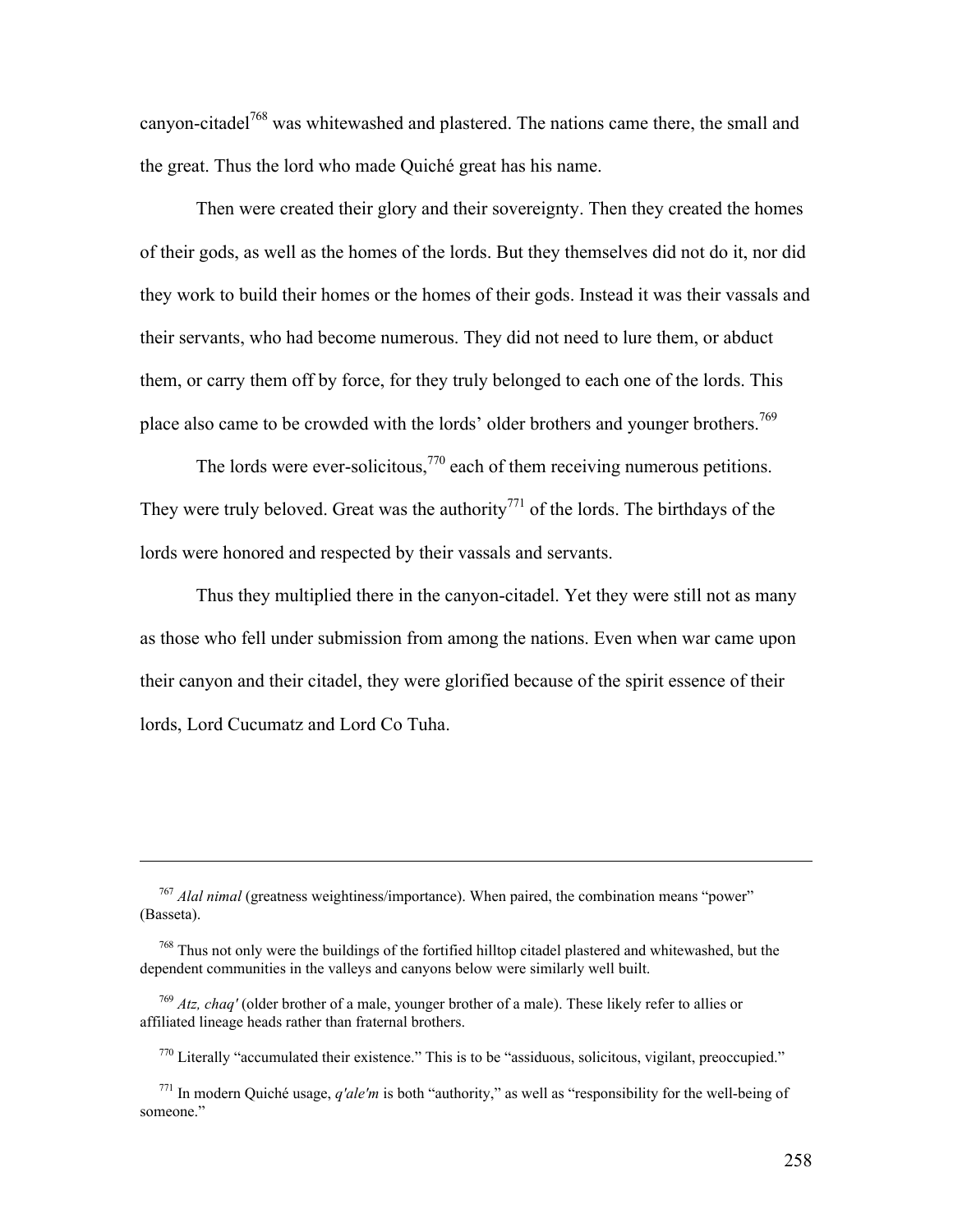canyon-citadel[768] was whitewashed and plastered. The nations came there, the small and the great. Thus the lord who made Quiché great has his name.

Then were created their glory and their sovereignty. Then they created the homes of their gods, as well as the homes of the lords. But they themselves did not do it, nor did they work to build their homes or the homes of their gods. Instead it was their vassals and their servants, who had become numerous. They did not need to lure them, or abduct them, or carry them off by force, for they truly belonged to each one of the lords. This place also came to be crowded with the lords' older brothers and younger brothers.[769]

The lords were ever-solicitous,[770] each of them receiving numerous petitions. They were truly beloved. Great was the authority[771] of the lords. The birthdays of the lords were honored and respected by their vassals and servants.

Thus they multiplied there in the canyon-citadel. Yet they were still not as many as those who fell under submission from among the nations. Even when war came upon their canyon and their citadel, they were glorified because of the spirit essence of their lords, Lord Cucumatz and Lord Co Tuha.

---

[767] *Alal nimal* (greatness weightiness/importance). When paired, the combination means "power" (Basseta).

[768] Thus not only were the buildings of the fortified hilltop citadel plastered and whitewashed, but the dependent communities in the valleys and canyons below were similarly well built.

[769] *Atz, chaq'* (older brother of a male, younger brother of a male). These likely refer to allies or affiliated lineage heads rather than fraternal brothers.

[770] Literally "accumulated their existence." This is to be "assiduous, solicitous, vigilant, preoccupied."

[771] In modern Quiché usage, *q'ale'm* is both "authority," as well as "responsibility for the well-being of someone."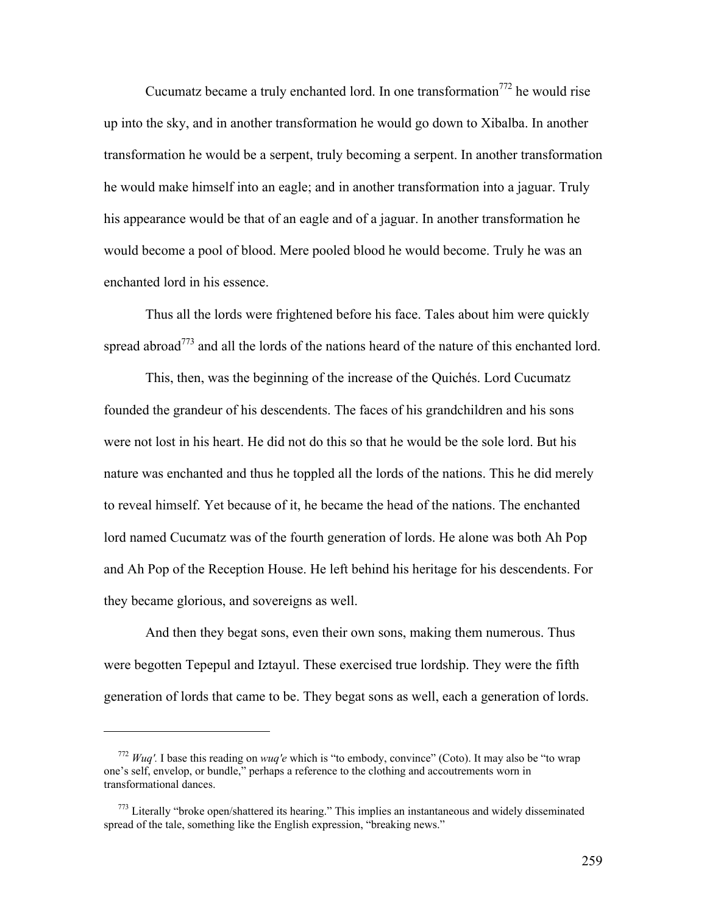Cucumatz became a truly enchanted lord. In one transformation[772] he would rise up into the sky, and in another transformation he would go down to Xibalba. In another transformation he would be a serpent, truly becoming a serpent. In another transformation he would make himself into an eagle; and in another transformation into a jaguar. Truly his appearance would be that of an eagle and of a jaguar. In another transformation he would become a pool of blood. Mere pooled blood he would become. Truly he was an enchanted lord in his essence.

Thus all the lords were frightened before his face. Tales about him were quickly spread abroad[773] and all the lords of the nations heard of the nature of this enchanted lord.

This, then, was the beginning of the increase of the Quichés. Lord Cucumatz founded the grandeur of his descendents. The faces of his grandchildren and his sons were not lost in his heart. He did not do this so that he would be the sole lord. But his nature was enchanted and thus he toppled all the lords of the nations. This he did merely to reveal himself. Yet because of it, he became the head of the nations. The enchanted lord named Cucumatz was of the fourth generation of lords. He alone was both Ah Pop and Ah Pop of the Reception House. He left behind his heritage for his descendents. For they became glorious, and sovereigns as well.

And then they begat sons, even their own sons, making them numerous. Thus were begotten Tepepul and Iztayul. These exercised true lordship. They were the fifth generation of lords that came to be. They begat sons as well, each a generation of lords.

---

[772] *Wuq'*. I base this reading on *wuq'e* which is "to embody, convince" (Coto). It may also be "to wrap one's self, envelop, or bundle," perhaps a reference to the clothing and accoutrements worn in transformational dances.

[773] Literally "broke open/shattered its hearing." This implies an instantaneous and widely disseminated spread of the tale, something like the English expression, "breaking news."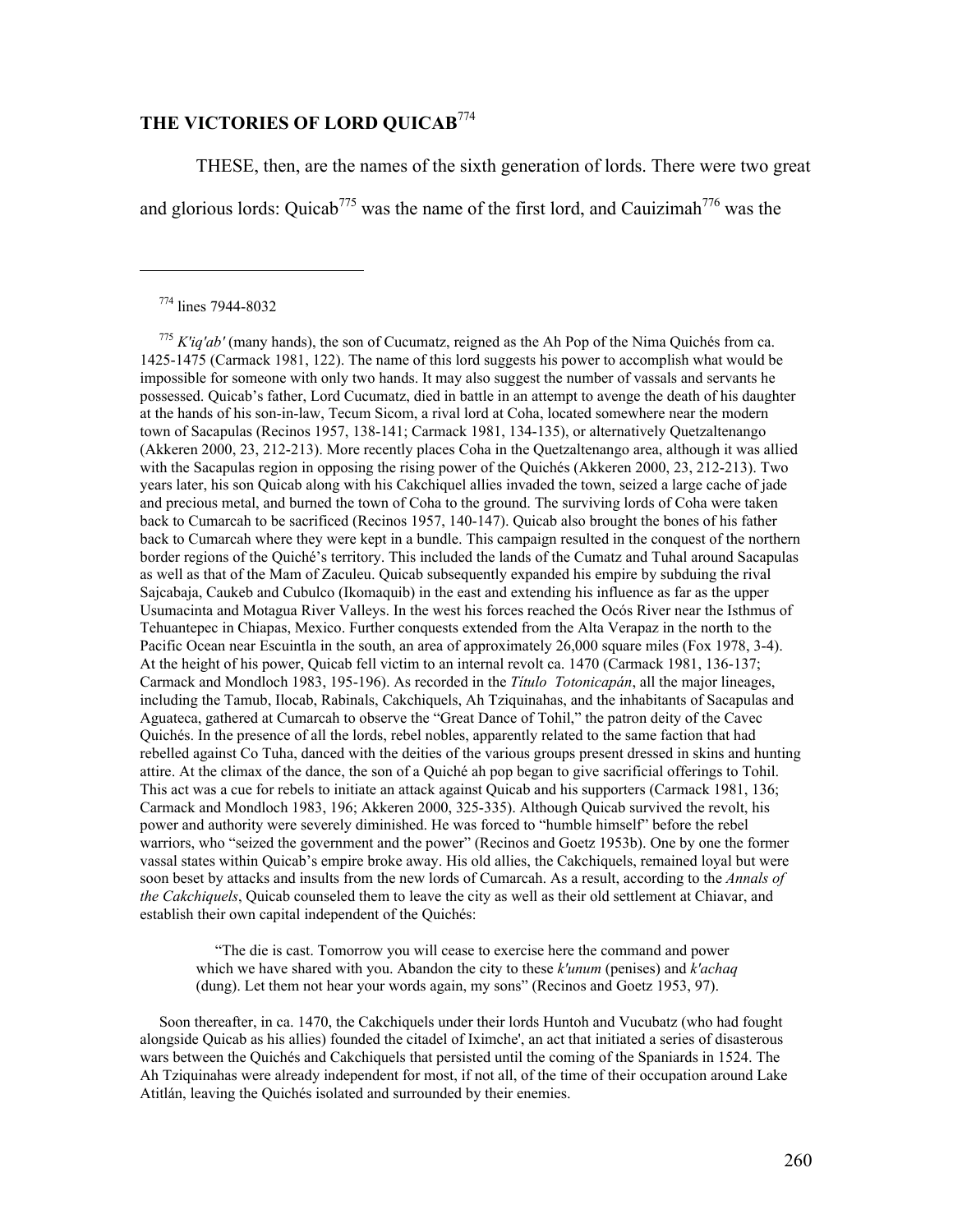## THE VICTORIES OF LORD QUICAB[774]

THESE, then, are the names of the sixth generation of lords. There were two great and glorious lords: Quicab[775] was the name of the first lord, and Cauizimah[776] was the

---

[774] lines 7944-8032

[775] *K'iq'ab'* (many hands), the son of Cucumatz, reigned as the Ah Pop of the Nima Quichés from ca. 1425-1475 (Carmack 1981, 122). The name of this lord suggests his power to accomplish what would be impossible for someone with only two hands. It may also suggest the number of vassals and servants he possessed. Quicab's father, Lord Cucumatz, died in battle in an attempt to avenge the death of his daughter at the hands of his son-in-law, Tecum Sicom, a rival lord at Coha, located somewhere near the modern town of Sacapulas (Recinos 1957, 138-141; Carmack 1981, 134-135), or alternatively Quetzaltenango (Akkeren 2000, 23, 212-213). More recently places Coha in the Quetzaltenango area, although it was allied with the Sacapulas region in opposing the rising power of the Quichés (Akkeren 2000, 23, 212-213). Two years later, his son Quicab along with his Cakchiquel allies invaded the town, seized a large cache of jade and precious metal, and burned the town of Coha to the ground. The surviving lords of Coha were taken back to Cumarcah to be sacrificed (Recinos 1957, 140-147). Quicab also brought the bones of his father back to Cumarcah where they were kept in a bundle. This campaign resulted in the conquest of the northern border regions of the Quiché's territory. This included the lands of the Cumatz and Tuhal around Sacapulas as well as that of the Mam of Zaculeu. Quicab subsequently expanded his empire by subduing the rival Sajcabaja, Caukeb and Cubulco (Ikomaquib) in the east and extending his influence as far as the upper Usumacinta and Motagua River Valleys. In the west his forces reached the Ocós River near the Isthmus of Tehuantepec in Chiapas, Mexico. Further conquests extended from the Alta Verapaz in the north to the Pacific Ocean near Escuintla in the south, an area of approximately 26,000 square miles (Fox 1978, 3-4). At the height of his power, Quicab fell victim to an internal revolt ca. 1470 (Carmack 1981, 136-137; Carmack and Mondloch 1983, 195-196). As recorded in the *Título Totonicapán*, all the major lineages, including the Tamub, Ilocab, Rabinals, Cakchiquels, Ah Tziquinahas, and the inhabitants of Sacapulas and Aguateca, gathered at Cumarcah to observe the "Great Dance of Tohil," the patron deity of the Cavec Quichés. In the presence of all the lords, rebel nobles, apparently related to the same faction that had rebelled against Co Tuha, danced with the deities of the various groups present dressed in skins and hunting attire. At the climax of the dance, the son of a Quiché ah pop began to give sacrificial offerings to Tohil. This act was a cue for rebels to initiate an attack against Quicab and his supporters (Carmack 1981, 136; Carmack and Mondloch 1983, 196; Akkeren 2000, 325-335). Although Quicab survived the revolt, his power and authority were severely diminished. He was forced to "humble himself" before the rebel warriors, who "seized the government and the power" (Recinos and Goetz 1953b). One by one the former vassal states within Quicab's empire broke away. His old allies, the Cakchiquels, remained loyal but were soon beset by attacks and insults from the new lords of Cumarcah. As a result, according to the *Annals of the Cakchiquels*, Quicab counseled them to leave the city as well as their old settlement at Chiavar, and establish their own capital independent of the Quichés:

> "The die is cast. Tomorrow you will cease to exercise here the command and power which we have shared with you. Abandon the city to these *k'unum* (penises) and *k'achaq* (dung). Let them not hear your words again, my sons" (Recinos and Goetz 1953, 97).

Soon thereafter, in ca. 1470, the Cakchiquels under their lords Huntoh and Vucubatz (who had fought alongside Quicab as his allies) founded the citadel of Iximche', an act that initiated a series of disastrous wars between the Quichés and Cakchiquels that persisted until the coming of the Spaniards in 1524. The Ah Tziquinahas were already independent for most, if not all, of the time of their occupation around Lake Atitlán, leaving the Quichés isolated and surrounded by their enemies.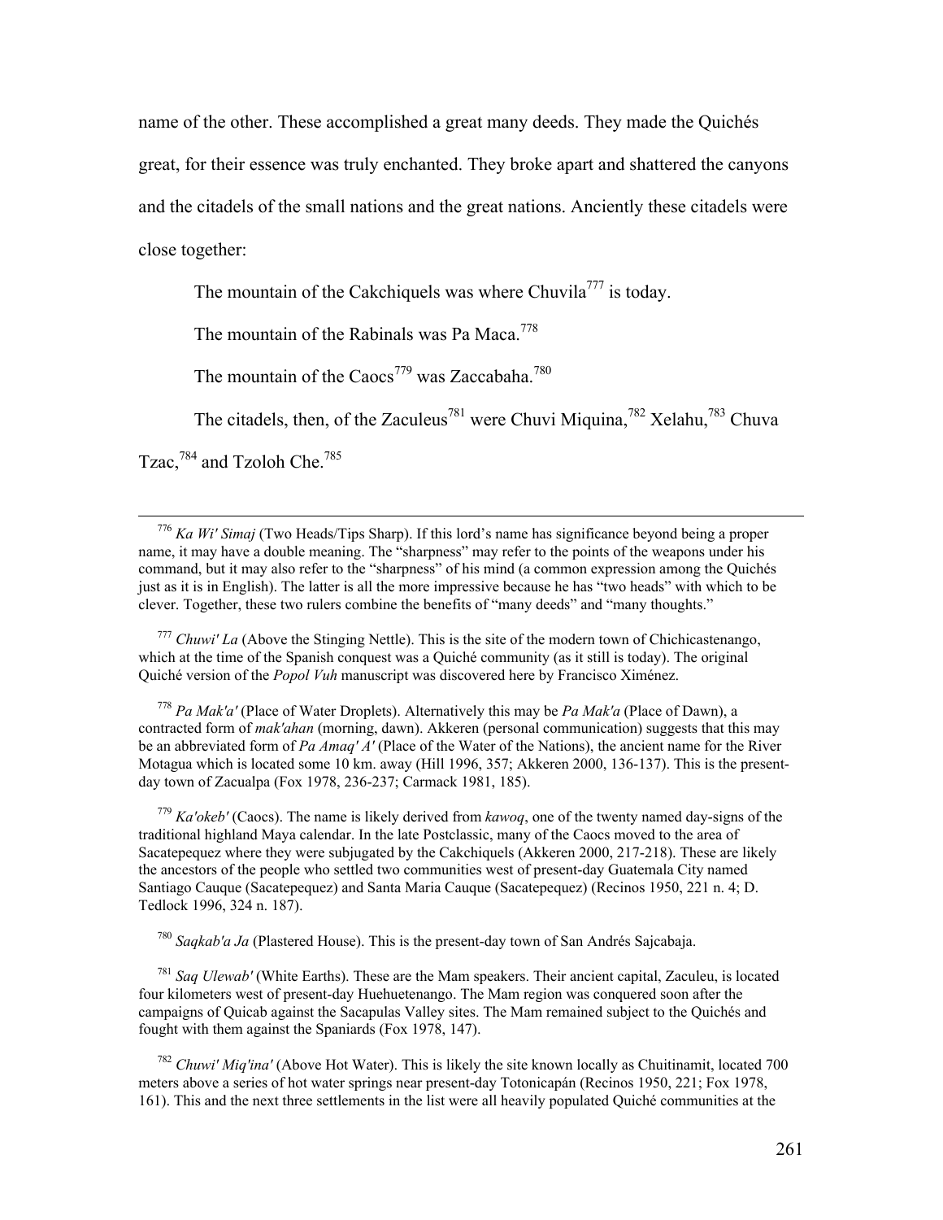name of the other. These accomplished a great many deeds. They made the Quichés great, for their essence was truly enchanted. They broke apart and shattered the canyons and the citadels of the small nations and the great nations. Anciently these citadels were close together:

The mountain of the Cakchiquels was where Chuvila[777] is today.

The mountain of the Rabinals was Pa Maca.[778]

The mountain of the Caocs[779] was Zaccabaha.[780]

The citadels, then, of the Zaculeus[781] were Chuvi Miquina,[782] Xelahu,[783] Chuva Tzac,[784] and Tzoloh Che.[785]

---

[776] *Ka Wi' Simaj* (Two Heads/Tips Sharp). If this lord's name has significance beyond being a proper name, it may have a double meaning. The "sharpness" may refer to the points of the weapons under his command, but it may also refer to the "sharpness" of his mind (a common expression among the Quichés just as it is in English). The latter is all the more impressive because he has "two heads" with which to be clever. Together, these two rulers combine the benefits of "many deeds" and "many thoughts."

[777] *Chuwi' La* (Above the Stinging Nettle). This is the site of the modern town of Chichicastenango, which at the time of the Spanish conquest was a Quiché community (as it still is today). The original Quiché version of the *Popol Vuh* manuscript was discovered here by Francisco Ximénez.

[778] *Pa Mak'a'* (Place of Water Droplets). Alternatively this may be *Pa Mak'a* (Place of Dawn), a contracted form of *mak'ahan* (morning, dawn). Akkeren (personal communication) suggests that this may be an abbreviated form of *Pa Amaq' A'* (Place of the Water of the Nations), the ancient name for the River Motagua which is located some 10 km. away (Hill 1996, 357; Akkeren 2000, 136-137). This is the present-day town of Zacualpa (Fox 1978, 236-237; Carmack 1981, 185).

[779] *Ka'okeb'* (Caocs). The name is likely derived from *kawoq*, one of the twenty named day-signs of the traditional highland Maya calendar. In the late Postclassic, many of the Caocs moved to the area of Sacatepequez where they were subjugated by the Cakchiquels (Akkeren 2000, 217-218). These are likely the ancestors of the people who settled two communities west of present-day Guatemala City named Santiago Cauque (Sacatepequez) and Santa Maria Cauque (Sacatepequez) (Recinos 1950, 221 n. 4; D. Tedlock 1996, 324 n. 187).

[780] *Saqkab'a Ja* (Plastered House). This is the present-day town of San Andrés Sajcabaja.

[781] *Saq Ulewab'* (White Earths). These are the Mam speakers. Their ancient capital, Zaculeu, is located four kilometers west of present-day Huehuetenango. The Mam region was conquered soon after the campaigns of Quicab against the Sacapulas Valley sites. The Mam remained subject to the Quichés and fought with them against the Spaniards (Fox 1978, 147).

[782] *Chuwi' Miq'ina'* (Above Hot Water). This is likely the site known locally as Chuitinamit, located 700 meters above a series of hot water springs near present-day Totonicapán (Recinos 1950, 221; Fox 1978, 161). This and the next three settlements in the list were all heavily populated Quiché communities at the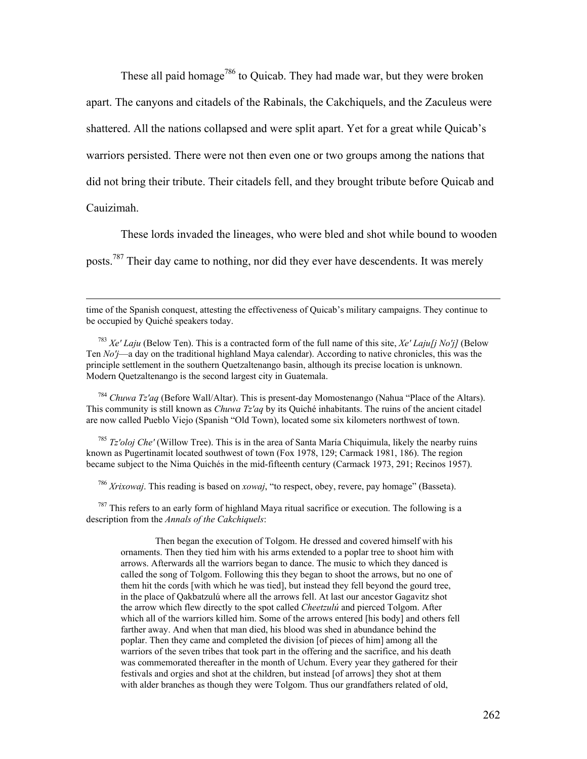These all paid homage[786] to Quicab. They had made war, but they were broken apart. The canyons and citadels of the Rabinals, the Cakchiquels, and the Zaculeus were shattered. All the nations collapsed and were split apart. Yet for a great while Quicab's warriors persisted. There were not then even one or two groups among the nations that did not bring their tribute. Their citadels fell, and they brought tribute before Quicab and Cauizimah.

These lords invaded the lineages, who were bled and shot while bound to wooden posts.[787] Their day came to nothing, nor did they ever have descendents. It was merely

---

time of the Spanish conquest, attesting the effectiveness of Quicab's military campaigns. They continue to be occupied by Quiché speakers today.

[783] *Xe' Laju* (Below Ten). This is a contracted form of the full name of this site, *Xe' Laju[j No'j]* (Below Ten *No'j*—a day on the traditional highland Maya calendar). According to native chronicles, this was the principle settlement in the southern Quetzaltenango basin, although its precise location is unknown. Modern Quetzaltenango is the second largest city in Guatemala.

[784] *Chuwa Tz'aq* (Before Wall/Altar). This is present-day Momostenango (Nahua "Place of the Altars). This community is still known as *Chuwa Tz'aq* by its Quiché inhabitants. The ruins of the ancient citadel are now called Pueblo Viejo (Spanish "Old Town), located some six kilometers northwest of town.

[785] *Tz'oloj Che'* (Willow Tree). This is in the area of Santa María Chiquimula, likely the nearby ruins known as Pugertinamit located southwest of town (Fox 1978, 129; Carmack 1981, 186). The region became subject to the Nima Quichés in the mid-fifteenth century (Carmack 1973, 291; Recinos 1957).

[786] *Xrixowaj*. This reading is based on *xowaj*, "to respect, obey, revere, pay homage" (Basseta).

[787] This refers to an early form of highland Maya ritual sacrifice or execution. The following is a description from the *Annals of the Cakchiquels*:

> Then began the execution of Tolgom. He dressed and covered himself with his ornaments. Then they tied him with his arms extended to a poplar tree to shoot him with arrows. Afterwards all the warriors began to dance. The music to which they danced is called the song of Tolgom. Following this they began to shoot the arrows, but no one of them hit the cords [with which he was tied], but instead they fell beyond the gourd tree, in the place of Qakbatzulú where all the arrows fell. At last our ancestor Gagavitz shot the arrow which flew directly to the spot called *Cheetzulú* and pierced Tolgom. After which all of the warriors killed him. Some of the arrows entered [his body] and others fell farther away. And when that man died, his blood was shed in abundance behind the poplar. Then they came and completed the division [of pieces of him] among all the warriors of the seven tribes that took part in the offering and the sacrifice, and his death was commemorated thereafter in the month of Uchum. Every year they gathered for their festivals and orgies and shot at the children, but instead [of arrows] they shot at them with alder branches as though they were Tolgom. Thus our grandfathers related of old,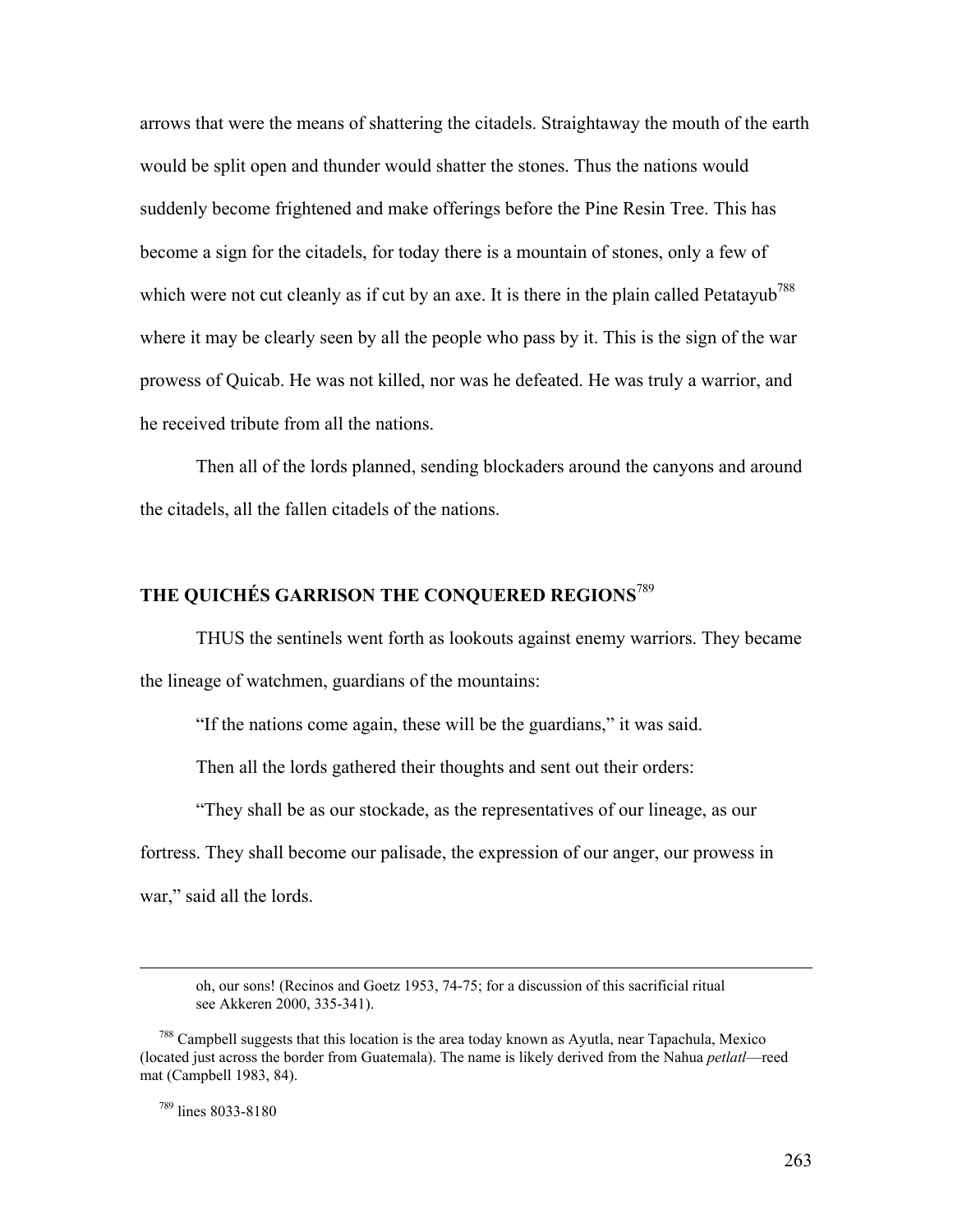arrows that were the means of shattering the citadels. Straightaway the mouth of the earth would be split open and thunder would shatter the stones. Thus the nations would suddenly become frightened and make offerings before the Pine Resin Tree. This has become a sign for the citadels, for today there is a mountain of stones, only a few of which were not cut cleanly as if cut by an axe. It is there in the plain called Petatayub[788] where it may be clearly seen by all the people who pass by it. This is the sign of the war prowess of Quicab. He was not killed, nor was he defeated. He was truly a warrior, and he received tribute from all the nations.

Then all of the lords planned, sending blockaders around the canyons and around the citadels, all the fallen citadels of the nations.

## THE QUICHÉS GARRISON THE CONQUERED REGIONS[789]

THUS the sentinels went forth as lookouts against enemy warriors. They became the lineage of watchmen, guardians of the mountains:

"If the nations come again, these will be the guardians," it was said.

Then all the lords gathered their thoughts and sent out their orders:

"They shall be as our stockade, as the representatives of our lineage, as our fortress. They shall become our palisade, the expression of our anger, our prowess in war," said all the lords.

---

> oh, our sons! (Recinos and Goetz 1953, 74-75; for a discussion of this sacrificial ritual see Akkeren 2000, 335-341).

[788] Campbell suggests that this location is the area today known as Ayutla, near Tapachula, Mexico (located just across the border from Guatemala). The name is likely derived from the Nahua *petlatl*—reed mat (Campbell 1983, 84).

[789] lines 8033-8180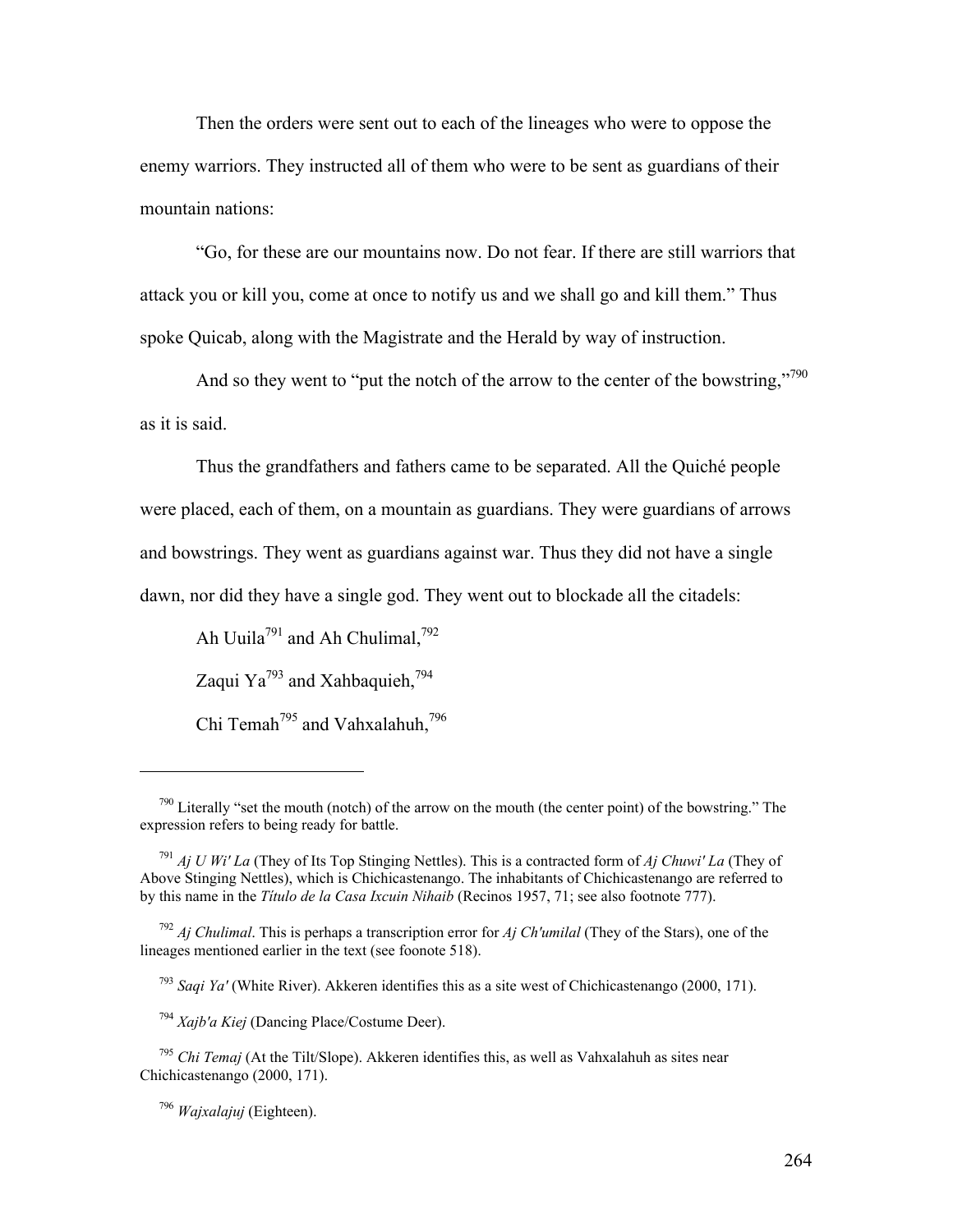Then the orders were sent out to each of the lineages who were to oppose the enemy warriors. They instructed all of them who were to be sent as guardians of their mountain nations:

"Go, for these are our mountains now. Do not fear. If there are still warriors that attack you or kill you, come at once to notify us and we shall go and kill them." Thus spoke Quicab, along with the Magistrate and the Herald by way of instruction.

And so they went to "put the notch of the arrow to the center of the bowstring,"[790] as it is said.

Thus the grandfathers and fathers came to be separated. All the Quiché people were placed, each of them, on a mountain as guardians. They were guardians of arrows and bowstrings. They went as guardians against war. Thus they did not have a single dawn, nor did they have a single god. They went out to blockade all the citadels:

Ah Uuila[791] and Ah Chulimal,[792]

Zaqui Ya[793] and Xahbaquieh,[794]

Chi Temah[795] and Vahxalahuh,[796]

---

[790] Literally "set the mouth (notch) of the arrow on the mouth (the center point) of the bowstring." The expression refers to being ready for battle.

[791] *Aj U Wi' La* (They of Its Top Stinging Nettles). This is a contracted form of *Aj Chuwi' La* (They of Above Stinging Nettles), which is Chichicastenango. The inhabitants of Chichicastenango are referred to by this name in the *Título de la Casa Ixcuin Nihaib* (Recinos 1957, 71; see also footnote 777).

[792] *Aj Chulimal*. This is perhaps a transcription error for *Aj Ch'umilal* (They of the Stars), one of the lineages mentioned earlier in the text (see foonote 518).

[793] *Saqi Ya'* (White River). Akkeren identifies this as a site west of Chichicastenango (2000, 171).

[794] *Xajb'a Kiej* (Dancing Place/Costume Deer).

[795] *Chi Temaj* (At the Tilt/Slope). Akkeren identifies this, as well as Vahxalahuh as sites near Chichicastenango (2000, 171).

[796] *Wajxalajuj* (Eighteen).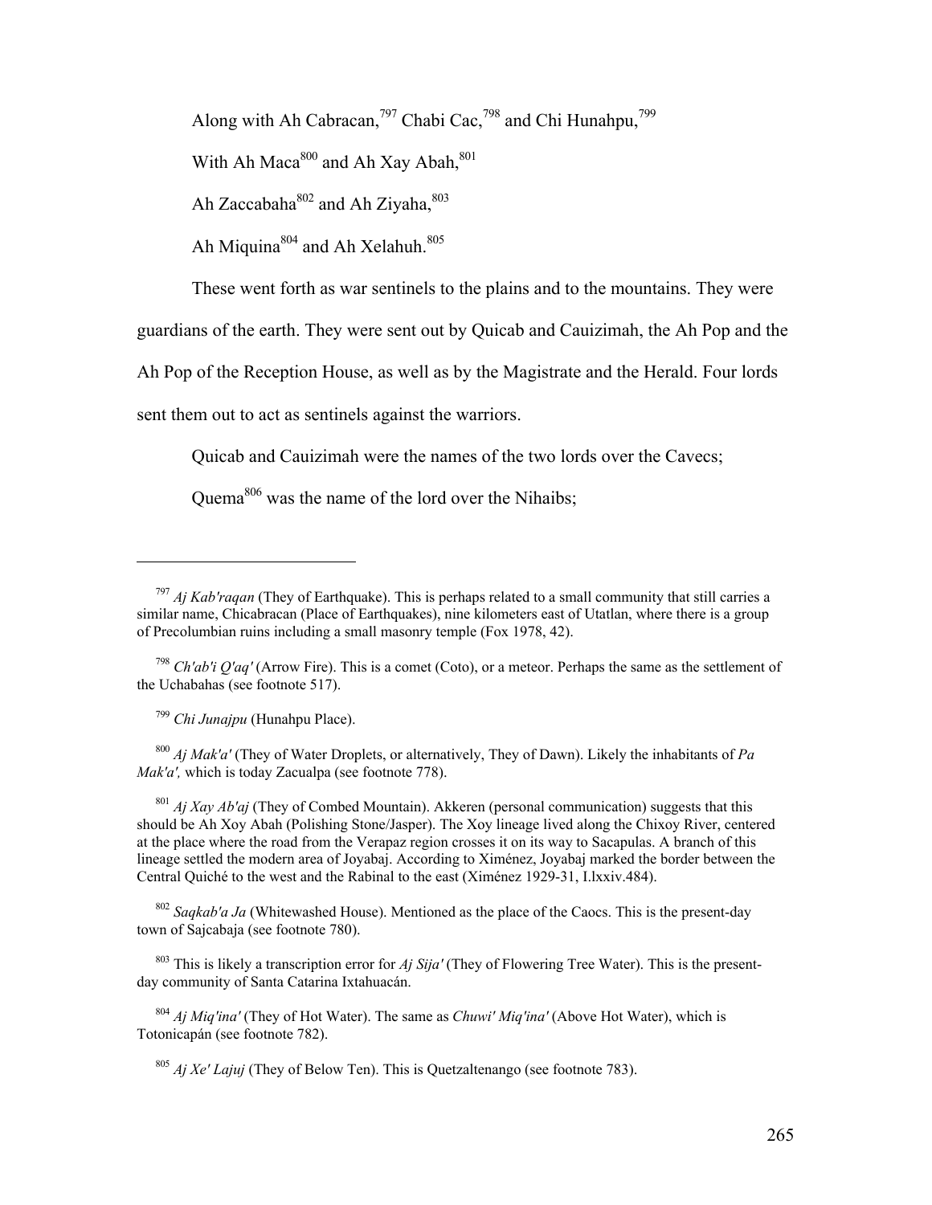Along with Ah Cabracan,[797] Chabi Cac,[798] and Chi Hunahpu,[799]

With Ah Maca[800] and Ah Xay Abah,[801]

Ah Zaccabaha[802] and Ah Ziyaha,[803]

Ah Miquina[804] and Ah Xelahuh.[805]

These went forth as war sentinels to the plains and to the mountains. They were guardians of the earth. They were sent out by Quicab and Cauizimah, the Ah Pop and the Ah Pop of the Reception House, as well as by the Magistrate and the Herald. Four lords sent them out to act as sentinels against the warriors.

Quicab and Cauizimah were the names of the two lords over the Cavecs;

Quema[806] was the name of the lord over the Nihaibs;

---

[797] *Aj Kab'raqan* (They of Earthquake). This is perhaps related to a small community that still carries a similar name, Chicabracan (Place of Earthquakes), nine kilometers east of Utatlan, where there is a group of Precolumbian ruins including a small masonry temple (Fox 1978, 42).

[798] *Ch'ab'i Q'aq'* (Arrow Fire). This is a comet (Coto), or a meteor. Perhaps the same as the settlement of the Uchabahas (see footnote 517).

[799] *Chi Junajpu* (Hunahpu Place).

[800] *Aj Mak'a'* (They of Water Droplets, or alternatively, They of Dawn). Likely the inhabitants of *Pa Mak'a',* which is today Zacualpa (see footnote 778).

[801] *Aj Xay Ab'aj* (They of Combed Mountain). Akkeren (personal communication) suggests that this should be Ah Xoy Abah (Polishing Stone/Jasper). The Xoy lineage lived along the Chixoy River, centered at the place where the road from the Verapaz region crosses it on its way to Sacapulas. A branch of this lineage settled the modern area of Joyabaj. According to Ximénez, Joyabaj marked the border between the Central Quiché to the west and the Rabinal to the east (Ximénez 1929-31, I.lxxiv.484).

[802] *Saqkab'a Ja* (Whitewashed House). Mentioned as the place of the Caocs. This is the present-day town of Sajcabaja (see footnote 780).

[803] This is likely a transcription error for *Aj Sija'* (They of Flowering Tree Water). This is the present-day community of Santa Catarina Ixtahuacán.

[804] *Aj Miq'ina'* (They of Hot Water). The same as *Chuwi' Miq'ina'* (Above Hot Water), which is Totonicapán (see footnote 782).

[805] *Aj Xe' Lajuj* (They of Below Ten). This is Quetzaltenango (see footnote 783).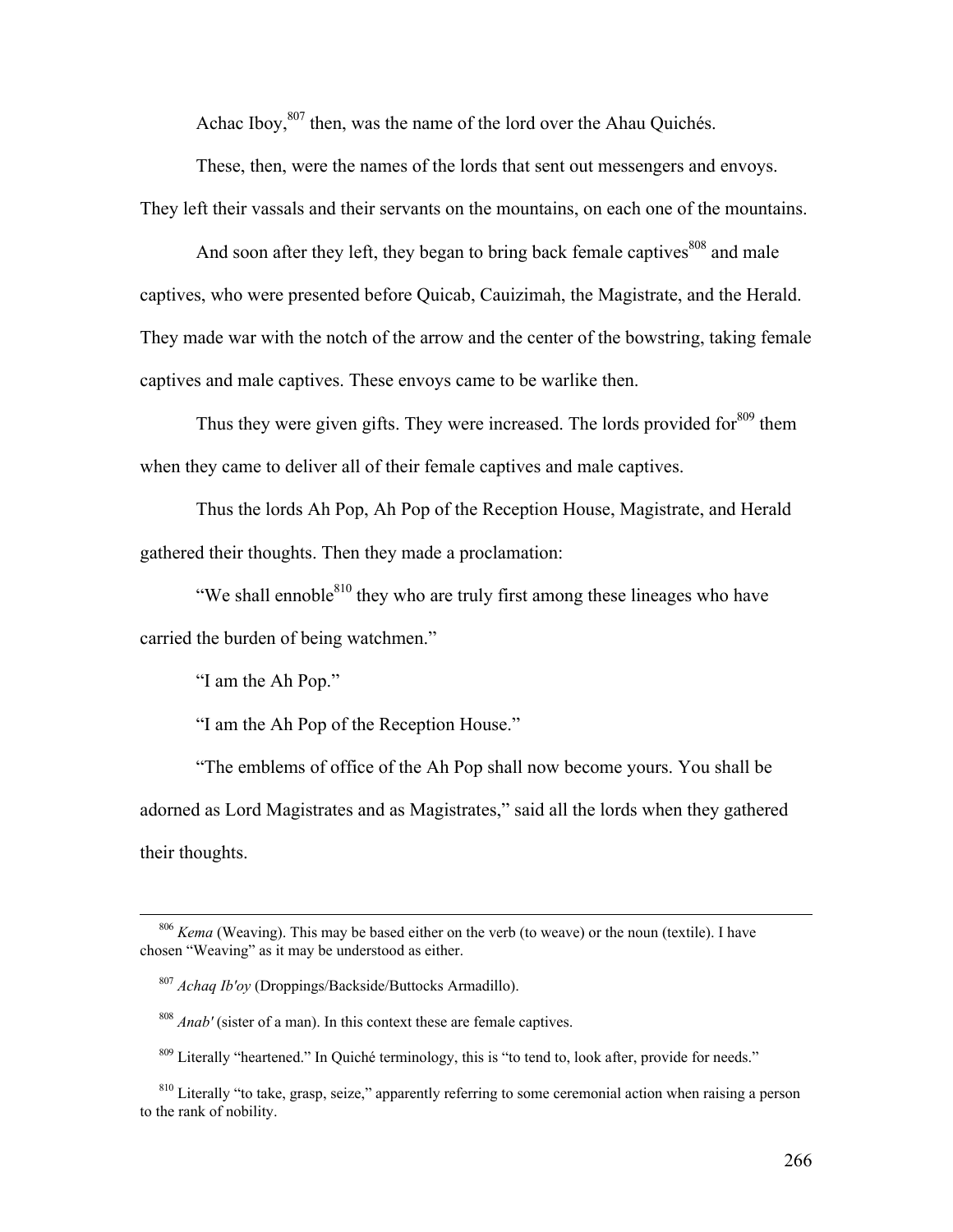Achac Iboy,[807] then, was the name of the lord over the Ahau Quichés.

These, then, were the names of the lords that sent out messengers and envoys. They left their vassals and their servants on the mountains, on each one of the mountains.

And soon after they left, they began to bring back female captives[808] and male captives, who were presented before Quicab, Cauizimah, the Magistrate, and the Herald. They made war with the notch of the arrow and the center of the bowstring, taking female captives and male captives. These envoys came to be warlike then.

Thus they were given gifts. They were increased. The lords provided for[809] them when they came to deliver all of their female captives and male captives.

Thus the lords Ah Pop, Ah Pop of the Reception House, Magistrate, and Herald gathered their thoughts. Then they made a proclamation:

"We shall ennoble[810] they who are truly first among these lineages who have carried the burden of being watchmen."

"I am the Ah Pop."

"I am the Ah Pop of the Reception House."

"The emblems of office of the Ah Pop shall now become yours. You shall be adorned as Lord Magistrates and as Magistrates," said all the lords when they gathered their thoughts.

---

[806] *Kema* (Weaving). This may be based either on the verb (to weave) or the noun (textile). I have chosen "Weaving" as it may be understood as either.

[807] *Achaq Ib'oy* (Droppings/Backside/Buttocks Armadillo).

[808] *Anab'* (sister of a man). In this context these are female captives.

[809] Literally "heartened." In Quiché terminology, this is "to tend to, look after, provide for needs."

[810] Literally "to take, grasp, seize," apparently referring to some ceremonial action when raising a person to the rank of nobility.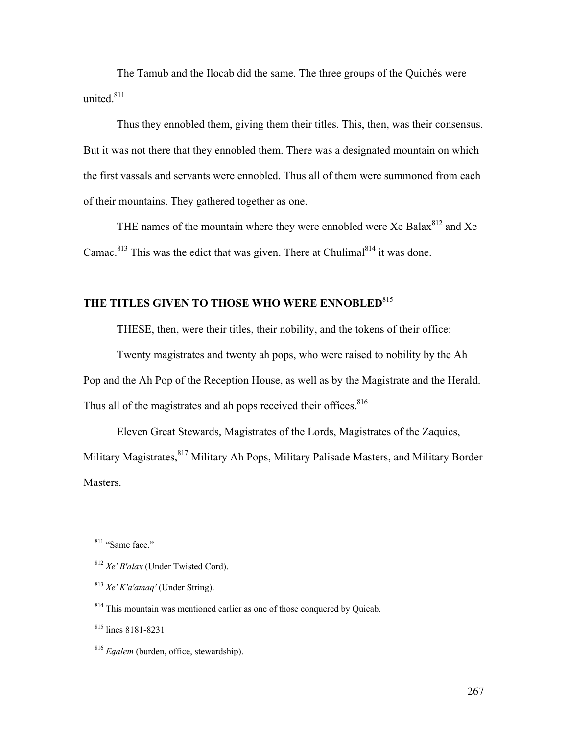The Tamub and the Ilocab did the same. The three groups of the Quichés were united.[811]

Thus they ennobled them, giving them their titles. This, then, was their consensus. But it was not there that they ennobled them. There was a designated mountain on which the first vassals and servants were ennobled. Thus all of them were summoned from each of their mountains. They gathered together as one.

THE names of the mountain where they were ennobled were Xe Balax[812] and Xe Camac.[813] This was the edict that was given. There at Chulimal[814] it was done.

## THE TITLES GIVEN TO THOSE WHO WERE ENNOBLED[815]

THESE, then, were their titles, their nobility, and the tokens of their office:

Twenty magistrates and twenty ah pops, who were raised to nobility by the Ah Pop and the Ah Pop of the Reception House, as well as by the Magistrate and the Herald. Thus all of the magistrates and ah pops received their offices.[816]

Eleven Great Stewards, Magistrates of the Lords, Magistrates of the Zaquics, Military Magistrates,[817] Military Ah Pops, Military Palisade Masters, and Military Border Masters.

---

[811] "Same face."

[812] *Xe' B'alax* (Under Twisted Cord).

[813] *Xe' K'a'amaq'* (Under String).

[814] This mountain was mentioned earlier as one of those conquered by Quicab.

[815] lines 8181-8231

[816] *Eqalem* (burden, office, stewardship).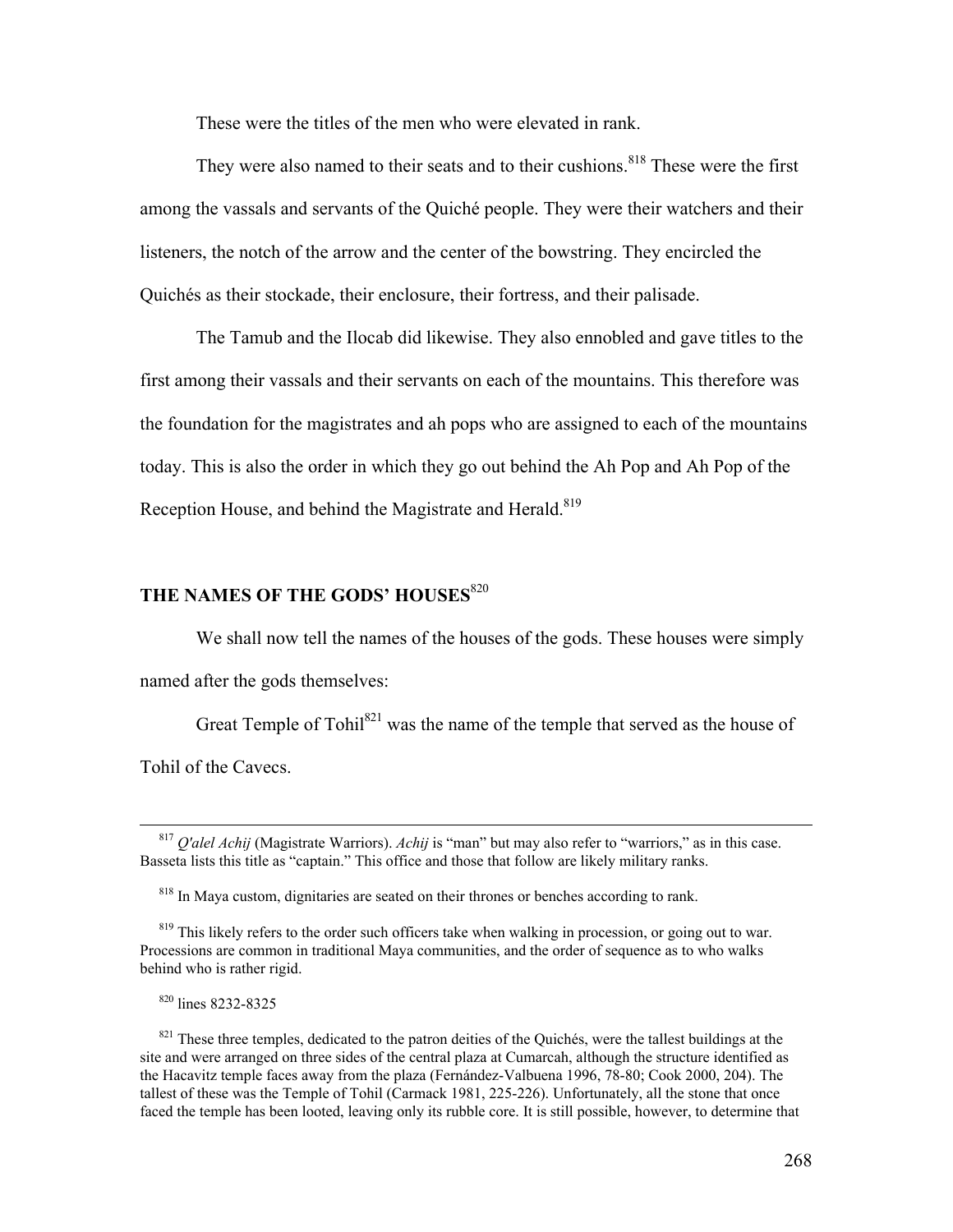These were the titles of the men who were elevated in rank.

They were also named to their seats and to their cushions.[818] These were the first among the vassals and servants of the Quiché people. They were their watchers and their listeners, the notch of the arrow and the center of the bowstring. They encircled the Quichés as their stockade, their enclosure, their fortress, and their palisade.

The Tamub and the Ilocab did likewise. They also ennobled and gave titles to the first among their vassals and their servants on each of the mountains. This therefore was the foundation for the magistrates and ah pops who are assigned to each of the mountains today. This is also the order in which they go out behind the Ah Pop and Ah Pop of the Reception House, and behind the Magistrate and Herald.[819]

## THE NAMES OF THE GODS' HOUSES[820]

We shall now tell the names of the houses of the gods. These houses were simply named after the gods themselves:

Great Temple of Tohil[821] was the name of the temple that served as the house of Tohil of the Cavecs.

---

[817] *Q'alel Achij* (Magistrate Warriors). *Achij* is "man" but may also refer to "warriors," as in this case. Basseta lists this title as "captain." This office and those that follow are likely military ranks.

[818] In Maya custom, dignitaries are seated on their thrones or benches according to rank.

[819] This likely refers to the order such officers take when walking in procession, or going out to war. Processions are common in traditional Maya communities, and the order of sequence as to who walks behind who is rather rigid.

[820] lines 8232-8325

[821] These three temples, dedicated to the patron deities of the Quichés, were the tallest buildings at the site and were arranged on three sides of the central plaza at Cumarcah, although the structure identified as the Hacavitz temple faces away from the plaza (Fernández-Valbuena 1996, 78-80; Cook 2000, 204). The tallest of these was the Temple of Tohil (Carmack 1981, 225-226). Unfortunately, all the stone that once faced the temple has been looted, leaving only its rubble core. It is still possible, however, to determine that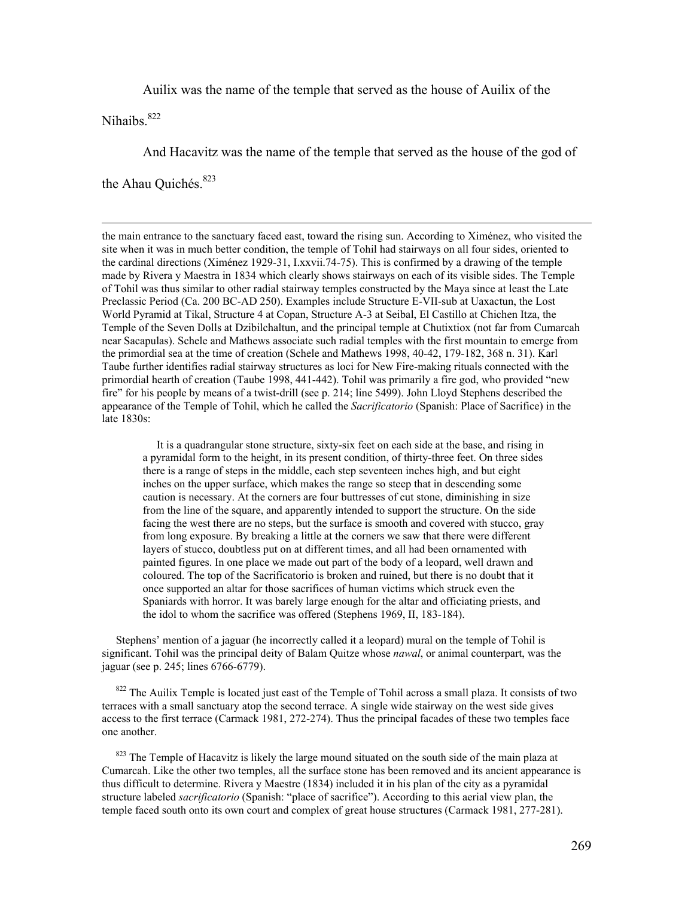Auilix was the name of the temple that served as the house of Auilix of the Nihaibs.[822]

And Hacavitz was the name of the temple that served as the house of the god of the Ahau Quichés.[823]

---

the main entrance to the sanctuary faced east, toward the rising sun. According to Ximénez, who visited the site when it was in much better condition, the temple of Tohil had stairways on all four sides, oriented to the cardinal directions (Ximénez 1929-31, I.xxvii.74-75). This is confirmed by a drawing of the temple made by Rivera y Maestra in 1834 which clearly shows stairways on each of its visible sides. The Temple of Tohil was thus similar to other radial stairway temples constructed by the Maya since at least the Late Preclassic Period (Ca. 200 BC-AD 250). Examples include Structure E-VII-sub at Uaxactun, the Lost World Pyramid at Tikal, Structure 4 at Copan, Structure A-3 at Seibal, El Castillo at Chichen Itza, the Temple of the Seven Dolls at Dzibilchaltun, and the principal temple at Chutixtiox (not far from Cumarcah near Sacapulas). Schele and Mathews associate such radial temples with the first mountain to emerge from the primordial sea at the time of creation (Schele and Mathews 1998, 40-42, 179-182, 368 n. 31). Karl Taube further identifies radial stairway structures as loci for New Fire-making rituals connected with the primordial hearth of creation (Taube 1998, 441-442). Tohil was primarily a fire god, who provided "new fire" for his people by means of a twist-drill (see p. 214; line 5499). John Lloyd Stephens described the appearance of the Temple of Tohil, which he called the *Sacrificatorio* (Spanish: Place of Sacrifice) in the late 1830s:

> It is a quadrangular stone structure, sixty-six feet on each side at the base, and rising in a pyramidal form to the height, in its present condition, of thirty-three feet. On three sides there is a range of steps in the middle, each step seventeen inches high, and but eight inches on the upper surface, which makes the range so steep that in descending some caution is necessary. At the corners are four buttresses of cut stone, diminishing in size from the line of the square, and apparently intended to support the structure. On the side facing the west there are no steps, but the surface is smooth and covered with stucco, gray from long exposure. By breaking a little at the corners we saw that there were different layers of stucco, doubtless put on at different times, and all had been ornamented with painted figures. In one place we made out part of the body of a leopard, well drawn and coloured. The top of the Sacrificatorio is broken and ruined, but there is no doubt that it once supported an altar for those sacrifices of human victims which struck even the Spaniards with horror. It was barely large enough for the altar and officiating priests, and the idol to whom the sacrifice was offered (Stephens 1969, II, 183-184).

Stephens' mention of a jaguar (he incorrectly called it a leopard) mural on the temple of Tohil is significant. Tohil was the principal deity of Balam Quitze whose *nawal*, or animal counterpart, was the jaguar (see p. 245; lines 6766-6779).

[822] The Auilix Temple is located just east of the Temple of Tohil across a small plaza. It consists of two terraces with a small sanctuary atop the second terrace. A single wide stairway on the west side gives access to the first terrace (Carmack 1981, 272-274). Thus the principal facades of these two temples face one another.

[823] The Temple of Hacavitz is likely the large mound situated on the south side of the main plaza at Cumarcah. Like the other two temples, all the surface stone has been removed and its ancient appearance is thus difficult to determine. Rivera y Maestre (1834) included it in his plan of the city as a pyramidal structure labeled *sacrificatorio* (Spanish: "place of sacrifice"). According to this aerial view plan, the temple faced south onto its own court and complex of great house structures (Carmack 1981, 277-281).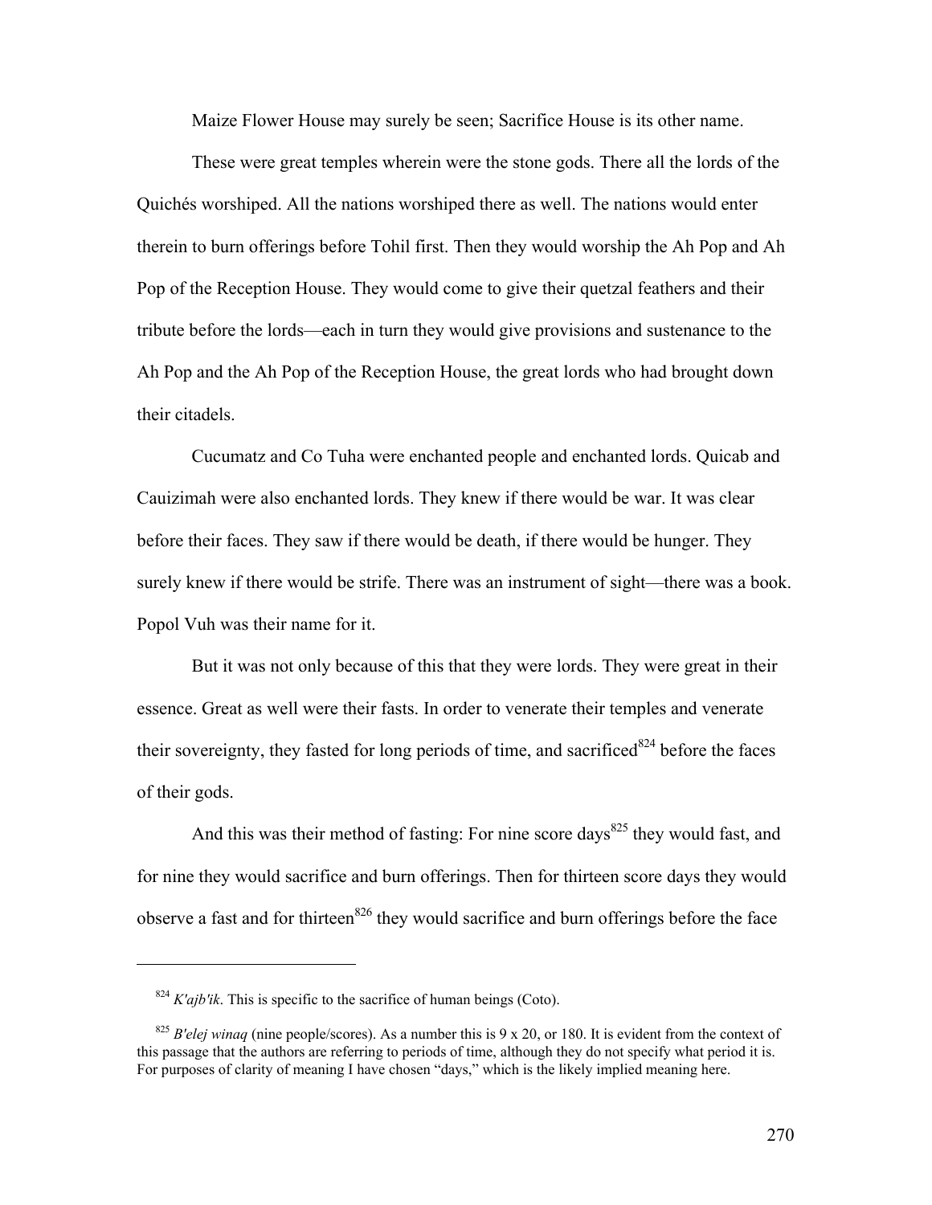Maize Flower House may surely be seen; Sacrifice House is its other name.

These were great temples wherein were the stone gods. There all the lords of the Quichés worshiped. All the nations worshiped there as well. The nations would enter therein to burn offerings before Tohil first. Then they would worship the Ah Pop and Ah Pop of the Reception House. They would come to give their quetzal feathers and their tribute before the lords—each in turn they would give provisions and sustenance to the Ah Pop and the Ah Pop of the Reception House, the great lords who had brought down their citadels.

Cucumatz and Co Tuha were enchanted people and enchanted lords. Quicab and Cauizimah were also enchanted lords. They knew if there would be war. It was clear before their faces. They saw if there would be death, if there would be hunger. They surely knew if there would be strife. There was an instrument of sight—there was a book. Popol Vuh was their name for it.

But it was not only because of this that they were lords. They were great in their essence. Great as well were their fasts. In order to venerate their temples and venerate their sovereignty, they fasted for long periods of time, and sacrificed[824] before the faces of their gods.

And this was their method of fasting: For nine score days[825] they would fast, and for nine they would sacrifice and burn offerings. Then for thirteen score days they would observe a fast and for thirteen[826] they would sacrifice and burn offerings before the face

---

[824] *K'ajb'ik*. This is specific to the sacrifice of human beings (Coto).

[825] *B'elej winaq* (nine people/scores). As a number this is 9 x 20, or 180. It is evident from the context of this passage that the authors are referring to periods of time, although they do not specify what period it is. For purposes of clarity of meaning I have chosen "days," which is the likely implied meaning here.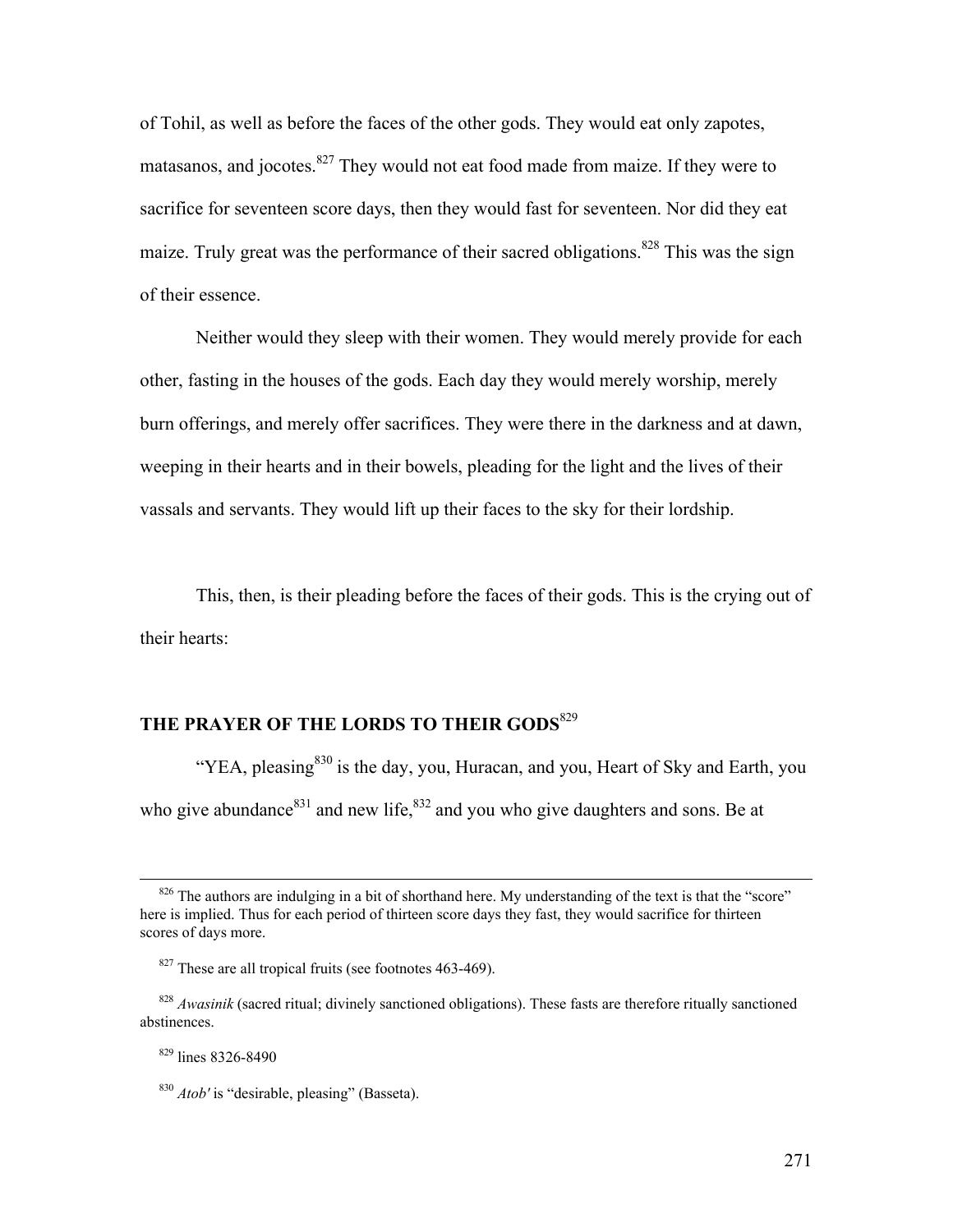of Tohil, as well as before the faces of the other gods. They would eat only zapotes, matasanos, and jocotes.[827] They would not eat food made from maize. If they were to sacrifice for seventeen score days, then they would fast for seventeen. Nor did they eat maize. Truly great was the performance of their sacred obligations.[828] This was the sign of their essence.

Neither would they sleep with their women. They would merely provide for each other, fasting in the houses of the gods. Each day they would merely worship, merely burn offerings, and merely offer sacrifices. They were there in the darkness and at dawn, weeping in their hearts and in their bowels, pleading for the light and the lives of their vassals and servants. They would lift up their faces to the sky for their lordship.

This, then, is their pleading before the faces of their gods. This is the crying out of their hearts:

## THE PRAYER OF THE LORDS TO THEIR GODS[829]

"YEA, pleasing[830] is the day, you, Huracan, and you, Heart of Sky and Earth, you who give abundance[831] and new life,[832] and you who give daughters and sons. Be at

---

[826] The authors are indulging in a bit of shorthand here. My understanding of the text is that the "score" here is implied. Thus for each period of thirteen score days they fast, they would sacrifice for thirteen scores of days more.

[827] These are all tropical fruits (see footnotes 463-469).

[828] *Awasinik* (sacred ritual; divinely sanctioned obligations). These fasts are therefore ritually sanctioned abstinences.

[829] lines 8326-8490

[830] *Atob'* is "desirable, pleasing" (Basseta).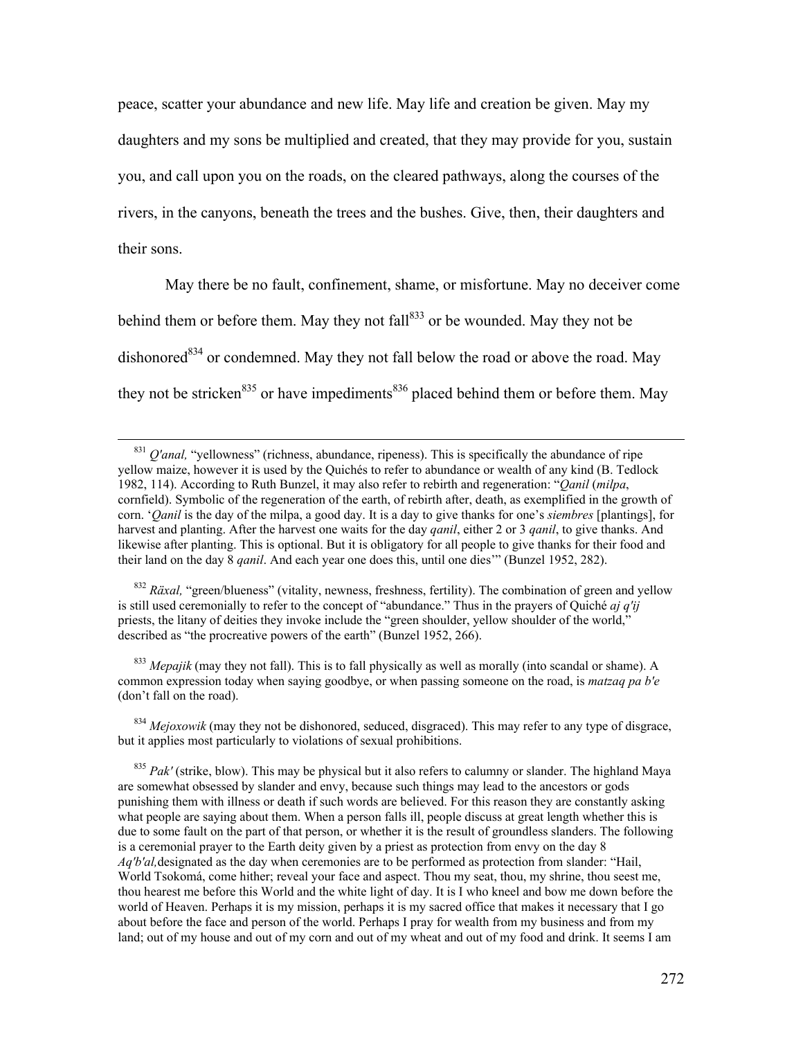peace, scatter your abundance and new life. May life and creation be given. May my daughters and my sons be multiplied and created, that they may provide for you, sustain you, and call upon you on the roads, on the cleared pathways, along the courses of the rivers, in the canyons, beneath the trees and the bushes. Give, then, their daughters and their sons.

May there be no fault, confinement, shame, or misfortune. May no deceiver come behind them or before them. May they not fall[833] or be wounded. May they not be dishonored[834] or condemned. May they not fall below the road or above the road. May they not be stricken[835] or have impediments[836] placed behind them or before them. May

---

[831] *Q'anal,* "yellowness" (richness, abundance, ripeness). This is specifically the abundance of ripe yellow maize, however it is used by the Quichés to refer to abundance or wealth of any kind (B. Tedlock 1982, 114). According to Ruth Bunzel, it may also refer to rebirth and regeneration: "*Qanil* (*milpa*, cornfield). Symbolic of the regeneration of the earth, of rebirth after, death, as exemplified in the growth of corn. '*Qanil* is the day of the milpa, a good day. It is a day to give thanks for one's *siembres* [plantings], for harvest and planting. After the harvest one waits for the day *qanil*, either 2 or 3 *qanil*, to give thanks. And likewise after planting. This is optional. But it is obligatory for all people to give thanks for their food and their land on the day 8 *qanil*. And each year one does this, until one dies'" (Bunzel 1952, 282).

[832] *Räxal,* "green/blueness" (vitality, newness, freshness, fertility). The combination of green and yellow is still used ceremonially to refer to the concept of "abundance." Thus in the prayers of Quiché *aj q'ij* priests, the litany of deities they invoke include the "green shoulder, yellow shoulder of the world," described as "the procreative powers of the earth" (Bunzel 1952, 266).

[833] *Mepajik* (may they not fall). This is to fall physically as well as morally (into scandal or shame). A common expression today when saying goodbye, or when passing someone on the road, is *matzaq pa b'e* (don't fall on the road).

[834] *Mejoxowik* (may they not be dishonored, seduced, disgraced). This may refer to any type of disgrace, but it applies most particularly to violations of sexual prohibitions.

[835] *Pak'* (strike, blow). This may be physical but it also refers to calumny or slander. The highland Maya are somewhat obsessed by slander and envy, because such things may lead to the ancestors or gods punishing them with illness or death if such words are believed. For this reason they are constantly asking what people are saying about them. When a person falls ill, people discuss at great length whether this is due to some fault on the part of that person, or whether it is the result of groundless slanders. The following is a ceremonial prayer to the Earth deity given by a priest as protection from envy on the day 8 *Aq'b'al,*designated as the day when ceremonies are to be performed as protection from slander: "Hail, World Tsokomá, come hither; reveal your face and aspect. Thou my seat, thou, my shrine, thou seest me, thou hearest me before this World and the white light of day. It is I who kneel and bow me down before the world of Heaven. Perhaps it is my mission, perhaps it is my sacred office that makes it necessary that I go about before the face and person of the world. Perhaps I pray for wealth from my business and from my land; out of my house and out of my corn and out of my wheat and out of my food and drink. It seems I am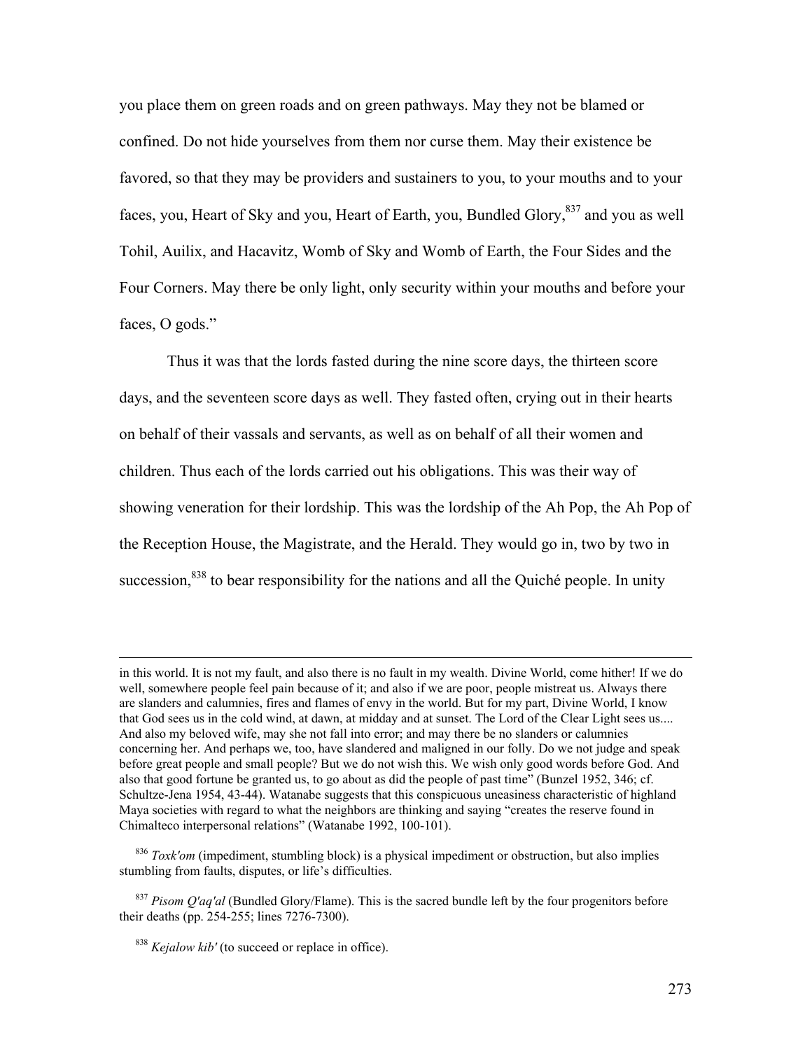you place them on green roads and on green pathways. May they not be blamed or confined. Do not hide yourselves from them nor curse them. May their existence be favored, so that they may be providers and sustainers to you, to your mouths and to your faces, you, Heart of Sky and you, Heart of Earth, you, Bundled Glory,[837] and you as well Tohil, Auilix, and Hacavitz, Womb of Sky and Womb of Earth, the Four Sides and the Four Corners. May there be only light, only security within your mouths and before your faces, O gods."

Thus it was that the lords fasted during the nine score days, the thirteen score days, and the seventeen score days as well. They fasted often, crying out in their hearts on behalf of their vassals and servants, as well as on behalf of all their women and children. Thus each of the lords carried out his obligations. This was their way of showing veneration for their lordship. This was the lordship of the Ah Pop, the Ah Pop of the Reception House, the Magistrate, and the Herald. They would go in, two by two in succession,[838] to bear responsibility for the nations and all the Quiché people. In unity

---

in this world. It is not my fault, and also there is no fault in my wealth. Divine World, come hither! If we do well, somewhere people feel pain because of it; and also if we are poor, people mistreat us. Always there are slanders and calumnies, fires and flames of envy in the world. But for my part, Divine World, I know that God sees us in the cold wind, at dawn, at midday and at sunset. The Lord of the Clear Light sees us.... And also my beloved wife, may she not fall into error; and may there be no slanders or calumnies concerning her. And perhaps we, too, have slandered and maligned in our folly. Do we not judge and speak before great people and small people? But we do not wish this. We wish only good words before God. And also that good fortune be granted us, to go about as did the people of past time" (Bunzel 1952, 346; cf. Schultze-Jena 1954, 43-44). Watanabe suggests that this conspicuous uneasiness characteristic of highland Maya societies with regard to what the neighbors are thinking and saying "creates the reserve found in Chimalteco interpersonal relations" (Watanabe 1992, 100-101).

[836] *Toxk'om* (impediment, stumbling block) is a physical impediment or obstruction, but also implies stumbling from faults, disputes, or life's difficulties.

[837] *Pisom Q'aq'al* (Bundled Glory/Flame). This is the sacred bundle left by the four progenitors before their deaths (pp. 254-255; lines 7276-7300).

[838] *Kejalow kib'* (to succeed or replace in office).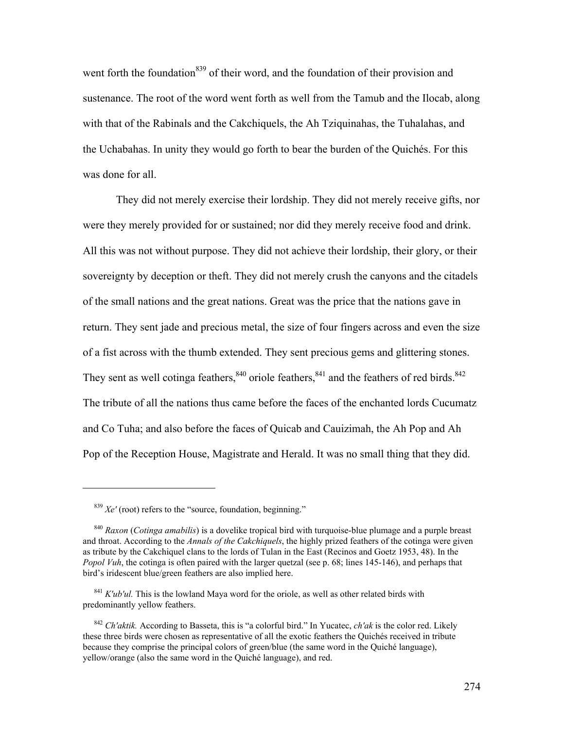went forth the foundation[839] of their word, and the foundation of their provision and sustenance. The root of the word went forth as well from the Tamub and the Ilocab, along with that of the Rabinals and the Cakchiquels, the Ah Tziquinahas, the Tuhalahas, and the Uchabahas. In unity they would go forth to bear the burden of the Quichés. For this was done for all.

They did not merely exercise their lordship. They did not merely receive gifts, nor were they merely provided for or sustained; nor did they merely receive food and drink. All this was not without purpose. They did not achieve their lordship, their glory, or their sovereignty by deception or theft. They did not merely crush the canyons and the citadels of the small nations and the great nations. Great was the price that the nations gave in return. They sent jade and precious metal, the size of four fingers across and even the size of a fist across with the thumb extended. They sent precious gems and glittering stones. They sent as well cotinga feathers,[840] oriole feathers,[841] and the feathers of red birds.[842] The tribute of all the nations thus came before the faces of the enchanted lords Cucumatz and Co Tuha; and also before the faces of Quicab and Cauizimah, the Ah Pop and Ah Pop of the Reception House, Magistrate and Herald. It was no small thing that they did.

---

[839] *Xe'* (root) refers to the "source, foundation, beginning."

[840] *Raxon* (*Cotinga amabilis*) is a dovelike tropical bird with turquoise-blue plumage and a purple breast and throat. According to the *Annals of the Cakchiquels*, the highly prized feathers of the cotinga were given as tribute by the Cakchiquel clans to the lords of Tulan in the East (Recinos and Goetz 1953, 48). In the *Popol Vuh*, the cotinga is often paired with the larger quetzal (see p. 68; lines 145-146), and perhaps that bird's iridescent blue/green feathers are also implied here.

[841] *K'ub'ul.* This is the lowland Maya word for the oriole, as well as other related birds with predominantly yellow feathers.

[842] *Ch'aktik.* According to Basseta, this is "a colorful bird." In Yucatec, *ch'ak* is the color red. Likely these three birds were chosen as representative of all the exotic feathers the Quichés received in tribute because they comprise the principal colors of green/blue (the same word in the Quiché language), yellow/orange (also the same word in the Quiché language), and red.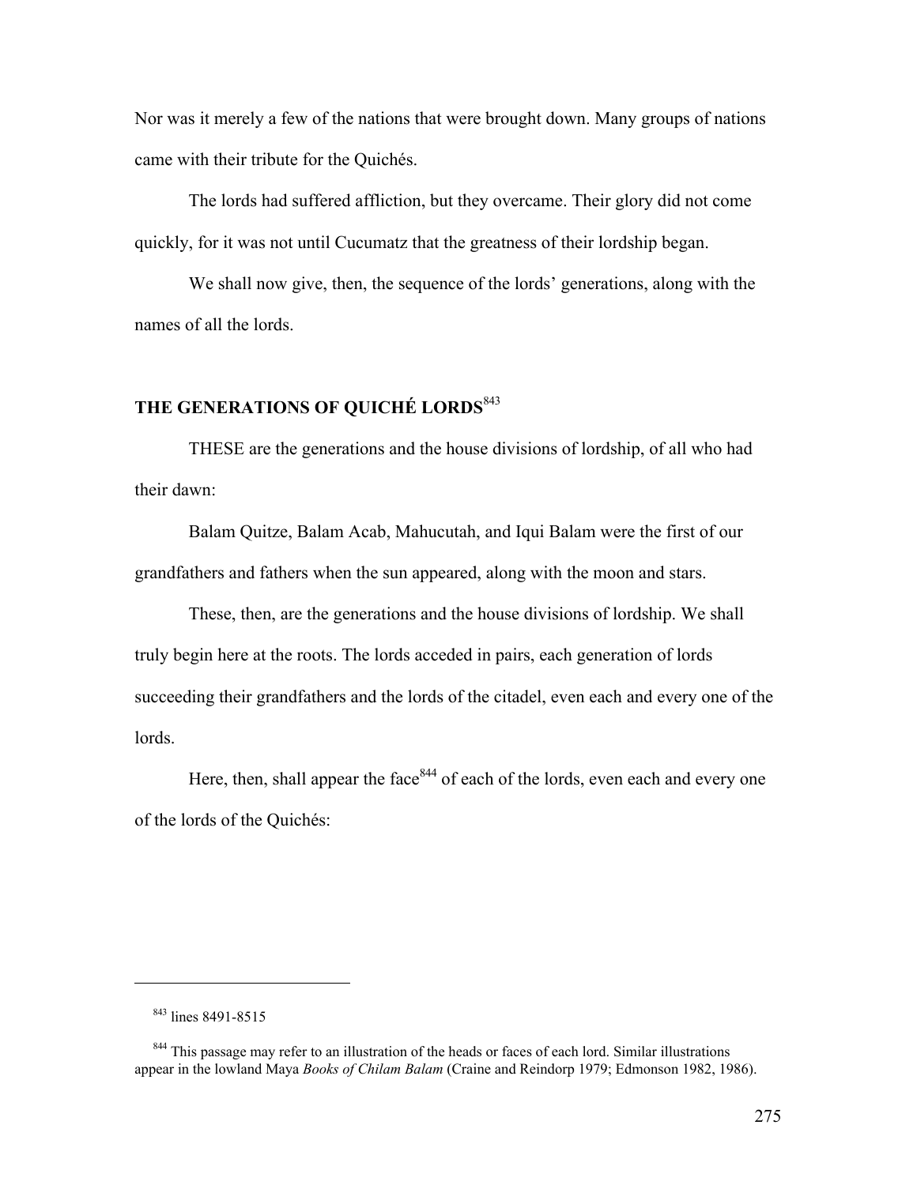Nor was it merely a few of the nations that were brought down. Many groups of nations came with their tribute for the Quichés.

The lords had suffered affliction, but they overcame. Their glory did not come quickly, for it was not until Cucumatz that the greatness of their lordship began.

We shall now give, then, the sequence of the lords' generations, along with the names of all the lords.

## THE GENERATIONS OF QUICHÉ LORDS[843]

THESE are the generations and the house divisions of lordship, of all who had their dawn:

Balam Quitze, Balam Acab, Mahucutah, and Iqui Balam were the first of our grandfathers and fathers when the sun appeared, along with the moon and stars.

These, then, are the generations and the house divisions of lordship. We shall truly begin here at the roots. The lords acceded in pairs, each generation of lords succeeding their grandfathers and the lords of the citadel, even each and every one of the lords.

Here, then, shall appear the face[844] of each of the lords, even each and every one of the lords of the Quichés:

---

[843] lines 8491-8515

[844] This passage may refer to an illustration of the heads or faces of each lord. Similar illustrations appear in the lowland Maya *Books of Chilam Balam* (Craine and Reindorp 1979; Edmonson 1982, 1986).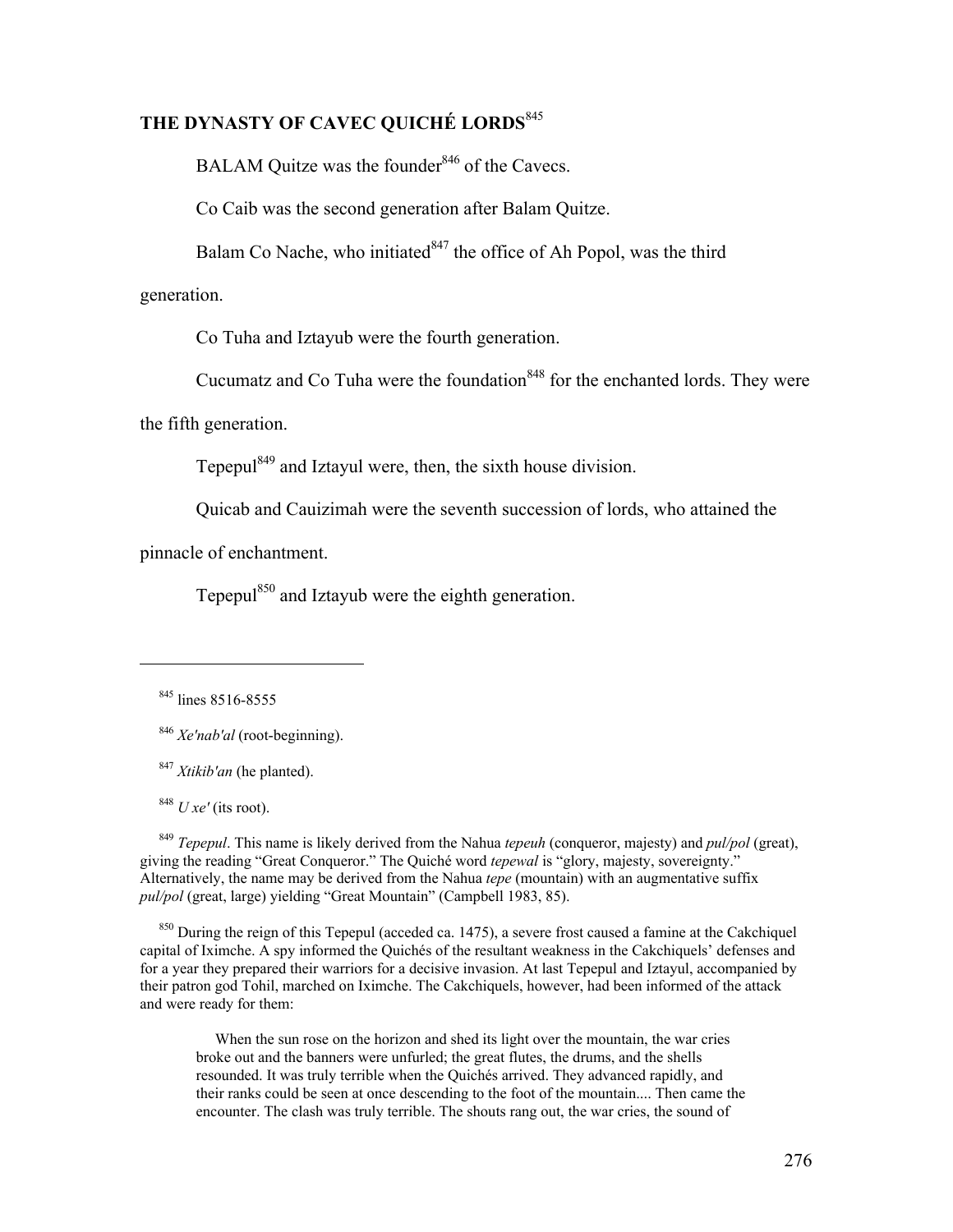## THE DYNASTY OF CAVEC QUICHÉ LORDS[845]

BALAM Quitze was the founder[846] of the Cavecs.

Co Caib was the second generation after Balam Quitze.

Balam Co Nache, who initiated[847] the office of Ah Popol, was the third generation.

Co Tuha and Iztayub were the fourth generation.

Cucumatz and Co Tuha were the foundation[848] for the enchanted lords. They were the fifth generation.

Tepepul[849] and Iztayul were, then, the sixth house division.

Quicab and Cauizimah were the seventh succession of lords, who attained the pinnacle of enchantment.

Tepepul[850] and Iztayub were the eighth generation.

---

[845] lines 8516-8555

[846] *Xe'nab'al* (root-beginning).

[847] *Xtikib'an* (he planted).

[848] *U xe'* (its root).

[849] *Tepepul*. This name is likely derived from the Nahua *tepeuh* (conqueror, majesty) and *pul/pol* (great), giving the reading "Great Conqueror." The Quiché word *tepewal* is "glory, majesty, sovereignty." Alternatively, the name may be derived from the Nahua *tepe* (mountain) with an augmentative suffix *pul/pol* (great, large) yielding "Great Mountain" (Campbell 1983, 85).

[850] During the reign of this Tepepul (acceded ca. 1475), a severe frost caused a famine at the Cakchiquel capital of Iximche. A spy informed the Quichés of the resultant weakness in the Cakchiquels' defenses and for a year they prepared their warriors for a decisive invasion. At last Tepepul and Iztayul, accompanied by their patron god Tohil, marched on Iximche. The Cakchiquels, however, had been informed of the attack and were ready for them:

> When the sun rose on the horizon and shed its light over the mountain, the war cries broke out and the banners were unfurled; the great flutes, the drums, and the shells resounded. It was truly terrible when the Quichés arrived. They advanced rapidly, and their ranks could be seen at once descending to the foot of the mountain.... Then came the encounter. The clash was truly terrible. The shouts rang out, the war cries, the sound of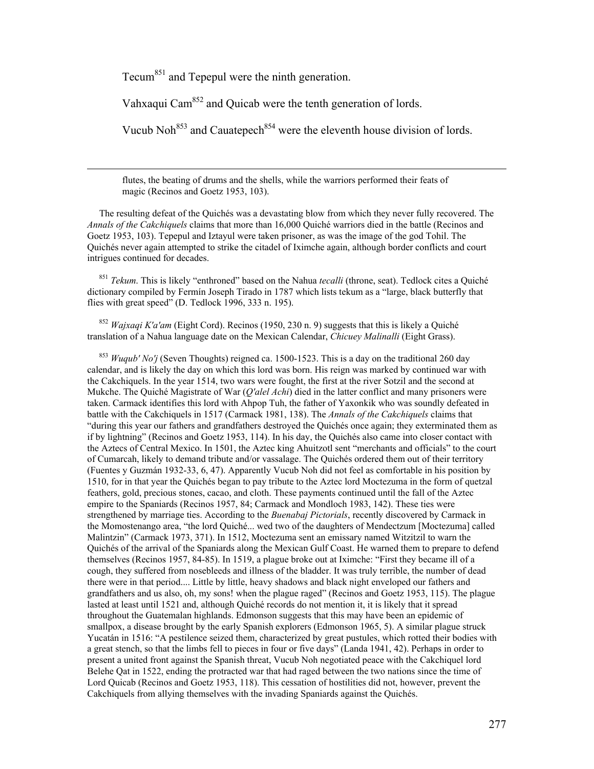Tecum[851] and Tepepul were the ninth generation.

Vahxaqui Cam[852] and Quicab were the tenth generation of lords.

Vucub Noh[853] and Cauatepech[854] were the eleventh house division of lords.

---

> flutes, the beating of drums and the shells, while the warriors performed their feats of magic (Recinos and Goetz 1953, 103).

The resulting defeat of the Quichés was a devastating blow from which they never fully recovered. The *Annals of the Cakchiquels* claims that more than 16,000 Quiché warriors died in the battle (Recinos and Goetz 1953, 103). Tepepul and Iztayul were taken prisoner, as was the image of the god Tohil. The Quichés never again attempted to strike the citadel of Iximche again, although border conflicts and court intrigues continued for decades.

[851] *Tekum*. This is likely "enthroned" based on the Nahua *tecalli* (throne, seat). Tedlock cites a Quiché dictionary compiled by Fermín Joseph Tirado in 1787 which lists tekum as a "large, black butterfly that flies with great speed" (D. Tedlock 1996, 333 n. 195).

[852] *Wajxaqi K'a'am* (Eight Cord). Recinos (1950, 230 n. 9) suggests that this is likely a Quiché translation of a Nahua language date on the Mexican Calendar, *Chicuey Malinalli* (Eight Grass).

[853] *Wuqub' No'j* (Seven Thoughts) reigned ca. 1500-1523. This is a day on the traditional 260 day calendar, and is likely the day on which this lord was born. His reign was marked by continued war with the Cakchiquels. In the year 1514, two wars were fought, the first at the river Sotzil and the second at Mukche. The Quiché Magistrate of War (*Q'alel Achi*) died in the latter conflict and many prisoners were taken. Carmack identifies this lord with Ahpop Tuh, the father of Yaxonkik who was soundly defeated in battle with the Cakchiquels in 1517 (Carmack 1981, 138). The *Annals of the Cakchiquels* claims that "during this year our fathers and grandfathers destroyed the Quichés once again; they exterminated them as if by lightning" (Recinos and Goetz 1953, 114). In his day, the Quichés also came into closer contact with the Aztecs of Central Mexico. In 1501, the Aztec king Ahuitzotl sent "merchants and officials" to the court of Cumarcah, likely to demand tribute and/or vassalage. The Quichés ordered them out of their territory (Fuentes y Guzmán 1932-33, 6, 47). Apparently Vucub Noh did not feel as comfortable in his position by 1510, for in that year the Quichés began to pay tribute to the Aztec lord Moctezuma in the form of quetzal feathers, gold, precious stones, cacao, and cloth. These payments continued until the fall of the Aztec empire to the Spaniards (Recinos 1957, 84; Carmack and Mondloch 1983, 142). These ties were strengthened by marriage ties. According to the *Buenabaj Pictorials*, recently discovered by Carmack in the Momostenango area, "the lord Quiché... wed two of the daughters of Mendectzum [Moctezuma] called Malintzin" (Carmack 1973, 371). In 1512, Moctezuma sent an emissary named Witzitzil to warn the Quichés of the arrival of the Spaniards along the Mexican Gulf Coast. He warned them to prepare to defend themselves (Recinos 1957, 84-85). In 1519, a plague broke out at Iximche: "First they became ill of a cough, they suffered from nosebleeds and illness of the bladder. It was truly terrible, the number of dead there were in that period.... Little by little, heavy shadows and black night enveloped our fathers and grandfathers and us also, oh, my sons! when the plague raged" (Recinos and Goetz 1953, 115). The plague lasted at least until 1521 and, although Quiché records do not mention it, it is likely that it spread throughout the Guatemalan highlands. Edmonson suggests that this may have been an epidemic of smallpox, a disease brought by the early Spanish explorers (Edmonson 1965, 5). A similar plague struck Yucatán in 1516: "A pestilence seized them, characterized by great pustules, which rotted their bodies with a great stench, so that the limbs fell to pieces in four or five days" (Landa 1941, 42). Perhaps in order to present a united front against the Spanish threat, Vucub Noh negotiated peace with the Cakchiquel lord Belehe Qat in 1522, ending the protracted war that had raged between the two nations since the time of Lord Quicab (Recinos and Goetz 1953, 118). This cessation of hostilities did not, however, prevent the Cakchiquels from allying themselves with the invading Spaniards against the Quichés.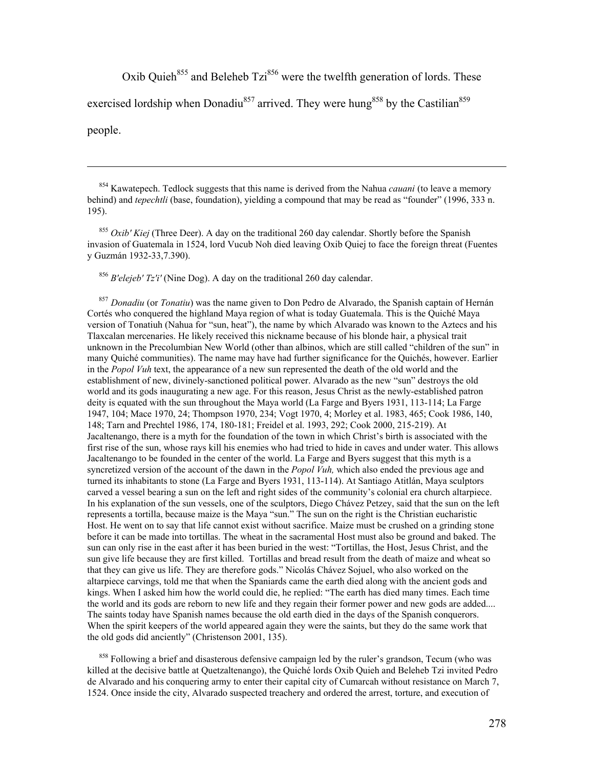Oxib Quieh[855] and Beleheb Tzi[856] were the twelfth generation of lords. These exercised lordship when Donadiu[857] arrived. They were hung[858] by the Castilian[859] people.

---

[854] Kawatepech. Tedlock suggests that this name is derived from the Nahua *cauani* (to leave a memory behind) and *tepechtli* (base, foundation), yielding a compound that may be read as "founder" (1996, 333 n. 195).

[855] *Oxib' Kiej* (Three Deer). A day on the traditional 260 day calendar. Shortly before the Spanish invasion of Guatemala in 1524, lord Vucub Noh died leaving Oxib Quiej to face the foreign threat (Fuentes y Guzmán 1932-33,7.390).

[856] *B'elejeb' Tz'i'* (Nine Dog). A day on the traditional 260 day calendar.

[857] *Donadiu* (or *Tonatiu*) was the name given to Don Pedro de Alvarado, the Spanish captain of Hernán Cortés who conquered the highland Maya region of what is today Guatemala. This is the Quiché Maya version of Tonatiuh (Nahua for "sun, heat"), the name by which Alvarado was known to the Aztecs and his Tlaxcalan mercenaries. He likely received this nickname because of his blonde hair, a physical trait unknown in the Precolumbian New World (other than albinos, which are still called "children of the sun" in many Quiché communities). The name may have had further significance for the Quichés, however. Earlier in the *Popol Vuh* text, the appearance of a new sun represented the death of the old world and the establishment of new, divinely-sanctioned political power. Alvarado as the new "sun" destroys the old world and its gods inaugurating a new age. For this reason, Jesus Christ as the newly-established patron deity is equated with the sun throughout the Maya world (La Farge and Byers 1931, 113-114; La Farge 1947, 104; Mace 1970, 24; Thompson 1970, 234; Vogt 1970, 4; Morley et al. 1983, 465; Cook 1986, 140, 148; Tarn and Prechtel 1986, 174, 180-181; Freidel et al. 1993, 292; Cook 2000, 215-219). At Jacaltenango, there is a myth for the foundation of the town in which Christ's birth is associated with the first rise of the sun, whose rays kill his enemies who had tried to hide in caves and under water. This allows Jacaltenango to be founded in the center of the world. La Farge and Byers suggest that this myth is a syncretized version of the account of the dawn in the *Popol Vuh,* which also ended the previous age and turned its inhabitants to stone (La Farge and Byers 1931, 113-114). At Santiago Atitlán, Maya sculptors carved a vessel bearing a sun on the left and right sides of the community's colonial era church altarpiece. In his explanation of the sun vessels, one of the sculptors, Diego Chávez Petzey, said that the sun on the left represents a tortilla, because maize is the Maya "sun." The sun on the right is the Christian eucharistic Host. He went on to say that life cannot exist without sacrifice. Maize must be crushed on a grinding stone before it can be made into tortillas. The wheat in the sacramental Host must also be ground and baked. The sun can only rise in the east after it has been buried in the west: "Tortillas, the Host, Jesus Christ, and the sun give life because they are first killed. Tortillas and bread result from the death of maize and wheat so that they can give us life. They are therefore gods." Nicolás Chávez Sojuel, who also worked on the altarpiece carvings, told me that when the Spaniards came the earth died along with the ancient gods and kings. When I asked him how the world could die, he replied: "The earth has died many times. Each time the world and its gods are reborn to new life and they regain their former power and new gods are added.... The saints today have Spanish names because the old earth died in the days of the Spanish conquerors. When the spirit keepers of the world appeared again they were the saints, but they do the same work that the old gods did anciently" (Christenson 2001, 135).

[858] Following a brief and disastrous defensive campaign led by the ruler's grandson, Tecum (who was killed at the decisive battle at Quetzaltenango), the Quiché lords Oxib Quieh and Beleheb Tzi invited Pedro de Alvarado and his conquering army to enter their capital city of Cumarcah without resistance on March 7, 1524. Once inside the city, Alvarado suspected treachery and ordered the arrest, torture, and execution of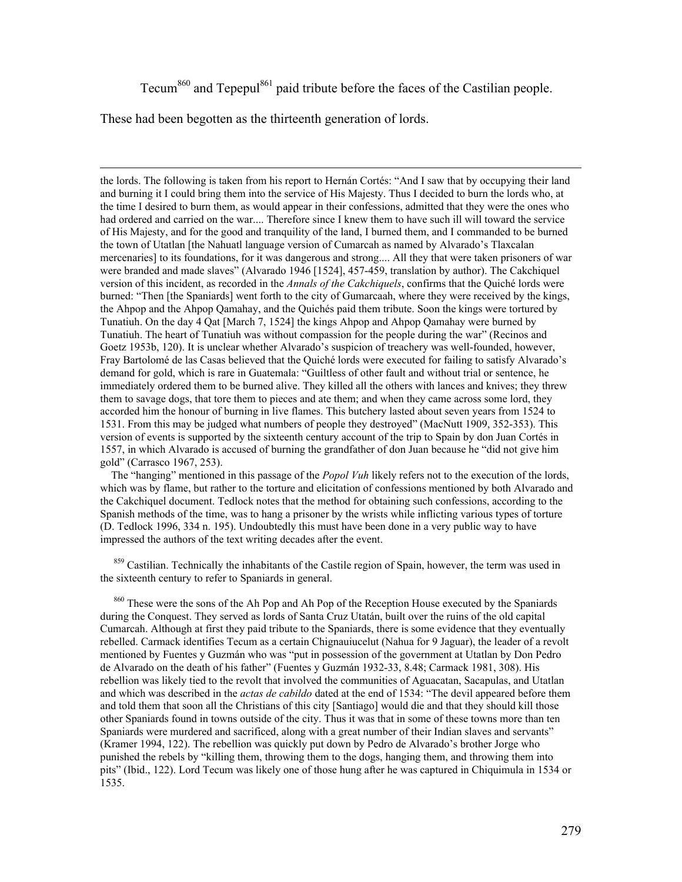Tecum[860] and Tepepul[861] paid tribute before the faces of the Castilian people.

These had been begotten as the thirteenth generation of lords.

---

the lords. The following is taken from his report to Hernán Cortés: "And I saw that by occupying their land and burning it I could bring them into the service of His Majesty. Thus I decided to burn the lords who, at the time I desired to burn them, as would appear in their confessions, admitted that they were the ones who had ordered and carried on the war.... Therefore since I knew them to have such ill will toward the service of His Majesty, and for the good and tranquility of the land, I burned them, and I commanded to be burned the town of Utatlan [the Nahuatl language version of Cumarcah as named by Alvarado's Tlaxcalan mercenaries] to its foundations, for it was dangerous and strong.... All they that were taken prisoners of war were branded and made slaves" (Alvarado 1946 [1524], 457-459, translation by author). The Cakchiquel version of this incident, as recorded in the *Annals of the Cakchiquels*, confirms that the Quiché lords were burned: "Then [the Spaniards] went forth to the city of Gumarcaah, where they were received by the kings, the Ahpop and the Ahpop Qamahay, and the Quichés paid them tribute. Soon the kings were tortured by Tunatiuh. On the day 4 Qat [March 7, 1524] the kings Ahpop and Ahpop Qamahay were burned by Tunatiuh. The heart of Tunatiuh was without compassion for the people during the war" (Recinos and Goetz 1953b, 120). It is unclear whether Alvarado's suspicion of treachery was well-founded, however, Fray Bartolomé de las Casas believed that the Quiché lords were executed for failing to satisfy Alvarado's demand for gold, which is rare in Guatemala: "Guiltless of other fault and without trial or sentence, he immediately ordered them to be burned alive. They killed all the others with lances and knives; they threw them to savage dogs, that tore them to pieces and ate them; and when they came across some lord, they accorded him the honour of burning in live flames. This butchery lasted about seven years from 1524 to 1531. From this may be judged what numbers of people they destroyed" (MacNutt 1909, 352-353). This version of events is supported by the sixteenth century account of the trip to Spain by don Juan Cortés in 1557, in which Alvarado is accused of burning the grandfather of don Juan because he "did not give him gold" (Carrasco 1967, 253).

The "hanging" mentioned in this passage of the *Popol Vuh* likely refers not to the execution of the lords, which was by flame, but rather to the torture and elicitation of confessions mentioned by both Alvarado and the Cakchiquel document. Tedlock notes that the method for obtaining such confessions, according to the Spanish methods of the time, was to hang a prisoner by the wrists while inflicting various types of torture (D. Tedlock 1996, 334 n. 195). Undoubtedly this must have been done in a very public way to have impressed the authors of the text writing decades after the event.

[859] Castilian. Technically the inhabitants of the Castile region of Spain, however, the term was used in the sixteenth century to refer to Spaniards in general.

[860] These were the sons of the Ah Pop and Ah Pop of the Reception House executed by the Spaniards during the Conquest. They served as lords of Santa Cruz Utatán, built over the ruins of the old capital Cumarcah. Although at first they paid tribute to the Spaniards, there is some evidence that they eventually rebelled. Carmack identifies Tecum as a certain Chignauiucelut (Nahua for 9 Jaguar), the leader of a revolt mentioned by Fuentes y Guzmán who was "put in possession of the government at Utatlan by Don Pedro de Alvarado on the death of his father" (Fuentes y Guzmán 1932-33, 8.48; Carmack 1981, 308). His rebellion was likely tied to the revolt that involved the communities of Aguacatan, Sacapulas, and Utatlan and which was described in the *actas de cabildo* dated at the end of 1534: "The devil appeared before them and told them that soon all the Christians of this city [Santiago] would die and that they should kill those other Spaniards found in towns outside of the city. Thus it was that in some of these towns more than ten Spaniards were murdered and sacrificed, along with a great number of their Indian slaves and servants" (Kramer 1994, 122). The rebellion was quickly put down by Pedro de Alvarado's brother Jorge who punished the rebels by "killing them, throwing them to the dogs, hanging them, and throwing them into pits" (Ibid., 122). Lord Tecum was likely one of those hung after he was captured in Chiquimula in 1534 or 1535.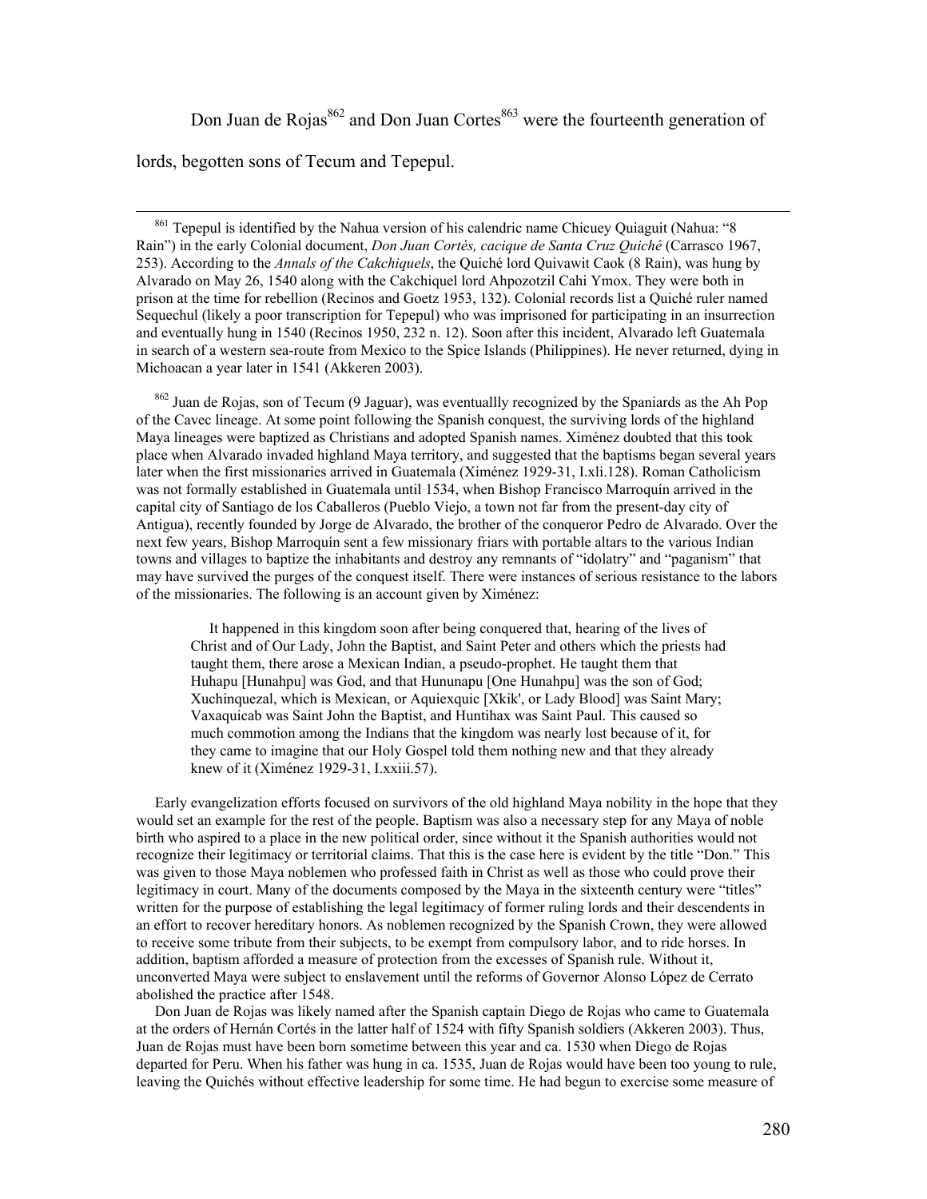Don Juan de Rojas[862] and Don Juan Cortes[863] were the fourteenth generation of lords, begotten sons of Tecum and Tepepul.

---

[861] Tepepul is identified by the Nahua version of his calendric name Chicuey Quiaguit (Nahua: "8 Rain") in the early Colonial document, *Don Juan Cortés, cacique de Santa Cruz Quiché* (Carrasco 1967, 253). According to the *Annals of the Cakchiquels*, the Quiché lord Quivawit Caok (8 Rain), was hung by Alvarado on May 26, 1540 along with the Cakchiquel lord Ahpozotzil Cahi Ymox. They were both in prison at the time for rebellion (Recinos and Goetz 1953, 132). Colonial records list a Quiché ruler named Sequechul (likely a poor transcription for Tepepul) who was imprisoned for participating in an insurrection and eventually hung in 1540 (Recinos 1950, 232 n. 12). Soon after this incident, Alvarado left Guatemala in search of a western sea-route from Mexico to the Spice Islands (Philippines). He never returned, dying in Michoacan a year later in 1541 (Akkeren 2003).

[862] Juan de Rojas, son of Tecum (9 Jaguar), was eventuallly recognized by the Spaniards as the Ah Pop of the Cavec lineage. At some point following the Spanish conquest, the surviving lords of the highland Maya lineages were baptized as Christians and adopted Spanish names. Ximénez doubted that this took place when Alvarado invaded highland Maya territory, and suggested that the baptisms began several years later when the first missionaries arrived in Guatemala (Ximénez 1929-31, I.xli.128). Roman Catholicism was not formally established in Guatemala until 1534, when Bishop Francisco Marroquín arrived in the capital city of Santiago de los Caballeros (Pueblo Viejo, a town not far from the present-day city of Antigua), recently founded by Jorge de Alvarado, the brother of the conqueror Pedro de Alvarado. Over the next few years, Bishop Marroquín sent a few missionary friars with portable altars to the various Indian towns and villages to baptize the inhabitants and destroy any remnants of "idolatry" and "paganism" that may have survived the purges of the conquest itself. There were instances of serious resistance to the labors of the missionaries. The following is an account given by Ximénez:

> It happened in this kingdom soon after being conquered that, hearing of the lives of Christ and of Our Lady, John the Baptist, and Saint Peter and others which the priests had taught them, there arose a Mexican Indian, a pseudo-prophet. He taught them that Huhapu [Hunahpu] was God, and that Hununapu [One Hunahpu] was the son of God; Xuchinquezal, which is Mexican, or Aquiexquic [Xkik', or Lady Blood] was Saint Mary; Vaxaquicab was Saint John the Baptist, and Huntihax was Saint Paul. This caused so much commotion among the Indians that the kingdom was nearly lost because of it, for they came to imagine that our Holy Gospel told them nothing new and that they already knew of it (Ximénez 1929-31, I.xxiii.57).

Early evangelization efforts focused on survivors of the old highland Maya nobility in the hope that they would set an example for the rest of the people. Baptism was also a necessary step for any Maya of noble birth who aspired to a place in the new political order, since without it the Spanish authorities would not recognize their legitimacy or territorial claims. That this is the case here is evident by the title "Don." This was given to those Maya noblemen who professed faith in Christ as well as those who could prove their legitimacy in court. Many of the documents composed by the Maya in the sixteenth century were "titles" written for the purpose of establishing the legal legitimacy of former ruling lords and their descendents in an effort to recover hereditary honors. As noblemen recognized by the Spanish Crown, they were allowed to receive some tribute from their subjects, to be exempt from compulsory labor, and to ride horses. In addition, baptism afforded a measure of protection from the excesses of Spanish rule. Without it, unconverted Maya were subject to enslavement until the reforms of Governor Alonso López de Cerrato abolished the practice after 1548.

Don Juan de Rojas was likely named after the Spanish captain Diego de Rojas who came to Guatemala at the orders of Hernán Cortés in the latter half of 1524 with fifty Spanish soldiers (Akkeren 2003). Thus, Juan de Rojas must have been born sometime between this year and ca. 1530 when Diego de Rojas departed for Peru. When his father was hung in ca. 1535, Juan de Rojas would have been too young to rule, leaving the Quichés without effective leadership for some time. He had begun to exercise some measure of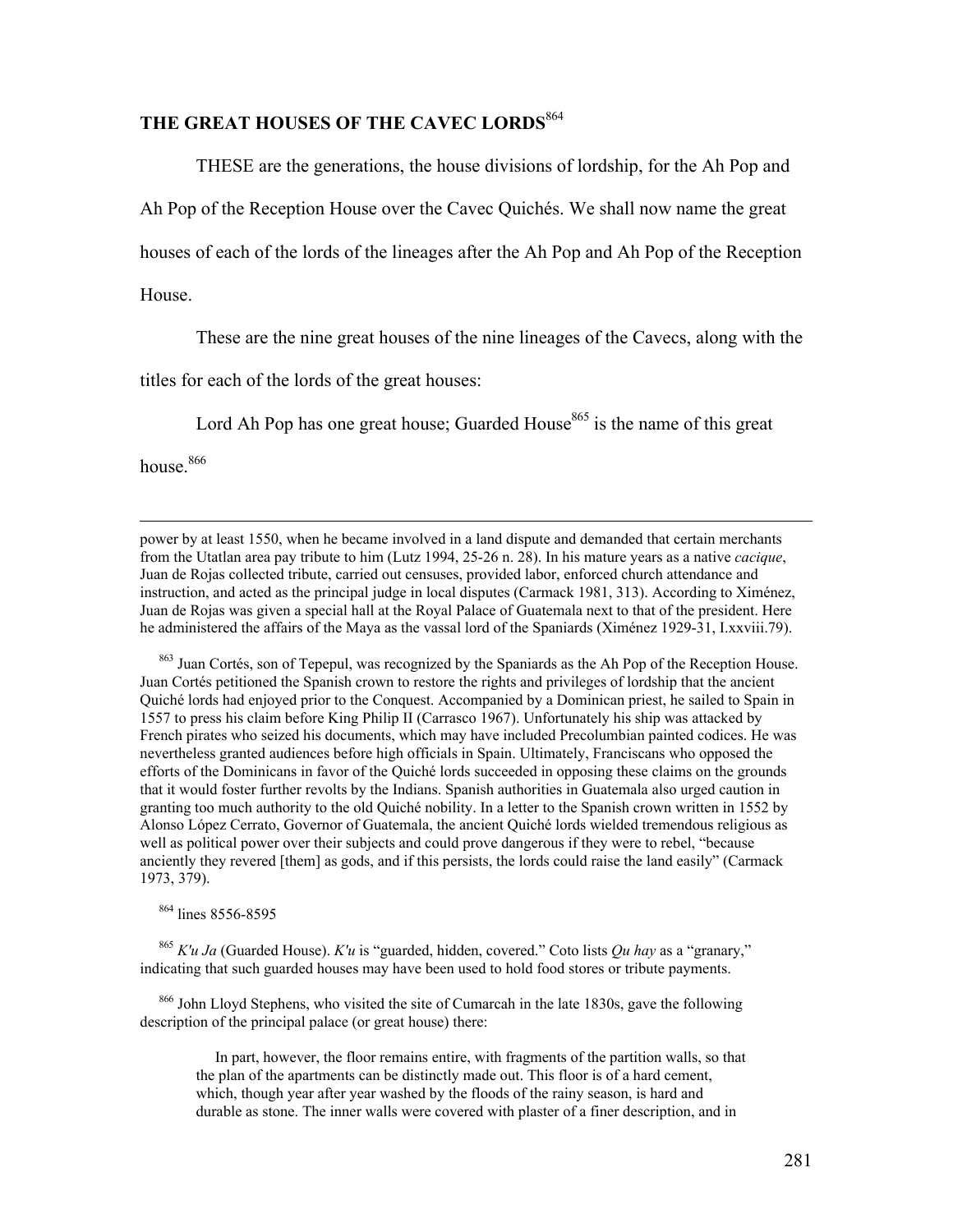## THE GREAT HOUSES OF THE CAVEC LORDS[864]

THESE are the generations, the house divisions of lordship, for the Ah Pop and Ah Pop of the Reception House over the Cavec Quichés. We shall now name the great houses of each of the lords of the lineages after the Ah Pop and Ah Pop of the Reception House.

These are the nine great houses of the nine lineages of the Cavecs, along with the titles for each of the lords of the great houses:

Lord Ah Pop has one great house; Guarded House[865] is the name of this great house.[866]

---

power by at least 1550, when he became involved in a land dispute and demanded that certain merchants from the Utatlan area pay tribute to him (Lutz 1994, 25-26 n. 28). In his mature years as a native *cacique*, Juan de Rojas collected tribute, carried out censuses, provided labor, enforced church attendance and instruction, and acted as the principal judge in local disputes (Carmack 1981, 313). According to Ximénez, Juan de Rojas was given a special hall at the Royal Palace of Guatemala next to that of the president. Here he administered the affairs of the Maya as the vassal lord of the Spaniards (Ximénez 1929-31, I.xxviii.79).

[863] Juan Cortés, son of Tepepul, was recognized by the Spaniards as the Ah Pop of the Reception House. Juan Cortés petitioned the Spanish crown to restore the rights and privileges of lordship that the ancient Quiché lords had enjoyed prior to the Conquest. Accompanied by a Dominican priest, he sailed to Spain in 1557 to press his claim before King Philip II (Carrasco 1967). Unfortunately his ship was attacked by French pirates who seized his documents, which may have included Precolumbian painted codices. He was nevertheless granted audiences before high officials in Spain. Ultimately, Franciscans who opposed the efforts of the Dominicans in favor of the Quiché lords succeeded in opposing these claims on the grounds that it would foster further revolts by the Indians. Spanish authorities in Guatemala also urged caution in granting too much authority to the old Quiché nobility. In a letter to the Spanish crown written in 1552 by Alonso López Cerrato, Governor of Guatemala, the ancient Quiché lords wielded tremendous religious as well as political power over their subjects and could prove dangerous if they were to rebel, "because anciently they revered [them] as gods, and if this persists, the lords could raise the land easily" (Carmack 1973, 379).

[864] lines 8556-8595

[865] *K'u Ja* (Guarded House). *K'u* is "guarded, hidden, covered." Coto lists *Qu hay* as a "granary," indicating that such guarded houses may have been used to hold food stores or tribute payments.

[866] John Lloyd Stephens, who visited the site of Cumarcah in the late 1830s, gave the following description of the principal palace (or great house) there:

> In part, however, the floor remains entire, with fragments of the partition walls, so that the plan of the apartments can be distinctly made out. This floor is of a hard cement, which, though year after year washed by the floods of the rainy season, is hard and durable as stone. The inner walls were covered with plaster of a finer description, and in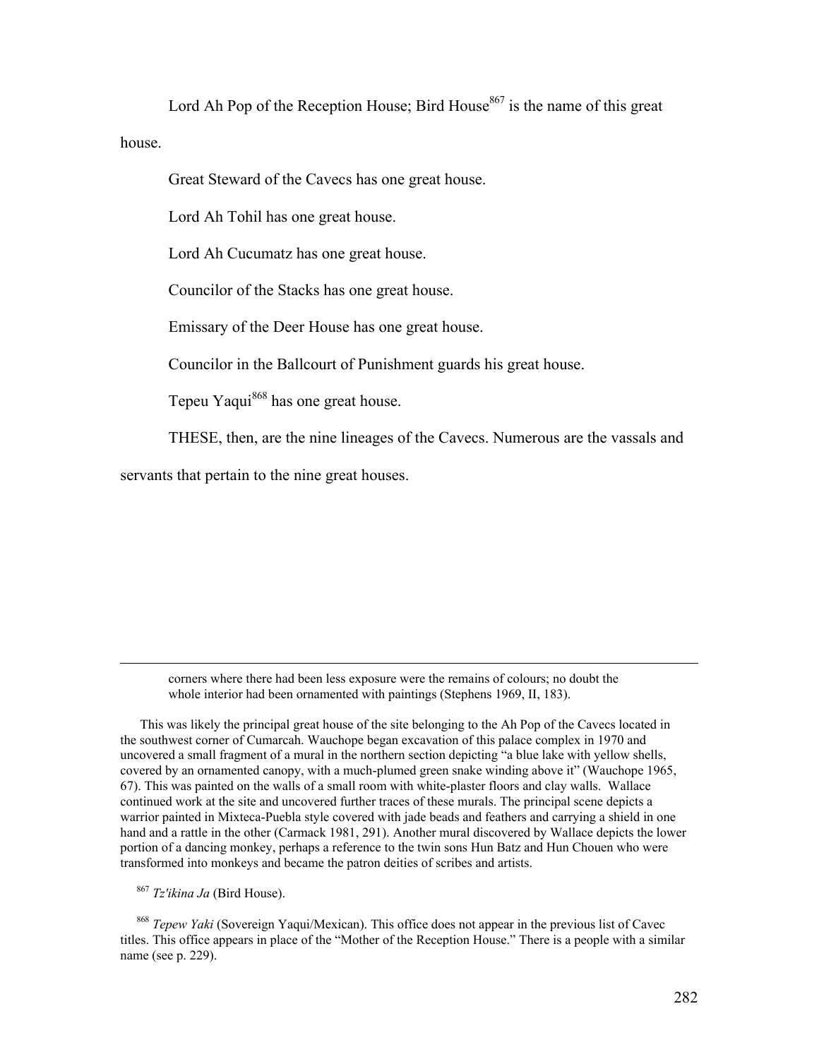Lord Ah Pop of the Reception House; Bird House[867] is the name of this great house.

Great Steward of the Cavecs has one great house.

Lord Ah Tohil has one great house.

Lord Ah Cucumatz has one great house.

Councilor of the Stacks has one great house.

Emissary of the Deer House has one great house.

Councilor in the Ballcourt of Punishment guards his great house.

Tepeu Yaqui[868] has one great house.

THESE, then, are the nine lineages of the Cavecs. Numerous are the vassals and servants that pertain to the nine great houses.

---

> corners where there had been less exposure were the remains of colours; no doubt the whole interior had been ornamented with paintings (Stephens 1969, II, 183).

This was likely the principal great house of the site belonging to the Ah Pop of the Cavecs located in the southwest corner of Cumarcah. Wauchope began excavation of this palace complex in 1970 and uncovered a small fragment of a mural in the northern section depicting "a blue lake with yellow shells, covered by an ornamented canopy, with a much-plumed green snake winding above it" (Wauchope 1965, 67). This was painted on the walls of a small room with white-plaster floors and clay walls. Wallace continued work at the site and uncovered further traces of these murals. The principal scene depicts a warrior painted in Mixteca-Puebla style covered with jade beads and feathers and carrying a shield in one hand and a rattle in the other (Carmack 1981, 291). Another mural discovered by Wallace depicts the lower portion of a dancing monkey, perhaps a reference to the twin sons Hun Batz and Hun Chouen who were transformed into monkeys and became the patron deities of scribes and artists.

[867] *Tz'ikina Ja* (Bird House).

[868] *Tepew Yaki* (Sovereign Yaqui/Mexican). This office does not appear in the previous list of Cavec titles. This office appears in place of the "Mother of the Reception House." There is a people with a similar name (see p. 229).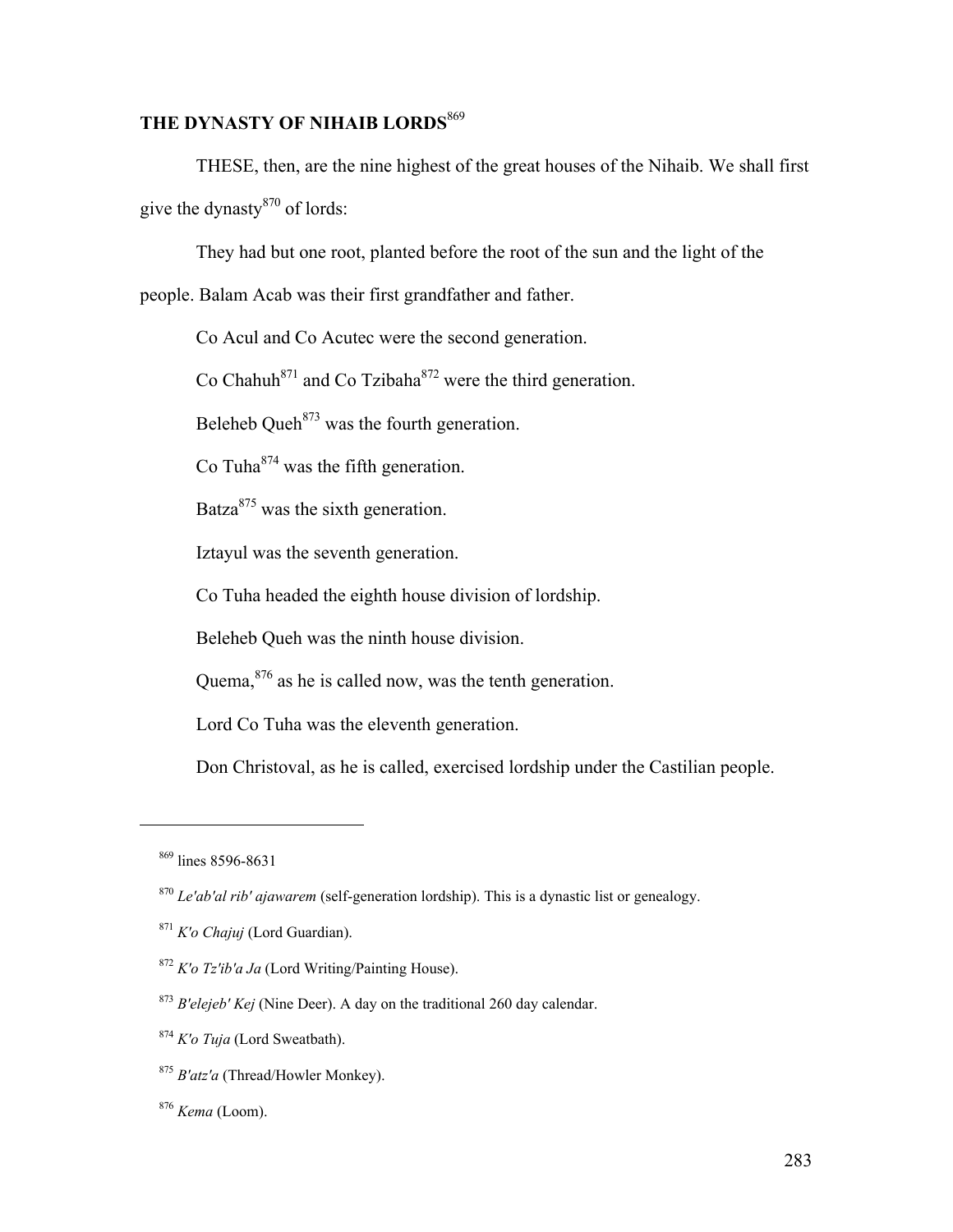## THE DYNASTY OF NIHAIB LORDS[869]

THESE, then, are the nine highest of the great houses of the Nihaib. We shall first give the dynasty[870] of lords:

They had but one root, planted before the root of the sun and the light of the people. Balam Acab was their first grandfather and father.

Co Acul and Co Acutec were the second generation.

Co Chahuh[871] and Co Tzibaha[872] were the third generation.

Beleheb Queh[873] was the fourth generation.

Co Tuha[874] was the fifth generation.

Batza[875] was the sixth generation.

Iztayul was the seventh generation.

Co Tuha headed the eighth house division of lordship.

Beleheb Queh was the ninth house division.

Quema,[876] as he is called now, was the tenth generation.

Lord Co Tuha was the eleventh generation.

Don Christoval, as he is called, exercised lordship under the Castilian people.

---

[869] lines 8596-8631

[870] *Le'ab'al rib' ajawarem* (self-generation lordship). This is a dynastic list or genealogy.

[871] *K'o Chajuj* (Lord Guardian).

[872] *K'o Tz'ib'a Ja* (Lord Writing/Painting House).

[873] *B'elejeb' Kej* (Nine Deer). A day on the traditional 260 day calendar.

[874] *K'o Tuja* (Lord Sweatbath).

[875] *B'atz'a* (Thread/Howler Monkey).

[876] *Kema* (Loom).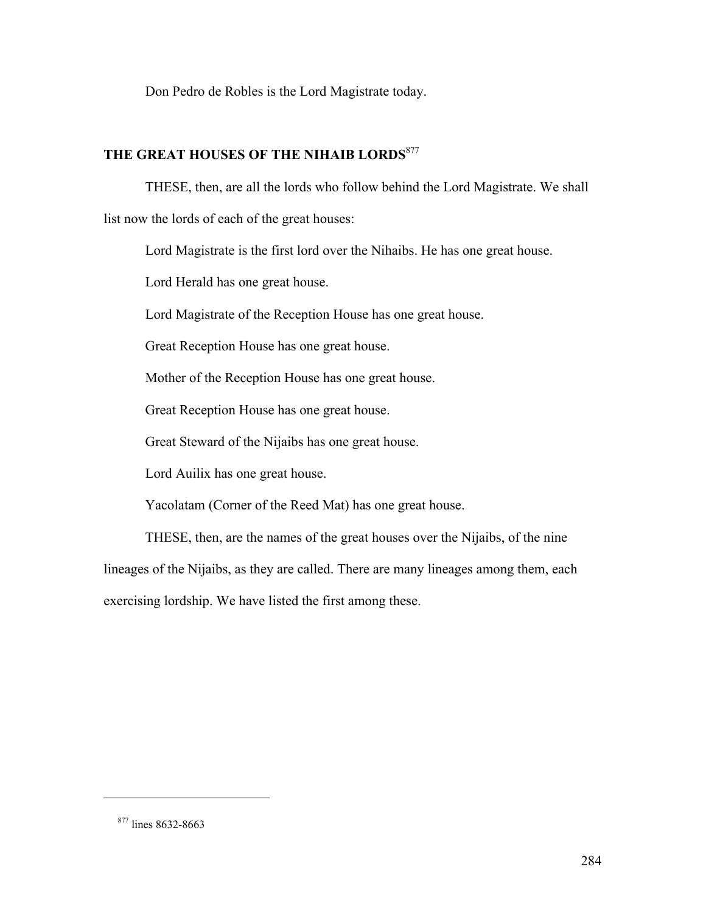Don Pedro de Robles is the Lord Magistrate today.

## THE GREAT HOUSES OF THE NIHAIB LORDS[877]

THESE, then, are all the lords who follow behind the Lord Magistrate. We shall list now the lords of each of the great houses:

Lord Magistrate is the first lord over the Nihaibs. He has one great house.

Lord Herald has one great house.

Lord Magistrate of the Reception House has one great house.

Great Reception House has one great house.

Mother of the Reception House has one great house.

Great Reception House has one great house.

Great Steward of the Nijaibs has one great house.

Lord Auilix has one great house.

Yacolatam (Corner of the Reed Mat) has one great house.

THESE, then, are the names of the great houses over the Nijaibs, of the nine lineages of the Nijaibs, as they are called. There are many lineages among them, each exercising lordship. We have listed the first among these.

[877] lines 8632-8663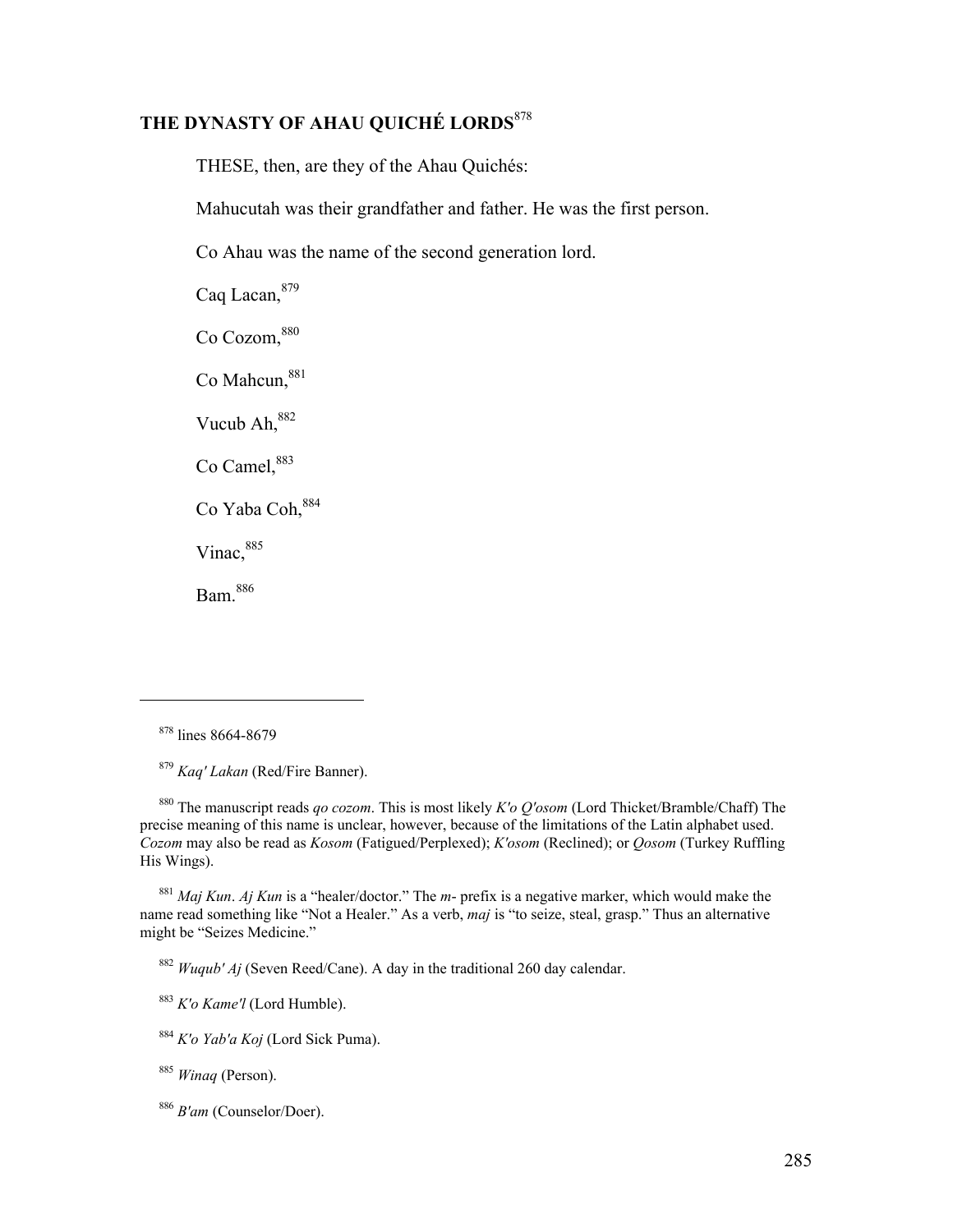## THE DYNASTY OF AHAU QUICHÉ LORDS[878]

THESE, then, are they of the Ahau Quichés:

Mahucutah was their grandfather and father. He was the first person.

Co Ahau was the name of the second generation lord.

Caq Lacan,[879]

Co Cozom,[880]

Co Mahcun,[881]

Vucub Ah,[882]

Co Camel,[883]

Co Yaba Coh,[884]

Vinac,[885]

Bam.[886]

---

[878] lines 8664-8679

[879] *Kaq' Lakan* (Red/Fire Banner).

[880] The manuscript reads *qo cozom*. This is most likely *K'o Q'osom* (Lord Thicket/Bramble/Chaff) The precise meaning of this name is unclear, however, because of the limitations of the Latin alphabet used. *Cozom* may also be read as *Kosom* (Fatigued/Perplexed); *K'osom* (Reclined); or *Qosom* (Turkey Ruffling His Wings).

[881] *Maj Kun*. *Aj Kun* is a "healer/doctor." The *m-* prefix is a negative marker, which would make the name read something like "Not a Healer." As a verb, *maj* is "to seize, steal, grasp." Thus an alternative might be "Seizes Medicine."

[882] *Wuqub' Aj* (Seven Reed/Cane). A day in the traditional 260 day calendar.

[883] *K'o Kame'l* (Lord Humble).

[884] *K'o Yab'a Koj* (Lord Sick Puma).

[885] *Winaq* (Person).

[886] *B'am* (Counselor/Doer).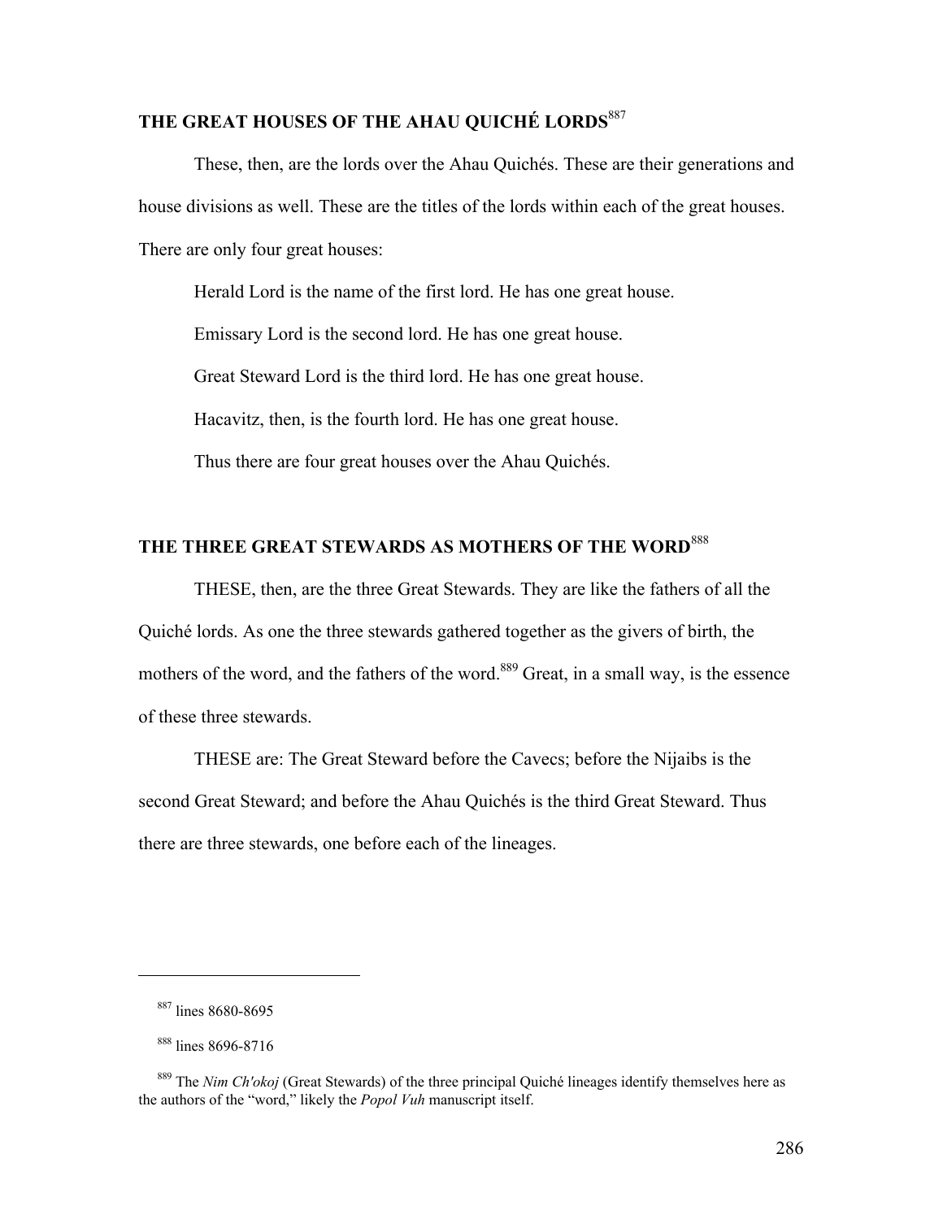## THE GREAT HOUSES OF THE AHAU QUICHÉ LORDS[887]

These, then, are the lords over the Ahau Quichés. These are their generations and house divisions as well. These are the titles of the lords within each of the great houses. There are only four great houses:

Herald Lord is the name of the first lord. He has one great house.

Emissary Lord is the second lord. He has one great house.

Great Steward Lord is the third lord. He has one great house.

Hacavitz, then, is the fourth lord. He has one great house.

Thus there are four great houses over the Ahau Quichés.

## THE THREE GREAT STEWARDS AS MOTHERS OF THE WORD[888]

THESE, then, are the three Great Stewards. They are like the fathers of all the Quiché lords. As one the three stewards gathered together as the givers of birth, the mothers of the word, and the fathers of the word.[889] Great, in a small way, is the essence of these three stewards.

THESE are: The Great Steward before the Cavecs; before the Nijaibs is the second Great Steward; and before the Ahau Quichés is the third Great Steward. Thus there are three stewards, one before each of the lineages.

---

[887] lines 8680-8695

[888] lines 8696-8716

[889] The *Nim Ch'okoj* (Great Stewards) of the three principal Quiché lineages identify themselves here as the authors of the "word," likely the *Popol Vuh* manuscript itself.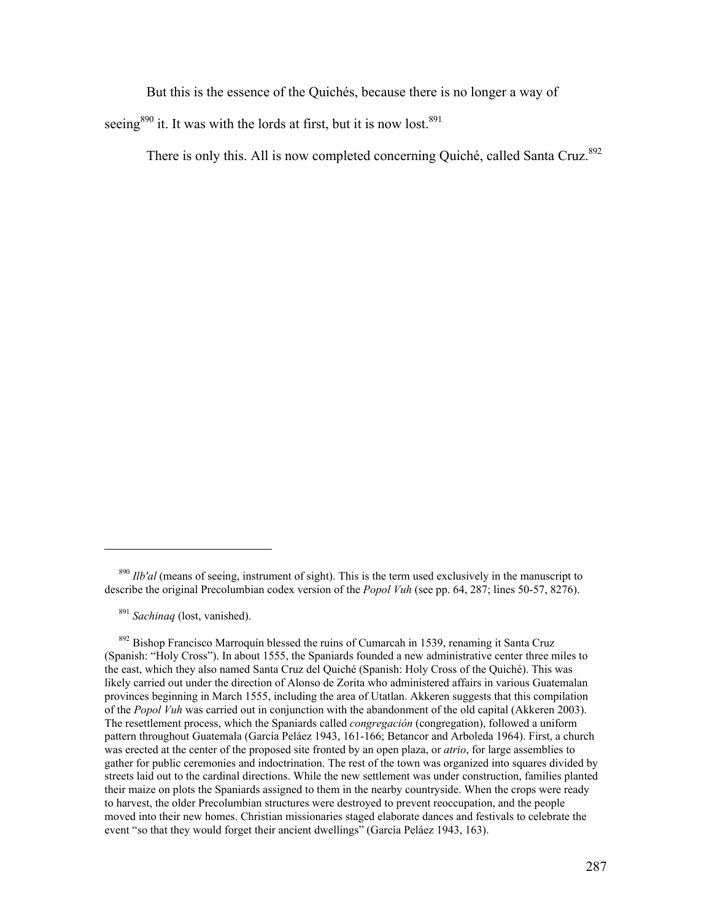But this is the essence of the Quichés, because there is no longer a way of seeing[890] it. It was with the lords at first, but it is now lost.[891]

There is only this. All is now completed concerning Quiché, called Santa Cruz.[892]

---

[890] *Ilb'al* (means of seeing, instrument of sight). This is the term used exclusively in the manuscript to describe the original Precolumbian codex version of the *Popol Vuh* (see pp. 64, 287; lines 50-57, 8276).

[891] *Sachinaq* (lost, vanished).

[892] Bishop Francisco Marroquín blessed the ruins of Cumarcah in 1539, renaming it Santa Cruz (Spanish: "Holy Cross"). In about 1555, the Spaniards founded a new administrative center three miles to the east, which they also named Santa Cruz del Quiché (Spanish: Holy Cross of the Quiché). This was likely carried out under the direction of Alonso de Zorita who administered affairs in various Guatemalan provinces beginning in March 1555, including the area of Utatlan. Akkeren suggests that this compilation of the *Popol Vuh* was carried out in conjunction with the abandonment of the old capital (Akkeren 2003). The resettlement process, which the Spaniards called *congregación* (congregation), followed a uniform pattern throughout Guatemala (García Peláez 1943, 161-166; Betancor and Arboleda 1964). First, a church was erected at the center of the proposed site fronted by an open plaza, or *atrio*, for large assemblies to gather for public ceremonies and indoctrination. The rest of the town was organized into squares divided by streets laid out to the cardinal directions. While the new settlement was under construction, families planted their maize on plots the Spaniards assigned to them in the nearby countryside. When the crops were ready to harvest, the older Precolumbian structures were destroyed to prevent reoccupation, and the people moved into their new homes. Christian missionaries staged elaborate dances and festivals to celebrate the event "so that they would forget their ancient dwellings" (García Peláez 1943, 163).